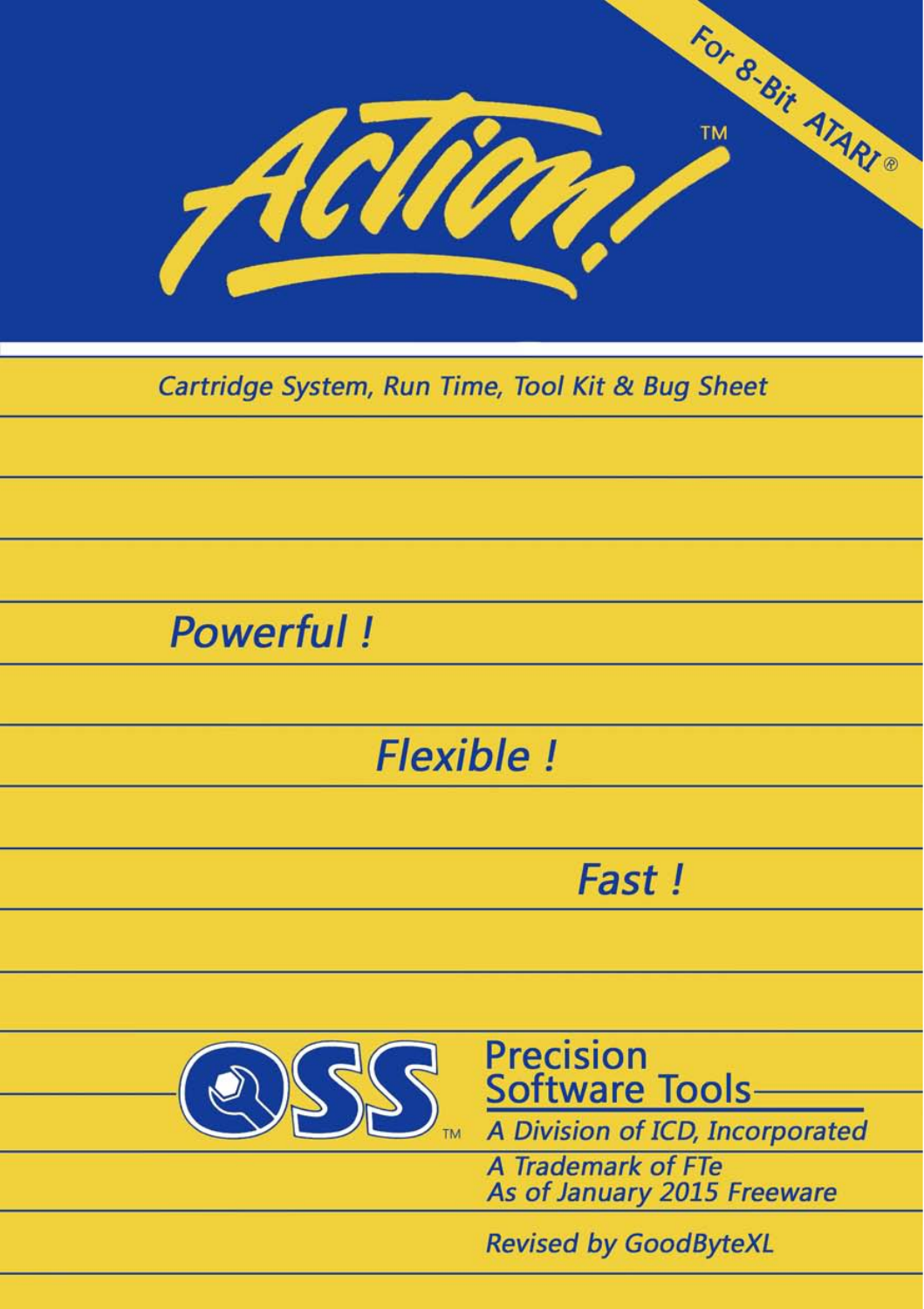# Action!™

For 8-Bit ATARI®

*Cartridge System, Run Time, Tool Kit & Bug Sheet*

*Powerful !*

*Flexible !*

*Fast !*

OSS™

Precision Software Tools

*A Division of ICD, Incorporated*

*A Trademark of FTe*
*As of January 2015 Freeware*

*Revised by GoodByteXL*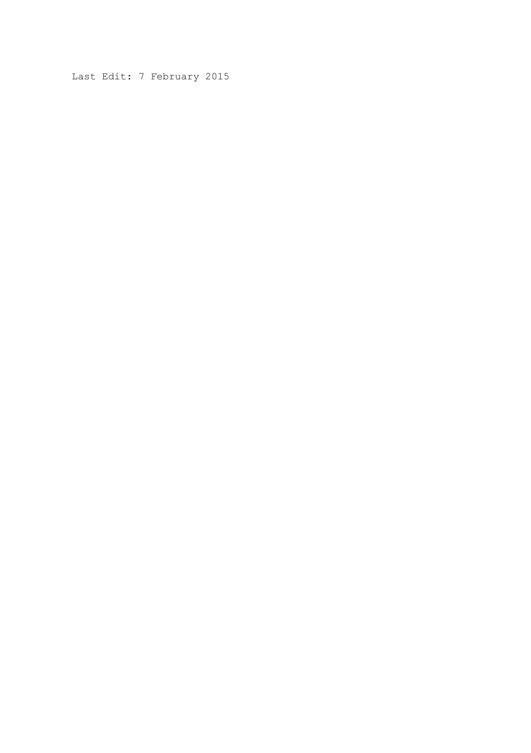Last Edit: 7 February 2015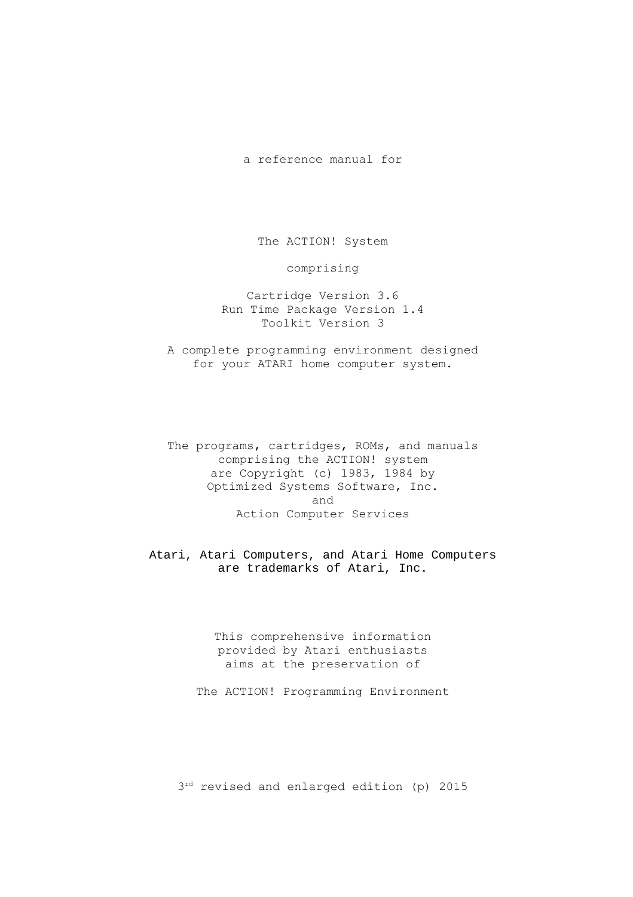a reference manual for

The ACTION! System

comprising

Cartridge Version 3.6
Run Time Package Version 1.4
Toolkit Version 3

A complete programming environment designed
for your ATARI home computer system.

The programs, cartridges, ROMs, and manuals
comprising the ACTION! system
are Copyright (c) 1983, 1984 by
Optimized Systems Software, Inc.
and
Action Computer Services

Atari, Atari Computers, and Atari Home Computers
are trademarks of Atari, Inc.

This comprehensive information
provided by Atari enthusiasts
aims at the preservation of

The ACTION! Programming Environment

3rd revised and enlarged edition (p) 2015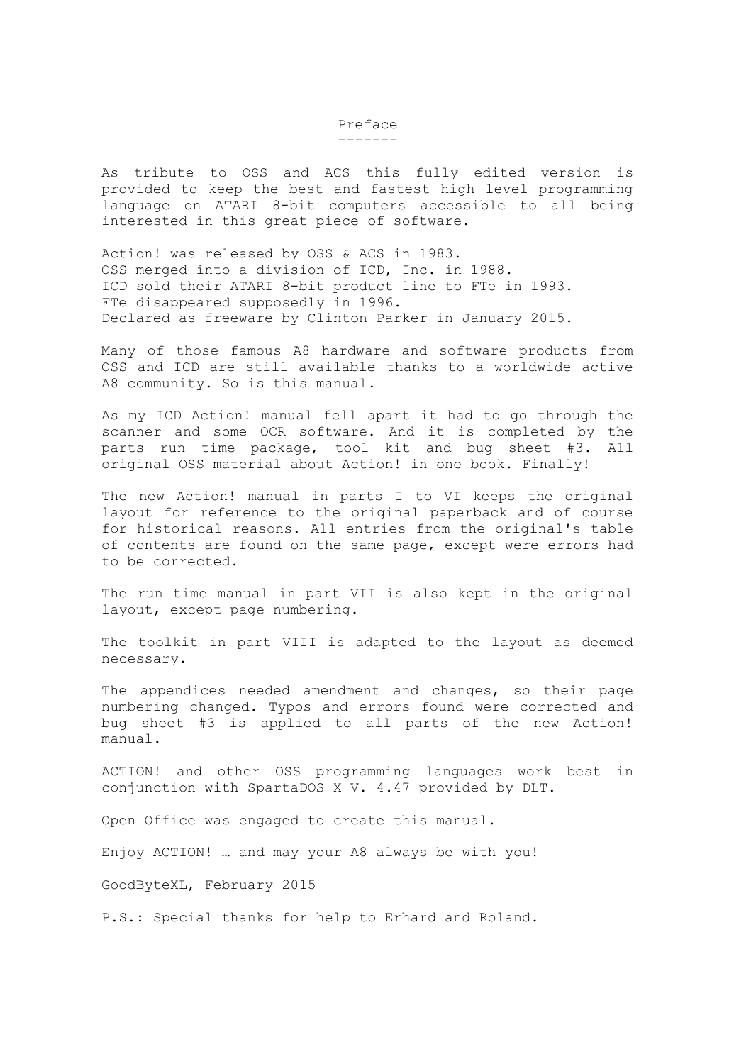# Preface

As tribute to OSS and ACS this fully edited version is provided to keep the best and fastest high level programming language on ATARI 8-bit computers accessible to all being interested in this great piece of software.

Action! was released by OSS & ACS in 1983.
OSS merged into a division of ICD, Inc. in 1988.
ICD sold their ATARI 8-bit product line to FTe in 1993.
FTe disappeared supposedly in 1996.
Declared as freeware by Clinton Parker in January 2015.

Many of those famous A8 hardware and software products from OSS and ICD are still available thanks to a worldwide active A8 community. So is this manual.

As my ICD Action! manual fell apart it had to go through the scanner and some OCR software. And it is completed by the parts run time package, tool kit and bug sheet #3. All original OSS material about Action! in one book. Finally!

The new Action! manual in parts I to VI keeps the original layout for reference to the original paperback and of course for historical reasons. All entries from the original's table of contents are found on the same page, except were errors had to be corrected.

The run time manual in part VII is also kept in the original layout, except page numbering.

The toolkit in part VIII is adapted to the layout as deemed necessary.

The appendices needed amendment and changes, so their page numbering changed. Typos and errors found were corrected and bug sheet #3 is applied to all parts of the new Action! manual.

ACTION! and other OSS programming languages work best in conjunction with SpartaDOS X V. 4.47 provided by DLT.

Open Office was engaged to create this manual.

Enjoy ACTION! … and may your A8 always be with you!

GoodByteXL, February 2015

P.S.: Special thanks for help to Erhard and Roland.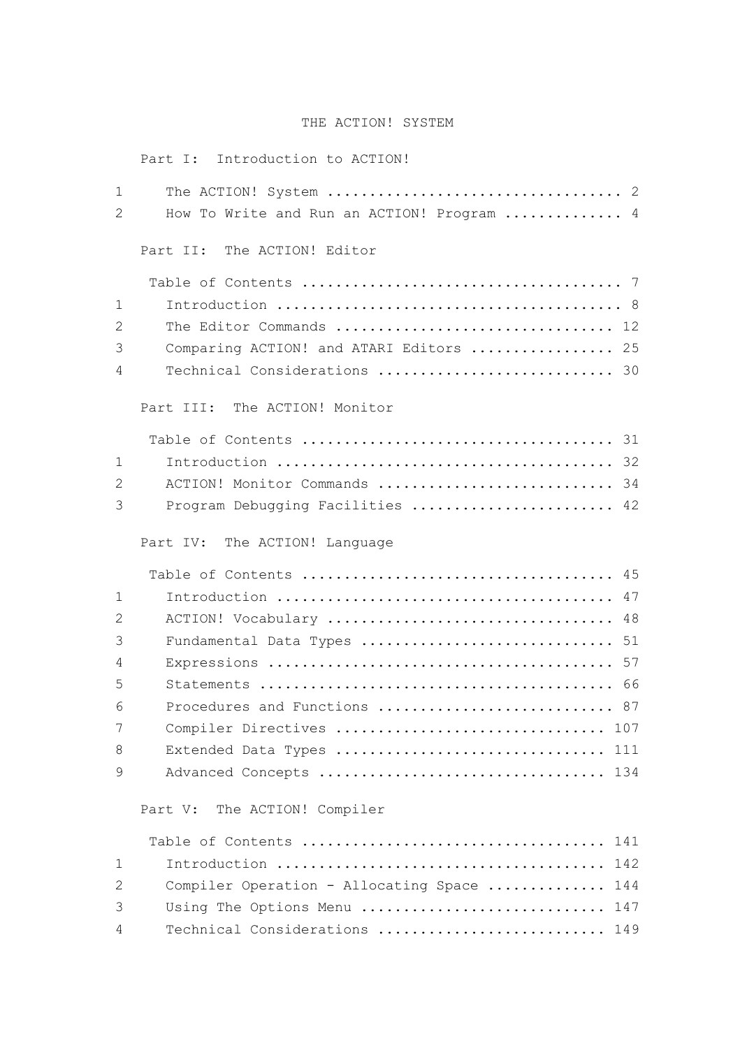# THE ACTION! SYSTEM

## Part I: Introduction to ACTION!

| | | |
|---|---|---|
| 1 | The ACTION! System | 2 |
| 2 | How To Write and Run an ACTION! Program | 4 |

## Part II: The ACTION! Editor

| | | |
|---|---|---|
| | Table of Contents | 7 |
| 1 | Introduction | 8 |
| 2 | The Editor Commands | 12 |
| 3 | Comparing ACTION! and ATARI Editors | 25 |
| 4 | Technical Considerations | 30 |

## Part III: The ACTION! Monitor

| | | |
|---|---|---|
| | Table of Contents | 31 |
| 1 | Introduction | 32 |
| 2 | ACTION! Monitor Commands | 34 |
| 3 | Program Debugging Facilities | 42 |

## Part IV: The ACTION! Language

| | | |
|---|---|---|
| | Table of Contents | 45 |
| 1 | Introduction | 47 |
| 2 | ACTION! Vocabulary | 48 |
| 3 | Fundamental Data Types | 51 |
| 4 | Expressions | 57 |
| 5 | Statements | 66 |
| 6 | Procedures and Functions | 87 |
| 7 | Compiler Directives | 107 |
| 8 | Extended Data Types | 111 |
| 9 | Advanced Concepts | 134 |

## Part V: The ACTION! Compiler

| | | |
|---|---|---|
| | Table of Contents | 141 |
| 1 | Introduction | 142 |
| 2 | Compiler Operation - Allocating Space | 144 |
| 3 | Using The Options Menu | 147 |
| 4 | Technical Considerations | 149 |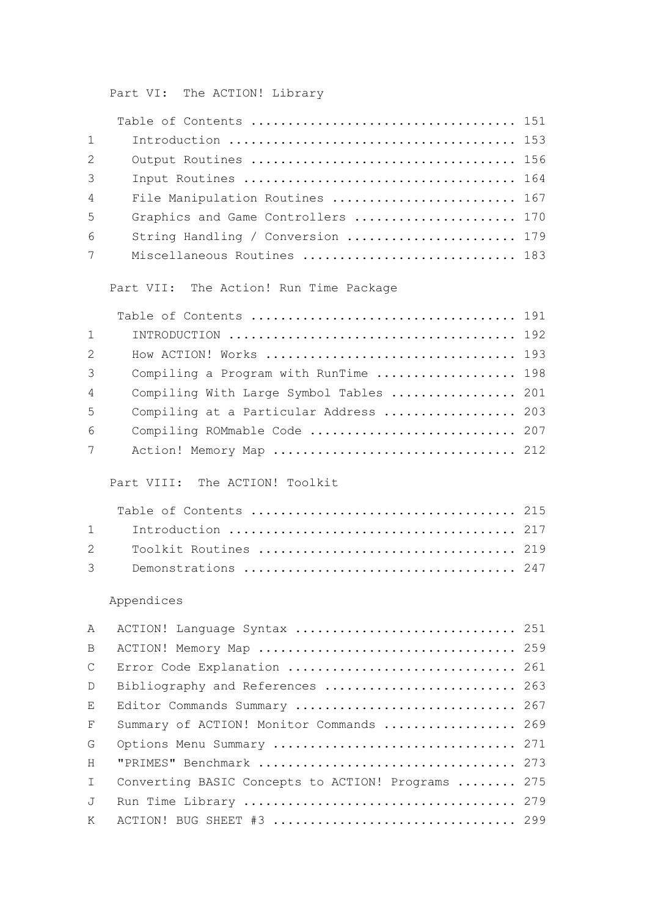Part VI: The ACTION! Library

| | | |
|---|---|---|
| | Table of Contents | 151 |
| 1 | Introduction | 153 |
| 2 | Output Routines | 156 |
| 3 | Input Routines | 164 |
| 4 | File Manipulation Routines | 167 |
| 5 | Graphics and Game Controllers | 170 |
| 6 | String Handling / Conversion | 179 |
| 7 | Miscellaneous Routines | 183 |

Part VII: The Action! Run Time Package

| | | |
|---|---|---|
| | Table of Contents | 191 |
| 1 | INTRODUCTION | 192 |
| 2 | How ACTION! Works | 193 |
| 3 | Compiling a Program with RunTime | 198 |
| 4 | Compiling With Large Symbol Tables | 201 |
| 5 | Compiling at a Particular Address | 203 |
| 6 | Compiling ROMmable Code | 207 |
| 7 | Action! Memory Map | 212 |

Part VIII: The ACTION! Toolkit

| | | |
|---|---|---|
| | Table of Contents | 215 |
| 1 | Introduction | 217 |
| 2 | Toolkit Routines | 219 |
| 3 | Demonstrations | 247 |

Appendices

| | | |
|---|---|---|
| A | ACTION! Language Syntax | 251 |
| B | ACTION! Memory Map | 259 |
| C | Error Code Explanation | 261 |
| D | Bibliography and References | 263 |
| E | Editor Commands Summary | 267 |
| F | Summary of ACTION! Monitor Commands | 269 |
| G | Options Menu Summary | 271 |
| H | "PRIMES" Benchmark | 273 |
| I | Converting BASIC Concepts to ACTION! Programs | 275 |
| J | Run Time Library | 279 |
| K | ACTION! BUG SHEET #3 | 299 |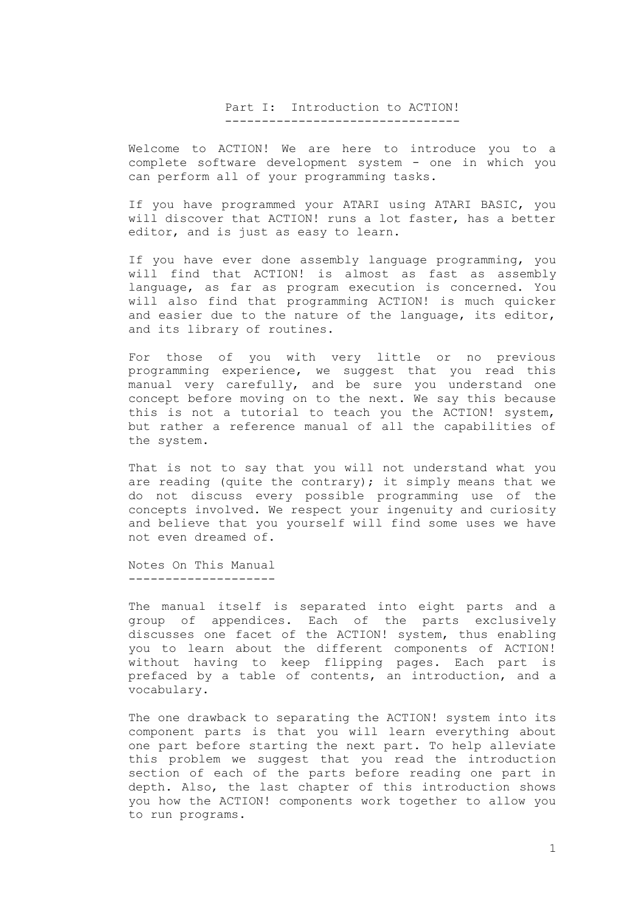# Part I: Introduction to ACTION!

Welcome to ACTION! We are here to introduce you to a complete software development system - one in which you can perform all of your programming tasks.

If you have programmed your ATARI using ATARI BASIC, you will discover that ACTION! runs a lot faster, has a better editor, and is just as easy to learn.

If you have ever done assembly language programming, you will find that ACTION! is almost as fast as assembly language, as far as program execution is concerned. You will also find that programming ACTION! is much quicker and easier due to the nature of the language, its editor, and its library of routines.

For those of you with very little or no previous programming experience, we suggest that you read this manual very carefully, and be sure you understand one concept before moving on to the next. We say this because this is not a tutorial to teach you the ACTION! system, but rather a reference manual of all the capabilities of the system.

That is not to say that you will not understand what you are reading (quite the contrary); it simply means that we do not discuss every possible programming use of the concepts involved. We respect your ingenuity and curiosity and believe that you yourself will find some uses we have not even dreamed of.

## Notes On This Manual

The manual itself is separated into eight parts and a group of appendices. Each of the parts exclusively discusses one facet of the ACTION! system, thus enabling you to learn about the different components of ACTION! without having to keep flipping pages. Each part is prefaced by a table of contents, an introduction, and a vocabulary.

The one drawback to separating the ACTION! system into its component parts is that you will learn everything about one part before starting the next part. To help alleviate this problem we suggest that you read the introduction section of each of the parts before reading one part in depth. Also, the last chapter of this introduction shows you how the ACTION! components work together to allow you to run programs.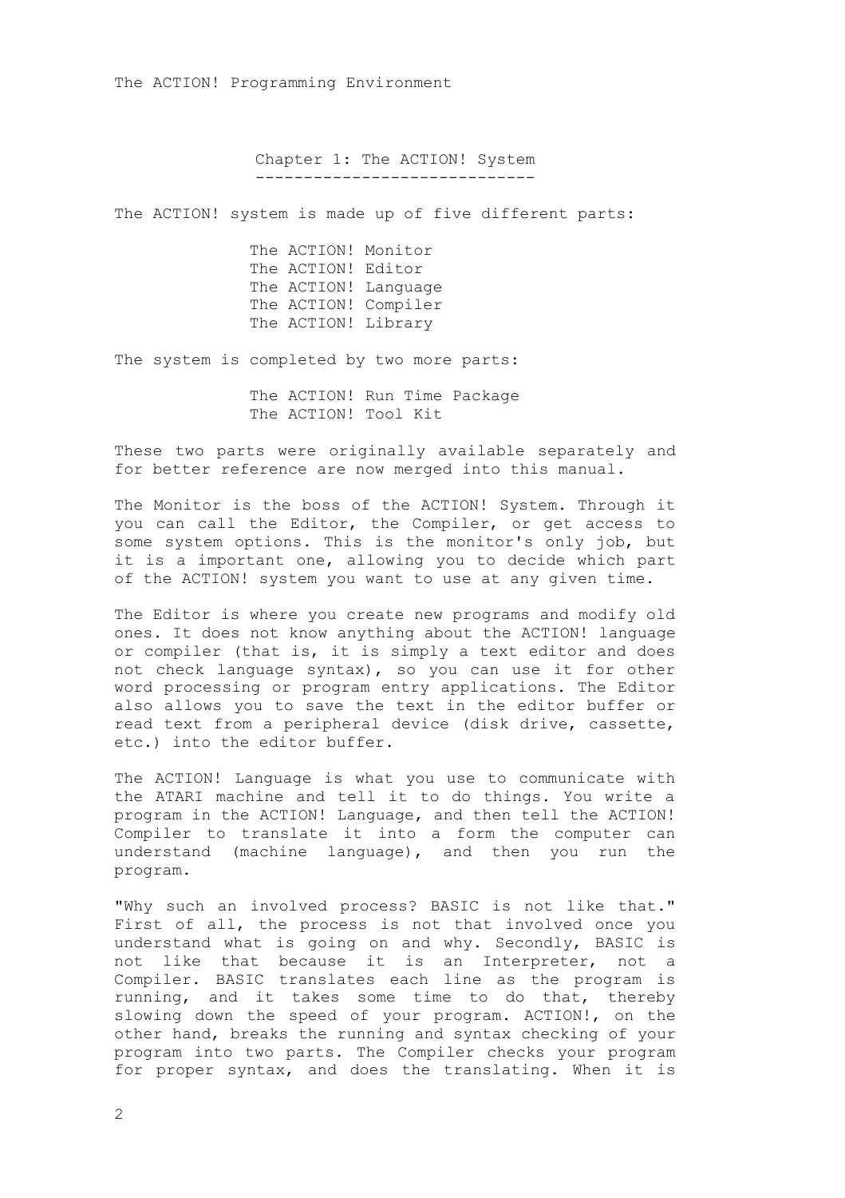## Chapter 1: The ACTION! System

The ACTION! system is made up of five different parts:

- The ACTION! Monitor
- The ACTION! Editor
- The ACTION! Language
- The ACTION! Compiler
- The ACTION! Library

The system is completed by two more parts:

- The ACTION! Run Time Package
- The ACTION! Tool Kit

These two parts were originally available separately and for better reference are now merged into this manual.

The Monitor is the boss of the ACTION! System. Through it you can call the Editor, the Compiler, or get access to some system options. This is the monitor's only job, but it is a important one, allowing you to decide which part of the ACTION! system you want to use at any given time.

The Editor is where you create new programs and modify old ones. It does not know anything about the ACTION! language or compiler (that is, it is simply a text editor and does not check language syntax), so you can use it for other word processing or program entry applications. The Editor also allows you to save the text in the editor buffer or read text from a peripheral device (disk drive, cassette, etc.) into the editor buffer.

The ACTION! Language is what you use to communicate with the ATARI machine and tell it to do things. You write a program in the ACTION! Language, and then tell the ACTION! Compiler to translate it into a form the computer can understand (machine language), and then you run the program.

"Why such an involved process? BASIC is not like that." First of all, the process is not that involved once you understand what is going on and why. Secondly, BASIC is not like that because it is an Interpreter, not a Compiler. BASIC translates each line as the program is running, and it takes some time to do that, thereby slowing down the speed of your program. ACTION!, on the other hand, breaks the running and syntax checking of your program into two parts. The Compiler checks your program for proper syntax, and does the translating. When it is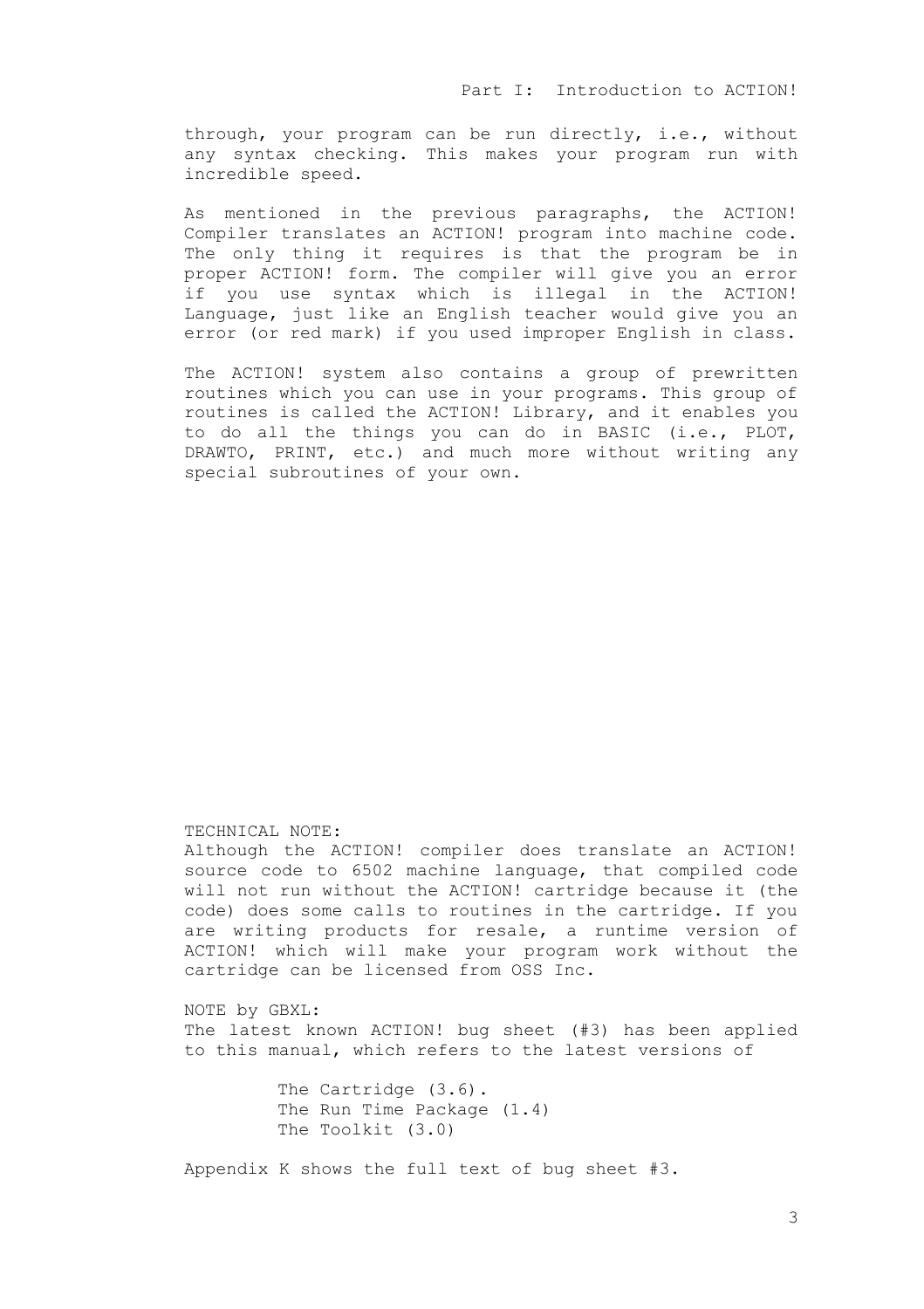through, your program can be run directly, i.e., without any syntax checking. This makes your program run with incredible speed.

As mentioned in the previous paragraphs, the ACTION! Compiler translates an ACTION! program into machine code. The only thing it requires is that the program be in proper ACTION! form. The compiler will give you an error if you use syntax which is illegal in the ACTION! Language, just like an English teacher would give you an error (or red mark) if you used improper English in class.

The ACTION! system also contains a group of prewritten routines which you can use in your programs. This group of routines is called the ACTION! Library, and it enables you to do all the things you can do in BASIC (i.e., PLOT, DRAWTO, PRINT, etc.) and much more without writing any special subroutines of your own.

TECHNICAL NOTE:
Although the ACTION! compiler does translate an ACTION! source code to 6502 machine language, that compiled code will not run without the ACTION! cartridge because it (the code) does some calls to routines in the cartridge. If you are writing products for resale, a runtime version of ACTION! which will make your program work without the cartridge can be licensed from OSS Inc.

NOTE by GBXL:
The latest known ACTION! bug sheet (#3) has been applied to this manual, which refers to the latest versions of

- The Cartridge (3.6).
- The Run Time Package (1.4)
- The Toolkit (3.0)

Appendix K shows the full text of bug sheet #3.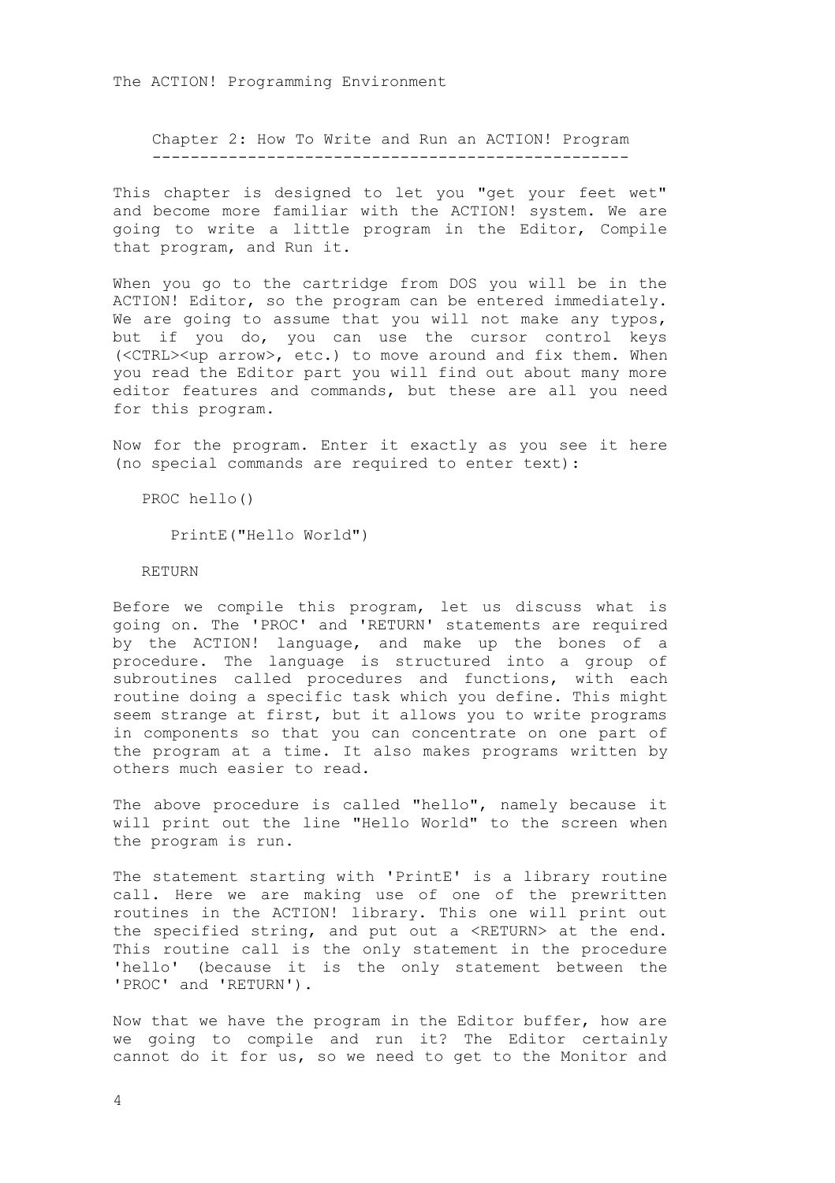## Chapter 2: How To Write and Run an ACTION! Program

This chapter is designed to let you "get your feet wet" and become more familiar with the ACTION! system. We are going to write a little program in the Editor, Compile that program, and Run it.

When you go to the cartridge from DOS you will be in the ACTION! Editor, so the program can be entered immediately. We are going to assume that you will not make any typos, but if you do, you can use the cursor control keys (<CTRL><up arrow>, etc.) to move around and fix them. When you read the Editor part you will find out about many more editor features and commands, but these are all you need for this program.

Now for the program. Enter it exactly as you see it here (no special commands are required to enter text):

```
PROC hello()

   PrintE("Hello World")

RETURN
```

Before we compile this program, let us discuss what is going on. The 'PROC' and 'RETURN' statements are required by the ACTION! language, and make up the bones of a procedure. The language is structured into a group of subroutines called procedures and functions, with each routine doing a specific task which you define. This might seem strange at first, but it allows you to write programs in components so that you can concentrate on one part of the program at a time. It also makes programs written by others much easier to read.

The above procedure is called "hello", namely because it will print out the line "Hello World" to the screen when the program is run.

The statement starting with 'PrintE' is a library routine call. Here we are making use of one of the prewritten routines in the ACTION! library. This one will print out the specified string, and put out a <RETURN> at the end. This routine call is the only statement in the procedure 'hello' (because it is the only statement between the 'PROC' and 'RETURN').

Now that we have the program in the Editor buffer, how are we going to compile and run it? The Editor certainly cannot do it for us, so we need to get to the Monitor and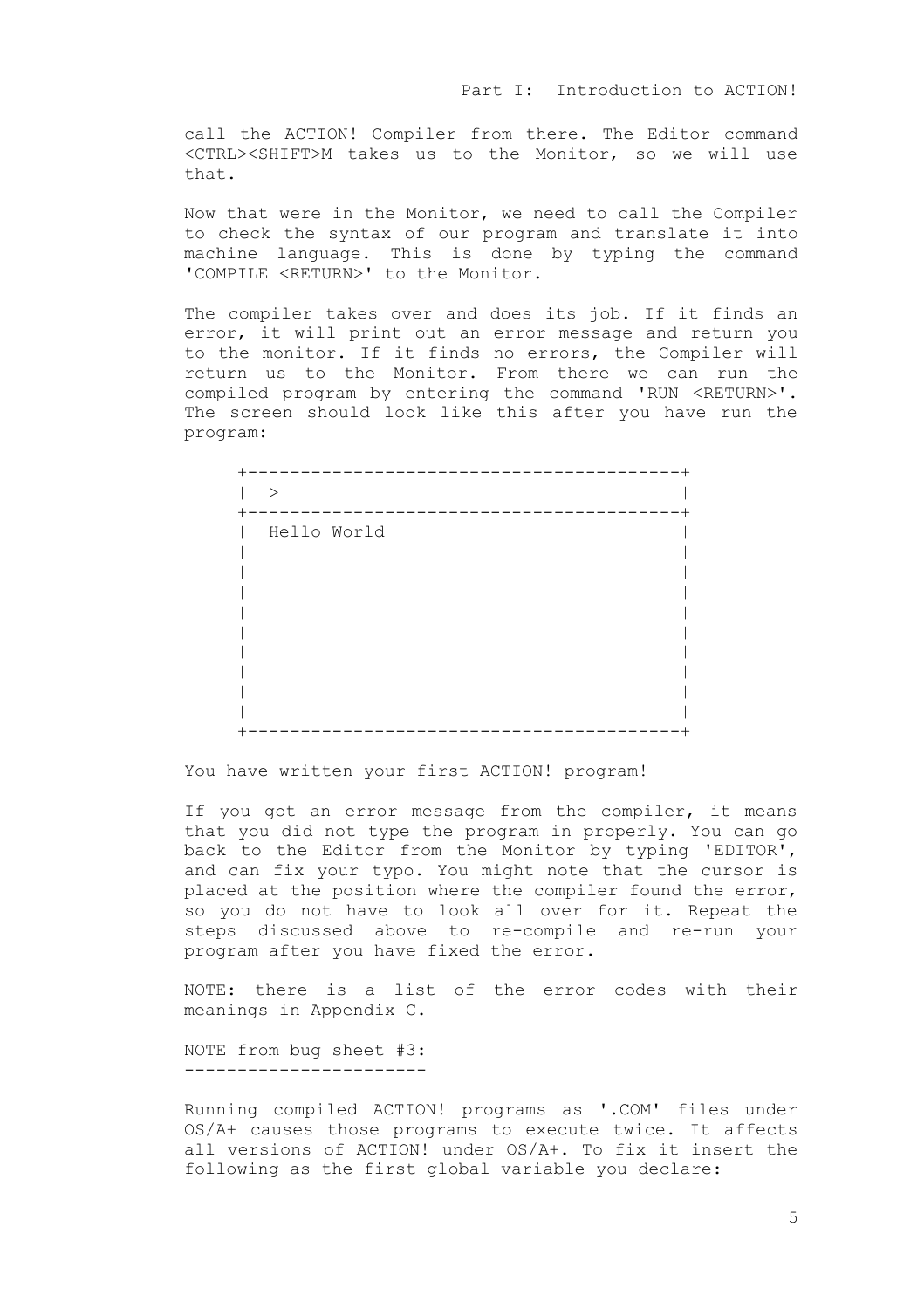call the ACTION! Compiler from there. The Editor command <CTRL><SHIFT>M takes us to the Monitor, so we will use that.

Now that were in the Monitor, we need to call the Compiler to check the syntax of our program and translate it into machine language. This is done by typing the command 'COMPILE <RETURN>' to the Monitor.

The compiler takes over and does its job. If it finds an error, it will print out an error message and return you to the monitor. If it finds no errors, the Compiler will return us to the Monitor. From there we can run the compiled program by entering the command 'RUN <RETURN>'. The screen should look like this after you have run the program:

```
+-----------------------------------------+
|  >                                      |
+-----------------------------------------+
|  Hello World                            |
|                                         |
|                                         |
|                                         |
|                                         |
|                                         |
|                                         |
|                                         |
|                                         |
|                                         |
+-----------------------------------------+
```

You have written your first ACTION! program!

If you got an error message from the compiler, it means that you did not type the program in properly. You can go back to the Editor from the Monitor by typing 'EDITOR', and can fix your typo. You might note that the cursor is placed at the position where the compiler found the error, so you do not have to look all over for it. Repeat the steps discussed above to re-compile and re-run your program after you have fixed the error.

NOTE: there is a list of the error codes with their meanings in Appendix C.

NOTE from bug sheet #3:
-----------------------

Running compiled ACTION! programs as '.COM' files under OS/A+ causes those programs to execute twice. It affects all versions of ACTION! under OS/A+. To fix it insert the following as the first global variable you declare: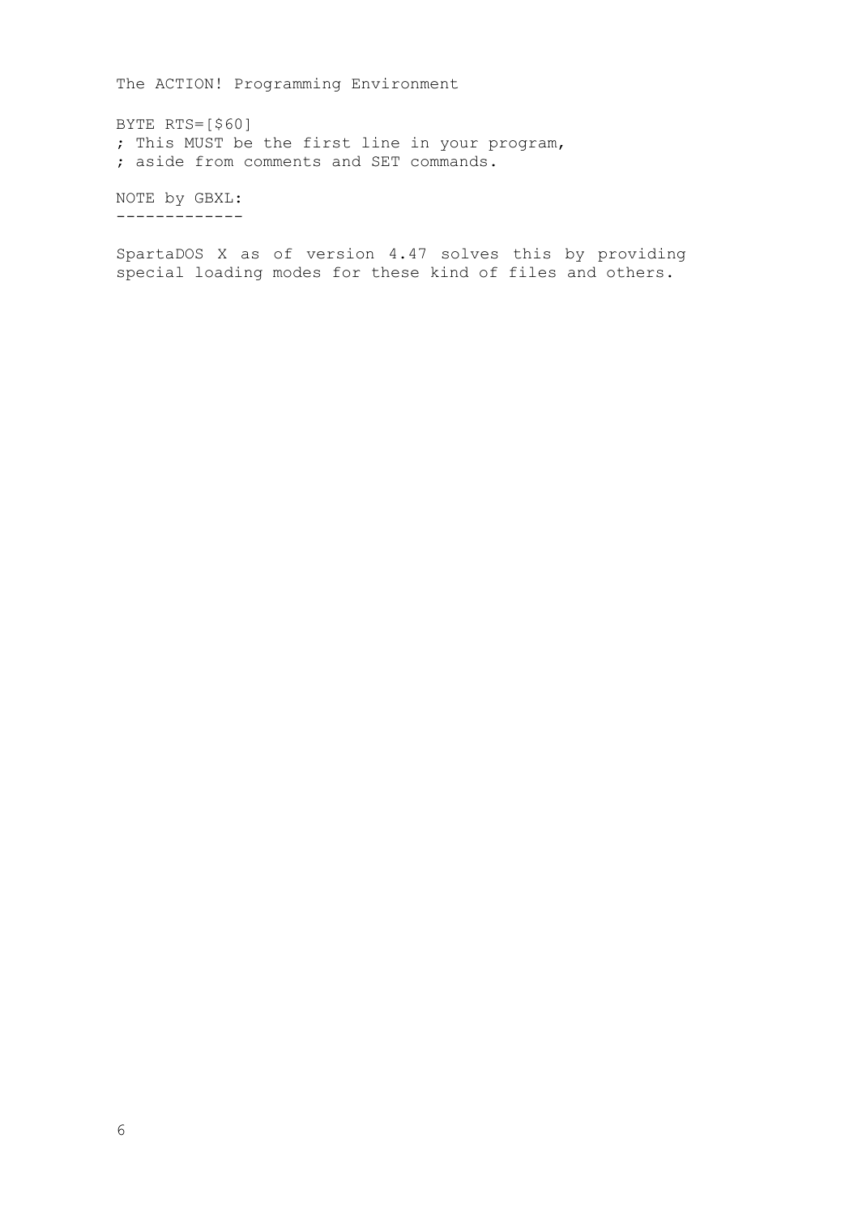```
BYTE RTS=[$60]
; This MUST be the first line in your program,
; aside from comments and SET commands.
```

NOTE by GBXL:
-------------

SpartaDOS X as of version 4.47 solves this by providing special loading modes for these kind of files and others.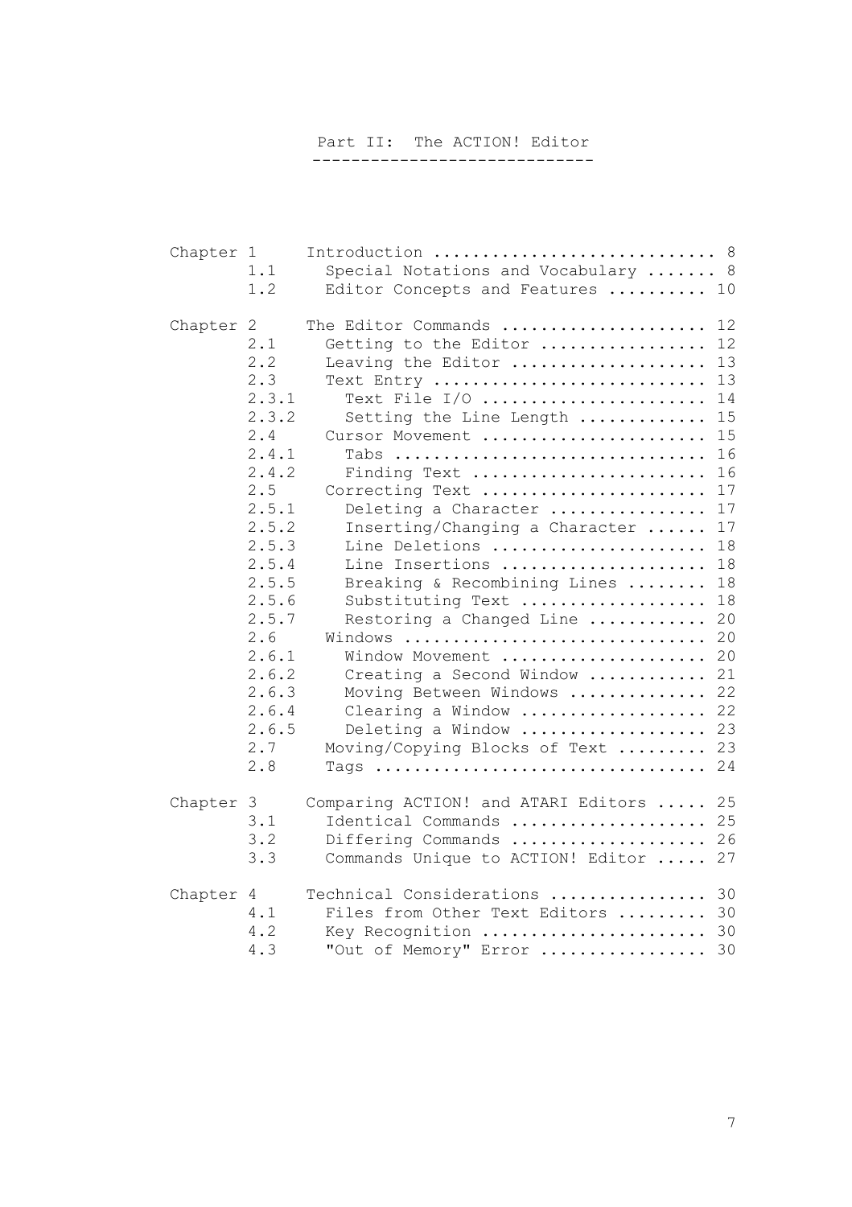# Part II: The ACTION! Editor

| | | | |
|---|---|---|---|
| Chapter 1 | | Introduction | 8 |
| | 1.1 | Special Notations and Vocabulary | 8 |
| | 1.2 | Editor Concepts and Features | 10 |
| Chapter 2 | | The Editor Commands | 12 |
| | 2.1 | Getting to the Editor | 12 |
| | 2.2 | Leaving the Editor | 13 |
| | 2.3 | Text Entry | 13 |
| | 2.3.1 | Text File I/O | 14 |
| | 2.3.2 | Setting the Line Length | 15 |
| | 2.4 | Cursor Movement | 15 |
| | 2.4.1 | Tabs | 16 |
| | 2.4.2 | Finding Text | 16 |
| | 2.5 | Correcting Text | 17 |
| | 2.5.1 | Deleting a Character | 17 |
| | 2.5.2 | Inserting/Changing a Character | 17 |
| | 2.5.3 | Line Deletions | 18 |
| | 2.5.4 | Line Insertions | 18 |
| | 2.5.5 | Breaking & Recombining Lines | 18 |
| | 2.5.6 | Substituting Text | 18 |
| | 2.5.7 | Restoring a Changed Line | 20 |
| | 2.6 | Windows | 20 |
| | 2.6.1 | Window Movement | 20 |
| | 2.6.2 | Creating a Second Window | 21 |
| | 2.6.3 | Moving Between Windows | 22 |
| | 2.6.4 | Clearing a Window | 22 |
| | 2.6.5 | Deleting a Window | 23 |
| | 2.7 | Moving/Copying Blocks of Text | 23 |
| | 2.8 | Tags | 24 |
| Chapter 3 | | Comparing ACTION! and ATARI Editors | 25 |
| | 3.1 | Identical Commands | 25 |
| | 3.2 | Differing Commands | 26 |
| | 3.3 | Commands Unique to ACTION! Editor | 27 |
| Chapter 4 | | Technical Considerations | 30 |
| | 4.1 | Files from Other Text Editors | 30 |
| | 4.2 | Key Recognition | 30 |
| | 4.3 | "Out of Memory" Error | 30 |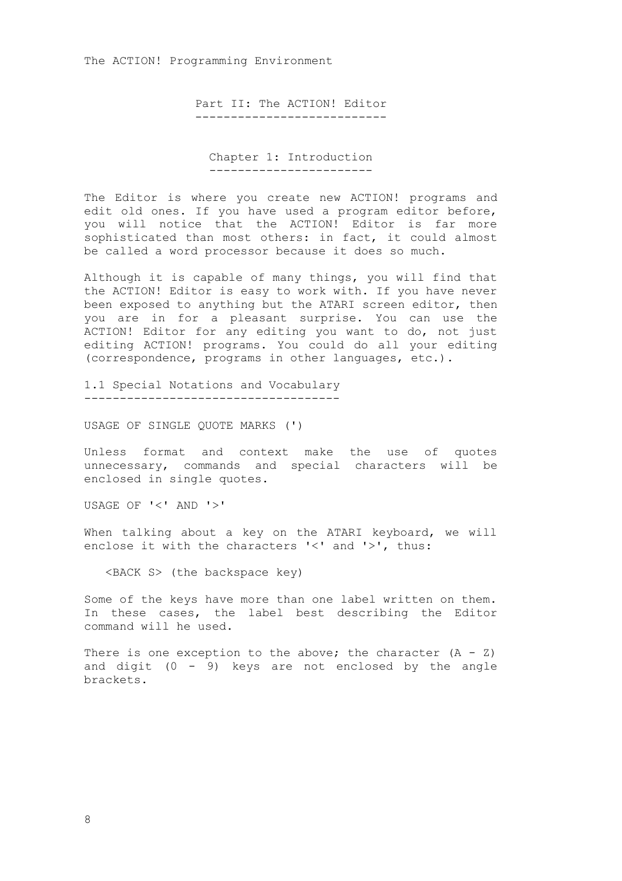# Part II: The ACTION! Editor

## Chapter 1: Introduction

The Editor is where you create new ACTION! programs and edit old ones. If you have used a program editor before, you will notice that the ACTION! Editor is far more sophisticated than most others: in fact, it could almost be called a word processor because it does so much.

Although it is capable of many things, you will find that the ACTION! Editor is easy to work with. If you have never been exposed to anything but the ATARI screen editor, then you are in for a pleasant surprise. You can use the ACTION! Editor for any editing you want to do, not just editing ACTION! programs. You could do all your editing (correspondence, programs in other languages, etc.).

### 1.1 Special Notations and Vocabulary

USAGE OF SINGLE QUOTE MARKS (')

Unless format and context make the use of quotes unnecessary, commands and special characters will be enclosed in single quotes.

USAGE OF '<' AND '>'

When talking about a key on the ATARI keyboard, we will enclose it with the characters '<' and '>', thus:

   <BACK S> (the backspace key)

Some of the keys have more than one label written on them. In these cases, the label best describing the Editor command will he used.

There is one exception to the above; the character (A - Z) and digit (0 - 9) keys are not enclosed by the angle brackets.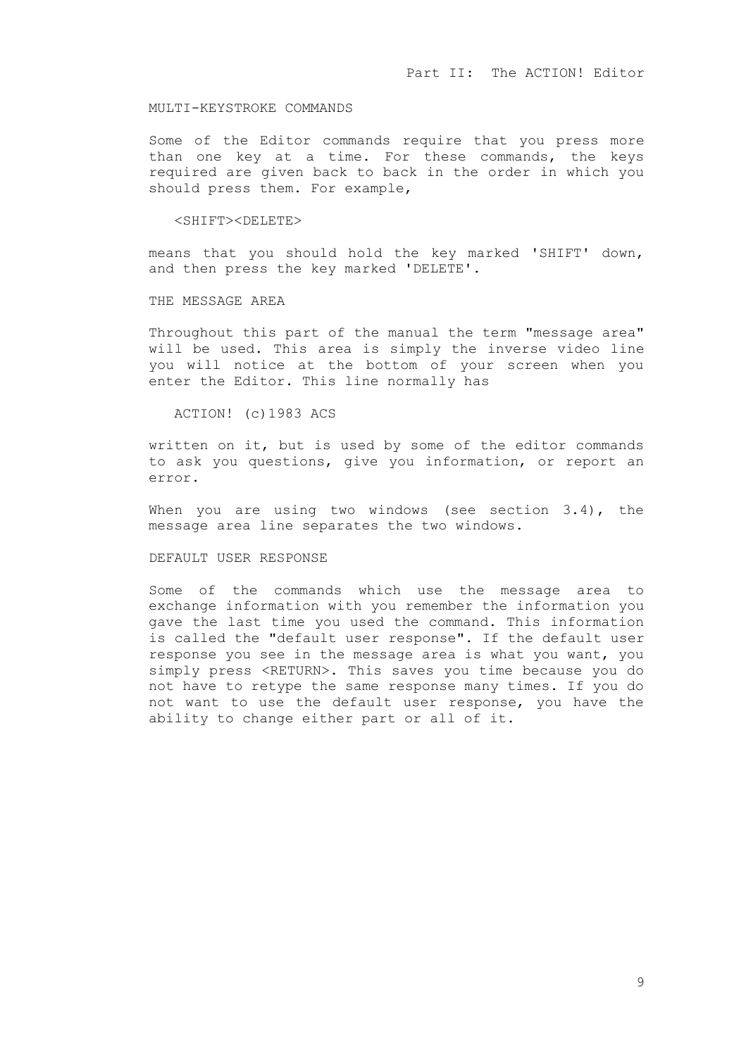## MULTI-KEYSTROKE COMMANDS

Some of the Editor commands require that you press more than one key at a time. For these commands, the keys required are given back to back in the order in which you should press them. For example,

```
<SHIFT><DELETE>
```

means that you should hold the key marked 'SHIFT' down, and then press the key marked 'DELETE'.

## THE MESSAGE AREA

Throughout this part of the manual the term "message area" will be used. This area is simply the inverse video line you will notice at the bottom of your screen when you enter the Editor. This line normally has

```
ACTION! (c)1983 ACS
```

written on it, but is used by some of the editor commands to ask you questions, give you information, or report an error.

When you are using two windows (see section 3.4), the message area line separates the two windows.

## DEFAULT USER RESPONSE

Some of the commands which use the message area to exchange information with you remember the information you gave the last time you used the command. This information is called the "default user response". If the default user response you see in the message area is what you want, you simply press <RETURN>. This saves you time because you do not have to retype the same response many times. If you do not want to use the default user response, you have the ability to change either part or all of it.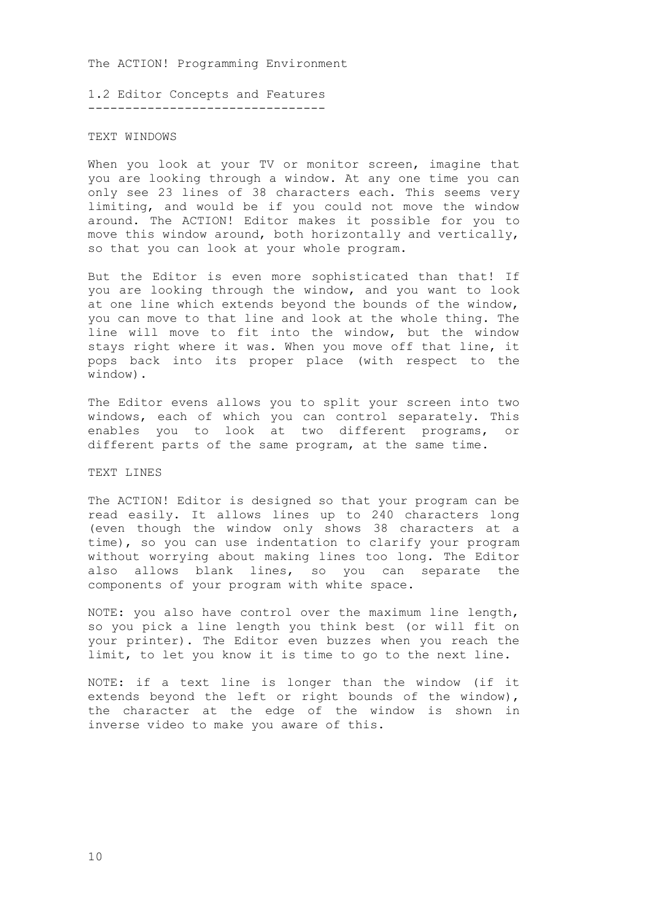The ACTION! Programming Environment

## 1.2 Editor Concepts and Features

### TEXT WINDOWS

When you look at your TV or monitor screen, imagine that you are looking through a window. At any one time you can only see 23 lines of 38 characters each. This seems very limiting, and would be if you could not move the window around. The ACTION! Editor makes it possible for you to move this window around, both horizontally and vertically, so that you can look at your whole program.

But the Editor is even more sophisticated than that! If you are looking through the window, and you want to look at one line which extends beyond the bounds of the window, you can move to that line and look at the whole thing. The line will move to fit into the window, but the window stays right where it was. When you move off that line, it pops back into its proper place (with respect to the window).

The Editor evens allows you to split your screen into two windows, each of which you can control separately. This enables you to look at two different programs, or different parts of the same program, at the same time.

### TEXT LINES

The ACTION! Editor is designed so that your program can be read easily. It allows lines up to 240 characters long (even though the window only shows 38 characters at a time), so you can use indentation to clarify your program without worrying about making lines too long. The Editor also allows blank lines, so you can separate the components of your program with white space.

NOTE: you also have control over the maximum line length, so you pick a line length you think best (or will fit on your printer). The Editor even buzzes when you reach the limit, to let you know it is time to go to the next line.

NOTE: if a text line is longer than the window (if it extends beyond the left or right bounds of the window), the character at the edge of the window is shown in inverse video to make you aware of this.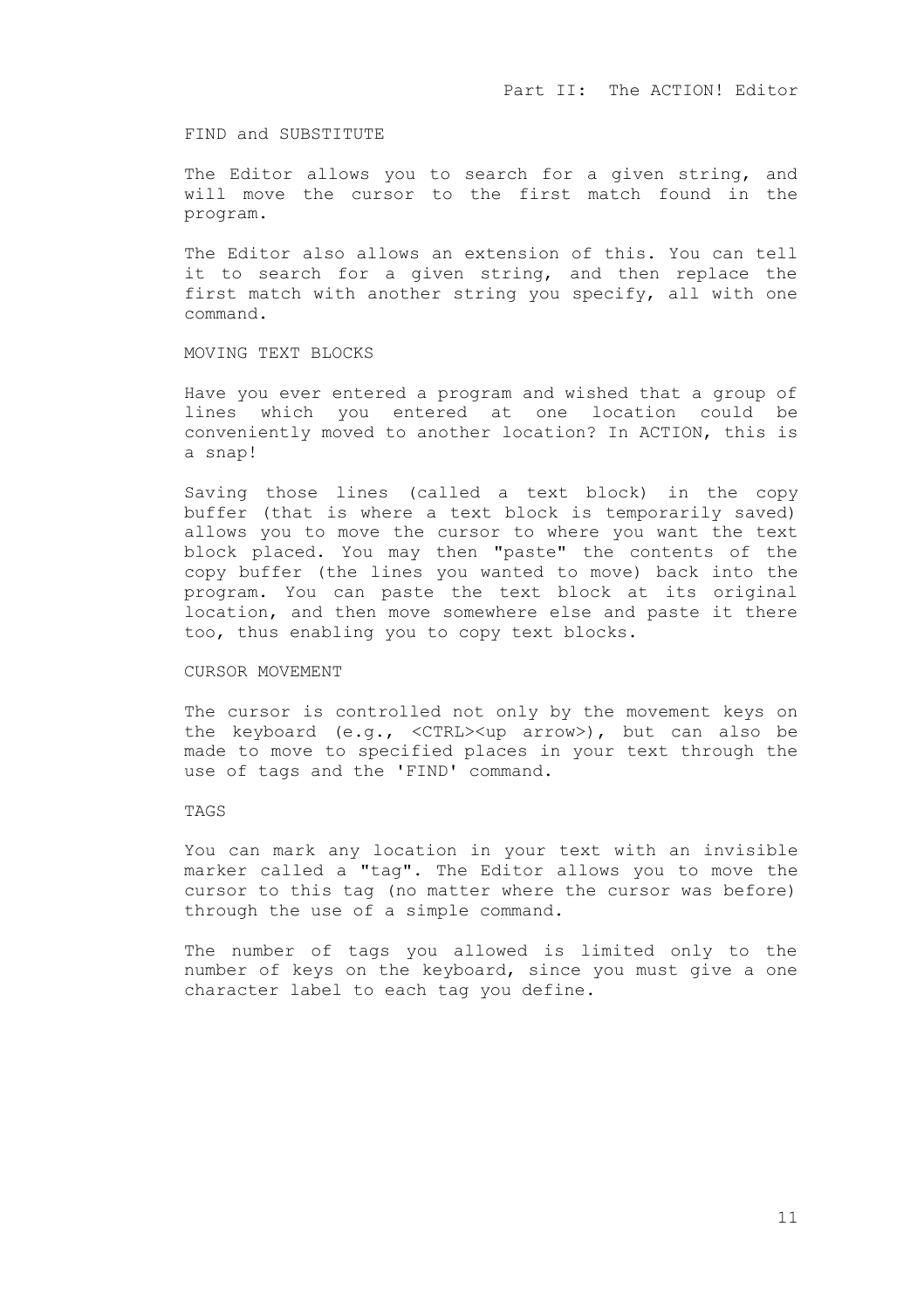### FIND and SUBSTITUTE

The Editor allows you to search for a given string, and will move the cursor to the first match found in the program.

The Editor also allows an extension of this. You can tell it to search for a given string, and then replace the first match with another string you specify, all with one command.

### MOVING TEXT BLOCKS

Have you ever entered a program and wished that a group of lines which you entered at one location could be conveniently moved to another location? In ACTION, this is a snap!

Saving those lines (called a text block) in the copy buffer (that is where a text block is temporarily saved) allows you to move the cursor to where you want the text block placed. You may then "paste" the contents of the copy buffer (the lines you wanted to move) back into the program. You can paste the text block at its original location, and then move somewhere else and paste it there too, thus enabling you to copy text blocks.

### CURSOR MOVEMENT

The cursor is controlled not only by the movement keys on the keyboard (e.g., <CTRL><up arrow>), but can also be made to move to specified places in your text through the use of tags and the 'FIND' command.

### TAGS

You can mark any location in your text with an invisible marker called a "tag". The Editor allows you to move the cursor to this tag (no matter where the cursor was before) through the use of a simple command.

The number of tags you allowed is limited only to the number of keys on the keyboard, since you must give a one character label to each tag you define.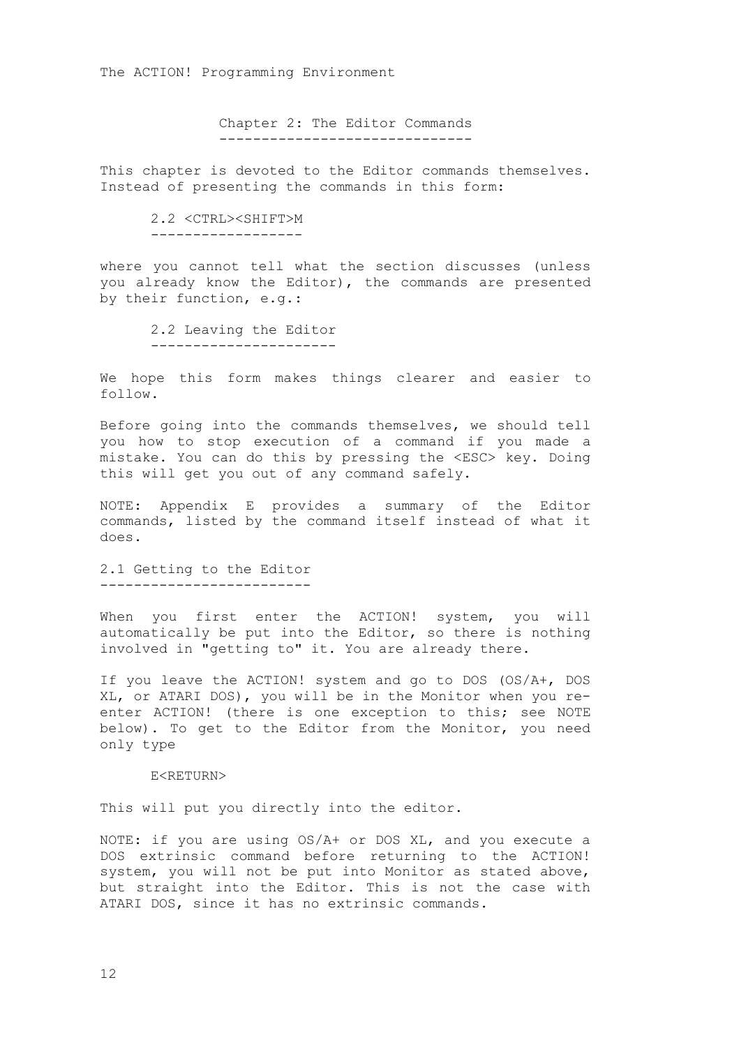## Chapter 2: The Editor Commands

This chapter is devoted to the Editor commands themselves. Instead of presenting the commands in this form:

```
2.2 <CTRL><SHIFT>M
------------------
```

where you cannot tell what the section discusses (unless you already know the Editor), the commands are presented by their function, e.g.:

```
2.2 Leaving the Editor
----------------------
```

We hope this form makes things clearer and easier to follow.

Before going into the commands themselves, we should tell you how to stop execution of a command if you made a mistake. You can do this by pressing the <ESC> key. Doing this will get you out of any command safely.

NOTE: Appendix E provides a summary of the Editor commands, listed by the command itself instead of what it does.

### 2.1 Getting to the Editor

When you first enter the ACTION! system, you will automatically be put into the Editor, so there is nothing involved in "getting to" it. You are already there.

If you leave the ACTION! system and go to DOS (OS/A+, DOS XL, or ATARI DOS), you will be in the Monitor when you re-enter ACTION! (there is one exception to this; see NOTE below). To get to the Editor from the Monitor, you need only type

```
E<RETURN>
```

This will put you directly into the editor.

NOTE: if you are using OS/A+ or DOS XL, and you execute a DOS extrinsic command before returning to the ACTION! system, you will not be put into Monitor as stated above, but straight into the Editor. This is not the case with ATARI DOS, since it has no extrinsic commands.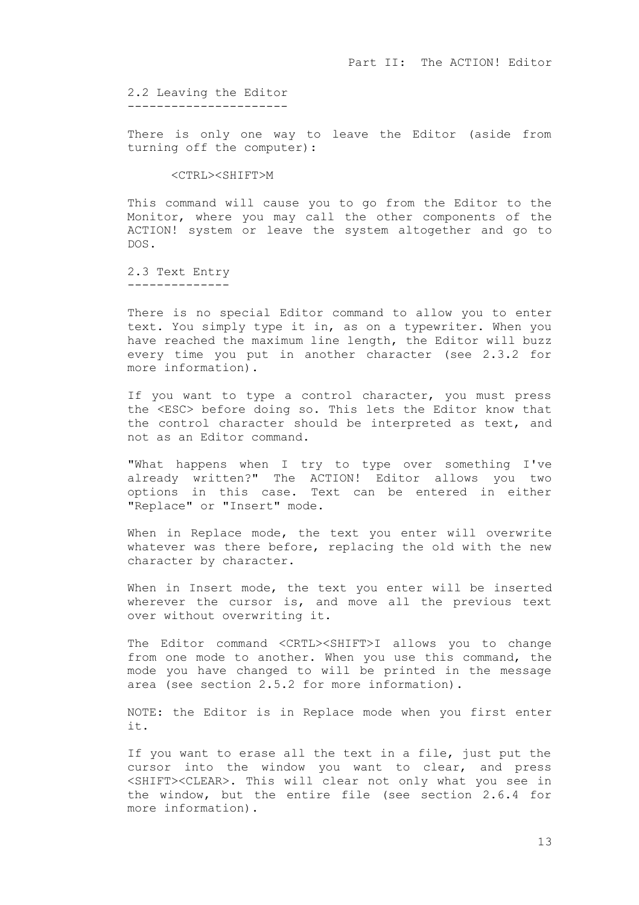## 2.2 Leaving the Editor

There is only one way to leave the Editor (aside from turning off the computer):

```
<CTRL><SHIFT>M
```

This command will cause you to go from the Editor to the Monitor, where you may call the other components of the ACTION! system or leave the system altogether and go to DOS.

## 2.3 Text Entry

There is no special Editor command to allow you to enter text. You simply type it in, as on a typewriter. When you have reached the maximum line length, the Editor will buzz every time you put in another character (see 2.3.2 for more information).

If you want to type a control character, you must press the <ESC> before doing so. This lets the Editor know that the control character should be interpreted as text, and not as an Editor command.

"What happens when I try to type over something I've already written?" The ACTION! Editor allows you two options in this case. Text can be entered in either "Replace" or "Insert" mode.

When in Replace mode, the text you enter will overwrite whatever was there before, replacing the old with the new character by character.

When in Insert mode, the text you enter will be inserted wherever the cursor is, and move all the previous text over without overwriting it.

The Editor command <CRTL><SHIFT>I allows you to change from one mode to another. When you use this command, the mode you have changed to will be printed in the message area (see section 2.5.2 for more information).

NOTE: the Editor is in Replace mode when you first enter it.

If you want to erase all the text in a file, just put the cursor into the window you want to clear, and press <SHIFT><CLEAR>. This will clear not only what you see in the window, but the entire file (see section 2.6.4 for more information).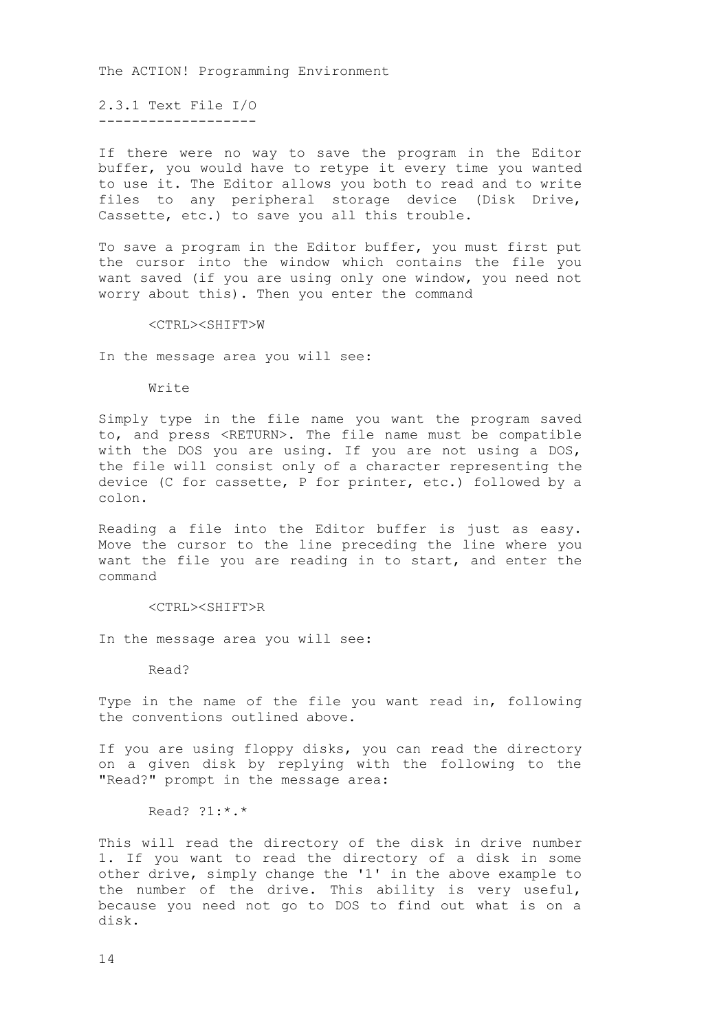### 2.3.1 Text File I/O

If there were no way to save the program in the Editor buffer, you would have to retype it every time you wanted to use it. The Editor allows you both to read and to write files to any peripheral storage device (Disk Drive, Cassette, etc.) to save you all this trouble.

To save a program in the Editor buffer, you must first put the cursor into the window which contains the file you want saved (if you are using only one window, you need not worry about this). Then you enter the command

```
<CTRL><SHIFT>W
```

In the message area you will see:

```
Write
```

Simply type in the file name you want the program saved to, and press <RETURN>. The file name must be compatible with the DOS you are using. If you are not using a DOS, the file will consist only of a character representing the device (C for cassette, P for printer, etc.) followed by a colon.

Reading a file into the Editor buffer is just as easy. Move the cursor to the line preceding the line where you want the file you are reading in to start, and enter the command

```
<CTRL><SHIFT>R
```

In the message area you will see:

```
Read?
```

Type in the name of the file you want read in, following the conventions outlined above.

If you are using floppy disks, you can read the directory on a given disk by replying with the following to the "Read?" prompt in the message area:

```
Read? ?1:*.*
```

This will read the directory of the disk in drive number 1. If you want to read the directory of a disk in some other drive, simply change the '1' in the above example to the number of the drive. This ability is very useful, because you need not go to DOS to find out what is on a disk.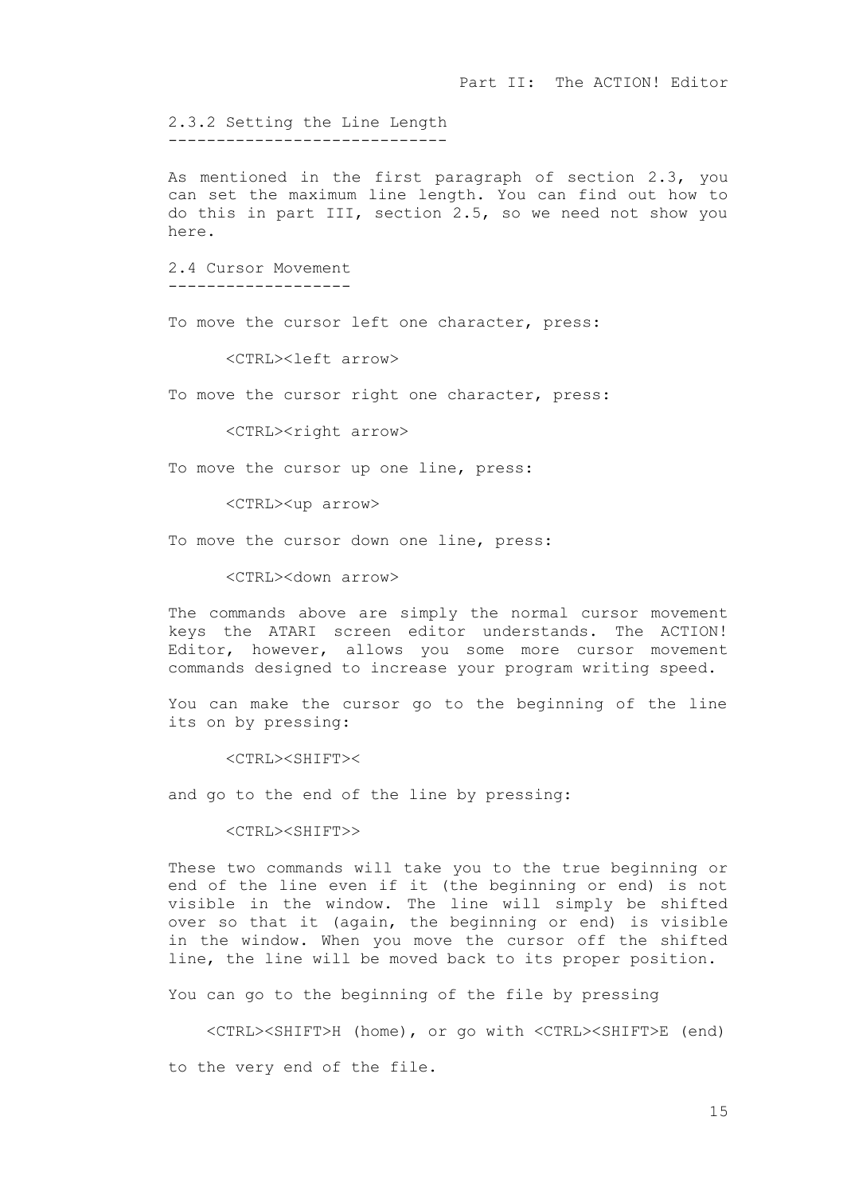### 2.3.2 Setting the Line Length

As mentioned in the first paragraph of section 2.3, you can set the maximum line length. You can find out how to do this in part III, section 2.5, so we need not show you here.

## 2.4 Cursor Movement

To move the cursor left one character, press:

    <CTRL><left arrow>

To move the cursor right one character, press:

    <CTRL><right arrow>

To move the cursor up one line, press:

    <CTRL><up arrow>

To move the cursor down one line, press:

    <CTRL><down arrow>

The commands above are simply the normal cursor movement keys the ATARI screen editor understands. The ACTION! Editor, however, allows you some more cursor movement commands designed to increase your program writing speed.

You can make the cursor go to the beginning of the line its on by pressing:

    <CTRL><SHIFT><

and go to the end of the line by pressing:

    <CTRL><SHIFT>>

These two commands will take you to the true beginning or end of the line even if it (the beginning or end) is not visible in the window. The line will simply be shifted over so that it (again, the beginning or end) is visible in the window. When you move the cursor off the shifted line, the line will be moved back to its proper position.

You can go to the beginning of the file by pressing

    <CTRL><SHIFT>H (home), or go with <CTRL><SHIFT>E (end)

to the very end of the file.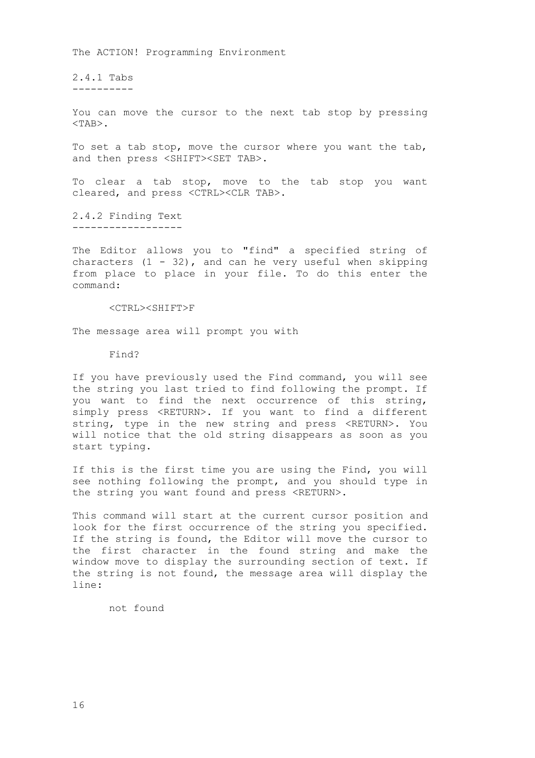### 2.4.1 Tabs

You can move the cursor to the next tab stop by pressing <TAB>.

To set a tab stop, move the cursor where you want the tab, and then press <SHIFT><SET TAB>.

To clear a tab stop, move to the tab stop you want cleared, and press <CTRL><CLR TAB>.

### 2.4.2 Finding Text

The Editor allows you to "find" a specified string of characters (1 - 32), and can he very useful when skipping from place to place in your file. To do this enter the command:

```
<CTRL><SHIFT>F
```

The message area will prompt you with

```
Find?
```

If you have previously used the Find command, you will see the string you last tried to find following the prompt. If you want to find the next occurrence of this string, simply press <RETURN>. If you want to find a different string, type in the new string and press <RETURN>. You will notice that the old string disappears as soon as you start typing.

If this is the first time you are using the Find, you will see nothing following the prompt, and you should type in the string you want found and press <RETURN>.

This command will start at the current cursor position and look for the first occurrence of the string you specified. If the string is found, the Editor will move the cursor to the first character in the found string and make the window move to display the surrounding section of text. If the string is not found, the message area will display the line:

```
not found
```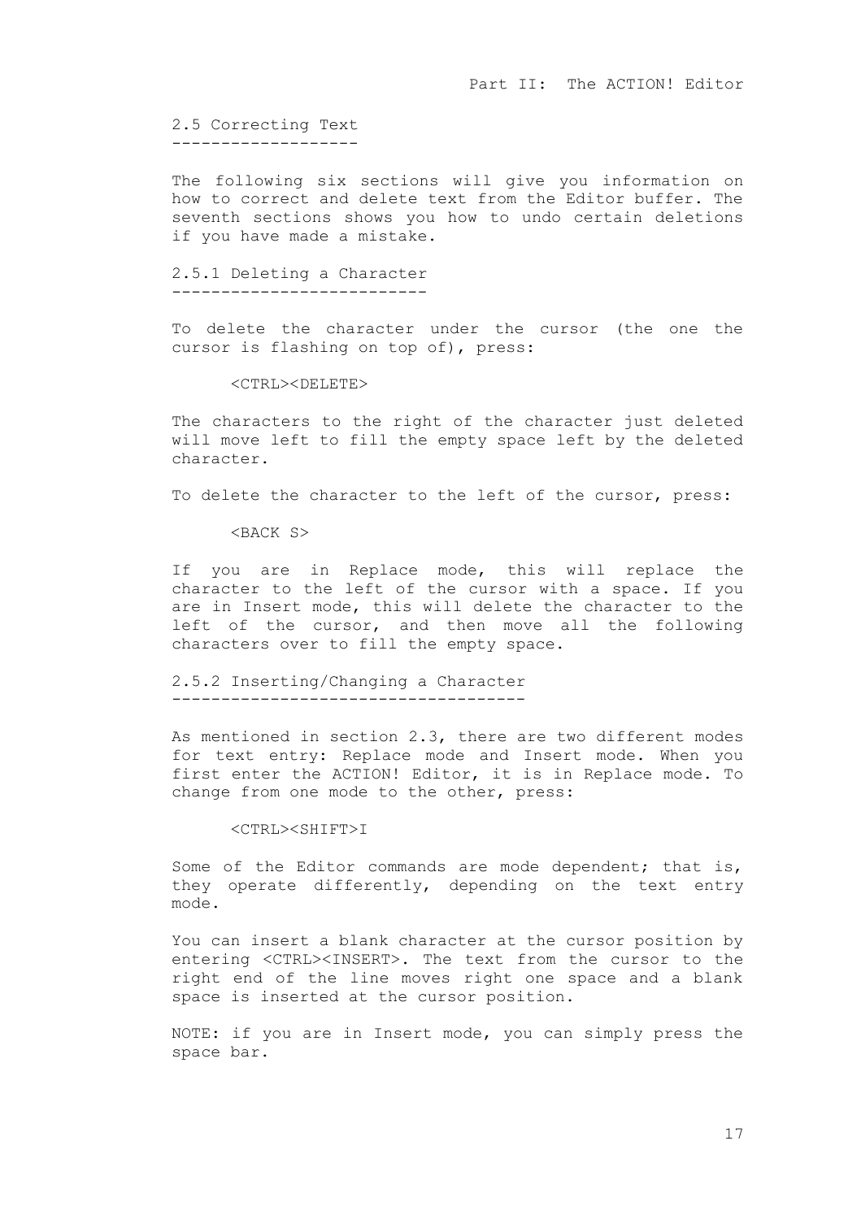## 2.5 Correcting Text

The following six sections will give you information on how to correct and delete text from the Editor buffer. The seventh sections shows you how to undo certain deletions if you have made a mistake.

### 2.5.1 Deleting a Character

To delete the character under the cursor (the one the cursor is flashing on top of), press:

```
<CTRL><DELETE>
```

The characters to the right of the character just deleted will move left to fill the empty space left by the deleted character.

To delete the character to the left of the cursor, press:

```
<BACK S>
```

If you are in Replace mode, this will replace the character to the left of the cursor with a space. If you are in Insert mode, this will delete the character to the left of the cursor, and then move all the following characters over to fill the empty space.

### 2.5.2 Inserting/Changing a Character

As mentioned in section 2.3, there are two different modes for text entry: Replace mode and Insert mode. When you first enter the ACTION! Editor, it is in Replace mode. To change from one mode to the other, press:

```
<CTRL><SHIFT>I
```

Some of the Editor commands are mode dependent; that is, they operate differently, depending on the text entry mode.

You can insert a blank character at the cursor position by entering <CTRL><INSERT>. The text from the cursor to the right end of the line moves right one space and a blank space is inserted at the cursor position.

NOTE: if you are in Insert mode, you can simply press the space bar.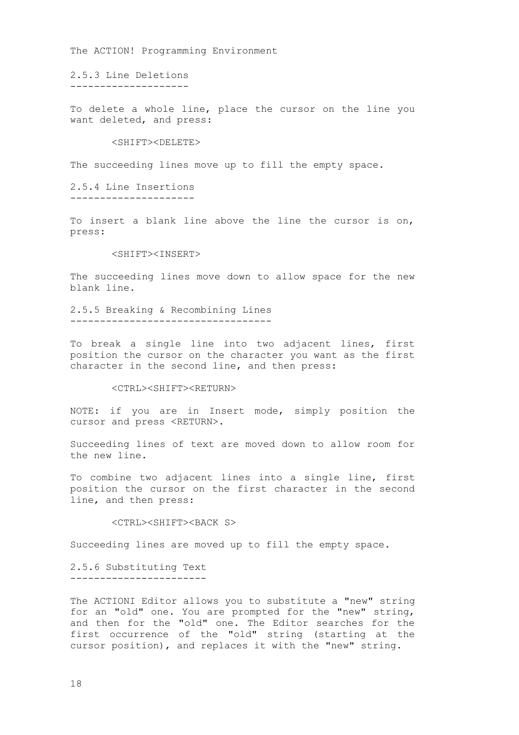### 2.5.3 Line Deletions

To delete a whole line, place the cursor on the line you want deleted, and press:

```
<SHIFT><DELETE>
```

The succeeding lines move up to fill the empty space.

### 2.5.4 Line Insertions

To insert a blank line above the line the cursor is on, press:

```
<SHIFT><INSERT>
```

The succeeding lines move down to allow space for the new blank line.

### 2.5.5 Breaking & Recombining Lines

To break a single line into two adjacent lines, first position the cursor on the character you want as the first character in the second line, and then press:

```
<CTRL><SHIFT><RETURN>
```

NOTE: if you are in Insert mode, simply position the cursor and press <RETURN>.

Succeeding lines of text are moved down to allow room for the new line.

To combine two adjacent lines into a single line, first position the cursor on the first character in the second line, and then press:

```
<CTRL><SHIFT><BACK S>
```

Succeeding lines are moved up to fill the empty space.

### 2.5.6 Substituting Text

The ACTIONI Editor allows you to substitute a "new" string for an "old" one. You are prompted for the "new" string, and then for the "old" one. The Editor searches for the first occurrence of the "old" string (starting at the cursor position), and replaces it with the "new" string.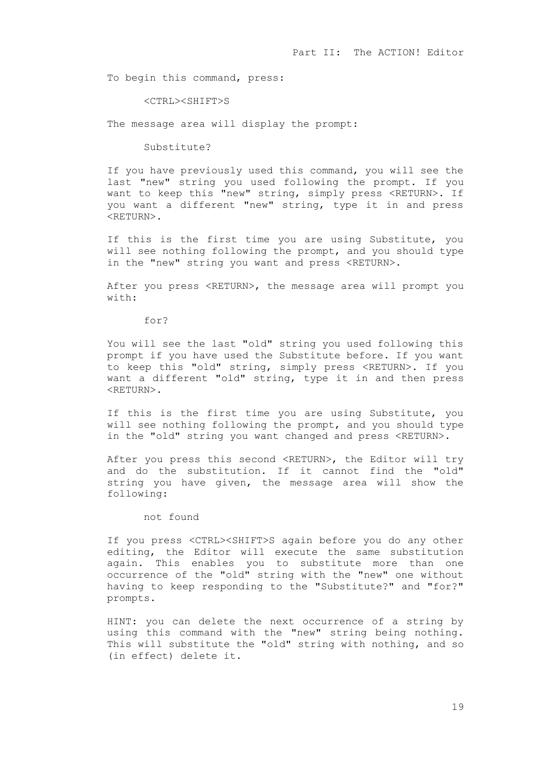To begin this command, press:

```
<CTRL><SHIFT>S
```

The message area will display the prompt:

```
Substitute?
```

If you have previously used this command, you will see the last "new" string you used following the prompt. If you want to keep this "new" string, simply press <RETURN>. If you want a different "new" string, type it in and press <RETURN>.

If this is the first time you are using Substitute, you will see nothing following the prompt, and you should type in the "new" string you want and press <RETURN>.

After you press <RETURN>, the message area will prompt you with:

```
for?
```

You will see the last "old" string you used following this prompt if you have used the Substitute before. If you want to keep this "old" string, simply press <RETURN>. If you want a different "old" string, type it in and then press <RETURN>.

If this is the first time you are using Substitute, you will see nothing following the prompt, and you should type in the "old" string you want changed and press <RETURN>.

After you press this second <RETURN>, the Editor will try and do the substitution. If it cannot find the "old" string you have given, the message area will show the following:

```
not found
```

If you press <CTRL><SHIFT>S again before you do any other editing, the Editor will execute the same substitution again. This enables you to substitute more than one occurrence of the "old" string with the "new" one without having to keep responding to the "Substitute?" and "for?" prompts.

HINT: you can delete the next occurrence of a string by using this command with the "new" string being nothing. This will substitute the "old" string with nothing, and so (in effect) delete it.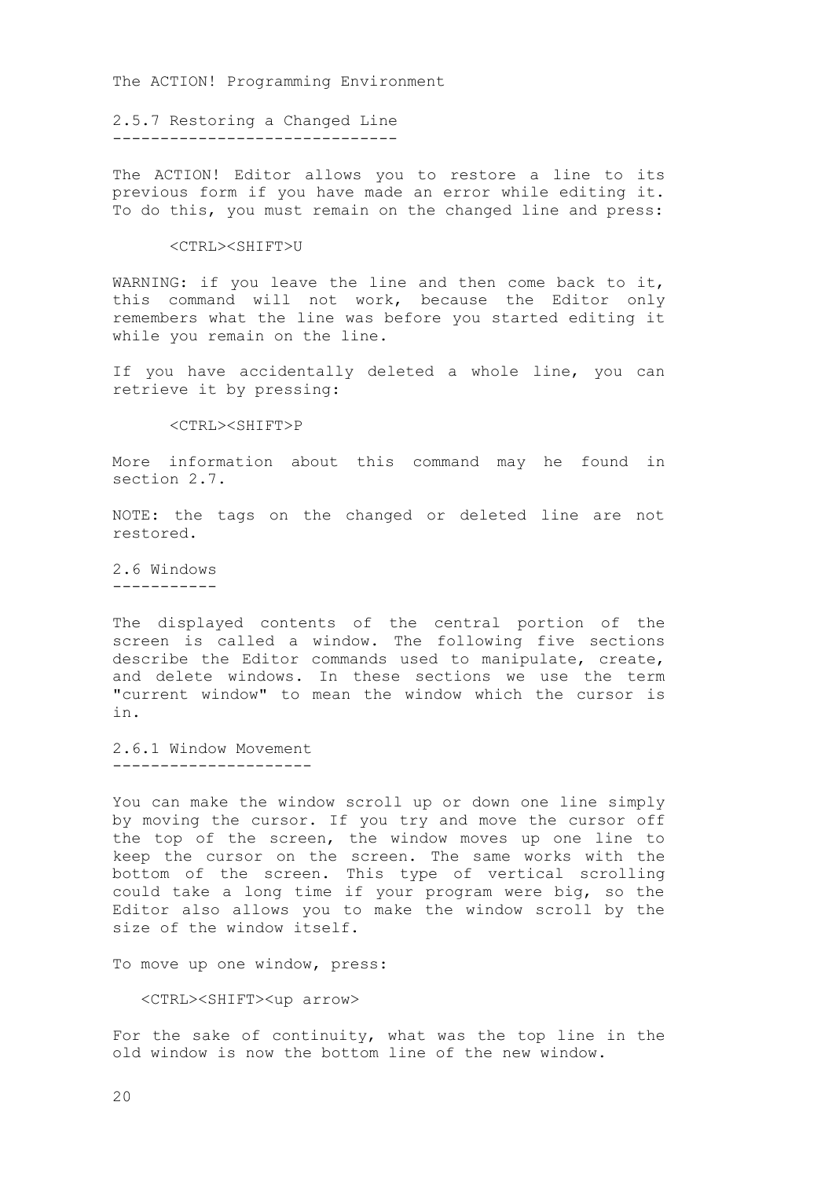### 2.5.7 Restoring a Changed Line

The ACTION! Editor allows you to restore a line to its previous form if you have made an error while editing it. To do this, you must remain on the changed line and press:

```
<CTRL><SHIFT>U
```

WARNING: if you leave the line and then come back to it, this command will not work, because the Editor only remembers what the line was before you started editing it while you remain on the line.

If you have accidentally deleted a whole line, you can retrieve it by pressing:

```
<CTRL><SHIFT>P
```

More information about this command may he found in section 2.7.

NOTE: the tags on the changed or deleted line are not restored.

## 2.6 Windows

The displayed contents of the central portion of the screen is called a window. The following five sections describe the Editor commands used to manipulate, create, and delete windows. In these sections we use the term "current window" to mean the window which the cursor is in.

### 2.6.1 Window Movement

You can make the window scroll up or down one line simply by moving the cursor. If you try and move the cursor off the top of the screen, the window moves up one line to keep the cursor on the screen. The same works with the bottom of the screen. This type of vertical scrolling could take a long time if your program were big, so the Editor also allows you to make the window scroll by the size of the window itself.

To move up one window, press:

```
<CTRL><SHIFT><up arrow>
```

For the sake of continuity, what was the top line in the old window is now the bottom line of the new window.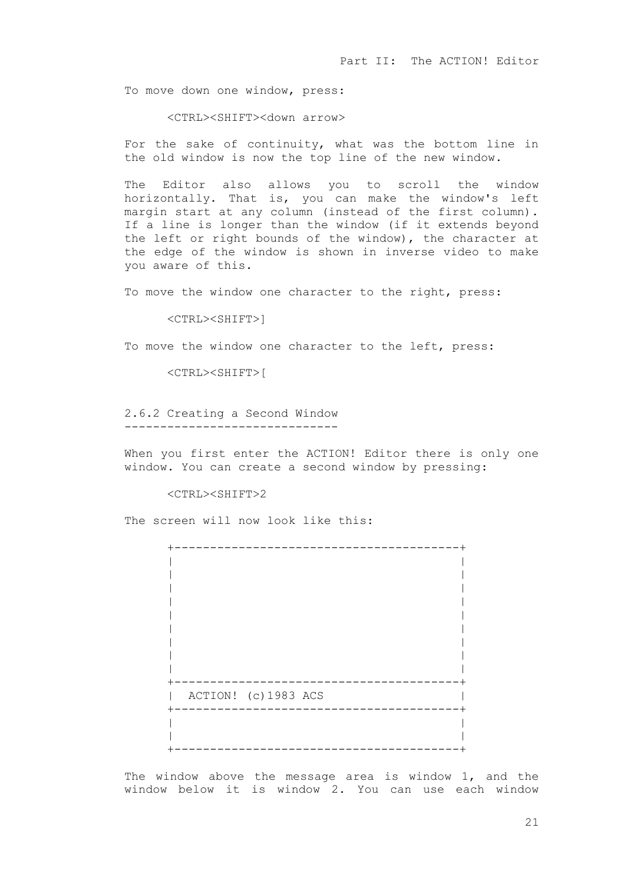To move down one window, press:

```
<CTRL><SHIFT><down arrow>
```

For the sake of continuity, what was the bottom line in the old window is now the top line of the new window.

The Editor also allows you to scroll the window horizontally. That is, you can make the window's left margin start at any column (instead of the first column). If a line is longer than the window (if it extends beyond the left or right bounds of the window), the character at the edge of the window is shown in inverse video to make you aware of this.

To move the window one character to the right, press:

```
<CTRL><SHIFT>]
```

To move the window one character to the left, press:

```
<CTRL><SHIFT>[
```

### 2.6.2 Creating a Second Window

When you first enter the ACTION! Editor there is only one window. You can create a second window by pressing:

```
<CTRL><SHIFT>2
```

The screen will now look like this:

```
+----------------------------------------+
|                                        |
|                                        |
|                                        |
|                                        |
|                                        |
|                                        |
|                                        |
|                                        |
|                                        |
+----------------------------------------+
|  ACTION! (c)1983 ACS                   |
+----------------------------------------+
|                                        |
|                                        |
+----------------------------------------+
```

The window above the message area is window 1, and the window below it is window 2. You can use each window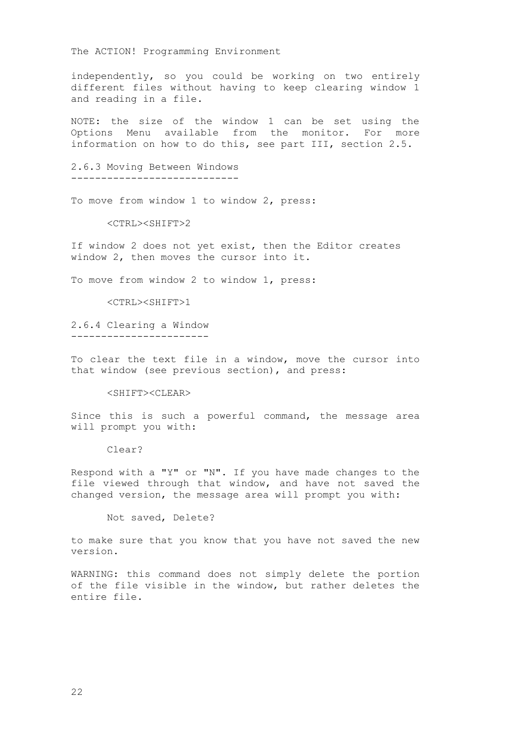independently, so you could be working on two entirely different files without having to keep clearing window 1 and reading in a file.

NOTE: the size of the window 1 can be set using the Options Menu available from the monitor. For more information on how to do this, see part III, section 2.5.

### 2.6.3 Moving Between Windows

To move from window 1 to window 2, press:

```
<CTRL><SHIFT>2
```

If window 2 does not yet exist, then the Editor creates window 2, then moves the cursor into it.

To move from window 2 to window 1, press:

```
<CTRL><SHIFT>1
```

### 2.6.4 Clearing a Window

To clear the text file in a window, move the cursor into that window (see previous section), and press:

```
<SHIFT><CLEAR>
```

Since this is such a powerful command, the message area will prompt you with:

```
Clear?
```

Respond with a "Y" or "N". If you have made changes to the file viewed through that window, and have not saved the changed version, the message area will prompt you with:

```
Not saved, Delete?
```

to make sure that you know that you have not saved the new version.

WARNING: this command does not simply delete the portion of the file visible in the window, but rather deletes the entire file.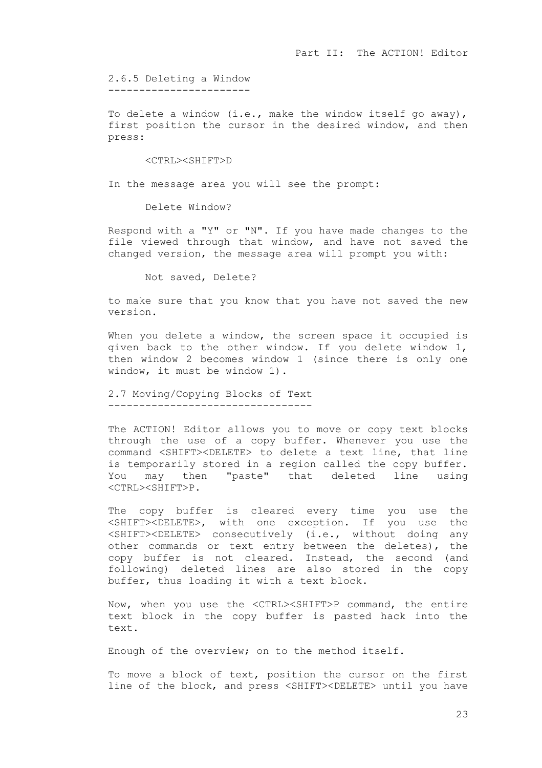### 2.6.5 Deleting a Window

To delete a window (i.e., make the window itself go away), first position the cursor in the desired window, and then press:

```
<CTRL><SHIFT>D
```

In the message area you will see the prompt:

```
Delete Window?
```

Respond with a "Y" or "N". If you have made changes to the file viewed through that window, and have not saved the changed version, the message area will prompt you with:

```
Not saved, Delete?
```

to make sure that you know that you have not saved the new version.

When you delete a window, the screen space it occupied is given back to the other window. If you delete window 1, then window 2 becomes window 1 (since there is only one window, it must be window 1).

## 2.7 Moving/Copying Blocks of Text

The ACTION! Editor allows you to move or copy text blocks through the use of a copy buffer. Whenever you use the command <SHIFT><DELETE> to delete a text line, that line is temporarily stored in a region called the copy buffer. You may then "paste" that deleted line using <CTRL><SHIFT>P.

The copy buffer is cleared every time you use the <SHIFT><DELETE>, with one exception. If you use the <SHIFT><DELETE> consecutively (i.e., without doing any other commands or text entry between the deletes), the copy buffer is not cleared. Instead, the second (and following) deleted lines are also stored in the copy buffer, thus loading it with a text block.

Now, when you use the <CTRL><SHIFT>P command, the entire text block in the copy buffer is pasted hack into the text.

Enough of the overview; on to the method itself.

To move a block of text, position the cursor on the first line of the block, and press <SHIFT><DELETE> until you have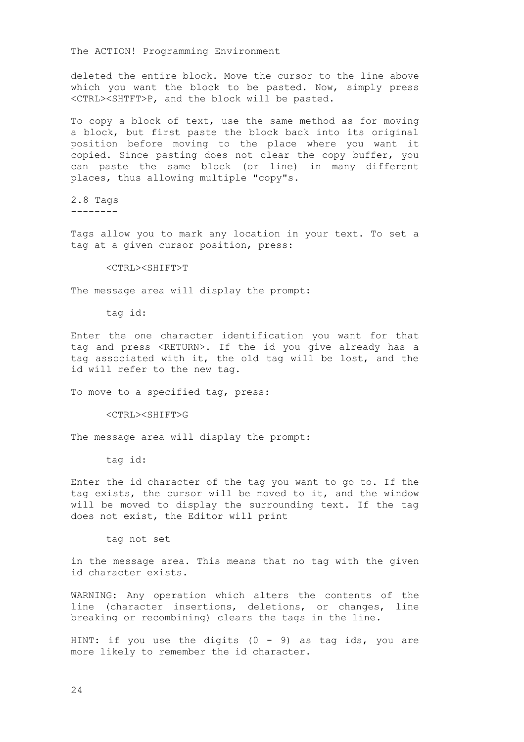deleted the entire block. Move the cursor to the line above which you want the block to be pasted. Now, simply press <CTRL><SHTFT>P, and the block will be pasted.

To copy a block of text, use the same method as for moving a block, but first paste the block back into its original position before moving to the place where you want it copied. Since pasting does not clear the copy buffer, you can paste the same block (or line) in many different places, thus allowing multiple "copy"s.

## 2.8 Tags

Tags allow you to mark any location in your text. To set a tag at a given cursor position, press:

```
<CTRL><SHIFT>T
```

The message area will display the prompt:

```
tag id:
```

Enter the one character identification you want for that tag and press <RETURN>. If the id you give already has a tag associated with it, the old tag will be lost, and the id will refer to the new tag.

To move to a specified tag, press:

```
<CTRL><SHIFT>G
```

The message area will display the prompt:

```
tag id:
```

Enter the id character of the tag you want to go to. If the tag exists, the cursor will be moved to it, and the window will be moved to display the surrounding text. If the tag does not exist, the Editor will print

```
tag not set
```

in the message area. This means that no tag with the given id character exists.

WARNING: Any operation which alters the contents of the line (character insertions, deletions, or changes, line breaking or recombining) clears the tags in the line.

HINT: if you use the digits (0 - 9) as tag ids, you are more likely to remember the id character.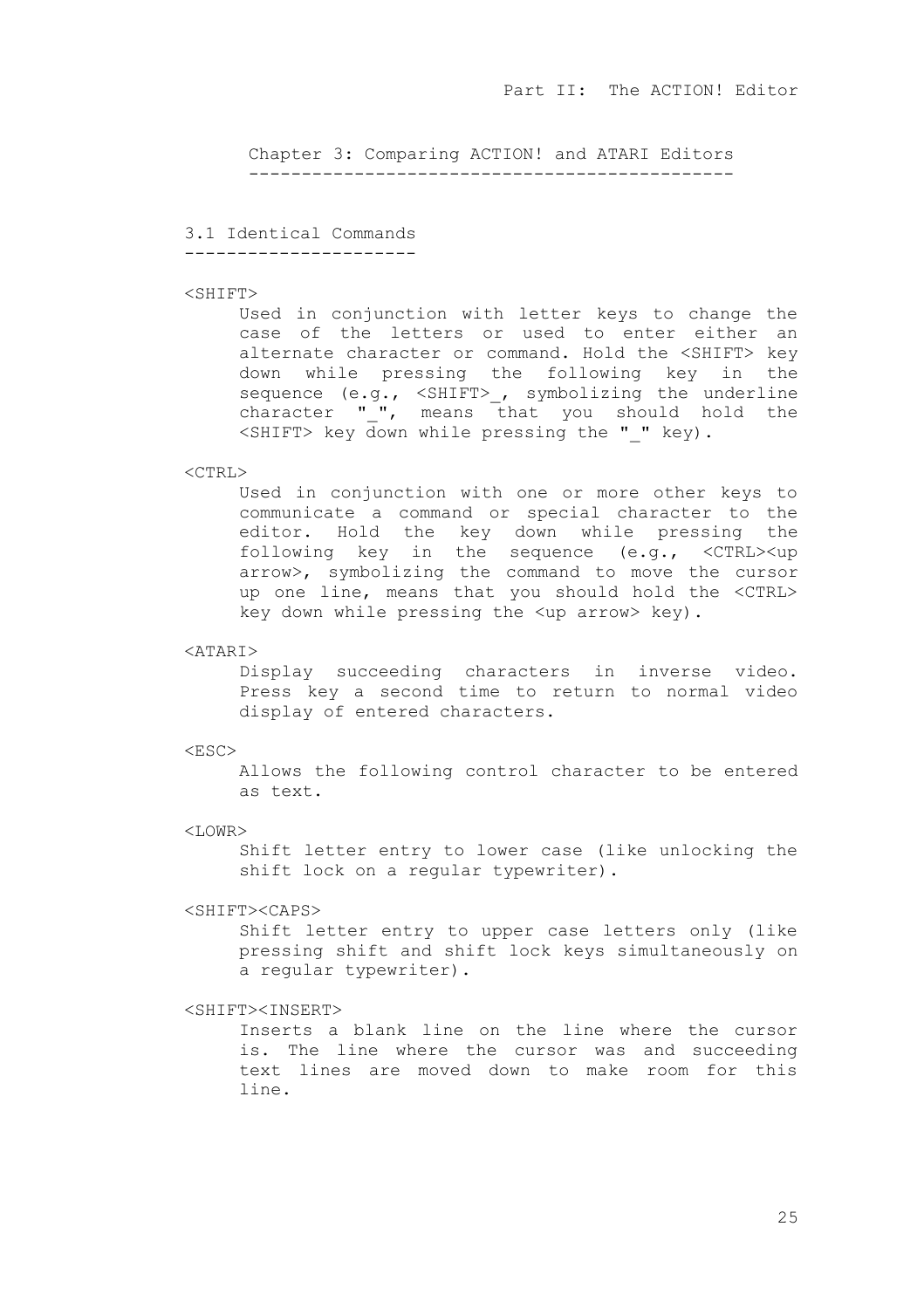## Chapter 3: Comparing ACTION! and ATARI Editors

### 3.1 Identical Commands

<SHIFT>

Used in conjunction with letter keys to change the case of the letters or used to enter either an alternate character or command. Hold the <SHIFT> key down while pressing the following key in the sequence (e.g., <SHIFT>_, symbolizing the underline character "_", means that you should hold the <SHIFT> key down while pressing the "_" key).

<CTRL>

Used in conjunction with one or more other keys to communicate a command or special character to the editor. Hold the key down while pressing the following key in the sequence (e.g., <CTRL><up arrow>, symbolizing the command to move the cursor up one line, means that you should hold the <CTRL> key down while pressing the <up arrow> key).

<ATARI>

Display succeeding characters in inverse video. Press key a second time to return to normal video display of entered characters.

<ESC>

Allows the following control character to be entered as text.

<LOWR>

Shift letter entry to lower case (like unlocking the shift lock on a regular typewriter).

<SHIFT><CAPS>

Shift letter entry to upper case letters only (like pressing shift and shift lock keys simultaneously on a regular typewriter).

<SHIFT><INSERT>

Inserts a blank line on the line where the cursor is. The line where the cursor was and succeeding text lines are moved down to make room for this line.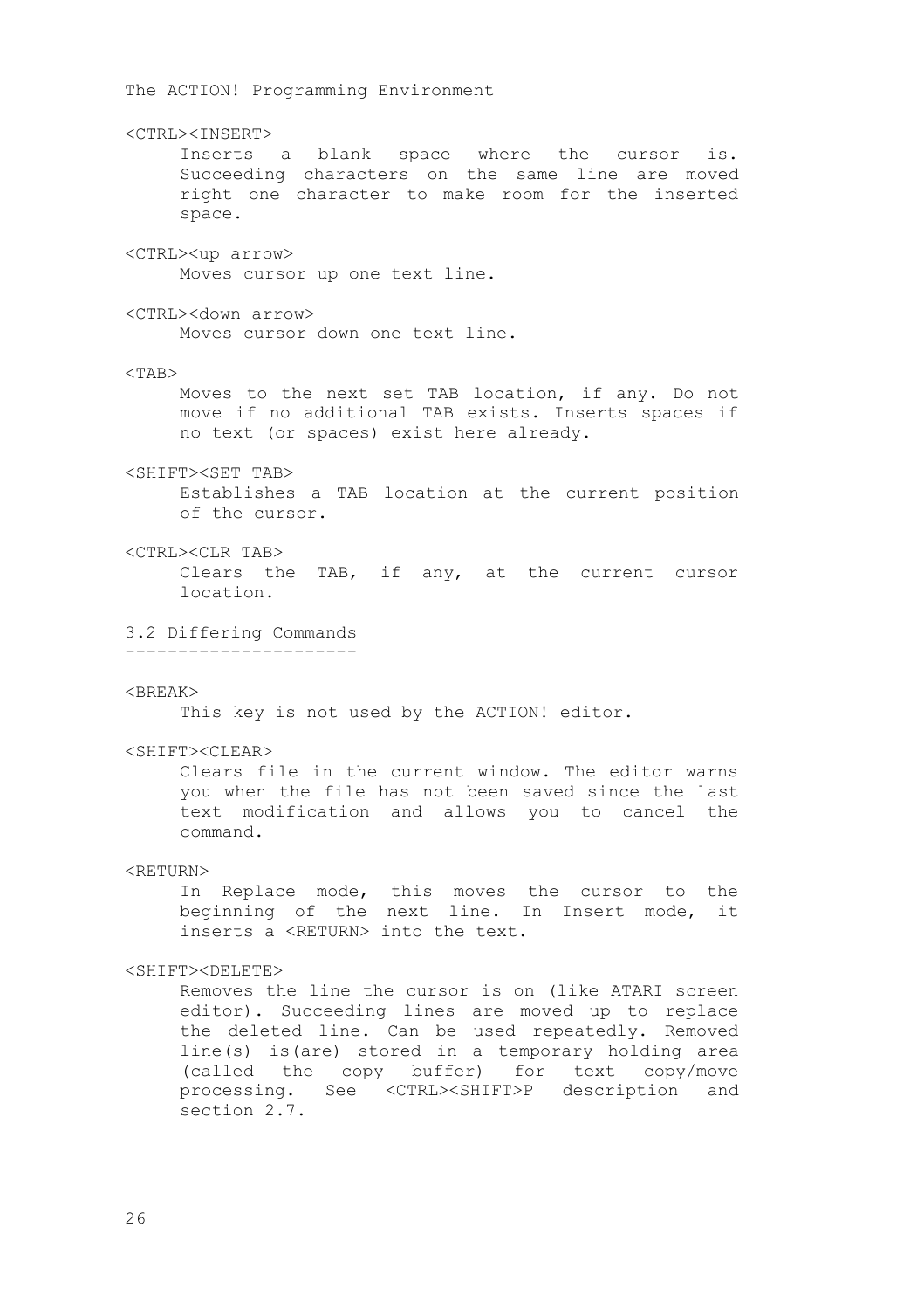<CTRL><INSERT>
Inserts a blank space where the cursor is. Succeeding characters on the same line are moved right one character to make room for the inserted space.

<CTRL><up arrow>
Moves cursor up one text line.

<CTRL><down arrow>
Moves cursor down one text line.

<TAB>
Moves to the next set TAB location, if any. Do not move if no additional TAB exists. Inserts spaces if no text (or spaces) exist here already.

<SHIFT><SET TAB>
Establishes a TAB location at the current position of the cursor.

<CTRL><CLR TAB>
Clears the TAB, if any, at the current cursor location.

## 3.2 Differing Commands

<BREAK>
This key is not used by the ACTION! editor.

<SHIFT><CLEAR>
Clears file in the current window. The editor warns you when the file has not been saved since the last text modification and allows you to cancel the command.

<RETURN>
In Replace mode, this moves the cursor to the beginning of the next line. In Insert mode, it inserts a <RETURN> into the text.

<SHIFT><DELETE>
Removes the line the cursor is on (like ATARI screen editor). Succeeding lines are moved up to replace the deleted line. Can be used repeatedly. Removed line(s) is(are) stored in a temporary holding area (called the copy buffer) for text copy/move processing. See <CTRL><SHIFT>P description and section 2.7.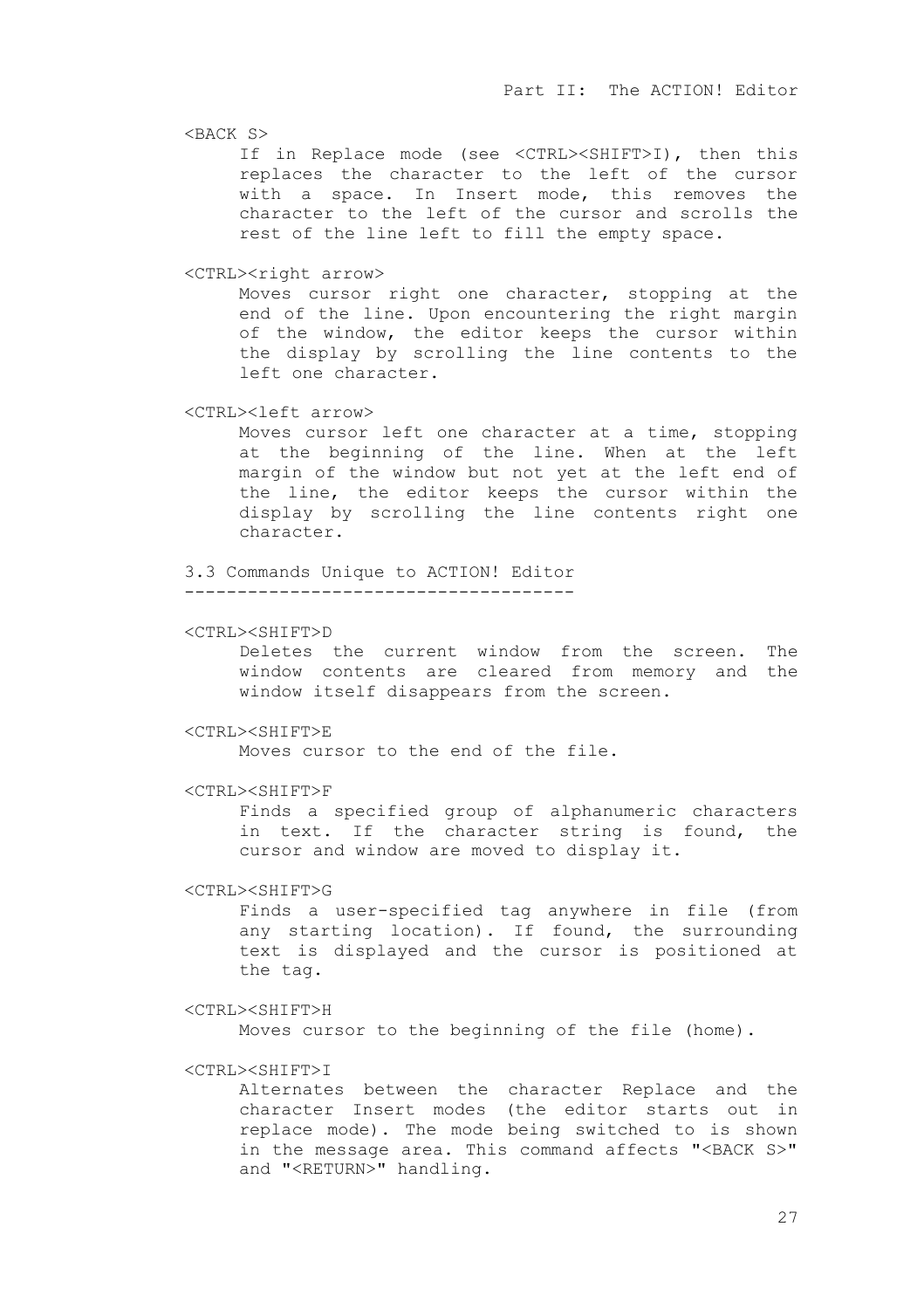<BACK S>

If in Replace mode (see <CTRL><SHIFT>I), then this replaces the character to the left of the cursor with a space. In Insert mode, this removes the character to the left of the cursor and scrolls the rest of the line left to fill the empty space.

<CTRL><right arrow>

Moves cursor right one character, stopping at the end of the line. Upon encountering the right margin of the window, the editor keeps the cursor within the display by scrolling the line contents to the left one character.

<CTRL><left arrow>

Moves cursor left one character at a time, stopping at the beginning of the line. When at the left margin of the window but not yet at the left end of the line, the editor keeps the cursor within the display by scrolling the line contents right one character.

## 3.3 Commands Unique to ACTION! Editor

<CTRL><SHIFT>D

Deletes the current window from the screen. The window contents are cleared from memory and the window itself disappears from the screen.

<CTRL><SHIFT>E

Moves cursor to the end of the file.

<CTRL><SHIFT>F

Finds a specified group of alphanumeric characters in text. If the character string is found, the cursor and window are moved to display it.

<CTRL><SHIFT>G

Finds a user-specified tag anywhere in file (from any starting location). If found, the surrounding text is displayed and the cursor is positioned at the tag.

<CTRL><SHIFT>H

Moves cursor to the beginning of the file (home).

<CTRL><SHIFT>I

Alternates between the character Replace and the character Insert modes (the editor starts out in replace mode). The mode being switched to is shown in the message area. This command affects "<BACK S>" and "<RETURN>" handling.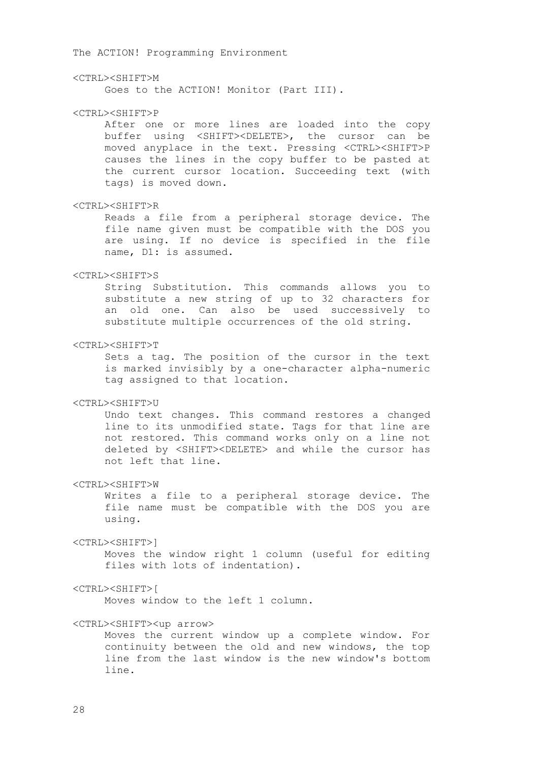<CTRL><SHIFT>M
Goes to the ACTION! Monitor (Part III).

<CTRL><SHIFT>P
After one or more lines are loaded into the copy buffer using <SHIFT><DELETE>, the cursor can be moved anyplace in the text. Pressing <CTRL><SHIFT>P causes the lines in the copy buffer to be pasted at the current cursor location. Succeeding text (with tags) is moved down.

<CTRL><SHIFT>R
Reads a file from a peripheral storage device. The file name given must be compatible with the DOS you are using. If no device is specified in the file name, D1: is assumed.

<CTRL><SHIFT>S
String Substitution. This commands allows you to substitute a new string of up to 32 characters for an old one. Can also be used successively to substitute multiple occurrences of the old string.

<CTRL><SHIFT>T
Sets a tag. The position of the cursor in the text is marked invisibly by a one-character alpha-numeric tag assigned to that location.

<CTRL><SHIFT>U
Undo text changes. This command restores a changed line to its unmodified state. Tags for that line are not restored. This command works only on a line not deleted by <SHIFT><DELETE> and while the cursor has not left that line.

<CTRL><SHIFT>W
Writes a file to a peripheral storage device. The file name must be compatible with the DOS you are using.

<CTRL><SHIFT>]
Moves the window right 1 column (useful for editing files with lots of indentation).

<CTRL><SHIFT>[
Moves window to the left 1 column.

<CTRL><SHIFT><up arrow>
Moves the current window up a complete window. For continuity between the old and new windows, the top line from the last window is the new window's bottom line.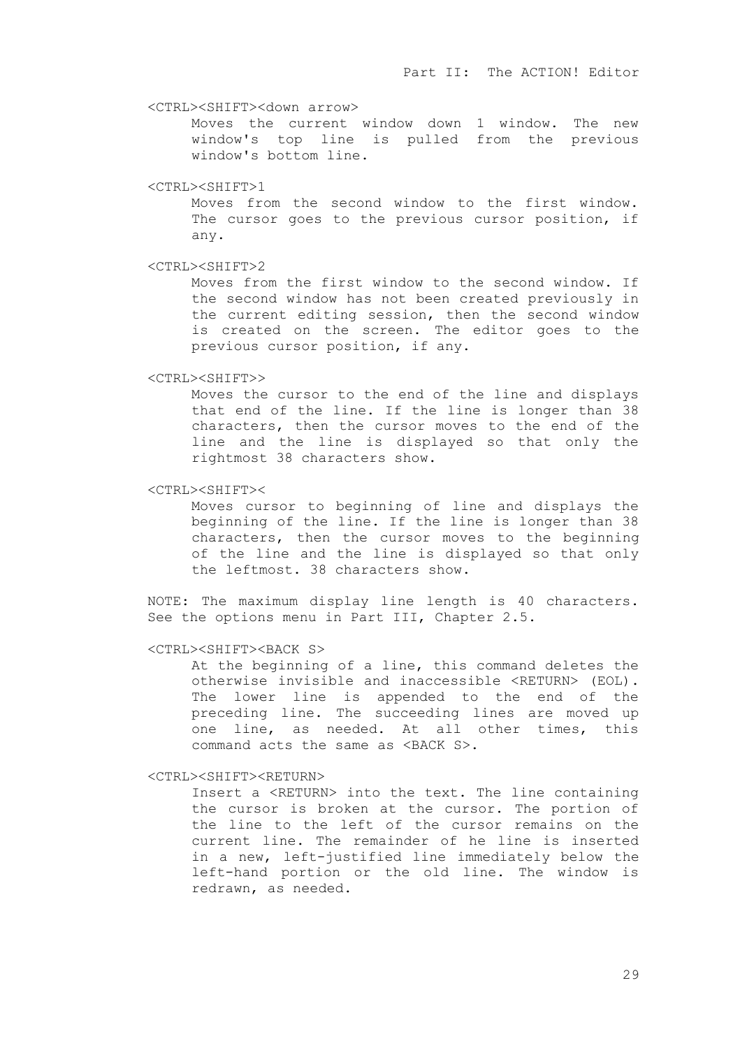<CTRL><SHIFT><down arrow>

Moves the current window down 1 window. The new window's top line is pulled from the previous window's bottom line.

<CTRL><SHIFT>1

Moves from the second window to the first window. The cursor goes to the previous cursor position, if any.

<CTRL><SHIFT>2

Moves from the first window to the second window. If the second window has not been created previously in the current editing session, then the second window is created on the screen. The editor goes to the previous cursor position, if any.

<CTRL><SHIFT>>

Moves the cursor to the end of the line and displays that end of the line. If the line is longer than 38 characters, then the cursor moves to the end of the line and the line is displayed so that only the rightmost 38 characters show.

<CTRL><SHIFT><

Moves cursor to beginning of line and displays the beginning of the line. If the line is longer than 38 characters, then the cursor moves to the beginning of the line and the line is displayed so that only the leftmost. 38 characters show.

NOTE: The maximum display line length is 40 characters. See the options menu in Part III, Chapter 2.5.

<CTRL><SHIFT><BACK S>

At the beginning of a line, this command deletes the otherwise invisible and inaccessible <RETURN> (EOL). The lower line is appended to the end of the preceding line. The succeeding lines are moved up one line, as needed. At all other times, this command acts the same as <BACK S>.

<CTRL><SHIFT><RETURN>

Insert a <RETURN> into the text. The line containing the cursor is broken at the cursor. The portion of the line to the left of the cursor remains on the current line. The remainder of he line is inserted in a new, left-justified line immediately below the left-hand portion or the old line. The window is redrawn, as needed.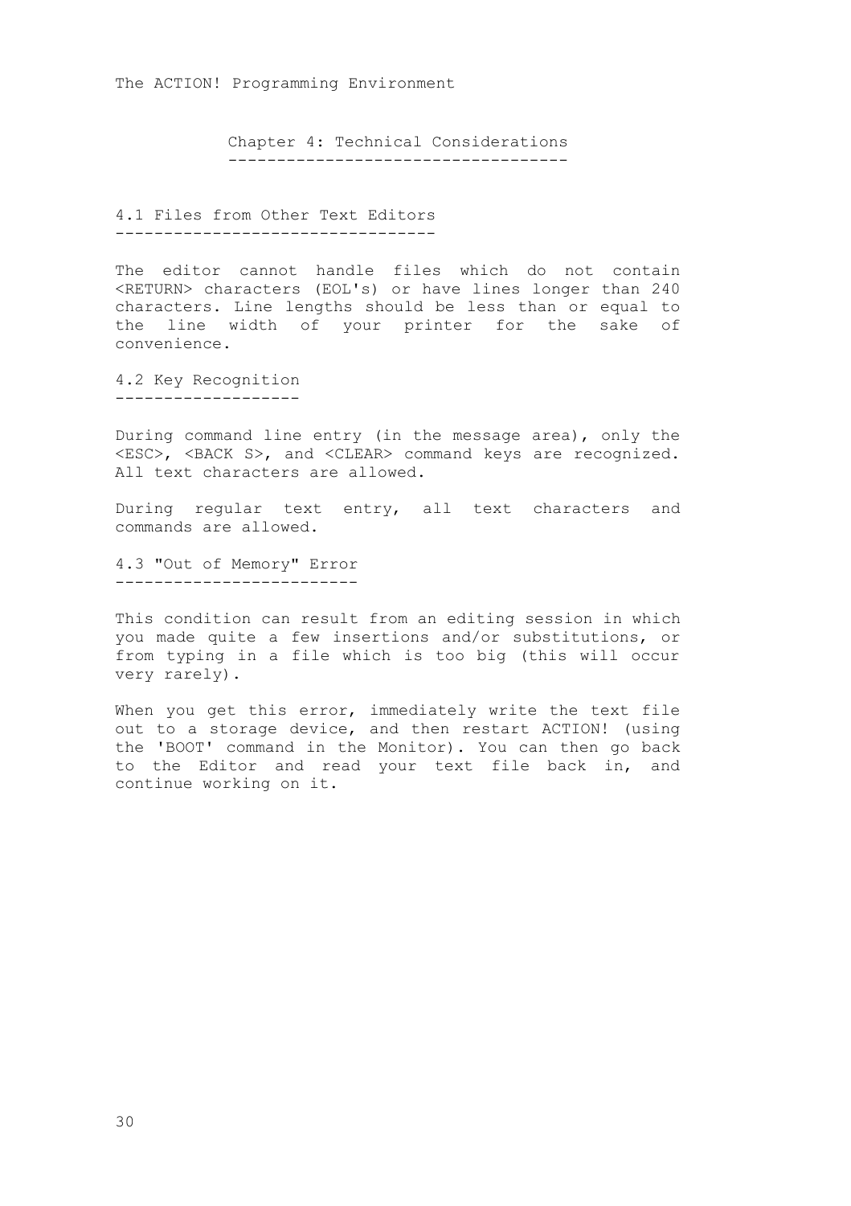## Chapter 4: Technical Considerations

### 4.1 Files from Other Text Editors

The editor cannot handle files which do not contain <RETURN> characters (EOL's) or have lines longer than 240 characters. Line lengths should be less than or equal to the line width of your printer for the sake of convenience.

### 4.2 Key Recognition

During command line entry (in the message area), only the <ESC>, <BACK S>, and <CLEAR> command keys are recognized. All text characters are allowed.

During regular text entry, all text characters and commands are allowed.

### 4.3 "Out of Memory" Error

This condition can result from an editing session in which you made quite a few insertions and/or substitutions, or from typing in a file which is too big (this will occur very rarely).

When you get this error, immediately write the text file out to a storage device, and then restart ACTION! (using the 'BOOT' command in the Monitor). You can then go back to the Editor and read your text file back in, and continue working on it.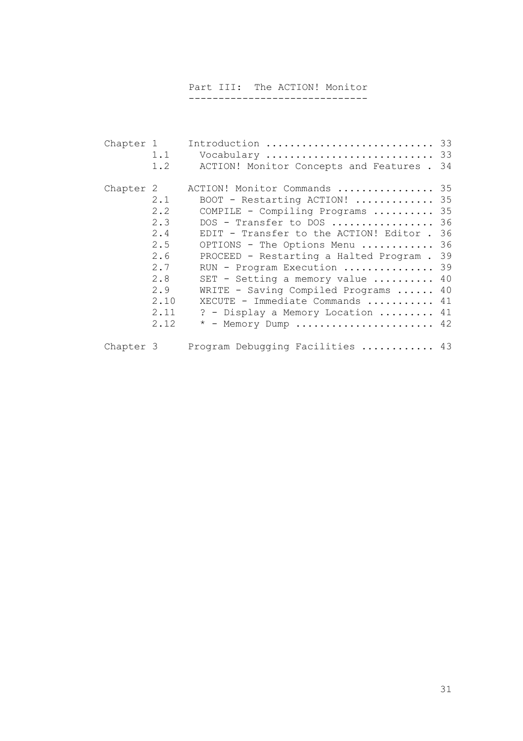# Part III: The ACTION! Monitor

| | | |
|---|---|---|
| Chapter 1 | Introduction | 33 |
| 1.1 | Vocabulary | 33 |
| 1.2 | ACTION! Monitor Concepts and Features | 34 |
| Chapter 2 | ACTION! Monitor Commands | 35 |
| 2.1 | BOOT - Restarting ACTION! | 35 |
| 2.2 | COMPILE - Compiling Programs | 35 |
| 2.3 | DOS - Transfer to DOS | 36 |
| 2.4 | EDIT - Transfer to the ACTION! Editor | 36 |
| 2.5 | OPTIONS - The Options Menu | 36 |
| 2.6 | PROCEED - Restarting a Halted Program | 39 |
| 2.7 | RUN - Program Execution | 39 |
| 2.8 | SET - Setting a memory value | 40 |
| 2.9 | WRITE - Saving Compiled Programs | 40 |
| 2.10 | XECUTE - Immediate Commands | 41 |
| 2.11 | ? - Display a Memory Location | 41 |
| 2.12 | * - Memory Dump | 42 |
| Chapter 3 | Program Debugging Facilities | 43 |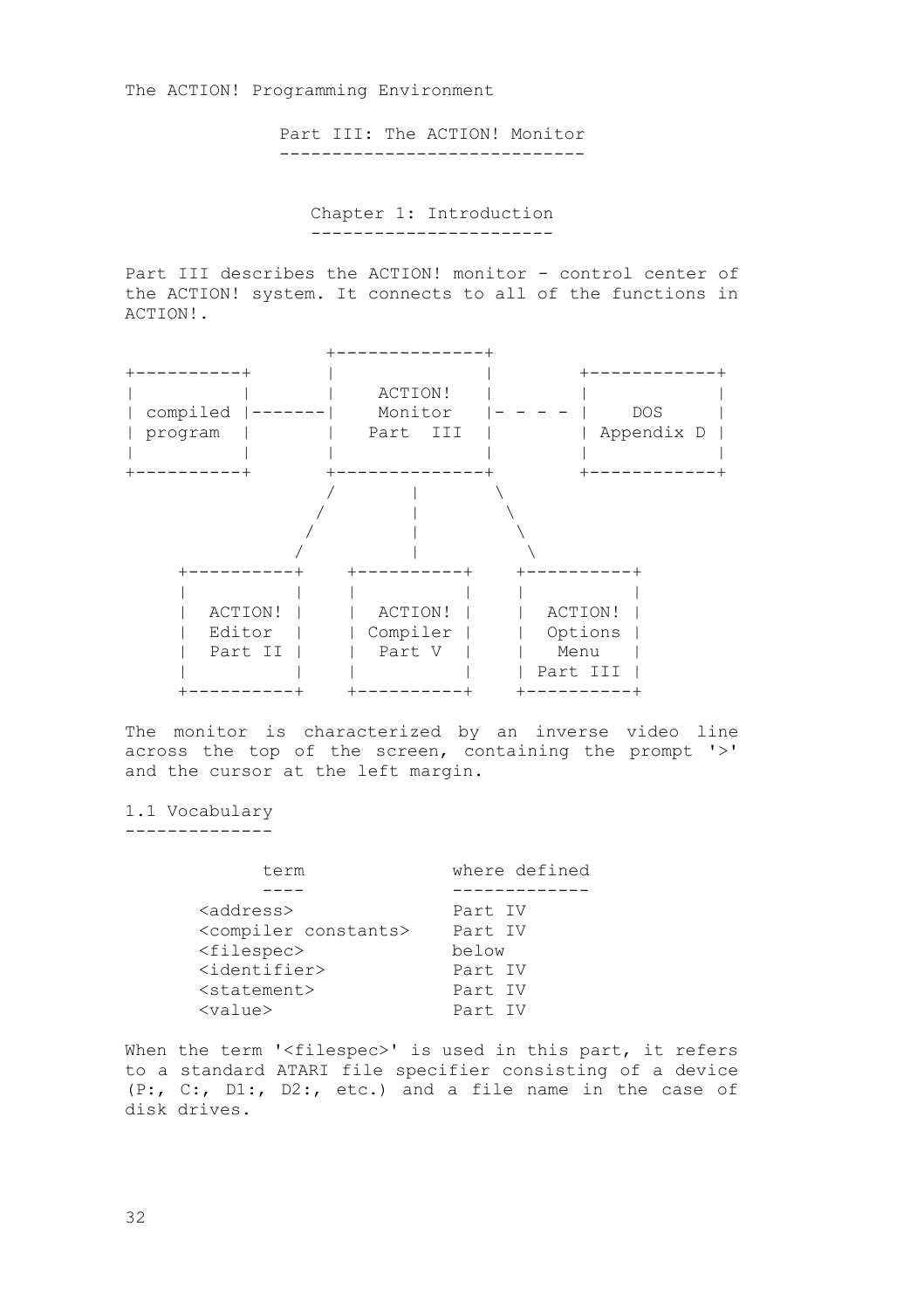The ACTION! Programming Environment

# Part III: The ACTION! Monitor

## Chapter 1: Introduction

Part III describes the ACTION! monitor - control center of the ACTION! system. It connects to all of the functions in ACTION!.

```
                     +--------------+
+----------+         |              |          +------------+
|          |         |   ACTION!    |          |            |
| compiled |---------|   Monitor    |- - - - - |    DOS     |
| program  |         |   Part  III  |          | Appendix D |
|          |         |              |          |            |
+----------+         +--------------+          +------------+
                      /       |       \
                     /        |        \
                    /         |         \
                   /          |          \
     +----------+    +----------+    +----------+
     |          |    |          |    |          |
     |  ACTION! |    |  ACTION! |    |  ACTION! |
     |  Editor  |    | Compiler |    |  Options |
     |  Part II |    |  Part V  |    |   Menu   |
     |          |    |          |    | Part III |
     +----------+    +----------+    +----------+
```

The monitor is characterized by an inverse video line across the top of the screen, containing the prompt '>' and the cursor at the left margin.

### 1.1 Vocabulary

| term | where defined |
|---|---|
| <address> | Part IV |
| <compiler constants> | Part IV |
| <filespec> | below |
| <identifier> | Part IV |
| <statement> | Part IV |
| <value> | Part IV |

When the term '<filespec>' is used in this part, it refers to a standard ATARI file specifier consisting of a device (P:, C:, D1:, D2:, etc.) and a file name in the case of disk drives.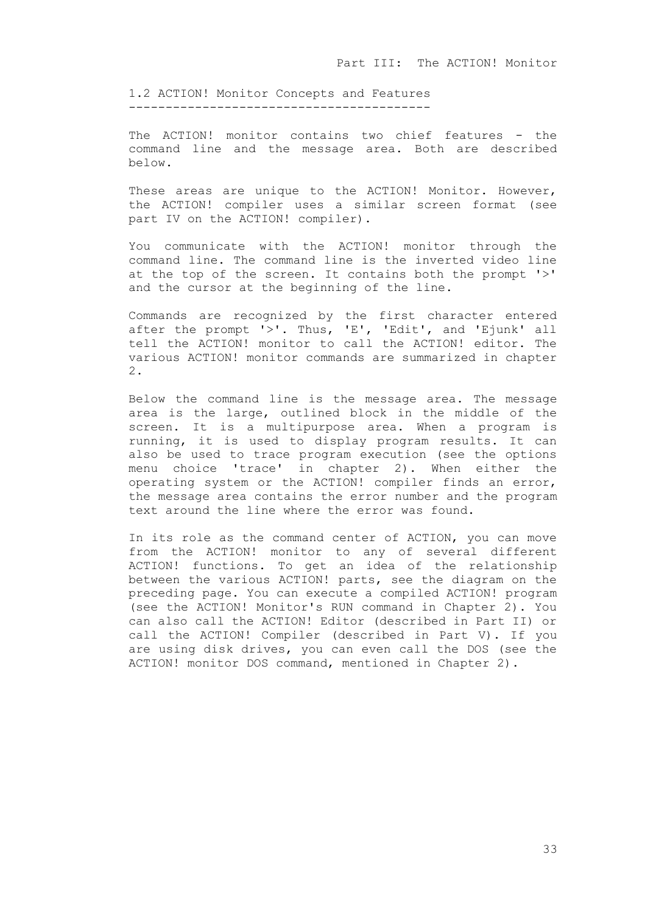## 1.2 ACTION! Monitor Concepts and Features

The ACTION! monitor contains two chief features - the command line and the message area. Both are described below.

These areas are unique to the ACTION! Monitor. However, the ACTION! compiler uses a similar screen format (see part IV on the ACTION! compiler).

You communicate with the ACTION! monitor through the command line. The command line is the inverted video line at the top of the screen. It contains both the prompt '>' and the cursor at the beginning of the line.

Commands are recognized by the first character entered after the prompt '>'. Thus, 'E', 'Edit', and 'Ejunk' all tell the ACTION! monitor to call the ACTION! editor. The various ACTION! monitor commands are summarized in chapter 2.

Below the command line is the message area. The message area is the large, outlined block in the middle of the screen. It is a multipurpose area. When a program is running, it is used to display program results. It can also be used to trace program execution (see the options menu choice 'trace' in chapter 2). When either the operating system or the ACTION! compiler finds an error, the message area contains the error number and the program text around the line where the error was found.

In its role as the command center of ACTION, you can move from the ACTION! monitor to any of several different ACTION! functions. To get an idea of the relationship between the various ACTION! parts, see the diagram on the preceding page. You can execute a compiled ACTION! program (see the ACTION! Monitor's RUN command in Chapter 2). You can also call the ACTION! Editor (described in Part II) or call the ACTION! Compiler (described in Part V). If you are using disk drives, you can even call the DOS (see the ACTION! monitor DOS command, mentioned in Chapter 2).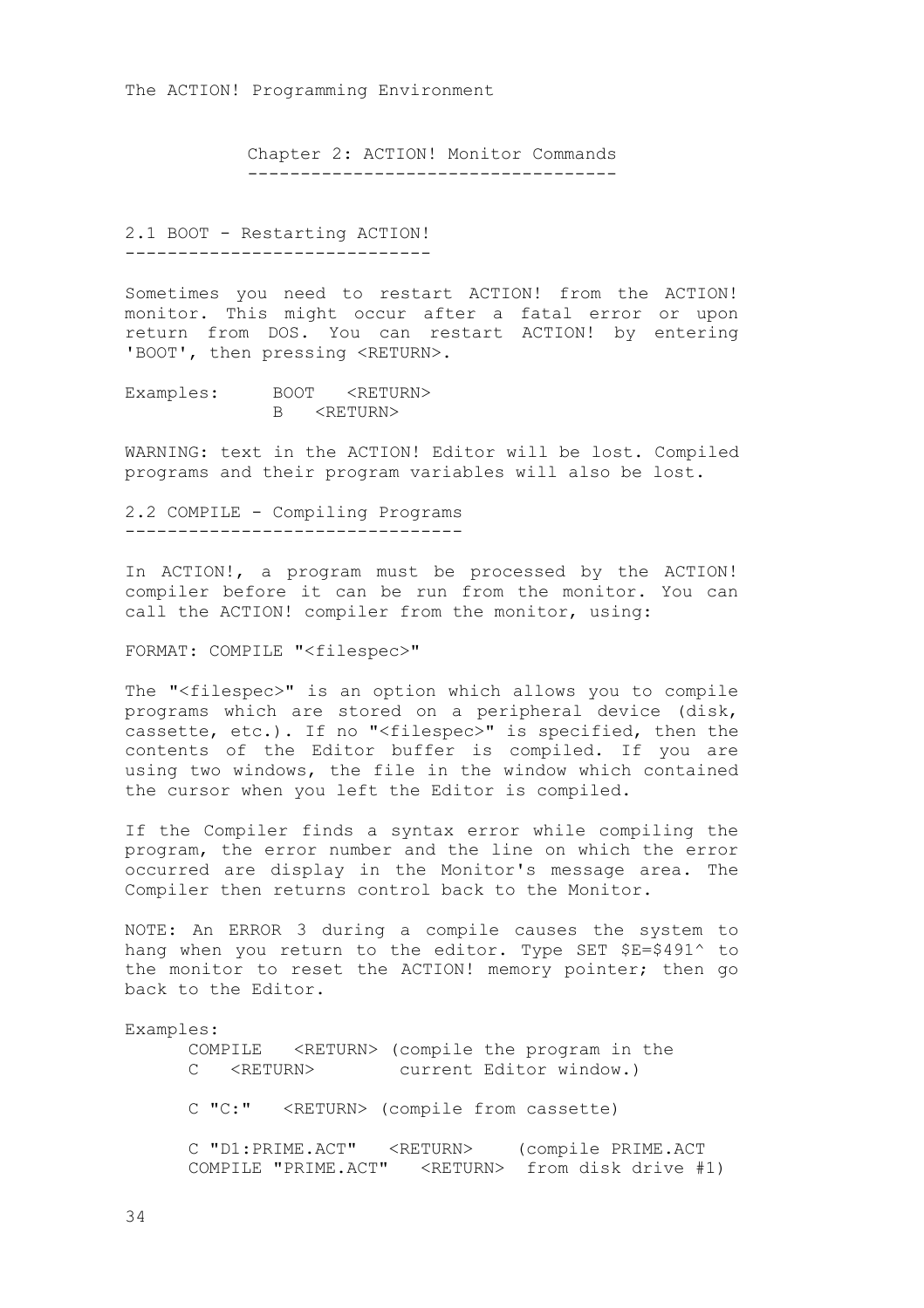## Chapter 2: ACTION! Monitor Commands

### 2.1 BOOT - Restarting ACTION!

Sometimes you need to restart ACTION! from the ACTION! monitor. This might occur after a fatal error or upon return from DOS. You can restart ACTION! by entering 'BOOT', then pressing <RETURN>.

```
Examples:     BOOT   <RETURN>
              B   <RETURN>
```

WARNING: text in the ACTION! Editor will be lost. Compiled programs and their program variables will also be lost.

### 2.2 COMPILE - Compiling Programs

In ACTION!, a program must be processed by the ACTION! compiler before it can be run from the monitor. You can call the ACTION! compiler from the monitor, using:

FORMAT: COMPILE "<filespec>"

The "<filespec>" is an option which allows you to compile programs which are stored on a peripheral device (disk, cassette, etc.). If no "<filespec>" is specified, then the contents of the Editor buffer is compiled. If you are using two windows, the file in the window which contained the cursor when you left the Editor is compiled.

If the Compiler finds a syntax error while compiling the program, the error number and the line on which the error occurred are display in the Monitor's message area. The Compiler then returns control back to the Monitor.

NOTE: An ERROR 3 during a compile causes the system to hang when you return to the editor. Type SET $E=$491^ to the monitor to reset the ACTION! memory pointer; then go back to the Editor.

Examples:

```
COMPILE   <RETURN> (compile the program in the
C   <RETURN>        current Editor window.)

C "C:"   <RETURN> (compile from cassette)

C "D1:PRIME.ACT"   <RETURN>    (compile PRIME.ACT
COMPILE "PRIME.ACT"   <RETURN>  from disk drive #1)
```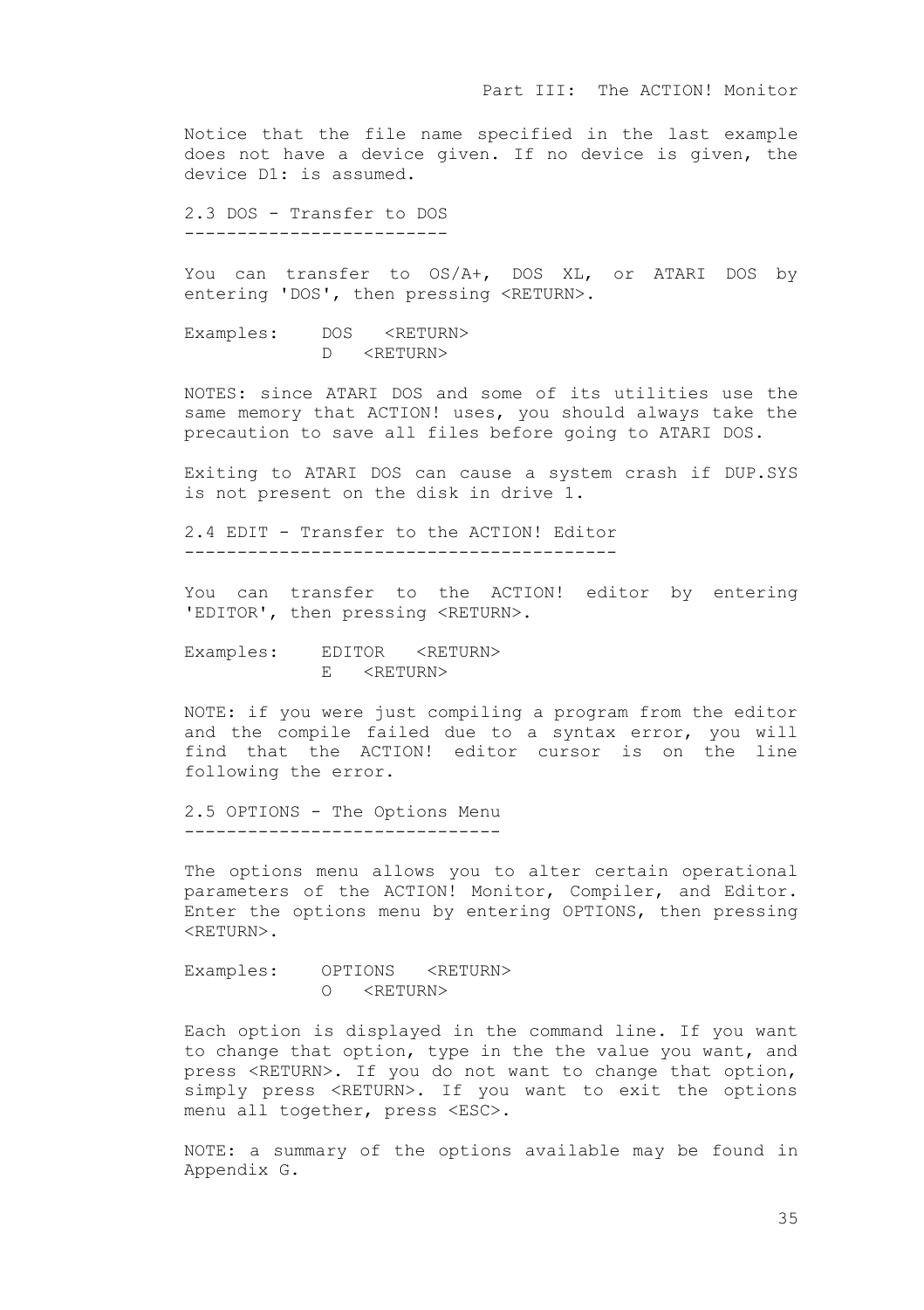Notice that the file name specified in the last example does not have a device given. If no device is given, the device D1: is assumed.

## 2.3 DOS - Transfer to DOS

You can transfer to OS/A+, DOS XL, or ATARI DOS by entering 'DOS', then pressing <RETURN>.

```
Examples:    DOS   <RETURN>
             D   <RETURN>
```

NOTES: since ATARI DOS and some of its utilities use the same memory that ACTION! uses, you should always take the precaution to save all files before going to ATARI DOS.

Exiting to ATARI DOS can cause a system crash if DUP.SYS is not present on the disk in drive 1.

## 2.4 EDIT - Transfer to the ACTION! Editor

You can transfer to the ACTION! editor by entering 'EDITOR', then pressing <RETURN>.

```
Examples:    EDITOR   <RETURN>
             E   <RETURN>
```

NOTE: if you were just compiling a program from the editor and the compile failed due to a syntax error, you will find that the ACTION! editor cursor is on the line following the error.

## 2.5 OPTIONS - The Options Menu

The options menu allows you to alter certain operational parameters of the ACTION! Monitor, Compiler, and Editor. Enter the options menu by entering OPTIONS, then pressing <RETURN>.

```
Examples:    OPTIONS   <RETURN>
             O   <RETURN>
```

Each option is displayed in the command line. If you want to change that option, type in the the value you want, and press <RETURN>. If you do not want to change that option, simply press <RETURN>. If you want to exit the options menu all together, press <ESC>.

NOTE: a summary of the options available may be found in Appendix G.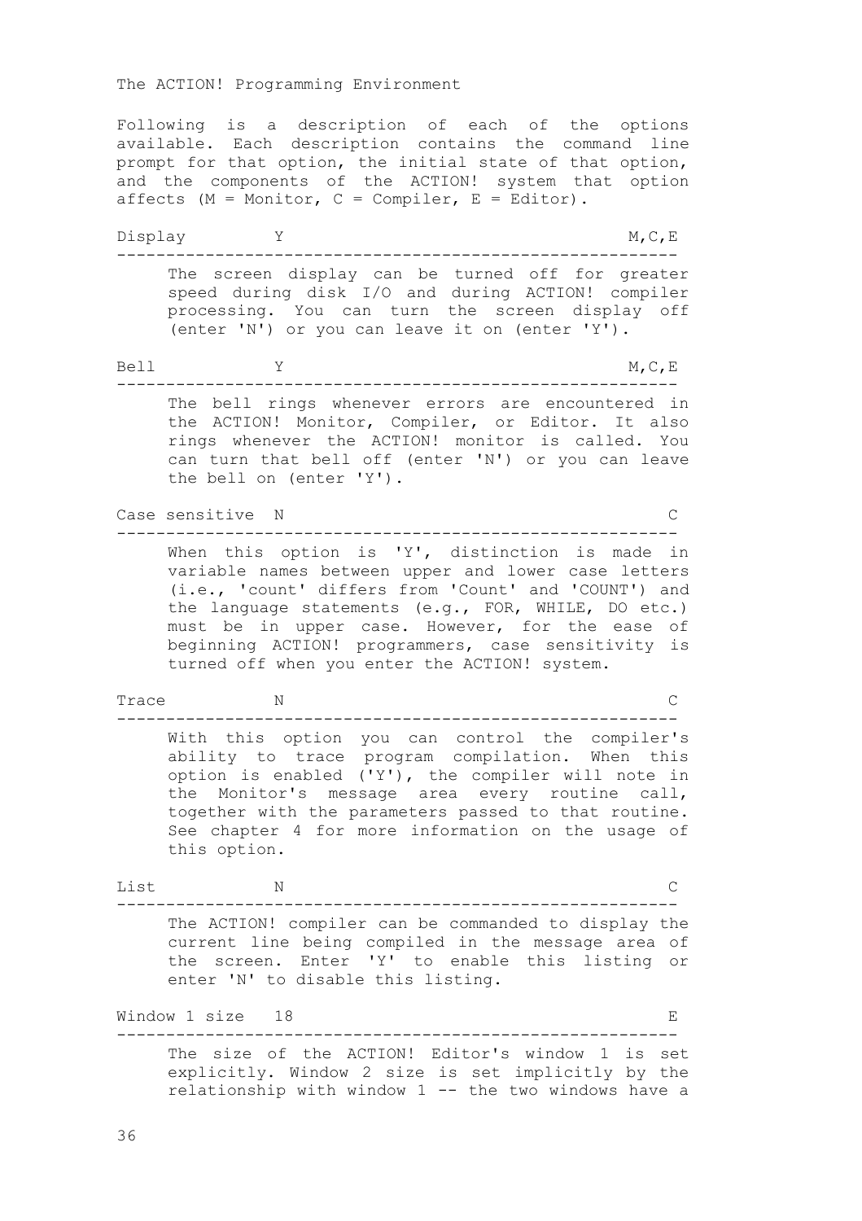The ACTION! Programming Environment

Following is a description of each of the options available. Each description contains the command line prompt for that option, the initial state of that option, and the components of the ACTION! system that option affects (M = Monitor, C = Compiler, E = Editor).

**Display Y M,C,E**

---

The screen display can be turned off for greater speed during disk I/O and during ACTION! compiler processing. You can turn the screen display off (enter 'N') or you can leave it on (enter 'Y').

**Bell Y M,C,E**

---

The bell rings whenever errors are encountered in the ACTION! Monitor, Compiler, or Editor. It also rings whenever the ACTION! monitor is called. You can turn that bell off (enter 'N') or you can leave the bell on (enter 'Y').

**Case sensitive N C**

---

When this option is 'Y', distinction is made in variable names between upper and lower case letters (i.e., 'count' differs from 'Count' and 'COUNT') and the language statements (e.g., FOR, WHILE, DO etc.) must be in upper case. However, for the ease of beginning ACTION! programmers, case sensitivity is turned off when you enter the ACTION! system.

**Trace N C**

---

With this option you can control the compiler's ability to trace program compilation. When this option is enabled ('Y'), the compiler will note in the Monitor's message area every routine call, together with the parameters passed to that routine. See chapter 4 for more information on the usage of this option.

**List N C**

---

The ACTION! compiler can be commanded to display the current line being compiled in the message area of the screen. Enter 'Y' to enable this listing or enter 'N' to disable this listing.

**Window 1 size 18 E**

---

The size of the ACTION! Editor's window 1 is set explicitly. Window 2 size is set implicitly by the relationship with window 1 -- the two windows have a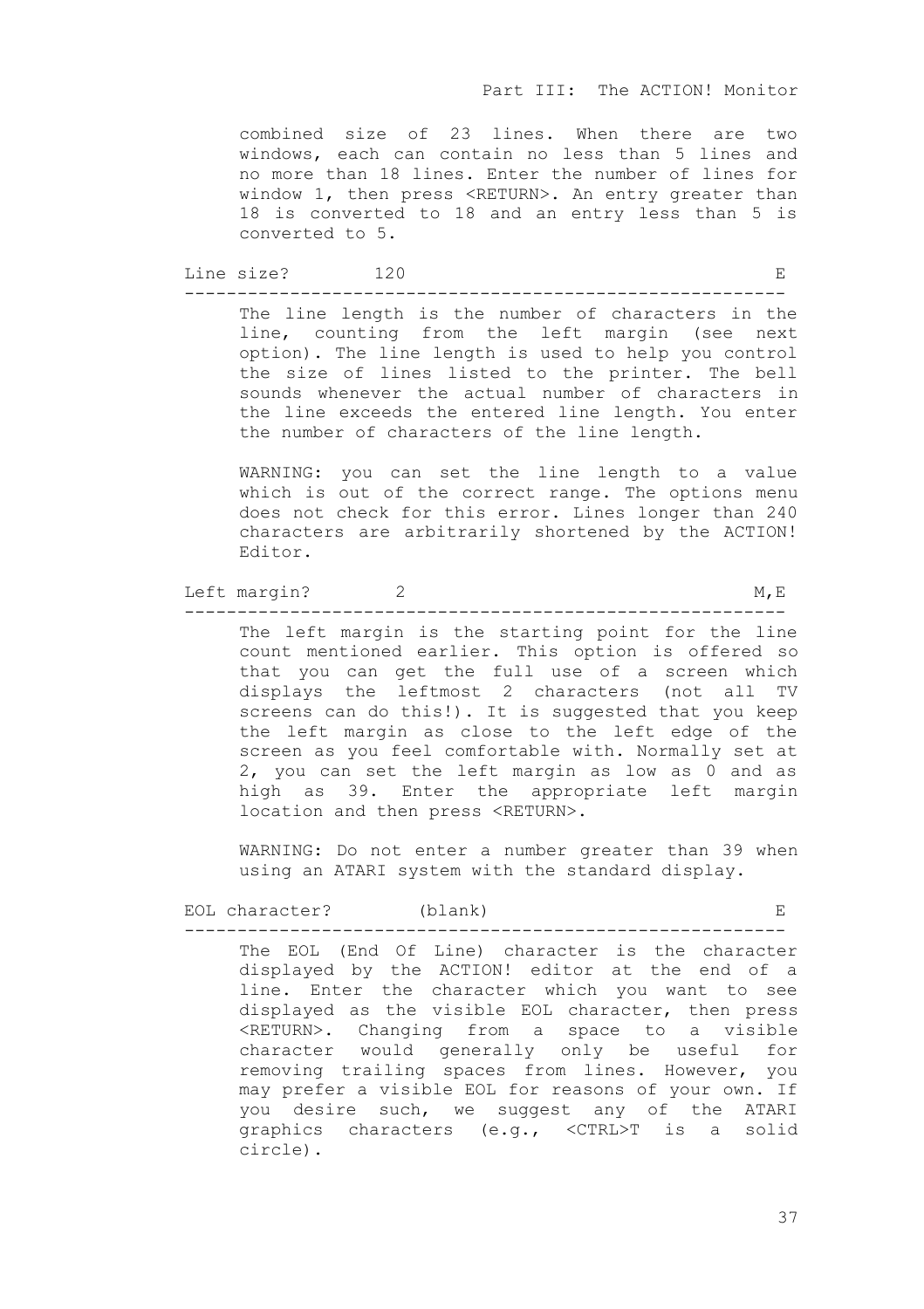combined size of 23 lines. When there are two windows, each can contain no less than 5 lines and no more than 18 lines. Enter the number of lines for window 1, then press <RETURN>. An entry greater than 18 is converted to 18 and an entry less than 5 is converted to 5.

Line size?        120                                    E
---------------------------------------------------------

The line length is the number of characters in the line, counting from the left margin (see next option). The line length is used to help you control the size of lines listed to the printer. The bell sounds whenever the actual number of characters in the line exceeds the entered line length. You enter the number of characters of the line length.

WARNING: you can set the line length to a value which is out of the correct range. The options menu does not check for this error. Lines longer than 240 characters are arbitrarily shortened by the ACTION! Editor.

Left margin?        2                                  M,E
---------------------------------------------------------

The left margin is the starting point for the line count mentioned earlier. This option is offered so that you can get the full use of a screen which displays the leftmost 2 characters (not all TV screens can do this!). It is suggested that you keep the left margin as close to the left edge of the screen as you feel comfortable with. Normally set at 2, you can set the left margin as low as 0 and as high as 39. Enter the appropriate left margin location and then press <RETURN>.

WARNING: Do not enter a number greater than 39 when using an ATARI system with the standard display.

EOL character?        (blank)                            E
---------------------------------------------------------

The EOL (End Of Line) character is the character displayed by the ACTION! editor at the end of a line. Enter the character which you want to see displayed as the visible EOL character, then press <RETURN>. Changing from a space to a visible character would generally only be useful for removing trailing spaces from lines. However, you may prefer a visible EOL for reasons of your own. If you desire such, we suggest any of the ATARI graphics characters (e.g., <CTRL>T is a solid circle).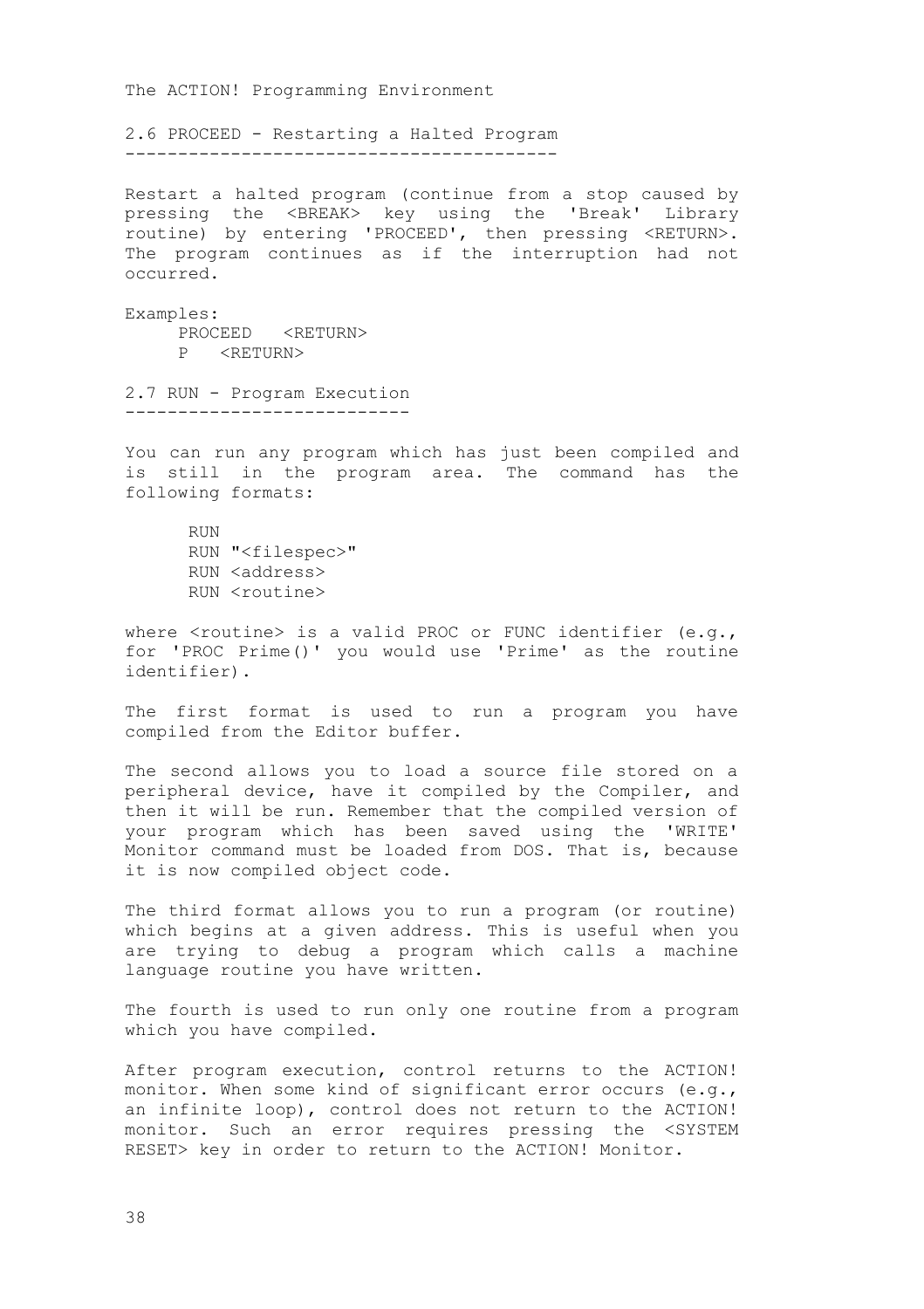## 2.6 PROCEED - Restarting a Halted Program

Restart a halted program (continue from a stop caused by pressing the <BREAK> key using the 'Break' Library routine) by entering 'PROCEED', then pressing <RETURN>. The program continues as if the interruption had not occurred.

Examples:

```
PROCEED   <RETURN>
P   <RETURN>
```

## 2.7 RUN - Program Execution

You can run any program which has just been compiled and is still in the program area. The command has the following formats:

```
RUN
RUN "<filespec>"
RUN <address>
RUN <routine>
```

where <routine> is a valid PROC or FUNC identifier (e.g., for 'PROC Prime()' you would use 'Prime' as the routine identifier).

The first format is used to run a program you have compiled from the Editor buffer.

The second allows you to load a source file stored on a peripheral device, have it compiled by the Compiler, and then it will be run. Remember that the compiled version of your program which has been saved using the 'WRITE' Monitor command must be loaded from DOS. That is, because it is now compiled object code.

The third format allows you to run a program (or routine) which begins at a given address. This is useful when you are trying to debug a program which calls a machine language routine you have written.

The fourth is used to run only one routine from a program which you have compiled.

After program execution, control returns to the ACTION! monitor. When some kind of significant error occurs (e.g., an infinite loop), control does not return to the ACTION! monitor. Such an error requires pressing the <SYSTEM RESET> key in order to return to the ACTION! Monitor.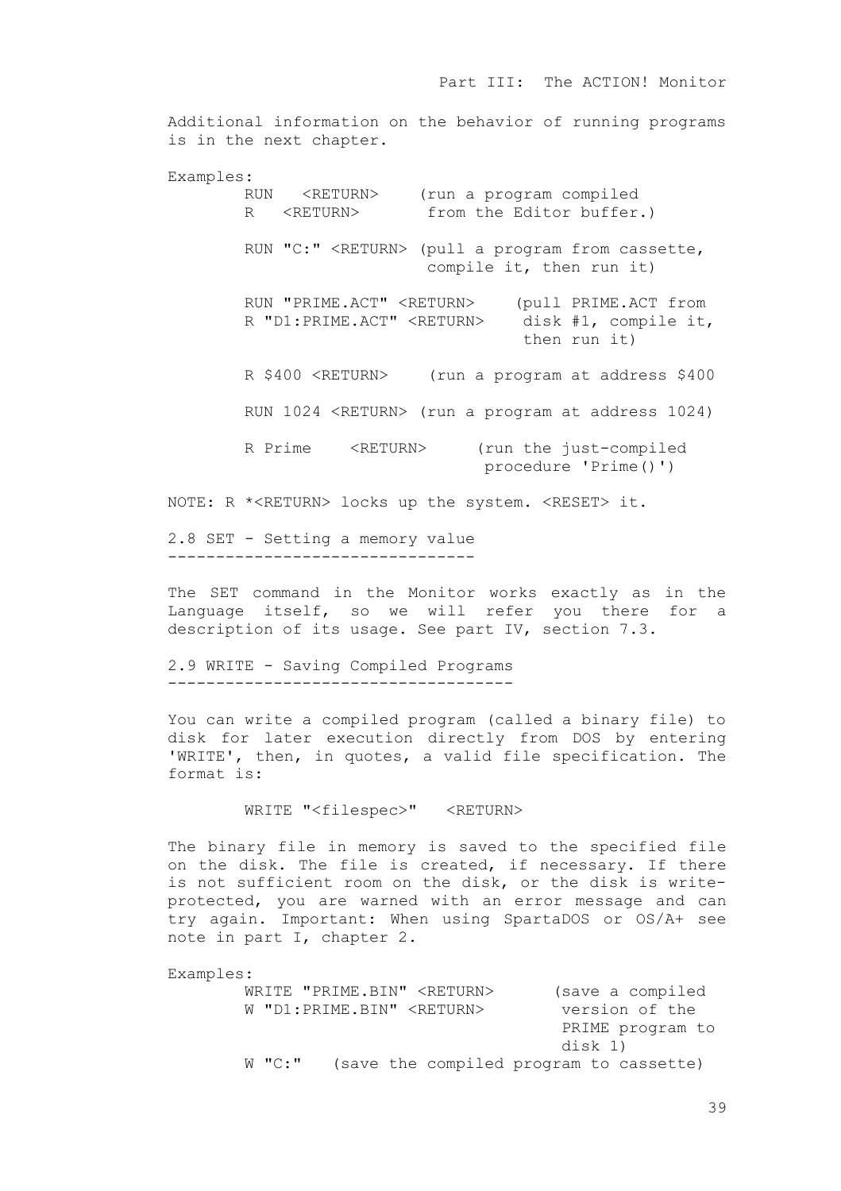Additional information on the behavior of running programs is in the next chapter.

Examples:

```
        RUN   <RETURN>    (run a program compiled
        R   <RETURN>       from the Editor buffer.)

        RUN "C:" <RETURN> (pull a program from cassette,
                           compile it, then run it)

        RUN "PRIME.ACT" <RETURN>    (pull PRIME.ACT from
        R "D1:PRIME.ACT" <RETURN>    disk #1, compile it,
                                     then run it)

        R $400 <RETURN>    (run a program at address $400

        RUN 1024 <RETURN> (run a program at address 1024)

        R Prime    <RETURN>     (run the just-compiled
                                 procedure 'Prime()')
```

NOTE: R *<RETURN> locks up the system. <RESET> it.

## 2.8 SET - Setting a memory value

The SET command in the Monitor works exactly as in the Language itself, so we will refer you there for a description of its usage. See part IV, section 7.3.

## 2.9 WRITE - Saving Compiled Programs

You can write a compiled program (called a binary file) to disk for later execution directly from DOS by entering 'WRITE', then, in quotes, a valid file specification. The format is:

```
        WRITE "<filespec>"   <RETURN>
```

The binary file in memory is saved to the specified file on the disk. The file is created, if necessary. If there is not sufficient room on the disk, or the disk is write-protected, you are warned with an error message and can try again. Important: When using SpartaDOS or OS/A+ see note in part I, chapter 2.

Examples:

```
        WRITE "PRIME.BIN" <RETURN>      (save a compiled
        W "D1:PRIME.BIN" <RETURN>        version of the
                                         PRIME program to
                                         disk 1)
        W "C:"   (save the compiled program to cassette)
```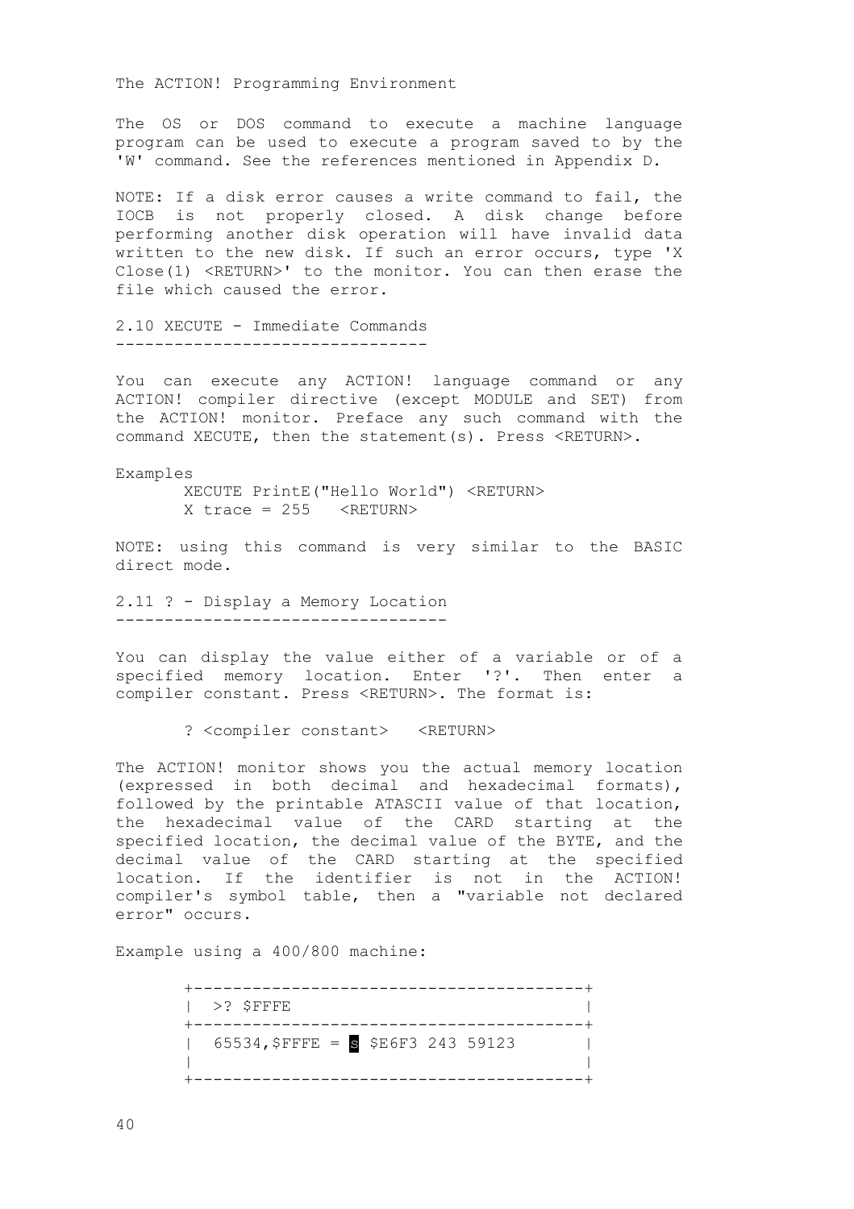The OS or DOS command to execute a machine language program can be used to execute a program saved to by the 'W' command. See the references mentioned in Appendix D.

NOTE: If a disk error causes a write command to fail, the IOCB is not properly closed. A disk change before performing another disk operation will have invalid data written to the new disk. If such an error occurs, type 'X Close(1) <RETURN>' to the monitor. You can then erase the file which caused the error.

## 2.10 XECUTE - Immediate Commands

You can execute any ACTION! language command or any ACTION! compiler directive (except MODULE and SET) from the ACTION! monitor. Preface any such command with the command XECUTE, then the statement(s). Press <RETURN>.

Examples

```
XECUTE PrintE("Hello World") <RETURN>
X trace = 255   <RETURN>
```

NOTE: using this command is very similar to the BASIC direct mode.

## 2.11 ? - Display a Memory Location

You can display the value either of a variable or of a specified memory location. Enter '?'. Then enter a compiler constant. Press <RETURN>. The format is:

```
? <compiler constant>   <RETURN>
```

The ACTION! monitor shows you the actual memory location (expressed in both decimal and hexadecimal formats), followed by the printable ATASCII value of that location, the hexadecimal value of the CARD starting at the specified location, the decimal value of the BYTE, and the decimal value of the CARD starting at the specified location. If the identifier is not in the ACTION! compiler's symbol table, then a "variable not declared error" occurs.

Example using a 400/800 machine:

```
+----------------------------------------+
| >? $FFFE                               |
+----------------------------------------+
| 65534,$FFFE = s $E6F3 243 59123        |
|                                        |
+----------------------------------------+
```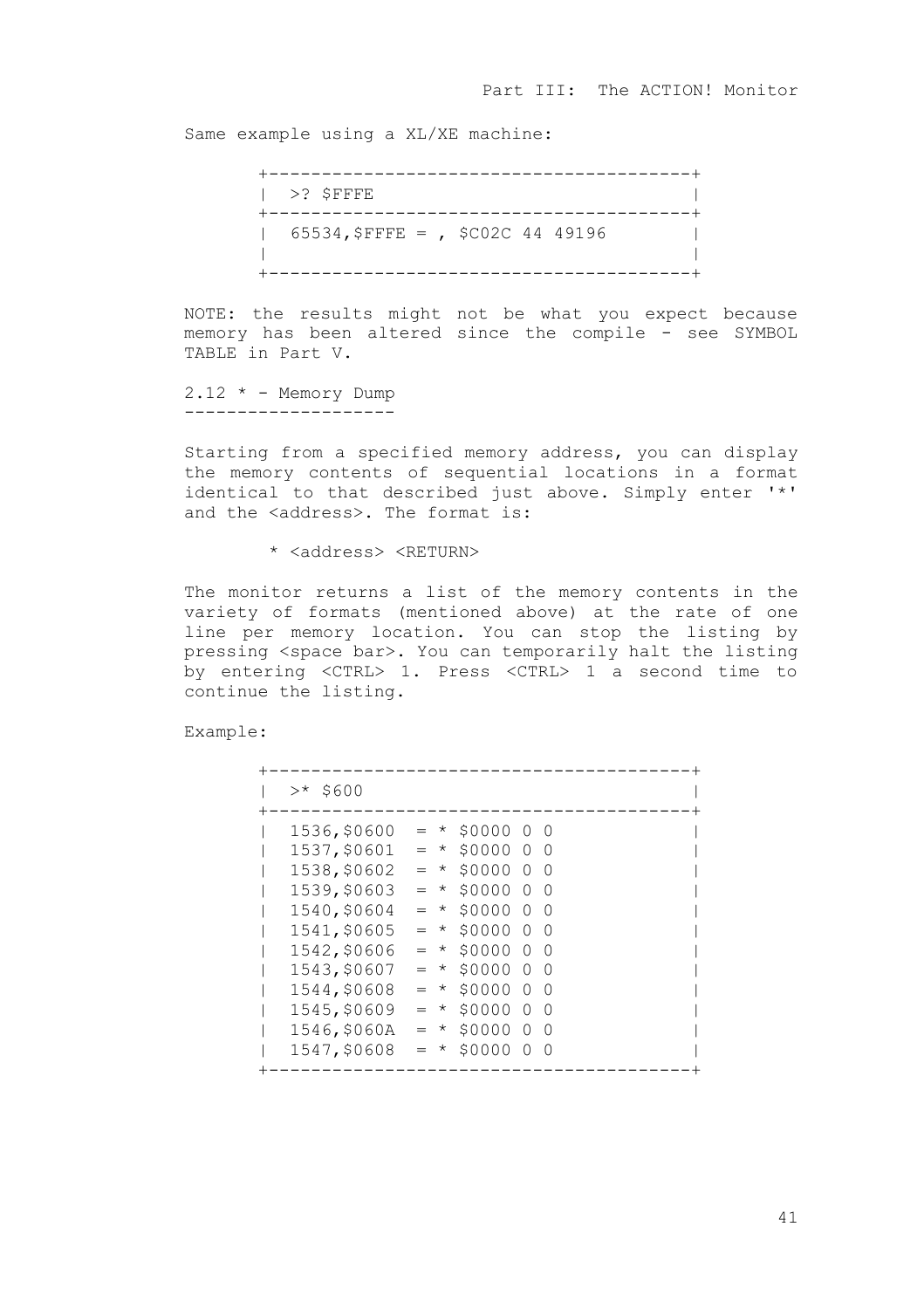Same example using a XL/XE machine:

```
+----------------------------------------+
|  >? $FFFE                              |
+----------------------------------------+
|  65534,$FFFE = , $C02C 44 49196        |
|                                        |
+----------------------------------------+
```

NOTE: the results might not be what you expect because memory has been altered since the compile - see SYMBOL TABLE in Part V.

## 2.12 * - Memory Dump

Starting from a specified memory address, you can display the memory contents of sequential locations in a format identical to that described just above. Simply enter '*' and the <address>. The format is:

```
* <address> <RETURN>
```

The monitor returns a list of the memory contents in the variety of formats (mentioned above) at the rate of one line per memory location. You can stop the listing by pressing <space bar>. You can temporarily halt the listing by entering <CTRL> 1. Press <CTRL> 1 a second time to continue the listing.

Example:

```
+----------------------------------------+
|  >* $600                               |
+----------------------------------------+
|  1536,$0600  = * $0000 0 0             |
|  1537,$0601  = * $0000 0 0             |
|  1538,$0602  = * $0000 0 0             |
|  1539,$0603  = * $0000 0 0             |
|  1540,$0604  = * $0000 0 0             |
|  1541,$0605  = * $0000 0 0             |
|  1542,$0606  = * $0000 0 0             |
|  1543,$0607  = * $0000 0 0             |
|  1544,$0608  = * $0000 0 0             |
|  1545,$0609  = * $0000 0 0             |
|  1546,$060A  = * $0000 0 0             |
|  1547,$0608  = * $0000 0 0             |
+----------------------------------------+
```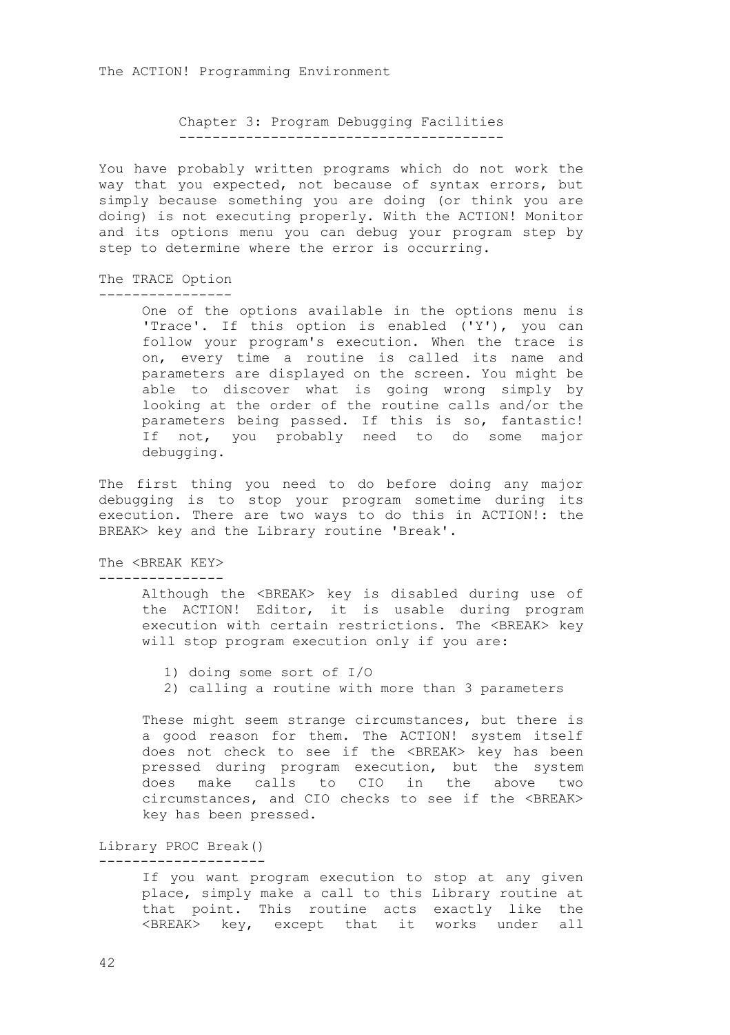## Chapter 3: Program Debugging Facilities

You have probably written programs which do not work the way that you expected, not because of syntax errors, but simply because something you are doing (or think you are doing) is not executing properly. With the ACTION! Monitor and its options menu you can debug your program step by step to determine where the error is occurring.

### The TRACE Option

One of the options available in the options menu is 'Trace'. If this option is enabled ('Y'), you can follow your program's execution. When the trace is on, every time a routine is called its name and parameters are displayed on the screen. You might be able to discover what is going wrong simply by looking at the order of the routine calls and/or the parameters being passed. If this is so, fantastic! If not, you probably need to do some major debugging.

The first thing you need to do before doing any major debugging is to stop your program sometime during its execution. There are two ways to do this in ACTION!: the BREAK> key and the Library routine 'Break'.

### The <BREAK KEY>

Although the <BREAK> key is disabled during use of the ACTION! Editor, it is usable during program execution with certain restrictions. The <BREAK> key will stop program execution only if you are:

1) doing some sort of I/O
2) calling a routine with more than 3 parameters

These might seem strange circumstances, but there is a good reason for them. The ACTION! system itself does not check to see if the <BREAK> key has been pressed during program execution, but the system does make calls to CIO in the above two circumstances, and CIO checks to see if the <BREAK> key has been pressed.

### Library PROC Break()

If you want program execution to stop at any given place, simply make a call to this Library routine at that point. This routine acts exactly like the <BREAK> key, except that it works under all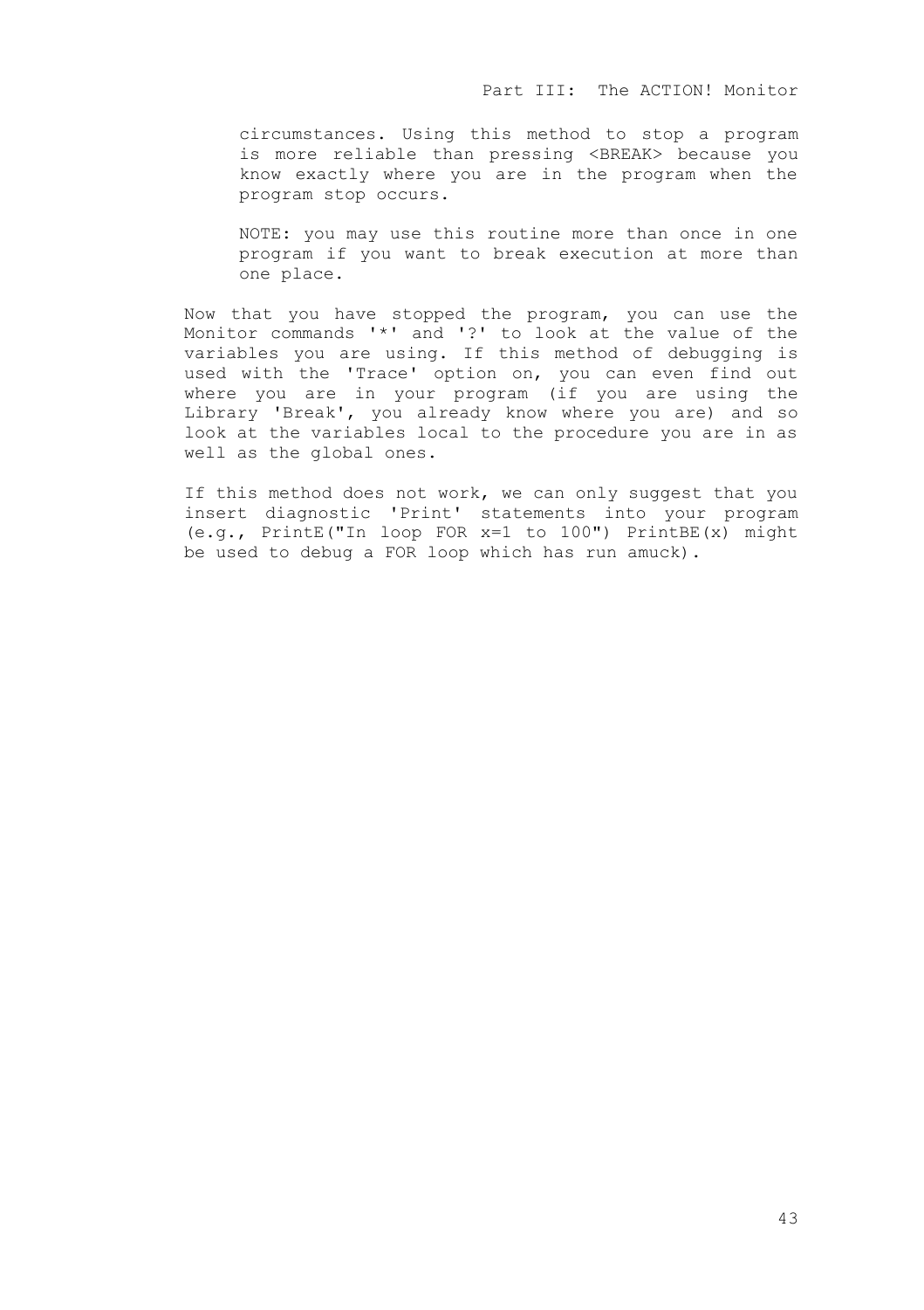circumstances. Using this method to stop a program is more reliable than pressing <BREAK> because you know exactly where you are in the program when the program stop occurs.

NOTE: you may use this routine more than once in one program if you want to break execution at more than one place.

Now that you have stopped the program, you can use the Monitor commands '*' and '?' to look at the value of the variables you are using. If this method of debugging is used with the 'Trace' option on, you can even find out where you are in your program (if you are using the Library 'Break', you already know where you are) and so look at the variables local to the procedure you are in as well as the global ones.

If this method does not work, we can only suggest that you insert diagnostic 'Print' statements into your program (e.g., PrintE("In loop FOR x=1 to 100") PrintBE(x) might be used to debug a FOR loop which has run amuck).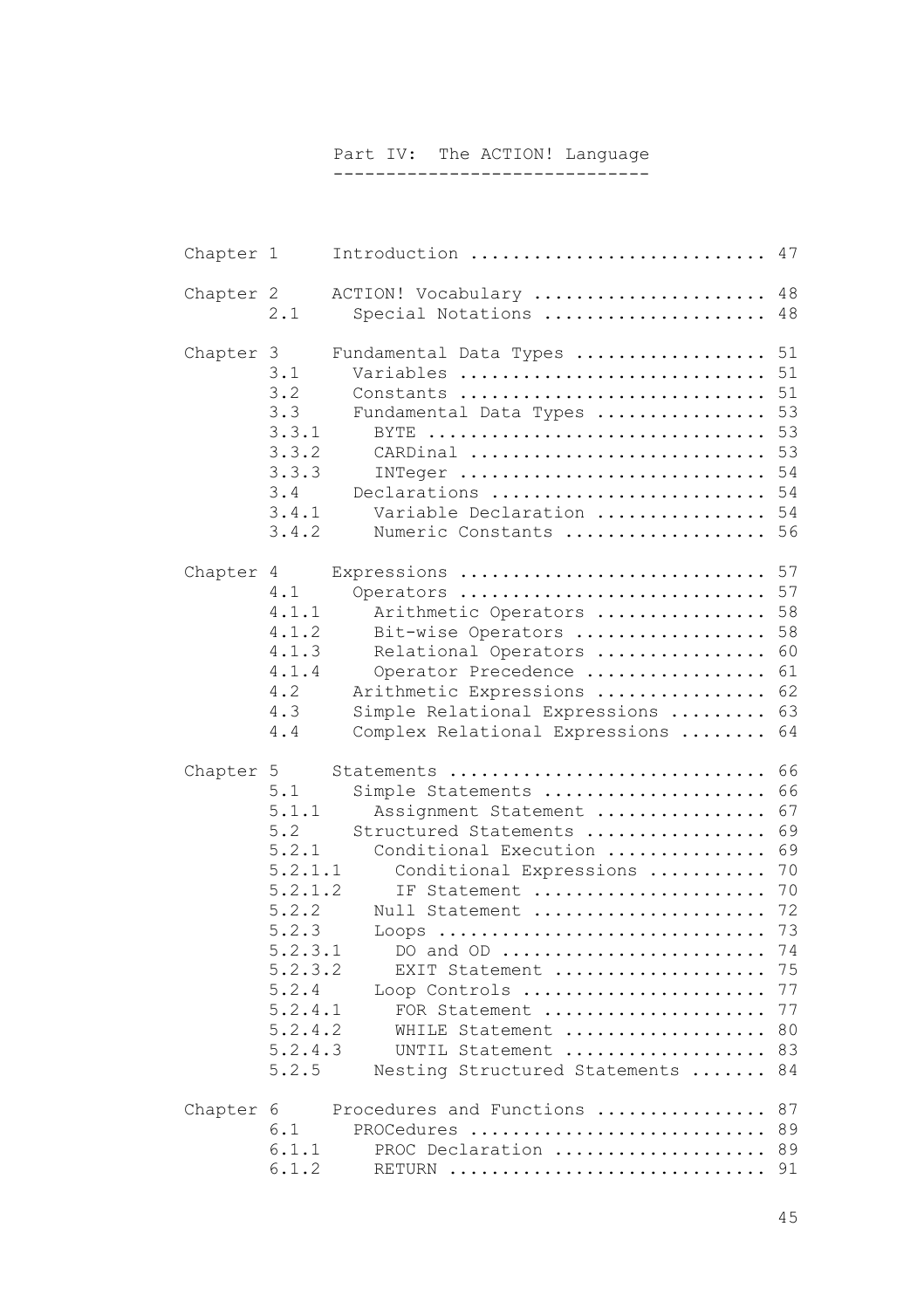## Part IV: The ACTION! Language

| | | | |
|---|---|---|---|
| Chapter 1 | | Introduction | 47 |
| Chapter 2 | | ACTION! Vocabulary | 48 |
| | 2.1 | Special Notations | 48 |
| Chapter 3 | | Fundamental Data Types | 51 |
| | 3.1 | Variables | 51 |
| | 3.2 | Constants | 51 |
| | 3.3 | Fundamental Data Types | 53 |
| | 3.3.1 | BYTE | 53 |
| | 3.3.2 | CARDinal | 53 |
| | 3.3.3 | INTeger | 54 |
| | 3.4 | Declarations | 54 |
| | 3.4.1 | Variable Declaration | 54 |
| | 3.4.2 | Numeric Constants | 56 |
| Chapter 4 | | Expressions | 57 |
| | 4.1 | Operators | 57 |
| | 4.1.1 | Arithmetic Operators | 58 |
| | 4.1.2 | Bit-wise Operators | 58 |
| | 4.1.3 | Relational Operators | 60 |
| | 4.1.4 | Operator Precedence | 61 |
| | 4.2 | Arithmetic Expressions | 62 |
| | 4.3 | Simple Relational Expressions | 63 |
| | 4.4 | Complex Relational Expressions | 64 |
| Chapter 5 | | Statements | 66 |
| | 5.1 | Simple Statements | 66 |
| | 5.1.1 | Assignment Statement | 67 |
| | 5.2 | Structured Statements | 69 |
| | 5.2.1 | Conditional Execution | 69 |
| | 5.2.1.1 | Conditional Expressions | 70 |
| | 5.2.1.2 | IF Statement | 70 |
| | 5.2.2 | Null Statement | 72 |
| | 5.2.3 | Loops | 73 |
| | 5.2.3.1 | DO and OD | 74 |
| | 5.2.3.2 | EXIT Statement | 75 |
| | 5.2.4 | Loop Controls | 77 |
| | 5.2.4.1 | FOR Statement | 77 |
| | 5.2.4.2 | WHILE Statement | 80 |
| | 5.2.4.3 | UNTIL Statement | 83 |
| | 5.2.5 | Nesting Structured Statements | 84 |
| Chapter 6 | | Procedures and Functions | 87 |
| | 6.1 | PROCedures | 89 |
| | 6.1.1 | PROC Declaration | 89 |
| | 6.1.2 | RETURN | 91 |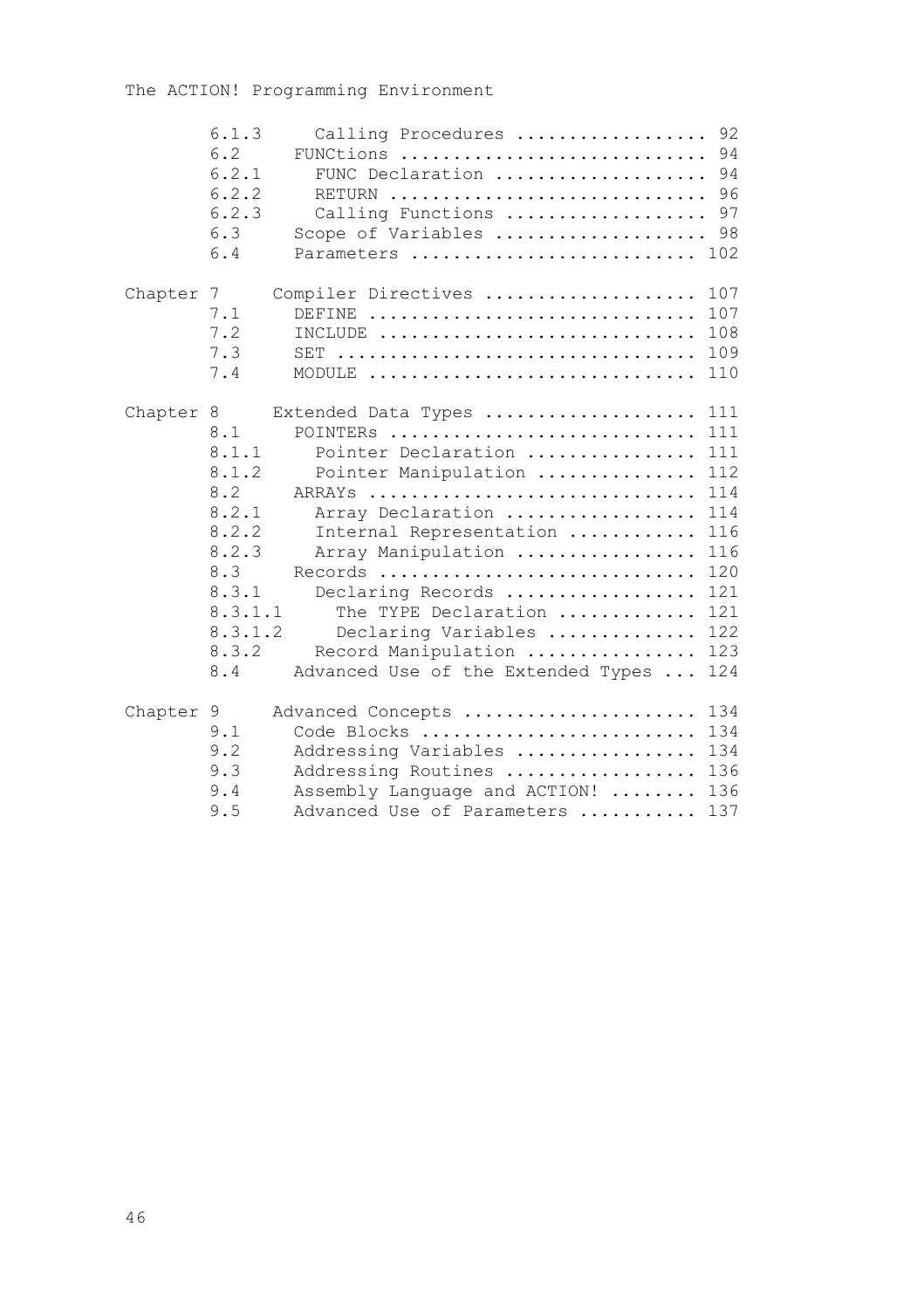| | | |
|---|---|---|
| 6.1.3 | Calling Procedures | 92 |
| 6.2 | FUNCtions | 94 |
| 6.2.1 | FUNC Declaration | 94 |
| 6.2.2 | RETURN | 96 |
| 6.2.3 | Calling Functions | 97 |
| 6.3 | Scope of Variables | 98 |
| 6.4 | Parameters | 102 |
| Chapter 7 | Compiler Directives | 107 |
| 7.1 | DEFINE | 107 |
| 7.2 | INCLUDE | 108 |
| 7.3 | SET | 109 |
| 7.4 | MODULE | 110 |
| Chapter 8 | Extended Data Types | 111 |
| 8.1 | POINTERs | 111 |
| 8.1.1 | Pointer Declaration | 111 |
| 8.1.2 | Pointer Manipulation | 112 |
| 8.2 | ARRAYs | 114 |
| 8.2.1 | Array Declaration | 114 |
| 8.2.2 | Internal Representation | 116 |
| 8.2.3 | Array Manipulation | 116 |
| 8.3 | Records | 120 |
| 8.3.1 | Declaring Records | 121 |
| 8.3.1.1 | The TYPE Declaration | 121 |
| 8.3.1.2 | Declaring Variables | 122 |
| 8.3.2 | Record Manipulation | 123 |
| 8.4 | Advanced Use of the Extended Types | 124 |
| Chapter 9 | Advanced Concepts | 134 |
| 9.1 | Code Blocks | 134 |
| 9.2 | Addressing Variables | 134 |
| 9.3 | Addressing Routines | 136 |
| 9.4 | Assembly Language and ACTION! | 136 |
| 9.5 | Advanced Use of Parameters | 137 |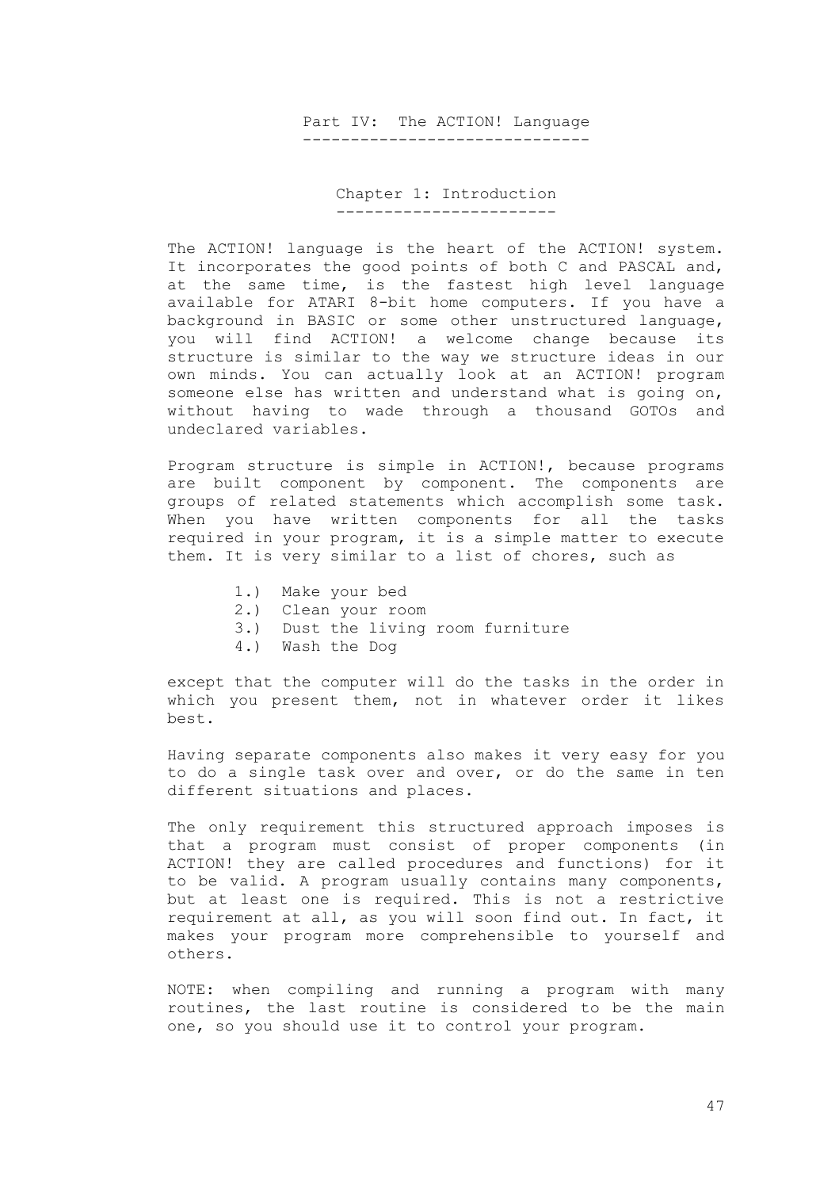# Part IV: The ACTION! Language

## Chapter 1: Introduction

The ACTION! language is the heart of the ACTION! system. It incorporates the good points of both C and PASCAL and, at the same time, is the fastest high level language available for ATARI 8-bit home computers. If you have a background in BASIC or some other unstructured language, you will find ACTION! a welcome change because its structure is similar to the way we structure ideas in our own minds. You can actually look at an ACTION! program someone else has written and understand what is going on, without having to wade through a thousand GOTOs and undeclared variables.

Program structure is simple in ACTION!, because programs are built component by component. The components are groups of related statements which accomplish some task. When you have written components for all the tasks required in your program, it is a simple matter to execute them. It is very similar to a list of chores, such as

1.) Make your bed
2.) Clean your room
3.) Dust the living room furniture
4.) Wash the Dog

except that the computer will do the tasks in the order in which you present them, not in whatever order it likes best.

Having separate components also makes it very easy for you to do a single task over and over, or do the same in ten different situations and places.

The only requirement this structured approach imposes is that a program must consist of proper components (in ACTION! they are called procedures and functions) for it to be valid. A program usually contains many components, but at least one is required. This is not a restrictive requirement at all, as you will soon find out. In fact, it makes your program more comprehensible to yourself and others.

NOTE: when compiling and running a program with many routines, the last routine is considered to be the main one, so you should use it to control your program.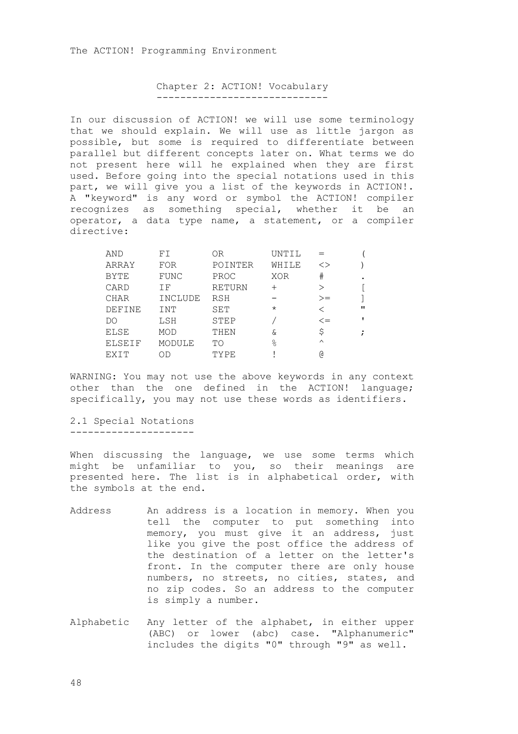## Chapter 2: ACTION! Vocabulary

In our discussion of ACTION! we will use some terminology that we should explain. We will use as little jargon as possible, but some is required to differentiate between parallel but different concepts later on. What terms we do not present here will he explained when they are first used. Before going into the special notations used in this part, we will give you a list of the keywords in ACTION!. A "keyword" is any word or symbol the ACTION! compiler recognizes as something special, whether it be an operator, a data type name, a statement, or a compiler directive:

| | | | | | |
|---|---|---|---|---|---|
| AND | FI | OR | UNTIL | = | ( |
| ARRAY | FOR | POINTER | WHILE | <> | ) |
| BYTE | FUNC | PROC | XOR | # | . |
| CARD | IF | RETURN | + | > | [ |
| CHAR | INCLUDE | RSH | - | >= | ] |
| DEFINE | INT | SET | * | < | " |
| DO | LSH | STEP | / | <= | ' |
| ELSE | MOD | THEN | & | $ | ; |
| ELSEIF | MODULE | TO | % | ^ | |
| EXIT | OD | TYPE | ! | @ | |

WARNING: You may not use the above keywords in any context other than the one defined in the ACTION! language; specifically, you may not use these words as identifiers.

### 2.1 Special Notations

When discussing the language, we use some terms which might be unfamiliar to you, so their meanings are presented here. The list is in alphabetical order, with the symbols at the end.

Address
: An address is a location in memory. When you tell the computer to put something into memory, you must give it an address, just like you give the post office the address of the destination of a letter on the letter's front. In the computer there are only house numbers, no streets, no cities, states, and no zip codes. So an address to the computer is simply a number.

Alphabetic
: Any letter of the alphabet, in either upper (ABC) or lower (abc) case. "Alphanumeric" includes the digits "0" through "9" as well.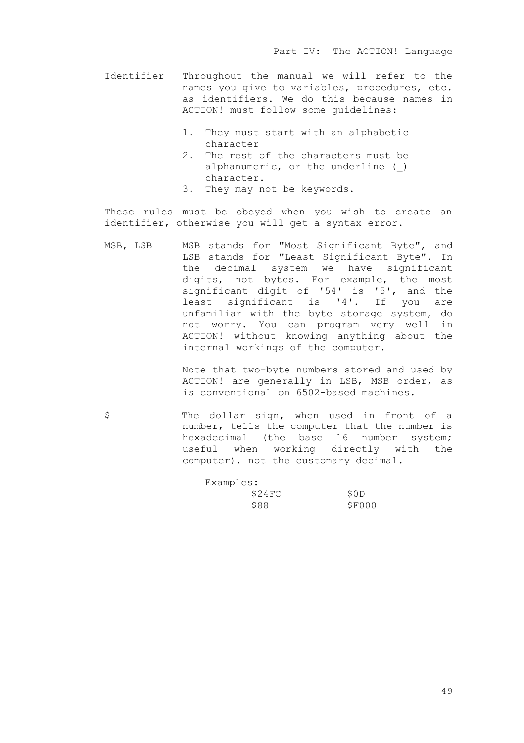**Identifier** Throughout the manual we will refer to the names you give to variables, procedures, etc. as identifiers. We do this because names in ACTION! must follow some guidelines:

1. They must start with an alphabetic character
2. The rest of the characters must be alphanumeric, or the underline (_) character.
3. They may not be keywords.

These rules must be obeyed when you wish to create an identifier, otherwise you will get a syntax error.

**MSB, LSB** MSB stands for "Most Significant Byte", and LSB stands for "Least Significant Byte". In the decimal system we have significant digits, not bytes. For example, the most significant digit of '54' is '5', and the least significant is '4'. If you are unfamiliar with the byte storage system, do not worry. You can program very well in ACTION! without knowing anything about the internal workings of the computer.

Note that two-byte numbers stored and used by ACTION! are generally in LSB, MSB order, as is conventional on 6502-based machines.

**$** The dollar sign, when used in front of a number, tells the computer that the number is hexadecimal (the base 16 number system; useful when working directly with the computer), not the customary decimal.

Examples:

```
$24FC      $0D
$88        $F000
```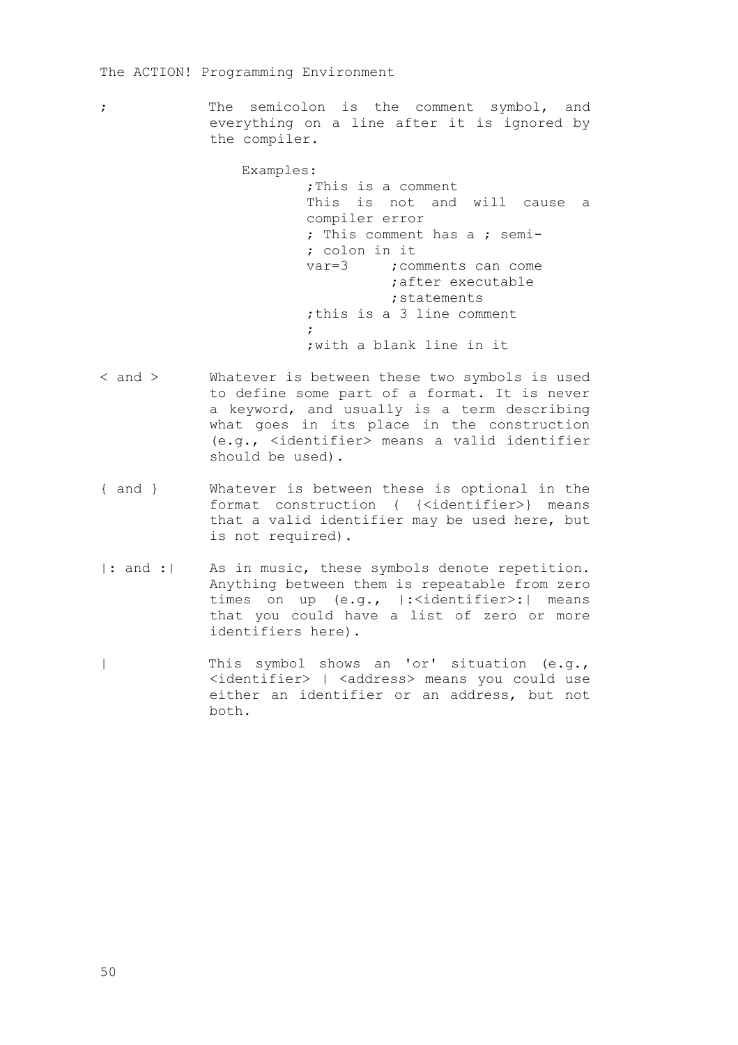; The semicolon is the comment symbol, and everything on a line after it is ignored by the compiler.

Examples:

```
;This is a comment
This is not and will cause a
compiler error
; This comment has a ; semi-
; colon in it
var=3     ;comments can come
          ;after executable
          ;statements
;this is a 3 line comment
;
;with a blank line in it
```

< and > Whatever is between these two symbols is used to define some part of a format. It is never a keyword, and usually is a term describing what goes in its place in the construction (e.g., <identifier> means a valid identifier should be used).

{ and } Whatever is between these is optional in the format construction ( {<identifier>} means that a valid identifier may be used here, but is not required).

|: and :| As in music, these symbols denote repetition. Anything between them is repeatable from zero times on up (e.g., |:<identifier>:| means that you could have a list of zero or more identifiers here).

| This symbol shows an 'or' situation (e.g., <identifier> | <address> means you could use either an identifier or an address, but not both.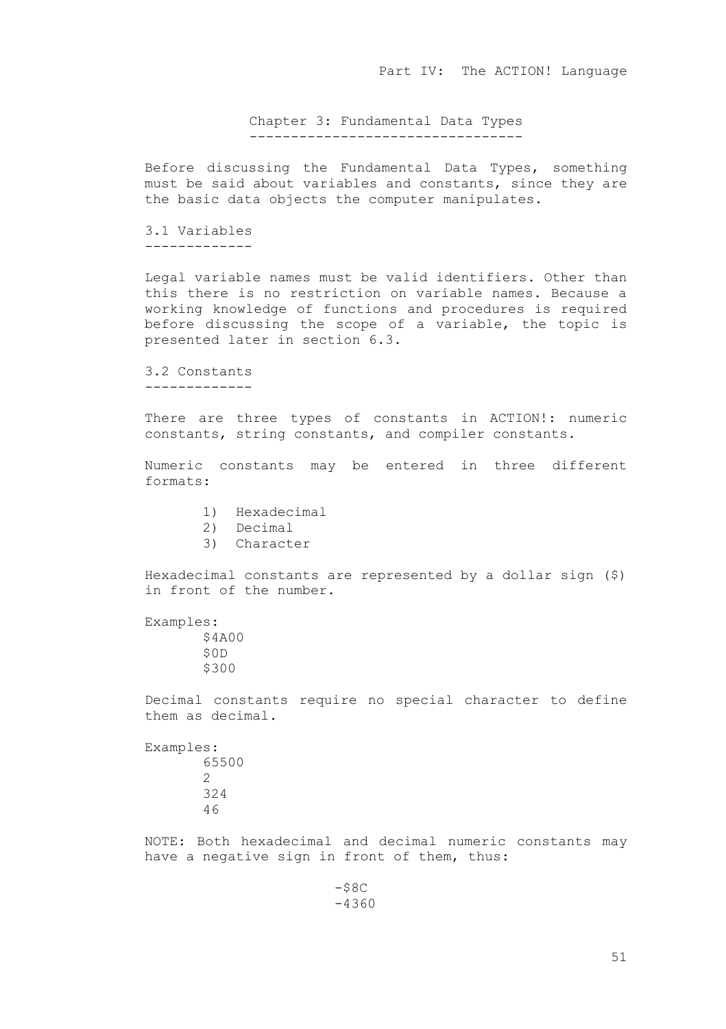## Chapter 3: Fundamental Data Types

Before discussing the Fundamental Data Types, something must be said about variables and constants, since they are the basic data objects the computer manipulates.

### 3.1 Variables

Legal variable names must be valid identifiers. Other than this there is no restriction on variable names. Because a working knowledge of functions and procedures is required before discussing the scope of a variable, the topic is presented later in section 6.3.

### 3.2 Constants

There are three types of constants in ACTION!: numeric constants, string constants, and compiler constants.

Numeric constants may be entered in three different formats:

1) Hexadecimal
2) Decimal
3) Character

Hexadecimal constants are represented by a dollar sign ($) in front of the number.

Examples:

```
$4A00
$0D
$300
```

Decimal constants require no special character to define them as decimal.

Examples:

```
65500
2
324
46
```

NOTE: Both hexadecimal and decimal numeric constants may have a negative sign in front of them, thus:

```
-$8C
-4360
```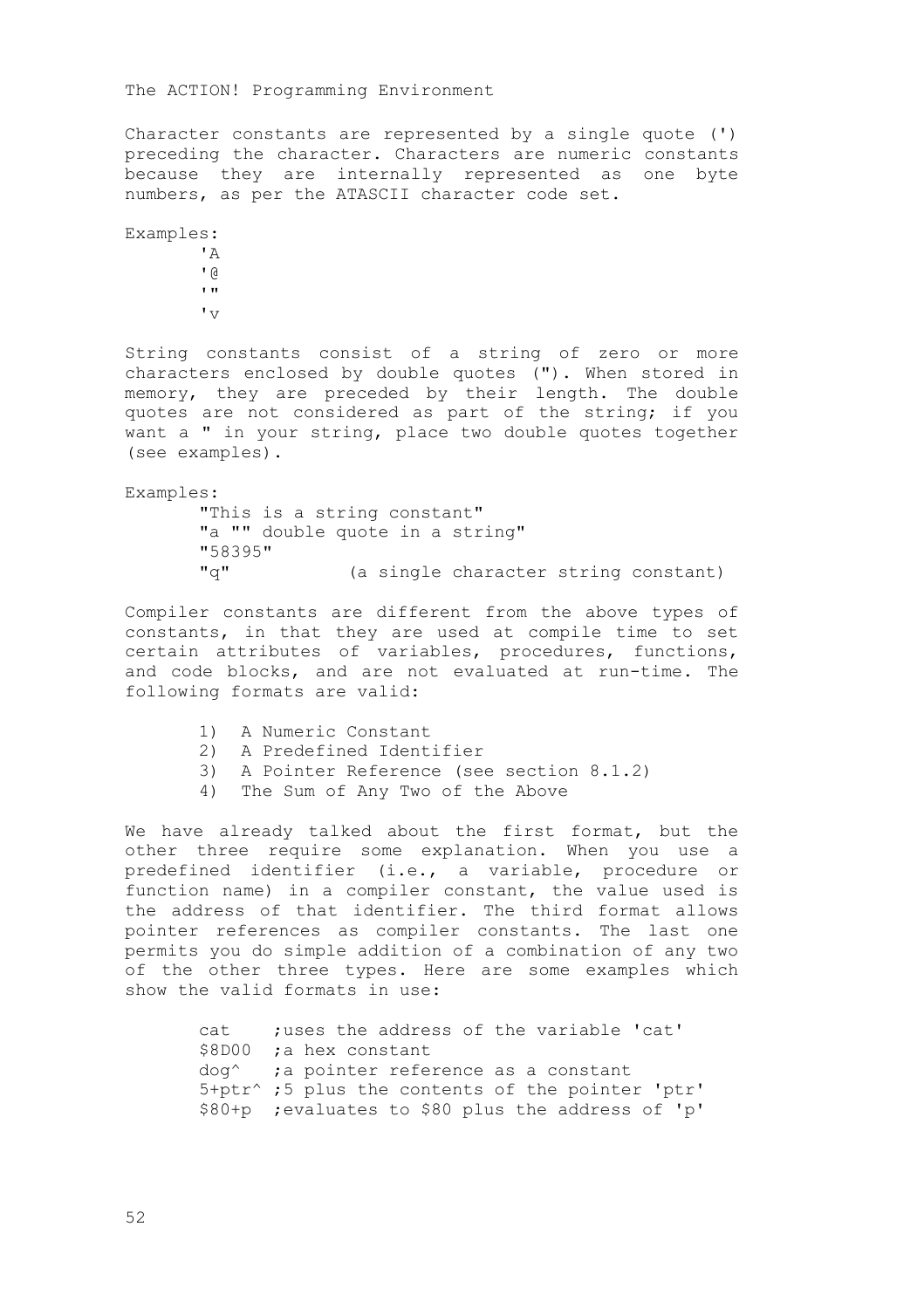Character constants are represented by a single quote (') preceding the character. Characters are numeric constants because they are internally represented as one byte numbers, as per the ATASCII character code set.

Examples:

```
'A
'@
'"
'v
```

String constants consist of a string of zero or more characters enclosed by double quotes ("). When stored in memory, they are preceded by their length. The double quotes are not considered as part of the string; if you want a " in your string, place two double quotes together (see examples).

Examples:

```
"This is a string constant"
"a "" double quote in a string"
"58395"
"q"          (a single character string constant)
```

Compiler constants are different from the above types of constants, in that they are used at compile time to set certain attributes of variables, procedures, functions, and code blocks, and are not evaluated at run-time. The following formats are valid:

1) A Numeric Constant
2) A Predefined Identifier
3) A Pointer Reference (see section 8.1.2)
4) The Sum of Any Two of the Above

We have already talked about the first format, but the other three require some explanation. When you use a predefined identifier (i.e., a variable, procedure or function name) in a compiler constant, the value used is the address of that identifier. The third format allows pointer references as compiler constants. The last one permits you do simple addition of a combination of any two of the other three types. Here are some examples which show the valid formats in use:

```
cat    ;uses the address of the variable 'cat'
$8D00  ;a hex constant
dog^   ;a pointer reference as a constant
5+ptr^ ;5 plus the contents of the pointer 'ptr'
$80+p  ;evaluates to $80 plus the address of 'p'
```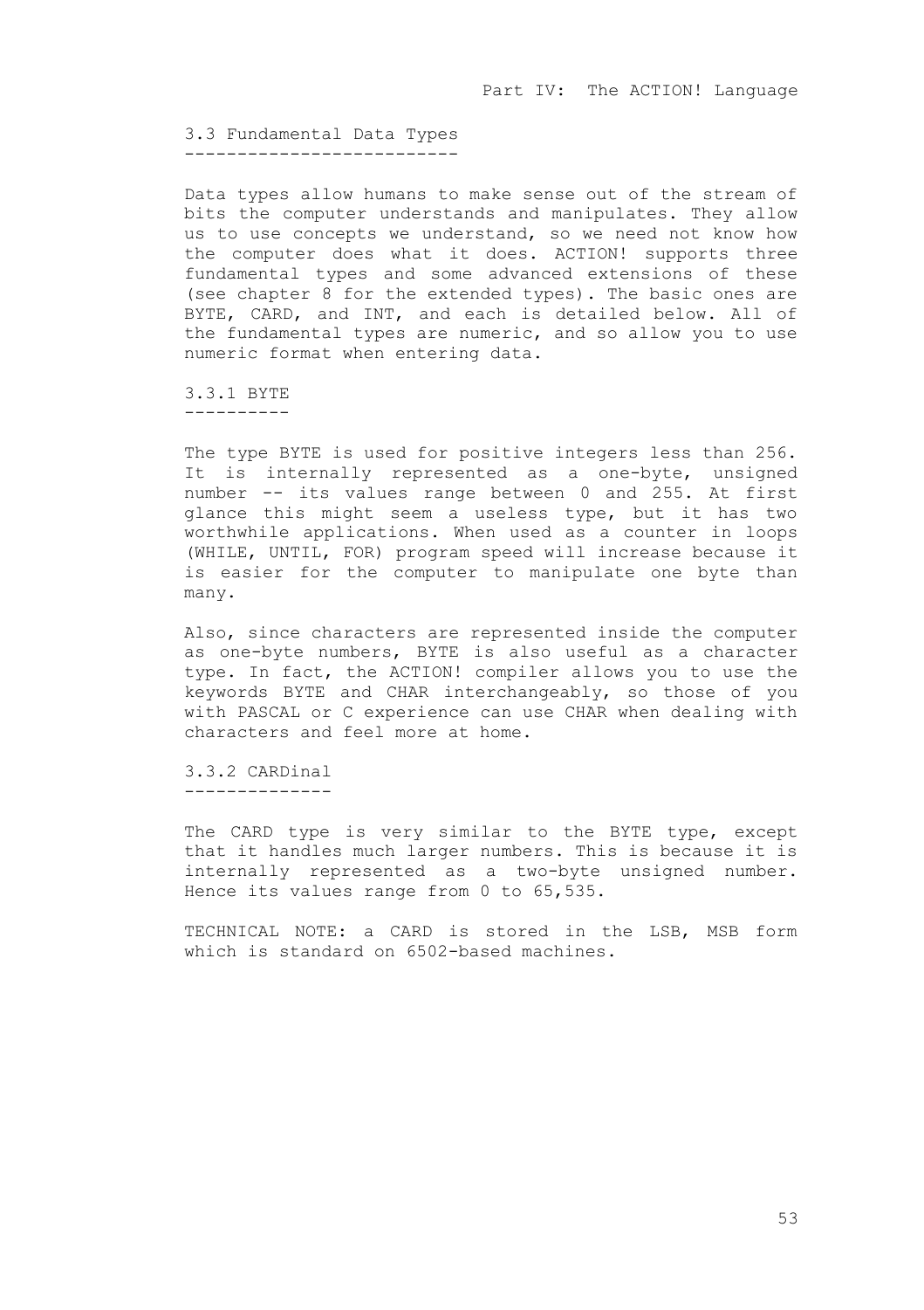## 3.3 Fundamental Data Types

Data types allow humans to make sense out of the stream of bits the computer understands and manipulates. They allow us to use concepts we understand, so we need not know how the computer does what it does. ACTION! supports three fundamental types and some advanced extensions of these (see chapter 8 for the extended types). The basic ones are BYTE, CARD, and INT, and each is detailed below. All of the fundamental types are numeric, and so allow you to use numeric format when entering data.

### 3.3.1 BYTE

The type BYTE is used for positive integers less than 256. It is internally represented as a one-byte, unsigned number -- its values range between 0 and 255. At first glance this might seem a useless type, but it has two worthwhile applications. When used as a counter in loops (WHILE, UNTIL, FOR) program speed will increase because it is easier for the computer to manipulate one byte than many.

Also, since characters are represented inside the computer as one-byte numbers, BYTE is also useful as a character type. In fact, the ACTION! compiler allows you to use the keywords BYTE and CHAR interchangeably, so those of you with PASCAL or C experience can use CHAR when dealing with characters and feel more at home.

### 3.3.2 CARDinal

The CARD type is very similar to the BYTE type, except that it handles much larger numbers. This is because it is internally represented as a two-byte unsigned number. Hence its values range from 0 to 65,535.

TECHNICAL NOTE: a CARD is stored in the LSB, MSB form which is standard on 6502-based machines.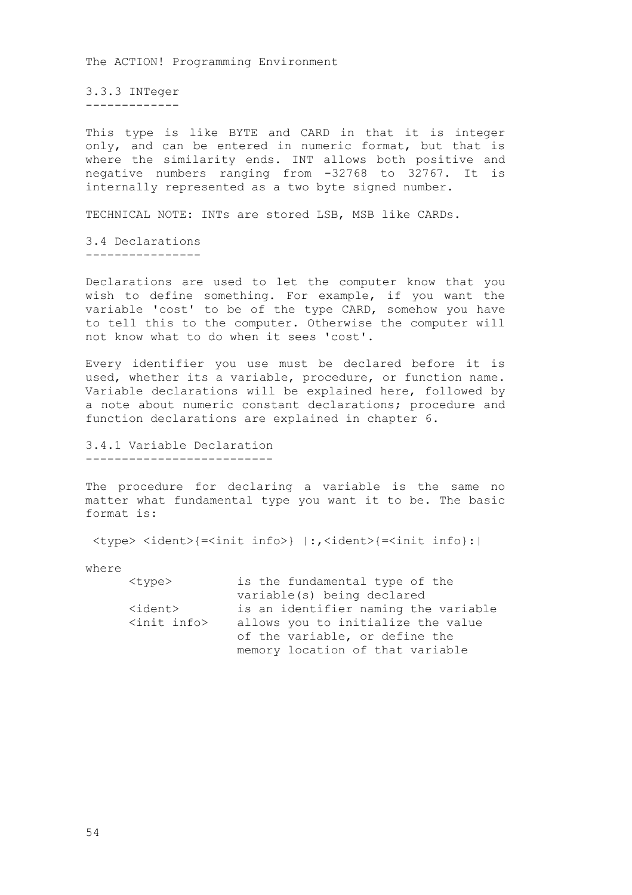### 3.3.3 INTeger

This type is like BYTE and CARD in that it is integer only, and can be entered in numeric format, but that is where the similarity ends. INT allows both positive and negative numbers ranging from -32768 to 32767. It is internally represented as a two byte signed number.

TECHNICAL NOTE: INTs are stored LSB, MSB like CARDs.

## 3.4 Declarations

Declarations are used to let the computer know that you wish to define something. For example, if you want the variable 'cost' to be of the type CARD, somehow you have to tell this to the computer. Otherwise the computer will not know what to do when it sees 'cost'.

Every identifier you use must be declared before it is used, whether its a variable, procedure, or function name. Variable declarations will be explained here, followed by a note about numeric constant declarations; procedure and function declarations are explained in chapter 6.

### 3.4.1 Variable Declaration

The procedure for declaring a variable is the same no matter what fundamental type you want it to be. The basic format is:

```
 <type> <ident>{=<init info>} |:,<ident>{=<init info}:|
```

where

```
     <type>         is the fundamental type of the
                    variable(s) being declared
     <ident>        is an identifier naming the variable
     <init info>    allows you to initialize the value
                    of the variable, or define the
                    memory location of that variable
```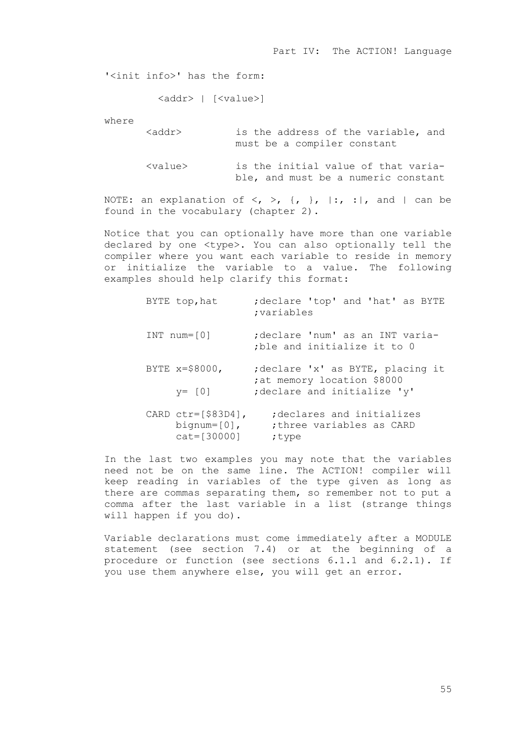'<init info>' has the form:

```
<addr> | [<value>]
```

where

```
<addr>          is the address of the variable, and
                must be a compiler constant

<value>         is the initial value of that varia-
                ble, and must be a numeric constant
```

NOTE: an explanation of <, >, {, }, |:, :|, and | can be found in the vocabulary (chapter 2).

Notice that you can optionally have more than one variable declared by one <type>. You can also optionally tell the compiler where you want each variable to reside in memory or initialize the variable to a value. The following examples should help clarify this format:

```
BYTE top,hat        ;declare 'top' and 'hat' as BYTE
                    ;variables

INT num=[0]         ;declare 'num' as an INT varia-
                    ;ble and initialize it to 0

BYTE x=$8000,       ;declare 'x' as BYTE, placing it
                    ;at memory location $8000
     y= [0]         ;declare and initialize 'y'

CARD ctr=[$83D4],    ;declares and initializes
     bignum=[0],     ;three variables as CARD
     cat=[30000]     ;type
```

In the last two examples you may note that the variables need not be on the same line. The ACTION! compiler will keep reading in variables of the type given as long as there are commas separating them, so remember not to put a comma after the last variable in a list (strange things will happen if you do).

Variable declarations must come immediately after a MODULE statement (see section 7.4) or at the beginning of a procedure or function (see sections 6.1.1 and 6.2.1). If you use them anywhere else, you will get an error.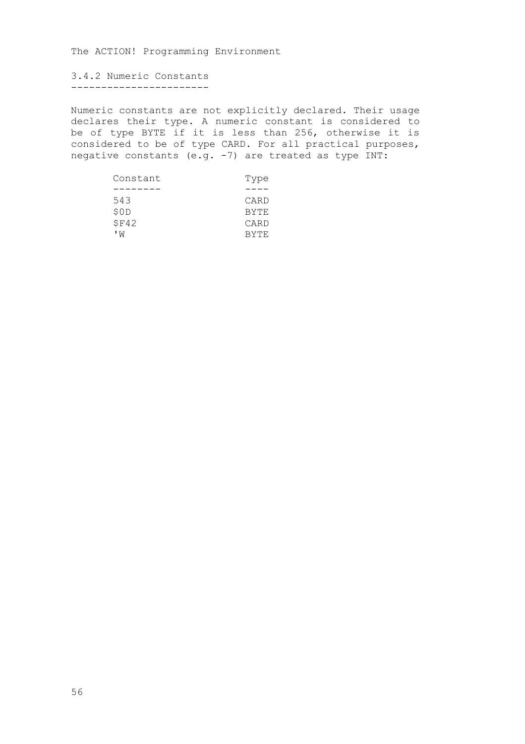### 3.4.2 Numeric Constants

Numeric constants are not explicitly declared. Their usage declares their type. A numeric constant is considered to be of type BYTE if it is less than 256, otherwise it is considered to be of type CARD. For all practical purposes, negative constants (e.g. -7) are treated as type INT:

| Constant | Type |
|---|---|
| 543 | CARD |
| $0D | BYTE |
| $F42 | CARD |
| 'W | BYTE |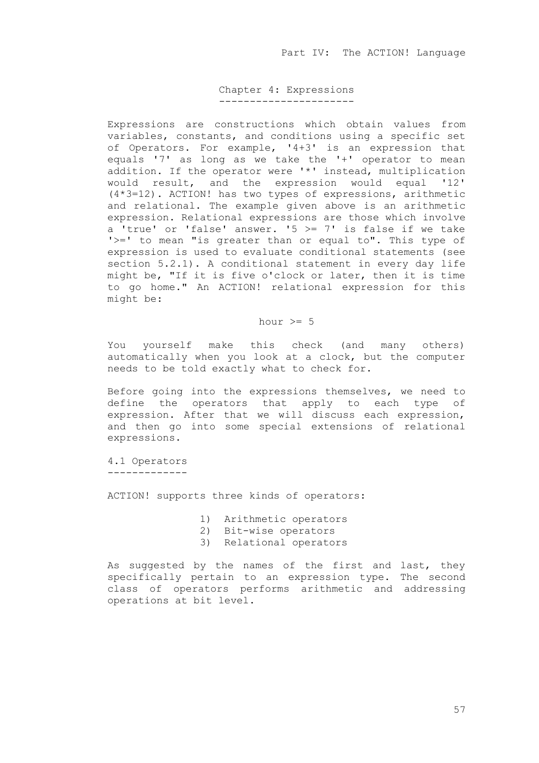# Chapter 4: Expressions

Expressions are constructions which obtain values from variables, constants, and conditions using a specific set of Operators. For example, '4+3' is an expression that equals '7' as long as we take the '+' operator to mean addition. If the operator were '*' instead, multiplication would result, and the expression would equal '12' (4*3=12). ACTION! has two types of expressions, arithmetic and relational. The example given above is an arithmetic expression. Relational expressions are those which involve a 'true' or 'false' answer. '5 >= 7' is false if we take '>=' to mean "is greater than or equal to". This type of expression is used to evaluate conditional statements (see section 5.2.1). A conditional statement in every day life might be, "If it is five o'clock or later, then it is time to go home." An ACTION! relational expression for this might be:

```
hour >= 5
```

You yourself make this check (and many others) automatically when you look at a clock, but the computer needs to be told exactly what to check for.

Before going into the expressions themselves, we need to define the operators that apply to each type of expression. After that we will discuss each expression, and then go into some special extensions of relational expressions.

## 4.1 Operators

ACTION! supports three kinds of operators:

1) Arithmetic operators
2) Bit-wise operators
3) Relational operators

As suggested by the names of the first and last, they specifically pertain to an expression type. The second class of operators performs arithmetic and addressing operations at bit level.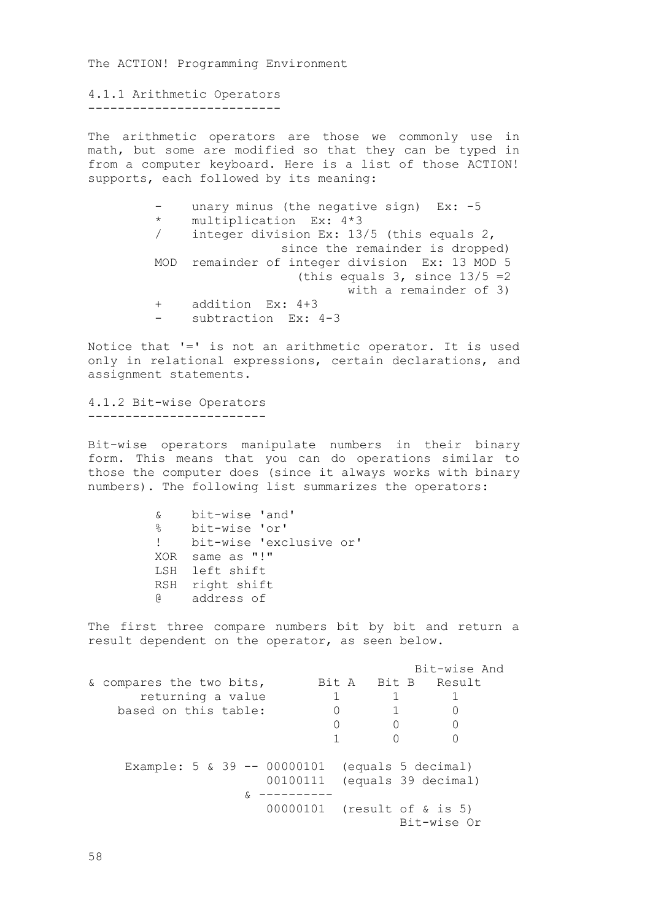### 4.1.1 Arithmetic Operators

The arithmetic operators are those we commonly use in math, but some are modified so that they can be typed in from a computer keyboard. Here is a list of those ACTION! supports, each followed by its meaning:

```
-    unary minus (the negative sign)  Ex: -5
*    multiplication  Ex: 4*3
/    integer division Ex: 13/5 (this equals 2,
                since the remainder is dropped)
MOD  remainder of integer division  Ex: 13 MOD 5
                  (this equals 3, since 13/5 =2
                        with a remainder of 3)
+    addition  Ex: 4+3
-    subtraction  Ex: 4-3
```

Notice that '=' is not an arithmetic operator. It is used only in relational expressions, certain declarations, and assignment statements.

### 4.1.2 Bit-wise Operators

Bit-wise operators manipulate numbers in their binary form. This means that you can do operations similar to those the computer does (since it always works with binary numbers). The following list summarizes the operators:

```
&    bit-wise 'and'
%    bit-wise 'or'
!    bit-wise 'exclusive or'
XOR  same as "!"
LSH  left shift
RSH  right shift
@    address of
```

The first three compare numbers bit by bit and return a result dependent on the operator, as seen below.

& compares the two bits, returning a value based on this table:

| Bit A | Bit B | Bit-wise And Result |
|---|---|---|
| 1 | 1 | 1 |
| 0 | 1 | 0 |
| 0 | 0 | 0 |
| 1 | 0 | 0 |

```
Example: 5 & 39 -- 00000101  (equals 5 decimal)
                   00100111  (equals 39 decimal)
                & ----------
                   00000101  (result of & is 5)
```

Bit-wise Or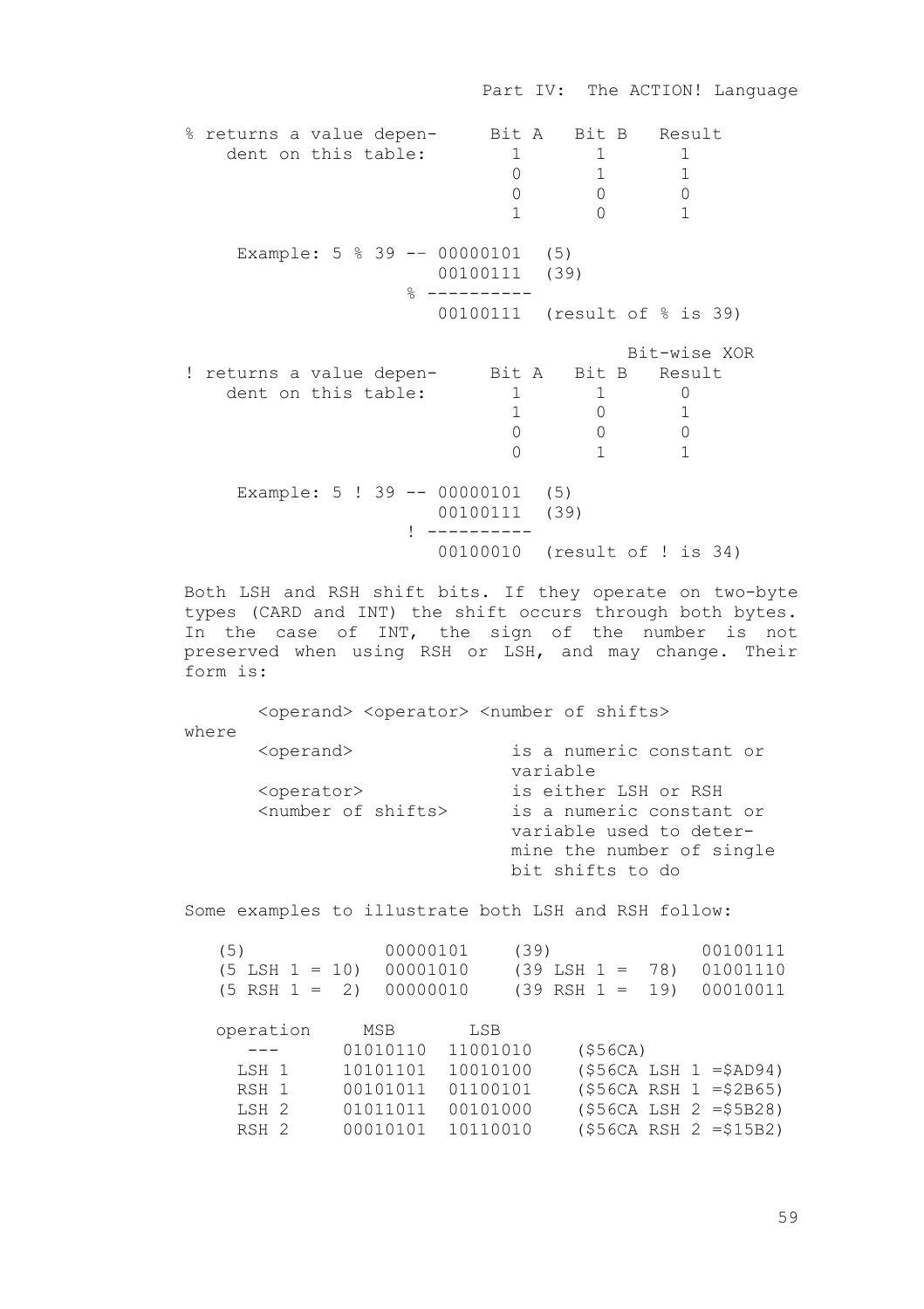% returns a value dependent on this table:

| Bit A | Bit B | Result |
|---|---|---|
| 1 | 1 | 1 |
| 0 | 1 | 1 |
| 0 | 0 | 0 |
| 1 | 0 | 1 |

```
     Example: 5 % 39 -- 00000101  (5)
                        00100111  (39)
                     % ----------
                        00100111  (result of % is 39)
```

Bit-wise XOR

! returns a value dependent on this table:

| Bit A | Bit B | Result |
|---|---|---|
| 1 | 1 | 0 |
| 1 | 0 | 1 |
| 0 | 0 | 0 |
| 0 | 1 | 1 |

```
     Example: 5 ! 39 -- 00000101  (5)
                        00100111  (39)
                     ! ----------
                        00100010  (result of ! is 34)
```

Both LSH and RSH shift bits. If they operate on two-byte types (CARD and INT) the shift occurs through both bytes. In the case of INT, the sign of the number is not preserved when using RSH or LSH, and may change. Their form is:

```
       <operand> <operator> <number of shifts>
```

where

```
       <operand>              is a numeric constant or
                              variable
       <operator>             is either LSH or RSH
       <number of shifts>     is a numeric constant or
                              variable used to deter-
                              mine the number of single
                              bit shifts to do
```

Some examples to illustrate both LSH and RSH follow:

```
   (5)              00000101    (39)              00100111
   (5 LSH 1 = 10)   00001010    (39 LSH 1 =  78)  01001110
   (5 RSH 1 =  2)   00000010    (39 RSH 1 =  19)  00010011
```

| operation | MSB | LSB | |
|---|---|---|---|
| --- | 01010110 | 11001010 | ($56CA) |
| LSH 1 | 10101101 | 10010100 | ($56CA LSH 1 =$AD94) |
| RSH 1 | 00101011 | 01100101 | ($56CA RSH 1 =$2B65) |
| LSH 2 | 01011011 | 00101000 | ($56CA LSH 2 =$5B28) |
| RSH 2 | 00010101 | 10110010 | ($56CA RSH 2 =$15B2) |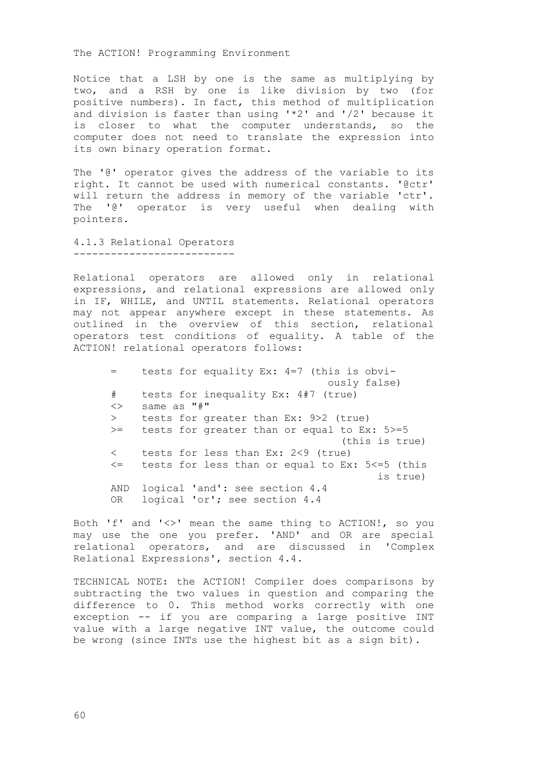Notice that a LSH by one is the same as multiplying by two, and a RSH by one is like division by two (for positive numbers). In fact, this method of multiplication and division is faster than using '*2' and '/2' because it is closer to what the computer understands, so the computer does not need to translate the expression into its own binary operation format.

The '@' operator gives the address of the variable to its right. It cannot be used with numerical constants. '@ctr' will return the address in memory of the variable 'ctr'. The '@' operator is very useful when dealing with pointers.

### 4.1.3 Relational Operators

Relational operators are allowed only in relational expressions, and relational expressions are allowed only in IF, WHILE, and UNTIL statements. Relational operators may not appear anywhere except in these statements. As outlined in the overview of this section, relational operators test conditions of equality. A table of the ACTION! relational operators follows:

```
=    tests for equality Ex: 4=7 (this is obvi-
                                 ously false)
#    tests for inequality Ex: 4#7 (true)
<>   same as "#"
>    tests for greater than Ex: 9>2 (true)
>=   tests for greater than or equal to Ex: 5>=5
                                     (this is true)
<    tests for less than Ex: 2<9 (true)
<=   tests for less than or equal to Ex: 5<=5 (this
                                          is true)
AND  logical 'and': see section 4.4
OR   logical 'or'; see section 4.4
```

Both 'f' and '<>' mean the same thing to ACTION!, so you may use the one you prefer. 'AND' and OR are special relational operators, and are discussed in 'Complex Relational Expressions', section 4.4.

TECHNICAL NOTE: the ACTION! Compiler does comparisons by subtracting the two values in question and comparing the difference to 0. This method works correctly with one exception -- if you are comparing a large positive INT value with a large negative INT value, the outcome could be wrong (since INTs use the highest bit as a sign bit).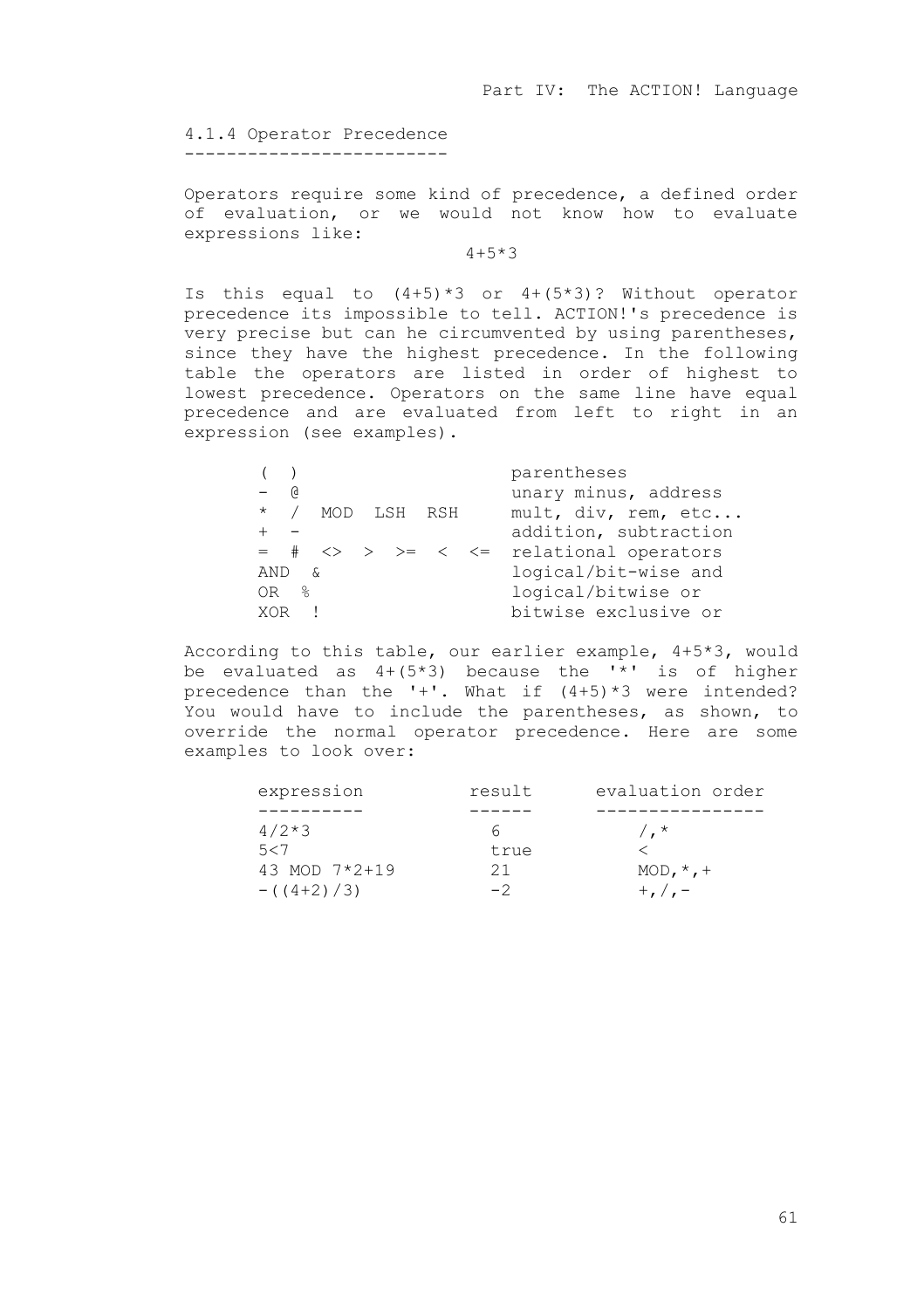### 4.1.4 Operator Precedence

Operators require some kind of precedence, a defined order of evaluation, or we would not know how to evaluate expressions like:

4+5*3

Is this equal to (4+5)*3 or 4+(5*3)? Without operator precedence its impossible to tell. ACTION!'s precedence is very precise but can he circumvented by using parentheses, since they have the highest precedence. In the following table the operators are listed in order of highest to lowest precedence. Operators on the same line have equal precedence and are evaluated from left to right in an expression (see examples).

| | |
|---|---|
| ( ) | parentheses |
| - @ | unary minus, address |
| * / MOD LSH RSH | mult, div, rem, etc... |
| + - | addition, subtraction |
| = # <> > >= < <= | relational operators |
| AND & | logical/bit-wise and |
| OR % | logical/bitwise or |
| XOR ! | bitwise exclusive or |

According to this table, our earlier example, 4+5*3, would be evaluated as 4+(5*3) because the '*' is of higher precedence than the '+'. What if (4+5)*3 were intended? You would have to include the parentheses, as shown, to override the normal operator precedence. Here are some examples to look over:

| expression | result | evaluation order |
|---|---|---|
| 4/2*3 | 6 | /,* |
| 5<7 | true | < |
| 43 MOD 7*2+19 | 21 | MOD,*,+ |
| -((4+2)/3) | -2 | +,/,- |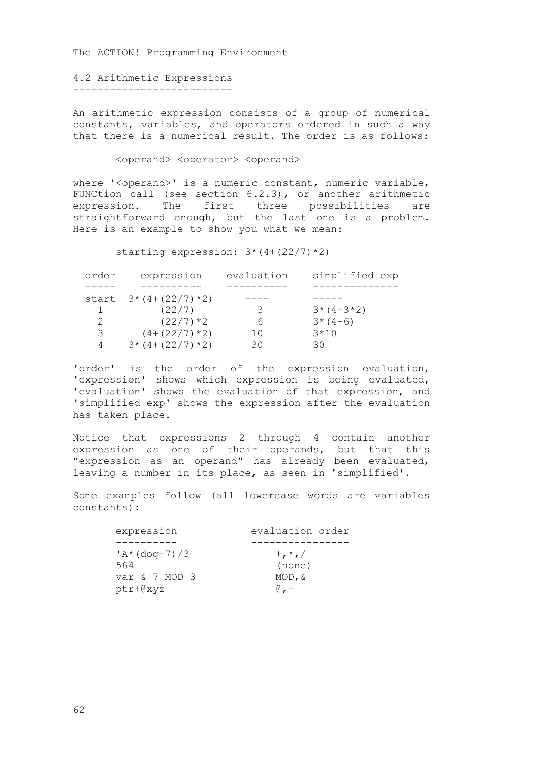## 4.2 Arithmetic Expressions

An arithmetic expression consists of a group of numerical constants, variables, and operators ordered in such a way that there is a numerical result. The order is as follows:

```
<operand> <operator> <operand>
```

where '<operand>' is a numeric constant, numeric variable, FUNCtion call (see section 6.2.3), or another arithmetic expression. The first three possibilities are straightforward enough, but the last one is a problem. Here is an example to show you what we mean:

```
starting expression: 3*(4+(22/7)*2)
```

| order | expression | evaluation | simplified exp |
|---|---|---|---|
| start | 3*(4+(22/7)*2) | ---- | ----- |
| 1 | (22/7) | 3 | 3*(4+3*2) |
| 2 | (22/7)*2 | 6 | 3*(4+6) |
| 3 | (4+(22/7)*2) | 10 | 3*10 |
| 4 | 3*(4+(22/7)*2) | 30 | 30 |

'order' is the order of the expression evaluation, 'expression' shows which expression is being evaluated, 'evaluation' shows the evaluation of that expression, and 'simplified exp' shows the expression after the evaluation has taken place.

Notice that expressions 2 through 4 contain another expression as one of their operands, but that this "expression as an operand" has already been evaluated, leaving a number in its place, as seen in 'simplified'.

Some examples follow (all lowercase words are variables constants):

| expression | evaluation order |
|---|---|
| 'A*(dog+7)/3 | +,*,/ |
| 564 | (none) |
| var & 7 MOD 3 | MOD,& |
| ptr+@xyz | @,+ |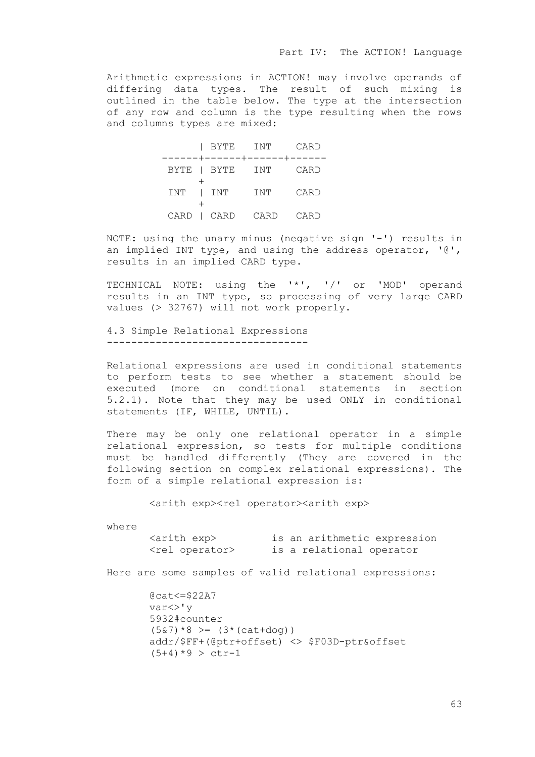Arithmetic expressions in ACTION! may involve operands of differing data types. The result of such mixing is outlined in the table below. The type at the intersection of any row and column is the type resulting when the rows and columns types are mixed:

| | BYTE | INT | CARD |
|---|---|---|---|
| BYTE | BYTE | INT | CARD |
| INT | INT | INT | CARD |
| CARD | CARD | CARD | CARD |

NOTE: using the unary minus (negative sign '-') results in an implied INT type, and using the address operator, '@', results in an implied CARD type.

TECHNICAL NOTE: using the '*', '/' or 'MOD' operand results in an INT type, so processing of very large CARD values (> 32767) will not work properly.

## 4.3 Simple Relational Expressions

Relational expressions are used in conditional statements to perform tests to see whether a statement should be executed (more on conditional statements in section 5.2.1). Note that they may be used ONLY in conditional statements (IF, WHILE, UNTIL).

There may be only one relational operator in a simple relational expression, so tests for multiple conditions must be handled differently (They are covered in the following section on complex relational expressions). The form of a simple relational expression is:

```
<arith exp><rel operator><arith exp>
```

where

```
<arith exp>         is an arithmetic expression
<rel operator>      is a relational operator
```

Here are some samples of valid relational expressions:

```
@cat<=$22A7
var<>'y
5932#counter
(5&7)*8 >= (3*(cat+dog))
addr/$FF+(@ptr+offset) <> $F03D-ptr&offset
(5+4)*9 > ctr-1
```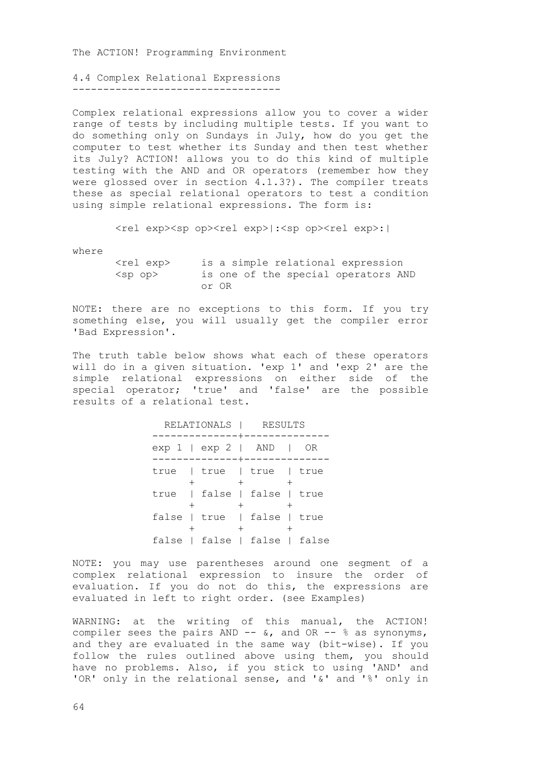## 4.4 Complex Relational Expressions

Complex relational expressions allow you to cover a wider range of tests by including multiple tests. If you want to do something only on Sundays in July, how do you get the computer to test whether its Sunday and then test whether its July? ACTION! allows you to do this kind of multiple testing with the AND and OR operators (remember how they were glossed over in section 4.1.3?). The compiler treats these as special relational operators to test a condition using simple relational expressions. The form is:

```
<rel exp><sp op><rel exp>|:<sp op><rel exp>:|
```

where

```
<rel exp>     is a simple relational expression
<sp op>       is one of the special operators AND
              or OR
```

NOTE: there are no exceptions to this form. If you try something else, you will usually get the compiler error 'Bad Expression'.

The truth table below shows what each of these operators will do in a given situation. 'exp 1' and 'exp 2' are the simple relational expressions on either side of the special operator; 'true' and 'false' are the possible results of a relational test.

| RELATIONALS | | RESULTS | |
|---|---|---|---|
| exp 1 | exp 2 | AND | OR |
| true | true | true | true |
| true | false | false | true |
| false | true | false | true |
| false | false | false | false |

NOTE: you may use parentheses around one segment of a complex relational expression to insure the order of evaluation. If you do not do this, the expressions are evaluated in left to right order. (see Examples)

WARNING: at the writing of this manual, the ACTION! compiler sees the pairs AND -- &, and OR -- % as synonyms, and they are evaluated in the same way (bit-wise). If you follow the rules outlined above using them, you should have no problems. Also, if you stick to using 'AND' and 'OR' only in the relational sense, and '&' and '%' only in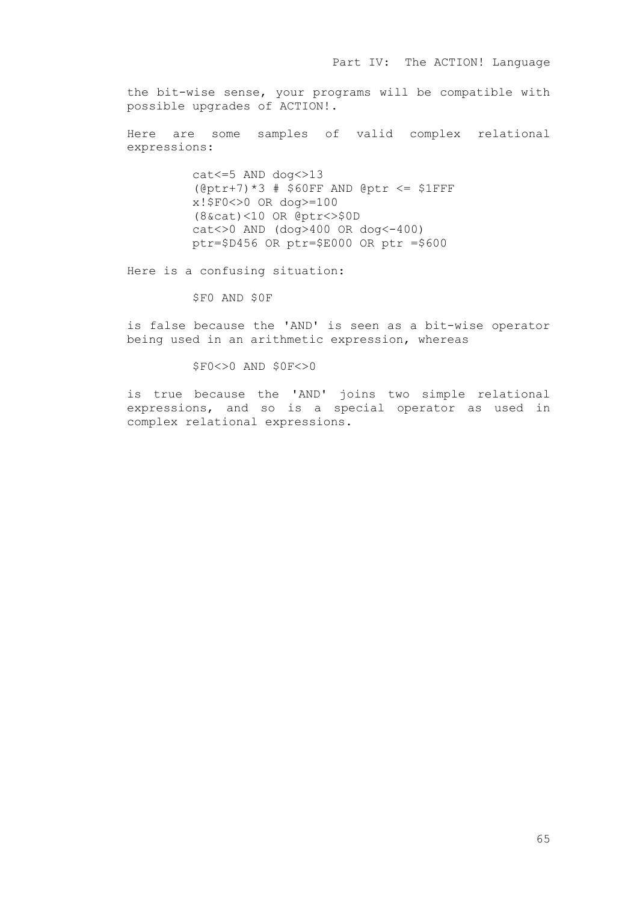the bit-wise sense, your programs will be compatible with possible upgrades of ACTION!.

Here are some samples of valid complex relational expressions:

```
cat<=5 AND dog<>13
(@ptr+7)*3 # $60FF AND @ptr <= $1FFF
x!$F0<>0 OR dog>=100
(8&cat)<10 OR @ptr<>$0D
cat<>0 AND (dog>400 OR dog<-400)
ptr=$D456 OR ptr=$E000 OR ptr =$600
```

Here is a confusing situation:

```
$F0 AND $0F
```

is false because the 'AND' is seen as a bit-wise operator being used in an arithmetic expression, whereas

```
$F0<>0 AND $0F<>0
```

is true because the 'AND' joins two simple relational expressions, and so is a special operator as used in complex relational expressions.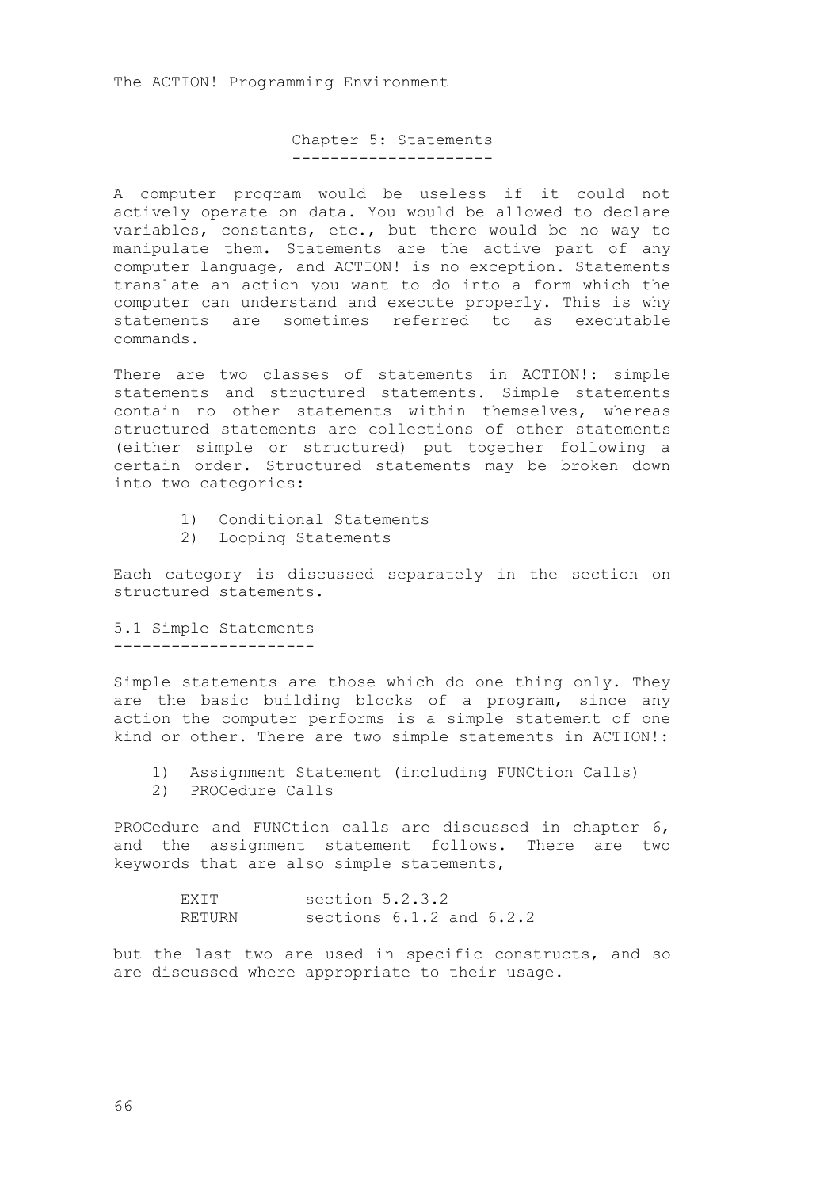# Chapter 5: Statements

A computer program would be useless if it could not actively operate on data. You would be allowed to declare variables, constants, etc., but there would be no way to manipulate them. Statements are the active part of any computer language, and ACTION! is no exception. Statements translate an action you want to do into a form which the computer can understand and execute properly. This is why statements are sometimes referred to as executable commands.

There are two classes of statements in ACTION!: simple statements and structured statements. Simple statements contain no other statements within themselves, whereas structured statements are collections of other statements (either simple or structured) put together following a certain order. Structured statements may be broken down into two categories:

1) Conditional Statements
2) Looping Statements

Each category is discussed separately in the section on structured statements.

## 5.1 Simple Statements

Simple statements are those which do one thing only. They are the basic building blocks of a program, since any action the computer performs is a simple statement of one kind or other. There are two simple statements in ACTION!:

1) Assignment Statement (including FUNCtion Calls)
2) PROCedure Calls

PROCedure and FUNCtion calls are discussed in chapter 6, and the assignment statement follows. There are two keywords that are also simple statements,

```
EXIT        section 5.2.3.2
RETURN      sections 6.1.2 and 6.2.2
```

but the last two are used in specific constructs, and so are discussed where appropriate to their usage.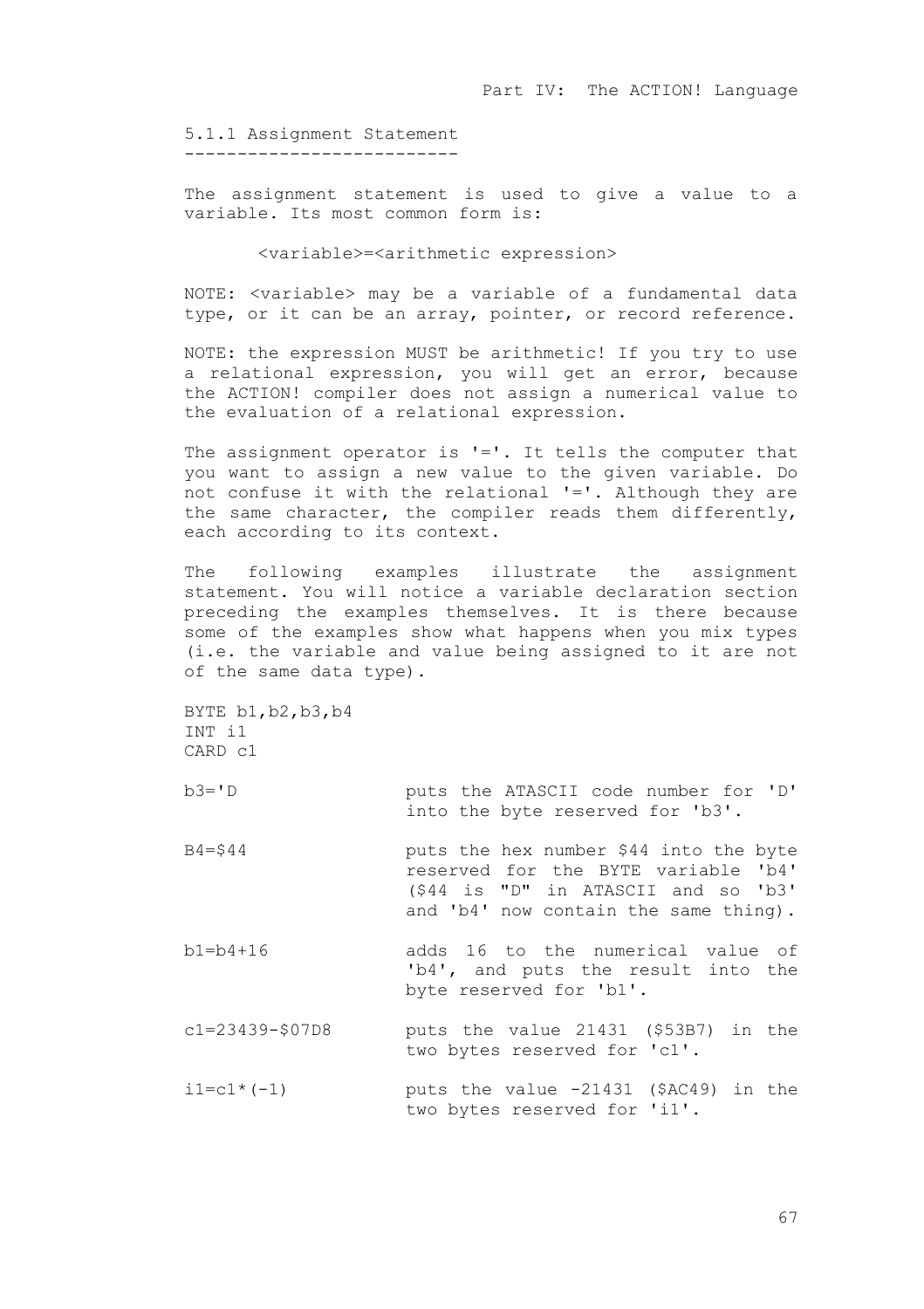### 5.1.1 Assignment Statement

The assignment statement is used to give a value to a variable. Its most common form is:

```
<variable>=<arithmetic expression>
```

NOTE: <variable> may be a variable of a fundamental data type, or it can be an array, pointer, or record reference.

NOTE: the expression MUST be arithmetic! If you try to use a relational expression, you will get an error, because the ACTION! compiler does not assign a numerical value to the evaluation of a relational expression.

The assignment operator is '='. It tells the computer that you want to assign a new value to the given variable. Do not confuse it with the relational '='. Although they are the same character, the compiler reads them differently, each according to its context.

The following examples illustrate the assignment statement. You will notice a variable declaration section preceding the examples themselves. It is there because some of the examples show what happens when you mix types (i.e. the variable and value being assigned to it are not of the same data type).

```
BYTE b1,b2,b3,b4
INT i1
CARD c1
```

| | |
|---|---|
| b3='D | puts the ATASCII code number for 'D' into the byte reserved for 'b3'. |
| B4=$44 | puts the hex number $44 into the byte reserved for the BYTE variable 'b4' ($44 is "D" in ATASCII and so 'b3' and 'b4' now contain the same thing). |
| b1=b4+16 | adds 16 to the numerical value of 'b4', and puts the result into the byte reserved for 'b1'. |
| c1=23439-$07D8 | puts the value 21431 ($53B7) in the two bytes reserved for 'c1'. |
| i1=c1*(-1) | puts the value -21431 ($AC49) in the two bytes reserved for 'i1'. |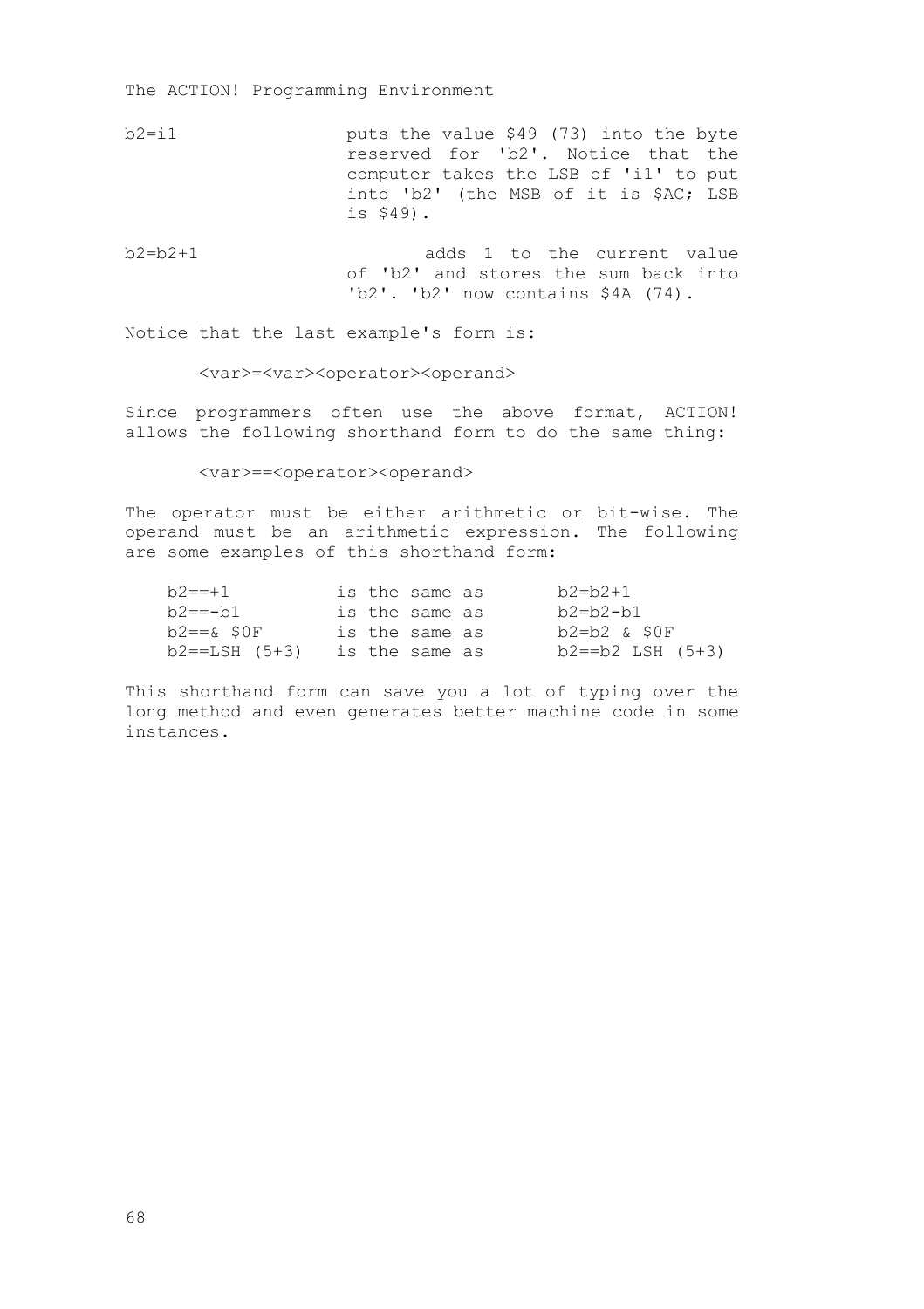b2=i1 puts the value $49 (73) into the byte reserved for 'b2'. Notice that the computer takes the LSB of 'i1' to put into 'b2' (the MSB of it is $AC; LSB is $49).

b2=b2+1 adds 1 to the current value of 'b2' and stores the sum back into 'b2'. 'b2' now contains $4A (74).

Notice that the last example's form is:

```
<var>=<var><operator><operand>
```

Since programmers often use the above format, ACTION! allows the following shorthand form to do the same thing:

```
<var>==<operator><operand>
```

The operator must be either arithmetic or bit-wise. The operand must be an arithmetic expression. The following are some examples of this shorthand form:

```
b2==+1          is the same as      b2=b2+1
b2==-b1         is the same as      b2=b2-b1
b2==& $0F       is the same as      b2=b2 & $0F
b2==LSH (5+3)   is the same as      b2==b2 LSH (5+3)
```

This shorthand form can save you a lot of typing over the long method and even generates better machine code in some instances.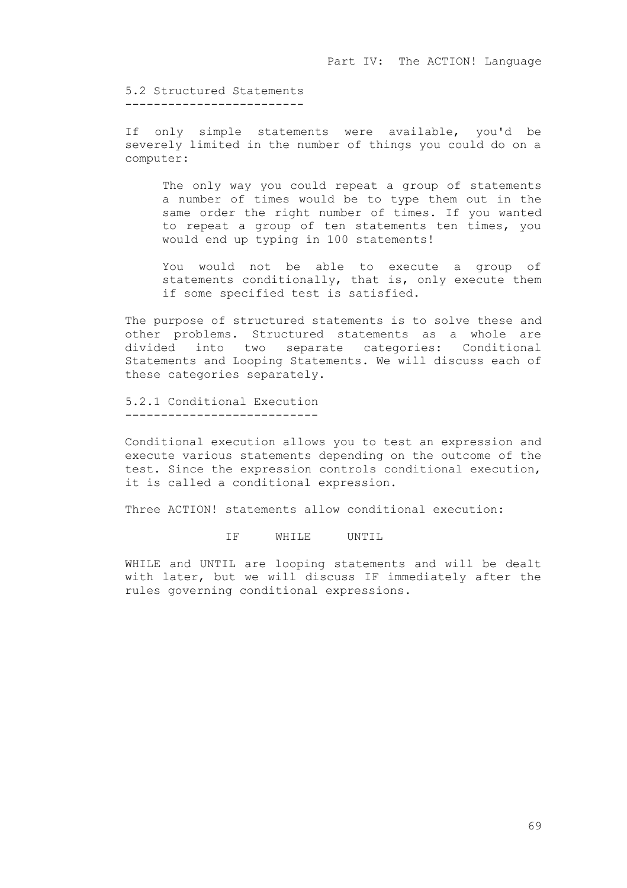## 5.2 Structured Statements

If only simple statements were available, you'd be severely limited in the number of things you could do on a computer:

> The only way you could repeat a group of statements a number of times would be to type them out in the same order the right number of times. If you wanted to repeat a group of ten statements ten times, you would end up typing in 100 statements!
>
> You would not be able to execute a group of statements conditionally, that is, only execute them if some specified test is satisfied.

The purpose of structured statements is to solve these and other problems. Structured statements as a whole are divided into two separate categories: Conditional Statements and Looping Statements. We will discuss each of these categories separately.

### 5.2.1 Conditional Execution

Conditional execution allows you to test an expression and execute various statements depending on the outcome of the test. Since the expression controls conditional execution, it is called a conditional expression.

Three ACTION! statements allow conditional execution:

```
IF     WHILE     UNTIL
```

WHILE and UNTIL are looping statements and will be dealt with later, but we will discuss IF immediately after the rules governing conditional expressions.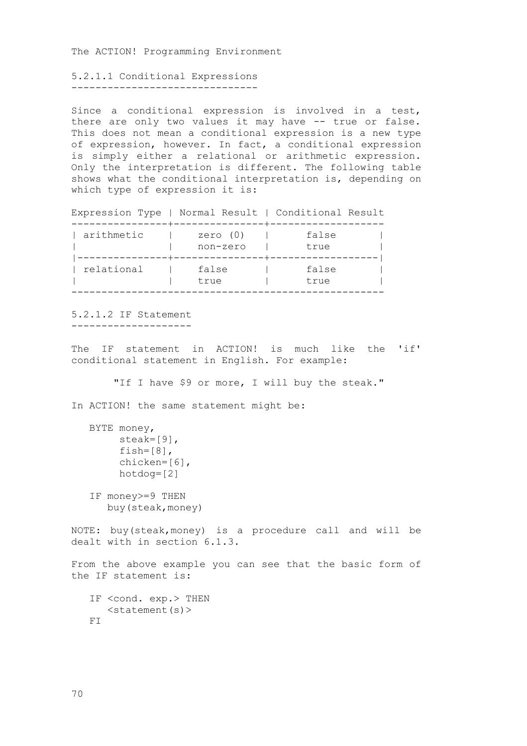### 5.2.1.1 Conditional Expressions

Since a conditional expression is involved in a test, there are only two values it may have -- true or false. This does not mean a conditional expression is a new type of expression, however. In fact, a conditional expression is simply either a relational or arithmetic expression. Only the interpretation is different. The following table shows what the conditional interpretation is, depending on which type of expression it is:

| Expression Type | Normal Result | Conditional Result |
|---|---|---|
| arithmetic | zero (0) | false |
| | non-zero | true |
| relational | false | false |
| | true | true |

### 5.2.1.2 IF Statement

The IF statement in ACTION! is much like the 'if' conditional statement in English. For example:

"If I have $9 or more, I will buy the steak."

In ACTION! the same statement might be:

```
BYTE money,
     steak=[9],
     fish=[8],
     chicken=[6],
     hotdog=[2]

IF money>=9 THEN
   buy(steak,money)
```

NOTE: buy(steak,money) is a procedure call and will be dealt with in section 6.1.3.

From the above example you can see that the basic form of the IF statement is:

```
IF <cond. exp.> THEN
   <statement(s)>
FI
```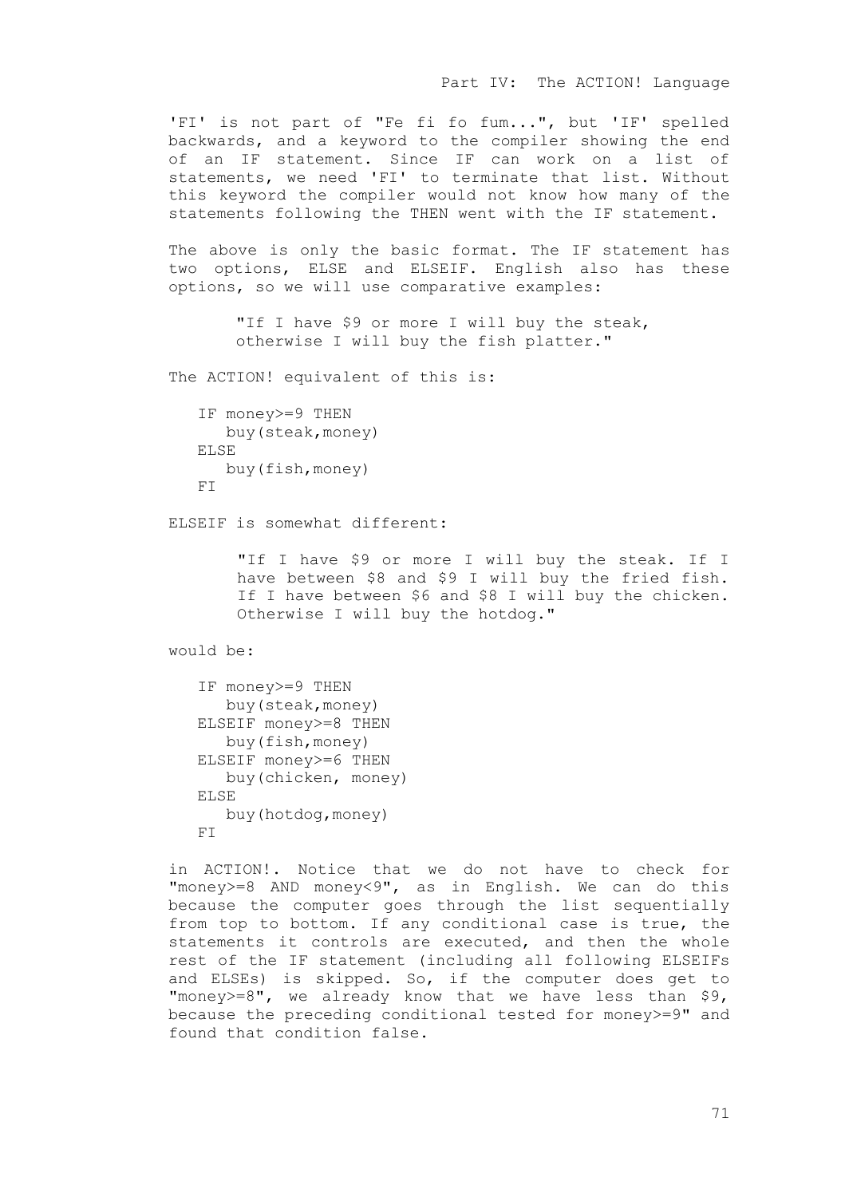'FI' is not part of "Fe fi fo fum...", but 'IF' spelled backwards, and a keyword to the compiler showing the end of an IF statement. Since IF can work on a list of statements, we need 'FI' to terminate that list. Without this keyword the compiler would not know how many of the statements following the THEN went with the IF statement.

The above is only the basic format. The IF statement has two options, ELSE and ELSEIF. English also has these options, so we will use comparative examples:

> "If I have $9 or more I will buy the steak, otherwise I will buy the fish platter."

The ACTION! equivalent of this is:

```
IF money>=9 THEN
   buy(steak,money)
ELSE
   buy(fish,money)
FI
```

ELSEIF is somewhat different:

> "If I have $9 or more I will buy the steak. If I have between $8 and $9 I will buy the fried fish. If I have between $6 and $8 I will buy the chicken. Otherwise I will buy the hotdog."

would be:

```
IF money>=9 THEN
   buy(steak,money)
ELSEIF money>=8 THEN
   buy(fish,money)
ELSEIF money>=6 THEN
   buy(chicken, money)
ELSE
   buy(hotdog,money)
FI
```

in ACTION!. Notice that we do not have to check for "money>=8 AND money<9", as in English. We can do this because the computer goes through the list sequentially from top to bottom. If any conditional case is true, the statements it controls are executed, and then the whole rest of the IF statement (including all following ELSEIFs and ELSEs) is skipped. So, if the computer does get to "money>=8", we already know that we have less than $9, because the preceding conditional tested for money>=9" and found that condition false.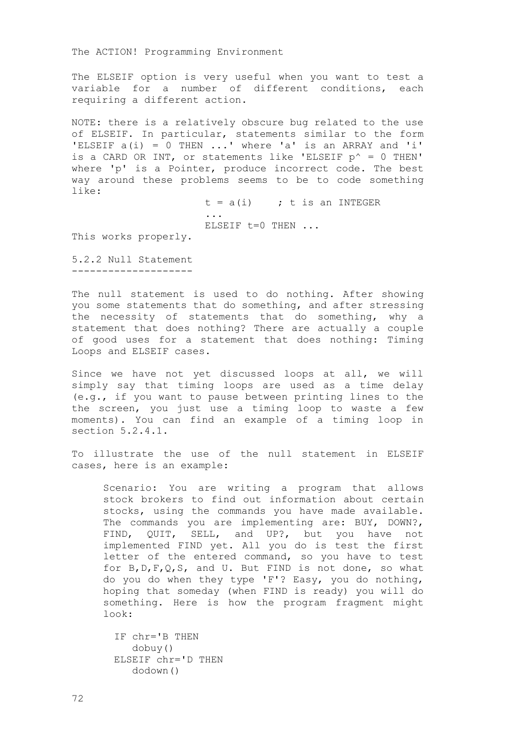The ELSEIF option is very useful when you want to test a variable for a number of different conditions, each requiring a different action.

NOTE: there is a relatively obscure bug related to the use of ELSEIF. In particular, statements similar to the form 'ELSEIF a(i) = 0 THEN ...' where 'a' is an ARRAY and 'i' is a CARD OR INT, or statements like 'ELSEIF p^ = 0 THEN' where 'p' is a Pointer, produce incorrect code. The best way around these problems seems to be to code something like:

```
t = a(i)    ; t is an INTEGER
...
ELSEIF t=0 THEN ...
```

This works properly.

## 5.2.2 Null Statement

The null statement is used to do nothing. After showing you some statements that do something, and after stressing the necessity of statements that do something, why a statement that does nothing? There are actually a couple of good uses for a statement that does nothing: Timing Loops and ELSEIF cases.

Since we have not yet discussed loops at all, we will simply say that timing loops are used as a time delay (e.g., if you want to pause between printing lines to the the screen, you just use a timing loop to waste a few moments). You can find an example of a timing loop in section 5.2.4.1.

To illustrate the use of the null statement in ELSEIF cases, here is an example:

> Scenario: You are writing a program that allows stock brokers to find out information about certain stocks, using the commands you have made available. The commands you are implementing are: BUY, DOWN?, FIND, QUIT, SELL, and UP?, but you have not implemented FIND yet. All you do is test the first letter of the entered command, so you have to test for B,D,F,Q,S, and U. But FIND is not done, so what do you do when they type 'F'? Easy, you do nothing, hoping that someday (when FIND is ready) you will do something. Here is how the program fragment might look:

```
IF chr='B THEN
   dobuy()
ELSEIF chr='D THEN
   dodown()
```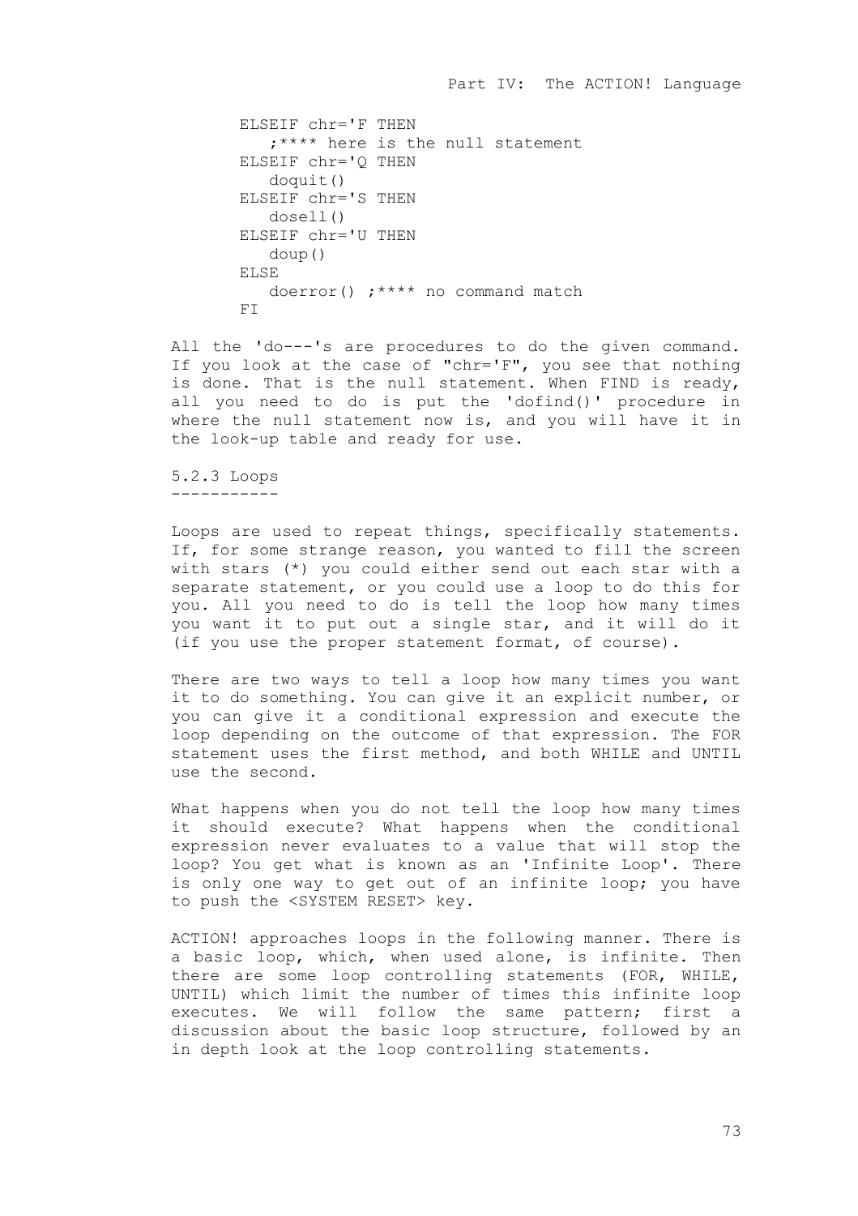```
ELSEIF chr='F THEN
   ;**** here is the null statement
ELSEIF chr='Q THEN
   doquit()
ELSEIF chr='S THEN
   dosell()
ELSEIF chr='U THEN
   doup()
ELSE
   doerror() ;**** no command match
FI
```

All the 'do---'s are procedures to do the given command. If you look at the case of "chr='F", you see that nothing is done. That is the null statement. When FIND is ready, all you need to do is put the 'dofind()' procedure in where the null statement now is, and you will have it in the look-up table and ready for use.

### 5.2.3 Loops

Loops are used to repeat things, specifically statements. If, for some strange reason, you wanted to fill the screen with stars (*) you could either send out each star with a separate statement, or you could use a loop to do this for you. All you need to do is tell the loop how many times you want it to put out a single star, and it will do it (if you use the proper statement format, of course).

There are two ways to tell a loop how many times you want it to do something. You can give it an explicit number, or you can give it a conditional expression and execute the loop depending on the outcome of that expression. The FOR statement uses the first method, and both WHILE and UNTIL use the second.

What happens when you do not tell the loop how many times it should execute? What happens when the conditional expression never evaluates to a value that will stop the loop? You get what is known as an 'Infinite Loop'. There is only one way to get out of an infinite loop; you have to push the <SYSTEM RESET> key.

ACTION! approaches loops in the following manner. There is a basic loop, which, when used alone, is infinite. Then there are some loop controlling statements (FOR, WHILE, UNTIL) which limit the number of times this infinite loop executes. We will follow the same pattern; first a discussion about the basic loop structure, followed by an in depth look at the loop controlling statements.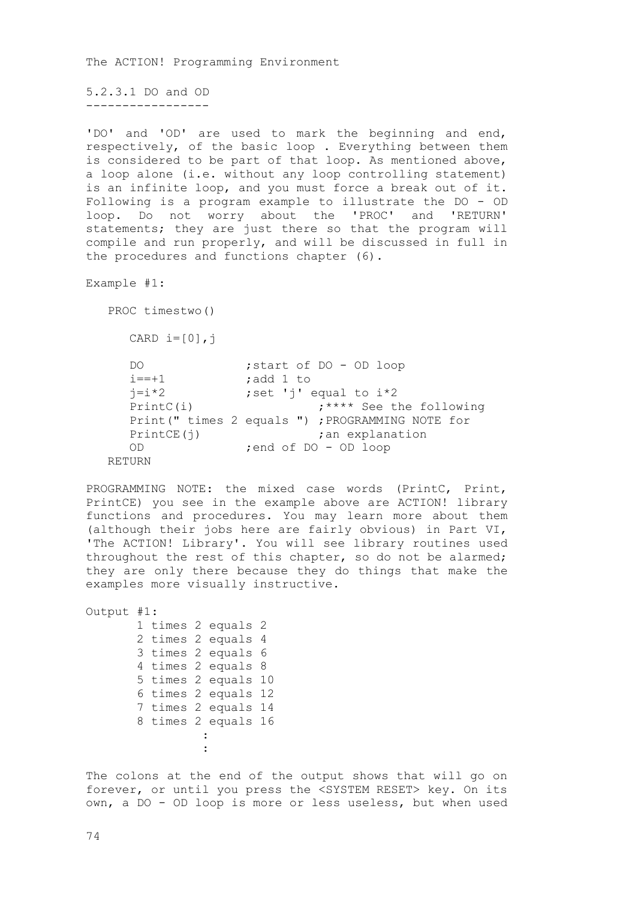### 5.2.3.1 DO and OD

'DO' and 'OD' are used to mark the beginning and end, respectively, of the basic loop . Everything between them is considered to be part of that loop. As mentioned above, a loop alone (i.e. without any loop controlling statement) is an infinite loop, and you must force a break out of it. Following is a program example to illustrate the DO - OD loop. Do not worry about the 'PROC' and 'RETURN' statements; they are just there so that the program will compile and run properly, and will be discussed in full in the procedures and functions chapter (6).

Example #1:

```
PROC timestwo()

   CARD i=[0],j

   DO              ;start of DO - OD loop
   i==+1           ;add 1 to
   j=i*2           ;set 'j' equal to i*2
   PrintC(i)                ;**** See the following
   Print(" times 2 equals ") ;PROGRAMMING NOTE for
   PrintCE(j)               ;an explanation
   OD              ;end of DO - OD loop
RETURN
```

PROGRAMMING NOTE: the mixed case words (PrintC, Print, PrintCE) you see in the example above are ACTION! library functions and procedures. You may learn more about them (although their jobs here are fairly obvious) in Part VI, 'The ACTION! Library'. You will see library routines used throughout the rest of this chapter, so do not be alarmed; they are only there because they do things that make the examples more visually instructive.

Output #1:

```
1 times 2 equals 2
2 times 2 equals 4
3 times 2 equals 6
4 times 2 equals 8
5 times 2 equals 10
6 times 2 equals 12
7 times 2 equals 14
8 times 2 equals 16
         :
         :
```

The colons at the end of the output shows that will go on forever, or until you press the <SYSTEM RESET> key. On its own, a DO - OD loop is more or less useless, but when used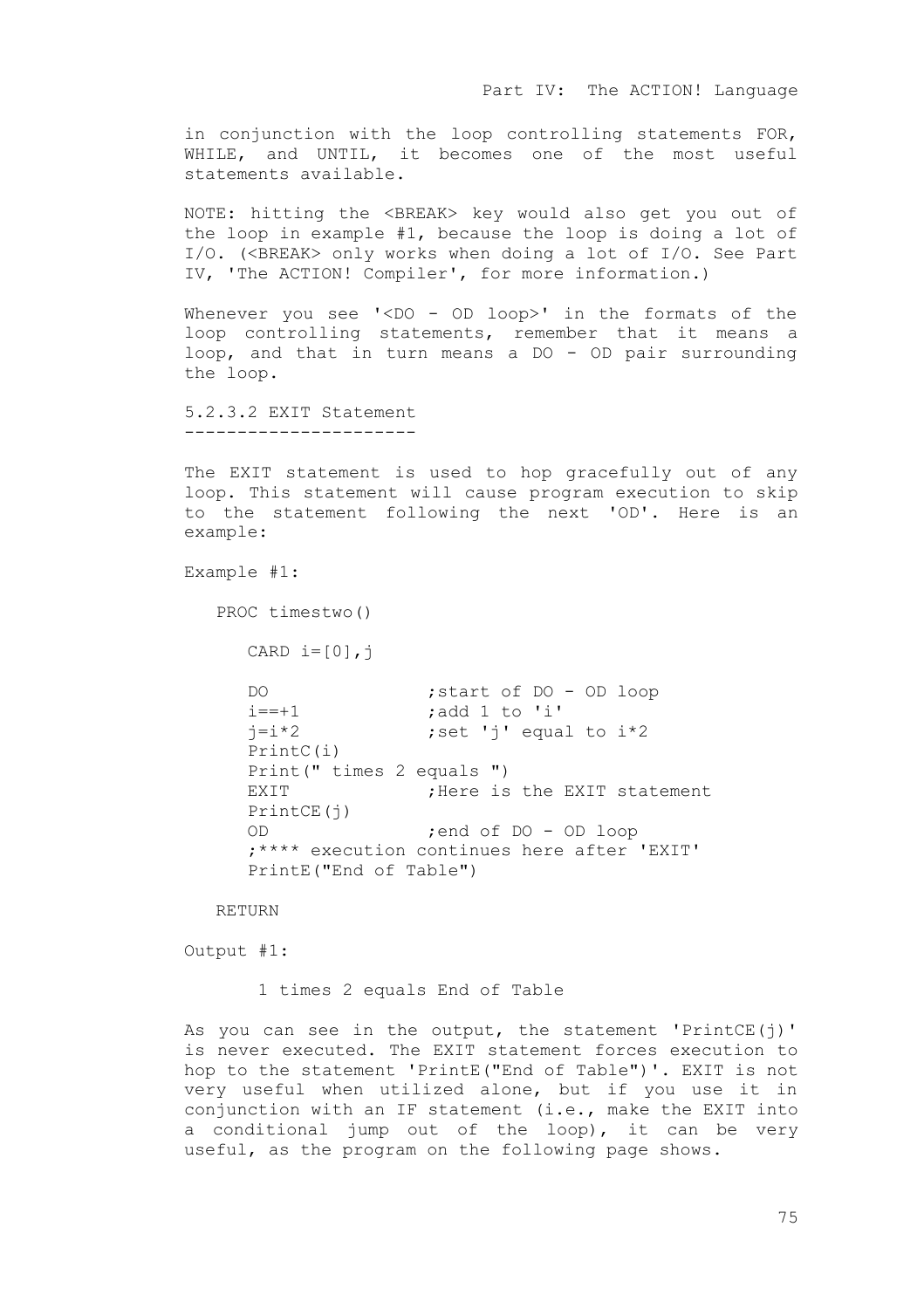in conjunction with the loop controlling statements FOR, WHILE, and UNTIL, it becomes one of the most useful statements available.

NOTE: hitting the <BREAK> key would also get you out of the loop in example #1, because the loop is doing a lot of I/O. (<BREAK> only works when doing a lot of I/O. See Part IV, 'The ACTION! Compiler', for more information.)

Whenever you see '<DO - OD loop>' in the formats of the loop controlling statements, remember that it means a loop, and that in turn means a DO - OD pair surrounding the loop.

### 5.2.3.2 EXIT Statement

The EXIT statement is used to hop gracefully out of any loop. This statement will cause program execution to skip to the statement following the next 'OD'. Here is an example:

Example #1:

```
PROC timestwo()

   CARD i=[0],j

   DO               ;start of DO - OD loop
   i==+1            ;add 1 to 'i'
   j=i*2            ;set 'j' equal to i*2
   PrintC(i)
   Print(" times 2 equals ")
   EXIT             ;Here is the EXIT statement
   PrintCE(j)
   OD               ;end of DO - OD loop
   ;**** execution continues here after 'EXIT'
   PrintE("End of Table")

RETURN
```

Output #1:

```
1 times 2 equals End of Table
```

As you can see in the output, the statement 'PrintCE(j)' is never executed. The EXIT statement forces execution to hop to the statement 'PrintE("End of Table")'. EXIT is not very useful when utilized alone, but if you use it in conjunction with an IF statement (i.e., make the EXIT into a conditional jump out of the loop), it can be very useful, as the program on the following page shows.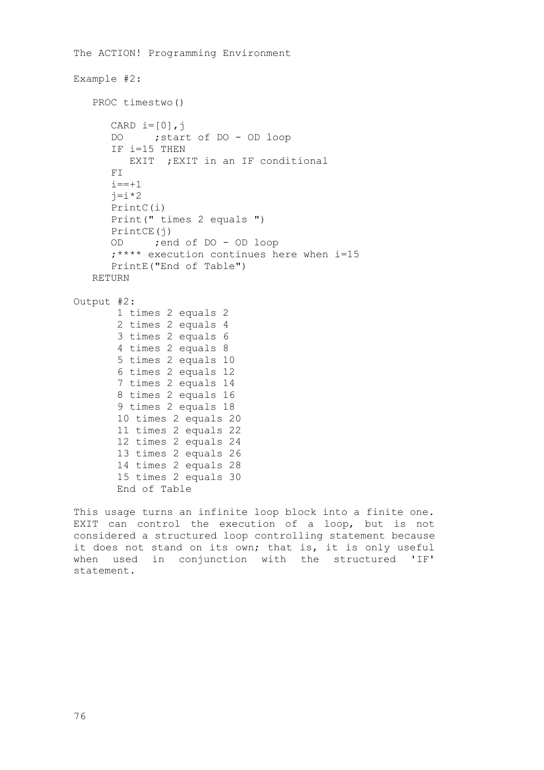Example #2:

```
PROC timestwo()

   CARD i=[0],j
   DO     ;start of DO - OD loop
   IF i=15 THEN
      EXIT  ;EXIT in an IF conditional
   FI
   i==+1
   j=i*2
   PrintC(i)
   Print(" times 2 equals ")
   PrintCE(j)
   OD     ;end of DO - OD loop
   ;**** execution continues here when i=15
   PrintE("End of Table")
RETURN
```

Output #2:

```
 1 times 2 equals 2
 2 times 2 equals 4
 3 times 2 equals 6
 4 times 2 equals 8
 5 times 2 equals 10
 6 times 2 equals 12
 7 times 2 equals 14
 8 times 2 equals 16
 9 times 2 equals 18
 10 times 2 equals 20
 11 times 2 equals 22
 12 times 2 equals 24
 13 times 2 equals 26
 14 times 2 equals 28
 15 times 2 equals 30
 End of Table
```

This usage turns an infinite loop block into a finite one. EXIT can control the execution of a loop, but is not considered a structured loop controlling statement because it does not stand on its own; that is, it is only useful when used in conjunction with the structured 'IF' statement.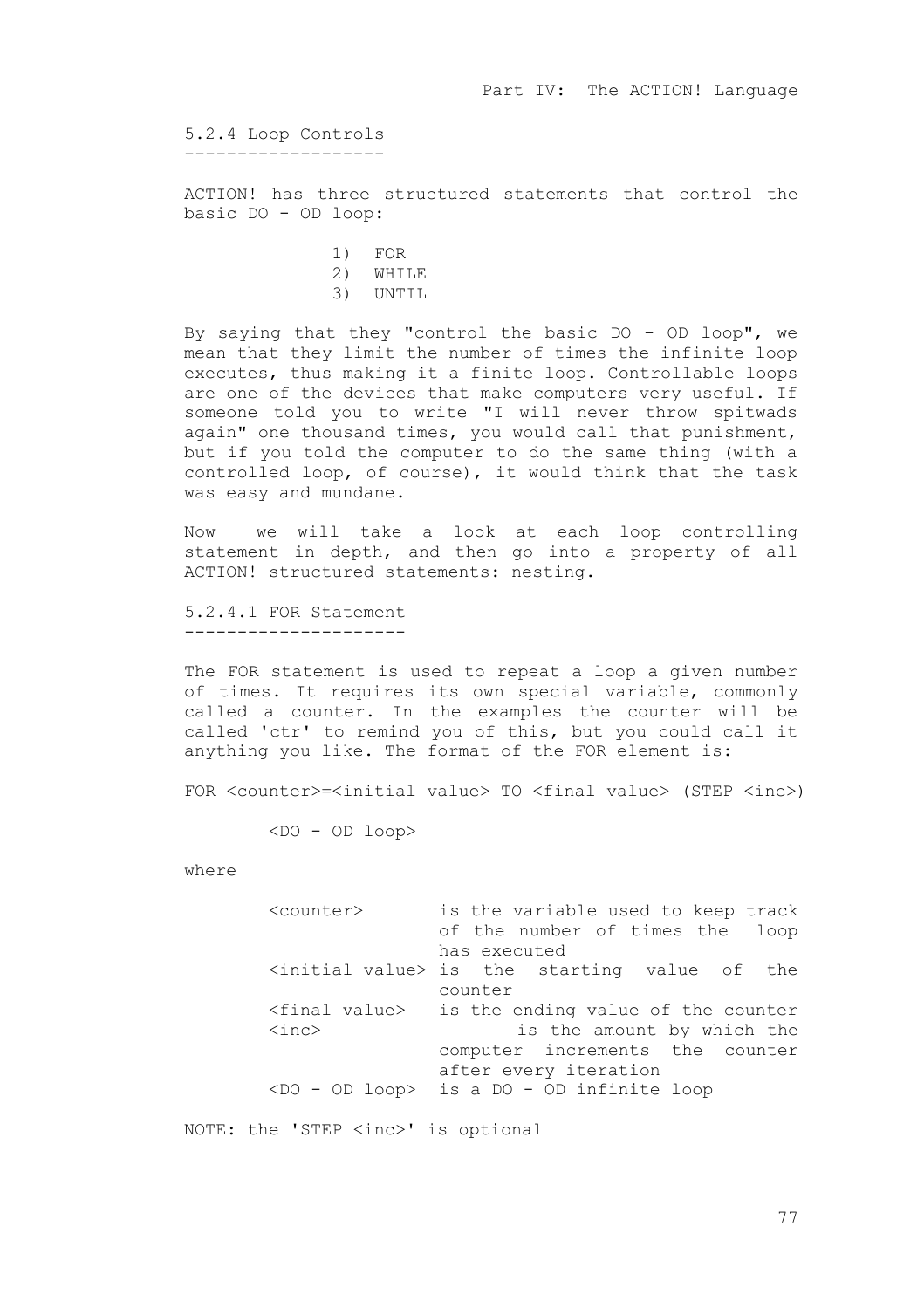### 5.2.4 Loop Controls

ACTION! has three structured statements that control the basic DO - OD loop:

1) FOR
2) WHILE
3) UNTIL

By saying that they "control the basic DO - OD loop", we mean that they limit the number of times the infinite loop executes, thus making it a finite loop. Controllable loops are one of the devices that make computers very useful. If someone told you to write "I will never throw spitwads again" one thousand times, you would call that punishment, but if you told the computer to do the same thing (with a controlled loop, of course), it would think that the task was easy and mundane.

Now we will take a look at each loop controlling statement in depth, and then go into a property of all ACTION! structured statements: nesting.

#### 5.2.4.1 FOR Statement

The FOR statement is used to repeat a loop a given number of times. It requires its own special variable, commonly called a counter. In the examples the counter will be called 'ctr' to remind you of this, but you could call it anything you like. The format of the FOR element is:

```
FOR <counter>=<initial value> TO <final value> (STEP <inc>)

        <DO - OD loop>
```

where

| | |
|---|---|
| <counter> | is the variable used to keep track of the number of times the loop has executed |
| <initial value> | is the starting value of the counter |
| <final value> | is the ending value of the counter |
| <inc> | is the amount by which the computer increments the counter after every iteration |
| <DO - OD loop> | is a DO - OD infinite loop |

NOTE: the 'STEP <inc>' is optional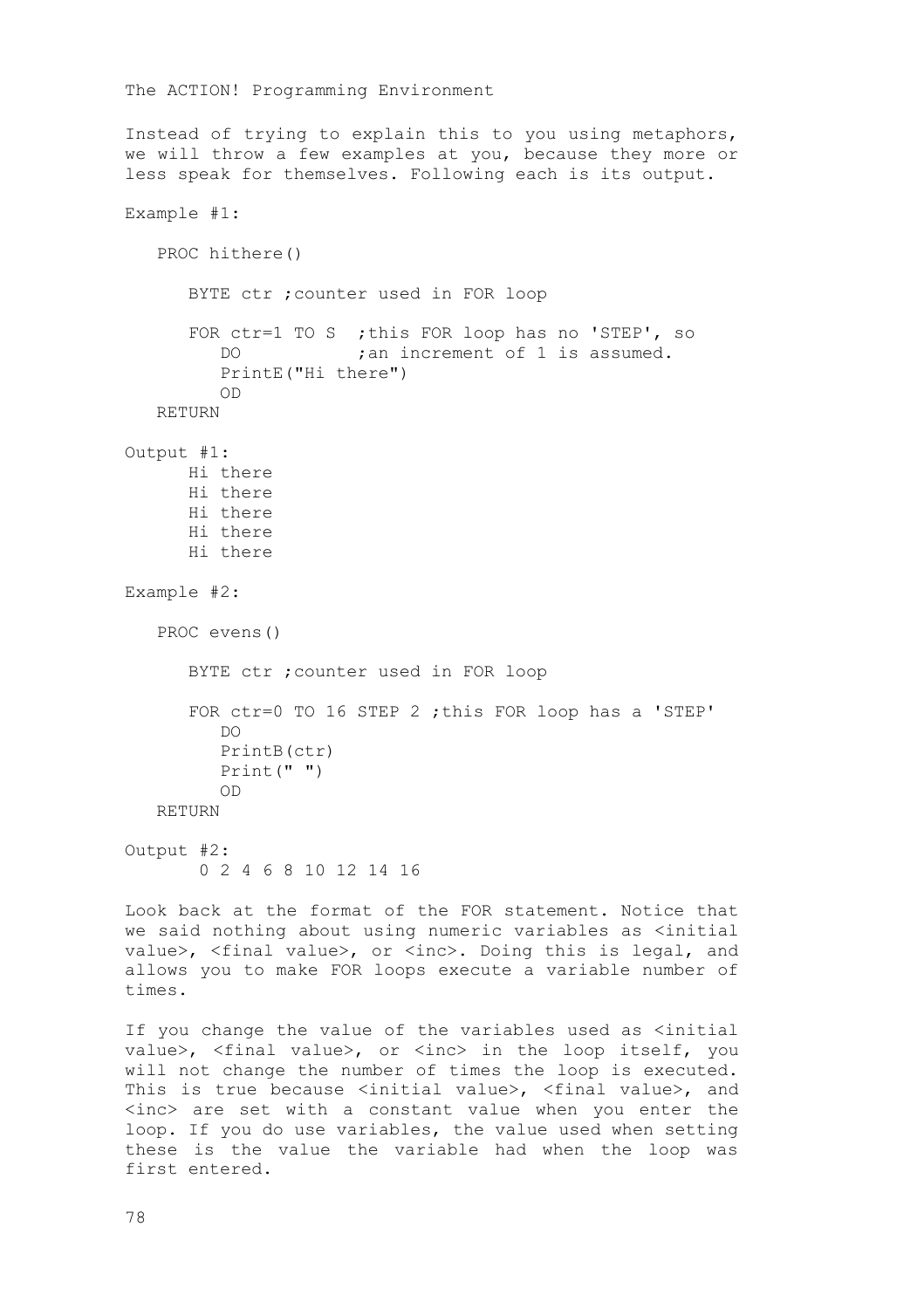The ACTION! Programming Environment

Instead of trying to explain this to you using metaphors, we will throw a few examples at you, because they more or less speak for themselves. Following each is its output.

Example #1:

```
   PROC hithere()

      BYTE ctr ;counter used in FOR loop

      FOR ctr=1 TO S  ;this FOR loop has no 'STEP', so
         DO           ;an increment of 1 is assumed.
         PrintE("Hi there")
         OD
   RETURN
```

Output #1:

```
      Hi there
      Hi there
      Hi there
      Hi there
      Hi there
```

Example #2:

```
   PROC evens()

      BYTE ctr ;counter used in FOR loop

      FOR ctr=0 TO 16 STEP 2 ;this FOR loop has a 'STEP'
         DO
         PrintB(ctr)
         Print(" ")
         OD
   RETURN
```

Output #2:

```
       0 2 4 6 8 10 12 14 16
```

Look back at the format of the FOR statement. Notice that we said nothing about using numeric variables as <initial value>, <final value>, or <inc>. Doing this is legal, and allows you to make FOR loops execute a variable number of times.

If you change the value of the variables used as <initial value>, <final value>, or <inc> in the loop itself, you will not change the number of times the loop is executed. This is true because <initial value>, <final value>, and <inc> are set with a constant value when you enter the loop. If you do use variables, the value used when setting these is the value the variable had when the loop was first entered.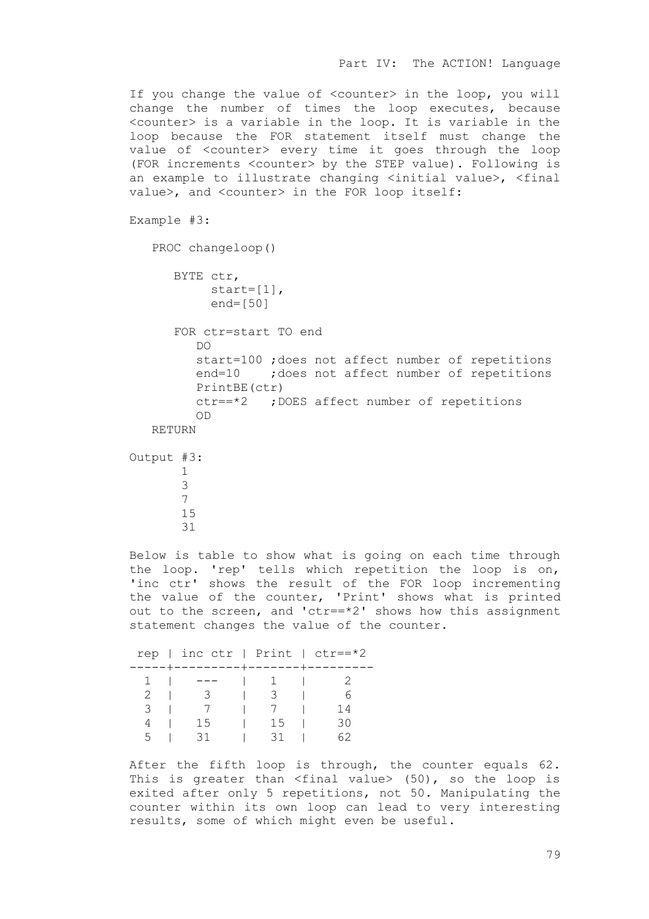If you change the value of <counter> in the loop, you will change the number of times the loop executes, because <counter> is a variable in the loop. It is variable in the loop because the FOR statement itself must change the value of <counter> every time it goes through the loop (FOR increments <counter> by the STEP value). Following is an example to illustrate changing <initial value>, <final value>, and <counter> in the FOR loop itself:

Example #3:

```
   PROC changeloop()

      BYTE ctr,
           start=[1],
           end=[50]

      FOR ctr=start TO end
         DO
         start=100 ;does not affect number of repetitions
         end=10    ;does not affect number of repetitions
         PrintBE(ctr)
         ctr==*2   ;DOES affect number of repetitions
         OD
   RETURN
```

Output #3:

```
       1
       3
       7
       15
       31
```

Below is table to show what is going on each time through the loop. 'rep' tells which repetition the loop is on, 'inc ctr' shows the result of the FOR loop incrementing the value of the counter, 'Print' shows what is printed out to the screen, and 'ctr==*2' shows how this assignment statement changes the value of the counter.

| rep | inc ctr | Print | ctr==*2 |
|---|---|---|---|
| 1 | --- | 1 | 2 |
| 2 | 3 | 3 | 6 |
| 3 | 7 | 7 | 14 |
| 4 | 15 | 15 | 30 |
| 5 | 31 | 31 | 62 |

After the fifth loop is through, the counter equals 62. This is greater than <final value> (50), so the loop is exited after only 5 repetitions, not 50. Manipulating the counter within its own loop can lead to very interesting results, some of which might even be useful.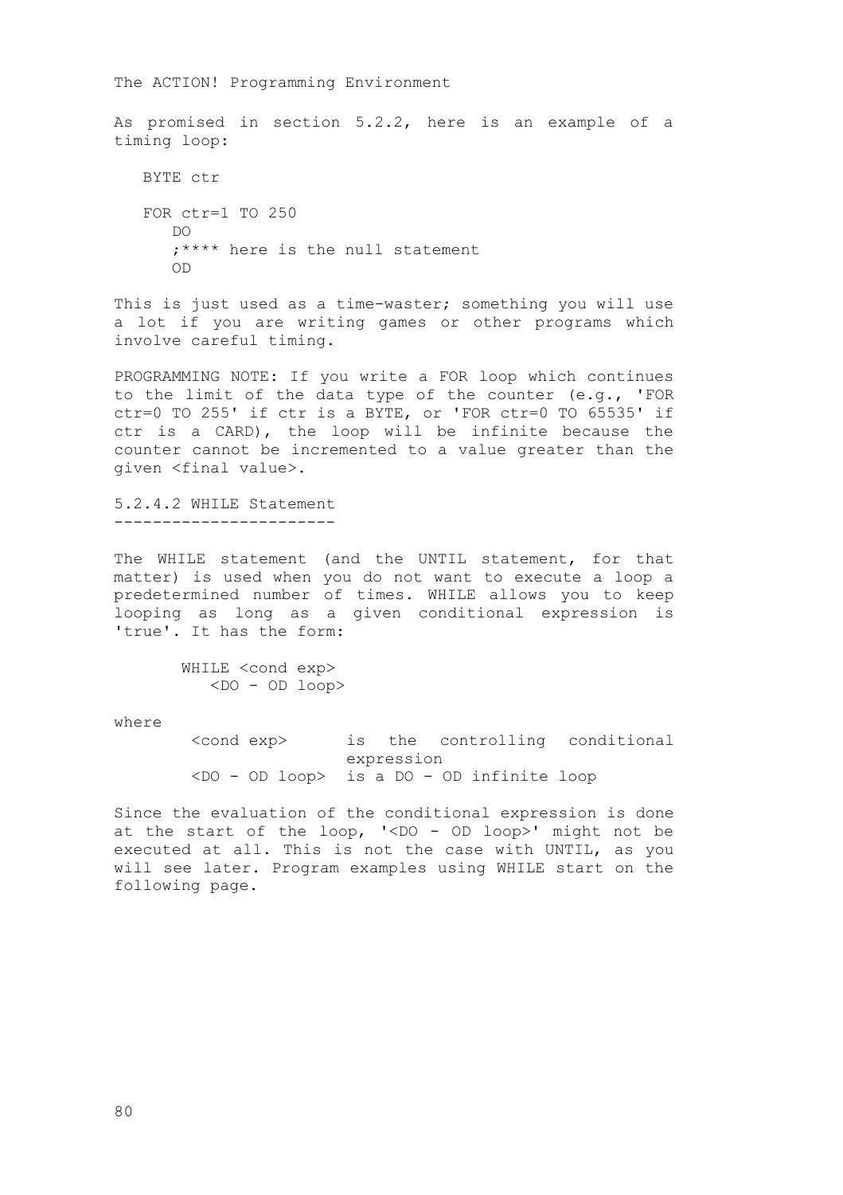As promised in section 5.2.2, here is an example of a timing loop:

```
BYTE ctr

FOR ctr=1 TO 250
   DO
   ;**** here is the null statement
   OD
```

This is just used as a time-waster; something you will use a lot if you are writing games or other programs which involve careful timing.

PROGRAMMING NOTE: If you write a FOR loop which continues to the limit of the data type of the counter (e.g., 'FOR ctr=0 TO 255' if ctr is a BYTE, or 'FOR ctr=0 TO 65535' if ctr is a CARD), the loop will be infinite because the counter cannot be incremented to a value greater than the given <final value>.

### 5.2.4.2 WHILE Statement

The WHILE statement (and the UNTIL statement, for that matter) is used when you do not want to execute a loop a predetermined number of times. WHILE allows you to keep looping as long as a given conditional expression is 'true'. It has the form:

```
WHILE <cond exp>
   <DO - OD loop>
```

where

```
<cond exp>      is the controlling conditional
                expression
<DO - OD loop>  is a DO - OD infinite loop
```

Since the evaluation of the conditional expression is done at the start of the loop, '<DO - OD loop>' might not be executed at all. This is not the case with UNTIL, as you will see later. Program examples using WHILE start on the following page.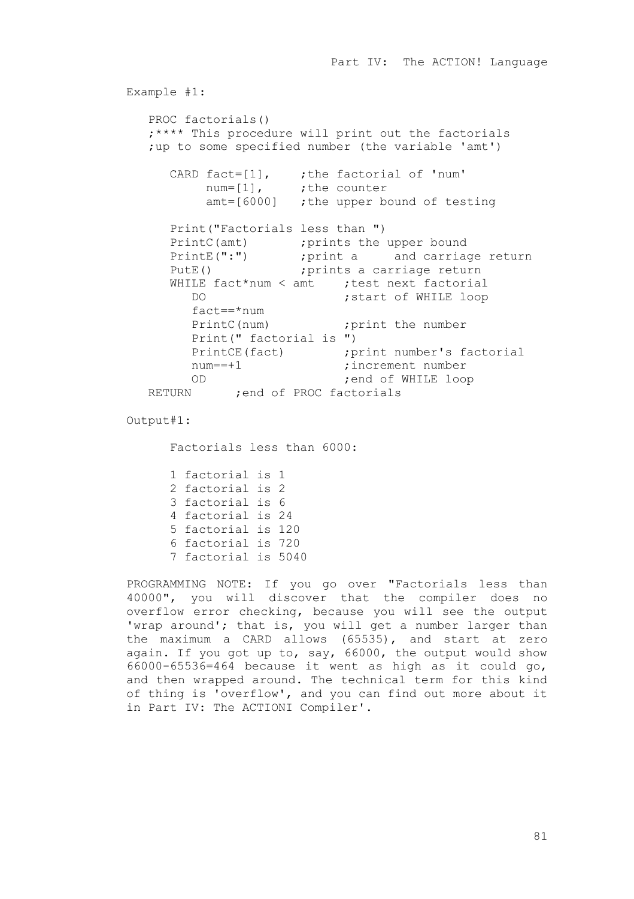Example #1:

```
PROC factorials()
;**** This procedure will print out the factorials
;up to some specified number (the variable 'amt')

   CARD fact=[1],    ;the factorial of 'num'
        num=[1],     ;the counter
        amt=[6000]   ;the upper bound of testing

   Print("Factorials less than ")
   PrintC(amt)       ;prints the upper bound
   PrintE(":")       ;print a    and carriage return
   PutE()            ;prints a carriage return
   WHILE fact*num < amt    ;test next factorial
      DO                   ;start of WHILE loop
      fact==*num
      PrintC(num)          ;print the number
      Print(" factorial is ")
      PrintCE(fact)        ;print number's factorial
      num==+1              ;increment number
      OD                   ;end of WHILE loop
RETURN      ;end of PROC factorials
```

Output#1:

```
Factorials less than 6000:

1 factorial is 1
2 factorial is 2
3 factorial is 6
4 factorial is 24
5 factorial is 120
6 factorial is 720
7 factorial is 5040
```

PROGRAMMING NOTE: If you go over "Factorials less than 40000", you will discover that the compiler does no overflow error checking, because you will see the output 'wrap around'; that is, you will get a number larger than the maximum a CARD allows (65535), and start at zero again. If you got up to, say, 66000, the output would show 66000-65536=464 because it went as high as it could go, and then wrapped around. The technical term for this kind of thing is 'overflow', and you can find out more about it in Part IV: The ACTIONI Compiler'.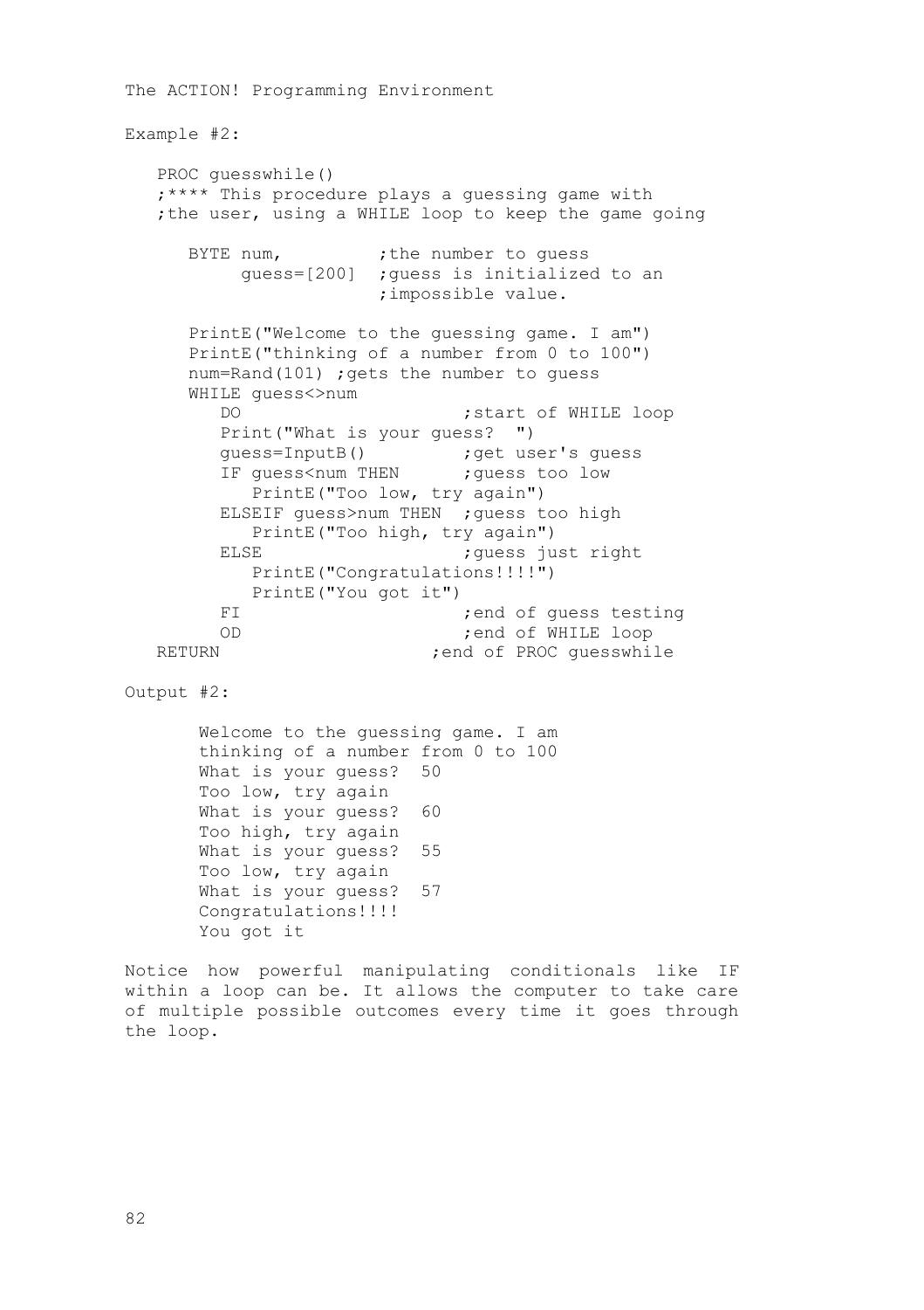Example #2:

```
PROC guesswhile()
;**** This procedure plays a guessing game with
;the user, using a WHILE loop to keep the game going

   BYTE num,          ;the number to guess
        guess=[200]   ;guess is initialized to an
                      ;impossible value.

   PrintE("Welcome to the guessing game. I am")
   PrintE("thinking of a number from 0 to 100")
   num=Rand(101) ;gets the number to guess
   WHILE guess<>num
      DO                      ;start of WHILE loop
      Print("What is your guess?  ")
      guess=InputB()          ;get user's guess
      IF guess<num THEN       ;guess too low
         PrintE("Too low, try again")
      ELSEIF guess>num THEN  ;guess too high
         PrintE("Too high, try again")
      ELSE                    ;guess just right
         PrintE("Congratulations!!!!")
         PrintE("You got it")
      FI                      ;end of guess testing
      OD                      ;end of WHILE loop
RETURN                     ;end of PROC guesswhile
```

Output #2:

```
Welcome to the guessing game. I am
thinking of a number from 0 to 100
What is your guess?  50
Too low, try again
What is your guess?  60
Too high, try again
What is your guess?  55
Too low, try again
What is your guess?  57
Congratulations!!!!
You got it
```

Notice how powerful manipulating conditionals like IF within a loop can be. It allows the computer to take care of multiple possible outcomes every time it goes through the loop.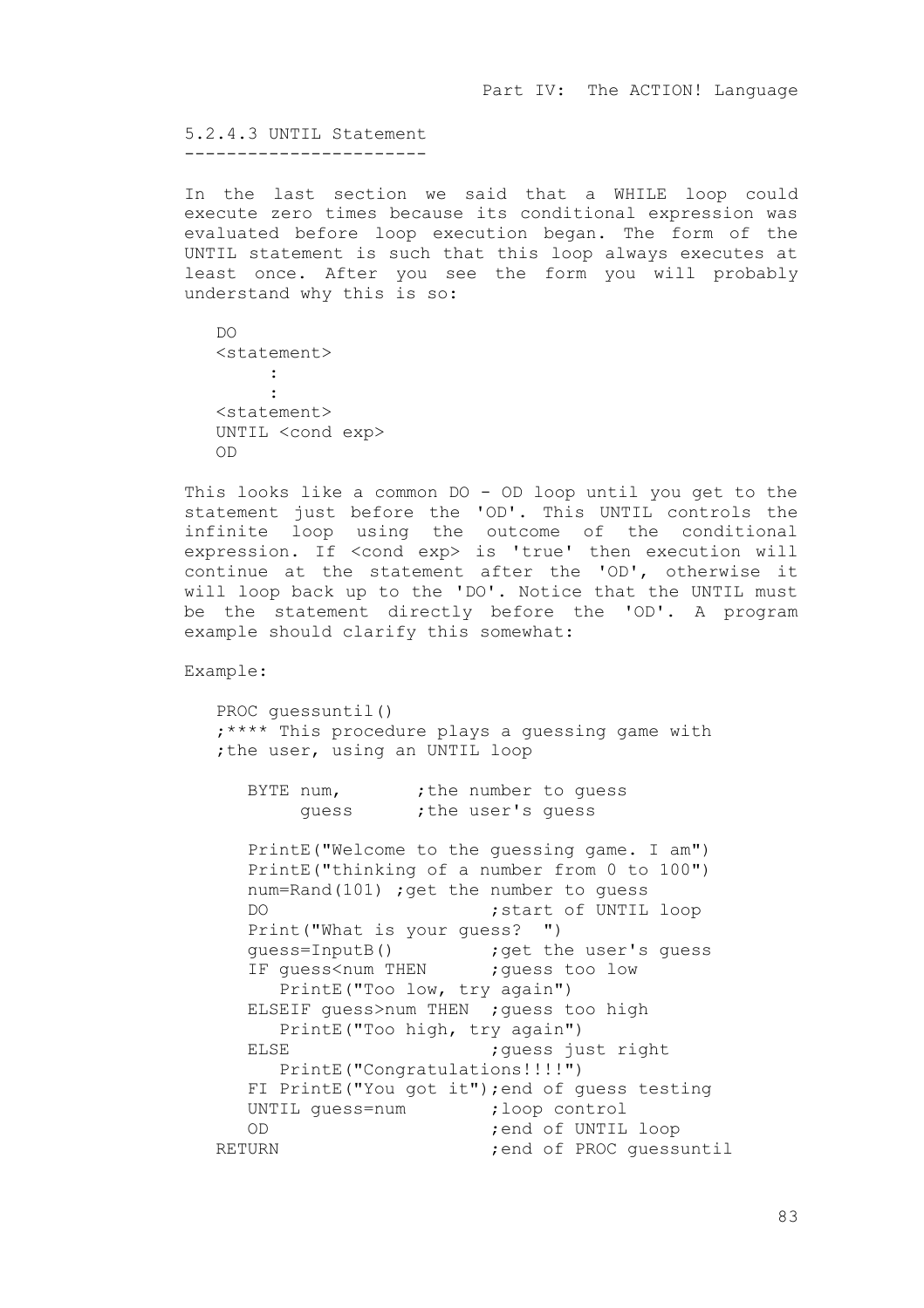### 5.2.4.3 UNTIL Statement

In the last section we said that a WHILE loop could execute zero times because its conditional expression was evaluated before loop execution began. The form of the UNTIL statement is such that this loop always executes at least once. After you see the form you will probably understand why this is so:

```
DO
<statement>
     :
     :
<statement>
UNTIL <cond exp>
OD
```

This looks like a common DO - OD loop until you get to the statement just before the 'OD'. This UNTIL controls the infinite loop using the outcome of the conditional expression. If <cond exp> is 'true' then execution will continue at the statement after the 'OD', otherwise it will loop back up to the 'DO'. Notice that the UNTIL must be the statement directly before the 'OD'. A program example should clarify this somewhat:

Example:

```
PROC guessuntil()
;**** This procedure plays a guessing game with
;the user, using an UNTIL loop

   BYTE num,       ;the number to guess
        guess      ;the user's guess

   PrintE("Welcome to the guessing game. I am")
   PrintE("thinking of a number from 0 to 100")
   num=Rand(101) ;get the number to guess
   DO                    ;start of UNTIL loop
   Print("What is your guess?  ")
   guess=InputB()        ;get the user's guess
   IF guess<num THEN     ;guess too low
      PrintE("Too low, try again")
   ELSEIF guess>num THEN  ;guess too high
      PrintE("Too high, try again")
   ELSE                  ;guess just right
      PrintE("Congratulations!!!!")
   FI PrintE("You got it");end of guess testing
   UNTIL guess=num       ;loop control
   OD                    ;end of UNTIL loop
RETURN                   ;end of PROC guessuntil
```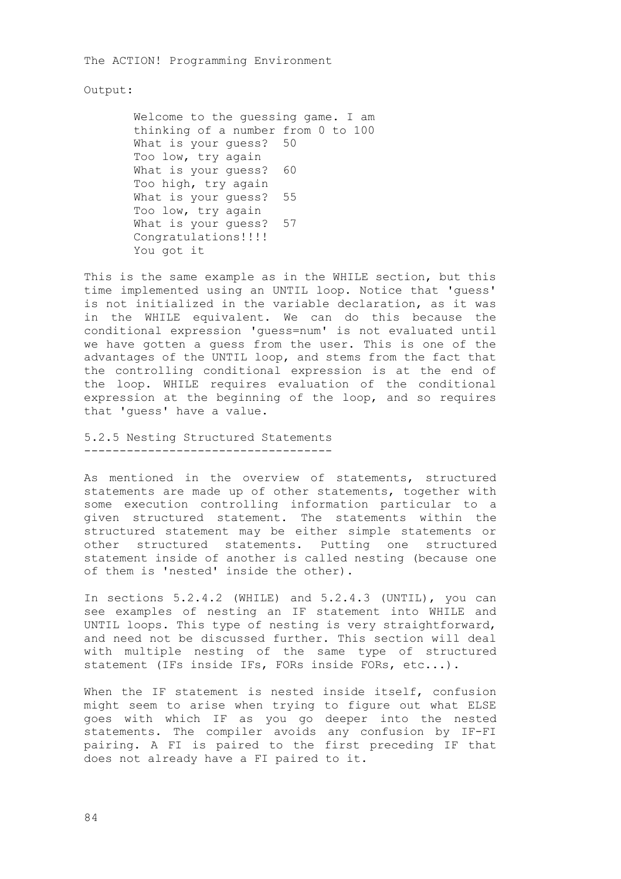Output:

```
Welcome to the guessing game. I am
thinking of a number from 0 to 100
What is your guess?  50
Too low, try again
What is your guess?  60
Too high, try again
What is your guess?  55
Too low, try again
What is your guess?  57
Congratulations!!!!
You got it
```

This is the same example as in the WHILE section, but this time implemented using an UNTIL loop. Notice that 'guess' is not initialized in the variable declaration, as it was in the WHILE equivalent. We can do this because the conditional expression 'guess=num' is not evaluated until we have gotten a guess from the user. This is one of the advantages of the UNTIL loop, and stems from the fact that the controlling conditional expression is at the end of the loop. WHILE requires evaluation of the conditional expression at the beginning of the loop, and so requires that 'guess' have a value.

### 5.2.5 Nesting Structured Statements

As mentioned in the overview of statements, structured statements are made up of other statements, together with some execution controlling information particular to a given structured statement. The statements within the structured statement may be either simple statements or other structured statements. Putting one structured statement inside of another is called nesting (because one of them is 'nested' inside the other).

In sections 5.2.4.2 (WHILE) and 5.2.4.3 (UNTIL), you can see examples of nesting an IF statement into WHILE and UNTIL loops. This type of nesting is very straightforward, and need not be discussed further. This section will deal with multiple nesting of the same type of structured statement (IFs inside IFs, FORs inside FORs, etc...).

When the IF statement is nested inside itself, confusion might seem to arise when trying to figure out what ELSE goes with which IF as you go deeper into the nested statements. The compiler avoids any confusion by IF-FI pairing. A FI is paired to the first preceding IF that does not already have a FI paired to it.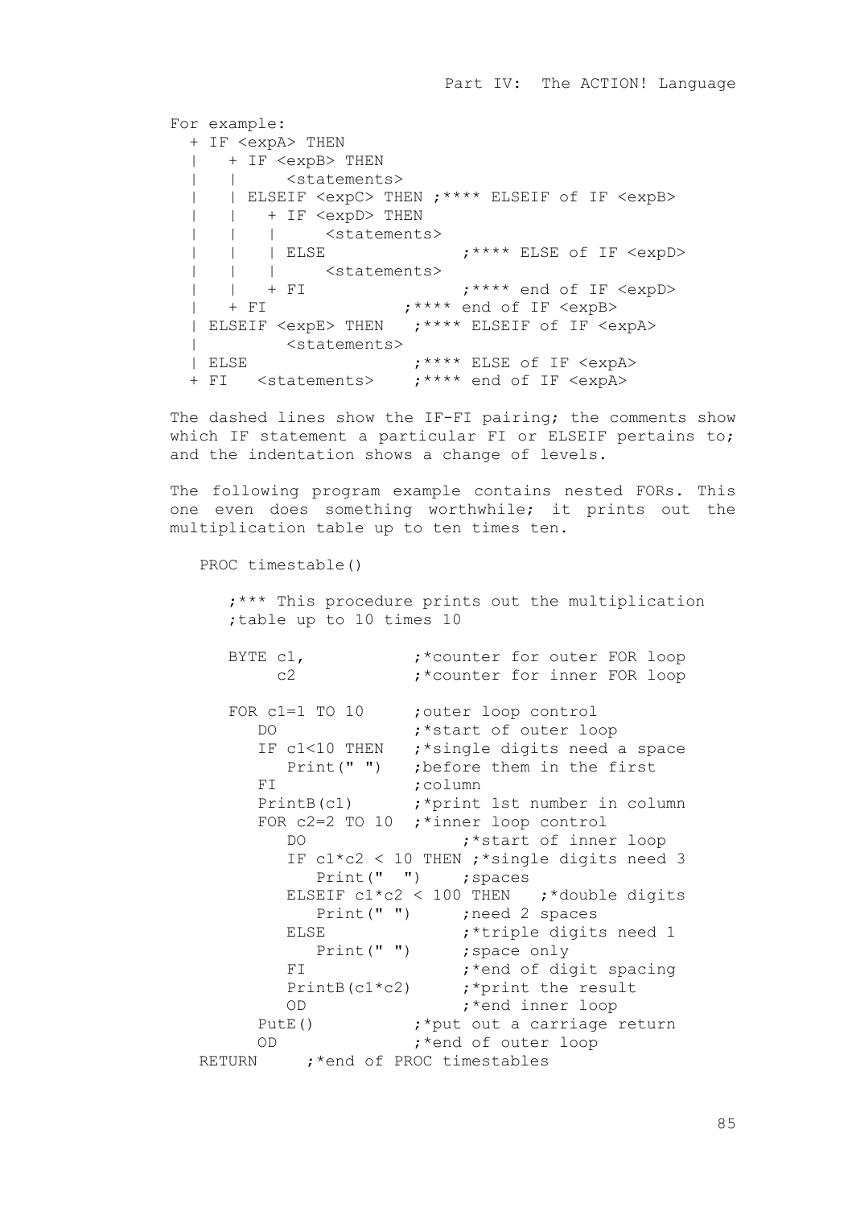For example:

```
  + IF <expA> THEN
  |   + IF <expB> THEN
  |   |     <statements>
  |   | ELSEIF <expC> THEN ;**** ELSEIF of IF <expB>
  |   |   + IF <expD> THEN
  |   |   |     <statements>
  |   |   | ELSE              ;**** ELSE of IF <expD>
  |   |   |     <statements>
  |   |   + FI                ;**** end of IF <expD>
  |   + FI              ;**** end of IF <expB>
  | ELSEIF <expE> THEN   ;**** ELSEIF of IF <expA>
  |         <statements>
  | ELSE                 ;**** ELSE of IF <expA>
  + FI   <statements>    ;**** end of IF <expA>
```

The dashed lines show the IF-FI pairing; the comments show which IF statement a particular FI or ELSEIF pertains to; and the indentation shows a change of levels.

The following program example contains nested FORs. This one even does something worthwhile; it prints out the multiplication table up to ten times ten.

```
PROC timestable()

   ;*** This procedure prints out the multiplication
   ;table up to 10 times 10

   BYTE c1,           ;*counter for outer FOR loop
        c2            ;*counter for inner FOR loop

   FOR c1=1 TO 10     ;outer loop control
      DO              ;*start of outer loop
      IF c1<10 THEN   ;*single digits need a space
         Print(" ")   ;before them in the first
      FI              ;column
      PrintB(c1)      ;*print 1st number in column
      FOR c2=2 TO 10  ;*inner loop control
         DO               ;*start of inner loop
         IF c1*c2 < 10 THEN ;*single digits need 3
            Print("  ")    ;spaces
         ELSEIF c1*c2 < 100 THEN   ;*double digits
            Print(" ")      ;need 2 spaces
         ELSE               ;*triple digits need 1
            Print(" ")      ;space only
         FI                 ;*end of digit spacing
         PrintB(c1*c2)      ;*print the result
         OD                 ;*end inner loop
      PutE()           ;*put out a carriage return
      OD               ;*end of outer loop
RETURN     ;*end of PROC timestables
```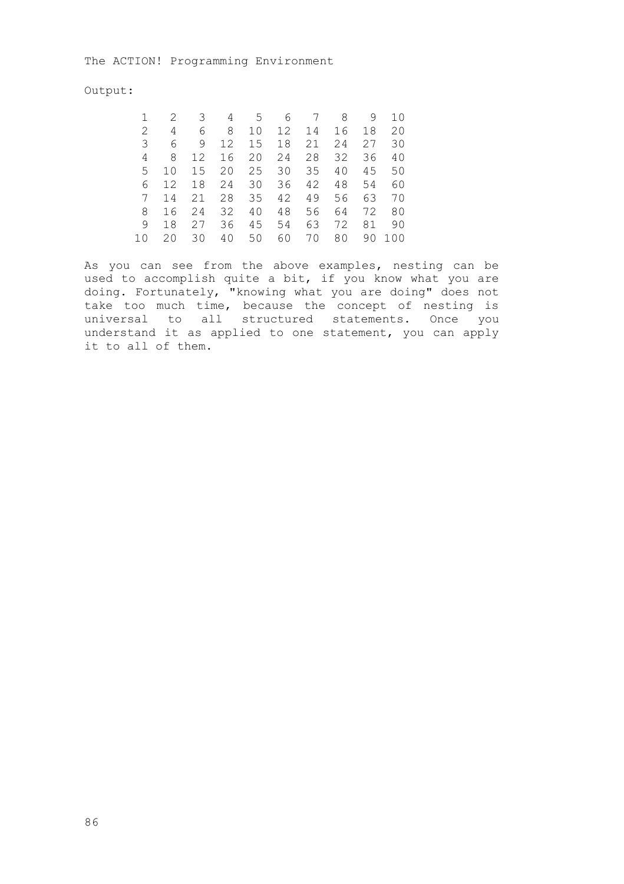Output:

```
     1   2   3   4   5   6   7   8   9  10
     2   4   6   8  10  12  14  16  18  20
     3   6   9  12  15  18  21  24  27  30
     4   8  12  16  20  24  28  32  36  40
     5  10  15  20  25  30  35  40  45  50
     6  12  18  24  30  36  42  48  54  60
     7  14  21  28  35  42  49  56  63  70
     8  16  24  32  40  48  56  64  72  80
     9  18  27  36  45  54  63  72  81  90
    10  20  30  40  50  60  70  80  90 100
```

As you can see from the above examples, nesting can be used to accomplish quite a bit, if you know what you are doing. Fortunately, "knowing what you are doing" does not take too much time, because the concept of nesting is universal to all structured statements. Once you understand it as applied to one statement, you can apply it to all of them.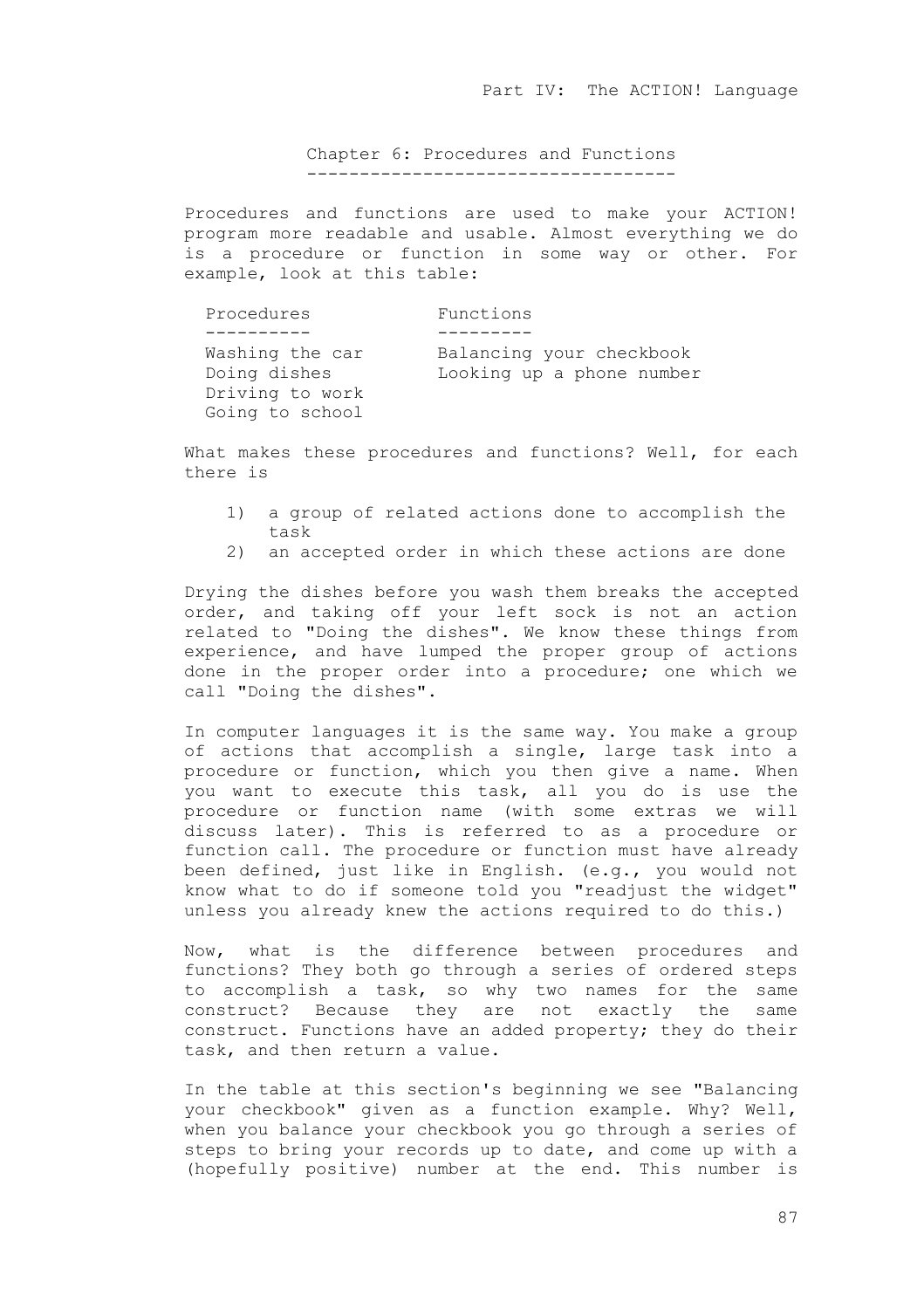## Chapter 6: Procedures and Functions

Procedures and functions are used to make your ACTION! program more readable and usable. Almost everything we do is a procedure or function in some way or other. For example, look at this table:

| Procedures | Functions |
|---|---|
| Washing the car | Balancing your checkbook |
| Doing dishes | Looking up a phone number |
| Driving to work | |
| Going to school | |

What makes these procedures and functions? Well, for each there is

1) a group of related actions done to accomplish the task
2) an accepted order in which these actions are done

Drying the dishes before you wash them breaks the accepted order, and taking off your left sock is not an action related to "Doing the dishes". We know these things from experience, and have lumped the proper group of actions done in the proper order into a procedure; one which we call "Doing the dishes".

In computer languages it is the same way. You make a group of actions that accomplish a single, large task into a procedure or function, which you then give a name. When you want to execute this task, all you do is use the procedure or function name (with some extras we will discuss later). This is referred to as a procedure or function call. The procedure or function must have already been defined, just like in English. (e.g., you would not know what to do if someone told you "readjust the widget" unless you already knew the actions required to do this.)

Now, what is the difference between procedures and functions? They both go through a series of ordered steps to accomplish a task, so why two names for the same construct? Because they are not exactly the same construct. Functions have an added property; they do their task, and then return a value.

In the table at this section's beginning we see "Balancing your checkbook" given as a function example. Why? Well, when you balance your checkbook you go through a series of steps to bring your records up to date, and come up with a (hopefully positive) number at the end. This number is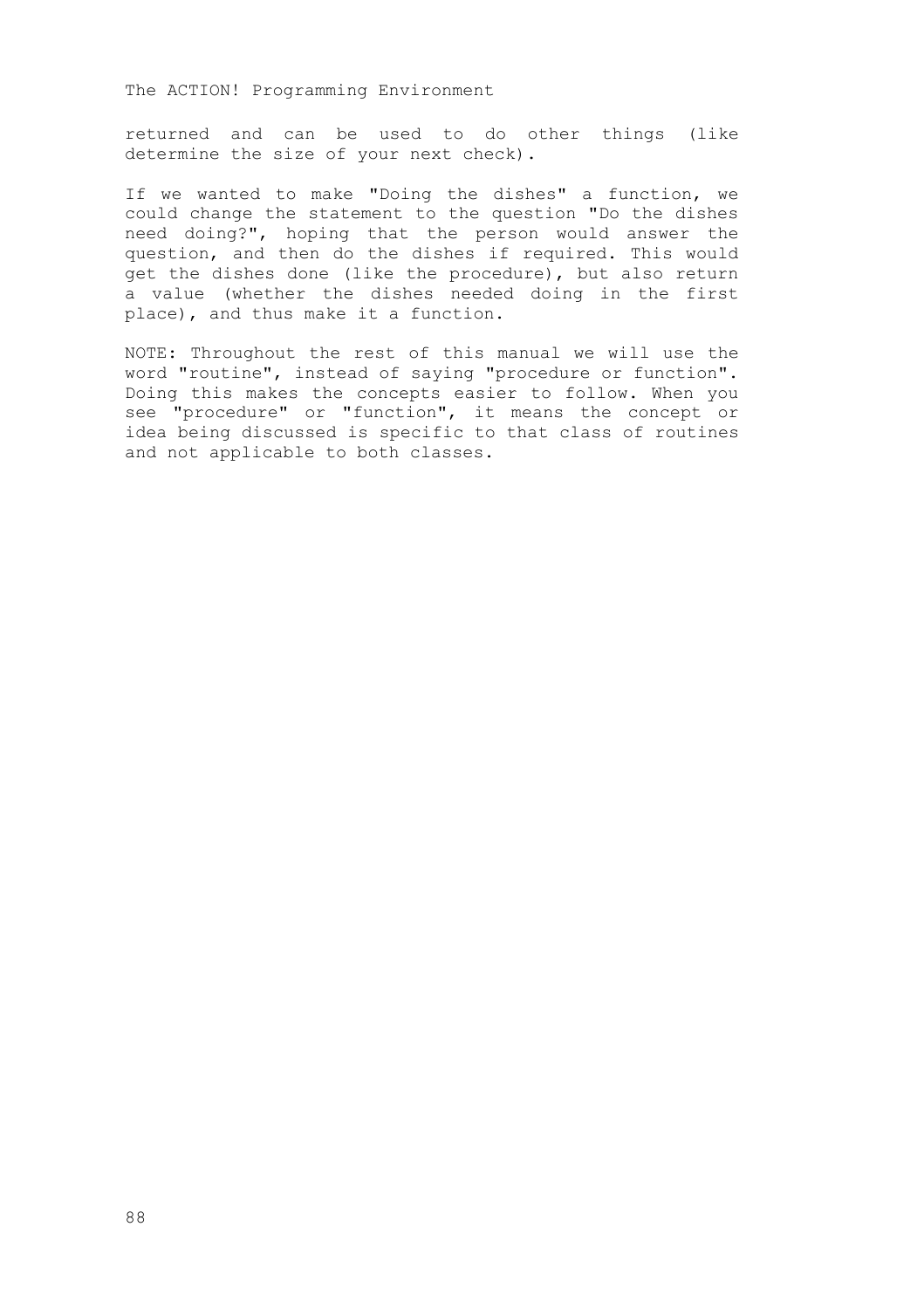returned and can be used to do other things (like determine the size of your next check).

If we wanted to make "Doing the dishes" a function, we could change the statement to the question "Do the dishes need doing?", hoping that the person would answer the question, and then do the dishes if required. This would get the dishes done (like the procedure), but also return a value (whether the dishes needed doing in the first place), and thus make it a function.

NOTE: Throughout the rest of this manual we will use the word "routine", instead of saying "procedure or function". Doing this makes the concepts easier to follow. When you see "procedure" or "function", it means the concept or idea being discussed is specific to that class of routines and not applicable to both classes.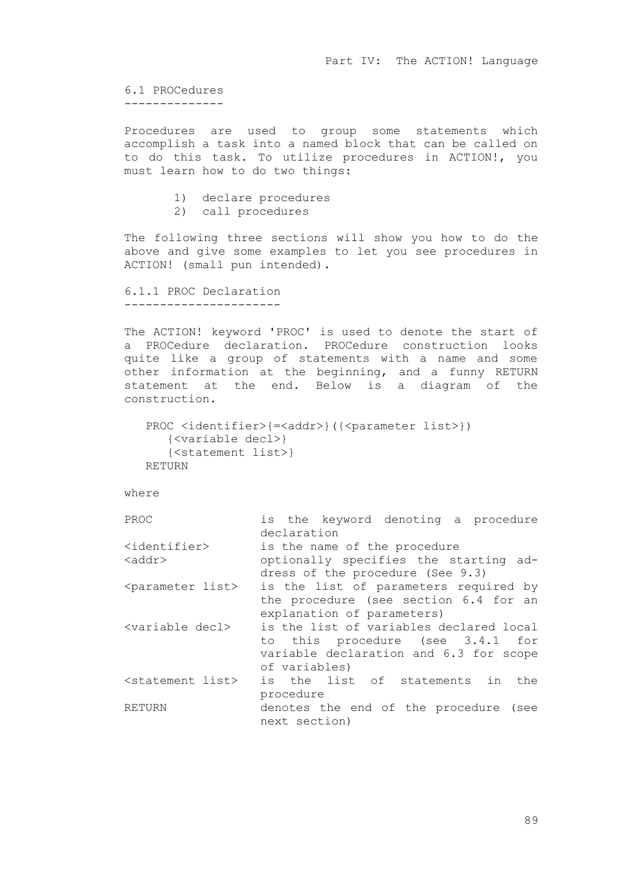## 6.1 PROCedures

Procedures are used to group some statements which accomplish a task into a named block that can be called on to do this task. To utilize procedures in ACTION!, you must learn how to do two things:

1) declare procedures
2) call procedures

The following three sections will show you how to do the above and give some examples to let you see procedures in ACTION! (small pun intended).

### 6.1.1 PROC Declaration

The ACTION! keyword 'PROC' is used to denote the start of a PROCedure declaration. PROCedure construction looks quite like a group of statements with a name and some other information at the beginning, and a funny RETURN statement at the end. Below is a diagram of the construction.

```
PROC <identifier>{=<addr>}({<parameter list>})
   {<variable decl>}
   {<statement list>}
RETURN
```

where

| | |
|---|---|
| PROC | is the keyword denoting a procedure declaration |
| <identifier> | is the name of the procedure |
| <addr> | optionally specifies the starting address of the procedure (See 9.3) |
| <parameter list> | is the list of parameters required by the procedure (see section 6.4 for an explanation of parameters) |
| <variable decl> | is the list of variables declared local to this procedure (see 3.4.1 for variable declaration and 6.3 for scope of variables) |
| <statement list> | is the list of statements in the procedure |
| RETURN | denotes the end of the procedure (see next section) |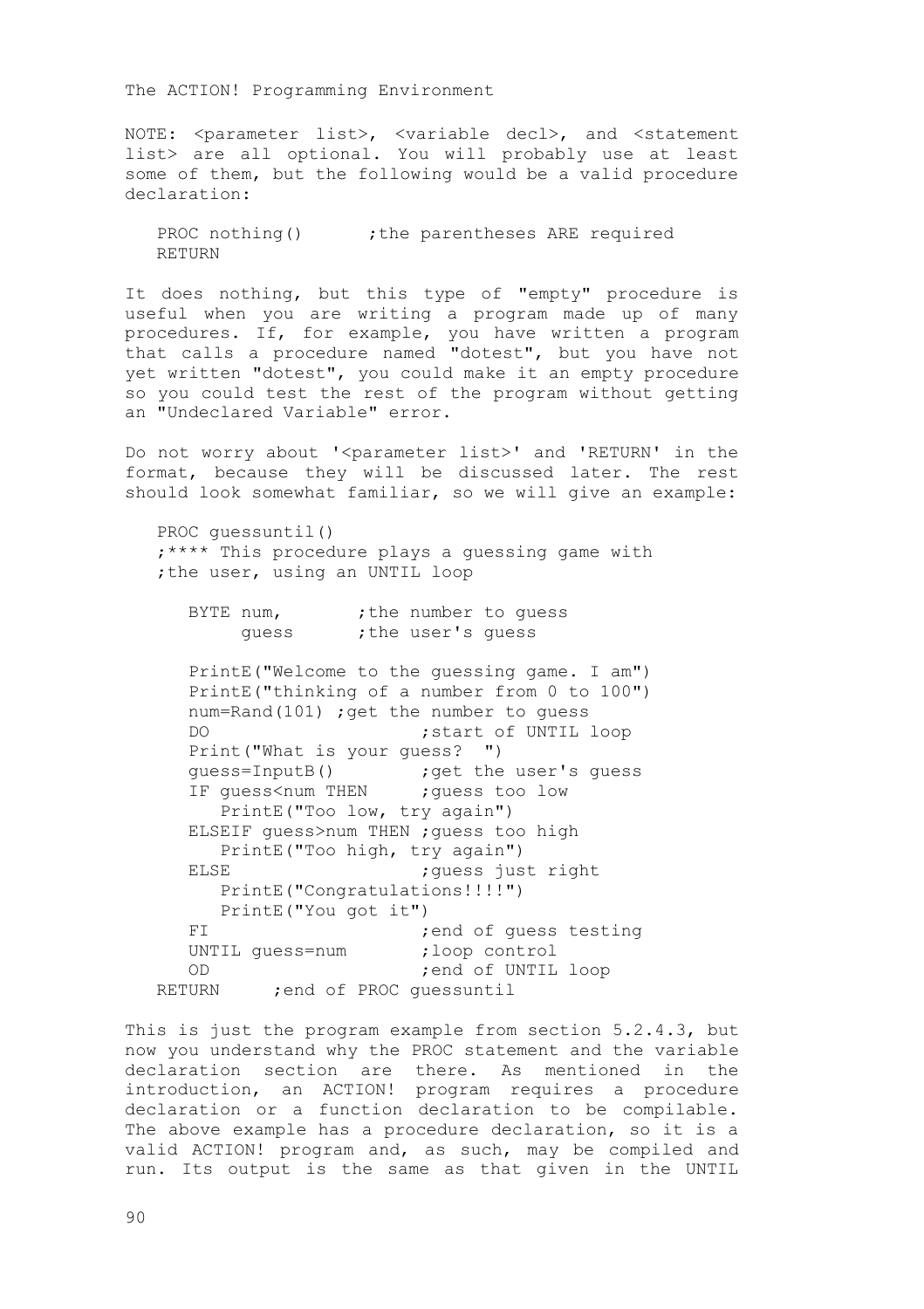NOTE: <parameter list>, <variable decl>, and <statement list> are all optional. You will probably use at least some of them, but the following would be a valid procedure declaration:

```
PROC nothing()      ;the parentheses ARE required
RETURN
```

It does nothing, but this type of "empty" procedure is useful when you are writing a program made up of many procedures. If, for example, you have written a program that calls a procedure named "dotest", but you have not yet written "dotest", you could make it an empty procedure so you could test the rest of the program without getting an "Undeclared Variable" error.

Do not worry about '<parameter list>' and 'RETURN' in the format, because they will be discussed later. The rest should look somewhat familiar, so we will give an example:

```
PROC guessuntil()
;**** This procedure plays a guessing game with
;the user, using an UNTIL loop

   BYTE num,       ;the number to guess
        guess      ;the user's guess

   PrintE("Welcome to the guessing game. I am")
   PrintE("thinking of a number from 0 to 100")
   num=Rand(101) ;get the number to guess
   DO                   ;start of UNTIL loop
   Print("What is your guess?  ")
   guess=InputB()       ;get the user's guess
   IF guess<num THEN    ;guess too low
      PrintE("Too low, try again")
   ELSEIF guess>num THEN ;guess too high
      PrintE("Too high, try again")
   ELSE                 ;guess just right
      PrintE("Congratulations!!!!")
      PrintE("You got it")
   FI                   ;end of guess testing
   UNTIL guess=num      ;loop control
   OD                   ;end of UNTIL loop
RETURN     ;end of PROC guessuntil
```

This is just the program example from section 5.2.4.3, but now you understand why the PROC statement and the variable declaration section are there. As mentioned in the introduction, an ACTION! program requires a procedure declaration or a function declaration to be compilable. The above example has a procedure declaration, so it is a valid ACTION! program and, as such, may be compiled and run. Its output is the same as that given in the UNTIL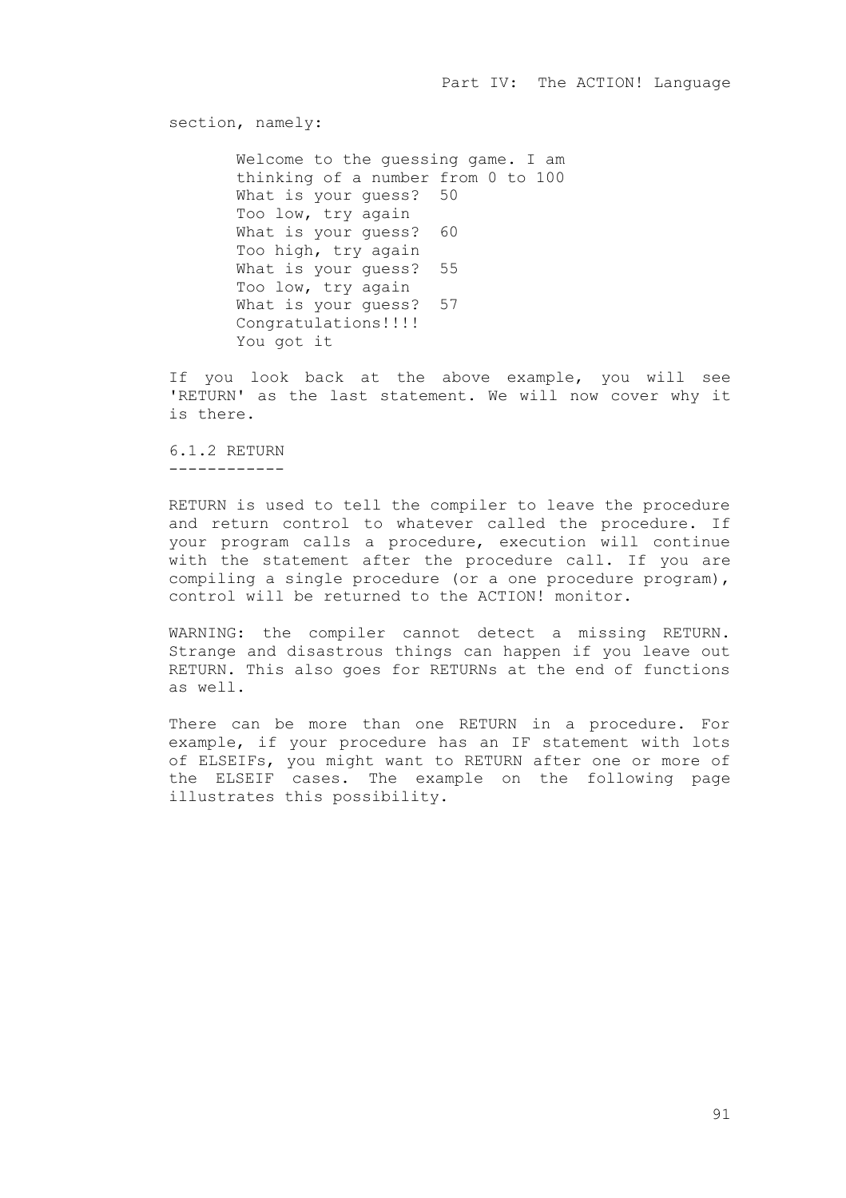section, namely:

```
Welcome to the guessing game. I am
thinking of a number from 0 to 100
What is your guess?  50
Too low, try again
What is your guess?  60
Too high, try again
What is your guess?  55
Too low, try again
What is your guess?  57
Congratulations!!!!
You got it
```

If you look back at the above example, you will see 'RETURN' as the last statement. We will now cover why it is there.

### 6.1.2 RETURN

RETURN is used to tell the compiler to leave the procedure and return control to whatever called the procedure. If your program calls a procedure, execution will continue with the statement after the procedure call. If you are compiling a single procedure (or a one procedure program), control will be returned to the ACTION! monitor.

WARNING: the compiler cannot detect a missing RETURN. Strange and disastrous things can happen if you leave out RETURN. This also goes for RETURNs at the end of functions as well.

There can be more than one RETURN in a procedure. For example, if your procedure has an IF statement with lots of ELSEIFs, you might want to RETURN after one or more of the ELSEIF cases. The example on the following page illustrates this possibility.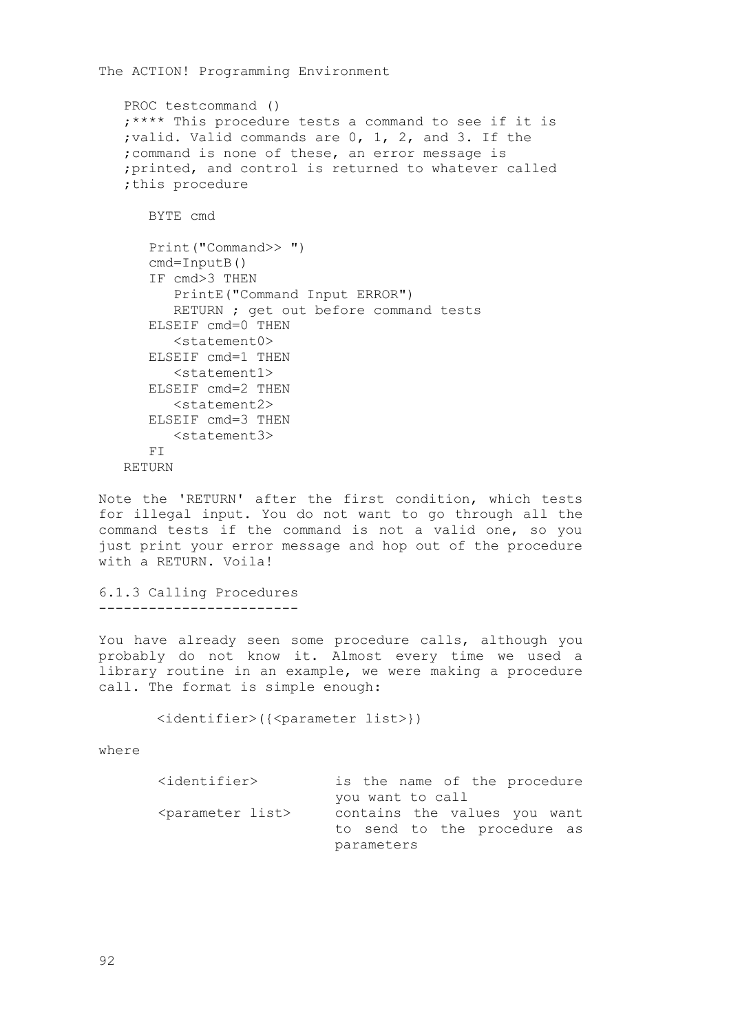```
PROC testcommand ()
;**** This procedure tests a command to see if it is
;valid. Valid commands are 0, 1, 2, and 3. If the
;command is none of these, an error message is
;printed, and control is returned to whatever called
;this procedure

   BYTE cmd

   Print("Command>> ")
   cmd=InputB()
   IF cmd>3 THEN
      PrintE("Command Input ERROR")
      RETURN ; get out before command tests
   ELSEIF cmd=0 THEN
      <statement0>
   ELSEIF cmd=1 THEN
      <statement1>
   ELSEIF cmd=2 THEN
      <statement2>
   ELSEIF cmd=3 THEN
      <statement3>
   FI
RETURN
```

Note the 'RETURN' after the first condition, which tests for illegal input. You do not want to go through all the command tests if the command is not a valid one, so you just print your error message and hop out of the procedure with a RETURN. Voila!

### 6.1.3 Calling Procedures

You have already seen some procedure calls, although you probably do not know it. Almost every time we used a library routine in an example, we were making a procedure call. The format is simple enough:

```
<identifier>({<parameter list>})
```

where

| | |
|---|---|
| `<identifier>` | is the name of the procedure you want to call |
| `<parameter list>` | contains the values you want to send to the procedure as parameters |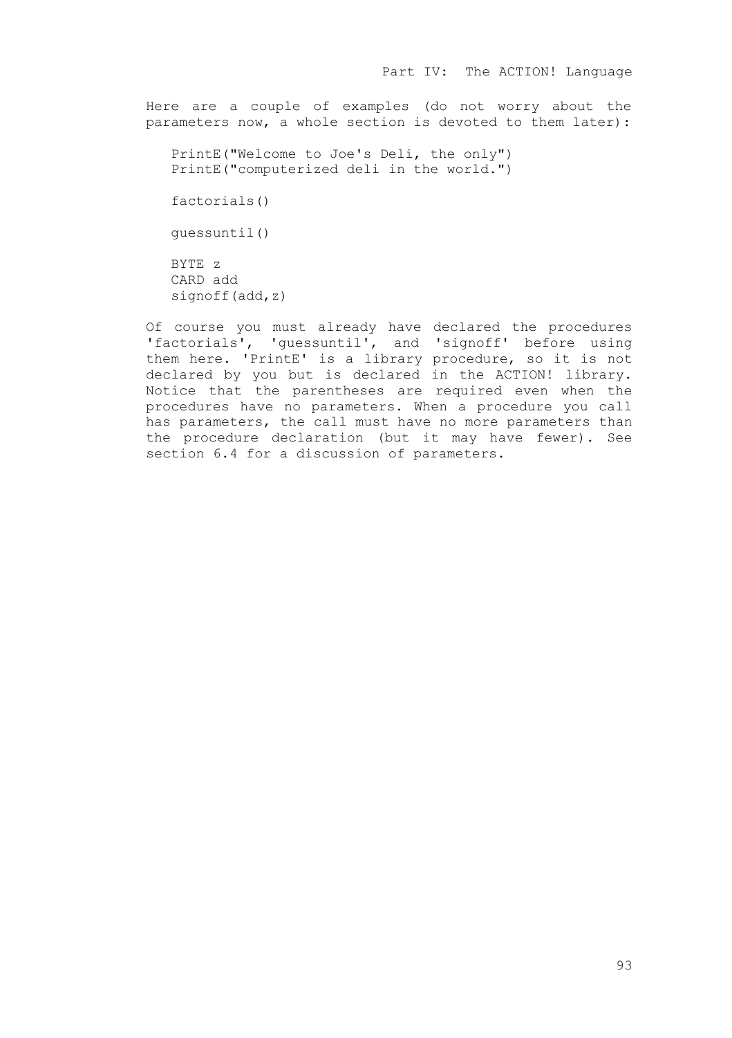Here are a couple of examples (do not worry about the parameters now, a whole section is devoted to them later):

```
PrintE("Welcome to Joe's Deli, the only")
PrintE("computerized deli in the world.")

factorials()

guessuntil()

BYTE z
CARD add
signoff(add,z)
```

Of course you must already have declared the procedures 'factorials', 'guessuntil', and 'signoff' before using them here. 'PrintE' is a library procedure, so it is not declared by you but is declared in the ACTION! library. Notice that the parentheses are required even when the procedures have no parameters. When a procedure you call has parameters, the call must have no more parameters than the procedure declaration (but it may have fewer). See section 6.4 for a discussion of parameters.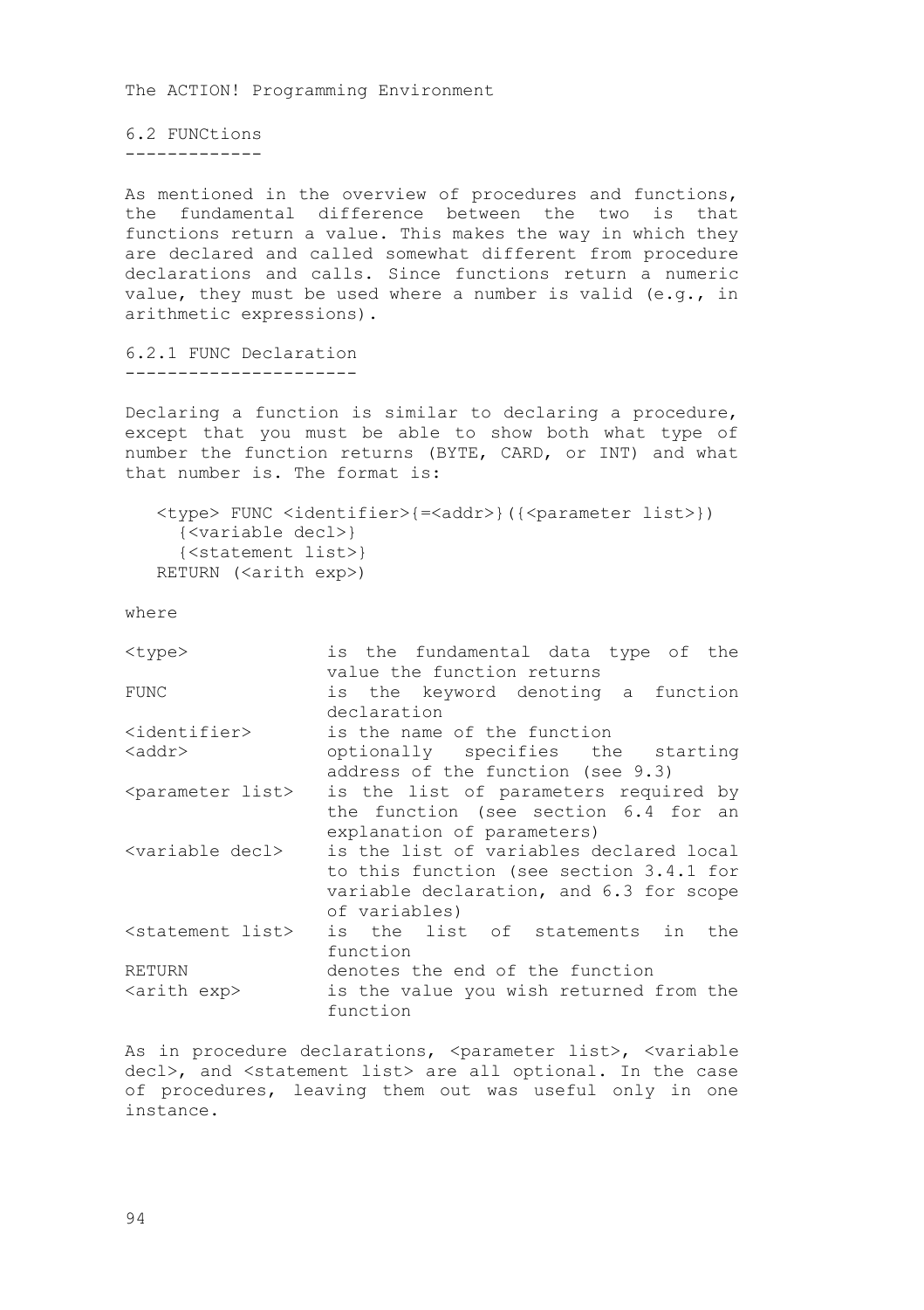## 6.2 FUNCtions

As mentioned in the overview of procedures and functions, the fundamental difference between the two is that functions return a value. This makes the way in which they are declared and called somewhat different from procedure declarations and calls. Since functions return a numeric value, they must be used where a number is valid (e.g., in arithmetic expressions).

### 6.2.1 FUNC Declaration

Declaring a function is similar to declaring a procedure, except that you must be able to show both what type of number the function returns (BYTE, CARD, or INT) and what that number is. The format is:

```
   <type> FUNC <identifier>{=<addr>}({<parameter list>})
     {<variable decl>}
     {<statement list>}
   RETURN (<arith exp>)
```

where

| | |
|---|---|
| <type> | is the fundamental data type of the value the function returns |
| FUNC | is the keyword denoting a function declaration |
| <identifier> | is the name of the function |
| <addr> | optionally specifies the starting address of the function (see 9.3) |
| <parameter list> | is the list of parameters required by the function (see section 6.4 for an explanation of parameters) |
| <variable decl> | is the list of variables declared local to this function (see section 3.4.1 for variable declaration, and 6.3 for scope of variables) |
| <statement list> | is the list of statements in the function |
| RETURN | denotes the end of the function |
| <arith exp> | is the value you wish returned from the function |

As in procedure declarations, <parameter list>, <variable decl>, and <statement list> are all optional. In the case of procedures, leaving them out was useful only in one instance.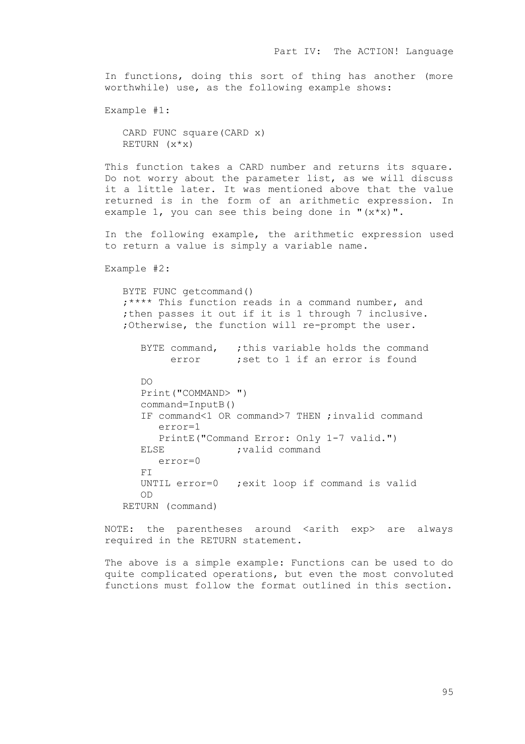In functions, doing this sort of thing has another (more worthwhile) use, as the following example shows:

Example #1:

```
CARD FUNC square(CARD x)
RETURN (x*x)
```

This function takes a CARD number and returns its square. Do not worry about the parameter list, as we will discuss it a little later. It was mentioned above that the value returned is in the form of an arithmetic expression. In example 1, you can see this being done in "(x*x)".

In the following example, the arithmetic expression used to return a value is simply a variable name.

Example #2:

```
BYTE FUNC getcommand()
;**** This function reads in a command number, and
;then passes it out if it is 1 through 7 inclusive.
;Otherwise, the function will re-prompt the user.

   BYTE command,   ;this variable holds the command
        error      ;set to 1 if an error is found

   DO
   Print("COMMAND> ")
   command=InputB()
   IF command<1 OR command>7 THEN ;invalid command
      error=1
      PrintE("Command Error: Only 1-7 valid.")
   ELSE            ;valid command
      error=0
   FI
   UNTIL error=0   ;exit loop if command is valid
   OD
RETURN (command)
```

NOTE: the parentheses around <arith exp> are always required in the RETURN statement.

The above is a simple example: Functions can be used to do quite complicated operations, but even the most convoluted functions must follow the format outlined in this section.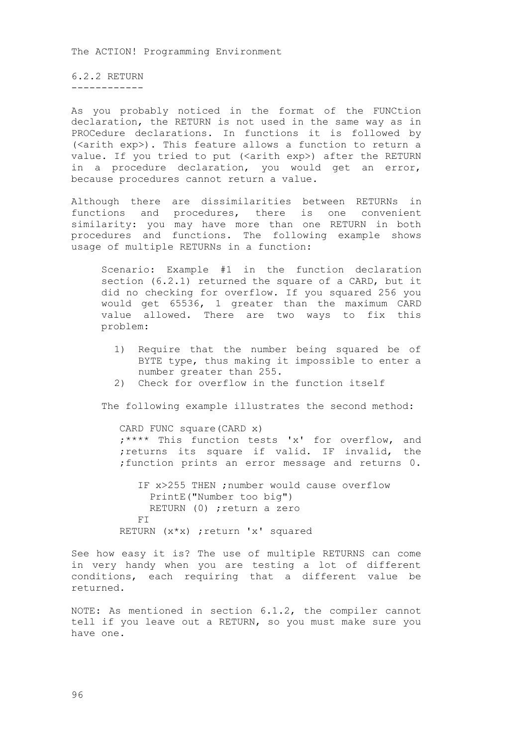### 6.2.2 RETURN

As you probably noticed in the format of the FUNCtion declaration, the RETURN is not used in the same way as in PROCedure declarations. In functions it is followed by (<arith exp>). This feature allows a function to return a value. If you tried to put (<arith exp>) after the RETURN in a procedure declaration, you would get an error, because procedures cannot return a value.

Although there are dissimilarities between RETURNs in functions and procedures, there is one convenient similarity: you may have more than one RETURN in both procedures and functions. The following example shows usage of multiple RETURNs in a function:

> Scenario: Example #1 in the function declaration section (6.2.1) returned the square of a CARD, but it did no checking for overflow. If you squared 256 you would get 65536, 1 greater than the maximum CARD value allowed. There are two ways to fix this problem:
>
> 1) Require that the number being squared be of BYTE type, thus making it impossible to enter a number greater than 255.
> 2) Check for overflow in the function itself
>
> The following example illustrates the second method:

```
CARD FUNC square(CARD x)
;**** This function tests 'x' for overflow, and
;returns its square if valid. IF invalid, the
;function prints an error message and returns 0.

   IF x>255 THEN ;number would cause overflow
     PrintE("Number too big")
     RETURN (0) ;return a zero
   FI
RETURN (x*x) ;return 'x' squared
```

See how easy it is? The use of multiple RETURNS can come in very handy when you are testing a lot of different conditions, each requiring that a different value be returned.

NOTE: As mentioned in section 6.1.2, the compiler cannot tell if you leave out a RETURN, so you must make sure you have one.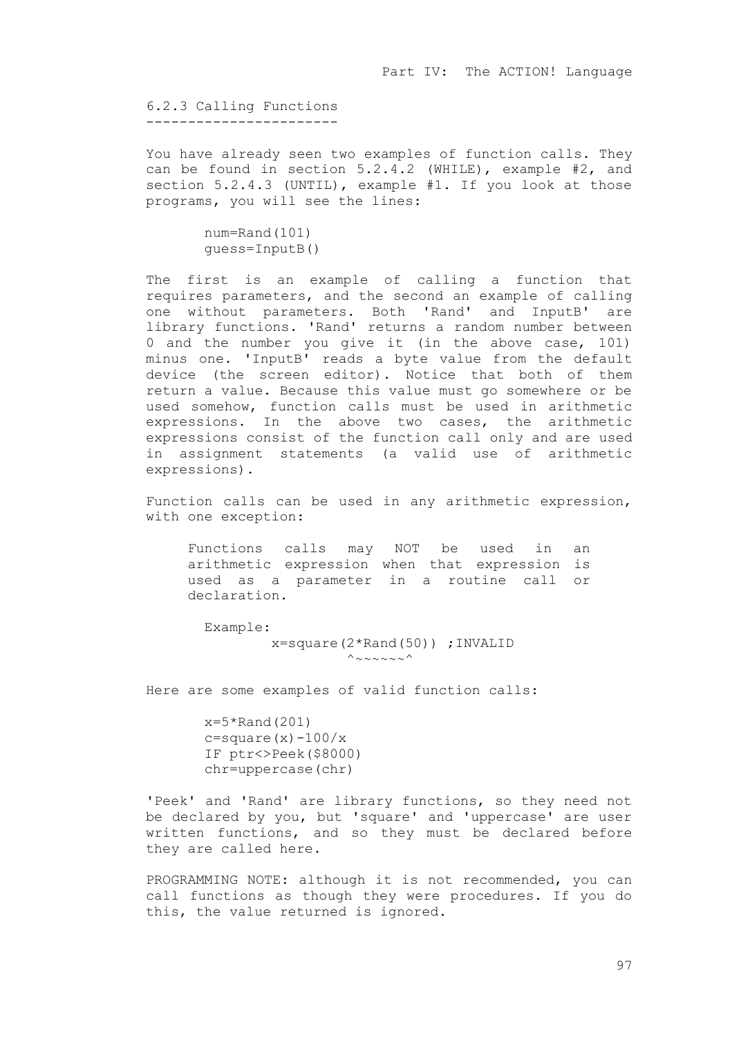### 6.2.3 Calling Functions

You have already seen two examples of function calls. They can be found in section 5.2.4.2 (WHILE), example #2, and section 5.2.4.3 (UNTIL), example #1. If you look at those programs, you will see the lines:

```
num=Rand(101)
guess=InputB()
```

The first is an example of calling a function that requires parameters, and the second an example of calling one without parameters. Both 'Rand' and InputB' are library functions. 'Rand' returns a random number between 0 and the number you give it (in the above case, 101) minus one. 'InputB' reads a byte value from the default device (the screen editor). Notice that both of them return a value. Because this value must go somewhere or be used somehow, function calls must be used in arithmetic expressions. In the above two cases, the arithmetic expressions consist of the function call only and are used in assignment statements (a valid use of arithmetic expressions).

Function calls can be used in any arithmetic expression, with one exception:

> Functions calls may NOT be used in an arithmetic expression when that expression is used as a parameter in a routine call or declaration.

Example:

```
x=square(2*Rand(50)) ;INVALID
          ^~~~~~~^
```

Here are some examples of valid function calls:

```
x=5*Rand(201)
c=square(x)-100/x
IF ptr<>Peek($8000)
chr=uppercase(chr)
```

'Peek' and 'Rand' are library functions, so they need not be declared by you, but 'square' and 'uppercase' are user written functions, and so they must be declared before they are called here.

PROGRAMMING NOTE: although it is not recommended, you can call functions as though they were procedures. If you do this, the value returned is ignored.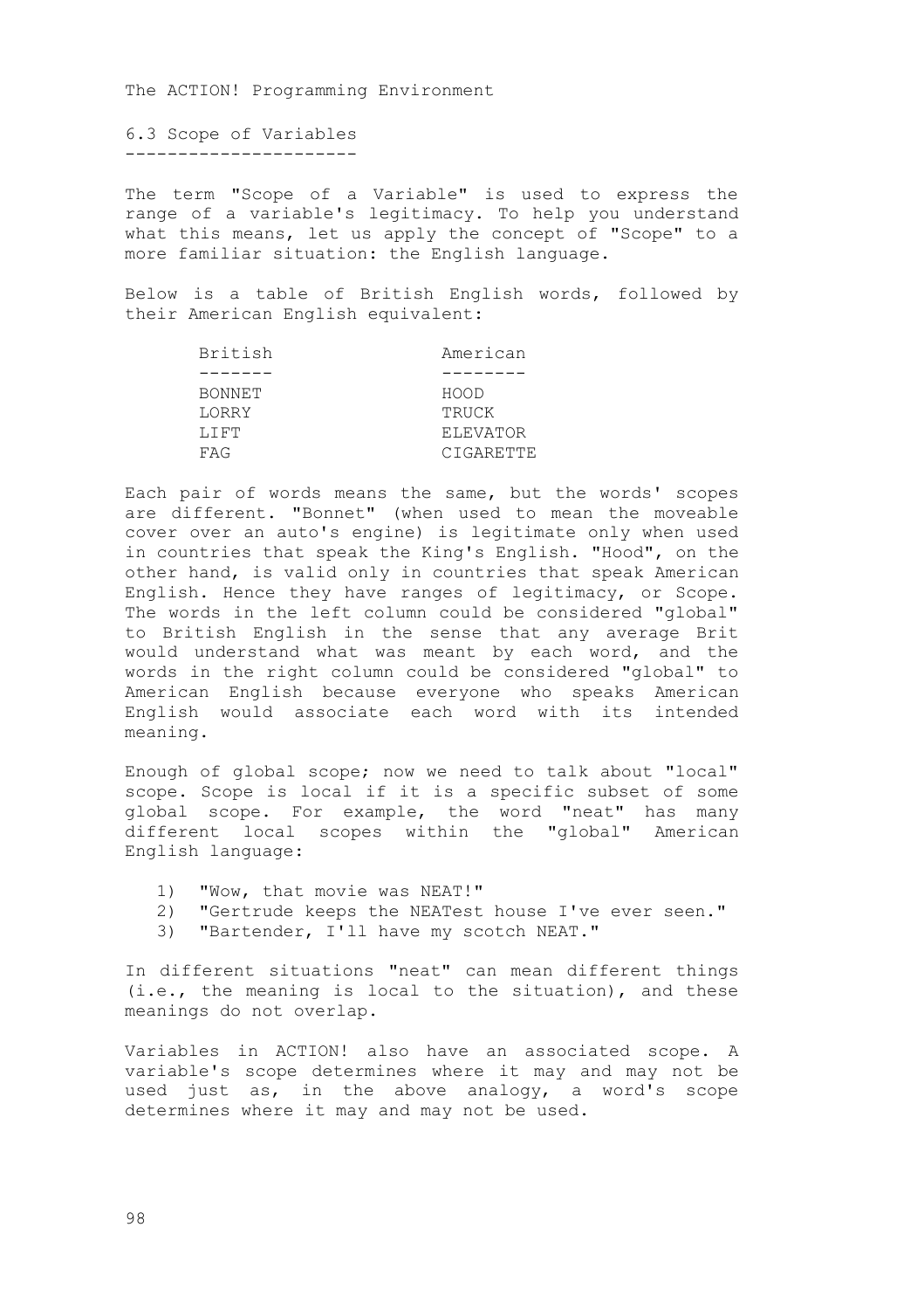## 6.3 Scope of Variables

The term "Scope of a Variable" is used to express the range of a variable's legitimacy. To help you understand what this means, let us apply the concept of "Scope" to a more familiar situation: the English language.

Below is a table of British English words, followed by their American English equivalent:

| British | American |
| --- | --- |
| BONNET | HOOD |
| LORRY | TRUCK |
| LIFT | ELEVATOR |
| FAG | CIGARETTE |

Each pair of words means the same, but the words' scopes are different. "Bonnet" (when used to mean the moveable cover over an auto's engine) is legitimate only when used in countries that speak the King's English. "Hood", on the other hand, is valid only in countries that speak American English. Hence they have ranges of legitimacy, or Scope. The words in the left column could be considered "global" to British English in the sense that any average Brit would understand what was meant by each word, and the words in the right column could be considered "global" to American English because everyone who speaks American English would associate each word with its intended meaning.

Enough of global scope; now we need to talk about "local" scope. Scope is local if it is a specific subset of some global scope. For example, the word "neat" has many different local scopes within the "global" American English language:

1) "Wow, that movie was NEAT!"
2) "Gertrude keeps the NEATest house I've ever seen."
3) "Bartender, I'll have my scotch NEAT."

In different situations "neat" can mean different things (i.e., the meaning is local to the situation), and these meanings do not overlap.

Variables in ACTION! also have an associated scope. A variable's scope determines where it may and may not be used just as, in the above analogy, a word's scope determines where it may and may not be used.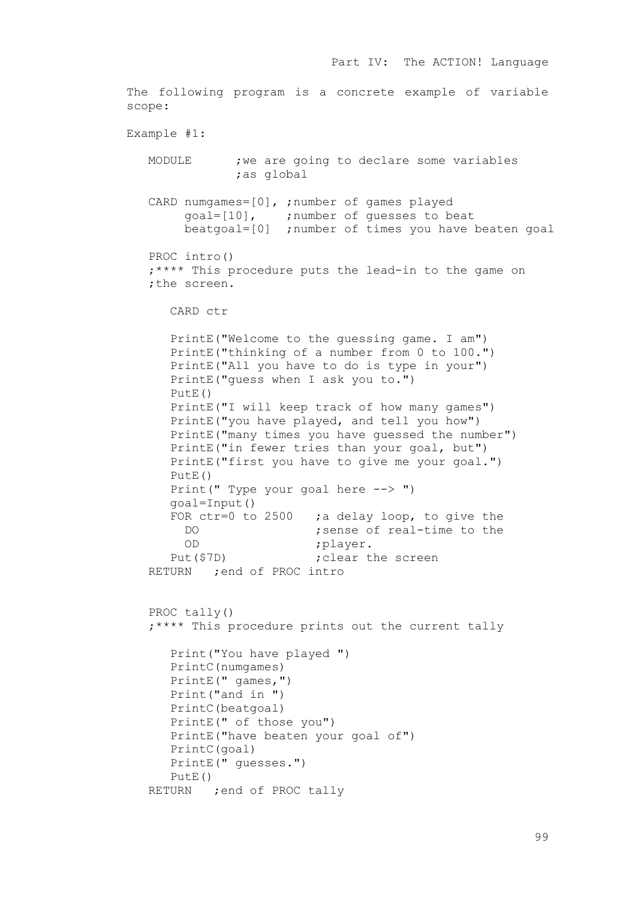The following program is a concrete example of variable scope:

Example #1:

```
   MODULE      ;we are going to declare some variables
               ;as global

   CARD numgames=[0], ;number of games played
        goal=[10],    ;number of guesses to beat
        beatgoal=[0]  ;number of times you have beaten goal

   PROC intro()
   ;**** This procedure puts the lead-in to the game on
   ;the screen.

      CARD ctr

      PrintE("Welcome to the guessing game. I am")
      PrintE("thinking of a number from 0 to 100.")
      PrintE("All you have to do is type in your")
      PrintE("guess when I ask you to.")
      PutE()
      PrintE("I will keep track of how many games")
      PrintE("you have played, and tell you how")
      PrintE("many times you have guessed the number")
      PrintE("in fewer tries than your goal, but")
      PrintE("first you have to give me your goal.")
      PutE()
      Print(" Type your goal here --> ")
      goal=Input()
      FOR ctr=0 to 2500   ;a delay loop, to give the
        DO                ;sense of real-time to the
        OD                ;player.
      Put($7D)            ;clear the screen
   RETURN   ;end of PROC intro


   PROC tally()
   ;**** This procedure prints out the current tally

      Print("You have played ")
      PrintC(numgames)
      PrintE(" games,")
      Print("and in ")
      PrintC(beatgoal)
      PrintE(" of those you")
      PrintE("have beaten your goal of")
      PrintC(goal)
      PrintE(" guesses.")
      PutE()
   RETURN   ;end of PROC tally
```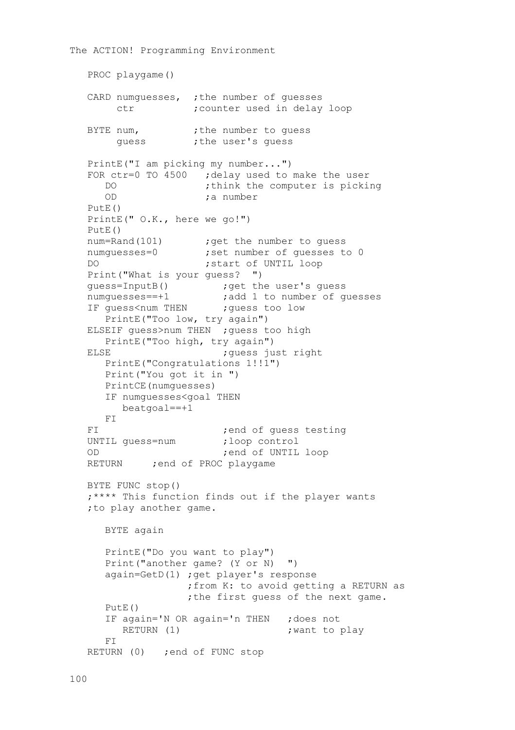```
PROC playgame()

CARD numguesses,  ;the number of guesses
     ctr          ;counter used in delay loop

BYTE num,         ;the number to guess
     guess        ;the user's guess

PrintE("I am picking my number...")
FOR ctr=0 TO 4500   ;delay used to make the user
   DO               ;think the computer is picking
   OD               ;a number
PutE()
PrintE(" O.K., here we go!")
PutE()
num=Rand(101)       ;get the number to guess
numguesses=0        ;set number of guesses to 0
DO                  ;start of UNTIL loop
Print("What is your guess?  ")
guess=InputB()         ;get the user's guess
numguesses==+1         ;add 1 to number of guesses
IF guess<num THEN      ;guess too low
   PrintE("Too low, try again")
ELSEIF guess>num THEN  ;guess too high
   PrintE("Too high, try again")
ELSE                   ;guess just right
   PrintE("Congratulations 1!!1")
   Print("You got it in ")
   PrintCE(numguesses)
   IF numguesses<goal THEN
      beatgoal==+1
   FI
FI                     ;end of guess testing
UNTIL guess=num        ;loop control
OD                     ;end of UNTIL loop
RETURN     ;end of PROC playgame

BYTE FUNC stop()
;**** This function finds out if the player wants
;to play another game.

   BYTE again

   PrintE("Do you want to play")
   Print("another game? (Y or N)  ")
   again=GetD(1) ;get player's response
                 ;from K: to avoid getting a RETURN as
                 ;the first guess of the next game.
   PutE()
   IF again='N OR again='n THEN   ;does not
      RETURN (1)                  ;want to play
   FI
RETURN (0)   ;end of FUNC stop
```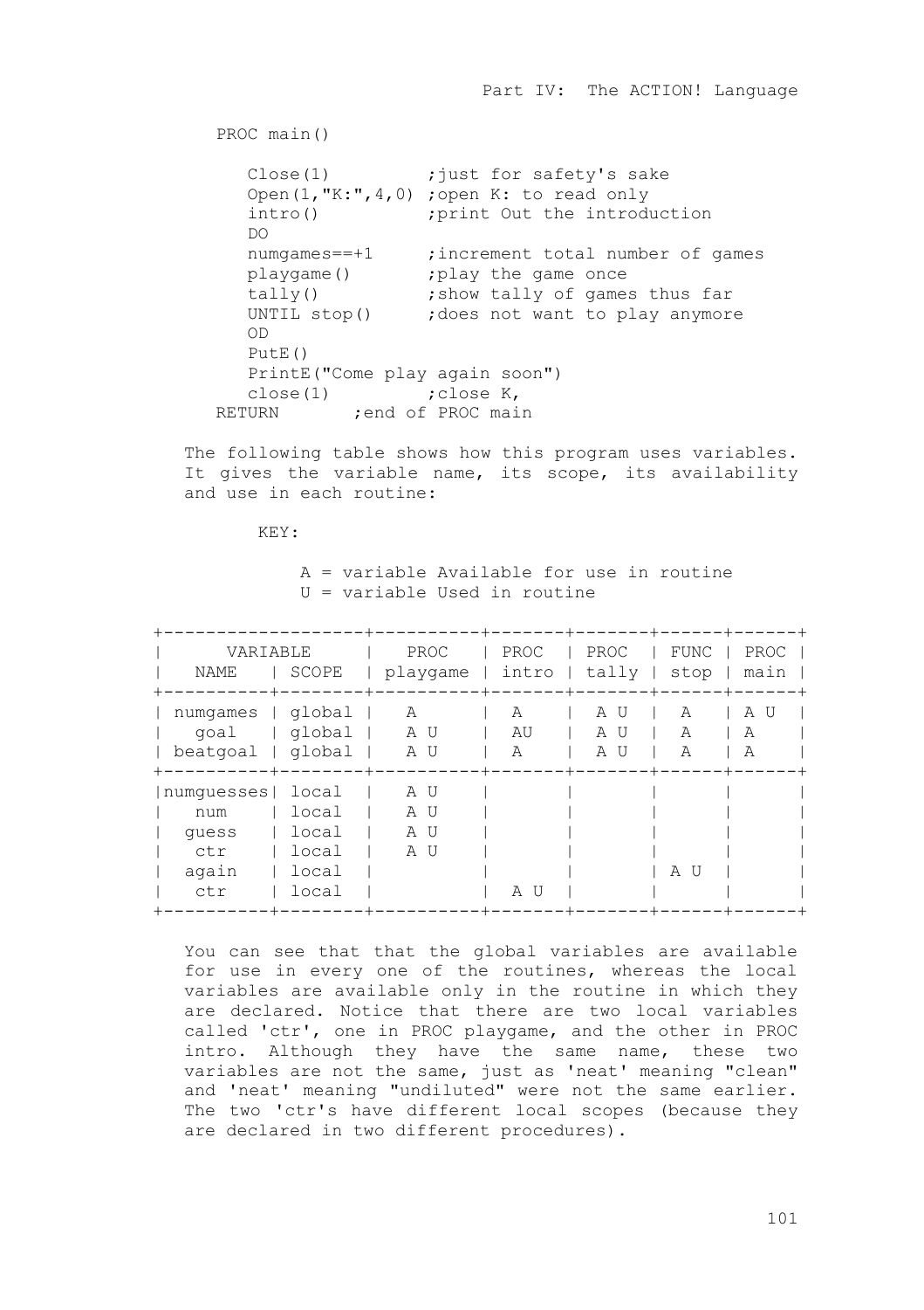```
PROC main()

   Close(1)          ;just for safety's sake
   Open(1,"K:",4,0) ;open K: to read only
   intro()           ;print Out the introduction
   DO
   numgames==+1      ;increment total number of games
   playgame()        ;play the game once
   tally()           ;show tally of games thus far
   UNTIL stop()      ;does not want to play anymore
   OD
   PutE()
   PrintE("Come play again soon")
   close(1)          ;close K,
RETURN        ;end of PROC main
```

The following table shows how this program uses variables. It gives the variable name, its scope, its availability and use in each routine:

KEY:

A = variable Available for use in routine
U = variable Used in routine

| VARIABLE NAME | SCOPE | PROC playgame | PROC intro | PROC tally | FUNC stop | PROC main |
|---|---|---|---|---|---|---|
| numgames | global | A | A | A U | A | A U |
| goal | global | A U | AU | A U | A | A |
| beatgoal | global | A U | A | A U | A | A |
| numguesses | local | A U | | | | |
| num | local | A U | | | | |
| guess | local | A U | | | | |
| ctr | local | A U | | | | |
| again | local | | | | A U | |
| ctr | local | | A U | | | |

You can see that that the global variables are available for use in every one of the routines, whereas the local variables are available only in the routine in which they are declared. Notice that there are two local variables called 'ctr', one in PROC playgame, and the other in PROC intro. Although they have the same name, these two variables are not the same, just as 'neat' meaning "clean" and 'neat' meaning "undiluted" were not the same earlier. The two 'ctr's have different local scopes (because they are declared in two different procedures).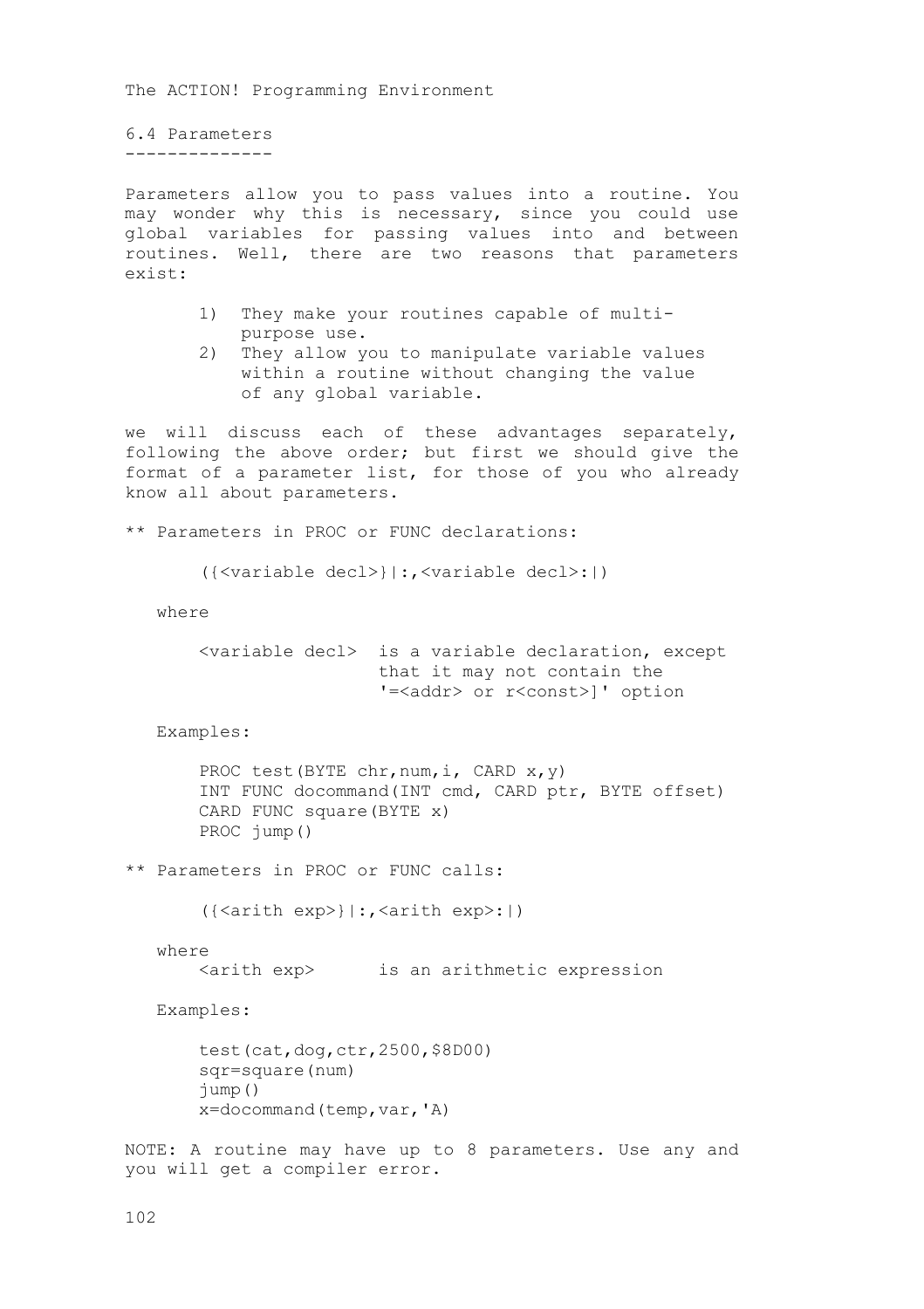## 6.4 Parameters

Parameters allow you to pass values into a routine. You may wonder why this is necessary, since you could use global variables for passing values into and between routines. Well, there are two reasons that parameters exist:

1) They make your routines capable of multi-purpose use.
2) They allow you to manipulate variable values within a routine without changing the value of any global variable.

we will discuss each of these advantages separately, following the above order; but first we should give the format of a parameter list, for those of you who already know all about parameters.

** Parameters in PROC or FUNC declarations:

```
({<variable decl>}|:,<variable decl>:|)
```

where

```
<variable decl>  is a variable declaration, except
                 that it may not contain the
                 '=<addr> or r<const>]' option
```

Examples:

```
PROC test(BYTE chr,num,i, CARD x,y)
INT FUNC docommand(INT cmd, CARD ptr, BYTE offset)
CARD FUNC square(BYTE x)
PROC jump()
```

** Parameters in PROC or FUNC calls:

```
({<arith exp>}|:,<arith exp>:|)
```

where

```
<arith exp>      is an arithmetic expression
```

Examples:

```
test(cat,dog,ctr,2500,$8D00)
sqr=square(num)
jump()
x=docommand(temp,var,'A)
```

NOTE: A routine may have up to 8 parameters. Use any and you will get a compiler error.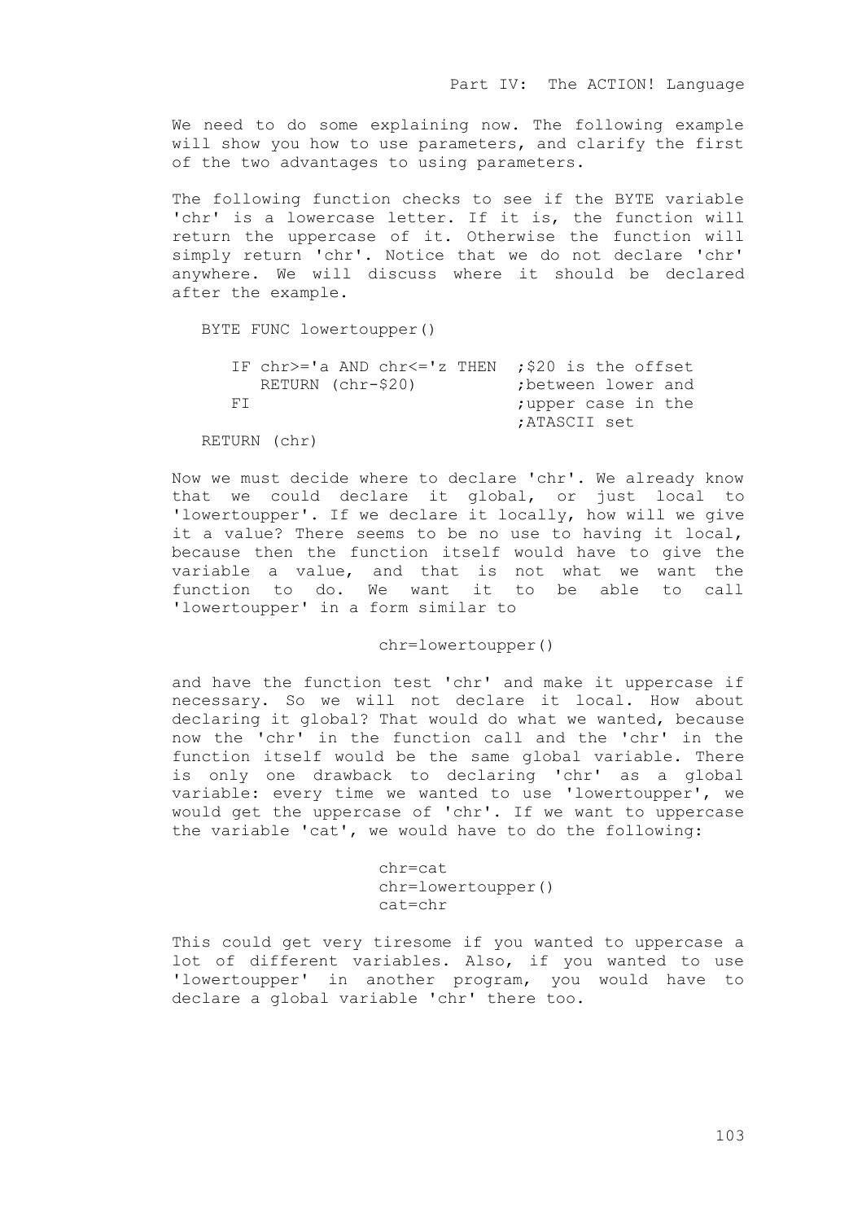We need to do some explaining now. The following example will show you how to use parameters, and clarify the first of the two advantages to using parameters.

The following function checks to see if the BYTE variable 'chr' is a lowercase letter. If it is, the function will return the uppercase of it. Otherwise the function will simply return 'chr'. Notice that we do not declare 'chr' anywhere. We will discuss where it should be declared after the example.

```
BYTE FUNC lowertoupper()

   IF chr>='a AND chr<='z THEN  ;$20 is the offset
      RETURN (chr-$20)          ;between lower and
   FI                           ;upper case in the
                                ;ATASCII set
RETURN (chr)
```

Now we must decide where to declare 'chr'. We already know that we could declare it global, or just local to 'lowertoupper'. If we declare it locally, how will we give it a value? There seems to be no use to having it local, because then the function itself would have to give the variable a value, and that is not what we want the function to do. We want it to be able to call 'lowertoupper' in a form similar to

```
chr=lowertoupper()
```

and have the function test 'chr' and make it uppercase if necessary. So we will not declare it local. How about declaring it global? That would do what we wanted, because now the 'chr' in the function call and the 'chr' in the function itself would be the same global variable. There is only one drawback to declaring 'chr' as a global variable: every time we wanted to use 'lowertoupper', we would get the uppercase of 'chr'. If we want to uppercase the variable 'cat', we would have to do the following:

```
chr=cat
chr=lowertoupper()
cat=chr
```

This could get very tiresome if you wanted to uppercase a lot of different variables. Also, if you wanted to use 'lowertoupper' in another program, you would have to declare a global variable 'chr' there too.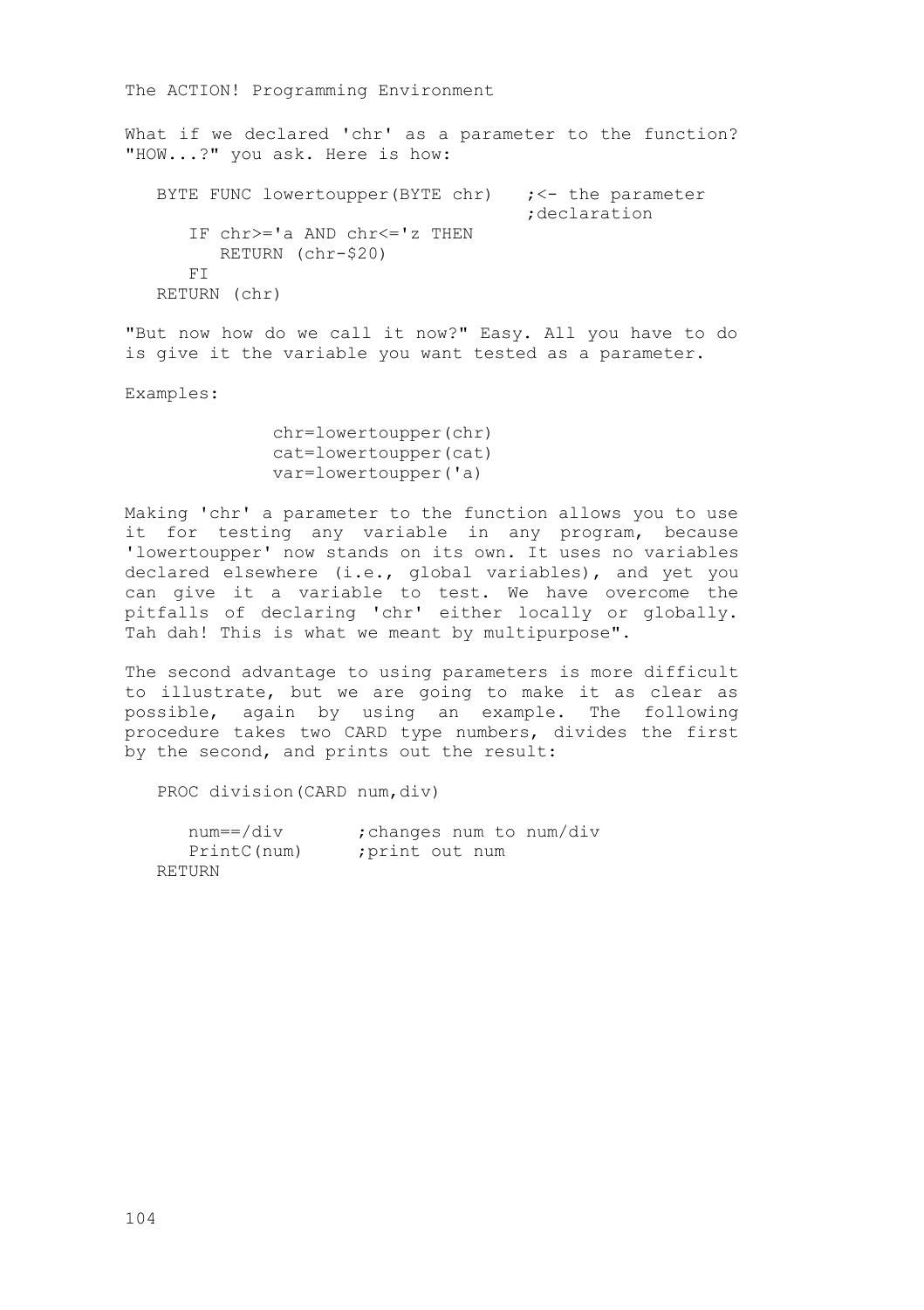What if we declared 'chr' as a parameter to the function? "HOW...?" you ask. Here is how:

```
BYTE FUNC lowertoupper(BYTE chr)   ;<- the parameter
                                   ;declaration
   IF chr>='a AND chr<='z THEN
      RETURN (chr-$20)
   FI
RETURN (chr)
```

"But now how do we call it now?" Easy. All you have to do is give it the variable you want tested as a parameter.

Examples:

```
chr=lowertoupper(chr)
cat=lowertoupper(cat)
var=lowertoupper('a)
```

Making 'chr' a parameter to the function allows you to use it for testing any variable in any program, because 'lowertoupper' now stands on its own. It uses no variables declared elsewhere (i.e., global variables), and yet you can give it a variable to test. We have overcome the pitfalls of declaring 'chr' either locally or globally. Tah dah! This is what we meant by multipurpose".

The second advantage to using parameters is more difficult to illustrate, but we are going to make it as clear as possible, again by using an example. The following procedure takes two CARD type numbers, divides the first by the second, and prints out the result:

```
PROC division(CARD num,div)

   num==/div       ;changes num to num/div
   PrintC(num)     ;print out num
RETURN
```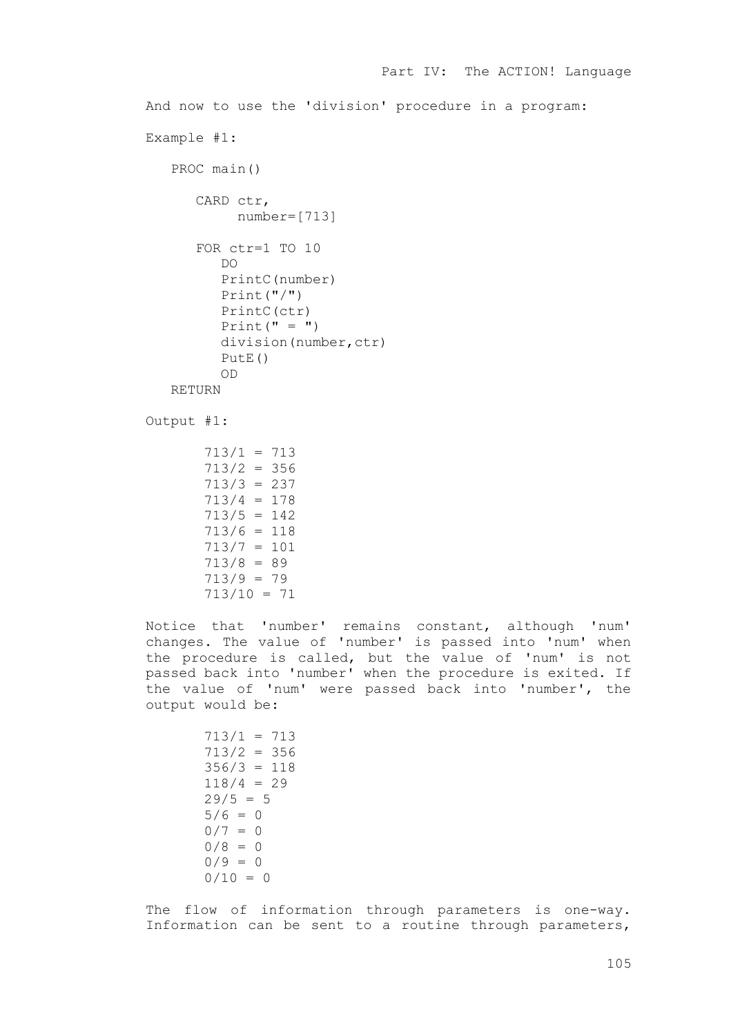And now to use the 'division' procedure in a program:

Example #1:

```
   PROC main()

      CARD ctr,
           number=[713]

      FOR ctr=1 TO 10
         DO
         PrintC(number)
         Print("/")
         PrintC(ctr)
         Print(" = ")
         division(number,ctr)
         PutE()
         OD
   RETURN
```

Output #1:

```
       713/1 = 713
       713/2 = 356
       713/3 = 237
       713/4 = 178
       713/5 = 142
       713/6 = 118
       713/7 = 101
       713/8 = 89
       713/9 = 79
       713/10 = 71
```

Notice that 'number' remains constant, although 'num' changes. The value of 'number' is passed into 'num' when the procedure is called, but the value of 'num' is not passed back into 'number' when the procedure is exited. If the value of 'num' were passed back into 'number', the output would be:

```
       713/1 = 713
       713/2 = 356
       356/3 = 118
       118/4 = 29
       29/5 = 5
       5/6 = 0
       0/7 = 0
       0/8 = 0
       0/9 = 0
       0/10 = 0
```

The flow of information through parameters is one-way. Information can be sent to a routine through parameters,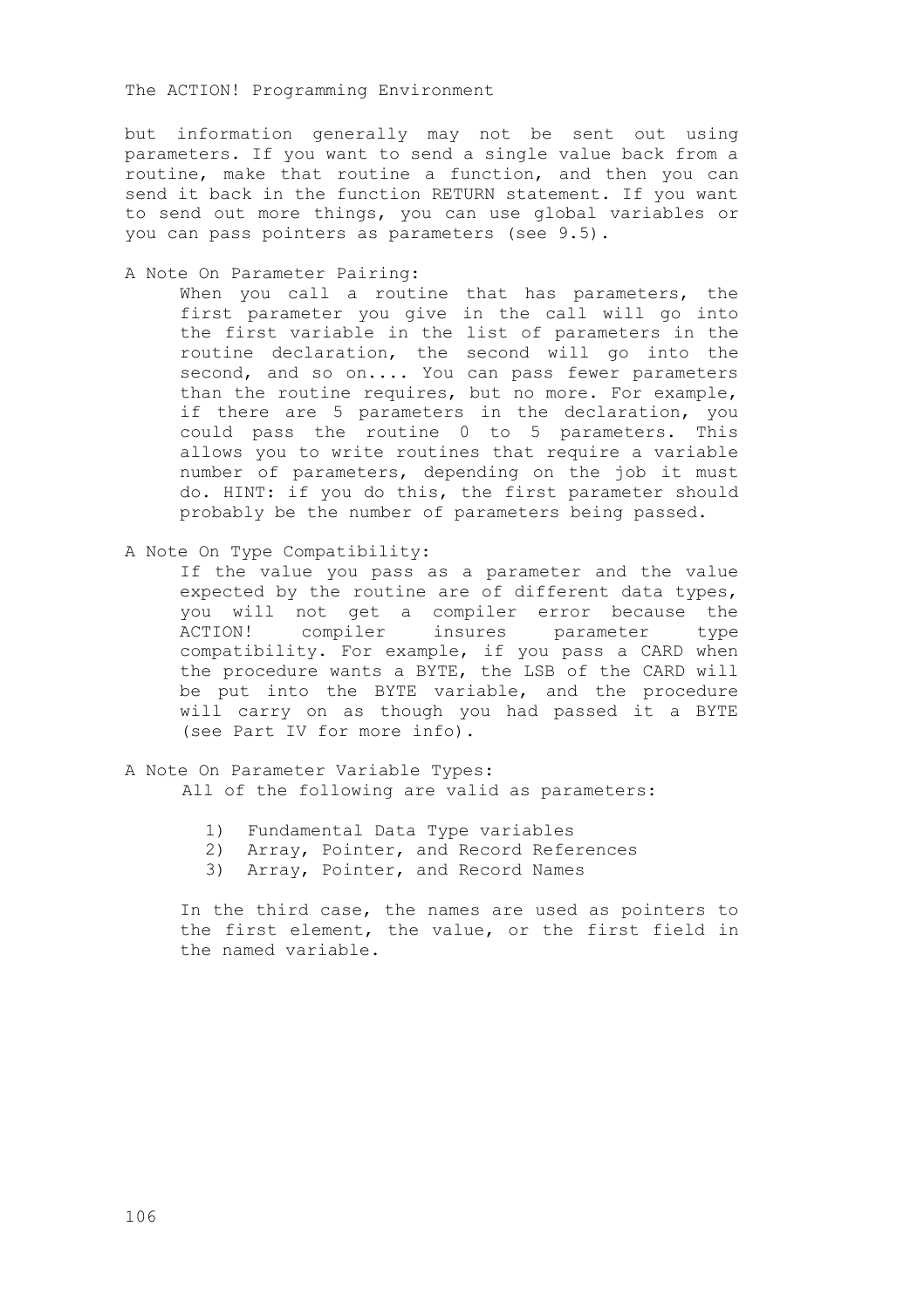but information generally may not be sent out using parameters. If you want to send a single value back from a routine, make that routine a function, and then you can send it back in the function RETURN statement. If you want to send out more things, you can use global variables or you can pass pointers as parameters (see 9.5).

A Note On Parameter Pairing:

When you call a routine that has parameters, the first parameter you give in the call will go into the first variable in the list of parameters in the routine declaration, the second will go into the second, and so on.... You can pass fewer parameters than the routine requires, but no more. For example, if there are 5 parameters in the declaration, you could pass the routine 0 to 5 parameters. This allows you to write routines that require a variable number of parameters, depending on the job it must do. HINT: if you do this, the first parameter should probably be the number of parameters being passed.

A Note On Type Compatibility:

If the value you pass as a parameter and the value expected by the routine are of different data types, you will not get a compiler error because the ACTION! compiler insures parameter type compatibility. For example, if you pass a CARD when the procedure wants a BYTE, the LSB of the CARD will be put into the BYTE variable, and the procedure will carry on as though you had passed it a BYTE (see Part IV for more info).

A Note On Parameter Variable Types:

All of the following are valid as parameters:

1) Fundamental Data Type variables
2) Array, Pointer, and Record References
3) Array, Pointer, and Record Names

In the third case, the names are used as pointers to the first element, the value, or the first field in the named variable.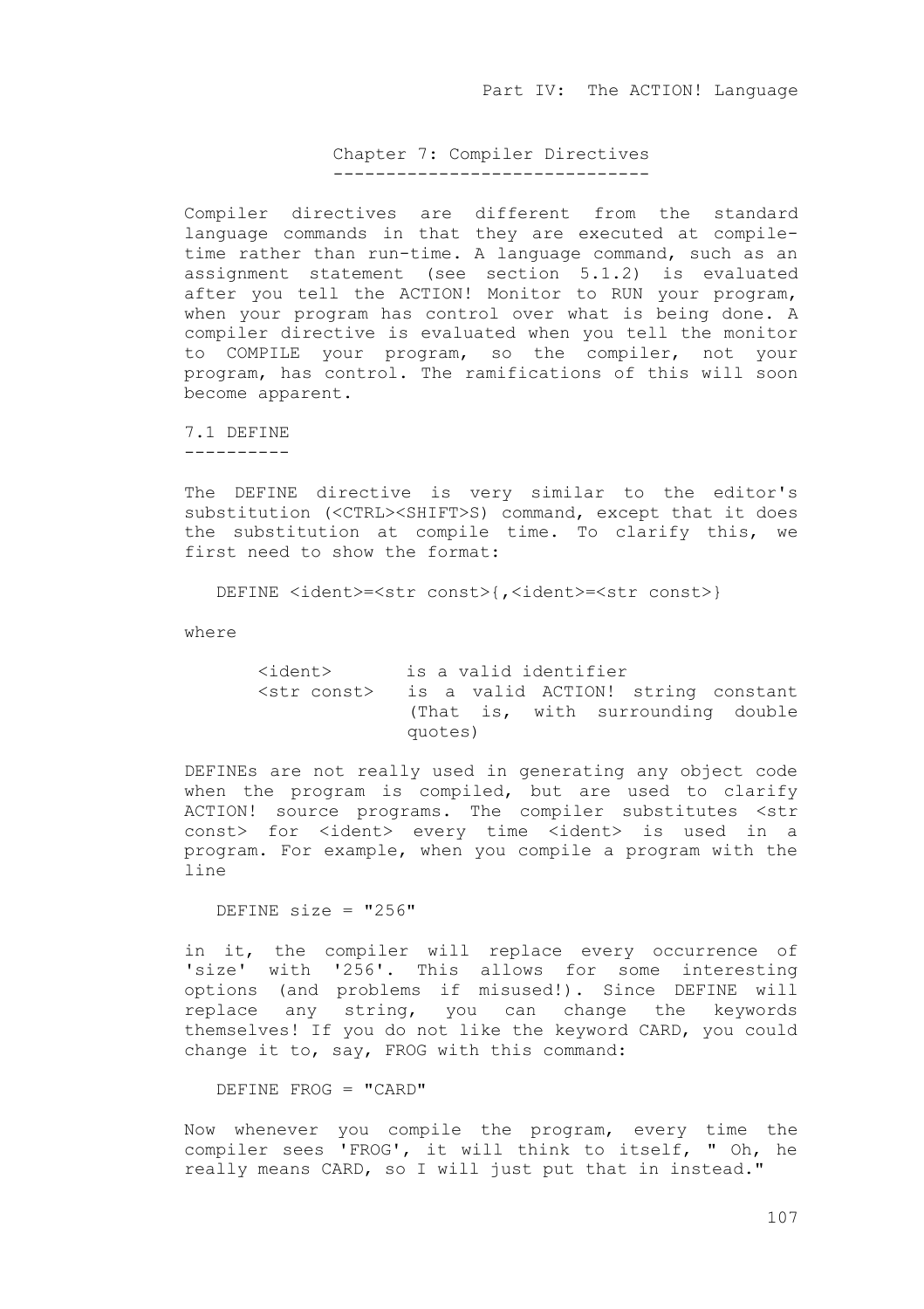## Chapter 7: Compiler Directives

Compiler directives are different from the standard language commands in that they are executed at compile-time rather than run-time. A language command, such as an assignment statement (see section 5.1.2) is evaluated after you tell the ACTION! Monitor to RUN your program, when your program has control over what is being done. A compiler directive is evaluated when you tell the monitor to COMPILE your program, so the compiler, not your program, has control. The ramifications of this will soon become apparent.

### 7.1 DEFINE

The DEFINE directive is very similar to the editor's substitution (<CTRL><SHIFT>S) command, except that it does the substitution at compile time. To clarify this, we first need to show the format:

```
DEFINE <ident>=<str const>{,<ident>=<str const>}
```

where

```
<ident>       is a valid identifier
<str const>   is a valid ACTION! string constant
              (That is, with surrounding double
              quotes)
```

DEFINEs are not really used in generating any object code when the program is compiled, but are used to clarify ACTION! source programs. The compiler substitutes <str const> for <ident> every time <ident> is used in a program. For example, when you compile a program with the line

```
DEFINE size = "256"
```

in it, the compiler will replace every occurrence of 'size' with '256'. This allows for some interesting options (and problems if misused!). Since DEFINE will replace any string, you can change the keywords themselves! If you do not like the keyword CARD, you could change it to, say, FROG with this command:

```
DEFINE FROG = "CARD"
```

Now whenever you compile the program, every time the compiler sees 'FROG', it will think to itself, " Oh, he really means CARD, so I will just put that in instead."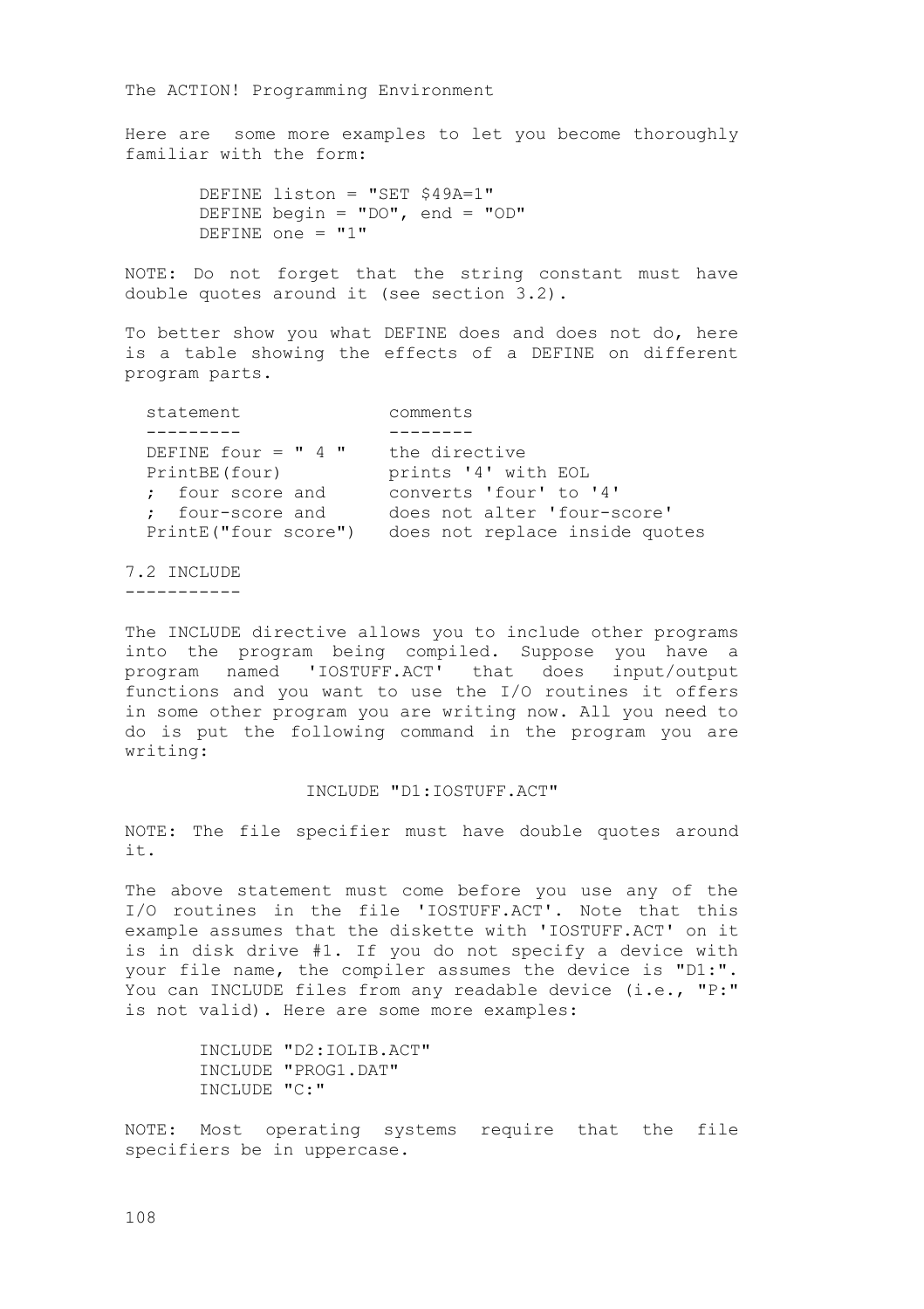Here are some more examples to let you become thoroughly familiar with the form:

```
DEFINE liston = "SET $49A=1"
DEFINE begin = "DO", end = "OD"
DEFINE one = "1"
```

NOTE: Do not forget that the string constant must have double quotes around it (see section 3.2).

To better show you what DEFINE does and does not do, here is a table showing the effects of a DEFINE on different program parts.

| statement | comments |
|---|---|
| DEFINE four = " 4 " | the directive |
| PrintBE(four) | prints '4' with EOL |
| ; four score and | converts 'four' to '4' |
| ; four-score and | does not alter 'four-score' |
| PrintE("four score") | does not replace inside quotes |

## 7.2 INCLUDE

The INCLUDE directive allows you to include other programs into the program being compiled. Suppose you have a program named 'IOSTUFF.ACT' that does input/output functions and you want to use the I/O routines it offers in some other program you are writing now. All you need to do is put the following command in the program you are writing:

```
INCLUDE "D1:IOSTUFF.ACT"
```

NOTE: The file specifier must have double quotes around it.

The above statement must come before you use any of the I/O routines in the file 'IOSTUFF.ACT'. Note that this example assumes that the diskette with 'IOSTUFF.ACT' on it is in disk drive #1. If you do not specify a device with your file name, the compiler assumes the device is "D1:". You can INCLUDE files from any readable device (i.e., "P:" is not valid). Here are some more examples:

```
INCLUDE "D2:IOLIB.ACT"
INCLUDE "PROG1.DAT"
INCLUDE "C:"
```

NOTE: Most operating systems require that the file specifiers be in uppercase.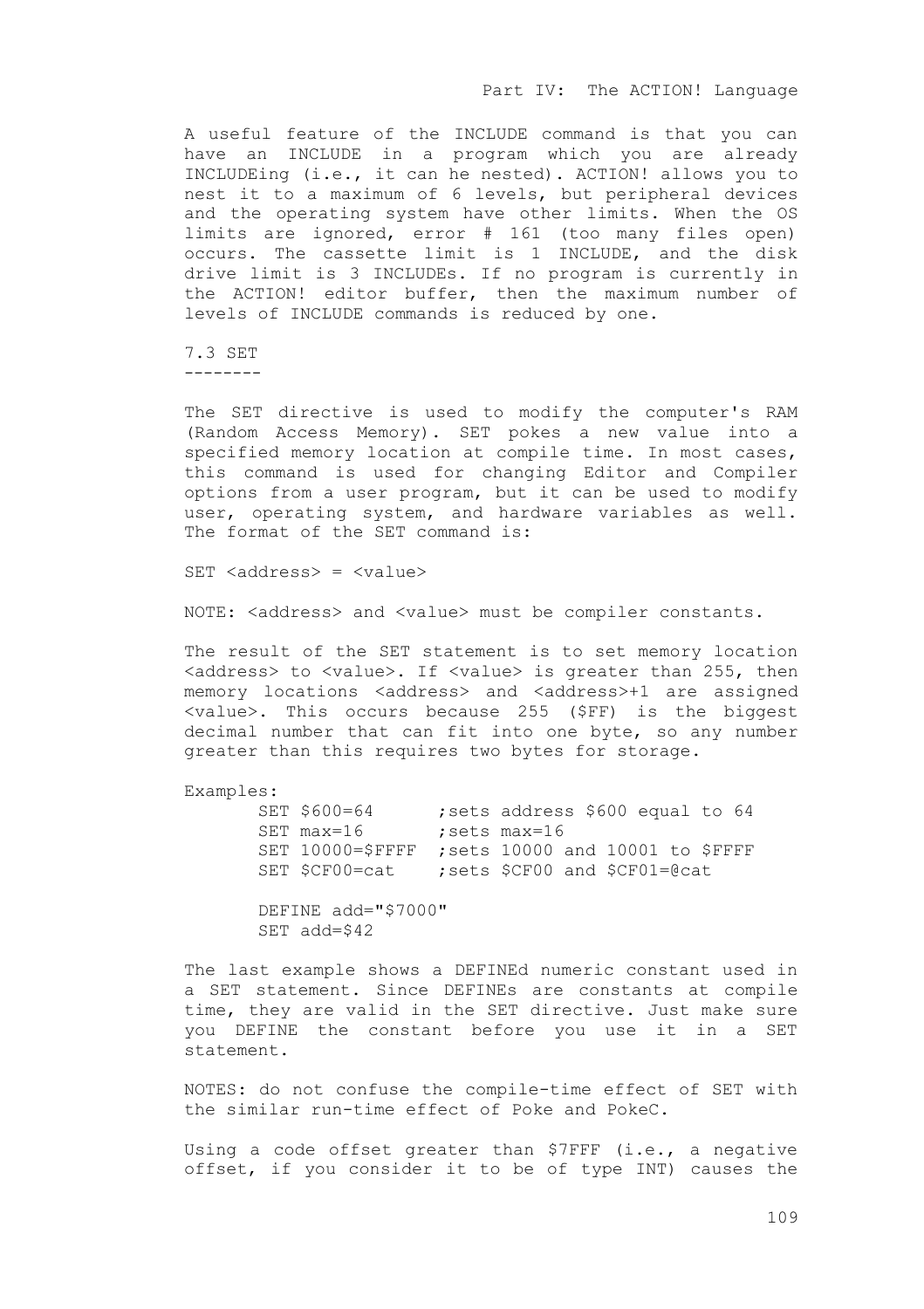A useful feature of the INCLUDE command is that you can have an INCLUDE in a program which you are already INCLUDEing (i.e., it can he nested). ACTION! allows you to nest it to a maximum of 6 levels, but peripheral devices and the operating system have other limits. When the OS limits are ignored, error # 161 (too many files open) occurs. The cassette limit is 1 INCLUDE, and the disk drive limit is 3 INCLUDEs. If no program is currently in the ACTION! editor buffer, then the maximum number of levels of INCLUDE commands is reduced by one.

## 7.3 SET

The SET directive is used to modify the computer's RAM (Random Access Memory). SET pokes a new value into a specified memory location at compile time. In most cases, this command is used for changing Editor and Compiler options from a user program, but it can be used to modify user, operating system, and hardware variables as well. The format of the SET command is:

```
SET <address> = <value>
```

NOTE: <address> and <value> must be compiler constants.

The result of the SET statement is to set memory location <address> to <value>. If <value> is greater than 255, then memory locations <address> and <address>+1 are assigned <value>. This occurs because 255 ($FF) is the biggest decimal number that can fit into one byte, so any number greater than this requires two bytes for storage.

Examples:

```
SET $600=64      ;sets address $600 equal to 64
SET max=16       ;sets max=16
SET 10000=$FFFF  ;sets 10000 and 10001 to $FFFF
SET $CF00=cat    ;sets $CF00 and $CF01=@cat

DEFINE add="$7000"
SET add=$42
```

The last example shows a DEFINEd numeric constant used in a SET statement. Since DEFINEs are constants at compile time, they are valid in the SET directive. Just make sure you DEFINE the constant before you use it in a SET statement.

NOTES: do not confuse the compile-time effect of SET with the similar run-time effect of Poke and PokeC.

Using a code offset greater than $7FFF (i.e., a negative offset, if you consider it to be of type INT) causes the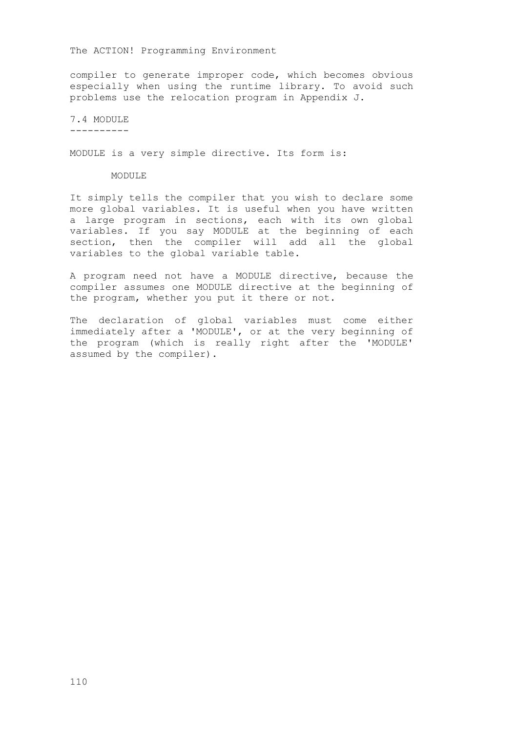compiler to generate improper code, which becomes obvious especially when using the runtime library. To avoid such problems use the relocation program in Appendix J.

## 7.4 MODULE

MODULE is a very simple directive. Its form is:

```
MODULE
```

It simply tells the compiler that you wish to declare some more global variables. It is useful when you have written a large program in sections, each with its own global variables. If you say MODULE at the beginning of each section, then the compiler will add all the global variables to the global variable table.

A program need not have a MODULE directive, because the compiler assumes one MODULE directive at the beginning of the program, whether you put it there or not.

The declaration of global variables must come either immediately after a 'MODULE', or at the very beginning of the program (which is really right after the 'MODULE' assumed by the compiler).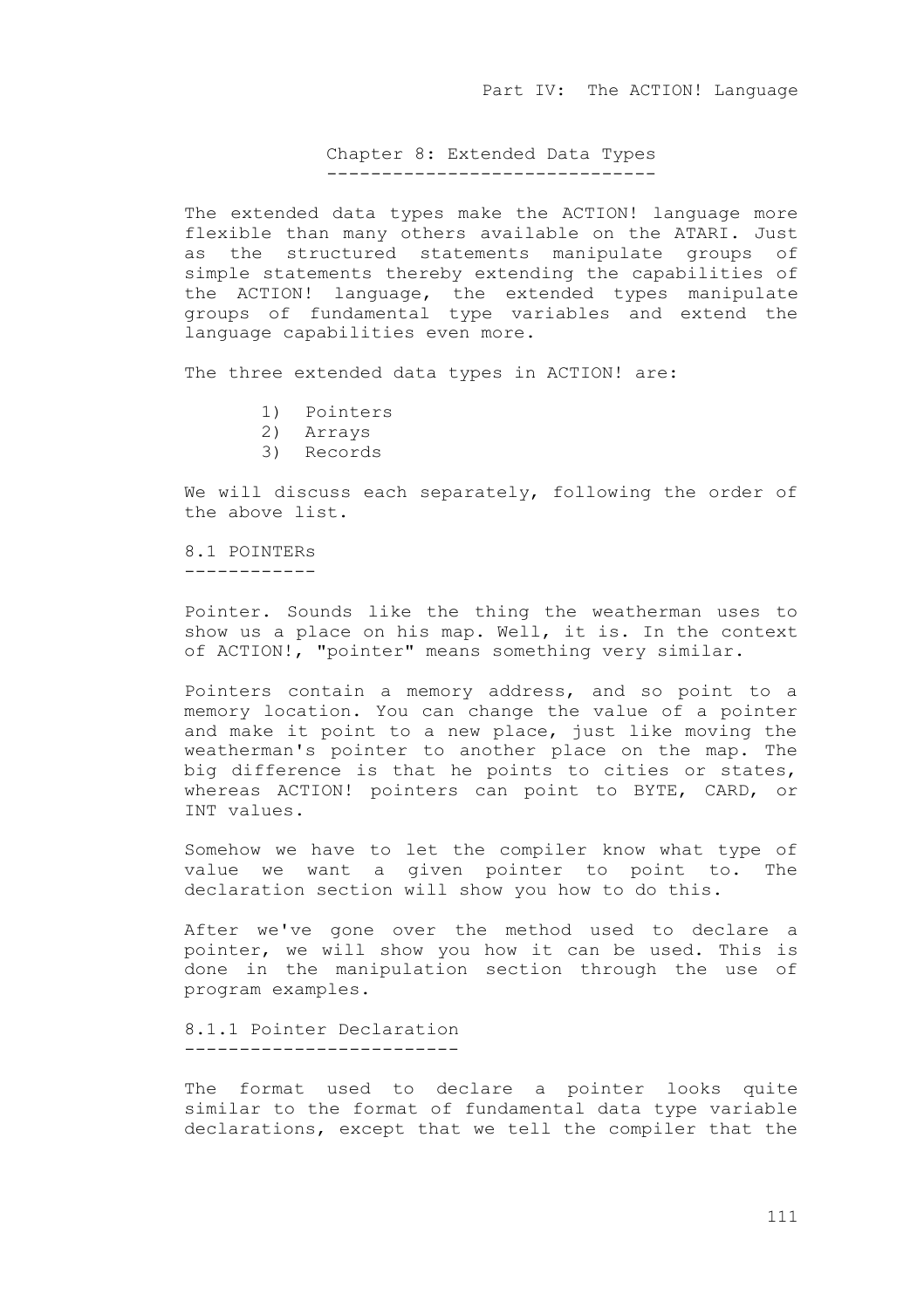## Chapter 8: Extended Data Types

The extended data types make the ACTION! language more flexible than many others available on the ATARI. Just as the structured statements manipulate groups of simple statements thereby extending the capabilities of the ACTION! language, the extended types manipulate groups of fundamental type variables and extend the language capabilities even more.

The three extended data types in ACTION! are:

1) Pointers
2) Arrays
3) Records

We will discuss each separately, following the order of the above list.

### 8.1 POINTERs

Pointer. Sounds like the thing the weatherman uses to show us a place on his map. Well, it is. In the context of ACTION!, "pointer" means something very similar.

Pointers contain a memory address, and so point to a memory location. You can change the value of a pointer and make it point to a new place, just like moving the weatherman's pointer to another place on the map. The big difference is that he points to cities or states, whereas ACTION! pointers can point to BYTE, CARD, or INT values.

Somehow we have to let the compiler know what type of value we want a given pointer to point to. The declaration section will show you how to do this.

After we've gone over the method used to declare a pointer, we will show you how it can be used. This is done in the manipulation section through the use of program examples.

#### 8.1.1 Pointer Declaration

The format used to declare a pointer looks quite similar to the format of fundamental data type variable declarations, except that we tell the compiler that the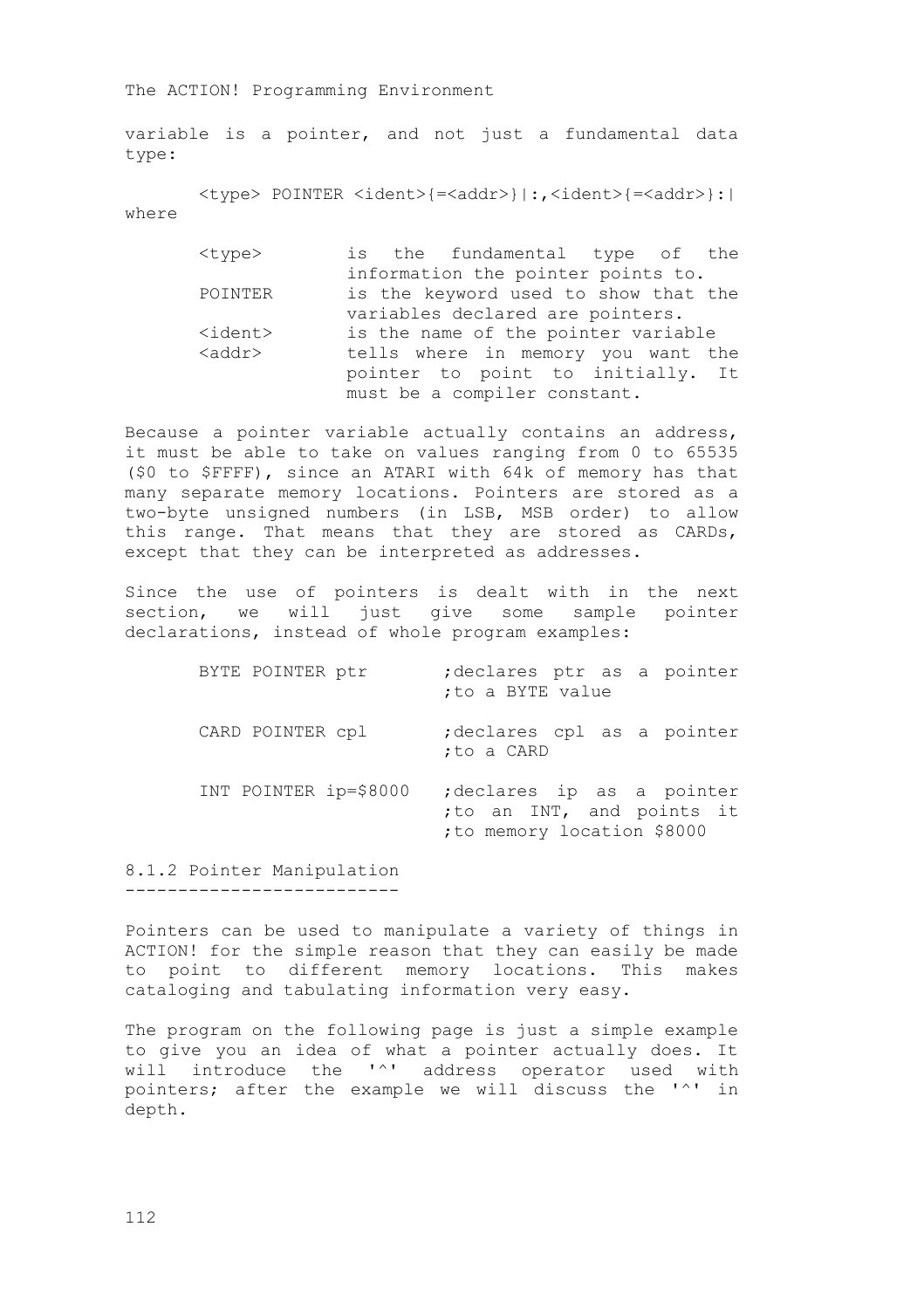variable is a pointer, and not just a fundamental data type:

```
<type> POINTER <ident>{=<addr>}|:,<ident>{=<addr>}:|
```

where

```
<type>      is the fundamental type of the
            information the pointer points to.
POINTER     is the keyword used to show that the
            variables declared are pointers.
<ident>     is the name of the pointer variable
<addr>      tells where in memory you want the
            pointer to point to initially. It
            must be a compiler constant.
```

Because a pointer variable actually contains an address, it must be able to take on values ranging from 0 to 65535 ($0 to $FFFF), since an ATARI with 64k of memory has that many separate memory locations. Pointers are stored as a two-byte unsigned numbers (in LSB, MSB order) to allow this range. That means that they are stored as CARDs, except that they can be interpreted as addresses.

Since the use of pointers is dealt with in the next section, we will just give some sample pointer declarations, instead of whole program examples:

```
BYTE POINTER ptr       ;declares ptr as a pointer
                       ;to a BYTE value

CARD POINTER cpl       ;declares cpl as a pointer
                       ;to a CARD

INT POINTER ip=$8000   ;declares ip as a pointer
                       ;to an INT, and points it
                       ;to memory location $8000
```

### 8.1.2 Pointer Manipulation

Pointers can be used to manipulate a variety of things in ACTION! for the simple reason that they can easily be made to point to different memory locations. This makes cataloging and tabulating information very easy.

The program on the following page is just a simple example to give you an idea of what a pointer actually does. It will introduce the '^' address operator used with pointers; after the example we will discuss the '^' in depth.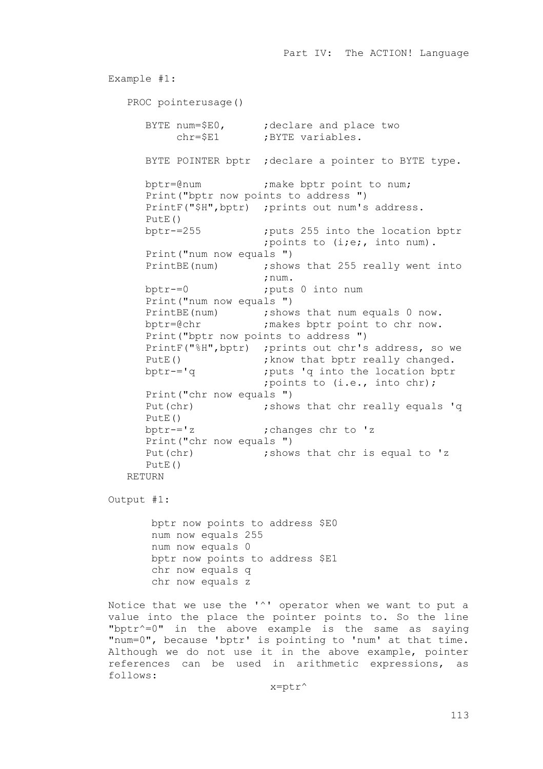Example #1:

```
   PROC pointerusage()

      BYTE num=$E0,      ;declare and place two
           chr=$E1       ;BYTE variables.

      BYTE POINTER bptr  ;declare a pointer to BYTE type.

      bptr=@num          ;make bptr point to num;
      Print("bptr now points to address ")
      PrintF("$H",bptr)  ;prints out num's address.
      PutE()
      bptr-=255          ;puts 255 into the location bptr
                         ;points to (i;e;, into num).
      Print("num now equals ")
      PrintBE(num)       ;shows that 255 really went into
                         ;num.
      bptr-=0            ;puts 0 into num
      Print("num now equals ")
      PrintBE(num)       ;shows that num equals 0 now.
      bptr=@chr          ;makes bptr point to chr now.
      Print("bptr now points to address ")
      PrintF("%H",bptr)  ;prints out chr's address, so we
      PutE()             ;know that bptr really changed.
      bptr-='q           ;puts 'q into the location bptr
                         ;points to (i.e., into chr);
      Print("chr now equals ")
      Put(chr)           ;shows that chr really equals 'q
      PutE()
      bptr-='z           ;changes chr to 'z
      Print("chr now equals ")
      Put(chr)           ;shows that chr is equal to 'z
      PutE()
   RETURN
```

Output #1:

```
       bptr now points to address $E0
       num now equals 255
       num now equals 0
       bptr now points to address $E1
       chr now equals q
       chr now equals z
```

Notice that we use the '^' operator when we want to put a value into the place the pointer points to. So the line "bptr^=0" in the above example is the same as saying "num=0", because 'bptr' is pointing to 'num' at that time. Although we do not use it in the above example, pointer references can be used in arithmetic expressions, as follows:

```
x=ptr^
```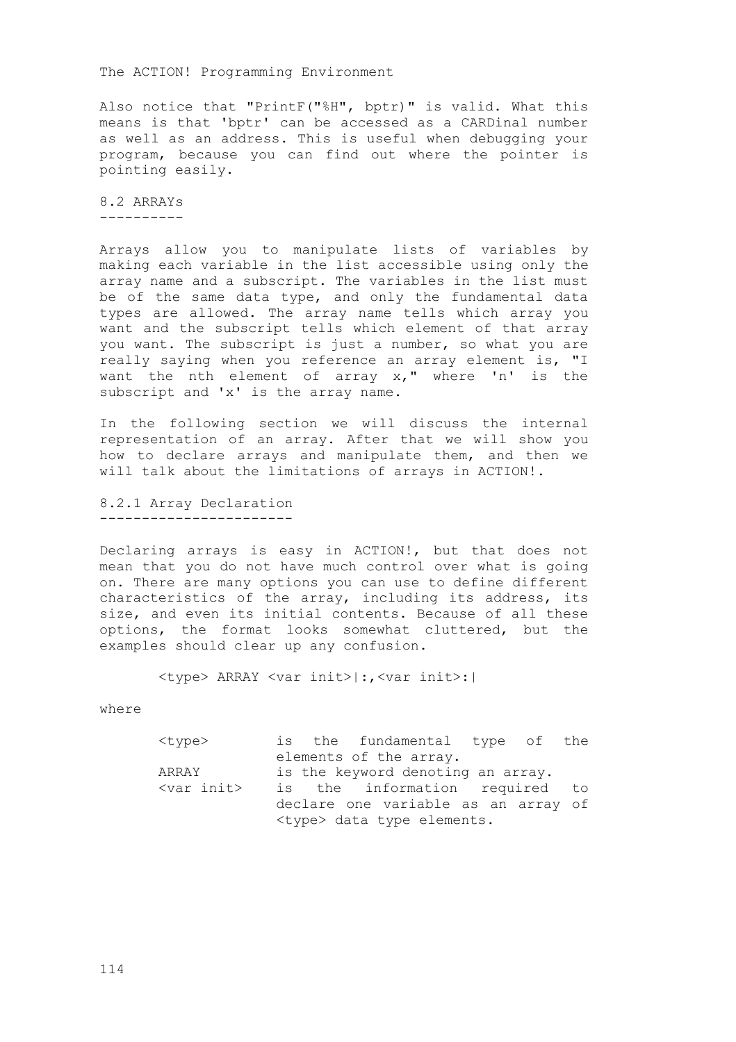Also notice that "PrintF("%H", bptr)" is valid. What this means is that 'bptr' can be accessed as a CARDinal number as well as an address. This is useful when debugging your program, because you can find out where the pointer is pointing easily.

## 8.2 ARRAYs

Arrays allow you to manipulate lists of variables by making each variable in the list accessible using only the array name and a subscript. The variables in the list must be of the same data type, and only the fundamental data types are allowed. The array name tells which array you want and the subscript tells which element of that array you want. The subscript is just a number, so what you are really saying when you reference an array element is, "I want the nth element of array x," where 'n' is the subscript and 'x' is the array name.

In the following section we will discuss the internal representation of an array. After that we will show you how to declare arrays and manipulate them, and then we will talk about the limitations of arrays in ACTION!.

### 8.2.1 Array Declaration

Declaring arrays is easy in ACTION!, but that does not mean that you do not have much control over what is going on. There are many options you can use to define different characteristics of the array, including its address, its size, and even its initial contents. Because of all these options, the format looks somewhat cluttered, but the examples should clear up any confusion.

```
<type> ARRAY <var init>|:,<var init>:|
```

where

```
<type>        is the fundamental type of the
              elements of the array.
ARRAY         is the keyword denoting an array.
<var init>    is the information required to
              declare one variable as an array of
              <type> data type elements.
```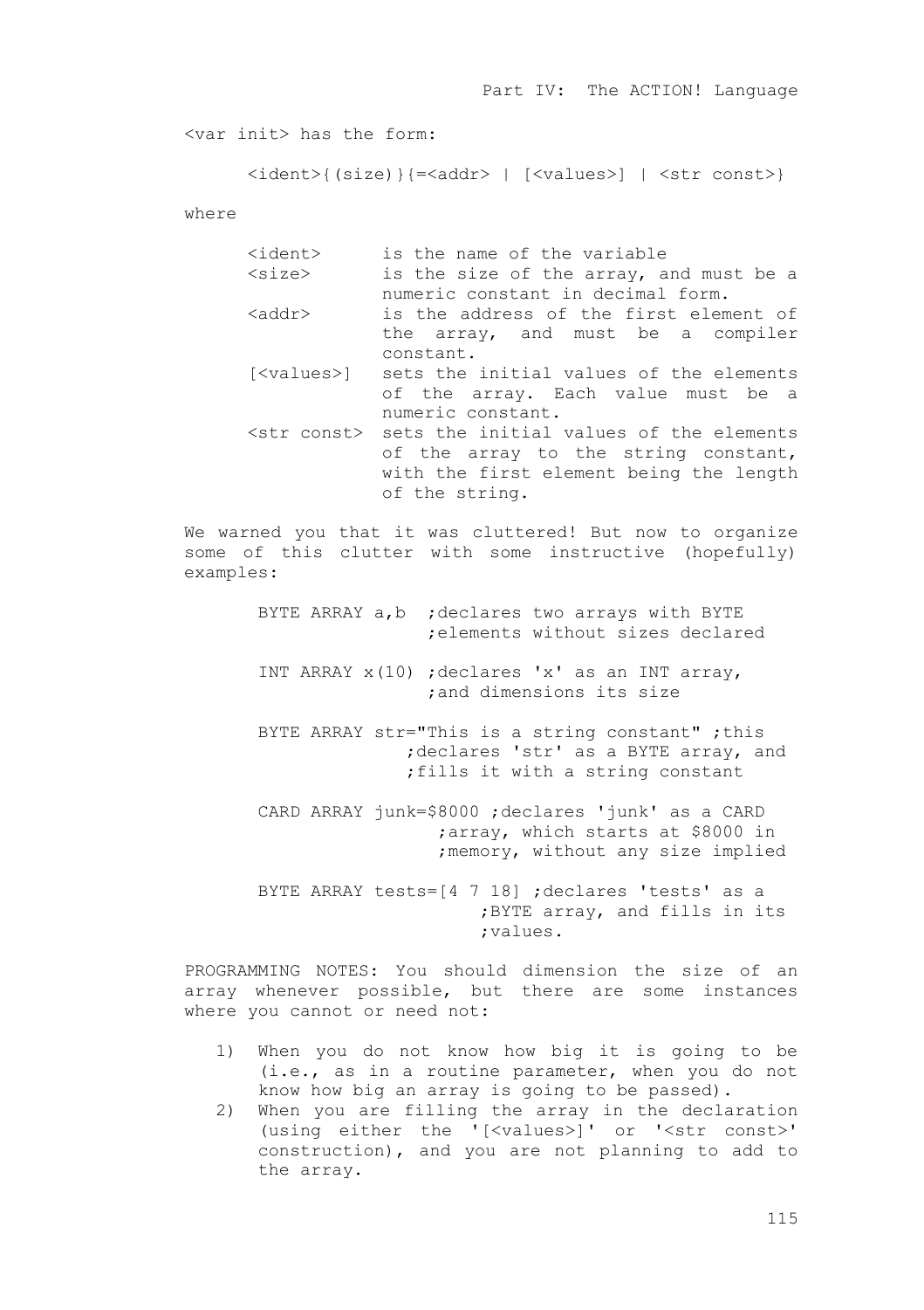<var init> has the form:

```
<ident>{(size)}{=<addr> | [<values>] | <str const>}
```

where

| | |
|---|---|
| <ident> | is the name of the variable |
| <size> | is the size of the array, and must be a numeric constant in decimal form. |
| <addr> | is the address of the first element of the array, and must be a compiler constant. |
| [<values>] | sets the initial values of the elements of the array. Each value must be a numeric constant. |
| <str const> | sets the initial values of the elements of the array to the string constant, with the first element being the length of the string. |

We warned you that it was cluttered! But now to organize some of this clutter with some instructive (hopefully) examples:

```
BYTE ARRAY a,b  ;declares two arrays with BYTE
                ;elements without sizes declared

INT ARRAY x(10) ;declares 'x' as an INT array,
                ;and dimensions its size

BYTE ARRAY str="This is a string constant" ;this
              ;declares 'str' as a BYTE array, and
              ;fills it with a string constant

CARD ARRAY junk=$8000 ;declares 'junk' as a CARD
                ;array, which starts at $8000 in
                ;memory, without any size implied

BYTE ARRAY tests=[4 7 18] ;declares 'tests' as a
                     ;BYTE array, and fills in its
                     ;values.
```

PROGRAMMING NOTES: You should dimension the size of an array whenever possible, but there are some instances where you cannot or need not:

1) When you do not know how big it is going to be (i.e., as in a routine parameter, when you do not know how big an array is going to be passed).
2) When you are filling the array in the declaration (using either the '[<values>]' or '<str const>' construction), and you are not planning to add to the array.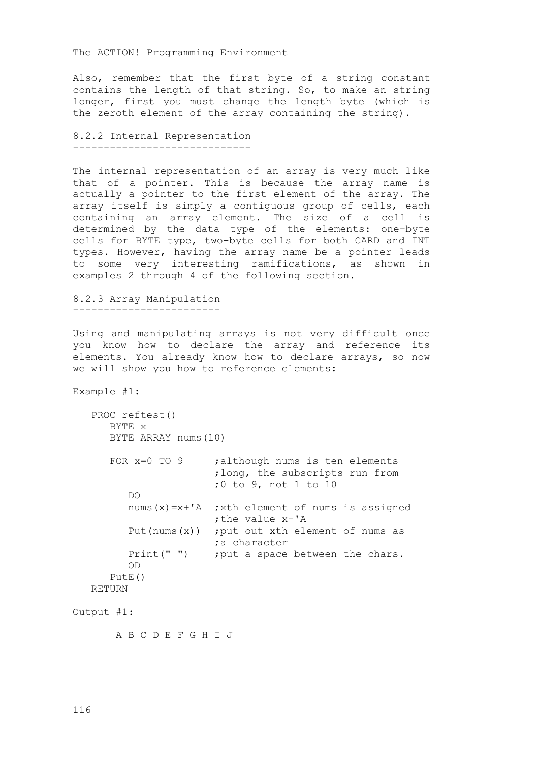Also, remember that the first byte of a string constant contains the length of that string. So, to make an string longer, first you must change the length byte (which is the zeroth element of the array containing the string).

### 8.2.2 Internal Representation

The internal representation of an array is very much like that of a pointer. This is because the array name is actually a pointer to the first element of the array. The array itself is simply a contiguous group of cells, each containing an array element. The size of a cell is determined by the data type of the elements: one-byte cells for BYTE type, two-byte cells for both CARD and INT types. However, having the array name be a pointer leads to some very interesting ramifications, as shown in examples 2 through 4 of the following section.

### 8.2.3 Array Manipulation

Using and manipulating arrays is not very difficult once you know how to declare the array and reference its elements. You already know how to declare arrays, so now we will show you how to reference elements:

Example #1:

```
   PROC reftest()
      BYTE x
      BYTE ARRAY nums(10)

      FOR x=0 TO 9      ;although nums is ten elements
                        ;long, the subscripts run from
                        ;0 to 9, not 1 to 10
         DO
         nums(x)=x+'A  ;xth element of nums is assigned
                        ;the value x+'A
         Put(nums(x))  ;put out xth element of nums as
                        ;a character
         Print(" ")    ;put a space between the chars.
         OD
      PutE()
   RETURN
```

Output #1:

```
       A B C D E F G H I J
```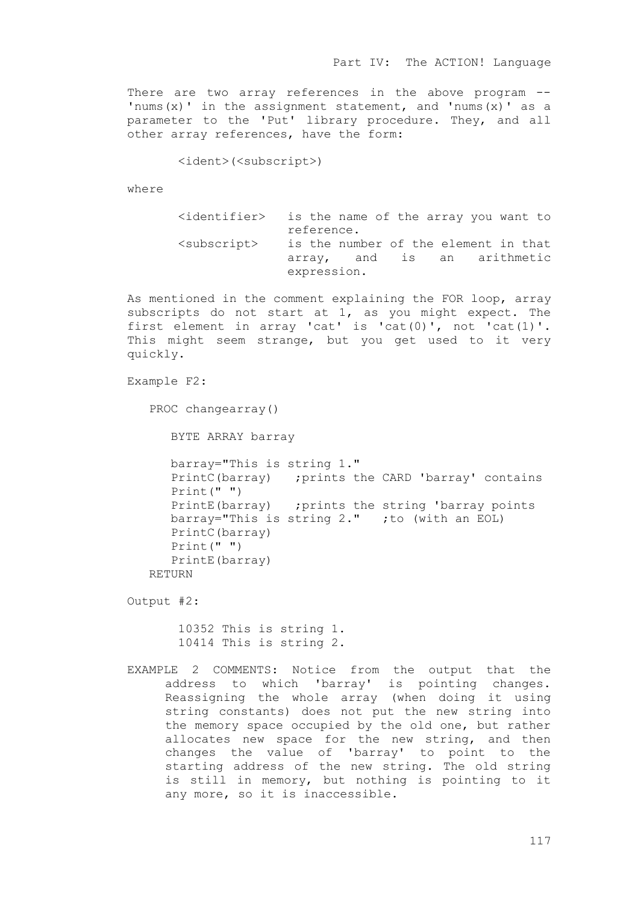There are two array references in the above program -- 'nums(x)' in the assignment statement, and 'nums(x)' as a parameter to the 'Put' library procedure. They, and all other array references, have the form:

```
<ident>(<subscript>)
```

where

```
<identifier>   is the name of the array you want to
               reference.
<subscript>    is the number of the element in that
               array, and is an arithmetic
               expression.
```

As mentioned in the comment explaining the FOR loop, array subscripts do not start at 1, as you might expect. The first element in array 'cat' is 'cat(0)', not 'cat(1)'. This might seem strange, but you get used to it very quickly.

Example F2:

```
PROC changearray()

   BYTE ARRAY barray

   barray="This is string 1."
   PrintC(barray)   ;prints the CARD 'barray' contains
   Print(" ")
   PrintE(barray)   ;prints the string 'barray points
   barray="This is string 2."   ;to (with an EOL)
   PrintC(barray)
   Print(" ")
   PrintE(barray)
RETURN
```

Output #2:

```
10352 This is string 1.
10414 This is string 2.
```

EXAMPLE 2 COMMENTS: Notice from the output that the address to which 'barray' is pointing changes. Reassigning the whole array (when doing it using string constants) does not put the new string into the memory space occupied by the old one, but rather allocates new space for the new string, and then changes the value of 'barray' to point to the starting address of the new string. The old string is still in memory, but nothing is pointing to it any more, so it is inaccessible.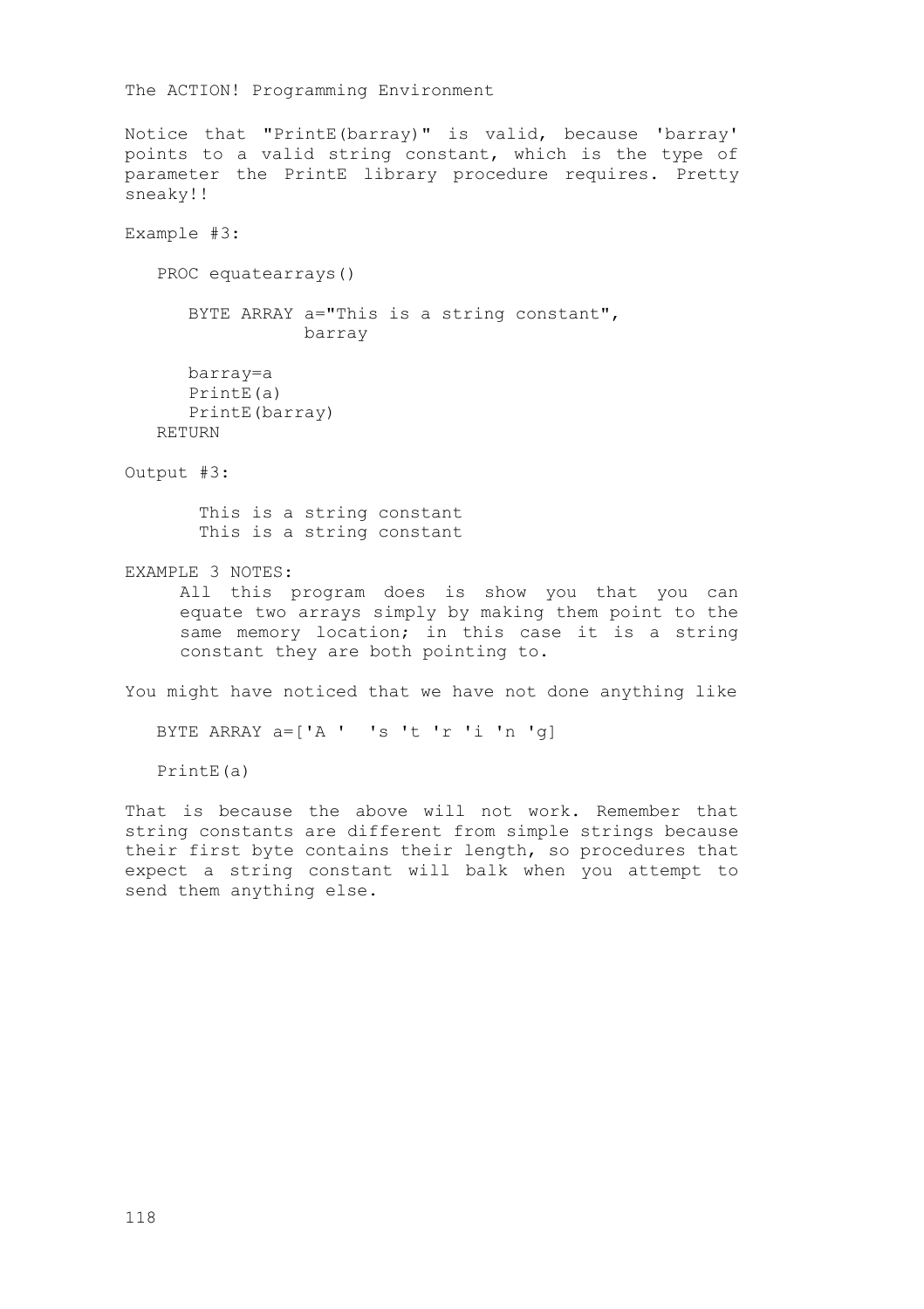Notice that "PrintE(barray)" is valid, because 'barray' points to a valid string constant, which is the type of parameter the PrintE library procedure requires. Pretty sneaky!!

Example #3:

```
PROC equatearrays()

   BYTE ARRAY a="This is a string constant",
              barray

   barray=a
   PrintE(a)
   PrintE(barray)
RETURN
```

Output #3:

```
This is a string constant
This is a string constant
```

EXAMPLE 3 NOTES:

All this program does is show you that you can equate two arrays simply by making them point to the same memory location; in this case it is a string constant they are both pointing to.

You might have noticed that we have not done anything like

```
BYTE ARRAY a=['A '  's 't 'r 'i 'n 'g]

PrintE(a)
```

That is because the above will not work. Remember that string constants are different from simple strings because their first byte contains their length, so procedures that expect a string constant will balk when you attempt to send them anything else.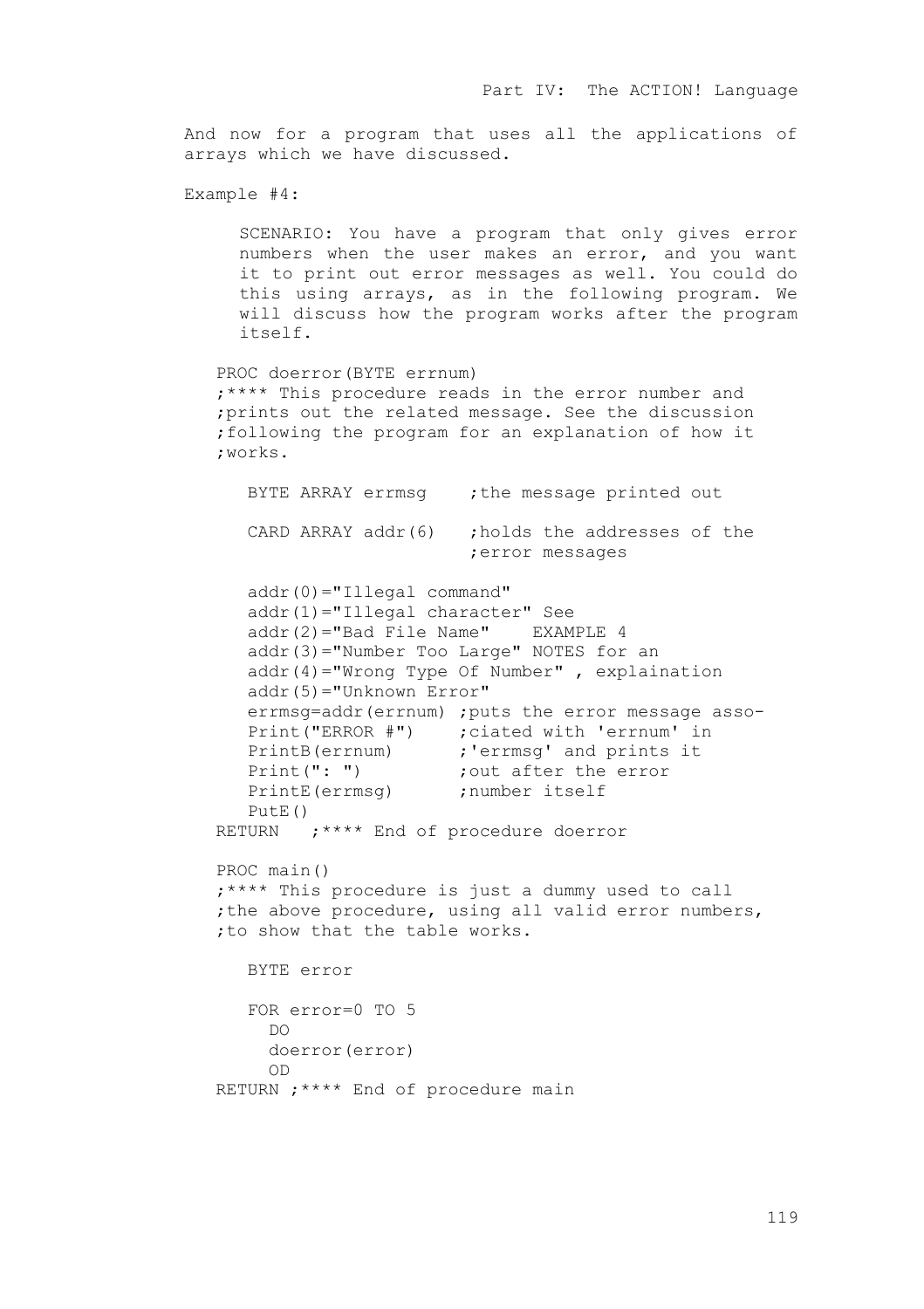And now for a program that uses all the applications of arrays which we have discussed.

Example #4:

SCENARIO: You have a program that only gives error numbers when the user makes an error, and you want it to print out error messages as well. You could do this using arrays, as in the following program. We will discuss how the program works after the program itself.

```
PROC doerror(BYTE errnum)
;**** This procedure reads in the error number and
;prints out the related message. See the discussion
;following the program for an explanation of how it
;works.

   BYTE ARRAY errmsg    ;the message printed out

   CARD ARRAY addr(6)   ;holds the addresses of the
                        ;error messages

   addr(0)="Illegal command"
   addr(1)="Illegal character" See
   addr(2)="Bad File Name"    EXAMPLE 4
   addr(3)="Number Too Large" NOTES for an
   addr(4)="Wrong Type Of Number" , explaination
   addr(5)="Unknown Error"
   errmsg=addr(errnum) ;puts the error message asso-
   Print("ERROR #")    ;ciated with 'errnum' in
   PrintB(errnum)      ;'errmsg' and prints it
   Print(": ")         ;out after the error
   PrintE(errmsg)      ;number itself
   PutE()
RETURN   ;**** End of procedure doerror

PROC main()
;**** This procedure is just a dummy used to call
;the above procedure, using all valid error numbers,
;to show that the table works.

   BYTE error

   FOR error=0 TO 5
     DO
     doerror(error)
     OD
RETURN ;**** End of procedure main
```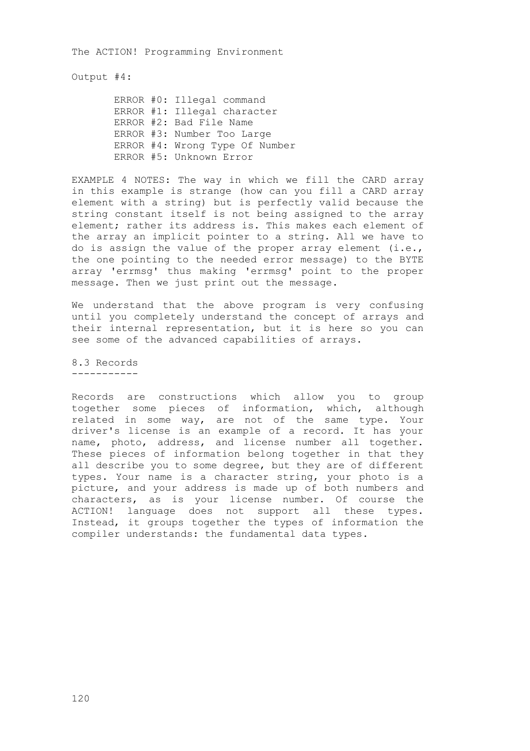Output #4:

```
ERROR #0: Illegal command
ERROR #1: Illegal character
ERROR #2: Bad File Name
ERROR #3: Number Too Large
ERROR #4: Wrong Type Of Number
ERROR #5: Unknown Error
```

EXAMPLE 4 NOTES: The way in which we fill the CARD array in this example is strange (how can you fill a CARD array element with a string) but is perfectly valid because the string constant itself is not being assigned to the array element; rather its address is. This makes each element of the array an implicit pointer to a string. All we have to do is assign the value of the proper array element (i.e., the one pointing to the needed error message) to the BYTE array 'errmsg' thus making 'errmsg' point to the proper message. Then we just print out the message.

We understand that the above program is very confusing until you completely understand the concept of arrays and their internal representation, but it is here so you can see some of the advanced capabilities of arrays.

## 8.3 Records

Records are constructions which allow you to group together some pieces of information, which, although related in some way, are not of the same type. Your driver's license is an example of a record. It has your name, photo, address, and license number all together. These pieces of information belong together in that they all describe you to some degree, but they are of different types. Your name is a character string, your photo is a picture, and your address is made up of both numbers and characters, as is your license number. Of course the ACTION! language does not support all these types. Instead, it groups together the types of information the compiler understands: the fundamental data types.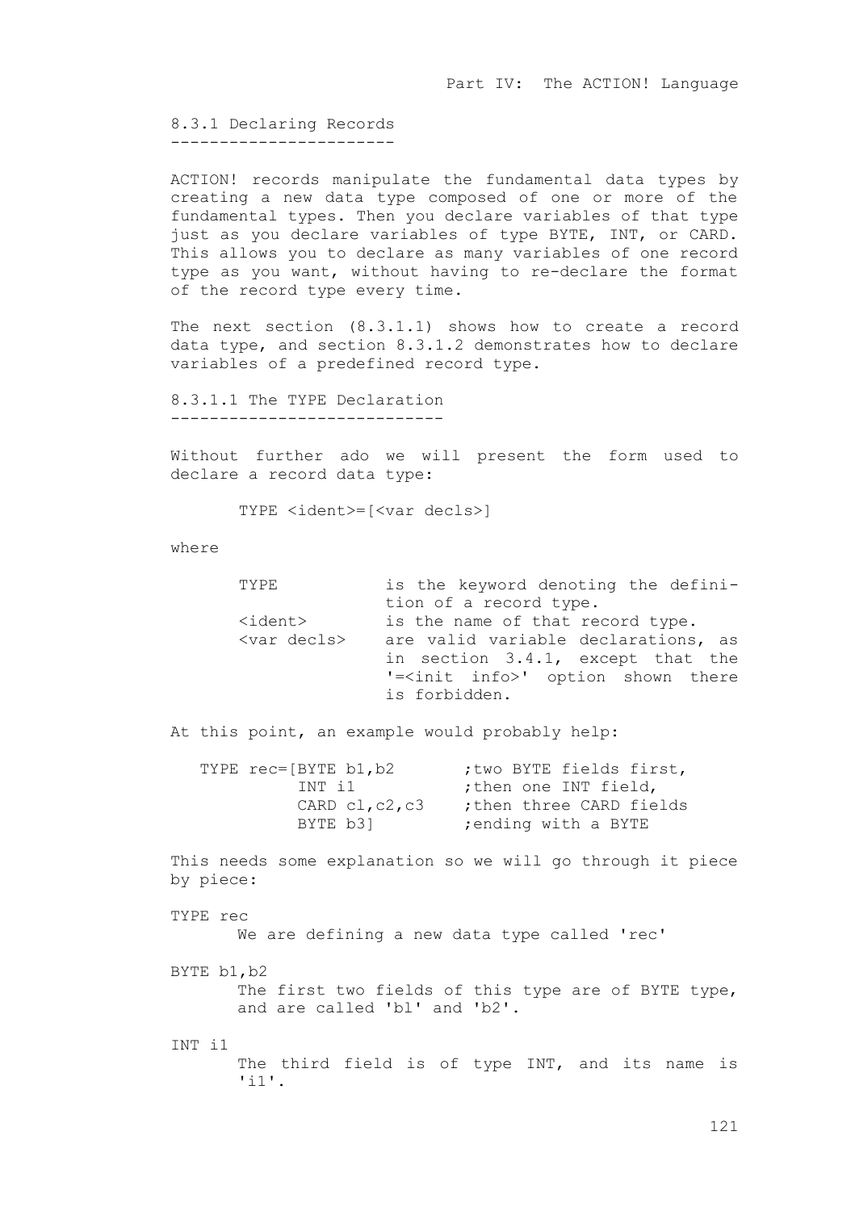### 8.3.1 Declaring Records

ACTION! records manipulate the fundamental data types by creating a new data type composed of one or more of the fundamental types. Then you declare variables of that type just as you declare variables of type BYTE, INT, or CARD. This allows you to declare as many variables of one record type as you want, without having to re-declare the format of the record type every time.

The next section (8.3.1.1) shows how to create a record data type, and section 8.3.1.2 demonstrates how to declare variables of a predefined record type.

#### 8.3.1.1 The TYPE Declaration

Without further ado we will present the form used to declare a record data type:

```
TYPE <ident>=[<var decls>]
```

where

```
TYPE          is the keyword denoting the defini-
              tion of a record type.
<ident>       is the name of that record type.
<var decls>   are valid variable declarations, as
              in section 3.4.1, except that the
              '=<init info>' option shown there
              is forbidden.
```

At this point, an example would probably help:

```
TYPE rec=[BYTE b1,b2       ;two BYTE fields first,
          INT i1           ;then one INT field,
          CARD cl,c2,c3    ;then three CARD fields
          BYTE b3]         ;ending with a BYTE
```

This needs some explanation so we will go through it piece by piece:

TYPE rec
    We are defining a new data type called 'rec'

BYTE b1,b2
    The first two fields of this type are of BYTE type, and are called 'bl' and 'b2'.

INT i1
    The third field is of type INT, and its name is 'i1'.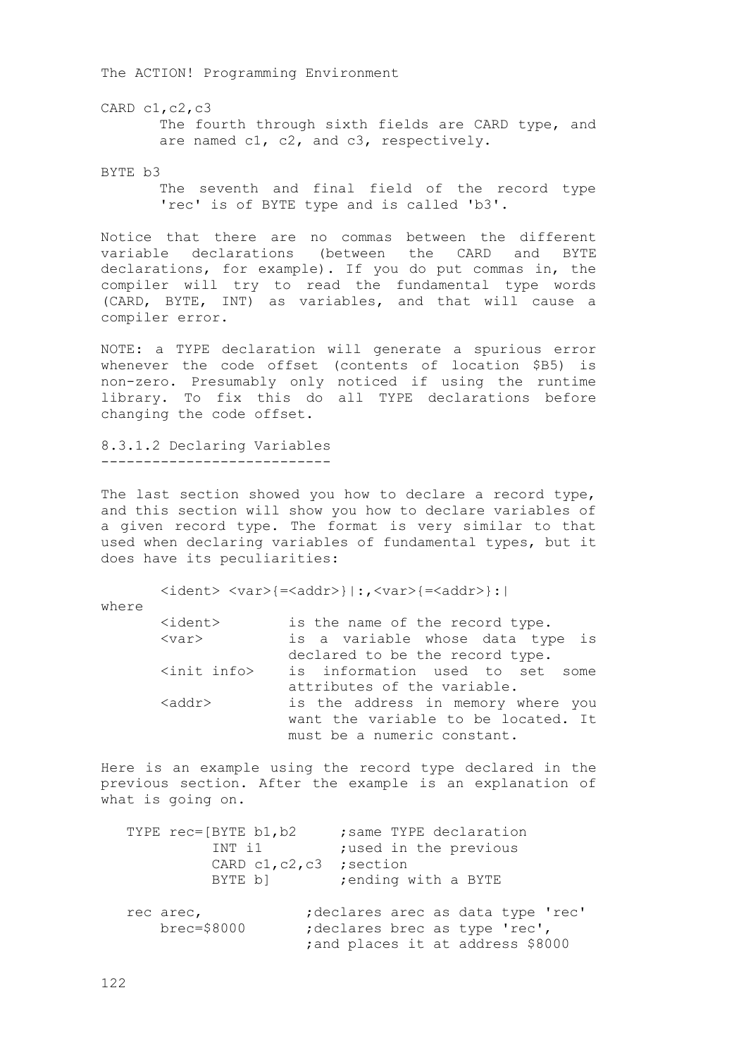CARD c1,c2,c3

The fourth through sixth fields are CARD type, and are named c1, c2, and c3, respectively.

BYTE b3

The seventh and final field of the record type 'rec' is of BYTE type and is called 'b3'.

Notice that there are no commas between the different variable declarations (between the CARD and BYTE declarations, for example). If you do put commas in, the compiler will try to read the fundamental type words (CARD, BYTE, INT) as variables, and that will cause a compiler error.

NOTE: a TYPE declaration will generate a spurious error whenever the code offset (contents of location $B5) is non-zero. Presumably only noticed if using the runtime library. To fix this do all TYPE declarations before changing the code offset.

### 8.3.1.2 Declaring Variables

The last section showed you how to declare a record type, and this section will show you how to declare variables of a given record type. The format is very similar to that used when declaring variables of fundamental types, but it does have its peculiarities:

```
<ident> <var>{=<addr>}|:,<var>{=<addr>}:|
```

where

| | |
|---|---|
| <ident> | is the name of the record type. |
| <var> | is a variable whose data type is declared to be the record type. |
| <init info> | is information used to set some attributes of the variable. |
| <addr> | is the address in memory where you want the variable to be located. It must be a numeric constant. |

Here is an example using the record type declared in the previous section. After the example is an explanation of what is going on.

```
TYPE rec=[BYTE b1,b2     ;same TYPE declaration
          INT i1         ;used in the previous
          CARD c1,c2,c3  ;section
          BYTE b]        ;ending with a BYTE

rec arec,            ;declares arec as data type 'rec'
    brec=$8000       ;declares brec as type 'rec',
                     ;and places it at address $8000
```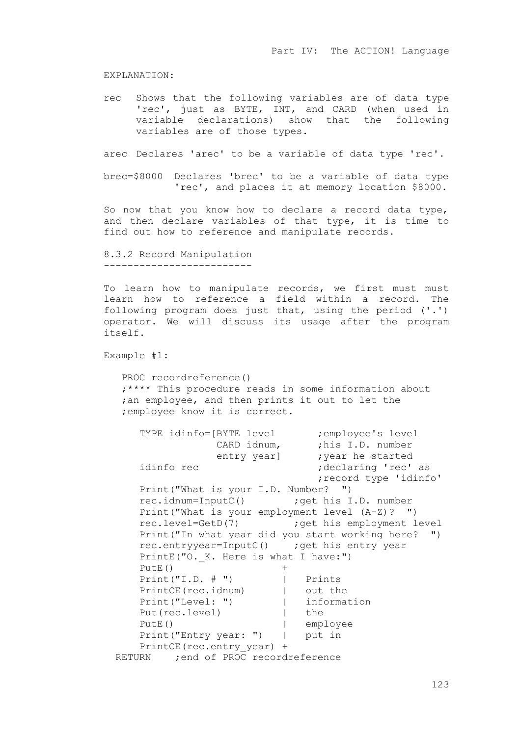EXPLANATION:

rec  Shows that the following variables are of data type 'rec', just as BYTE, INT, and CARD (when used in variable declarations) show that the following variables are of those types.

arec  Declares 'arec' to be a variable of data type 'rec'.

brec=$8000  Declares 'brec' to be a variable of data type 'rec', and places it at memory location $8000.

So now that you know how to declare a record data type, and then declare variables of that type, it is time to find out how to reference and manipulate records.

### 8.3.2 Record Manipulation

To learn how to manipulate records, we first must must learn how to reference a field within a record. The following program does just that, using the period ('.') operator. We will discuss its usage after the program itself.

Example #1:

```
PROC recordreference()
;**** This procedure reads in some information about
;an employee, and then prints it out to let the
;employee know it is correct.

   TYPE idinfo=[BYTE level       ;employee's level
               CARD idnum,       ;his I.D. number
               entry year]       ;year he started
   idinfo rec                    ;declaring 'rec' as
                                 ;record type 'idinfo'
   Print("What is your I.D. Number?  ")
   rec.idnum=InputC()         ;get his I.D. number
   Print("What is your employment level (A-Z)?  ")
   rec.level=GetD(7)          ;get his employment level
   Print("In what year did you start working here?  ")
   rec.entryyear=InputC()     ;get his entry year
   PrintE("O._K. Here is what I have:")
   PutE()                  +
   Print("I.D. # ")        |   Prints
   PrintCE(rec.idnum)      |   out the
   Print("Level: ")        |   information
   Put(rec.level)          |   the
   PutE()                  |   employee
   Print("Entry year: ")   |   put in
   PrintCE(rec.entry_year) +
RETURN    ;end of PROC recordreference
```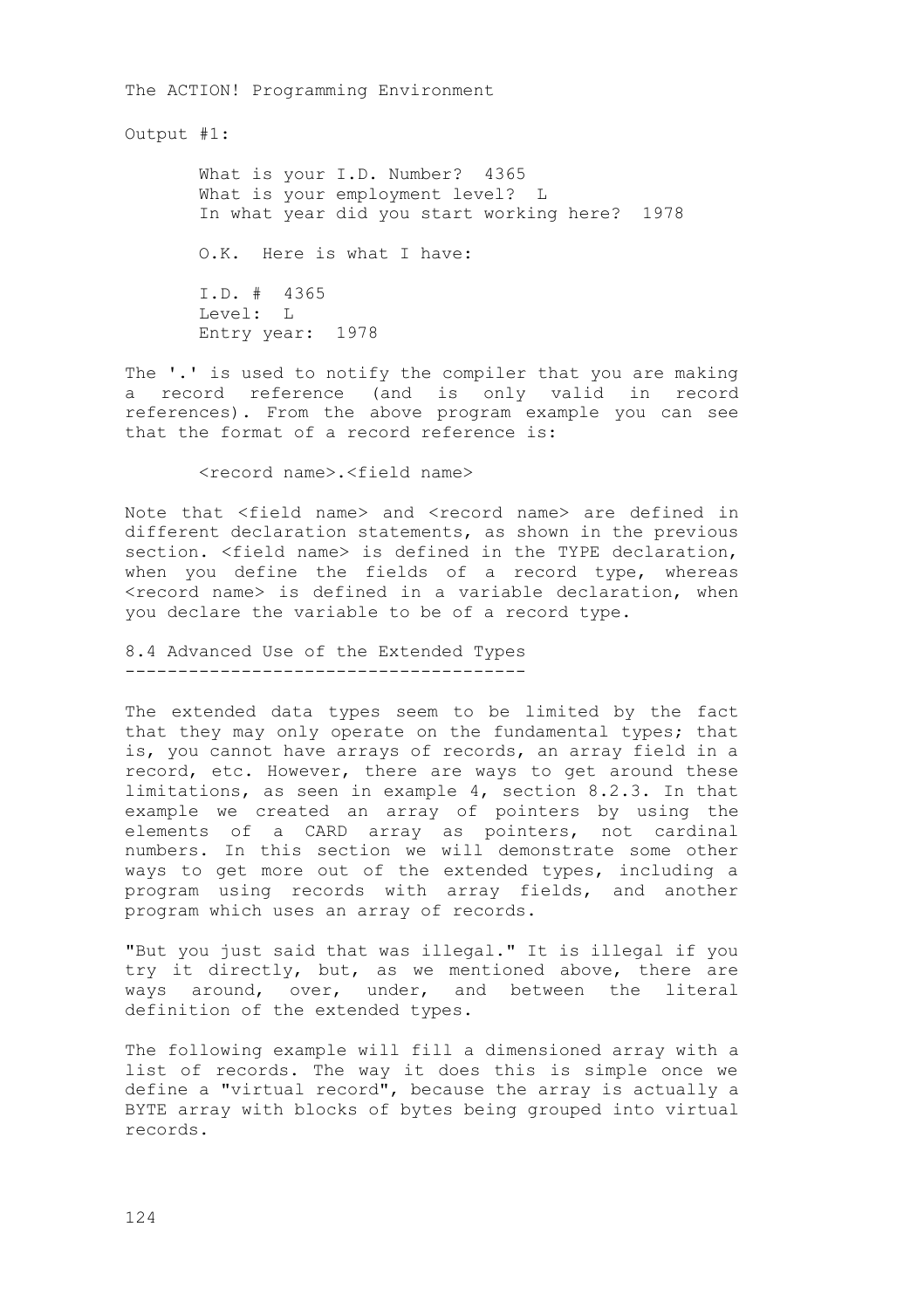Output #1:

```
What is your I.D. Number?  4365
What is your employment level?  L
In what year did you start working here?  1978

O.K.  Here is what I have:

I.D. #  4365
Level:  L
Entry year:  1978
```

The '.' is used to notify the compiler that you are making a record reference (and is only valid in record references). From the above program example you can see that the format of a record reference is:

```
<record name>.<field name>
```

Note that <field name> and <record name> are defined in different declaration statements, as shown in the previous section. <field name> is defined in the TYPE declaration, when you define the fields of a record type, whereas <record name> is defined in a variable declaration, when you declare the variable to be of a record type.

## 8.4 Advanced Use of the Extended Types

The extended data types seem to be limited by the fact that they may only operate on the fundamental types; that is, you cannot have arrays of records, an array field in a record, etc. However, there are ways to get around these limitations, as seen in example 4, section 8.2.3. In that example we created an array of pointers by using the elements of a CARD array as pointers, not cardinal numbers. In this section we will demonstrate some other ways to get more out of the extended types, including a program using records with array fields, and another program which uses an array of records.

"But you just said that was illegal." It is illegal if you try it directly, but, as we mentioned above, there are ways around, over, under, and between the literal definition of the extended types.

The following example will fill a dimensioned array with a list of records. The way it does this is simple once we define a "virtual record", because the array is actually a BYTE array with blocks of bytes being grouped into virtual records.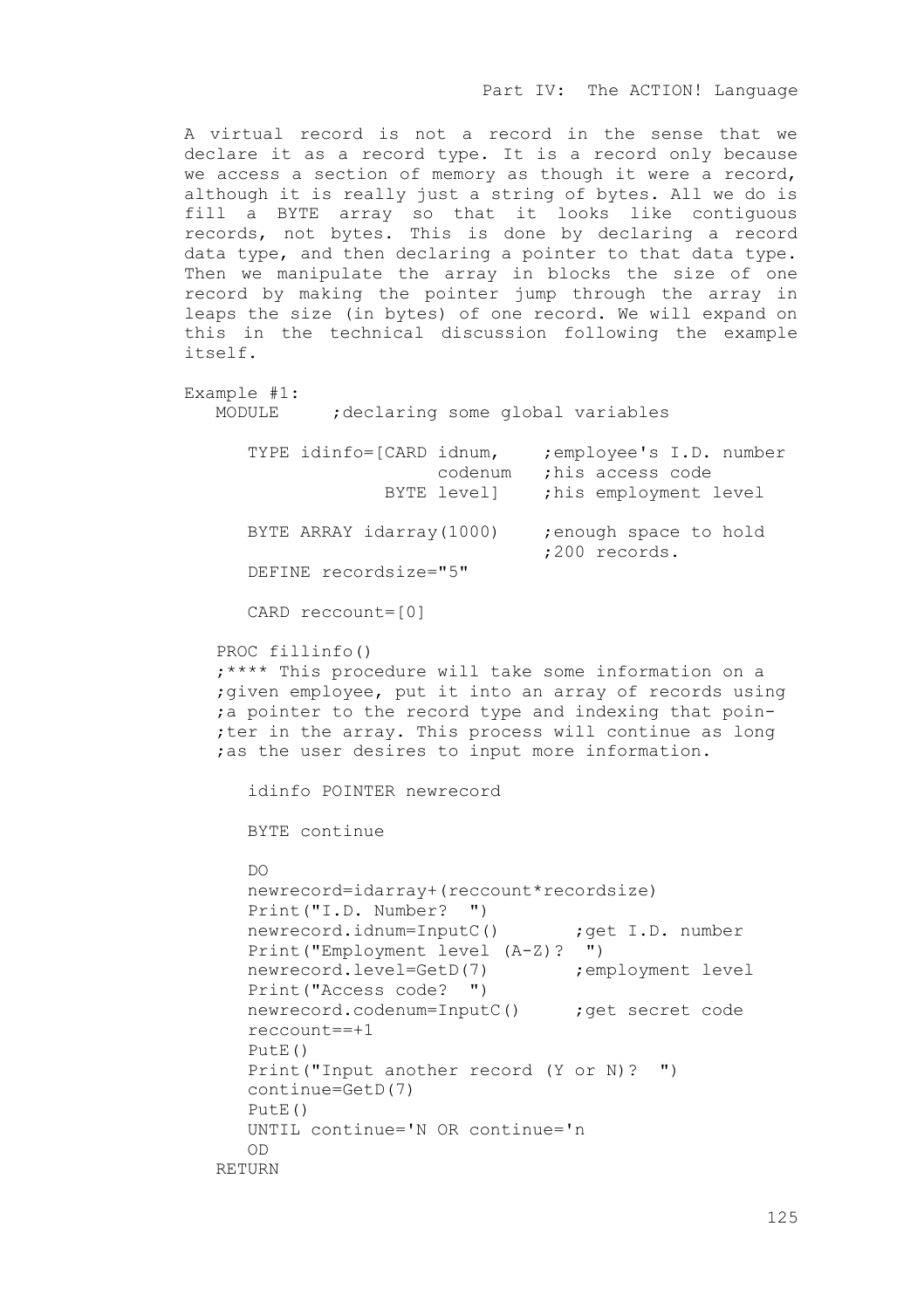A virtual record is not a record in the sense that we declare it as a record type. It is a record only because we access a section of memory as though it were a record, although it is really just a string of bytes. All we do is fill a BYTE array so that it looks like contiguous records, not bytes. This is done by declaring a record data type, and then declaring a pointer to that data type. Then we manipulate the array in blocks the size of one record by making the pointer jump through the array in leaps the size (in bytes) of one record. We will expand on this in the technical discussion following the example itself.

Example #1:

```
MODULE     ;declaring some global variables

   TYPE idinfo=[CARD idnum,    ;employee's I.D. number
                     codenum   ;his access code
                BYTE level]    ;his employment level

   BYTE ARRAY idarray(1000)    ;enough space to hold
                               ;200 records.
   DEFINE recordsize="5"

   CARD reccount=[0]

PROC fillinfo()
;**** This procedure will take some information on a
;given employee, put it into an array of records using
;a pointer to the record type and indexing that poin-
;ter in the array. This process will continue as long
;as the user desires to input more information.

   idinfo POINTER newrecord

   BYTE continue

   DO
   newrecord=idarray+(reccount*recordsize)
   Print("I.D. Number?  ")
   newrecord.idnum=InputC()       ;get I.D. number
   Print("Employment level (A-Z)?  ")
   newrecord.level=GetD(7)        ;employment level
   Print("Access code?  ")
   newrecord.codenum=InputC()     ;get secret code
   reccount==+1
   PutE()
   Print("Input another record (Y or N)?  ")
   continue=GetD(7)
   PutE()
   UNTIL continue='N OR continue='n
   OD
RETURN
```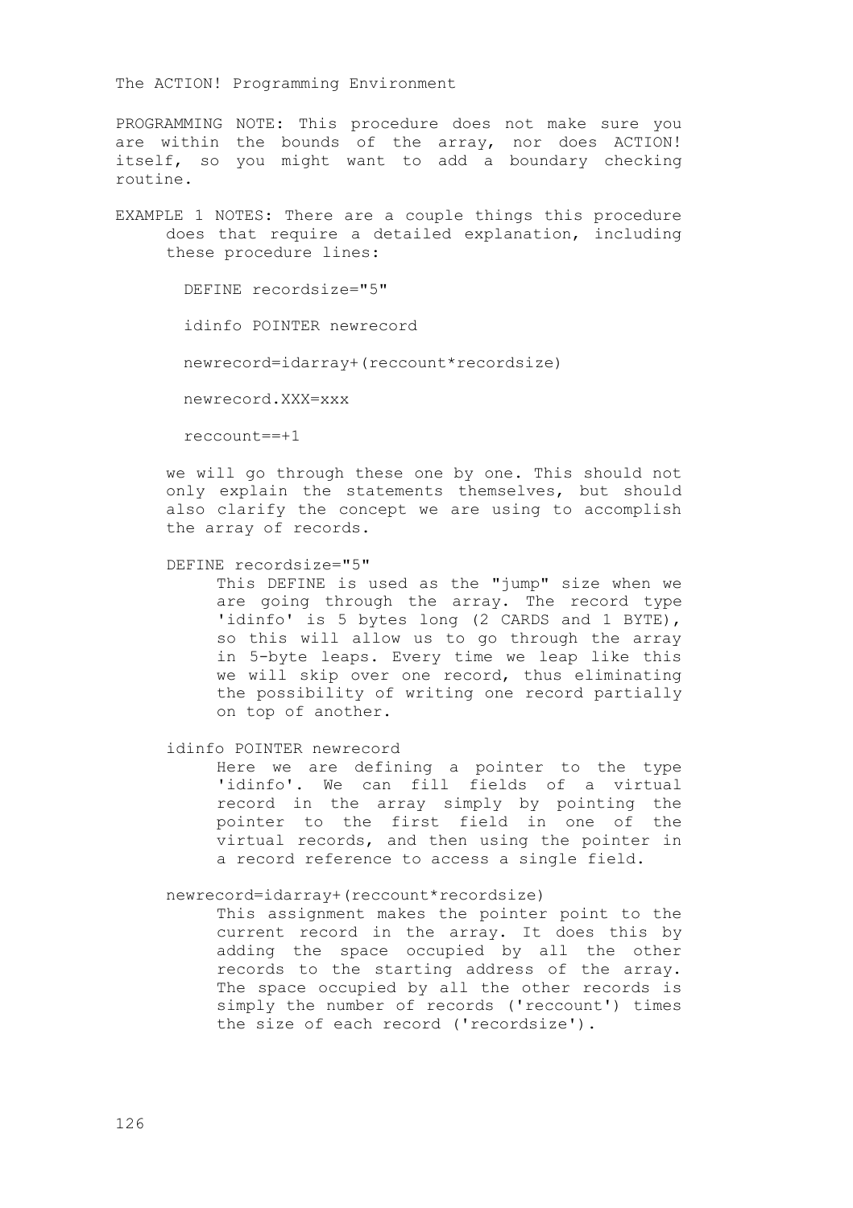PROGRAMMING NOTE: This procedure does not make sure you are within the bounds of the array, nor does ACTION! itself, so you might want to add a boundary checking routine.

EXAMPLE 1 NOTES: There are a couple things this procedure does that require a detailed explanation, including these procedure lines:

```
DEFINE recordsize="5"

idinfo POINTER newrecord

newrecord=idarray+(reccount*recordsize)

newrecord.XXX=xxx

reccount==+1
```

we will go through these one by one. This should not only explain the statements themselves, but should also clarify the concept we are using to accomplish the array of records.

DEFINE recordsize="5"

This DEFINE is used as the "jump" size when we are going through the array. The record type 'idinfo' is 5 bytes long (2 CARDS and 1 BYTE), so this will allow us to go through the array in 5-byte leaps. Every time we leap like this we will skip over one record, thus eliminating the possibility of writing one record partially on top of another.

idinfo POINTER newrecord

Here we are defining a pointer to the type 'idinfo'. We can fill fields of a virtual record in the array simply by pointing the pointer to the first field in one of the virtual records, and then using the pointer in a record reference to access a single field.

newrecord=idarray+(reccount*recordsize)

This assignment makes the pointer point to the current record in the array. It does this by adding the space occupied by all the other records to the starting address of the array. The space occupied by all the other records is simply the number of records ('reccount') times the size of each record ('recordsize').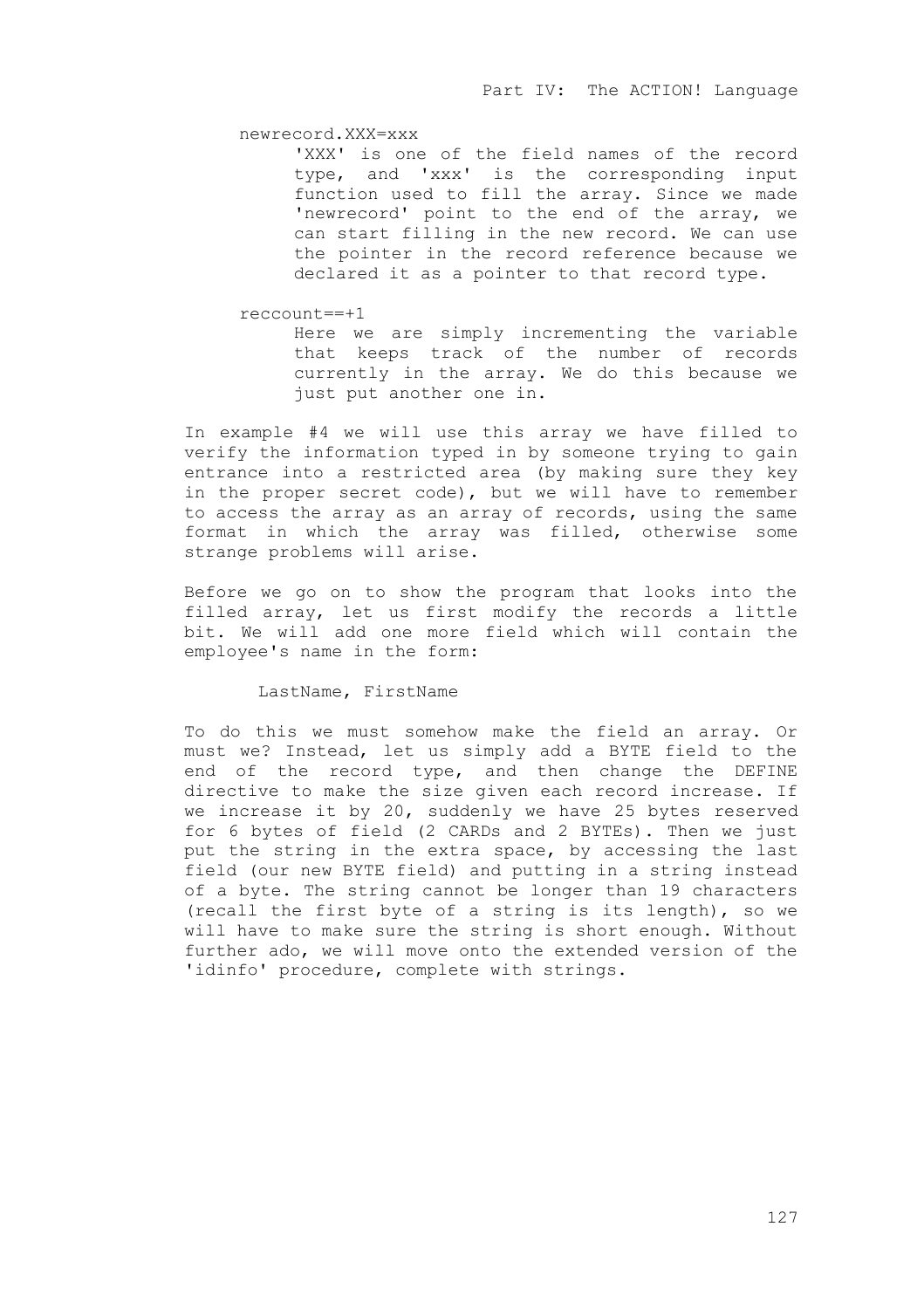newrecord.XXX=xxx

'XXX' is one of the field names of the record type, and 'xxx' is the corresponding input function used to fill the array. Since we made 'newrecord' point to the end of the array, we can start filling in the new record. We can use the pointer in the record reference because we declared it as a pointer to that record type.

reccount==+1

Here we are simply incrementing the variable that keeps track of the number of records currently in the array. We do this because we just put another one in.

In example #4 we will use this array we have filled to verify the information typed in by someone trying to gain entrance into a restricted area (by making sure they key in the proper secret code), but we will have to remember to access the array as an array of records, using the same format in which the array was filled, otherwise some strange problems will arise.

Before we go on to show the program that looks into the filled array, let us first modify the records a little bit. We will add one more field which will contain the employee's name in the form:

```
LastName, FirstName
```

To do this we must somehow make the field an array. Or must we? Instead, let us simply add a BYTE field to the end of the record type, and then change the DEFINE directive to make the size given each record increase. If we increase it by 20, suddenly we have 25 bytes reserved for 6 bytes of field (2 CARDs and 2 BYTEs). Then we just put the string in the extra space, by accessing the last field (our new BYTE field) and putting in a string instead of a byte. The string cannot be longer than 19 characters (recall the first byte of a string is its length), so we will have to make sure the string is short enough. Without further ado, we will move onto the extended version of the 'idinfo' procedure, complete with strings.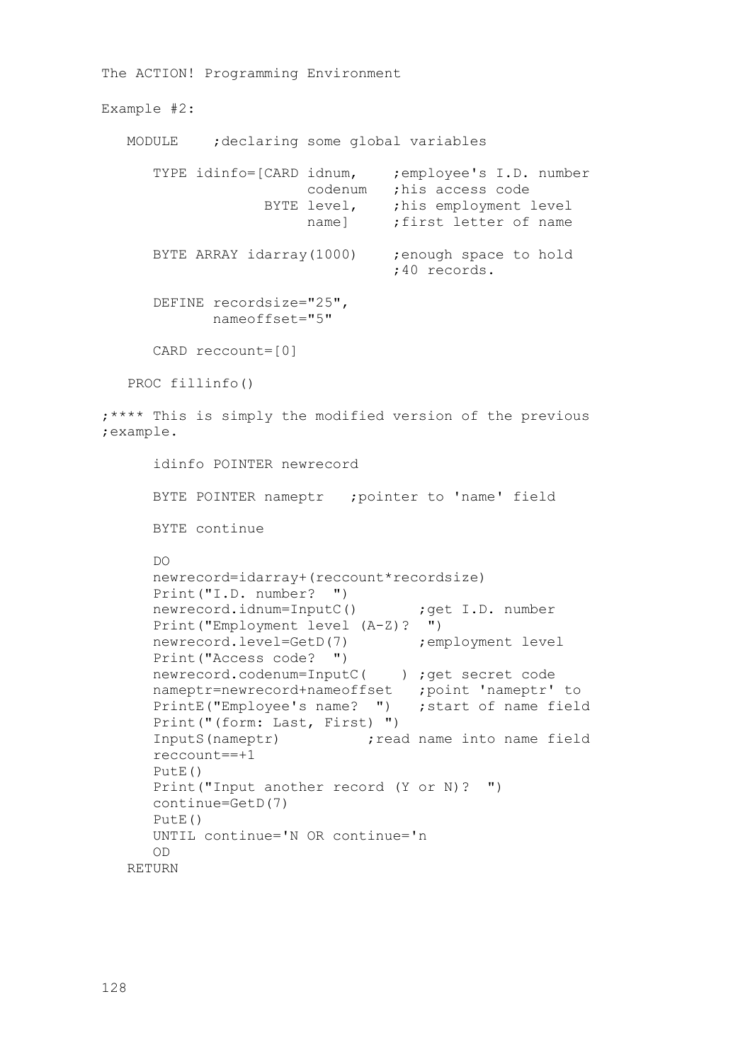Example #2:

```
   MODULE    ;declaring some global variables

      TYPE idinfo=[CARD idnum,    ;employee's I.D. number
                        codenum   ;his access code
                  BYTE level,     ;his employment level
                        name]     ;first letter of name

      BYTE ARRAY idarray(1000)    ;enough space to hold
                                  ;40 records.

      DEFINE recordsize="25",
             nameoffset="5"

      CARD reccount=[0]

   PROC fillinfo()

;**** This is simply the modified version of the previous
;example.

      idinfo POINTER newrecord

      BYTE POINTER nameptr   ;pointer to 'name' field

      BYTE continue

      DO
      newrecord=idarray+(reccount*recordsize)
      Print("I.D. number?  ")
      newrecord.idnum=InputC()       ;get I.D. number
      Print("Employment level (A-Z)?  ")
      newrecord.level=GetD(7)        ;employment level
      Print("Access code?  ")
      newrecord.codenum=InputC(    ) ;get secret code
      nameptr=newrecord+nameoffset   ;point 'nameptr' to
      PrintE("Employee's name?  ")   ;start of name field
      Print("(form: Last, First) ")
      InputS(nameptr)          ;read name into name field
      reccount==+1
      PutE()
      Print("Input another record (Y or N)?  ")
      continue=GetD(7)
      PutE()
      UNTIL continue='N OR continue='n
      OD
   RETURN
```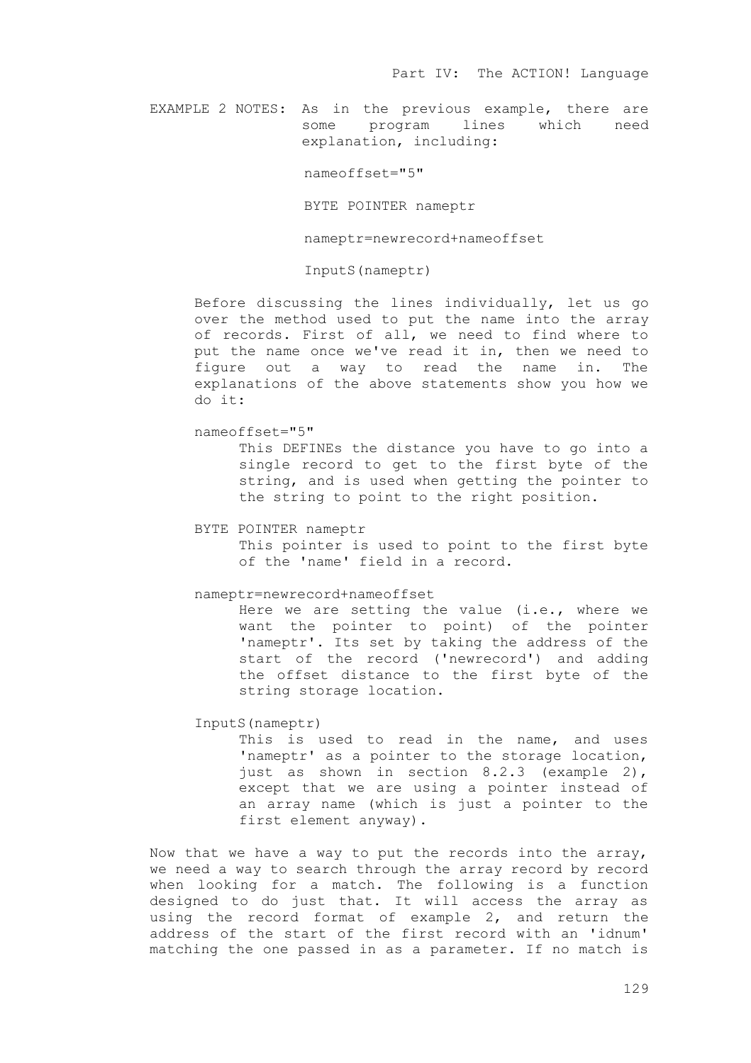EXAMPLE 2 NOTES: As in the previous example, there are some program lines which need explanation, including:

```
nameoffset="5"

BYTE POINTER nameptr

nameptr=newrecord+nameoffset

InputS(nameptr)
```

Before discussing the lines individually, let us go over the method used to put the name into the array of records. First of all, we need to find where to put the name once we've read it in, then we need to figure out a way to read the name in. The explanations of the above statements show you how we do it:

`nameoffset="5"`

This DEFINEs the distance you have to go into a single record to get to the first byte of the string, and is used when getting the pointer to the string to point to the right position.

`BYTE POINTER nameptr`

This pointer is used to point to the first byte of the 'name' field in a record.

`nameptr=newrecord+nameoffset`

Here we are setting the value (i.e., where we want the pointer to point) of the pointer 'nameptr'. Its set by taking the address of the start of the record ('newrecord') and adding the offset distance to the first byte of the string storage location.

`InputS(nameptr)`

This is used to read in the name, and uses 'nameptr' as a pointer to the storage location, just as shown in section 8.2.3 (example 2), except that we are using a pointer instead of an array name (which is just a pointer to the first element anyway).

Now that we have a way to put the records into the array, we need a way to search through the array record by record when looking for a match. The following is a function designed to do just that. It will access the array as using the record format of example 2, and return the address of the start of the first record with an 'idnum' matching the one passed in as a parameter. If no match is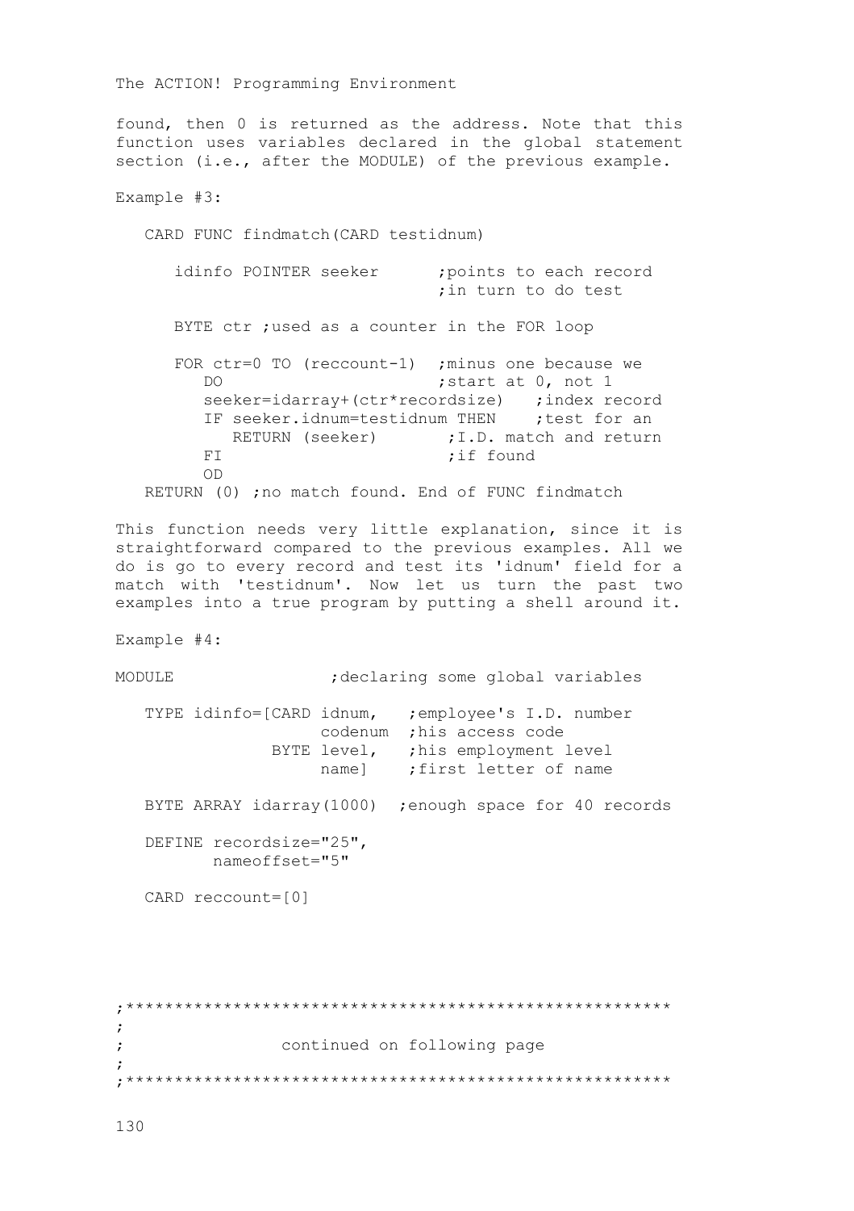found, then 0 is returned as the address. Note that this function uses variables declared in the global statement section (i.e., after the MODULE) of the previous example.

Example #3:

```
   CARD FUNC findmatch(CARD testidnum)

      idinfo POINTER seeker      ;points to each record
                                 ;in turn to do test

      BYTE ctr ;used as a counter in the FOR loop

      FOR ctr=0 TO (reccount-1)  ;minus one because we
         DO                      ;start at 0, not 1
         seeker=idarray+(ctr*recordsize)   ;index record
         IF seeker.idnum=testidnum THEN    ;test for an
            RETURN (seeker)       ;I.D. match and return
         FI                       ;if found
         OD
   RETURN (0) ;no match found. End of FUNC findmatch
```

This function needs very little explanation, since it is straightforward compared to the previous examples. All we do is go to every record and test its 'idnum' field for a match with 'testidnum'. Now let us turn the past two examples into a true program by putting a shell around it.

Example #4:

```
MODULE                ;declaring some global variables

   TYPE idinfo=[CARD idnum,   ;employee's I.D. number
                     codenum  ;his access code
                BYTE level,   ;his employment level
                     name]    ;first letter of name

   BYTE ARRAY idarray(1000)  ;enough space for 40 records

   DEFINE recordsize="25",
          nameoffset="5"

   CARD reccount=[0]



;*******************************************************
;
;                continued on following page
;
;*******************************************************
```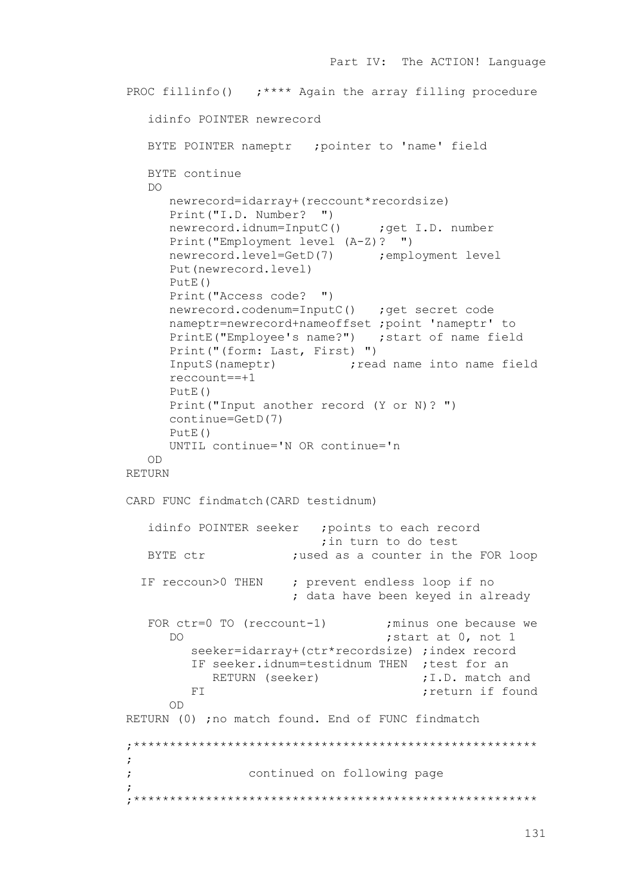```
PROC fillinfo()   ;**** Again the array filling procedure

   idinfo POINTER newrecord

   BYTE POINTER nameptr   ;pointer to 'name' field

   BYTE continue
   DO
      newrecord=idarray+(reccount*recordsize)
      Print("I.D. Number?  ")
      newrecord.idnum=InputC()     ;get I.D. number
      Print("Employment level (A-Z)?  ")
      newrecord.level=GetD(7)      ;employment level
      Put(newrecord.level)
      PutE()
      Print("Access code?  ")
      newrecord.codenum=InputC()   ;get secret code
      nameptr=newrecord+nameoffset ;point 'nameptr' to
      PrintE("Employee's name?")   ;start of name field
      Print("(form: Last, First) ")
      InputS(nameptr)          ;read name into name field
      reccount==+1
      PutE()
      Print("Input another record (Y or N)? ")
      continue=GetD(7)
      PutE()
      UNTIL continue='N OR continue='n
   OD
RETURN

CARD FUNC findmatch(CARD testidnum)

   idinfo POINTER seeker   ;points to each record
                           ;in turn to do test
   BYTE ctr            ;used as a counter in the FOR loop

  IF reccoun>0 THEN    ; prevent endless loop if no
                       ; data have been keyed in already

   FOR ctr=0 TO (reccount-1)        ;minus one because we
      DO                            ;start at 0, not 1
         seeker=idarray+(ctr*recordsize) ;index record
         IF seeker.idnum=testidnum THEN  ;test for an
            RETURN (seeker)              ;I.D. match and
         FI                              ;return if found
      OD
RETURN (0) ;no match found. End of FUNC findmatch

;*****************************************************
;
;                continued on following page
;
;*****************************************************
```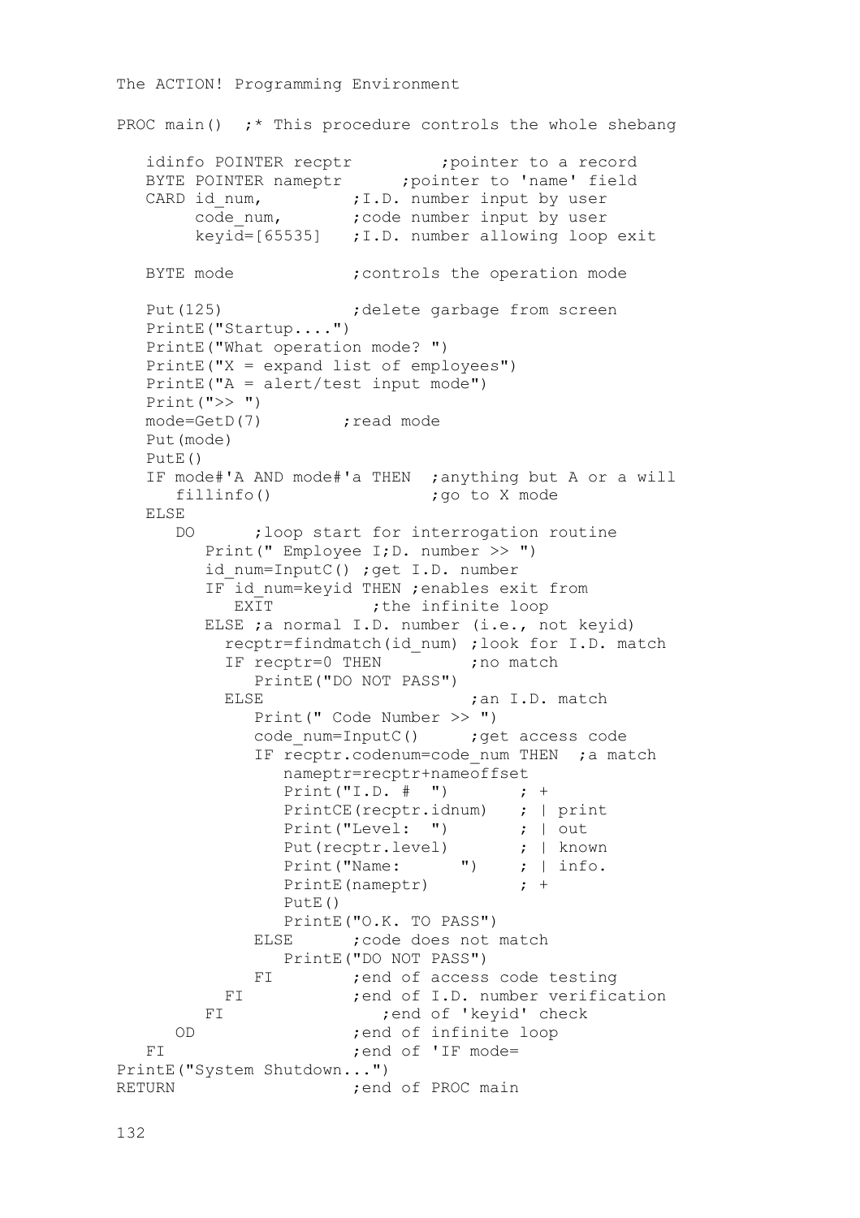```
PROC main()  ;* This procedure controls the whole shebang

   idinfo POINTER recptr         ;pointer to a record
   BYTE POINTER nameptr      ;pointer to 'name' field
   CARD id_num,          ;I.D. number input by user
        code_num,        ;code number input by user
        keyid=[65535]    ;I.D. number allowing loop exit

   BYTE mode             ;controls the operation mode

   Put(125)              ;delete garbage from screen
   PrintE("Startup....")
   PrintE("What operation mode? ")
   PrintE("X = expand list of employees")
   PrintE("A = alert/test input mode")
   Print(">> ")
   mode=GetD(7)        ;read mode
   Put(mode)
   PutE()
   IF mode#'A AND mode#'a THEN  ;anything but A or a will
      fillinfo()                ;go to X mode
   ELSE
      DO      ;loop start for interrogation routine
         Print(" Employee I;D. number >> ")
         id_num=InputC() ;get I.D. number
         IF id_num=keyid THEN ;enables exit from
            EXIT          ;the infinite loop
         ELSE ;a normal I.D. number (i.e., not keyid)
           recptr=findmatch(id_num) ;look for I.D. match
           IF recptr=0 THEN         ;no match
              PrintE("DO NOT PASS")
           ELSE                     ;an I.D. match
              Print(" Code Number >> ")
              code_num=InputC()     ;get access code
              IF recptr.codenum=code_num THEN  ;a match
                 nameptr=recptr+nameoffset
                 Print("I.D. #  ")       ; +
                 PrintCE(recptr.idnum)   ; | print
                 Print("Level:  ")       ; | out
                 Put(recptr.level)       ; | known
                 Print("Name:      ")    ; | info.
                 PrintE(nameptr)         ; +
                 PutE()
                 PrintE("O.K. TO PASS")
              ELSE      ;code does not match
                 PrintE("DO NOT PASS")
              FI        ;end of access code testing
           FI           ;end of I.D. number verification
         FI               ;end of 'keyid' check
      OD                ;end of infinite loop
   FI                   ;end of 'IF mode=
PrintE("System Shutdown...")
RETURN                  ;end of PROC main
```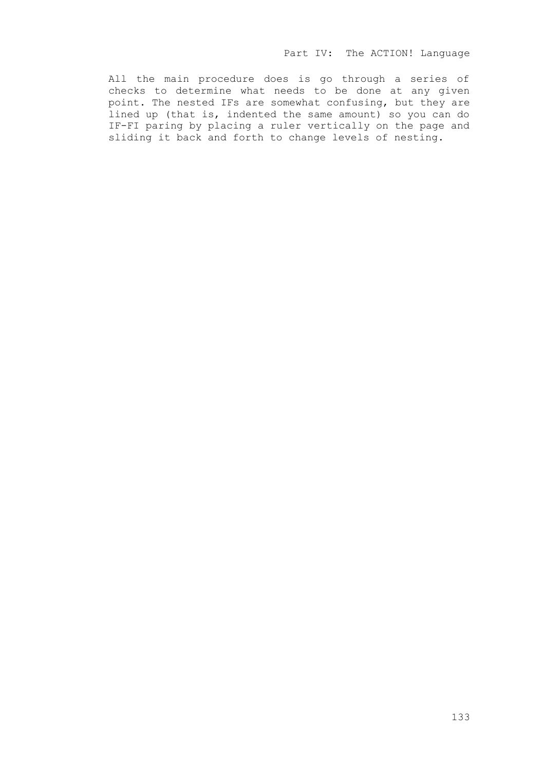All the main procedure does is go through a series of checks to determine what needs to be done at any given point. The nested IFs are somewhat confusing, but they are lined up (that is, indented the same amount) so you can do IF-FI paring by placing a ruler vertically on the page and sliding it back and forth to change levels of nesting.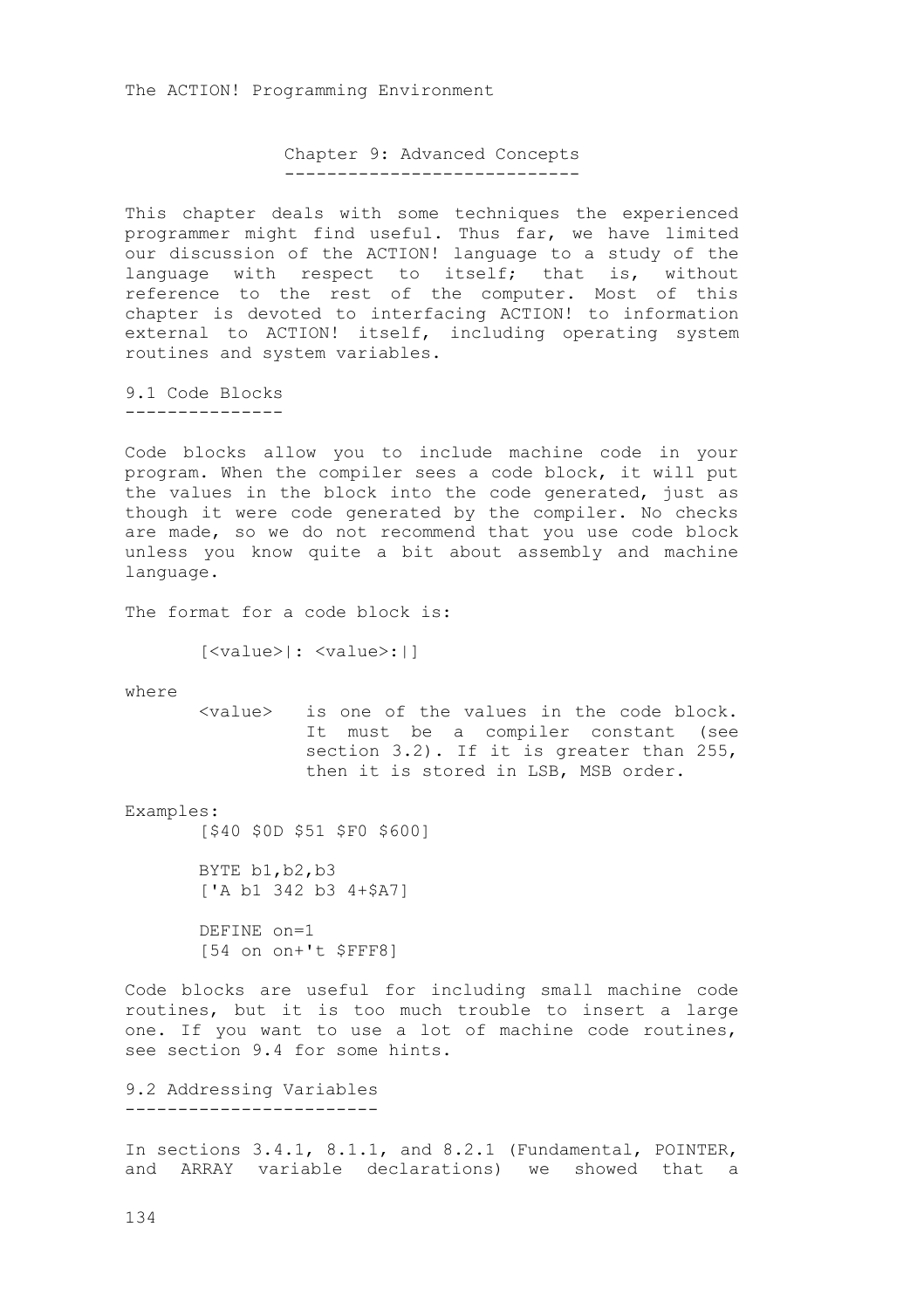# Chapter 9: Advanced Concepts

This chapter deals with some techniques the experienced programmer might find useful. Thus far, we have limited our discussion of the ACTION! language to a study of the language with respect to itself; that is, without reference to the rest of the computer. Most of this chapter is devoted to interfacing ACTION! to information external to ACTION! itself, including operating system routines and system variables.

## 9.1 Code Blocks

Code blocks allow you to include machine code in your program. When the compiler sees a code block, it will put the values in the block into the code generated, just as though it were code generated by the compiler. No checks are made, so we do not recommend that you use code block unless you know quite a bit about assembly and machine language.

The format for a code block is:

```
[<value>|: <value>:|]
```

where

```
<value>   is one of the values in the code block.
          It must be a compiler constant (see
          section 3.2). If it is greater than 255,
          then it is stored in LSB, MSB order.
```

Examples:

```
[$40 $0D $51 $F0 $600]

BYTE b1,b2,b3
['A b1 342 b3 4+$A7]

DEFINE on=1
[54 on on+'t $FFF8]
```

Code blocks are useful for including small machine code routines, but it is too much trouble to insert a large one. If you want to use a lot of machine code routines, see section 9.4 for some hints.

## 9.2 Addressing Variables

In sections 3.4.1, 8.1.1, and 8.2.1 (Fundamental, POINTER, and ARRAY variable declarations) we showed that a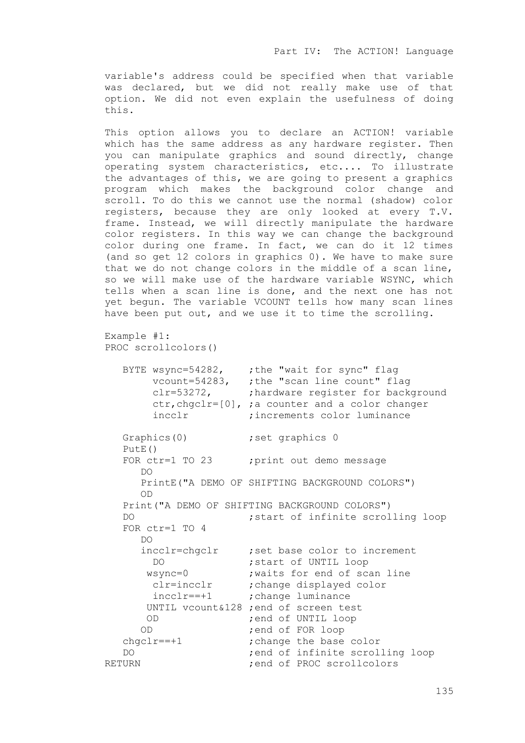variable's address could be specified when that variable was declared, but we did not really make use of that option. We did not even explain the usefulness of doing this.

This option allows you to declare an ACTION! variable which has the same address as any hardware register. Then you can manipulate graphics and sound directly, change operating system characteristics, etc.... To illustrate the advantages of this, we are going to present a graphics program which makes the background color change and scroll. To do this we cannot use the normal (shadow) color registers, because they are only looked at every T.V. frame. Instead, we will directly manipulate the hardware color registers. In this way we can change the background color during one frame. In fact, we can do it 12 times (and so get 12 colors in graphics 0). We have to make sure that we do not change colors in the middle of a scan line, so we will make use of the hardware variable WSYNC, which tells when a scan line is done, and the next one has not yet begun. The variable VCOUNT tells how many scan lines have been put out, and we use it to time the scrolling.

Example #1:

```
PROC scrollcolors()

   BYTE wsync=54282,    ;the "wait for sync" flag
        vcount=54283,   ;the "scan line count" flag
        clr=53272,      ;hardware register for background
        ctr,chgclr=[0], ;a counter and a color changer
        incclr          ;increments color luminance

   Graphics(0)          ;set graphics 0
   PutE()
   FOR ctr=1 TO 23      ;print out demo message
      DO
      PrintE("A DEMO OF SHIFTING BACKGROUND COLORS")
      OD
   Print("A DEMO OF SHIFTING BACKGROUND COLORS")
   DO                   ;start of infinite scrolling loop
   FOR ctr=1 TO 4
      DO
      incclr=chgclr     ;set base color to increment
        DO              ;start of UNTIL loop
       wsync=0          ;waits for end of scan line
        clr=incclr      ;change displayed color
        incclr==+1      ;change luminance
       UNTIL vcount&128 ;end of screen test
       OD               ;end of UNTIL loop
      OD                ;end of FOR loop
   chgclr==+1           ;change the base color
   DO                   ;end of infinite scrolling loop
RETURN                  ;end of PROC scrollcolors
```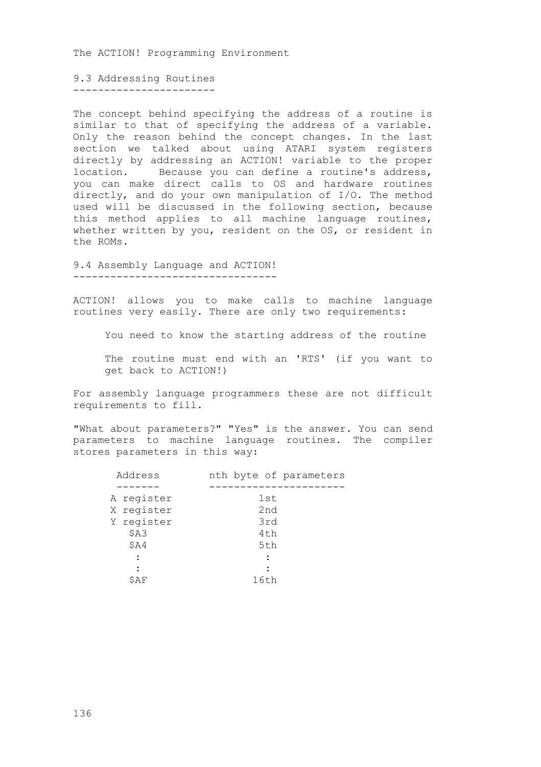## 9.3 Addressing Routines

The concept behind specifying the address of a routine is similar to that of specifying the address of a variable. Only the reason behind the concept changes. In the last section we talked about using ATARI system registers directly by addressing an ACTION! variable to the proper location. Because you can define a routine's address, you can make direct calls to OS and hardware routines directly, and do your own manipulation of I/O. The method used will be discussed in the following section, because this method applies to all machine language routines, whether written by you, resident on the OS, or resident in the ROMs.

## 9.4 Assembly Language and ACTION!

ACTION! allows you to make calls to machine language routines very easily. There are only two requirements:

> You need to know the starting address of the routine
>
> The routine must end with an 'RTS' (if you want to get back to ACTION!)

For assembly language programmers these are not difficult requirements to fill.

"What about parameters?" "Yes" is the answer. You can send parameters to machine language routines. The compiler stores parameters in this way:

| Address | nth byte of parameters |
|---|---|
| A register | 1st |
| X register | 2nd |
| Y register | 3rd |
| $A3 | 4th |
| $A4 | 5th |
| : | : |
| : | : |
| $AF | 16th |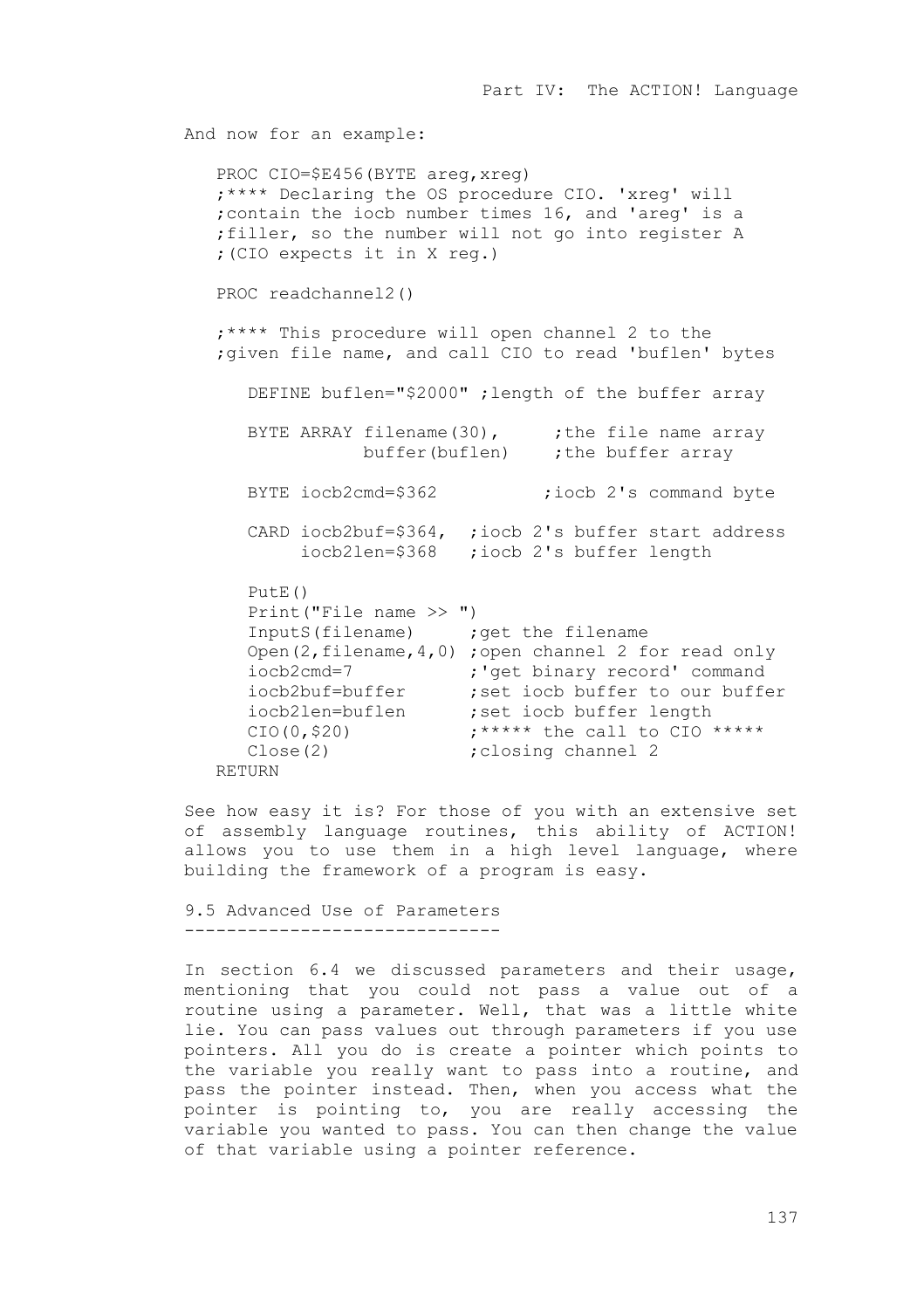And now for an example:

```
PROC CIO=$E456(BYTE areg,xreg)
;**** Declaring the OS procedure CIO. 'xreg' will
;contain the iocb number times 16, and 'areg' is a
;filler, so the number will not go into register A
;(CIO expects it in X reg.)

PROC readchannel2()

;**** This procedure will open channel 2 to the
;given file name, and call CIO to read 'buflen' bytes

   DEFINE buflen="$2000" ;length of the buffer array

   BYTE ARRAY filename(30),     ;the file name array
              buffer(buflen)    ;the buffer array

   BYTE iocb2cmd=$362          ;iocb 2's command byte

   CARD iocb2buf=$364,  ;iocb 2's buffer start address
        iocb2len=$368   ;iocb 2's buffer length

   PutE()
   Print("File name >> ")
   InputS(filename)     ;get the filename
   Open(2,filename,4,0) ;open channel 2 for read only
   iocb2cmd=7           ;'get binary record' command
   iocb2buf=buffer      ;set iocb buffer to our buffer
   iocb2len=buflen      ;set iocb buffer length
   CIO(0,$20)           ;***** the call to CIO *****
   Close(2)             ;closing channel 2
RETURN
```

See how easy it is? For those of you with an extensive set of assembly language routines, this ability of ACTION! allows you to use them in a high level language, where building the framework of a program is easy.

## 9.5 Advanced Use of Parameters

In section 6.4 we discussed parameters and their usage, mentioning that you could not pass a value out of a routine using a parameter. Well, that was a little white lie. You can pass values out through parameters if you use pointers. All you do is create a pointer which points to the variable you really want to pass into a routine, and pass the pointer instead. Then, when you access what the pointer is pointing to, you are really accessing the variable you wanted to pass. You can then change the value of that variable using a pointer reference.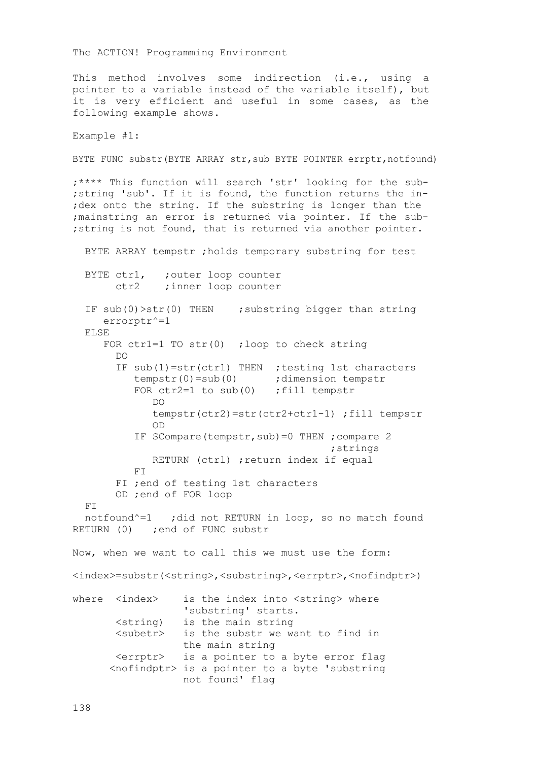This method involves some indirection (i.e., using a pointer to a variable instead of the variable itself), but it is very efficient and useful in some cases, as the following example shows.

Example #1:

```
BYTE FUNC substr(BYTE ARRAY str,sub BYTE POINTER errptr,notfound)

;**** This function will search 'str' looking for the sub-
;string 'sub'. If it is found, the function returns the in-
;dex onto the string. If the substring is longer than the
;mainstring an error is returned via pointer. If the sub-
;string is not found, that is returned via another pointer.

  BYTE ARRAY tempstr ;holds temporary substring for test

  BYTE ctr1,   ;outer loop counter
       ctr2    ;inner loop counter

  IF sub(0)>str(0) THEN    ;substring bigger than string
     errorptr^=1
  ELSE
     FOR ctr1=1 TO str(0)  ;loop to check string
       DO
       IF sub(1)=str(ctr1) THEN  ;testing 1st characters
          tempstr(0)=sub(0)      ;dimension tempstr
          FOR ctr2=1 to sub(0)   ;fill tempstr
             DO
             tempstr(ctr2)=str(ctr2+ctr1-1) ;fill tempstr
             OD
          IF SCompare(tempstr,sub)=0 THEN ;compare 2
                                          ;strings
             RETURN (ctrl) ;return index if equal
          FI
       FI ;end of testing 1st characters
       OD ;end of FOR loop
  FI
  notfound^=1   ;did not RETURN in loop, so no match found
RETURN (0)   ;end of FUNC substr
```

Now, when we want to call this we must use the form:

```
<index>=substr(<string>,<substring>,<errptr>,<nofindptr>)
```

where

```
where  <index>    is the index into <string> where
                  'substring' starts.
       <string)   is the main string
       <subetr>   is the substr we want to find in
                  the main string
       <errptr>   is a pointer to a byte error flag
      <nofindptr> is a pointer to a byte 'substring
                  not found' flag
```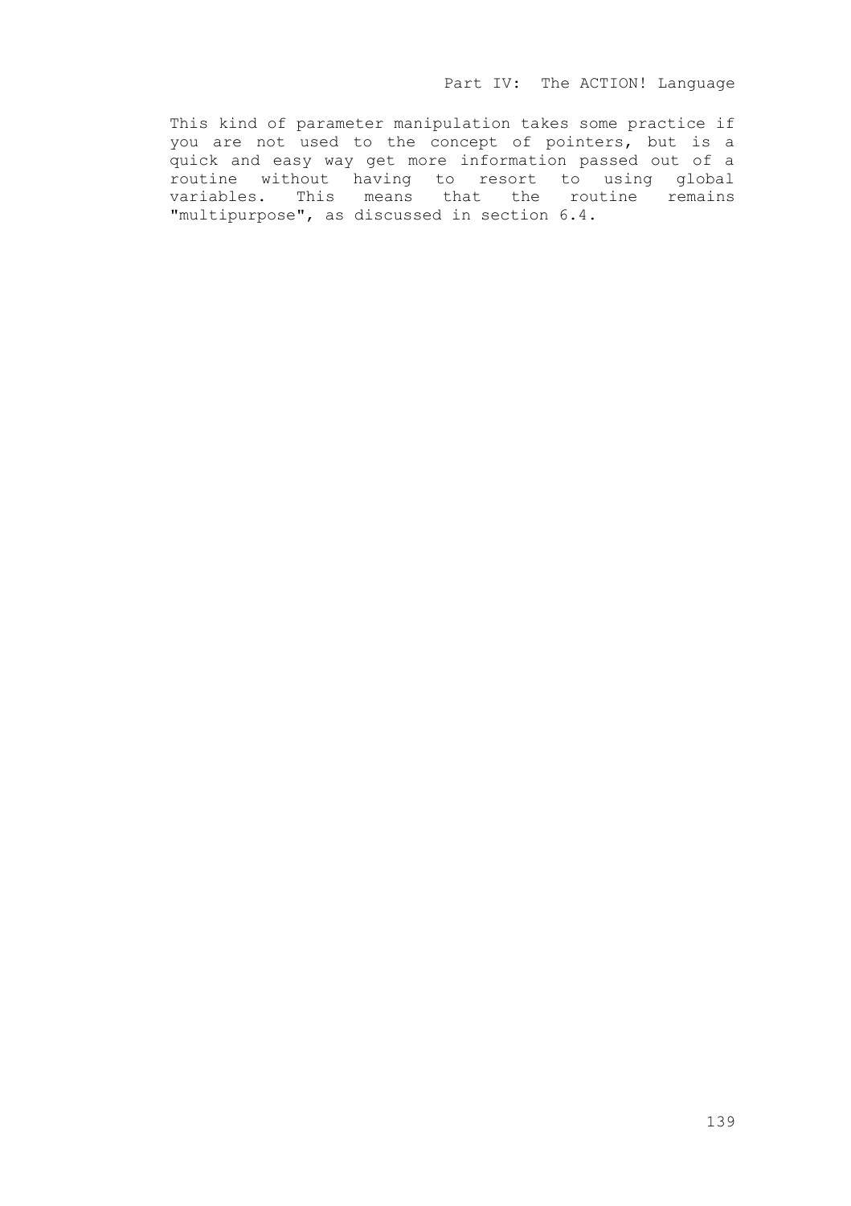This kind of parameter manipulation takes some practice if you are not used to the concept of pointers, but is a quick and easy way get more information passed out of a routine without having to resort to using global variables. This means that the routine remains "multipurpose", as discussed in section 6.4.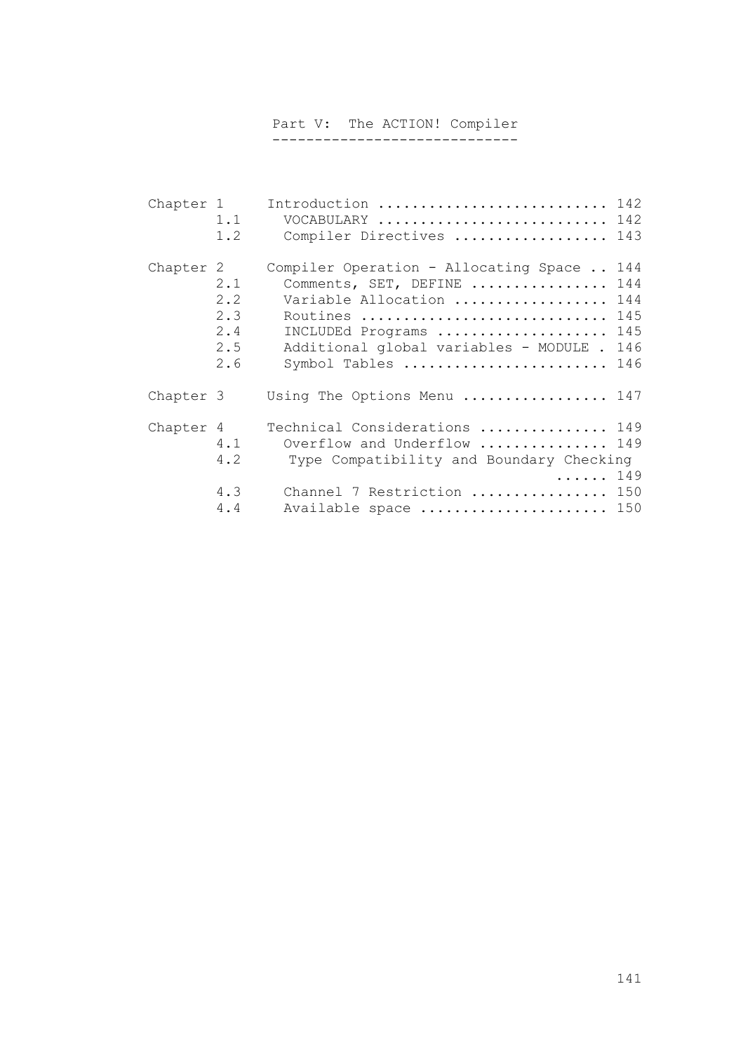# Part V: The ACTION! Compiler

| | | |
|---|---|---|
| Chapter 1 | Introduction | 142 |
| 1.1 | VOCABULARY | 142 |
| 1.2 | Compiler Directives | 143 |
| Chapter 2 | Compiler Operation - Allocating Space | 144 |
| 2.1 | Comments, SET, DEFINE | 144 |
| 2.2 | Variable Allocation | 144 |
| 2.3 | Routines | 145 |
| 2.4 | INCLUDEd Programs | 145 |
| 2.5 | Additional global variables - MODULE | 146 |
| 2.6 | Symbol Tables | 146 |
| Chapter 3 | Using The Options Menu | 147 |
| Chapter 4 | Technical Considerations | 149 |
| 4.1 | Overflow and Underflow | 149 |
| 4.2 | Type Compatibility and Boundary Checking | 149 |
| 4.3 | Channel 7 Restriction | 150 |
| 4.4 | Available space | 150 |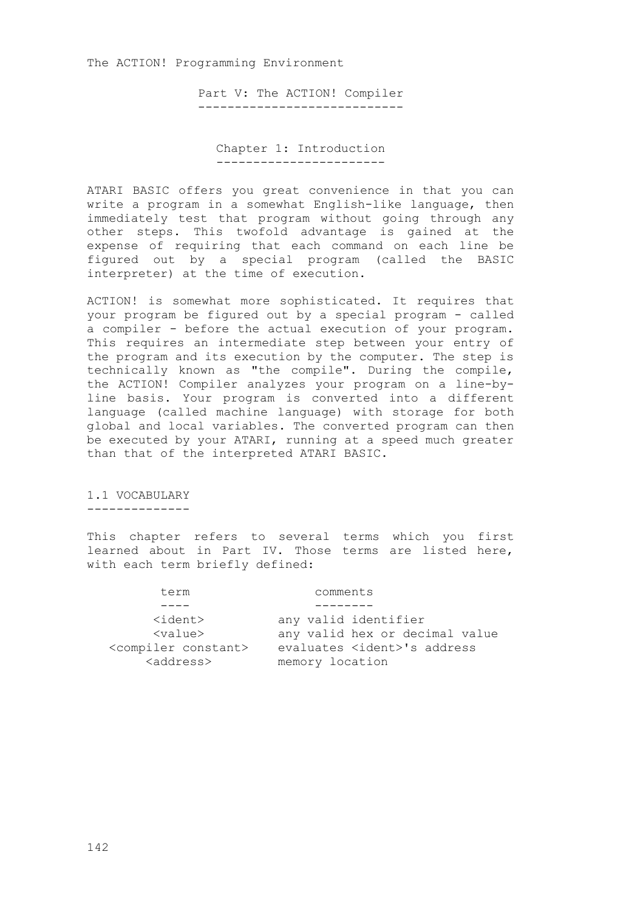The ACTION! Programming Environment

# Part V: The ACTION! Compiler

## Chapter 1: Introduction

ATARI BASIC offers you great convenience in that you can write a program in a somewhat English-like language, then immediately test that program without going through any other steps. This twofold advantage is gained at the expense of requiring that each command on each line be figured out by a special program (called the BASIC interpreter) at the time of execution.

ACTION! is somewhat more sophisticated. It requires that your program be figured out by a special program - called a compiler - before the actual execution of your program. This requires an intermediate step between your entry of the program and its execution by the computer. The step is technically known as "the compile". During the compile, the ACTION! Compiler analyzes your program on a line-by-line basis. Your program is converted into a different language (called machine language) with storage for both global and local variables. The converted program can then be executed by your ATARI, running at a speed much greater than that of the interpreted ATARI BASIC.

### 1.1 VOCABULARY

This chapter refers to several terms which you first learned about in Part IV. Those terms are listed here, with each term briefly defined:

| term | comments |
|---|---|
| <ident> | any valid identifier |
| <value> | any valid hex or decimal value |
| <compiler constant> | evaluates <ident>'s address |
| <address> | memory location |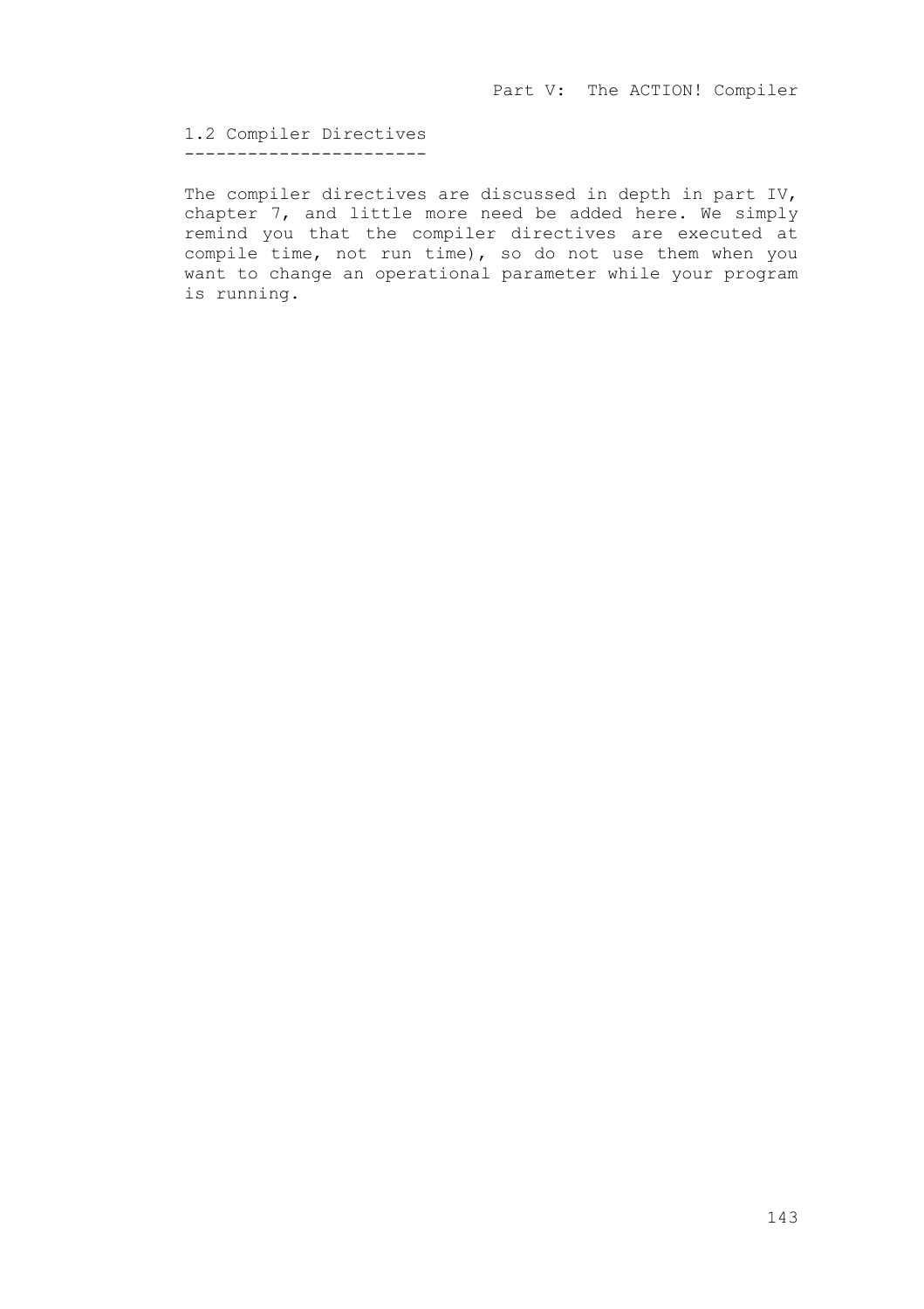## 1.2 Compiler Directives

The compiler directives are discussed in depth in part IV, chapter 7, and little more need be added here. We simply remind you that the compiler directives are executed at compile time, not run time), so do not use them when you want to change an operational parameter while your program is running.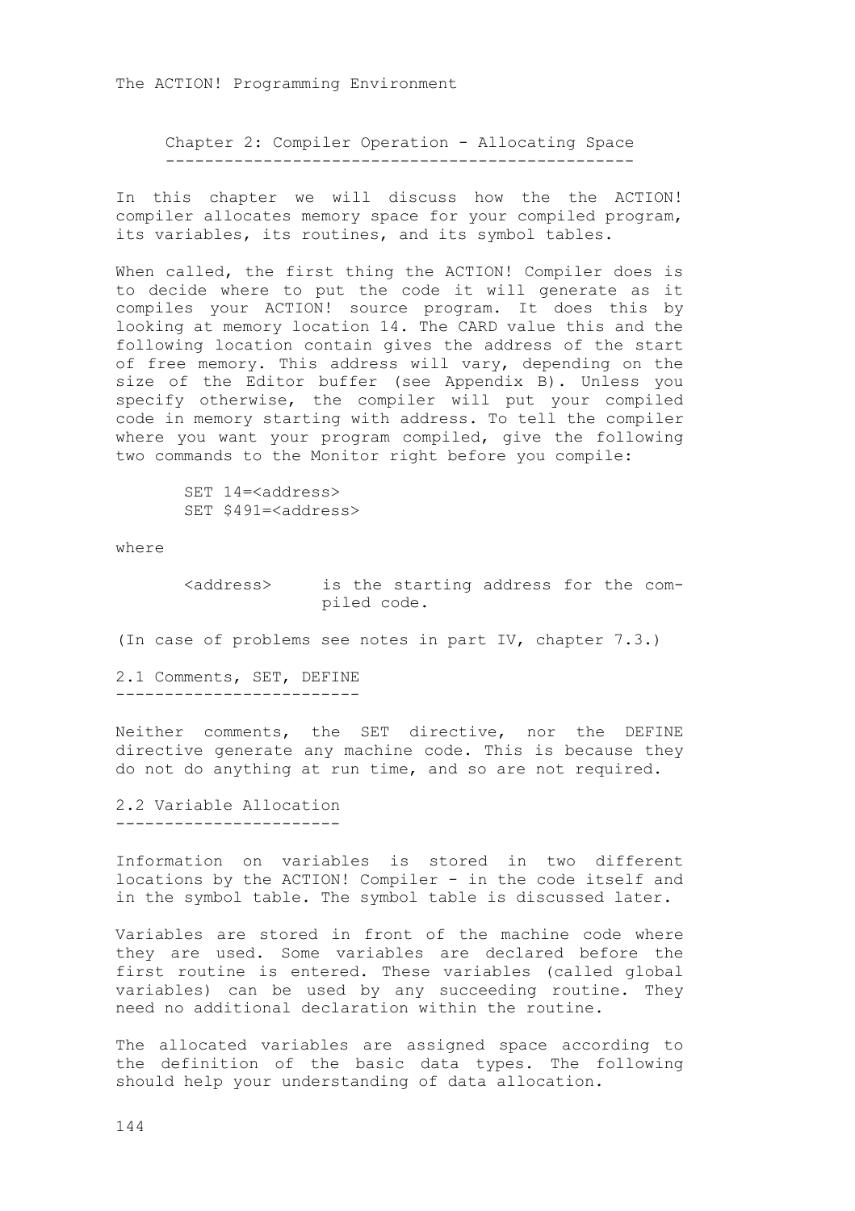## Chapter 2: Compiler Operation - Allocating Space

In this chapter we will discuss how the the ACTION! compiler allocates memory space for your compiled program, its variables, its routines, and its symbol tables.

When called, the first thing the ACTION! Compiler does is to decide where to put the code it will generate as it compiles your ACTION! source program. It does this by looking at memory location 14. The CARD value this and the following location contain gives the address of the start of free memory. This address will vary, depending on the size of the Editor buffer (see Appendix B). Unless you specify otherwise, the compiler will put your compiled code in memory starting with address. To tell the compiler where you want your program compiled, give the following two commands to the Monitor right before you compile:

```
SET 14=<address>
SET $491=<address>
```

where

```
<address>     is the starting address for the com-
              piled code.
```

(In case of problems see notes in part IV, chapter 7.3.)

### 2.1 Comments, SET, DEFINE

Neither comments, the SET directive, nor the DEFINE directive generate any machine code. This is because they do not do anything at run time, and so are not required.

### 2.2 Variable Allocation

Information on variables is stored in two different locations by the ACTION! Compiler - in the code itself and in the symbol table. The symbol table is discussed later.

Variables are stored in front of the machine code where they are used. Some variables are declared before the first routine is entered. These variables (called global variables) can be used by any succeeding routine. They need no additional declaration within the routine.

The allocated variables are assigned space according to the definition of the basic data types. The following should help your understanding of data allocation.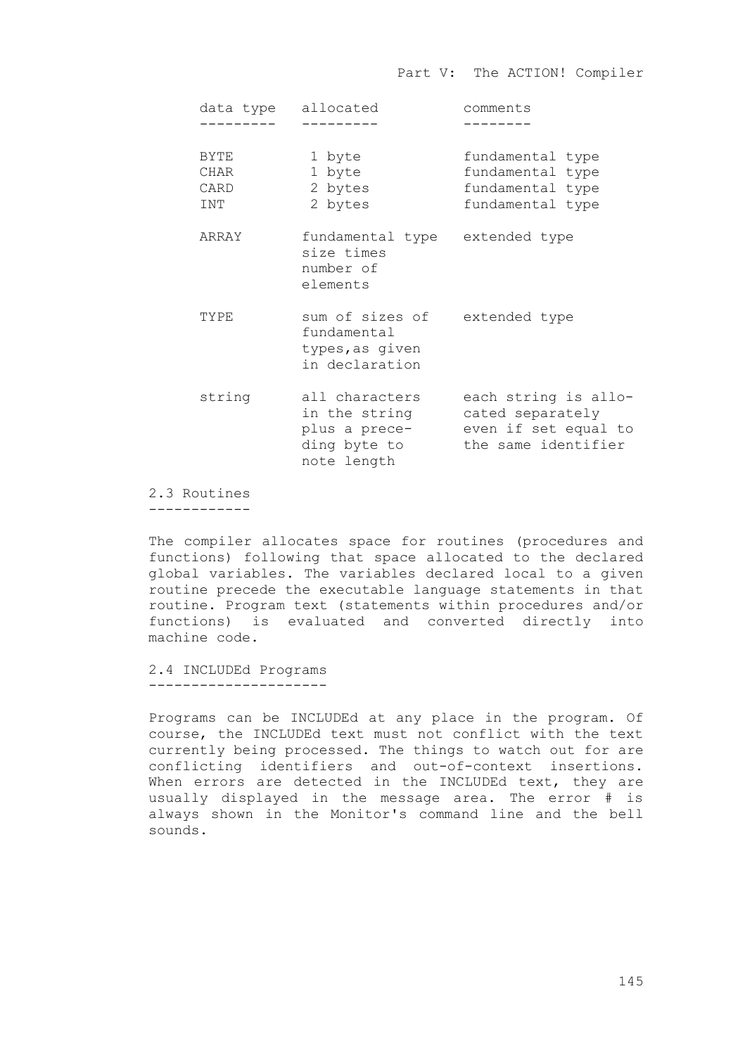| data type | allocated | comments |
| --- | --- | --- |
| BYTE | 1 byte | fundamental type |
| CHAR | 1 byte | fundamental type |
| CARD | 2 bytes | fundamental type |
| INT | 2 bytes | fundamental type |
| ARRAY | fundamental type size times number of elements | extended type |
| TYPE | sum of sizes of fundamental types,as given in declaration | extended type |
| string | all characters in the string plus a preceding byte to note length | each string is allocated separately even if set equal to the same identifier |

## 2.3 Routines

The compiler allocates space for routines (procedures and functions) following that space allocated to the declared global variables. The variables declared local to a given routine precede the executable language statements in that routine. Program text (statements within procedures and/or functions) is evaluated and converted directly into machine code.

## 2.4 INCLUDEd Programs

Programs can be INCLUDEd at any place in the program. Of course, the INCLUDEd text must not conflict with the text currently being processed. The things to watch out for are conflicting identifiers and out-of-context insertions. When errors are detected in the INCLUDEd text, they are usually displayed in the message area. The error # is always shown in the Monitor's command line and the bell sounds.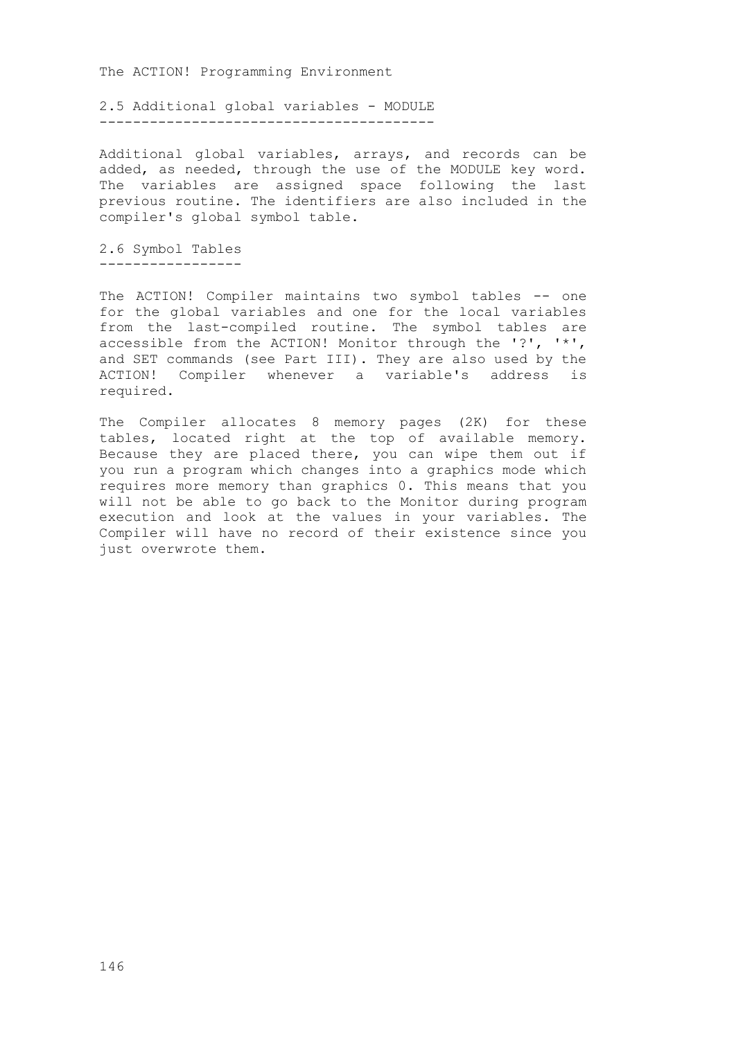## 2.5 Additional global variables - MODULE

Additional global variables, arrays, and records can be added, as needed, through the use of the MODULE key word. The variables are assigned space following the last previous routine. The identifiers are also included in the compiler's global symbol table.

## 2.6 Symbol Tables

The ACTION! Compiler maintains two symbol tables -- one for the global variables and one for the local variables from the last-compiled routine. The symbol tables are accessible from the ACTION! Monitor through the '?', '*', and SET commands (see Part III). They are also used by the ACTION! Compiler whenever a variable's address is required.

The Compiler allocates 8 memory pages (2K) for these tables, located right at the top of available memory. Because they are placed there, you can wipe them out if you run a program which changes into a graphics mode which requires more memory than graphics 0. This means that you will not be able to go back to the Monitor during program execution and look at the values in your variables. The Compiler will have no record of their existence since you just overwrote them.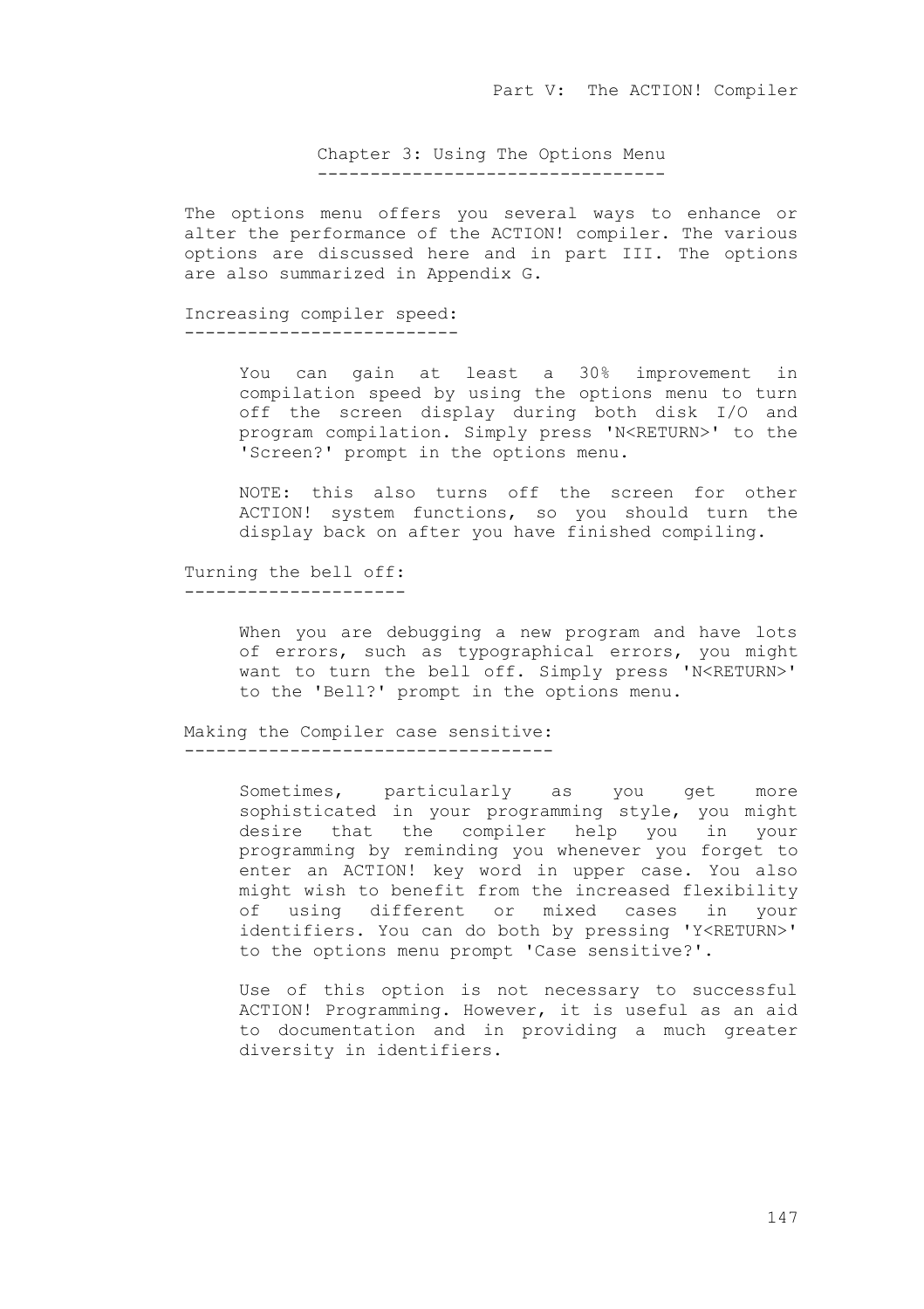## Chapter 3: Using The Options Menu

The options menu offers you several ways to enhance or alter the performance of the ACTION! compiler. The various options are discussed here and in part III. The options are also summarized in Appendix G.

### Increasing compiler speed:

You can gain at least a 30% improvement in compilation speed by using the options menu to turn off the screen display during both disk I/O and program compilation. Simply press 'N<RETURN>' to the 'Screen?' prompt in the options menu.

NOTE: this also turns off the screen for other ACTION! system functions, so you should turn the display back on after you have finished compiling.

### Turning the bell off:

When you are debugging a new program and have lots of errors, such as typographical errors, you might want to turn the bell off. Simply press 'N<RETURN>' to the 'Bell?' prompt in the options menu.

### Making the Compiler case sensitive:

Sometimes, particularly as you get more sophisticated in your programming style, you might desire that the compiler help you in your programming by reminding you whenever you forget to enter an ACTION! key word in upper case. You also might wish to benefit from the increased flexibility of using different or mixed cases in your identifiers. You can do both by pressing 'Y<RETURN>' to the options menu prompt 'Case sensitive?'.

Use of this option is not necessary to successful ACTION! Programming. However, it is useful as an aid to documentation and in providing a much greater diversity in identifiers.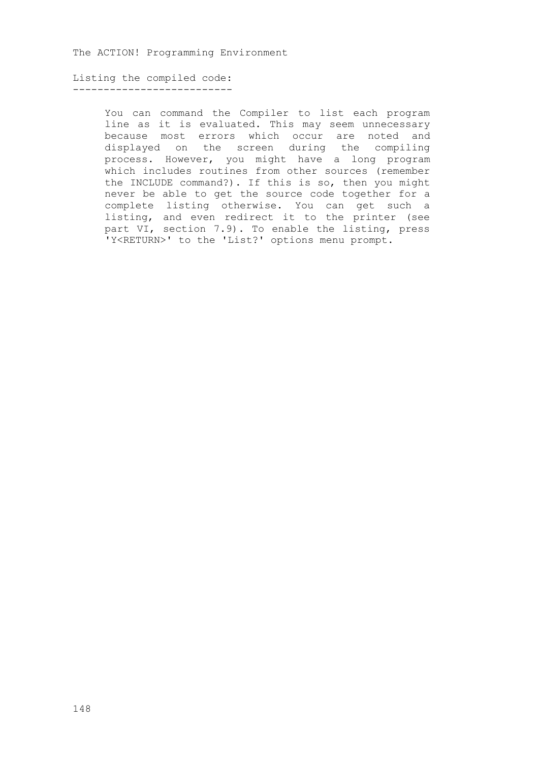## Listing the compiled code:

You can command the Compiler to list each program line as it is evaluated. This may seem unnecessary because most errors which occur are noted and displayed on the screen during the compiling process. However, you might have a long program which includes routines from other sources (remember the INCLUDE command?). If this is so, then you might never be able to get the source code together for a complete listing otherwise. You can get such a listing, and even redirect it to the printer (see part VI, section 7.9). To enable the listing, press 'Y<RETURN>' to the 'List?' options menu prompt.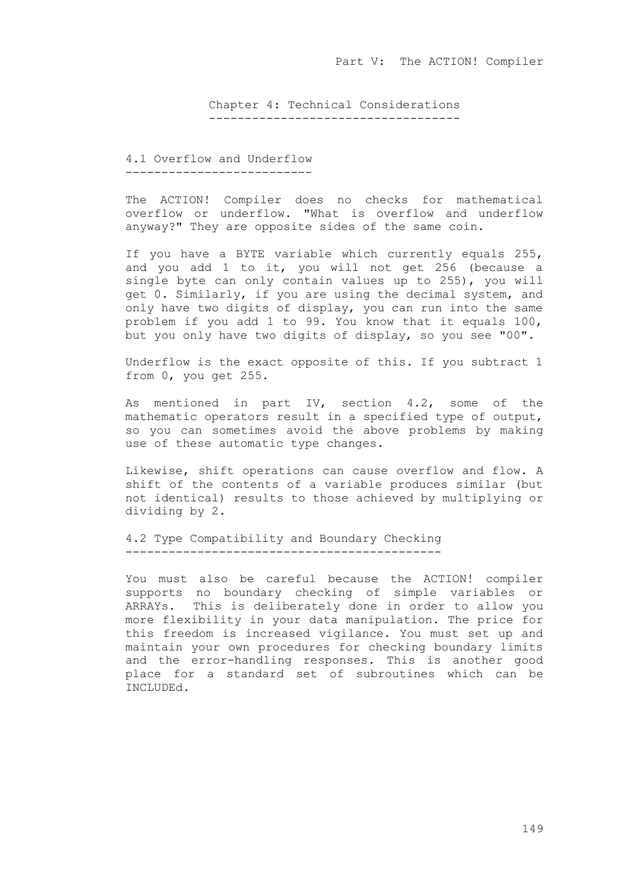## Chapter 4: Technical Considerations

### 4.1 Overflow and Underflow

The ACTION! Compiler does no checks for mathematical overflow or underflow. "What is overflow and underflow anyway?" They are opposite sides of the same coin.

If you have a BYTE variable which currently equals 255, and you add 1 to it, you will not get 256 (because a single byte can only contain values up to 255), you will get 0. Similarly, if you are using the decimal system, and only have two digits of display, you can run into the same problem if you add 1 to 99. You know that it equals 100, but you only have two digits of display, so you see "00".

Underflow is the exact opposite of this. If you subtract 1 from 0, you get 255.

As mentioned in part IV, section 4.2, some of the mathematic operators result in a specified type of output, so you can sometimes avoid the above problems by making use of these automatic type changes.

Likewise, shift operations can cause overflow and flow. A shift of the contents of a variable produces similar (but not identical) results to those achieved by multiplying or dividing by 2.

### 4.2 Type Compatibility and Boundary Checking

You must also be careful because the ACTION! compiler supports no boundary checking of simple variables or ARRAYs. This is deliberately done in order to allow you more flexibility in your data manipulation. The price for this freedom is increased vigilance. You must set up and maintain your own procedures for checking boundary limits and the error-handling responses. This is another good place for a standard set of subroutines which can be INCLUDEd.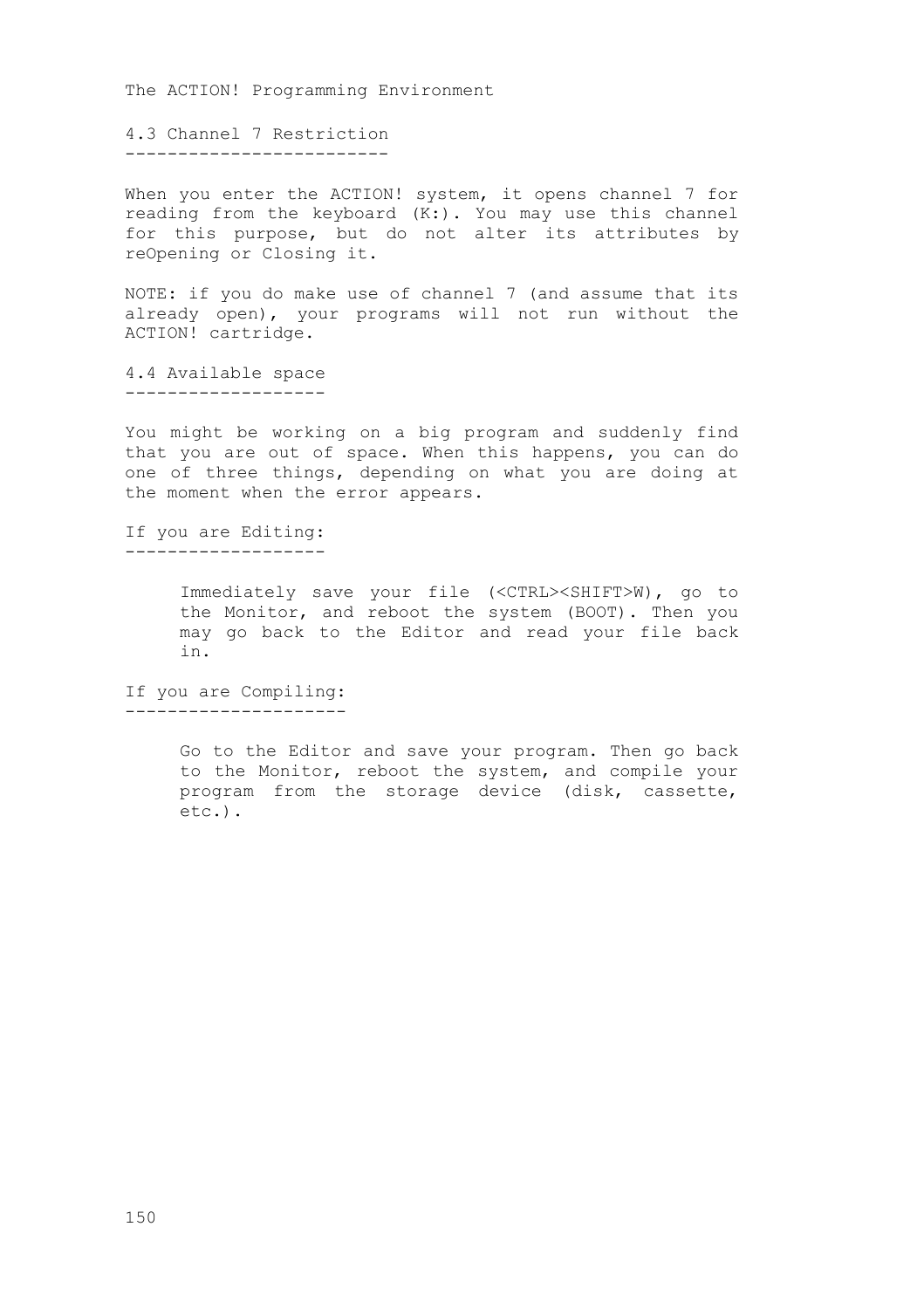## 4.3 Channel 7 Restriction

When you enter the ACTION! system, it opens channel 7 for reading from the keyboard (K:). You may use this channel for this purpose, but do not alter its attributes by reOpening or Closing it.

NOTE: if you do make use of channel 7 (and assume that its already open), your programs will not run without the ACTION! cartridge.

## 4.4 Available space

You might be working on a big program and suddenly find that you are out of space. When this happens, you can do one of three things, depending on what you are doing at the moment when the error appears.

### If you are Editing:

> Immediately save your file (<CTRL><SHIFT>W), go to the Monitor, and reboot the system (BOOT). Then you may go back to the Editor and read your file back in.

### If you are Compiling:

> Go to the Editor and save your program. Then go back to the Monitor, reboot the system, and compile your program from the storage device (disk, cassette, etc.).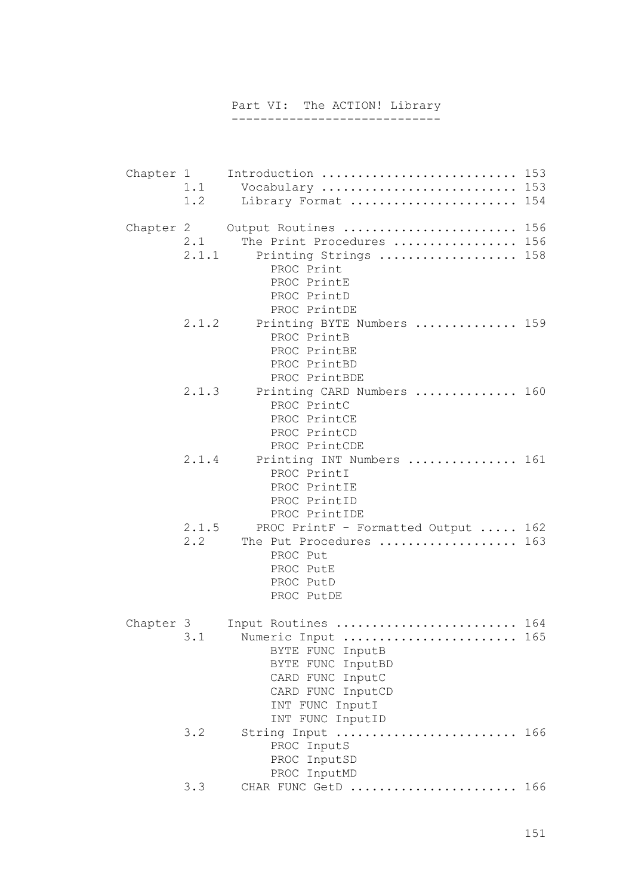# Part VI: The ACTION! Library

```
Chapter 1     Introduction ........................... 153
       1.1     Vocabulary ........................... 153
       1.2     Library Format ....................... 154

Chapter 2     Output Routines ........................ 156
       2.1     The Print Procedures ................. 156
       2.1.1     Printing Strings ................... 158
                   PROC Print
                   PROC PrintE
                   PROC PrintD
                   PROC PrintDE
       2.1.2     Printing BYTE Numbers .............. 159
                   PROC PrintB
                   PROC PrintBE
                   PROC PrintBD
                   PROC PrintBDE
       2.1.3     Printing CARD Numbers .............. 160
                   PROC PrintC
                   PROC PrintCE
                   PROC PrintCD
                   PROC PrintCDE
       2.1.4     Printing INT Numbers ............... 161
                   PROC PrintI
                   PROC PrintIE
                   PROC PrintID
                   PROC PrintIDE
       2.1.5     PROC PrintF - Formatted Output ..... 162
       2.2     The Put Procedures ................... 163
                   PROC Put
                   PROC PutE
                   PROC PutD
                   PROC PutDE

Chapter 3     Input Routines ......................... 164
       3.1     Numeric Input ........................ 165
                   BYTE FUNC InputB
                   BYTE FUNC InputBD
                   CARD FUNC InputC
                   CARD FUNC InputCD
                   INT FUNC InputI
                   INT FUNC InputID
       3.2     String Input ......................... 166
                   PROC InputS
                   PROC InputSD
                   PROC InputMD
       3.3     CHAR FUNC GetD ....................... 166
```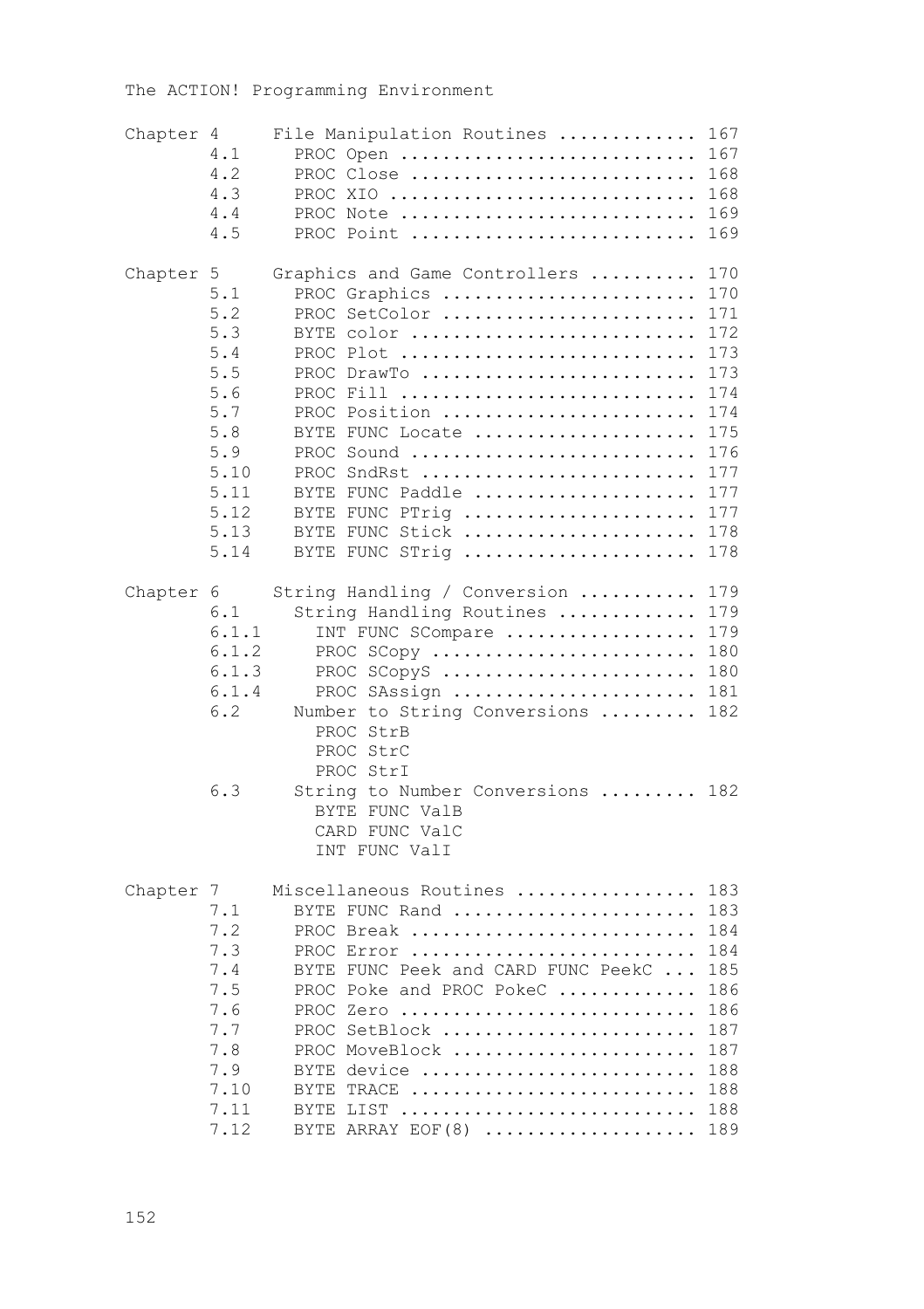```
Chapter 4     File Manipulation Routines ............. 167
        4.1     PROC Open ............................ 167
        4.2     PROC Close ........................... 168
        4.3     PROC XIO ............................. 168
        4.4     PROC Note ............................ 169
        4.5     PROC Point ........................... 169

Chapter 5     Graphics and Game Controllers .......... 170
        5.1     PROC Graphics ........................ 170
        5.2     PROC SetColor ........................ 171
        5.3     BYTE color ........................... 172
        5.4     PROC Plot ............................ 173
        5.5     PROC DrawTo .......................... 173
        5.6     PROC Fill ............................ 174
        5.7     PROC Position ........................ 174
        5.8     BYTE FUNC Locate ..................... 175
        5.9     PROC Sound ........................... 176
        5.10    PROC SndRst .......................... 177
        5.11    BYTE FUNC Paddle ..................... 177
        5.12    BYTE FUNC PTrig ...................... 177
        5.13    BYTE FUNC Stick ...................... 178
        5.14    BYTE FUNC STrig ...................... 178

Chapter 6     String Handling / Conversion ........... 179
        6.1     String Handling Routines ............. 179
        6.1.1     INT FUNC SCompare .................. 179
        6.1.2     PROC SCopy ......................... 180
        6.1.3     PROC SCopyS ........................ 180
        6.1.4     PROC SAssign ....................... 181
        6.2     Number to String Conversions ......... 182
                  PROC StrB
                  PROC StrC
                  PROC StrI
        6.3     String to Number Conversions ......... 182
                  BYTE FUNC ValB
                  CARD FUNC ValC
                  INT FUNC ValI

Chapter 7     Miscellaneous Routines ................. 183
        7.1     BYTE FUNC Rand ....................... 183
        7.2     PROC Break ........................... 184
        7.3     PROC Error ........................... 184
        7.4     BYTE FUNC Peek and CARD FUNC PeekC ... 185
        7.5     PROC Poke and PROC PokeC ............. 186
        7.6     PROC Zero ............................ 186
        7.7     PROC SetBlock ........................ 187
        7.8     PROC MoveBlock ....................... 187
        7.9     BYTE device .......................... 188
        7.10    BYTE TRACE ........................... 188
        7.11    BYTE LIST ............................ 188
        7.12    BYTE ARRAY EOF(8) .................... 189
```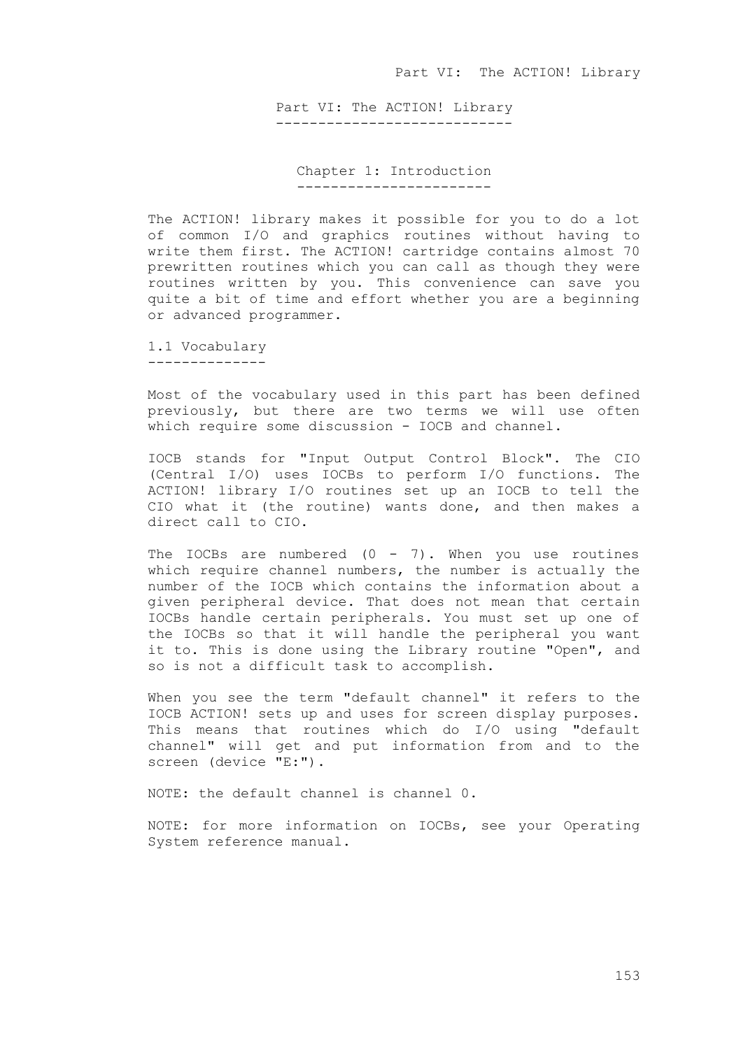# Part VI: The ACTION! Library

## Chapter 1: Introduction

The ACTION! library makes it possible for you to do a lot of common I/O and graphics routines without having to write them first. The ACTION! cartridge contains almost 70 prewritten routines which you can call as though they were routines written by you. This convenience can save you quite a bit of time and effort whether you are a beginning or advanced programmer.

### 1.1 Vocabulary

Most of the vocabulary used in this part has been defined previously, but there are two terms we will use often which require some discussion - IOCB and channel.

IOCB stands for "Input Output Control Block". The CIO (Central I/O) uses IOCBs to perform I/O functions. The ACTION! library I/O routines set up an IOCB to tell the CIO what it (the routine) wants done, and then makes a direct call to CIO.

The IOCBs are numbered (0 - 7). When you use routines which require channel numbers, the number is actually the number of the IOCB which contains the information about a given peripheral device. That does not mean that certain IOCBs handle certain peripherals. You must set up one of the IOCBs so that it will handle the peripheral you want it to. This is done using the Library routine "Open", and so is not a difficult task to accomplish.

When you see the term "default channel" it refers to the IOCB ACTION! sets up and uses for screen display purposes. This means that routines which do I/O using "default channel" will get and put information from and to the screen (device "E:").

NOTE: the default channel is channel 0.

NOTE: for more information on IOCBs, see your Operating System reference manual.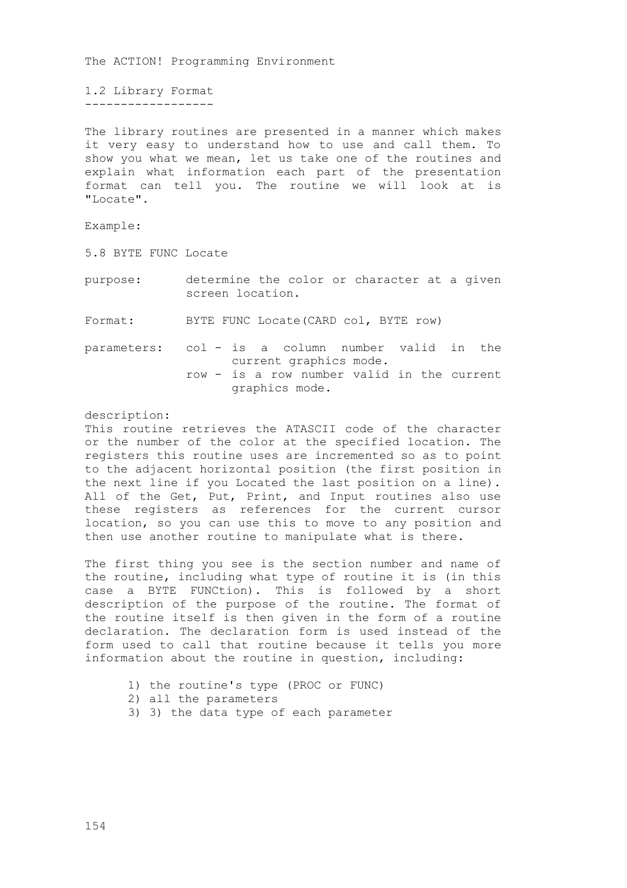## 1.2 Library Format

The library routines are presented in a manner which makes it very easy to understand how to use and call them. To show you what we mean, let us take one of the routines and explain what information each part of the presentation format can tell you. The routine we will look at is "Locate".

Example:

5.8 BYTE FUNC Locate

purpose: determine the color or character at a given screen location.

Format: BYTE FUNC Locate(CARD col, BYTE row)

parameters:
- col - is a column number valid in the current graphics mode.
- row - is a row number valid in the current graphics mode.

description:
This routine retrieves the ATASCII code of the character or the number of the color at the specified location. The registers this routine uses are incremented so as to point to the adjacent horizontal position (the first position in the next line if you Located the last position on a line). All of the Get, Put, Print, and Input routines also use these registers as references for the current cursor location, so you can use this to move to any position and then use another routine to manipulate what is there.

The first thing you see is the section number and name of the routine, including what type of routine it is (in this case a BYTE FUNCtion). This is followed by a short description of the purpose of the routine. The format of the routine itself is then given in the form of a routine declaration. The declaration form is used instead of the form used to call that routine because it tells you more information about the routine in question, including:

1) the routine's type (PROC or FUNC)
2) all the parameters
3) 3) the data type of each parameter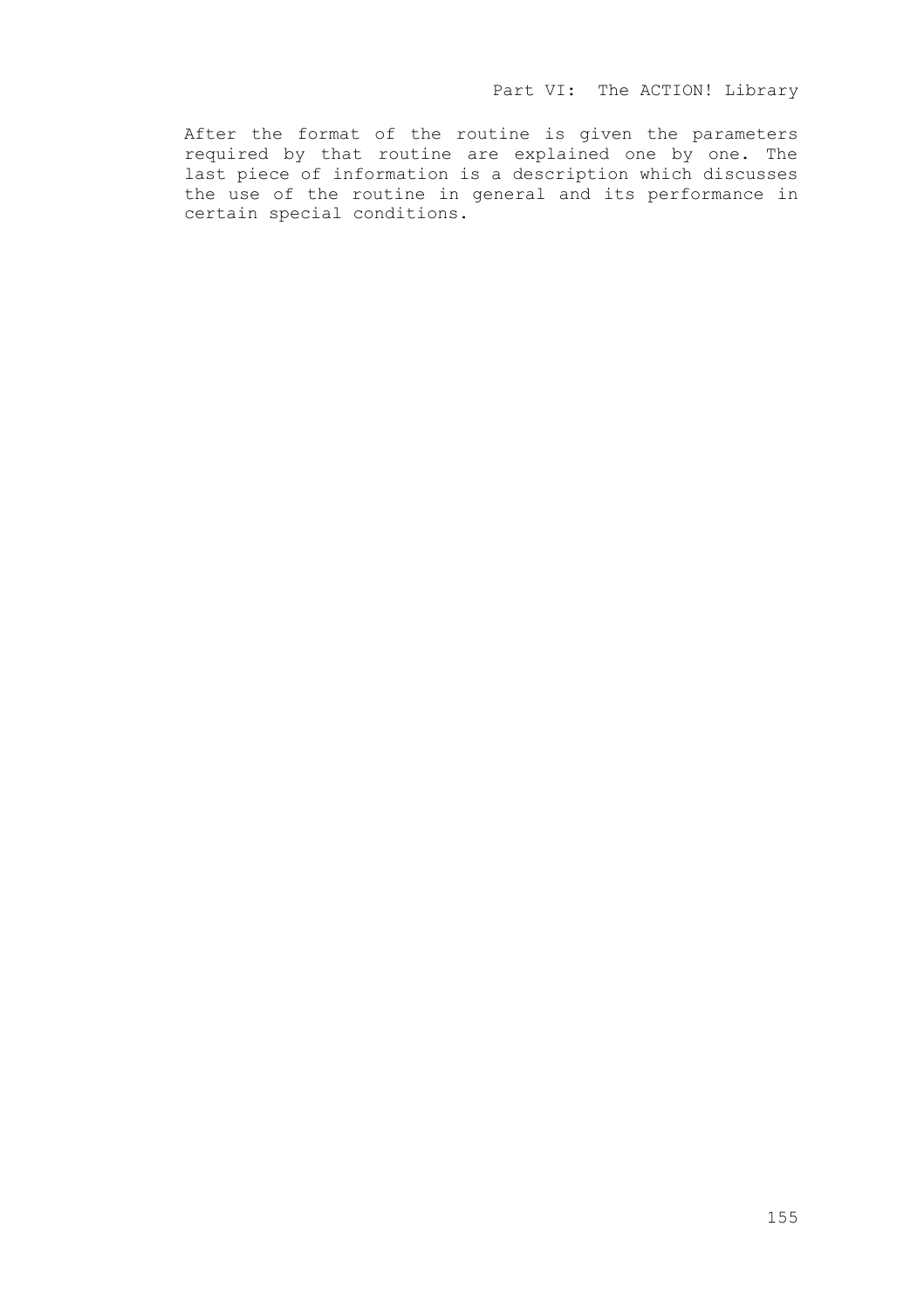After the format of the routine is given the parameters required by that routine are explained one by one. The last piece of information is a description which discusses the use of the routine in general and its performance in certain special conditions.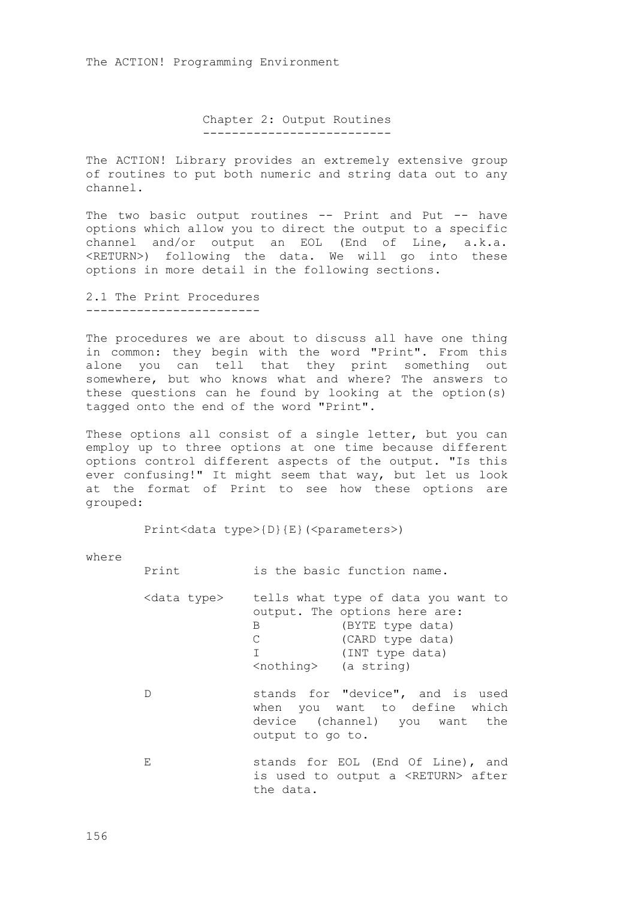## Chapter 2: Output Routines

The ACTION! Library provides an extremely extensive group of routines to put both numeric and string data out to any channel.

The two basic output routines -- Print and Put -- have options which allow you to direct the output to a specific channel and/or output an EOL (End of Line, a.k.a. <RETURN>) following the data. We will go into these options in more detail in the following sections.

### 2.1 The Print Procedures

The procedures we are about to discuss all have one thing in common: they begin with the word "Print". From this alone you can tell that they print something out somewhere, but who knows what and where? The answers to these questions can he found by looking at the option(s) tagged onto the end of the word "Print".

These options all consist of a single letter, but you can employ up to three options at one time because different options control different aspects of the output. "Is this ever confusing!" It might seem that way, but let us look at the format of Print to see how these options are grouped:

```
Print<data type>{D}{E}(<parameters>)
```

where

```
Print          is the basic function name.

<data type>    tells what type of data you want to
               output. The options here are:
               B           (BYTE type data)
               C           (CARD type data)
               I           (INT type data)
               <nothing>   (a string)

D              stands for "device", and is used
               when you want to define which
               device (channel) you want the
               output to go to.

E              stands for EOL (End Of Line), and
               is used to output a <RETURN> after
               the data.
```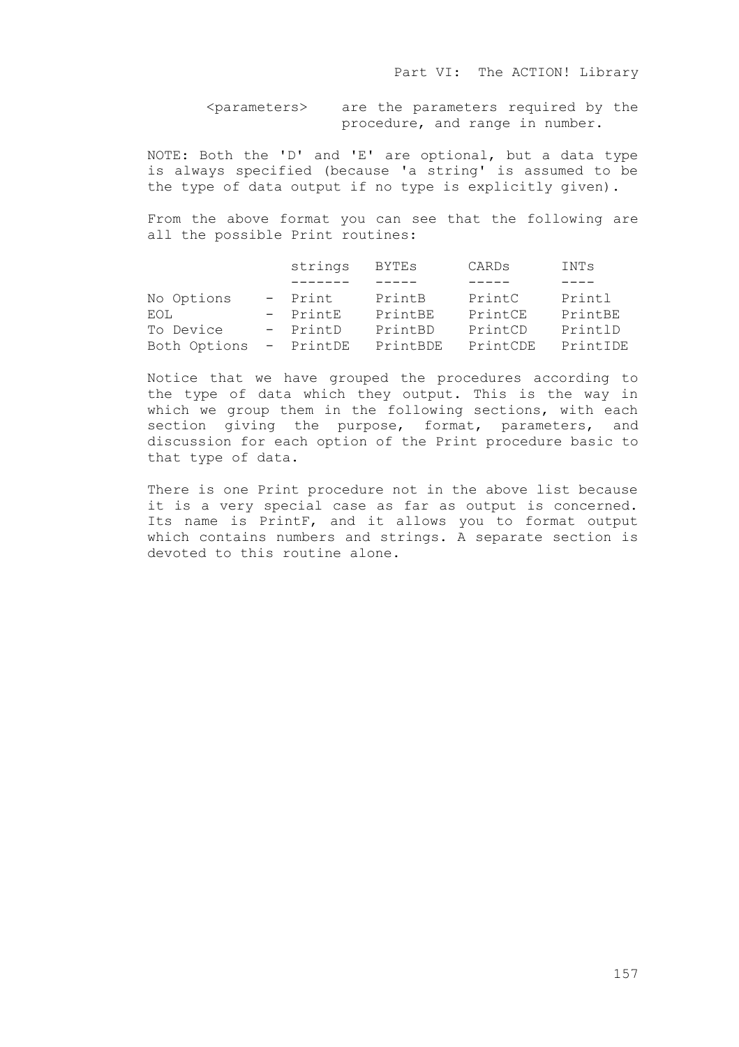<parameters>    are the parameters required by the procedure, and range in number.

NOTE: Both the 'D' and 'E' are optional, but a data type is always specified (because 'a string' is assumed to be the type of data output if no type is explicitly given).

From the above format you can see that the following are all the possible Print routines:

| | strings | BYTEs | CARDs | INTs |
|---|---|---|---|---|
| No Options | - Print | PrintB | PrintC | Printl |
| EOL | - PrintE | PrintBE | PrintCE | PrintBE |
| To Device | - PrintD | PrintBD | PrintCD | PrintlD |
| Both Options | - PrintDE | PrintBDE | PrintCDE | PrintIDE |

Notice that we have grouped the procedures according to the type of data which they output. This is the way in which we group them in the following sections, with each section giving the purpose, format, parameters, and discussion for each option of the Print procedure basic to that type of data.

There is one Print procedure not in the above list because it is a very special case as far as output is concerned. Its name is PrintF, and it allows you to format output which contains numbers and strings. A separate section is devoted to this routine alone.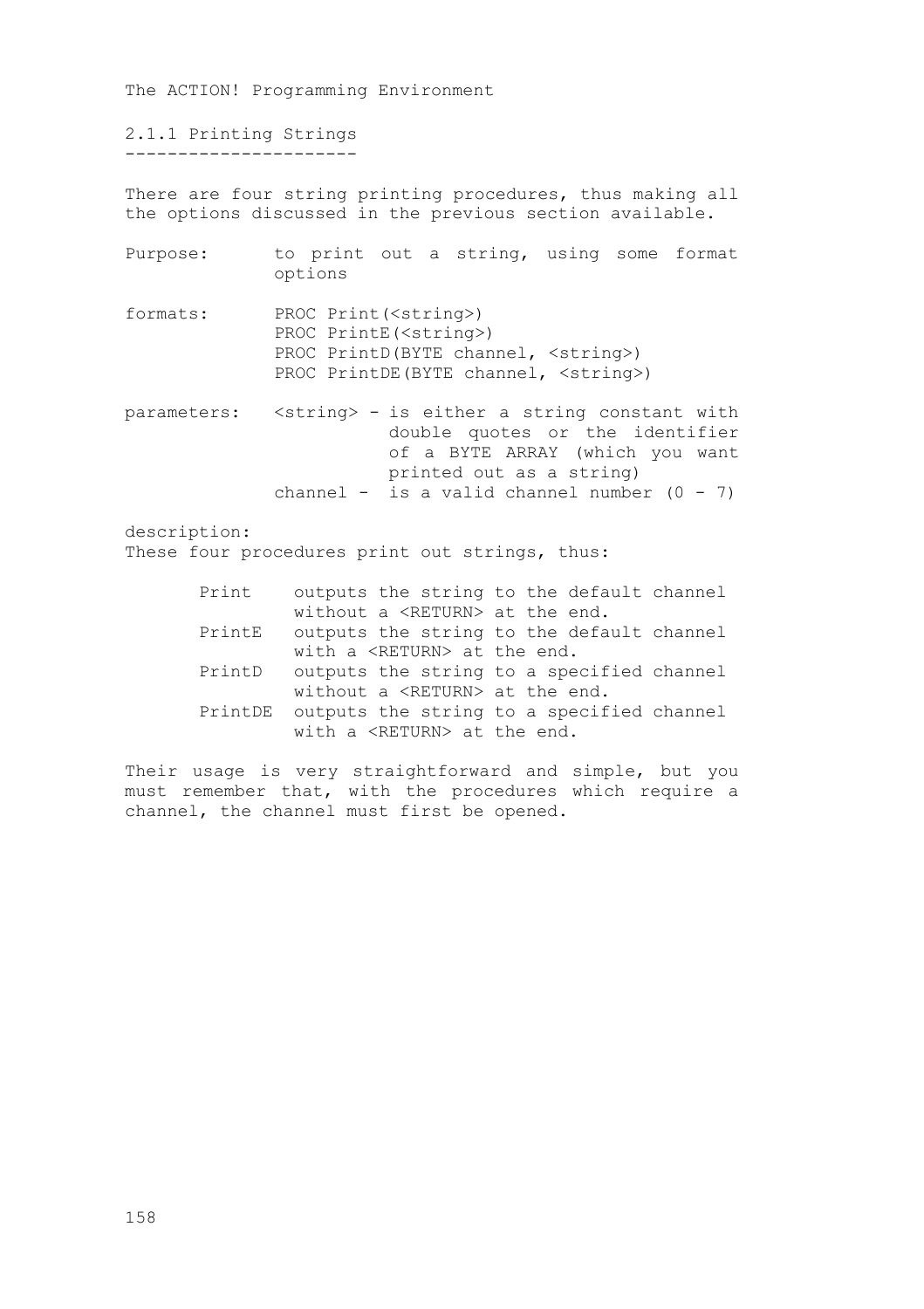### 2.1.1 Printing Strings

There are four string printing procedures, thus making all the options discussed in the previous section available.

Purpose: to print out a string, using some format options

formats:
```
PROC Print(<string>)
PROC PrintE(<string>)
PROC PrintD(BYTE channel, <string>)
PROC PrintDE(BYTE channel, <string>)
```

parameters:
- <string> - is either a string constant with double quotes or the identifier of a BYTE ARRAY (which you want printed out as a string)
- channel - is a valid channel number (0 - 7)

description:
These four procedures print out strings, thus:

| | |
|---|---|
| Print | outputs the string to the default channel without a <RETURN> at the end. |
| PrintE | outputs the string to the default channel with a <RETURN> at the end. |
| PrintD | outputs the string to a specified channel without a <RETURN> at the end. |
| PrintDE | outputs the string to a specified channel with a <RETURN> at the end. |

Their usage is very straightforward and simple, but you must remember that, with the procedures which require a channel, the channel must first be opened.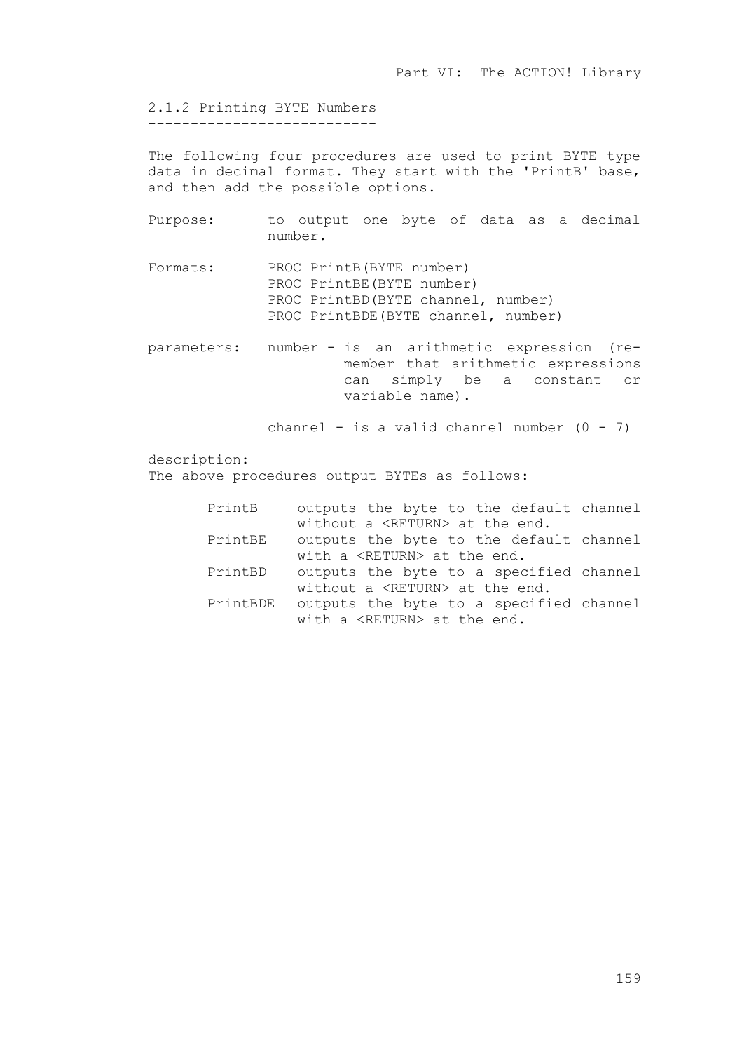## 2.1.2 Printing BYTE Numbers

The following four procedures are used to print BYTE type data in decimal format. They start with the 'PrintB' base, and then add the possible options.

Purpose: to output one byte of data as a decimal number.

Formats:

```
PROC PrintB(BYTE number)
PROC PrintBE(BYTE number)
PROC PrintBD(BYTE channel, number)
PROC PrintBDE(BYTE channel, number)
```

parameters: number - is an arithmetic expression (remember that arithmetic expressions can simply be a constant or variable name).

channel - is a valid channel number (0 - 7)

description:
The above procedures output BYTEs as follows:

| | |
|---|---|
| PrintB | outputs the byte to the default channel without a <RETURN> at the end. |
| PrintBE | outputs the byte to the default channel with a <RETURN> at the end. |
| PrintBD | outputs the byte to a specified channel without a <RETURN> at the end. |
| PrintBDE | outputs the byte to a specified channel with a <RETURN> at the end. |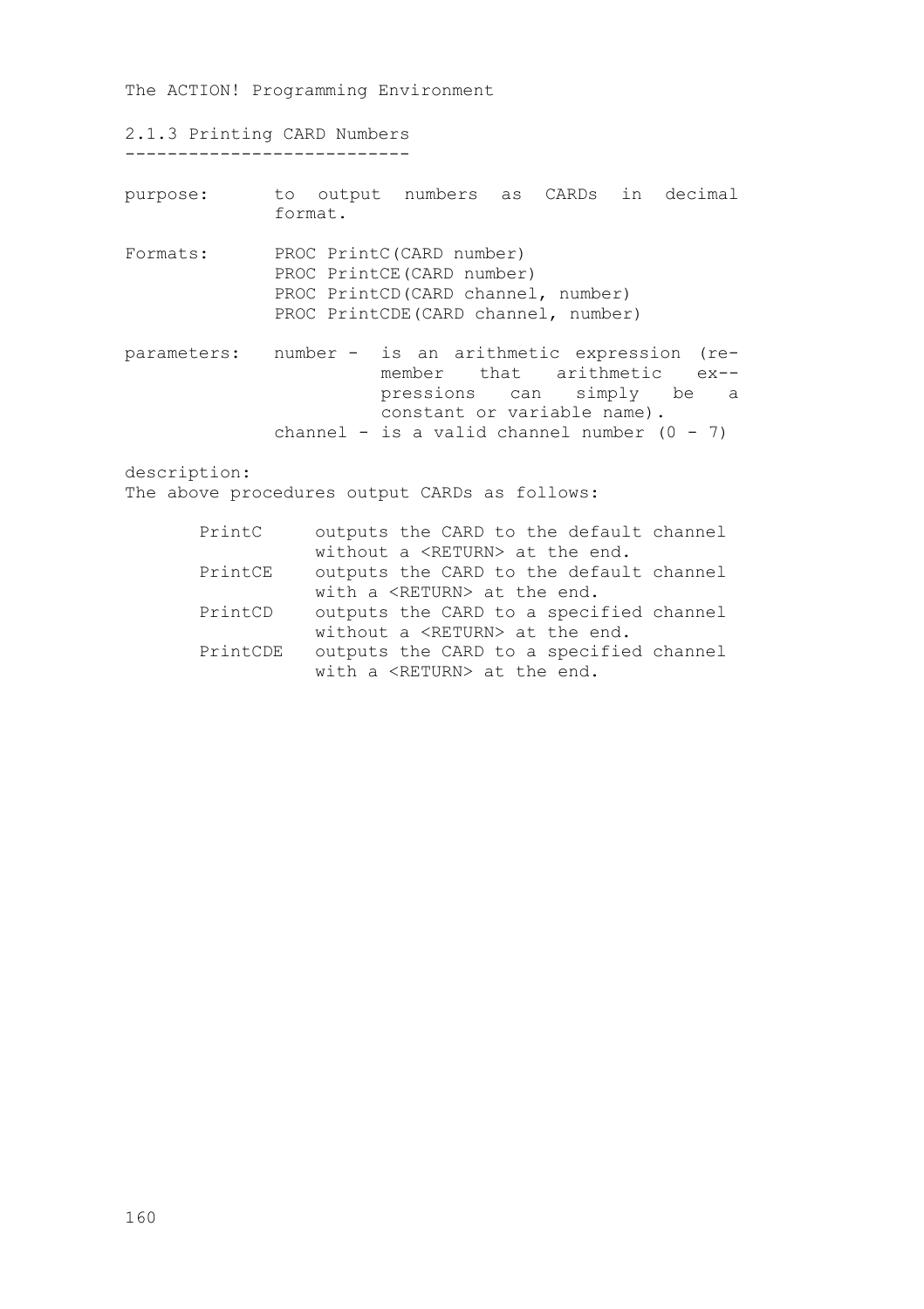### 2.1.3 Printing CARD Numbers

**purpose:** to output numbers as CARDs in decimal format.

**Formats:**

```
PROC PrintC(CARD number)
PROC PrintCE(CARD number)
PROC PrintCD(CARD channel, number)
PROC PrintCDE(CARD channel, number)
```

**parameters:**

- number - is an arithmetic expression (remember that arithmetic ex-pressions can simply be a constant or variable name).
- channel - is a valid channel number (0 - 7)

**description:**

The above procedures output CARDs as follows:

| | |
|---|---|
| PrintC | outputs the CARD to the default channel without a <RETURN> at the end. |
| PrintCE | outputs the CARD to the default channel with a <RETURN> at the end. |
| PrintCD | outputs the CARD to a specified channel without a <RETURN> at the end. |
| PrintCDE | outputs the CARD to a specified channel with a <RETURN> at the end. |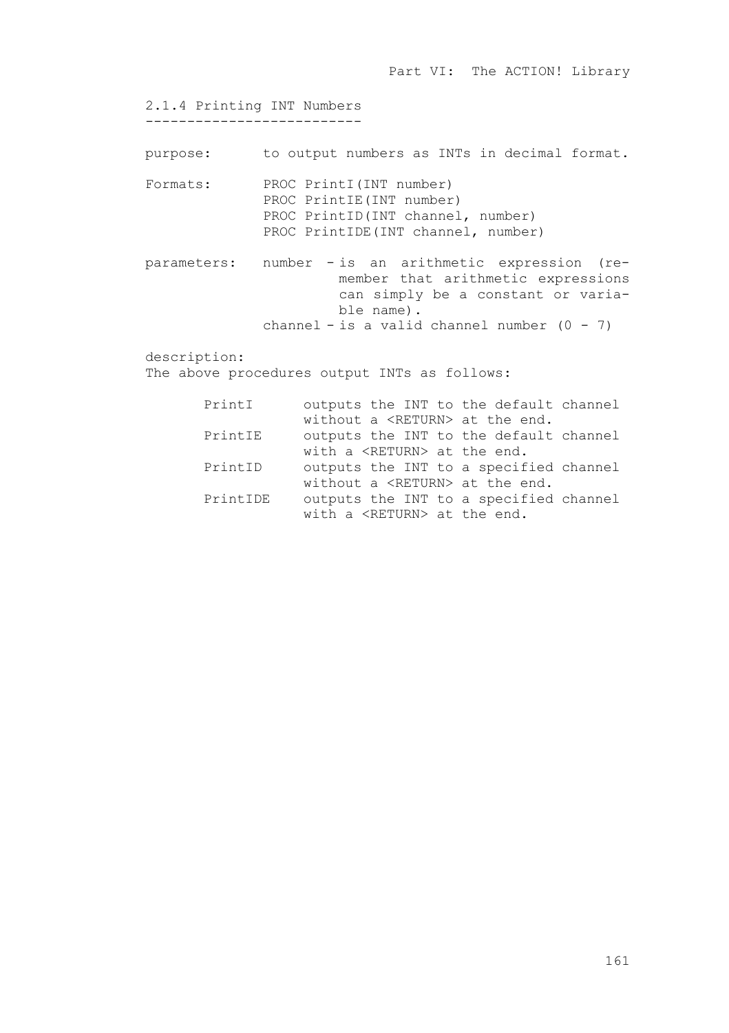### 2.1.4 Printing INT Numbers

purpose: to output numbers as INTs in decimal format.

Formats:

```
PROC PrintI(INT number)
PROC PrintIE(INT number)
PROC PrintID(INT channel, number)
PROC PrintIDE(INT channel, number)
```

parameters:

- number - is an arithmetic expression (remember that arithmetic expressions can simply be a constant or variable name).
- channel - is a valid channel number (0 - 7)

description:
The above procedures output INTs as follows:

| | |
|---|---|
| PrintI | outputs the INT to the default channel without a <RETURN> at the end. |
| PrintIE | outputs the INT to the default channel with a <RETURN> at the end. |
| PrintID | outputs the INT to a specified channel without a <RETURN> at the end. |
| PrintIDE | outputs the INT to a specified channel with a <RETURN> at the end. |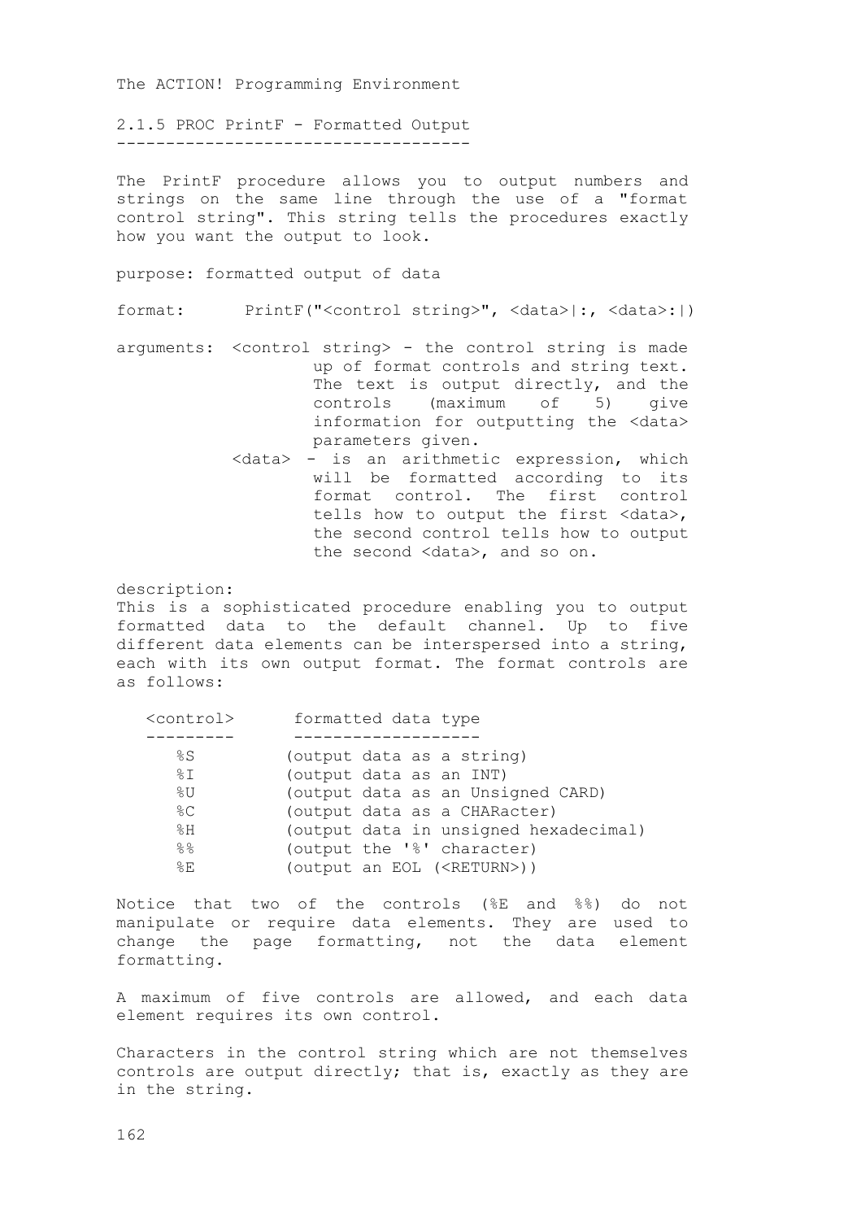## 2.1.5 PROC PrintF - Formatted Output

The PrintF procedure allows you to output numbers and strings on the same line through the use of a "format control string". This string tells the procedures exactly how you want the output to look.

purpose: formatted output of data

format: PrintF("<control string>", <data>|:, <data>:|)

arguments: <control string> - the control string is made up of format controls and string text. The text is output directly, and the controls (maximum of 5) give information for outputting the <data> parameters given.

<data> - is an arithmetic expression, which will be formatted according to its format control. The first control tells how to output the first <data>, the second control tells how to output the second <data>, and so on.

description:
This is a sophisticated procedure enabling you to output formatted data to the default channel. Up to five different data elements can be interspersed into a string, each with its own output format. The format controls are as follows:

| <control> | formatted data type |
|---|---|
| %S | (output data as a string) |
| %I | (output data as an INT) |
| %U | (output data as an Unsigned CARD) |
| %C | (output data as a CHARacter) |
| %H | (output data in unsigned hexadecimal) |
| %% | (output the '%' character) |
| %E | (output an EOL (<RETURN>)) |

Notice that two of the controls (%E and %%) do not manipulate or require data elements. They are used to change the page formatting, not the data element formatting.

A maximum of five controls are allowed, and each data element requires its own control.

Characters in the control string which are not themselves controls are output directly; that is, exactly as they are in the string.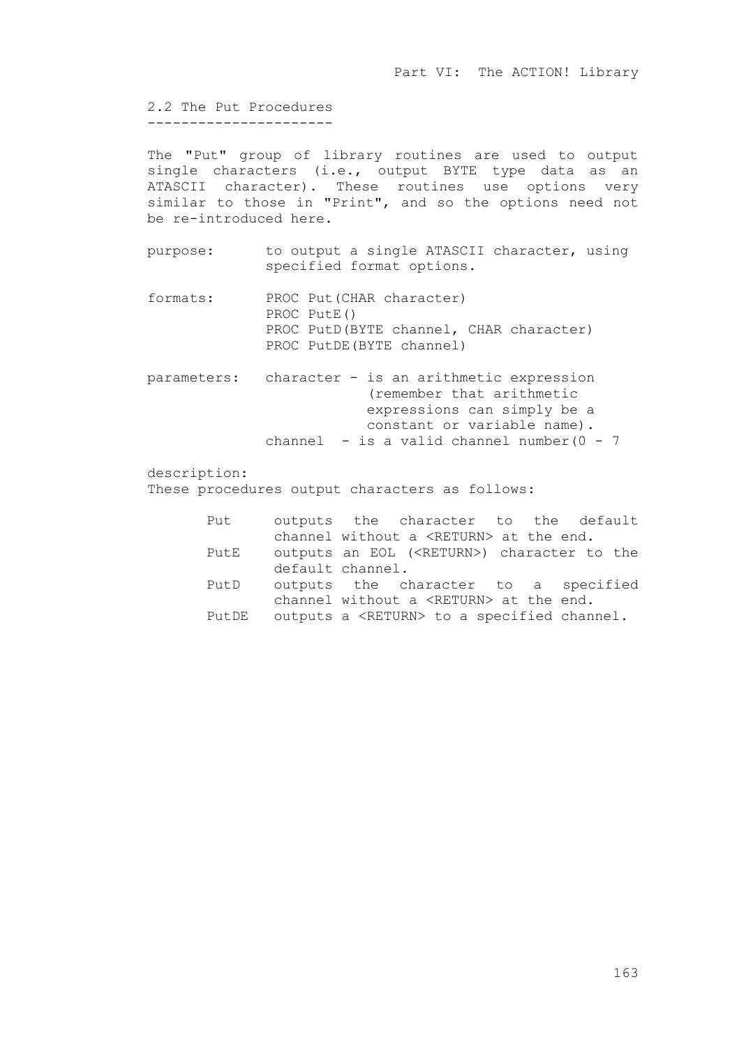## 2.2 The Put Procedures

The "Put" group of library routines are used to output single characters (i.e., output BYTE type data as an ATASCII character). These routines use options very similar to those in "Print", and so the options need not be re-introduced here.

purpose: to output a single ATASCII character, using specified format options.

formats:

```
PROC Put(CHAR character)
PROC PutE()
PROC PutD(BYTE channel, CHAR character)
PROC PutDE(BYTE channel)
```

parameters:
- character - is an arithmetic expression (remember that arithmetic expressions can simply be a constant or variable name).
- channel - is a valid channel number(0 - 7

description:
These procedures output characters as follows:

| | |
|---|---|
| Put | outputs the character to the default channel without a <RETURN> at the end. |
| PutE | outputs an EOL (<RETURN>) character to the default channel. |
| PutD | outputs the character to a specified channel without a <RETURN> at the end. |
| PutDE | outputs a <RETURN> to a specified channel. |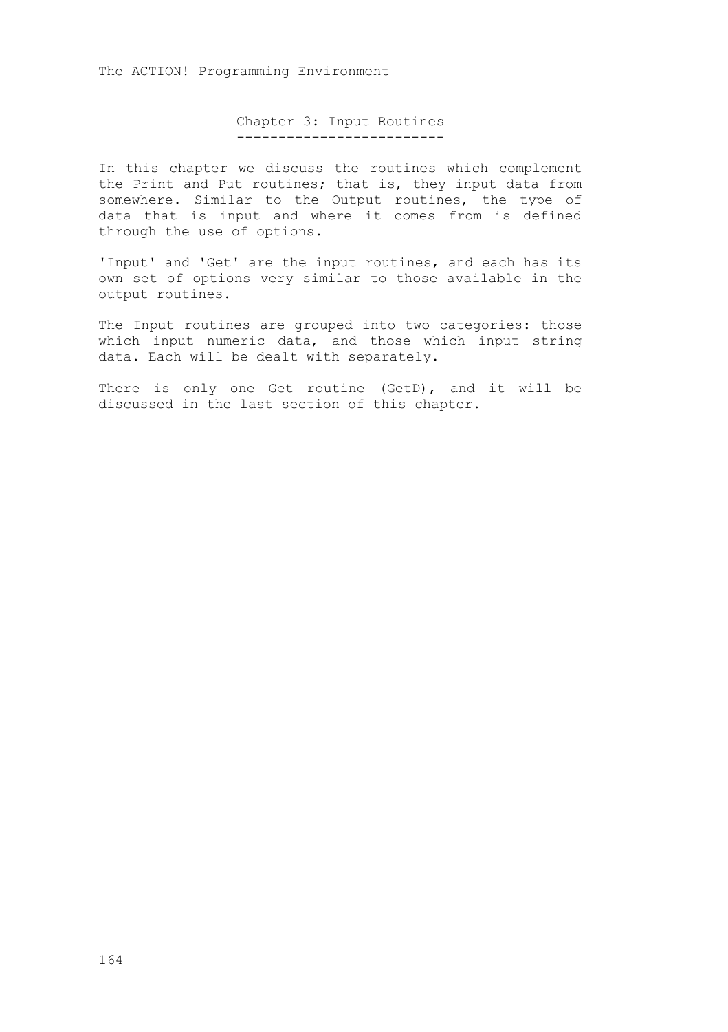## Chapter 3: Input Routines

In this chapter we discuss the routines which complement the Print and Put routines; that is, they input data from somewhere. Similar to the Output routines, the type of data that is input and where it comes from is defined through the use of options.

'Input' and 'Get' are the input routines, and each has its own set of options very similar to those available in the output routines.

The Input routines are grouped into two categories: those which input numeric data, and those which input string data. Each will be dealt with separately.

There is only one Get routine (GetD), and it will be discussed in the last section of this chapter.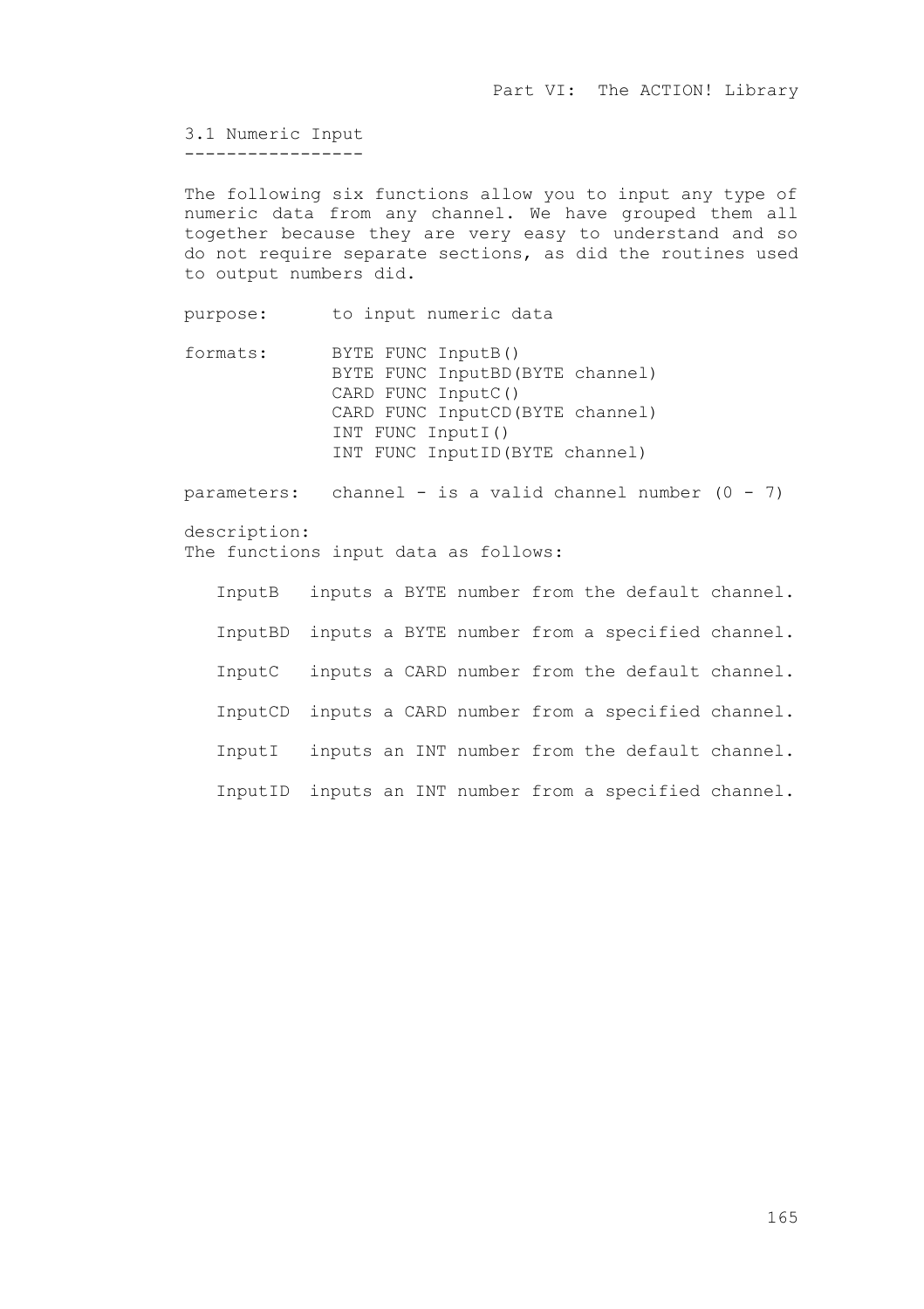### 3.1 Numeric Input

The following six functions allow you to input any type of numeric data from any channel. We have grouped them all together because they are very easy to understand and so do not require separate sections, as did the routines used to output numbers did.

purpose: to input numeric data

formats:

```
BYTE FUNC InputB()
BYTE FUNC InputBD(BYTE channel)
CARD FUNC InputC()
CARD FUNC InputCD(BYTE channel)
INT FUNC InputI()
INT FUNC InputID(BYTE channel)
```

parameters: channel - is a valid channel number (0 - 7)

description:
The functions input data as follows:

- InputB inputs a BYTE number from the default channel.
- InputBD inputs a BYTE number from a specified channel.
- InputC inputs a CARD number from the default channel.
- InputCD inputs a CARD number from a specified channel.
- InputI inputs an INT number from the default channel.
- InputID inputs an INT number from a specified channel.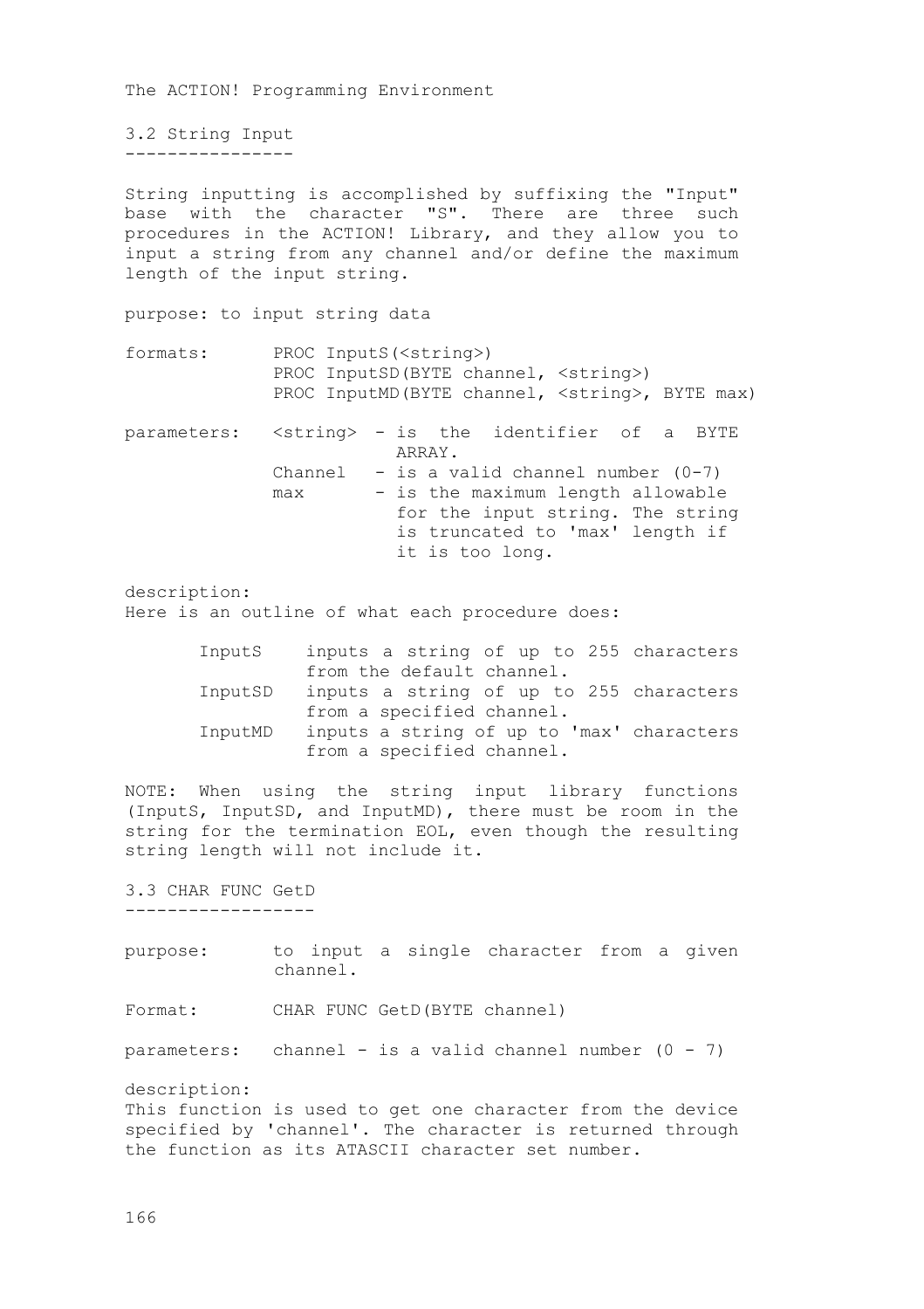## 3.2 String Input

String inputting is accomplished by suffixing the "Input" base with the character "S". There are three such procedures in the ACTION! Library, and they allow you to input a string from any channel and/or define the maximum length of the input string.

purpose: to input string data

formats:

```
PROC InputS(<string>)
PROC InputSD(BYTE channel, <string>)
PROC InputMD(BYTE channel, <string>, BYTE max)
```

parameters:

- <string> - is the identifier of a BYTE ARRAY.
- Channel - is a valid channel number (0-7)
- max - is the maximum length allowable for the input string. The string is truncated to 'max' length if it is too long.

description:
Here is an outline of what each procedure does:

- InputS inputs a string of up to 255 characters from the default channel.
- InputSD inputs a string of up to 255 characters from a specified channel.
- InputMD inputs a string of up to 'max' characters from a specified channel.

NOTE: When using the string input library functions (InputS, InputSD, and InputMD), there must be room in the string for the termination EOL, even though the resulting string length will not include it.

## 3.3 CHAR FUNC GetD

purpose: to input a single character from a given channel.

Format:

```
CHAR FUNC GetD(BYTE channel)
```

parameters: channel - is a valid channel number (0 - 7)

description:
This function is used to get one character from the device specified by 'channel'. The character is returned through the function as its ATASCII character set number.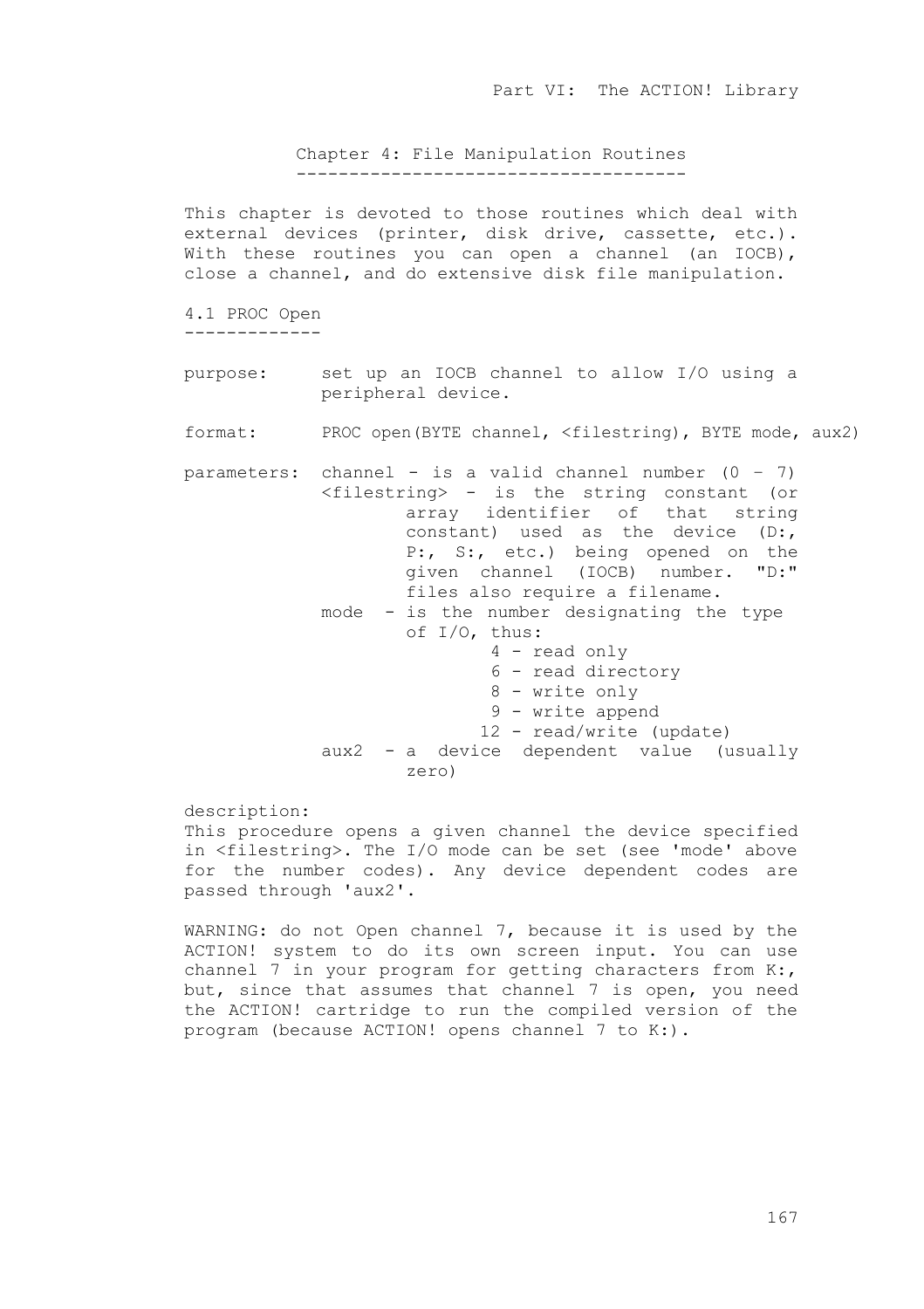## Chapter 4: File Manipulation Routines

This chapter is devoted to those routines which deal with external devices (printer, disk drive, cassette, etc.). With these routines you can open a channel (an IOCB), close a channel, and do extensive disk file manipulation.

### 4.1 PROC Open

purpose: set up an IOCB channel to allow I/O using a peripheral device.

format: PROC open(BYTE channel, <filestring>, BYTE mode, aux2)

parameters:
- channel - is a valid channel number (0 – 7)
- <filestring> - is the string constant (or array identifier of that string constant) used as the device (D:, P:, S:, etc.) being opened on the given channel (IOCB) number. "D:" files also require a filename.
- mode - is the number designating the type of I/O, thus:
  - 4 - read only
  - 6 - read directory
  - 8 - write only
  - 9 - write append
  - 12 - read/write (update)
- aux2 - a device dependent value (usually zero)

description:
This procedure opens a given channel the device specified in <filestring>. The I/O mode can be set (see 'mode' above for the number codes). Any device dependent codes are passed through 'aux2'.

WARNING: do not Open channel 7, because it is used by the ACTION! system to do its own screen input. You can use channel 7 in your program for getting characters from K:, but, since that assumes that channel 7 is open, you need the ACTION! cartridge to run the compiled version of the program (because ACTION! opens channel 7 to K:).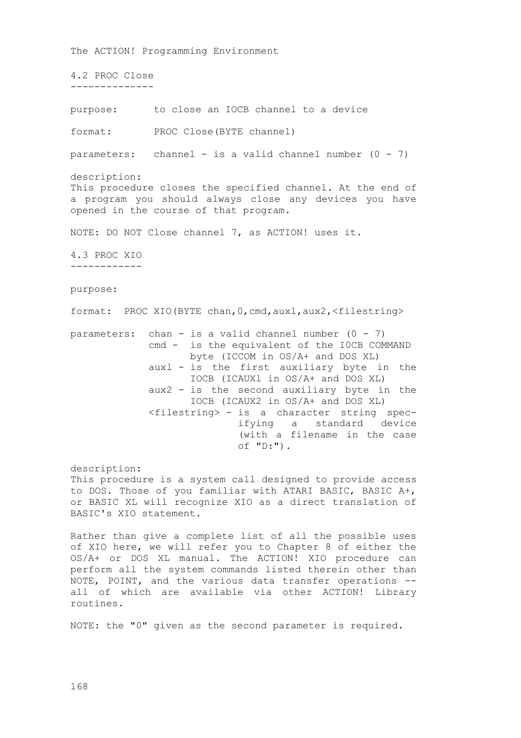## 4.2 PROC Close

purpose: to close an IOCB channel to a device

format: PROC Close(BYTE channel)

parameters: channel - is a valid channel number (0 - 7)

description:
This procedure closes the specified channel. At the end of a program you should always close any devices you have opened in the course of that program.

NOTE: DO NOT Close channel 7, as ACTION! uses it.

## 4.3 PROC XIO

purpose:

format: PROC XIO(BYTE chan,0,cmd,aux1,aux2,<filestring>

parameters:
- chan - is a valid channel number (0 - 7)
- cmd - is the equivalent of the I0CB COMMAND byte (ICCOM in OS/A+ and DOS XL)
- aux1 - is the first auxiliary byte in the IOCB (ICAUX1 in OS/A+ and DOS XL)
- aux2 - is the second auxiliary byte in the IOCB (ICAUX2 in OS/A+ and DOS XL)
- <filestring> - is a character string specifying a standard device (with a filename in the case of "D:").

description:
This procedure is a system call designed to provide access to DOS. Those of you familiar with ATARI BASIC, BASIC A+, or BASIC XL will recognize XIO as a direct translation of BASIC's XIO statement.

Rather than give a complete list of all the possible uses of XIO here, we will refer you to Chapter 8 of either the OS/A+ or DOS XL manual. The ACTION! XIO procedure can perform all the system commands listed therein other than NOTE, POINT, and the various data transfer operations -- all of which are available via other ACTION! Library routines.

NOTE: the "0" given as the second parameter is required.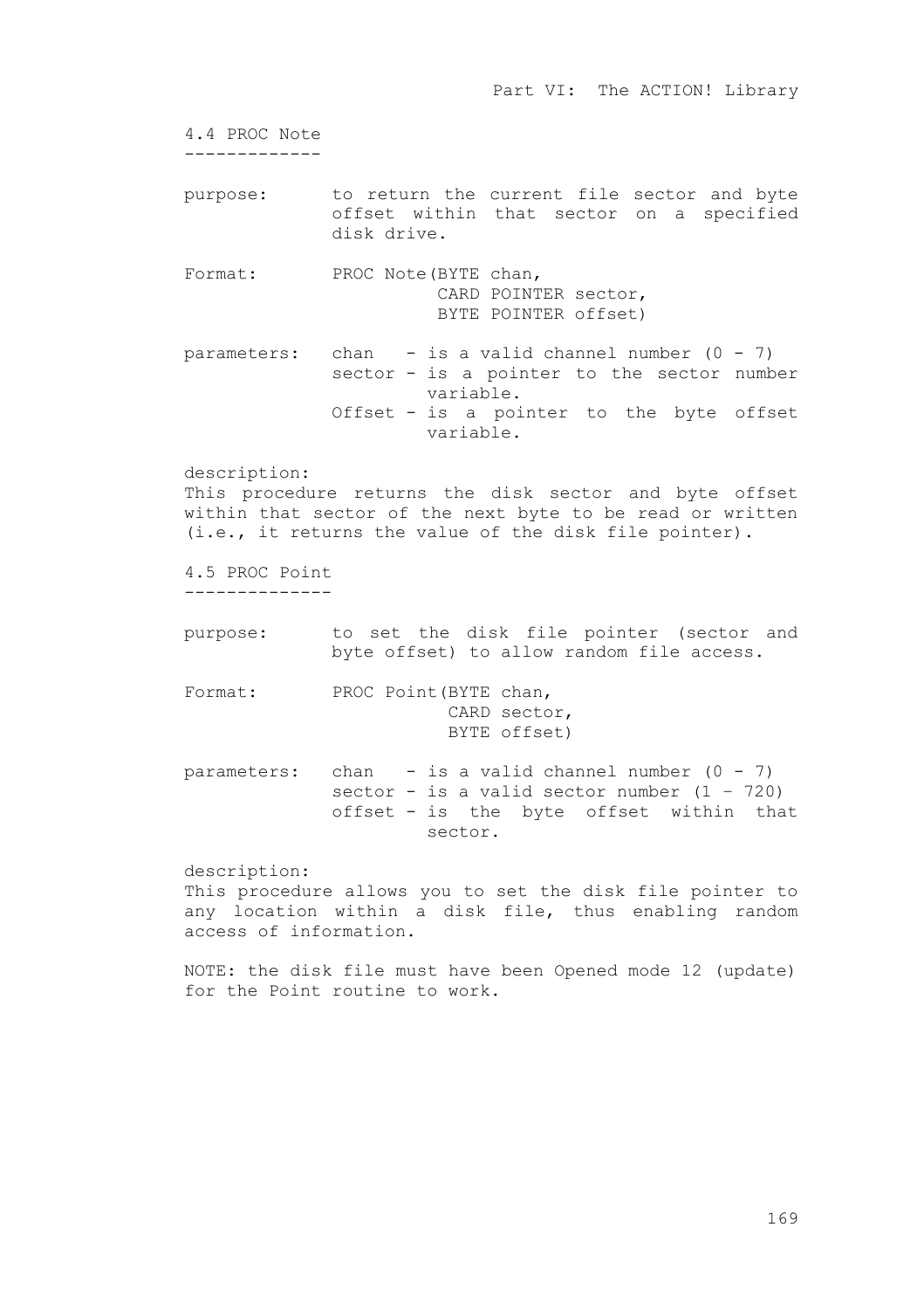## 4.4 PROC Note

purpose: to return the current file sector and byte offset within that sector on a specified disk drive.

Format:
```
PROC Note(BYTE chan,
          CARD POINTER sector,
          BYTE POINTER offset)
```

parameters:
- chan - is a valid channel number (0 - 7)
- sector - is a pointer to the sector number variable.
- Offset - is a pointer to the byte offset variable.

description:
This procedure returns the disk sector and byte offset within that sector of the next byte to be read or written (i.e., it returns the value of the disk file pointer).

## 4.5 PROC Point

purpose: to set the disk file pointer (sector and byte offset) to allow random file access.

Format:
```
PROC Point(BYTE chan,
           CARD sector,
           BYTE offset)
```

parameters:
- chan - is a valid channel number (0 - 7)
- sector - is a valid sector number (1 – 720)
- offset - is the byte offset within that sector.

description:
This procedure allows you to set the disk file pointer to any location within a disk file, thus enabling random access of information.

NOTE: the disk file must have been Opened mode 12 (update) for the Point routine to work.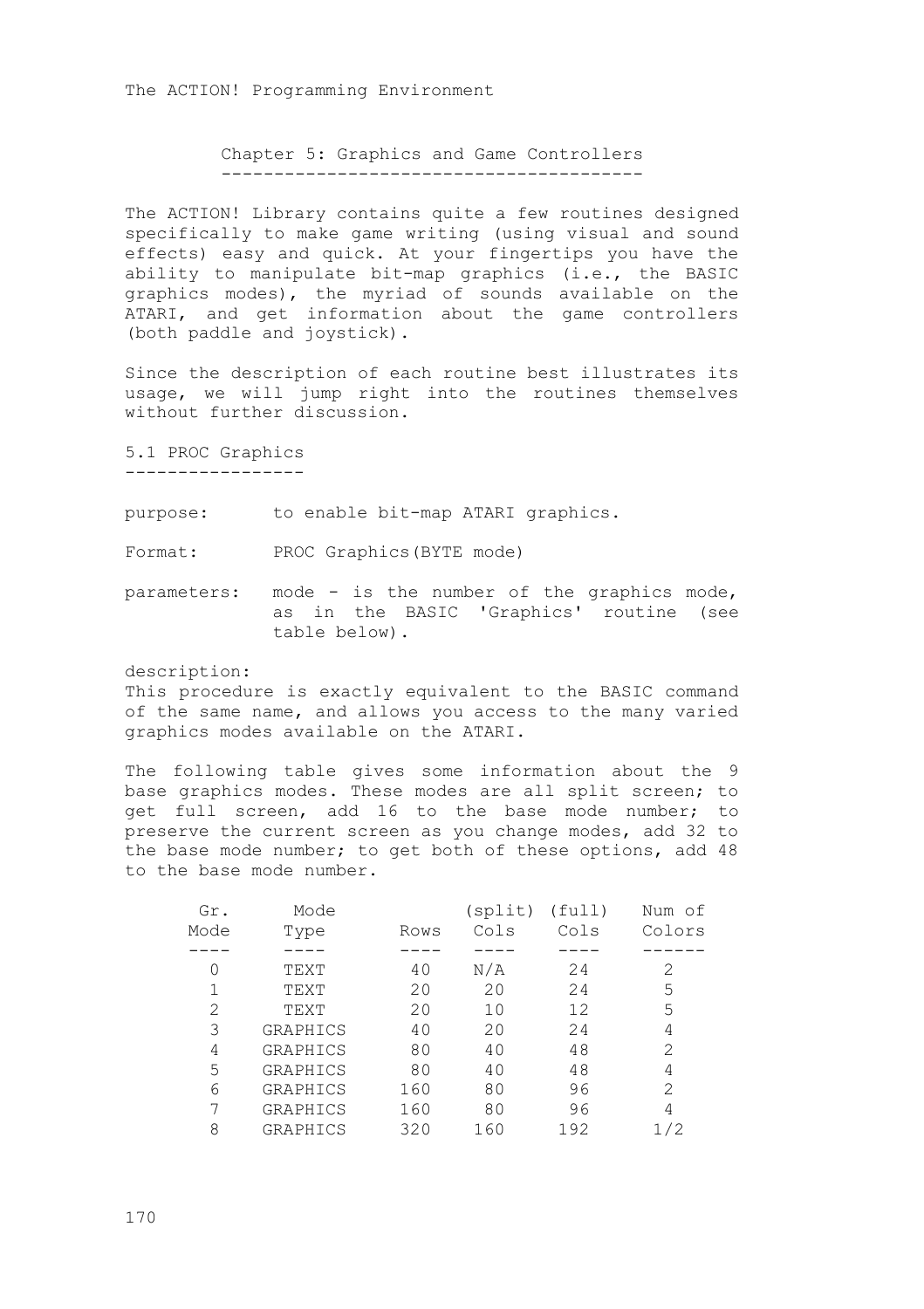## Chapter 5: Graphics and Game Controllers

The ACTION! Library contains quite a few routines designed specifically to make game writing (using visual and sound effects) easy and quick. At your fingertips you have the ability to manipulate bit-map graphics (i.e., the BASIC graphics modes), the myriad of sounds available on the ATARI, and get information about the game controllers (both paddle and joystick).

Since the description of each routine best illustrates its usage, we will jump right into the routines themselves without further discussion.

### 5.1 PROC Graphics

purpose: to enable bit-map ATARI graphics.

Format: PROC Graphics(BYTE mode)

parameters: mode - is the number of the graphics mode, as in the BASIC 'Graphics' routine (see table below).

description:
This procedure is exactly equivalent to the BASIC command of the same name, and allows you access to the many varied graphics modes available on the ATARI.

The following table gives some information about the 9 base graphics modes. These modes are all split screen; to get full screen, add 16 to the base mode number; to preserve the current screen as you change modes, add 32 to the base mode number; to get both of these options, add 48 to the base mode number.

| Gr. Mode | Mode Type | Rows | (split) Cols | (full) Cols | Num of Colors |
|---|---|---|---|---|---|
| 0 | TEXT | 40 | N/A | 24 | 2 |
| 1 | TEXT | 20 | 20 | 24 | 5 |
| 2 | TEXT | 20 | 10 | 12 | 5 |
| 3 | GRAPHICS | 40 | 20 | 24 | 4 |
| 4 | GRAPHICS | 80 | 40 | 48 | 2 |
| 5 | GRAPHICS | 80 | 40 | 48 | 4 |
| 6 | GRAPHICS | 160 | 80 | 96 | 2 |
| 7 | GRAPHICS | 160 | 80 | 96 | 4 |
| 8 | GRAPHICS | 320 | 160 | 192 | 1/2 |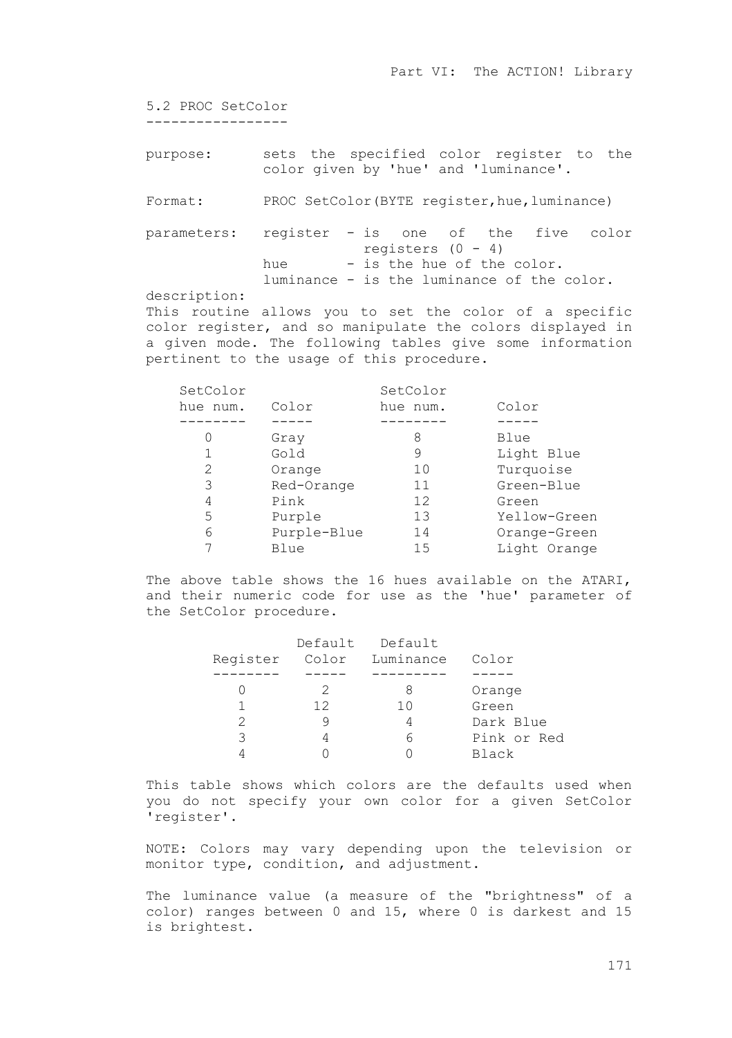## 5.2 PROC SetColor

purpose: sets the specified color register to the color given by 'hue' and 'luminance'.

Format: PROC SetColor(BYTE register,hue,luminance)

parameters: register - is one of the five color registers (0 - 4)
hue - is the hue of the color.
luminance - is the luminance of the color.

description:
This routine allows you to set the color of a specific color register, and so manipulate the colors displayed in a given mode. The following tables give some information pertinent to the usage of this procedure.

| SetColor hue num. | Color | SetColor hue num. | Color |
|---|---|---|---|
| 0 | Gray | 8 | Blue |
| 1 | Gold | 9 | Light Blue |
| 2 | Orange | 10 | Turquoise |
| 3 | Red-Orange | 11 | Green-Blue |
| 4 | Pink | 12 | Green |
| 5 | Purple | 13 | Yellow-Green |
| 6 | Purple-Blue | 14 | Orange-Green |
| 7 | Blue | 15 | Light Orange |

The above table shows the 16 hues available on the ATARI, and their numeric code for use as the 'hue' parameter of the SetColor procedure.

| Register | Default Color | Default Luminance | Color |
|---|---|---|---|
| 0 | 2 | 8 | Orange |
| 1 | 12 | 10 | Green |
| 2 | 9 | 4 | Dark Blue |
| 3 | 4 | 6 | Pink or Red |
| 4 | 0 | 0 | Black |

This table shows which colors are the defaults used when you do not specify your own color for a given SetColor 'register'.

NOTE: Colors may vary depending upon the television or monitor type, condition, and adjustment.

The luminance value (a measure of the "brightness" of a color) ranges between 0 and 15, where 0 is darkest and 15 is brightest.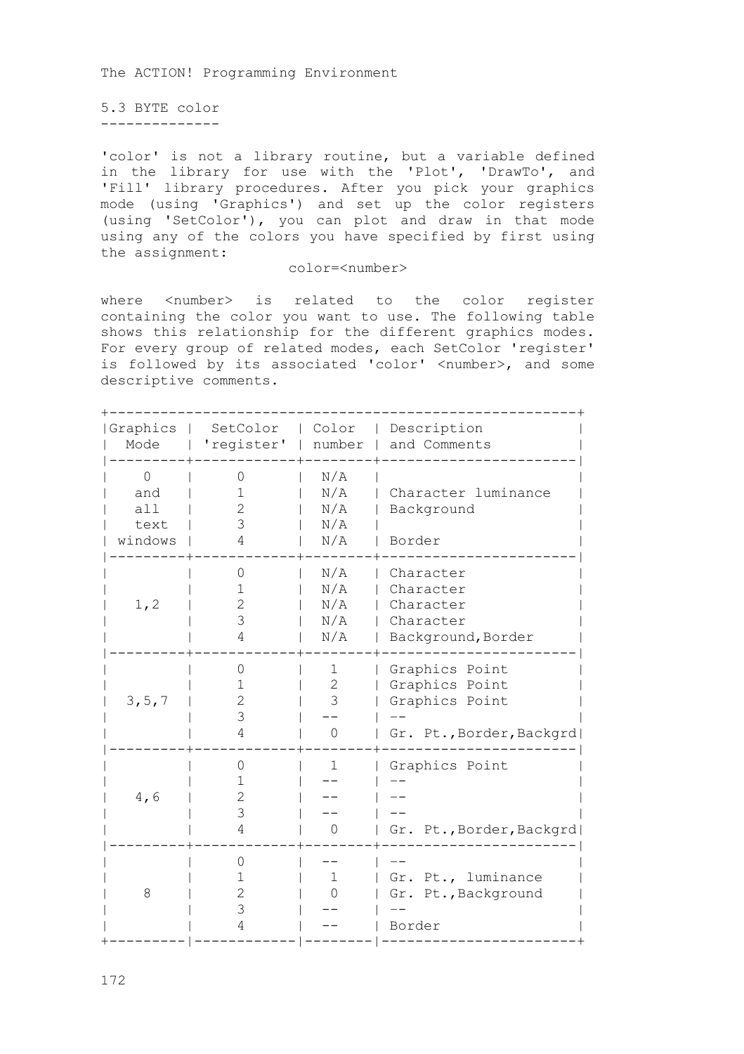## 5.3 BYTE color

'color' is not a library routine, but a variable defined in the library for use with the 'Plot', 'DrawTo', and 'Fill' library procedures. After you pick your graphics mode (using 'Graphics') and set up the color registers (using 'SetColor'), you can plot and draw in that mode using any of the colors you have specified by first using the assignment:

```
color=<number>
```

where <number> is related to the color register containing the color you want to use. The following table shows this relationship for the different graphics modes. For every group of related modes, each SetColor 'register' is followed by its associated 'color' <number>, and some descriptive comments.

| Graphics Mode | SetColor 'register' | Color number | Description and Comments |
|---|---|---|---|
| 0 and all text windows | 0 | N/A | |
| | 1 | N/A | Character luminance |
| | 2 | N/A | Background |
| | 3 | N/A | |
| | 4 | N/A | Border |
| 1,2 | 0 | N/A | Character |
| | 1 | N/A | Character |
| | 2 | N/A | Character |
| | 3 | N/A | Character |
| | 4 | N/A | Background,Border |
| 3,5,7 | 0 | 1 | Graphics Point |
| | 1 | 2 | Graphics Point |
| | 2 | 3 | Graphics Point |
| | 3 | -- | -- |
| | 4 | 0 | Gr. Pt.,Border,Backgrd |
| 4,6 | 0 | 1 | Graphics Point |
| | 1 | -- | -- |
| | 2 | -- | -- |
| | 3 | -- | -- |
| | 4 | 0 | Gr. Pt.,Border,Backgrd |
| 8 | 0 | -- | -- |
| | 1 | 1 | Gr. Pt., luminance |
| | 2 | 0 | Gr. Pt.,Background |
| | 3 | -- | -- |
| | 4 | -- | Border |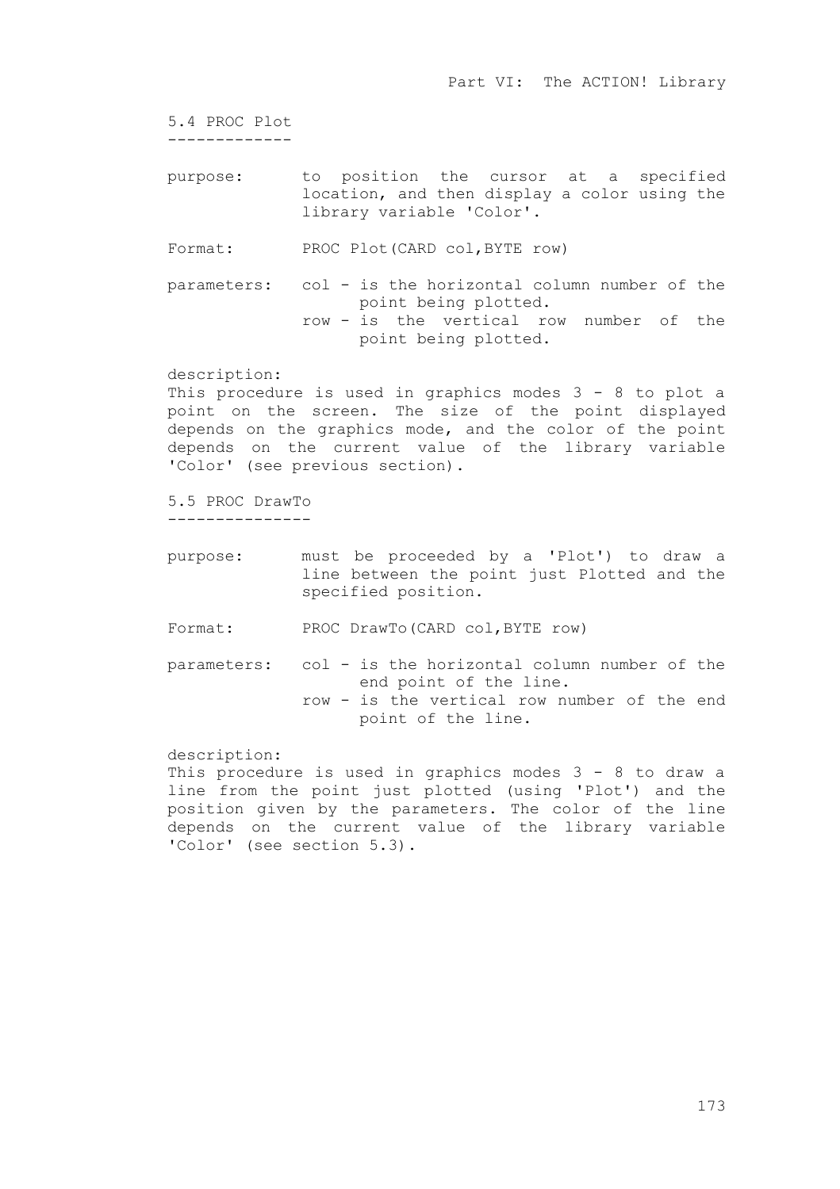## 5.4 PROC Plot

purpose: to position the cursor at a specified location, and then display a color using the library variable 'Color'.

Format: PROC Plot(CARD col,BYTE row)

parameters: col - is the horizontal column number of the point being plotted.
row - is the vertical row number of the point being plotted.

description:
This procedure is used in graphics modes 3 - 8 to plot a point on the screen. The size of the point displayed depends on the graphics mode, and the color of the point depends on the current value of the library variable 'Color' (see previous section).

## 5.5 PROC DrawTo

purpose: must be proceeded by a 'Plot') to draw a line between the point just Plotted and the specified position.

Format: PROC DrawTo(CARD col,BYTE row)

parameters: col - is the horizontal column number of the end point of the line.
row - is the vertical row number of the end point of the line.

description:
This procedure is used in graphics modes 3 - 8 to draw a line from the point just plotted (using 'Plot') and the position given by the parameters. The color of the line depends on the current value of the library variable 'Color' (see section 5.3).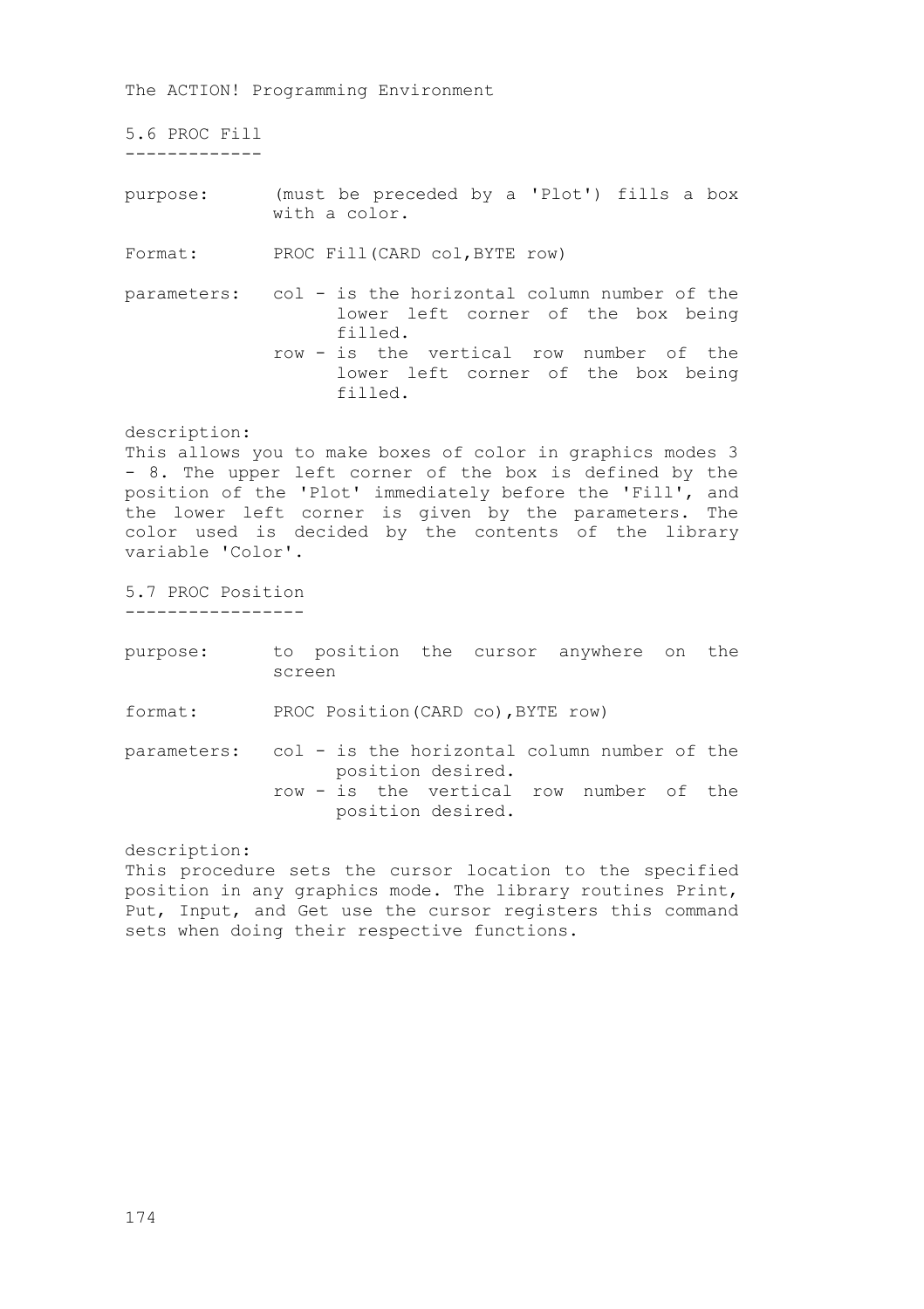## 5.6 PROC Fill

purpose: (must be preceded by a 'Plot') fills a box with a color.

Format: PROC Fill(CARD col,BYTE row)

parameters: col - is the horizontal column number of the lower left corner of the box being filled.
row - is the vertical row number of the lower left corner of the box being filled.

description:
This allows you to make boxes of color in graphics modes 3 - 8. The upper left corner of the box is defined by the position of the 'Plot' immediately before the 'Fill', and the lower left corner is given by the parameters. The color used is decided by the contents of the library variable 'Color'.

## 5.7 PROC Position

purpose: to position the cursor anywhere on the screen

format: PROC Position(CARD co),BYTE row)

parameters: col - is the horizontal column number of the position desired.
row - is the vertical row number of the position desired.

description:
This procedure sets the cursor location to the specified position in any graphics mode. The library routines Print, Put, Input, and Get use the cursor registers this command sets when doing their respective functions.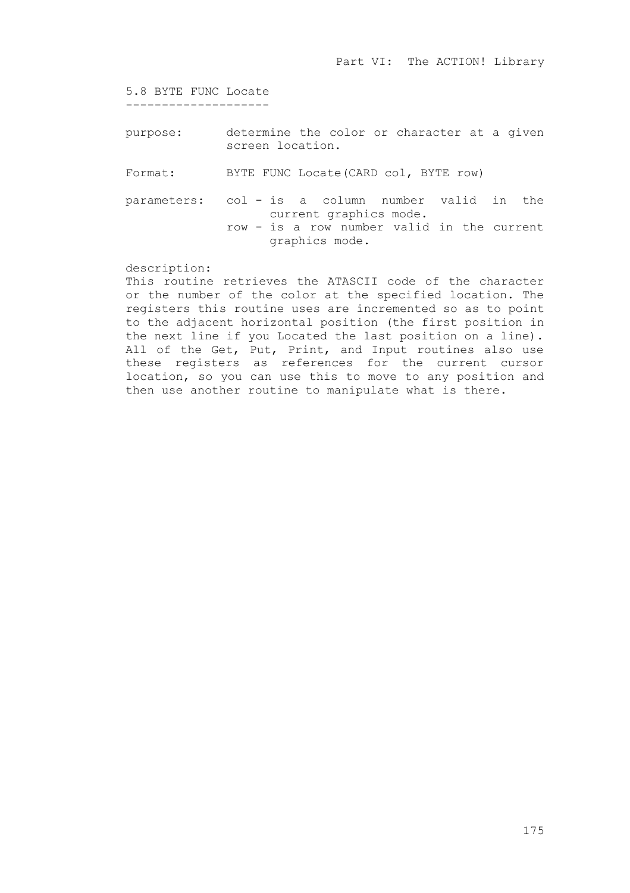## 5.8 BYTE FUNC Locate

purpose: determine the color or character at a given screen location.

Format: BYTE FUNC Locate(CARD col, BYTE row)

parameters: col - is a column number valid in the current graphics mode.
row - is a row number valid in the current graphics mode.

description:
This routine retrieves the ATASCII code of the character or the number of the color at the specified location. The registers this routine uses are incremented so as to point to the adjacent horizontal position (the first position in the next line if you Located the last position on a line). All of the Get, Put, Print, and Input routines also use these registers as references for the current cursor location, so you can use this to move to any position and then use another routine to manipulate what is there.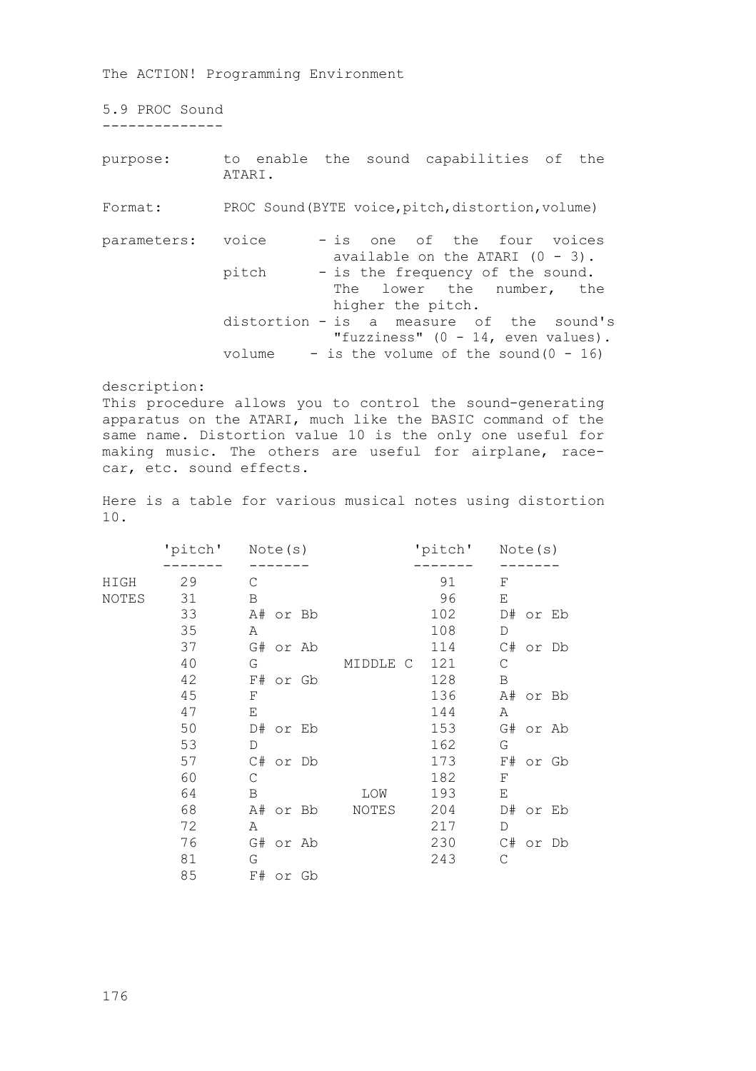## 5.9 PROC Sound

purpose: to enable the sound capabilities of the ATARI.

Format: PROC Sound(BYTE voice,pitch,distortion,volume)

parameters:

- voice - is one of the four voices available on the ATARI (0 - 3).
- pitch - is the frequency of the sound. The lower the number, the higher the pitch.
- distortion - is a measure of the sound's "fuzziness" (0 - 14, even values).
- volume - is the volume of the sound(0 - 16)

description:
This procedure allows you to control the sound-generating apparatus on the ATARI, much like the BASIC command of the same name. Distortion value 10 is the only one useful for making music. The others are useful for airplane, race-car, etc. sound effects.

Here is a table for various musical notes using distortion 10.

| | 'pitch' | Note(s) | | 'pitch' | Note(s) |
|---|---|---|---|---|---|
| HIGH | 29 | C | | 91 | F |
| NOTES | 31 | B | | 96 | E |
| | 33 | A# or Bb | | 102 | D# or Eb |
| | 35 | A | | 108 | D |
| | 37 | G# or Ab | | 114 | C# or Db |
| | 40 | G | MIDDLE C | 121 | C |
| | 42 | F# or Gb | | 128 | B |
| | 45 | F | | 136 | A# or Bb |
| | 47 | E | | 144 | A |
| | 50 | D# or Eb | | 153 | G# or Ab |
| | 53 | D | | 162 | G |
| | 57 | C# or Db | | 173 | F# or Gb |
| | 60 | C | | 182 | F |
| | 64 | B | LOW | 193 | E |
| | 68 | A# or Bb | NOTES | 204 | D# or Eb |
| | 72 | A | | 217 | D |
| | 76 | G# or Ab | | 230 | C# or Db |
| | 81 | G | | 243 | C |
| | 85 | F# or Gb | | | |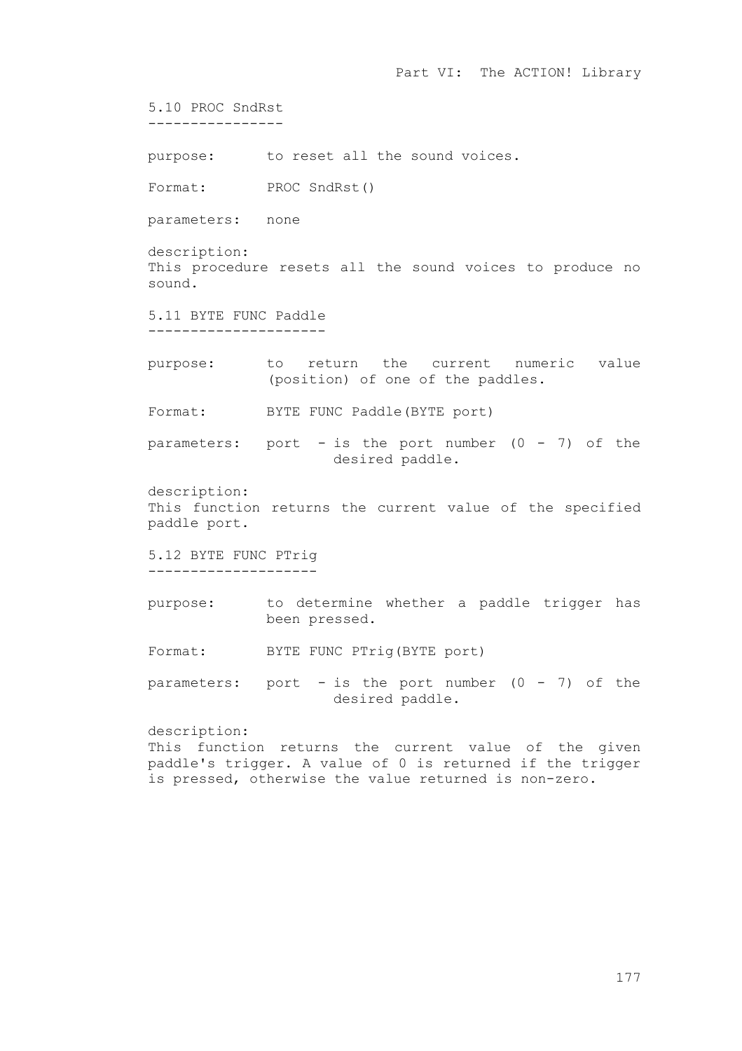### 5.10 PROC SndRst

purpose: to reset all the sound voices.

Format: PROC SndRst()

parameters: none

description:
This procedure resets all the sound voices to produce no sound.

### 5.11 BYTE FUNC Paddle

purpose: to return the current numeric value (position) of one of the paddles.

Format: BYTE FUNC Paddle(BYTE port)

parameters: port - is the port number (0 - 7) of the desired paddle.

description:
This function returns the current value of the specified paddle port.

### 5.12 BYTE FUNC PTrig

purpose: to determine whether a paddle trigger has been pressed.

Format: BYTE FUNC PTrig(BYTE port)

parameters: port - is the port number (0 - 7) of the desired paddle.

description:
This function returns the current value of the given paddle's trigger. A value of 0 is returned if the trigger is pressed, otherwise the value returned is non-zero.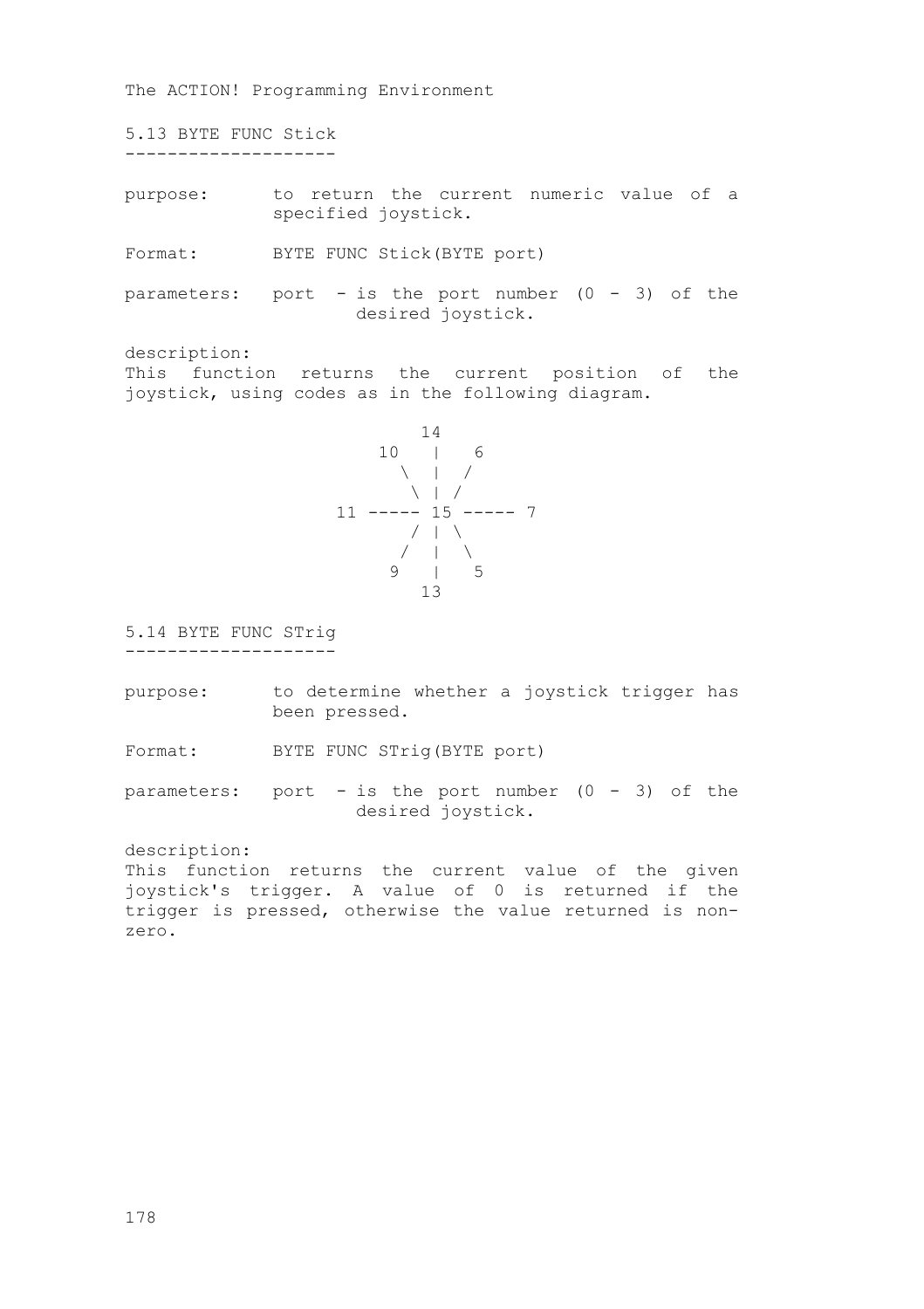## 5.13 BYTE FUNC Stick

purpose: to return the current numeric value of a specified joystick.

Format: BYTE FUNC Stick(BYTE port)

parameters: port - is the port number (0 - 3) of the desired joystick.

description:
This function returns the current position of the joystick, using codes as in the following diagram.

```
              14
          10   |   6
            \  |  /
             \ | /
      11 ----- 15 ----- 7
             / | \
            /  |  \
           9   |   5
              13
```

## 5.14 BYTE FUNC STrig

purpose: to determine whether a joystick trigger has been pressed.

Format: BYTE FUNC STrig(BYTE port)

parameters: port - is the port number (0 - 3) of the desired joystick.

description:
This function returns the current value of the given joystick's trigger. A value of 0 is returned if the trigger is pressed, otherwise the value returned is non-zero.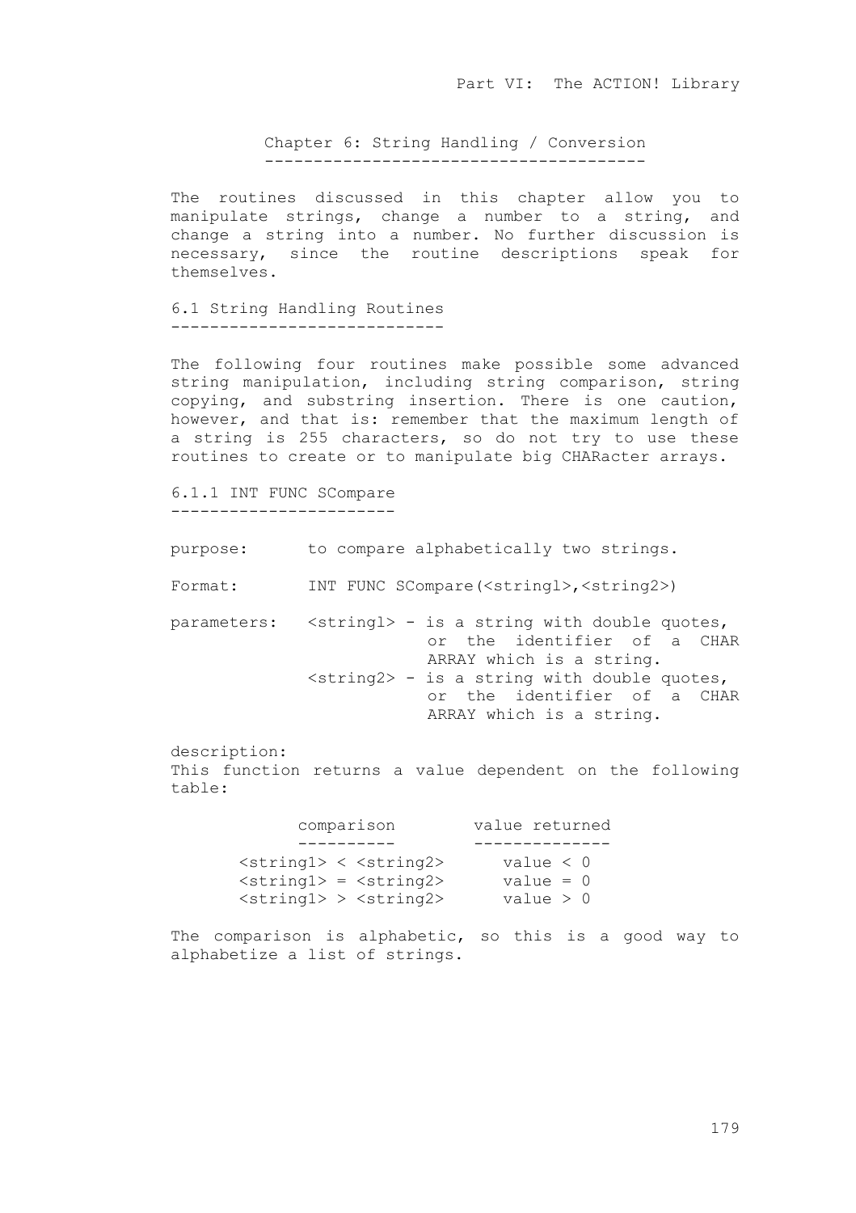## Chapter 6: String Handling / Conversion

The routines discussed in this chapter allow you to manipulate strings, change a number to a string, and change a string into a number. No further discussion is necessary, since the routine descriptions speak for themselves.

### 6.1 String Handling Routines

The following four routines make possible some advanced string manipulation, including string comparison, string copying, and substring insertion. There is one caution, however, and that is: remember that the maximum length of a string is 255 characters, so do not try to use these routines to create or to manipulate big CHARacter arrays.

#### 6.1.1 INT FUNC SCompare

purpose: to compare alphabetically two strings.

Format: INT FUNC SCompare(<string1>,<string2>)

parameters:
<string1> - is a string with double quotes, or the identifier of a CHAR ARRAY which is a string.
<string2> - is a string with double quotes, or the identifier of a CHAR ARRAY which is a string.

description:
This function returns a value dependent on the following table:

| comparison | value returned |
|---|---|
| <string1> < <string2> | value < 0 |
| <string1> = <string2> | value = 0 |
| <string1> > <string2> | value > 0 |

The comparison is alphabetic, so this is a good way to alphabetize a list of strings.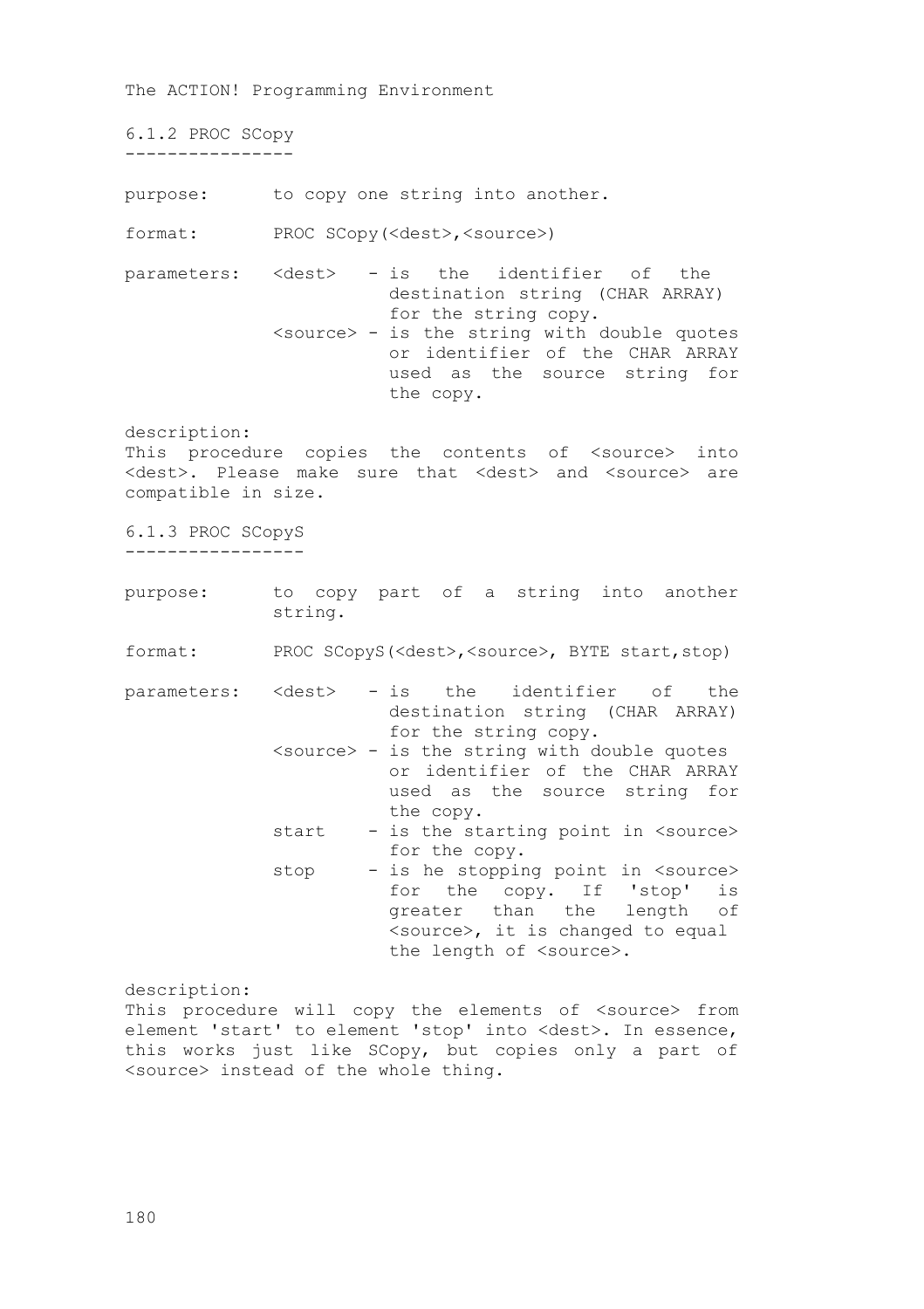### 6.1.2 PROC SCopy

purpose: to copy one string into another.

format: PROC SCopy(<dest>,<source>)

parameters:
- <dest> - is the identifier of the destination string (CHAR ARRAY) for the string copy.
- <source> - is the string with double quotes or identifier of the CHAR ARRAY used as the source string for the copy.

description:
This procedure copies the contents of <source> into <dest>. Please make sure that <dest> and <source> are compatible in size.

### 6.1.3 PROC SCopyS

purpose: to copy part of a string into another string.

format: PROC SCopyS(<dest>,<source>, BYTE start,stop)

parameters:
- <dest> - is the identifier of the destination string (CHAR ARRAY) for the string copy.
- <source> - is the string with double quotes or identifier of the CHAR ARRAY used as the source string for the copy.
- start - is the starting point in <source> for the copy.
- stop - is he stopping point in <source> for the copy. If 'stop' is greater than the length of <source>, it is changed to equal the length of <source>.

description:
This procedure will copy the elements of <source> from element 'start' to element 'stop' into <dest>. In essence, this works just like SCopy, but copies only a part of <source> instead of the whole thing.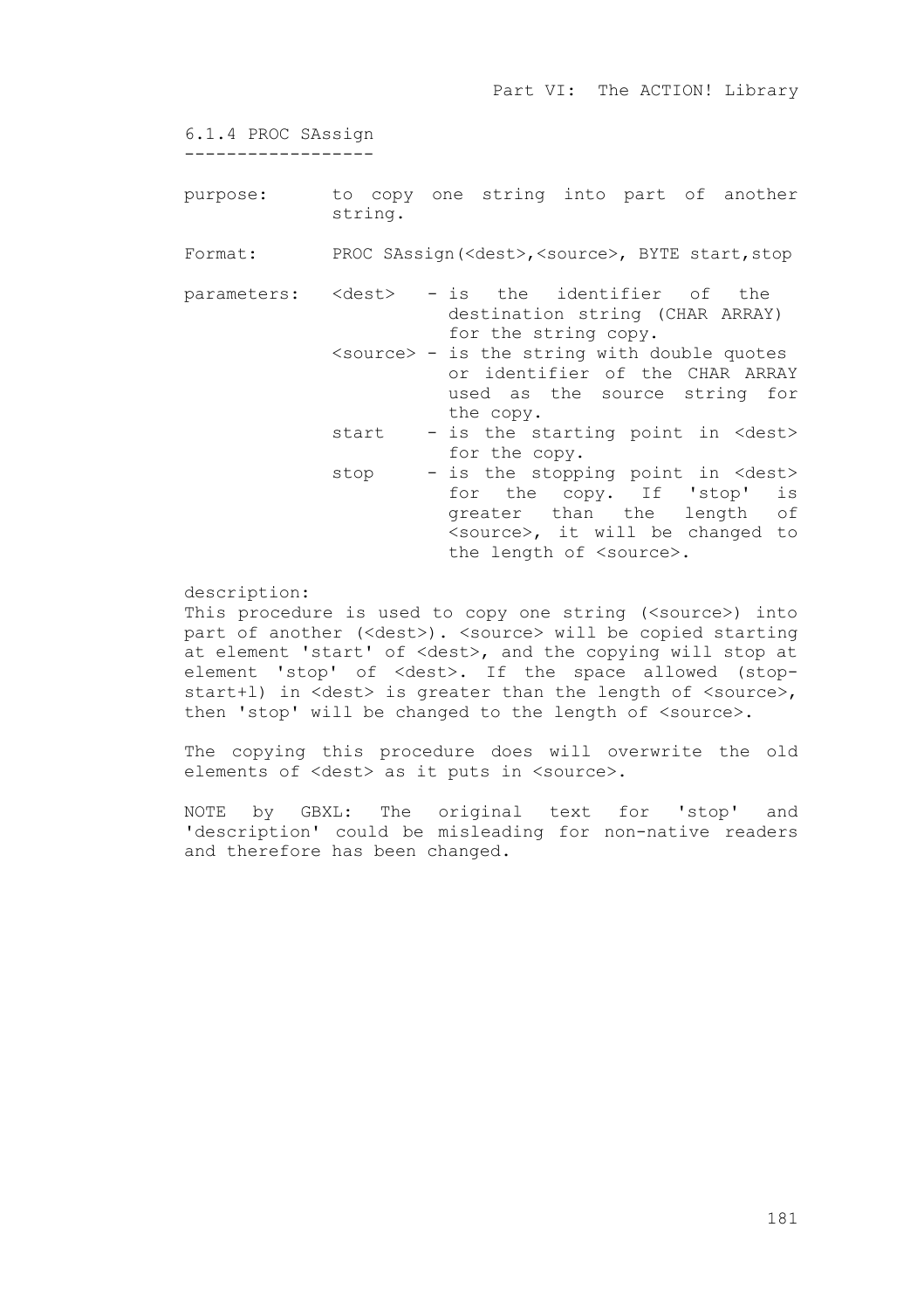### 6.1.4 PROC SAssign

purpose: to copy one string into part of another string.

Format: PROC SAssign(<dest>,<source>, BYTE start,stop

parameters:

- <dest> - is the identifier of the destination string (CHAR ARRAY) for the string copy.
- <source> - is the string with double quotes or identifier of the CHAR ARRAY used as the source string for the copy.
- start - is the starting point in <dest> for the copy.
- stop - is the stopping point in <dest> for the copy. If 'stop' is greater than the length of <source>, it will be changed to the length of <source>.

description:
This procedure is used to copy one string (<source>) into part of another (<dest>). <source> will be copied starting at element 'start' of <dest>, and the copying will stop at element 'stop' of <dest>. If the space allowed (stop-start+1) in <dest> is greater than the length of <source>, then 'stop' will be changed to the length of <source>.

The copying this procedure does will overwrite the old elements of <dest> as it puts in <source>.

NOTE by GBXL: The original text for 'stop' and 'description' could be misleading for non-native readers and therefore has been changed.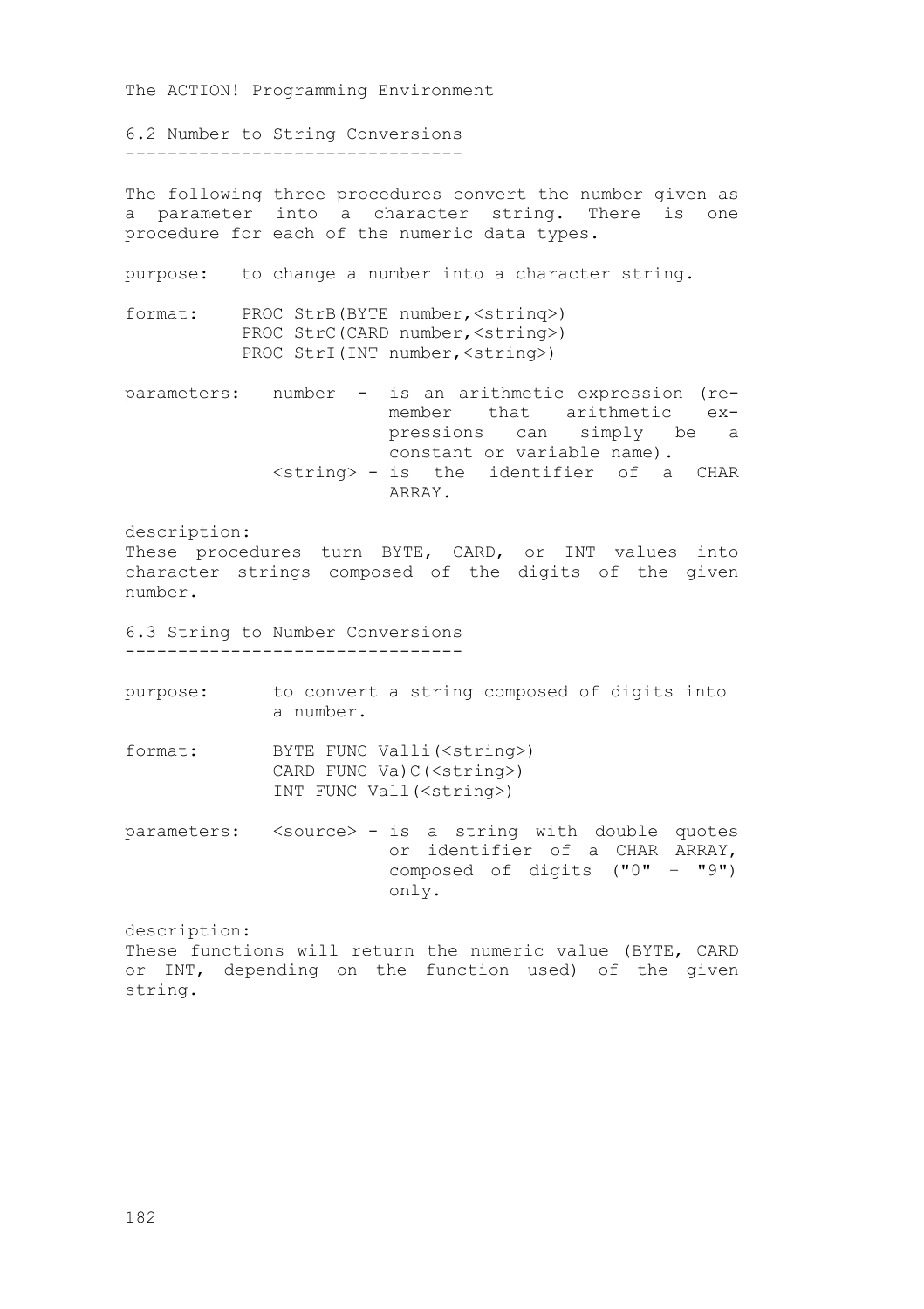## 6.2 Number to String Conversions

The following three procedures convert the number given as a parameter into a character string. There is one procedure for each of the numeric data types.

purpose: to change a number into a character string.

format:
```
PROC StrB(BYTE number,<strinq>)
PROC StrC(CARD number,<string>)
PROC StrI(INT number,<string>)
```

parameters:
- number - is an arithmetic expression (remember that arithmetic expressions can simply be a constant or variable name).
- <string> - is the identifier of a CHAR ARRAY.

description:
These procedures turn BYTE, CARD, or INT values into character strings composed of the digits of the given number.

## 6.3 String to Number Conversions

purpose: to convert a string composed of digits into a number.

format:
```
BYTE FUNC Valli(<string>)
CARD FUNC Va)C(<string>)
INT FUNC Vall(<string>)
```

parameters:
- <source> - is a string with double quotes or identifier of a CHAR ARRAY, composed of digits ("0" - "9") only.

description:
These functions will return the numeric value (BYTE, CARD or INT, depending on the function used) of the given string.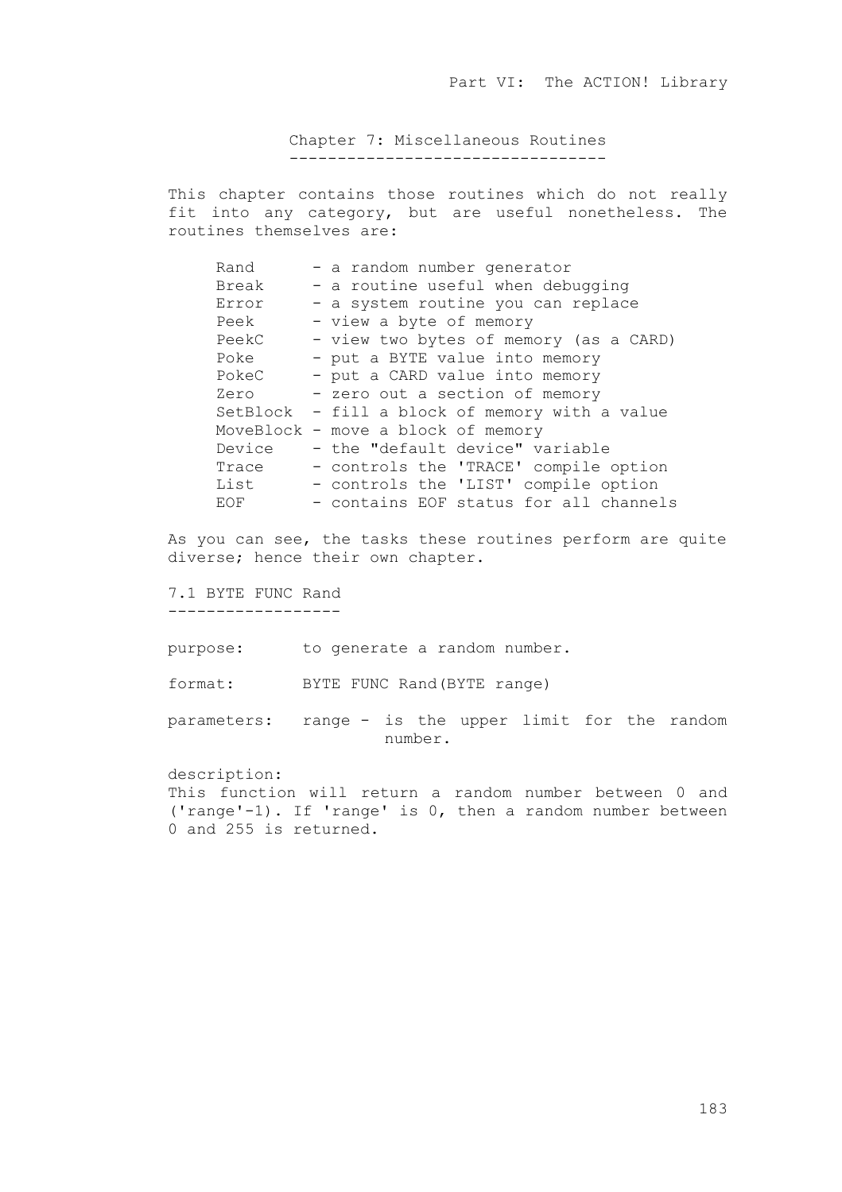## Chapter 7: Miscellaneous Routines

This chapter contains those routines which do not really fit into any category, but are useful nonetheless. The routines themselves are:

```
Rand      - a random number generator
Break     - a routine useful when debugging
Error     - a system routine you can replace
Peek      - view a byte of memory
PeekC     - view two bytes of memory (as a CARD)
Poke      - put a BYTE value into memory
PokeC     - put a CARD value into memory
Zero      - zero out a section of memory
SetBlock  - fill a block of memory with a value
MoveBlock - move a block of memory
Device    - the "default device" variable
Trace     - controls the 'TRACE' compile option
List      - controls the 'LIST' compile option
EOF       - contains EOF status for all channels
```

As you can see, the tasks these routines perform are quite diverse; hence their own chapter.

### 7.1 BYTE FUNC Rand

purpose: to generate a random number.

format: BYTE FUNC Rand(BYTE range)

parameters: range - is the upper limit for the random number.

description:
This function will return a random number between 0 and ('range'-1). If 'range' is 0, then a random number between 0 and 255 is returned.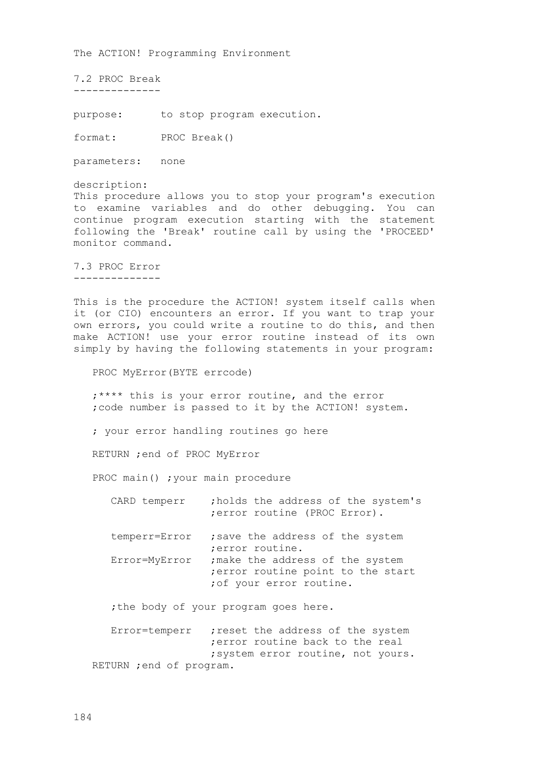## 7.2 PROC Break

purpose: to stop program execution.

format: PROC Break()

parameters: none

description:
This procedure allows you to stop your program's execution to examine variables and do other debugging. You can continue program execution starting with the statement following the 'Break' routine call by using the 'PROCEED' monitor command.

## 7.3 PROC Error

This is the procedure the ACTION! system itself calls when it (or CIO) encounters an error. If you want to trap your own errors, you could write a routine to do this, and then make ACTION! use your error routine instead of its own simply by having the following statements in your program:

```
PROC MyError(BYTE errcode)

;**** this is your error routine, and the error
;code number is passed to it by the ACTION! system.

; your error handling routines go here

RETURN ;end of PROC MyError

PROC main() ;your main procedure

   CARD temperr    ;holds the address of the system's
                   ;error routine (PROC Error).

   temperr=Error   ;save the address of the system
                   ;error routine.
   Error=MyError   ;make the address of the system
                   ;error routine point to the start
                   ;of your error routine.

   ;the body of your program goes here.

   Error=temperr   ;reset the address of the system
                   ;error routine back to the real
                   ;system error routine, not yours.
RETURN ;end of program.
```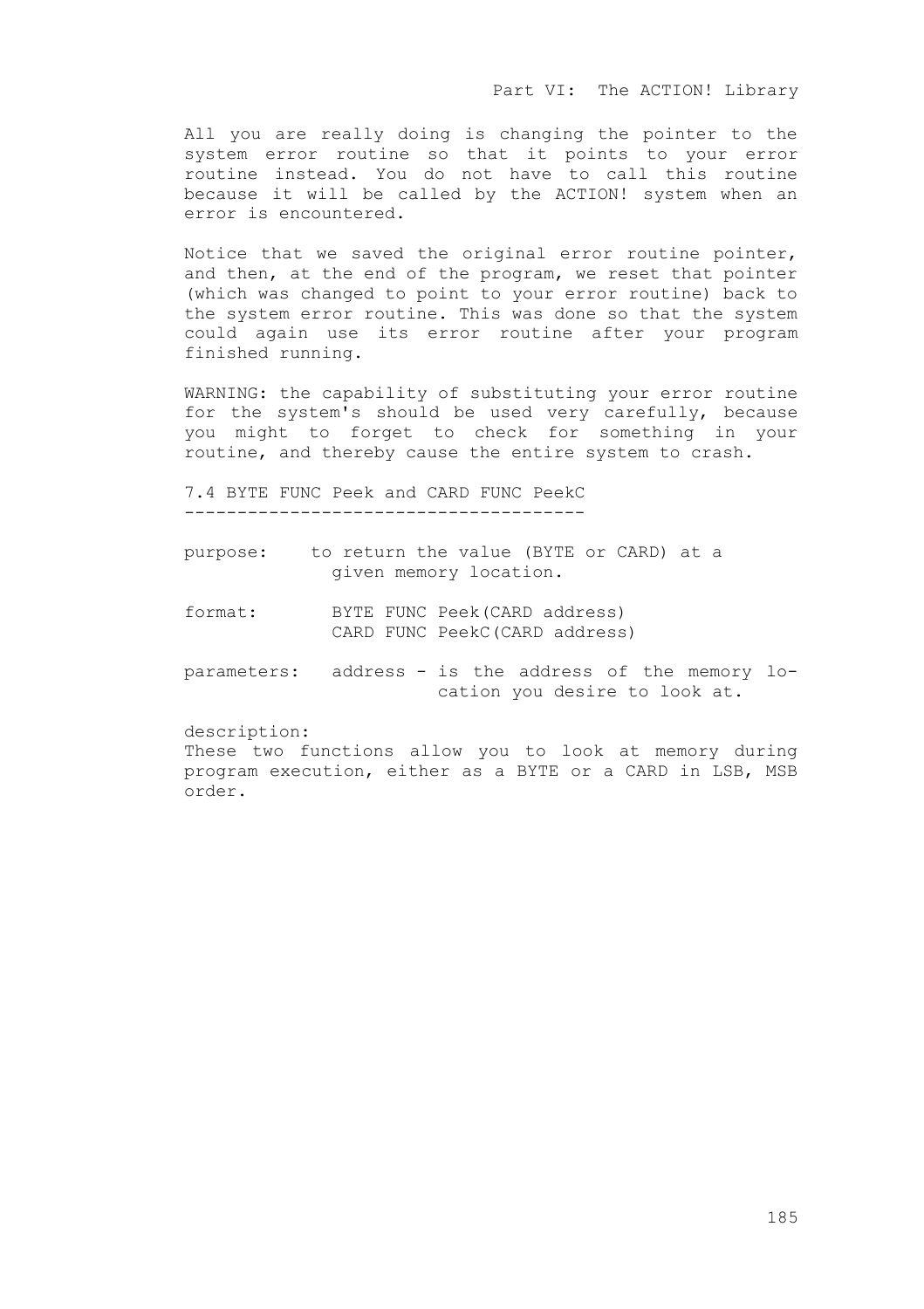All you are really doing is changing the pointer to the system error routine so that it points to your error routine instead. You do not have to call this routine because it will be called by the ACTION! system when an error is encountered.

Notice that we saved the original error routine pointer, and then, at the end of the program, we reset that pointer (which was changed to point to your error routine) back to the system error routine. This was done so that the system could again use its error routine after your program finished running.

WARNING: the capability of substituting your error routine for the system's should be used very carefully, because you might to forget to check for something in your routine, and thereby cause the entire system to crash.

## 7.4 BYTE FUNC Peek and CARD FUNC PeekC

purpose: to return the value (BYTE or CARD) at a given memory location.

format:

```
BYTE FUNC Peek(CARD address)
CARD FUNC PeekC(CARD address)
```

parameters: address - is the address of the memory location you desire to look at.

description:
These two functions allow you to look at memory during program execution, either as a BYTE or a CARD in LSB, MSB order.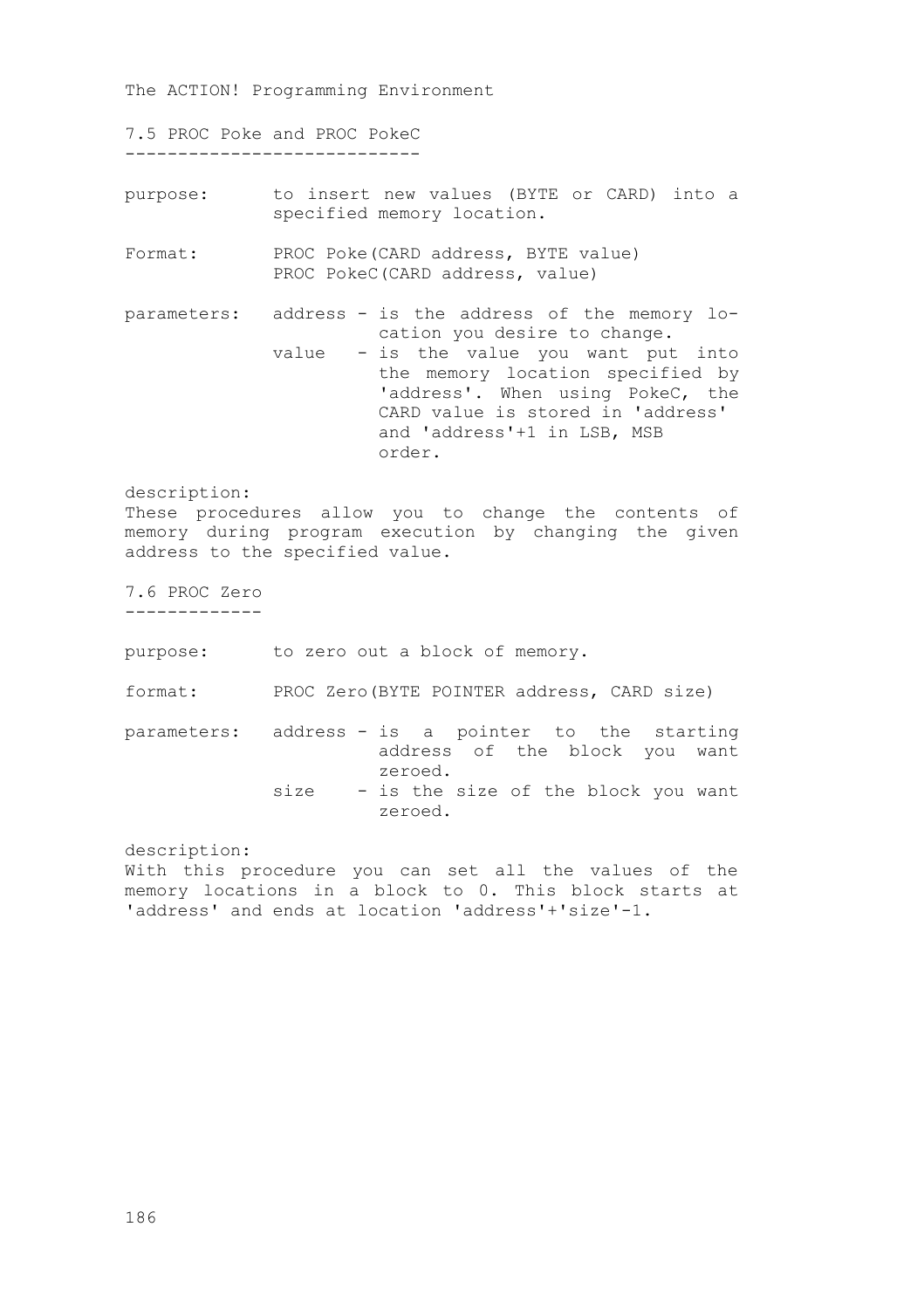## 7.5 PROC Poke and PROC PokeC

purpose: to insert new values (BYTE or CARD) into a specified memory location.

Format:

```
PROC Poke(CARD address, BYTE value)
PROC PokeC(CARD address, value)
```

parameters:

- address - is the address of the memory location you desire to change.
- value - is the value you want put into the memory location specified by 'address'. When using PokeC, the CARD value is stored in 'address' and 'address'+1 in LSB, MSB order.

description:
These procedures allow you to change the contents of memory during program execution by changing the given address to the specified value.

## 7.6 PROC Zero

purpose: to zero out a block of memory.

format:

```
PROC Zero(BYTE POINTER address, CARD size)
```

parameters:

- address - is a pointer to the starting address of the block you want zeroed.
- size - is the size of the block you want zeroed.

description:
With this procedure you can set all the values of the memory locations in a block to 0. This block starts at 'address' and ends at location 'address'+'size'-1.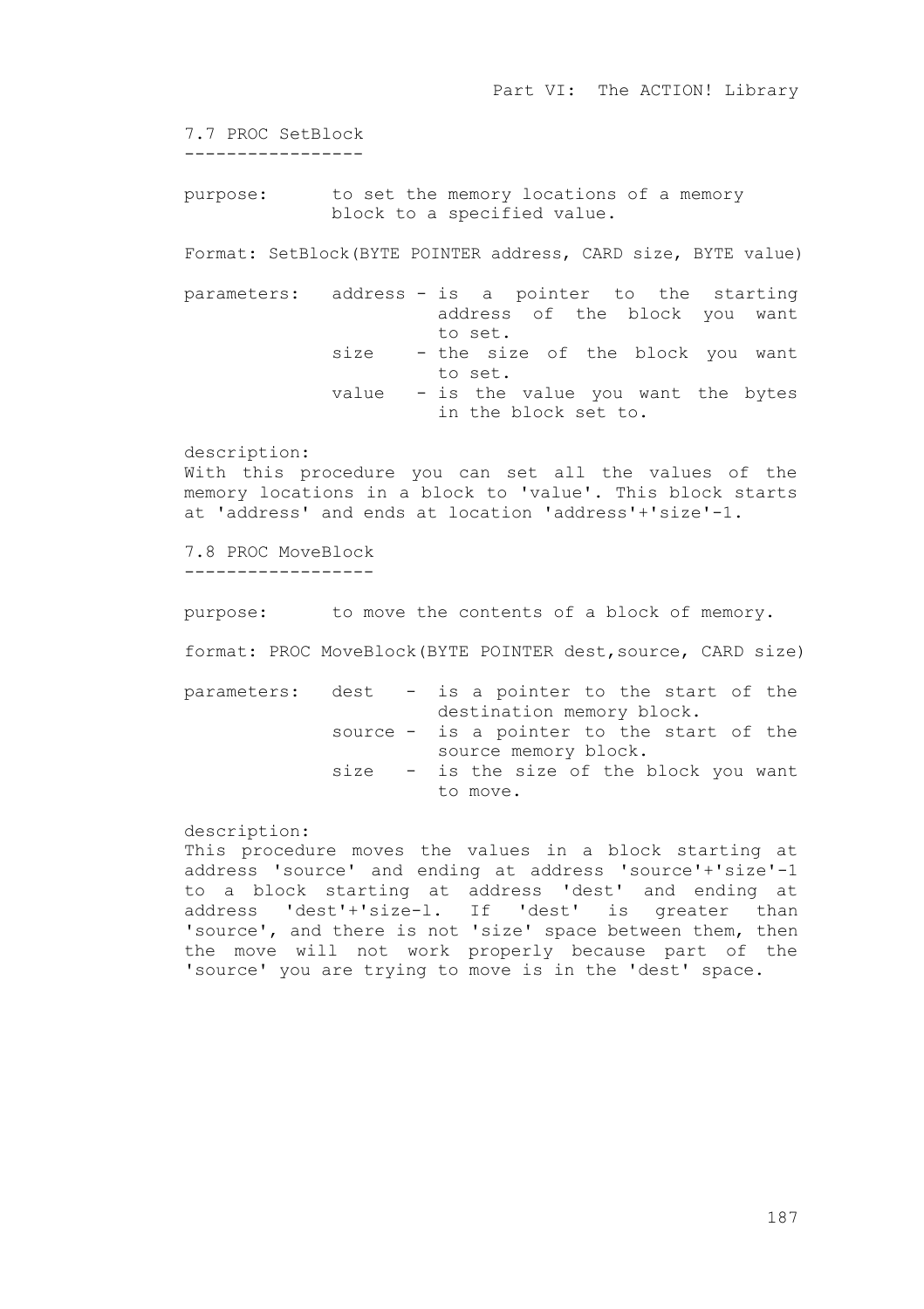## 7.7 PROC SetBlock

purpose: to set the memory locations of a memory block to a specified value.

Format: SetBlock(BYTE POINTER address, CARD size, BYTE value)

parameters:

- address - is a pointer to the starting address of the block you want to set.
- size - the size of the block you want to set.
- value - is the value you want the bytes in the block set to.

description:
With this procedure you can set all the values of the memory locations in a block to 'value'. This block starts at 'address' and ends at location 'address'+'size'-1.

## 7.8 PROC MoveBlock

purpose: to move the contents of a block of memory.

format: PROC MoveBlock(BYTE POINTER dest,source, CARD size)

parameters:

- dest - is a pointer to the start of the destination memory block.
- source - is a pointer to the start of the source memory block.
- size - is the size of the block you want to move.

description:
This procedure moves the values in a block starting at address 'source' and ending at address 'source'+'size'-1 to a block starting at address 'dest' and ending at address 'dest'+'size-1. If 'dest' is greater than 'source', and there is not 'size' space between them, then the move will not work properly because part of the 'source' you are trying to move is in the 'dest' space.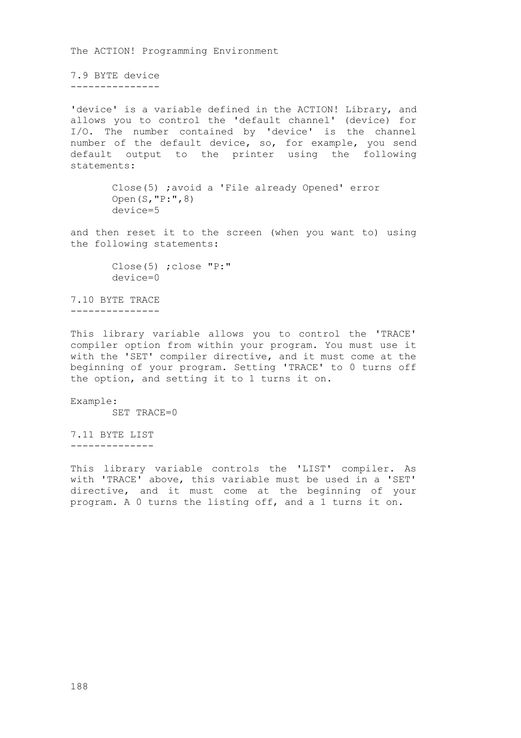## 7.9 BYTE device

'device' is a variable defined in the ACTION! Library, and allows you to control the 'default channel' (device) for I/O. The number contained by 'device' is the channel number of the default device, so, for example, you send default output to the printer using the following statements:

```
Close(5) ;avoid a 'File already Opened' error
Open(S,"P:",8)
device=5
```

and then reset it to the screen (when you want to) using the following statements:

```
Close(5) ;close "P:"
device=0
```

## 7.10 BYTE TRACE

This library variable allows you to control the 'TRACE' compiler option from within your program. You must use it with the 'SET' compiler directive, and it must come at the beginning of your program. Setting 'TRACE' to 0 turns off the option, and setting it to 1 turns it on.

Example:

```
SET TRACE=0
```

## 7.11 BYTE LIST

This library variable controls the 'LIST' compiler. As with 'TRACE' above, this variable must be used in a 'SET' directive, and it must come at the beginning of your program. A 0 turns the listing off, and a 1 turns it on.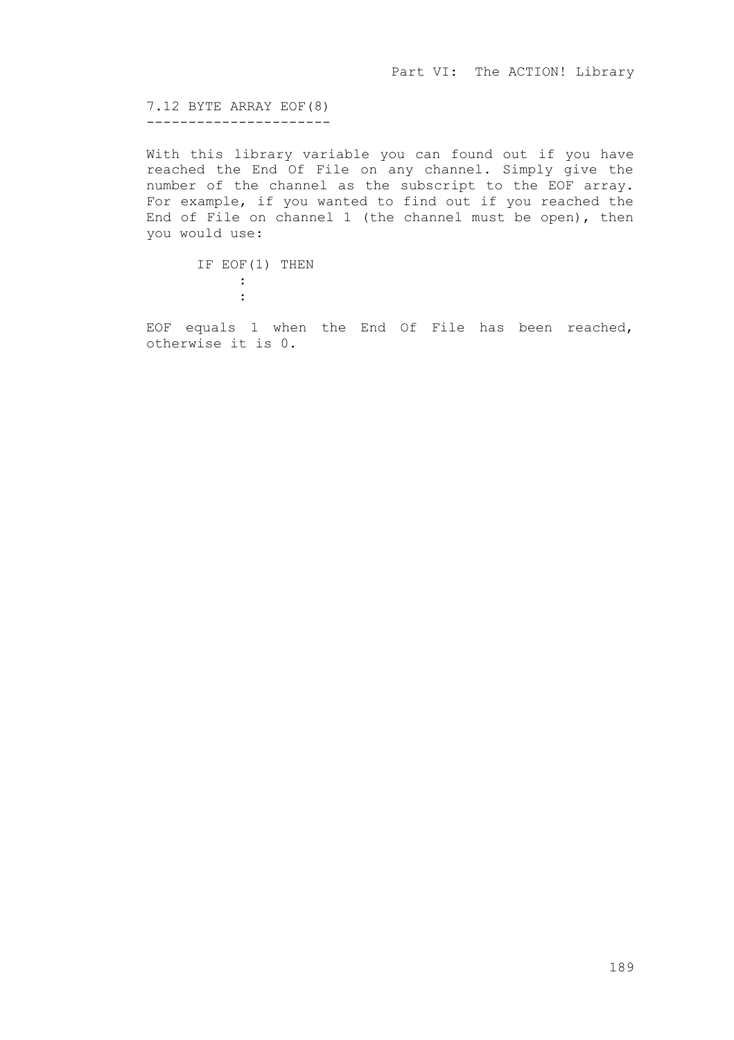## 7.12 BYTE ARRAY EOF(8)

With this library variable you can found out if you have reached the End Of File on any channel. Simply give the number of the channel as the subscript to the EOF array. For example, if you wanted to find out if you reached the End of File on channel 1 (the channel must be open), then you would use:

```
IF EOF(1) THEN
     :
     :
```

EOF equals 1 when the End Of File has been reached, otherwise it is 0.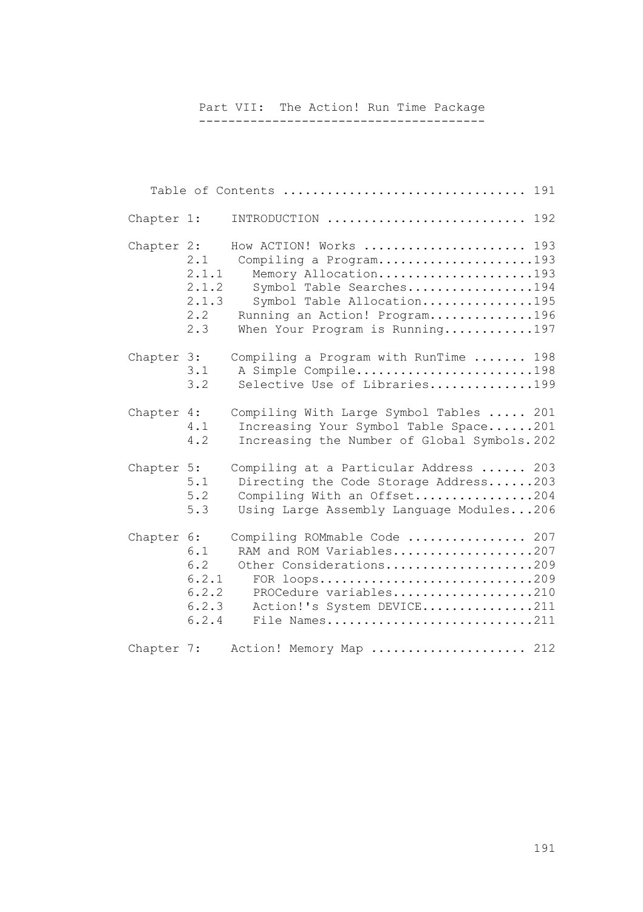# Part VII: The Action! Run Time Package

```
   Table of Contents ................................ 191

Chapter 1:    INTRODUCTION ........................... 192

Chapter 2:    How ACTION! Works ...................... 193
        2.1    Compiling a Program.....................193
        2.1.1    Memory Allocation.....................193
        2.1.2    Symbol Table Searches.................194
        2.1.3    Symbol Table Allocation...............195
        2.2    Running an Action! Program..............196
        2.3    When Your Program is Running............197

Chapter 3:    Compiling a Program with RunTime ....... 198
        3.1    A Simple Compile........................198
        3.2    Selective Use of Libraries..............199

Chapter 4:    Compiling With Large Symbol Tables ..... 201
        4.1    Increasing Your Symbol Table Space......201
        4.2    Increasing the Number of Global Symbols.202

Chapter 5:    Compiling at a Particular Address ...... 203
        5.1    Directing the Code Storage Address......203
        5.2    Compiling With an Offset................204
        5.3    Using Large Assembly Language Modules...206

Chapter 6:    Compiling ROMmable Code ................ 207
        6.1    RAM and ROM Variables...................207
        6.2    Other Considerations....................209
        6.2.1    FOR loops.............................209
        6.2.2    PROCedure variables...................210
        6.2.3    Action!'s System DEVICE...............211
        6.2.4    File Names............................211

Chapter 7:    Action! Memory Map ..................... 212
```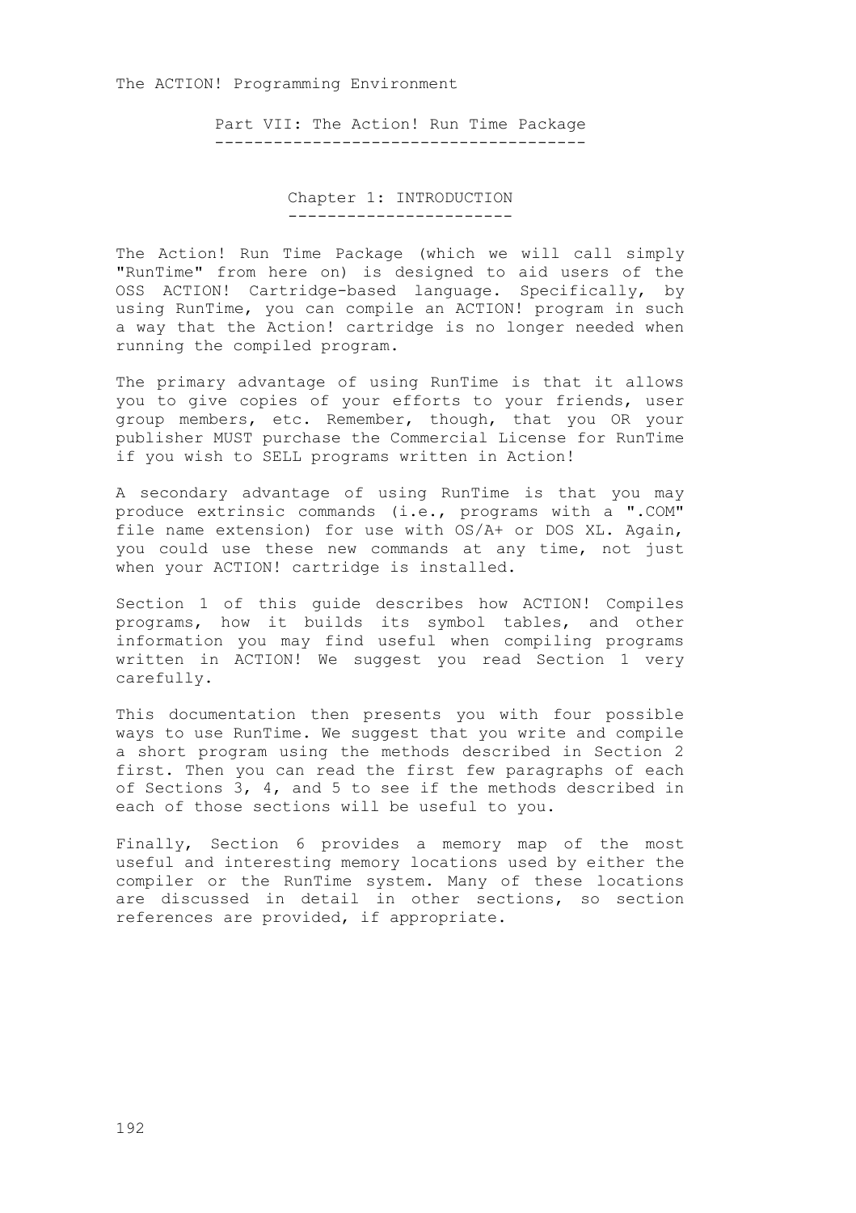# Part VII: The Action! Run Time Package

## Chapter 1: INTRODUCTION

The Action! Run Time Package (which we will call simply "RunTime" from here on) is designed to aid users of the OSS ACTION! Cartridge-based language. Specifically, by using RunTime, you can compile an ACTION! program in such a way that the Action! cartridge is no longer needed when running the compiled program.

The primary advantage of using RunTime is that it allows you to give copies of your efforts to your friends, user group members, etc. Remember, though, that you OR your publisher MUST purchase the Commercial License for RunTime if you wish to SELL programs written in Action!

A secondary advantage of using RunTime is that you may produce extrinsic commands (i.e., programs with a ".COM" file name extension) for use with OS/A+ or DOS XL. Again, you could use these new commands at any time, not just when your ACTION! cartridge is installed.

Section 1 of this guide describes how ACTION! Compiles programs, how it builds its symbol tables, and other information you may find useful when compiling programs written in ACTION! We suggest you read Section 1 very carefully.

This documentation then presents you with four possible ways to use RunTime. We suggest that you write and compile a short program using the methods described in Section 2 first. Then you can read the first few paragraphs of each of Sections 3, 4, and 5 to see if the methods described in each of those sections will be useful to you.

Finally, Section 6 provides a memory map of the most useful and interesting memory locations used by either the compiler or the RunTime system. Many of these locations are discussed in detail in other sections, so section references are provided, if appropriate.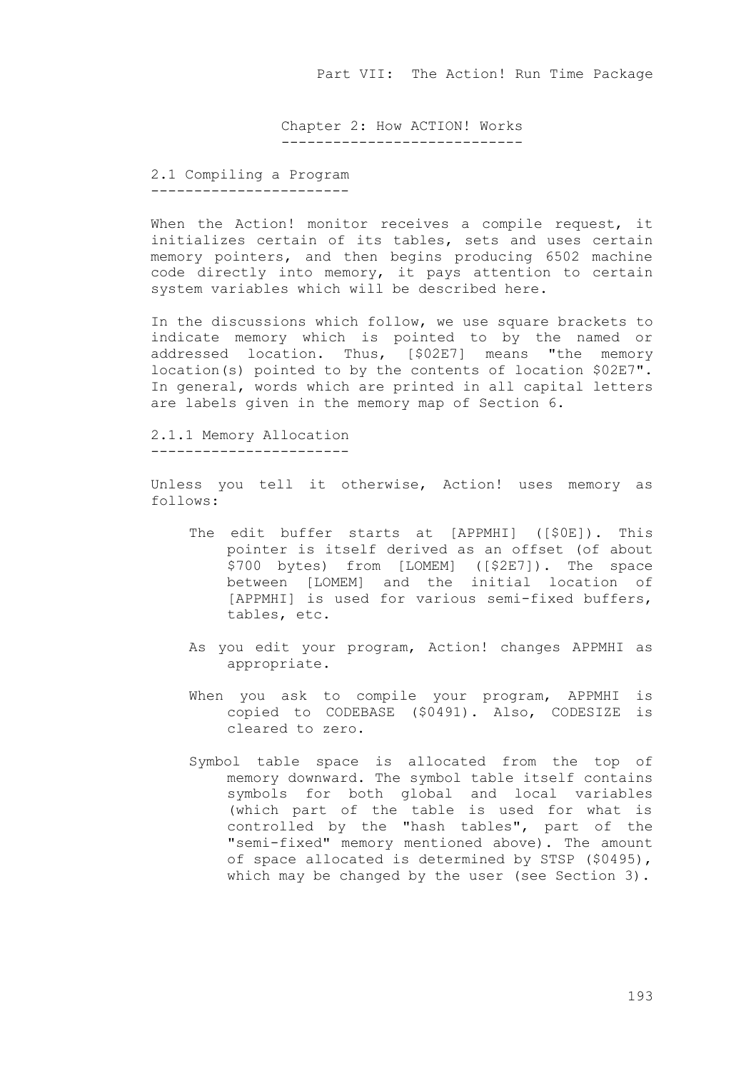## Chapter 2: How ACTION! Works

### 2.1 Compiling a Program

When the Action! monitor receives a compile request, it initializes certain of its tables, sets and uses certain memory pointers, and then begins producing 6502 machine code directly into memory, it pays attention to certain system variables which will be described here.

In the discussions which follow, we use square brackets to indicate memory which is pointed to by the named or addressed location. Thus, [$02E7] means "the memory location(s) pointed to by the contents of location $02E7". In general, words which are printed in all capital letters are labels given in the memory map of Section 6.

#### 2.1.1 Memory Allocation

Unless you tell it otherwise, Action! uses memory as follows:

- The edit buffer starts at [APPMHI] ([$0E]). This pointer is itself derived as an offset (of about $700 bytes) from [LOMEM] ([$2E7]). The space between [LOMEM] and the initial location of [APPMHI] is used for various semi-fixed buffers, tables, etc.

- As you edit your program, Action! changes APPMHI as appropriate.

- When you ask to compile your program, APPMHI is copied to CODEBASE ($0491). Also, CODESIZE is cleared to zero.

- Symbol table space is allocated from the top of memory downward. The symbol table itself contains symbols for both global and local variables (which part of the table is used for what is controlled by the "hash tables", part of the "semi-fixed" memory mentioned above). The amount of space allocated is determined by STSP ($0495), which may be changed by the user (see Section 3).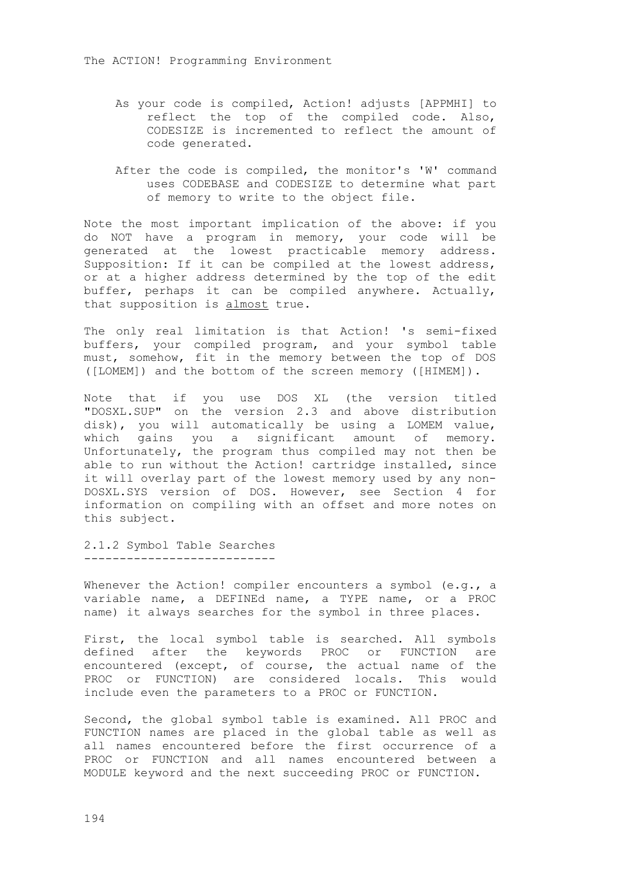As your code is compiled, Action! adjusts [APPMHI] to reflect the top of the compiled code. Also, CODESIZE is incremented to reflect the amount of code generated.

After the code is compiled, the monitor's 'W' command uses CODEBASE and CODESIZE to determine what part of memory to write to the object file.

Note the most important implication of the above: if you do NOT have a program in memory, your code will be generated at the lowest practicable memory address. Supposition: If it can be compiled at the lowest address, or at a higher address determined by the top of the edit buffer, perhaps it can be compiled anywhere. Actually, that supposition is <u>almost</u> true.

The only real limitation is that Action! 's semi-fixed buffers, your compiled program, and your symbol table must, somehow, fit in the memory between the top of DOS ([LOMEM]) and the bottom of the screen memory ([HIMEM]).

Note that if you use DOS XL (the version titled "DOSXL.SUP" on the version 2.3 and above distribution disk), you will automatically be using a LOMEM value, which gains you a significant amount of memory. Unfortunately, the program thus compiled may not then be able to run without the Action! cartridge installed, since it will overlay part of the lowest memory used by any non-DOSXL.SYS version of DOS. However, see Section 4 for information on compiling with an offset and more notes on this subject.

### 2.1.2 Symbol Table Searches

Whenever the Action! compiler encounters a symbol (e.g., a variable name, a DEFINEd name, a TYPE name, or a PROC name) it always searches for the symbol in three places.

First, the local symbol table is searched. All symbols defined after the keywords PROC or FUNCTION are encountered (except, of course, the actual name of the PROC or FUNCTION) are considered locals. This would include even the parameters to a PROC or FUNCTION.

Second, the global symbol table is examined. All PROC and FUNCTION names are placed in the global table as well as all names encountered before the first occurrence of a PROC or FUNCTION and all names encountered between a MODULE keyword and the next succeeding PROC or FUNCTION.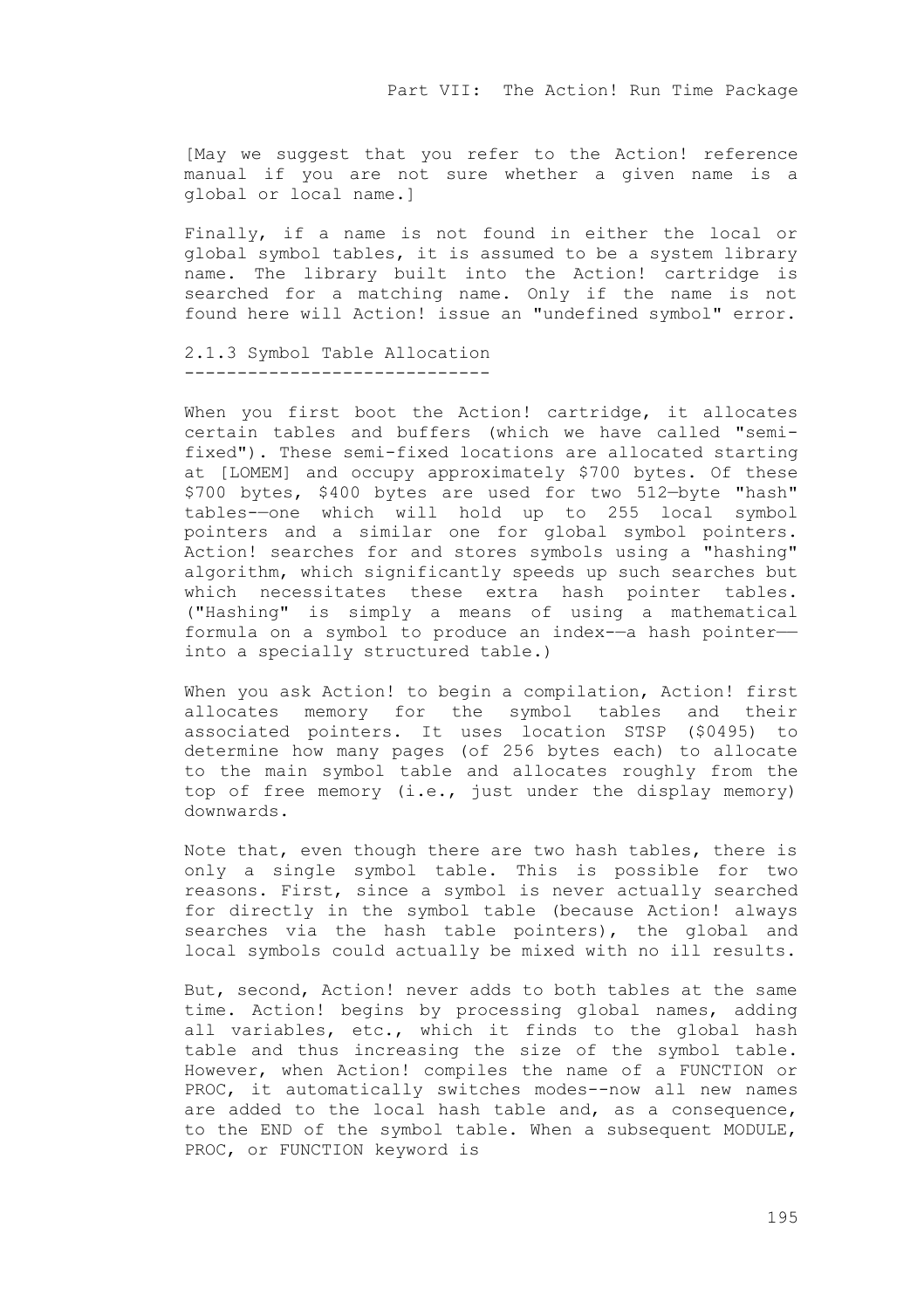[May we suggest that you refer to the Action! reference manual if you are not sure whether a given name is a global or local name.]

Finally, if a name is not found in either the local or global symbol tables, it is assumed to be a system library name. The library built into the Action! cartridge is searched for a matching name. Only if the name is not found here will Action! issue an "undefined symbol" error.

### 2.1.3 Symbol Table Allocation

When you first boot the Action! cartridge, it allocates certain tables and buffers (which we have called "semi-fixed"). These semi-fixed locations are allocated starting at [LOMEM] and occupy approximately $700 bytes. Of these $700 bytes, $400 bytes are used for two 512—byte "hash" tables-—one which will hold up to 255 local symbol pointers and a similar one for global symbol pointers. Action! searches for and stores symbols using a "hashing" algorithm, which significantly speeds up such searches but which necessitates these extra hash pointer tables. ("Hashing" is simply a means of using a mathematical formula on a symbol to produce an index-—a hash pointer—— into a specially structured table.)

When you ask Action! to begin a compilation, Action! first allocates memory for the symbol tables and their associated pointers. It uses location STSP ($0495) to determine how many pages (of 256 bytes each) to allocate to the main symbol table and allocates roughly from the top of free memory (i.e., just under the display memory) downwards.

Note that, even though there are two hash tables, there is only a single symbol table. This is possible for two reasons. First, since a symbol is never actually searched for directly in the symbol table (because Action! always searches via the hash table pointers), the global and local symbols could actually be mixed with no ill results.

But, second, Action! never adds to both tables at the same time. Action! begins by processing global names, adding all variables, etc., which it finds to the global hash table and thus increasing the size of the symbol table. However, when Action! compiles the name of a FUNCTION or PROC, it automatically switches modes--now all new names are added to the local hash table and, as a consequence, to the END of the symbol table. When a subsequent MODULE, PROC, or FUNCTION keyword is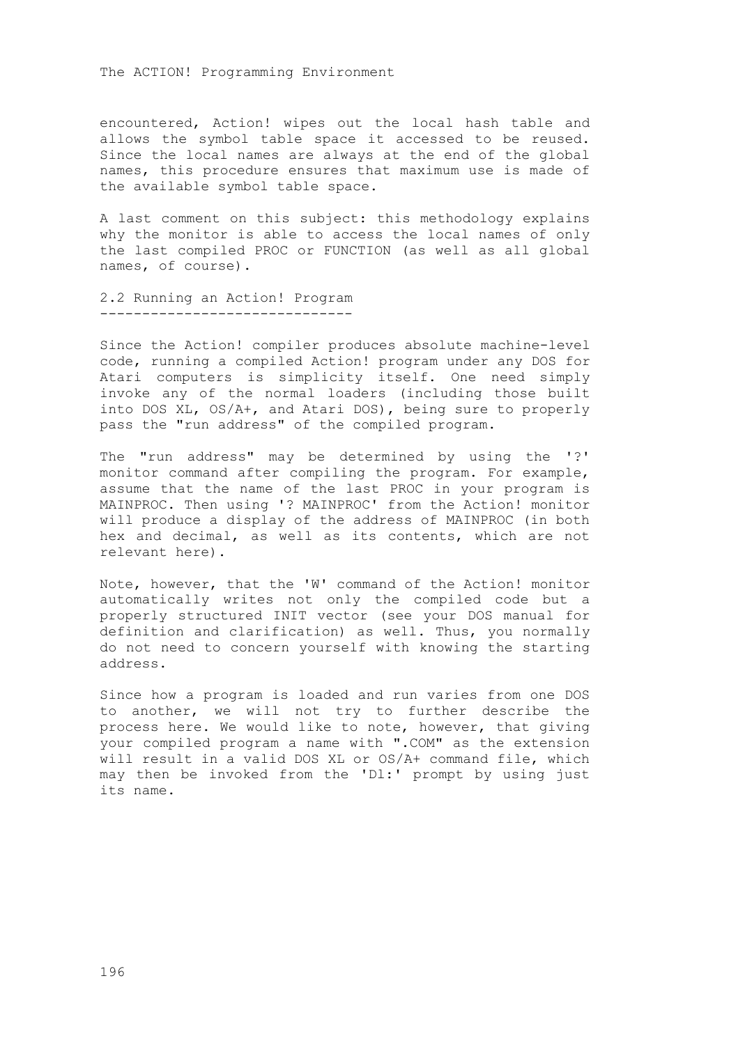encountered, Action! wipes out the local hash table and allows the symbol table space it accessed to be reused. Since the local names are always at the end of the global names, this procedure ensures that maximum use is made of the available symbol table space.

A last comment on this subject: this methodology explains why the monitor is able to access the local names of only the last compiled PROC or FUNCTION (as well as all global names, of course).

## 2.2 Running an Action! Program

Since the Action! compiler produces absolute machine-level code, running a compiled Action! program under any DOS for Atari computers is simplicity itself. One need simply invoke any of the normal loaders (including those built into DOS XL, OS/A+, and Atari DOS), being sure to properly pass the "run address" of the compiled program.

The "run address" may be determined by using the '?' monitor command after compiling the program. For example, assume that the name of the last PROC in your program is MAINPROC. Then using '? MAINPROC' from the Action! monitor will produce a display of the address of MAINPROC (in both hex and decimal, as well as its contents, which are not relevant here).

Note, however, that the 'W' command of the Action! monitor automatically writes not only the compiled code but a properly structured INIT vector (see your DOS manual for definition and clarification) as well. Thus, you normally do not need to concern yourself with knowing the starting address.

Since how a program is loaded and run varies from one DOS to another, we will not try to further describe the process here. We would like to note, however, that giving your compiled program a name with ".COM" as the extension will result in a valid DOS XL or OS/A+ command file, which may then be invoked from the 'D1:' prompt by using just its name.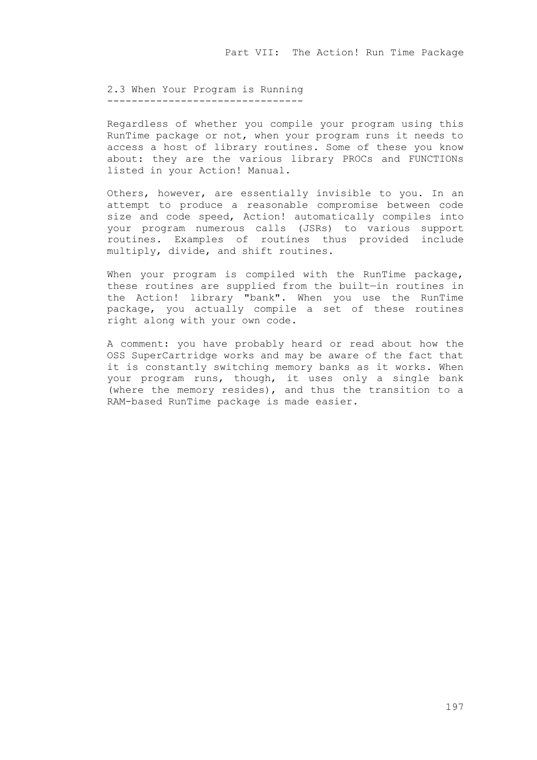## 2.3 When Your Program is Running

Regardless of whether you compile your program using this RunTime package or not, when your program runs it needs to access a host of library routines. Some of these you know about: they are the various library PROCs and FUNCTIONs listed in your Action! Manual.

Others, however, are essentially invisible to you. In an attempt to produce a reasonable compromise between code size and code speed, Action! automatically compiles into your program numerous calls (JSRs) to various support routines. Examples of routines thus provided include multiply, divide, and shift routines.

When your program is compiled with the RunTime package, these routines are supplied from the built—in routines in the Action! library "bank". When you use the RunTime package, you actually compile a set of these routines right along with your own code.

A comment: you have probably heard or read about how the OSS SuperCartridge works and may be aware of the fact that it is constantly switching memory banks as it works. When your program runs, though, it uses only a single bank (where the memory resides), and thus the transition to a RAM-based RunTime package is made easier.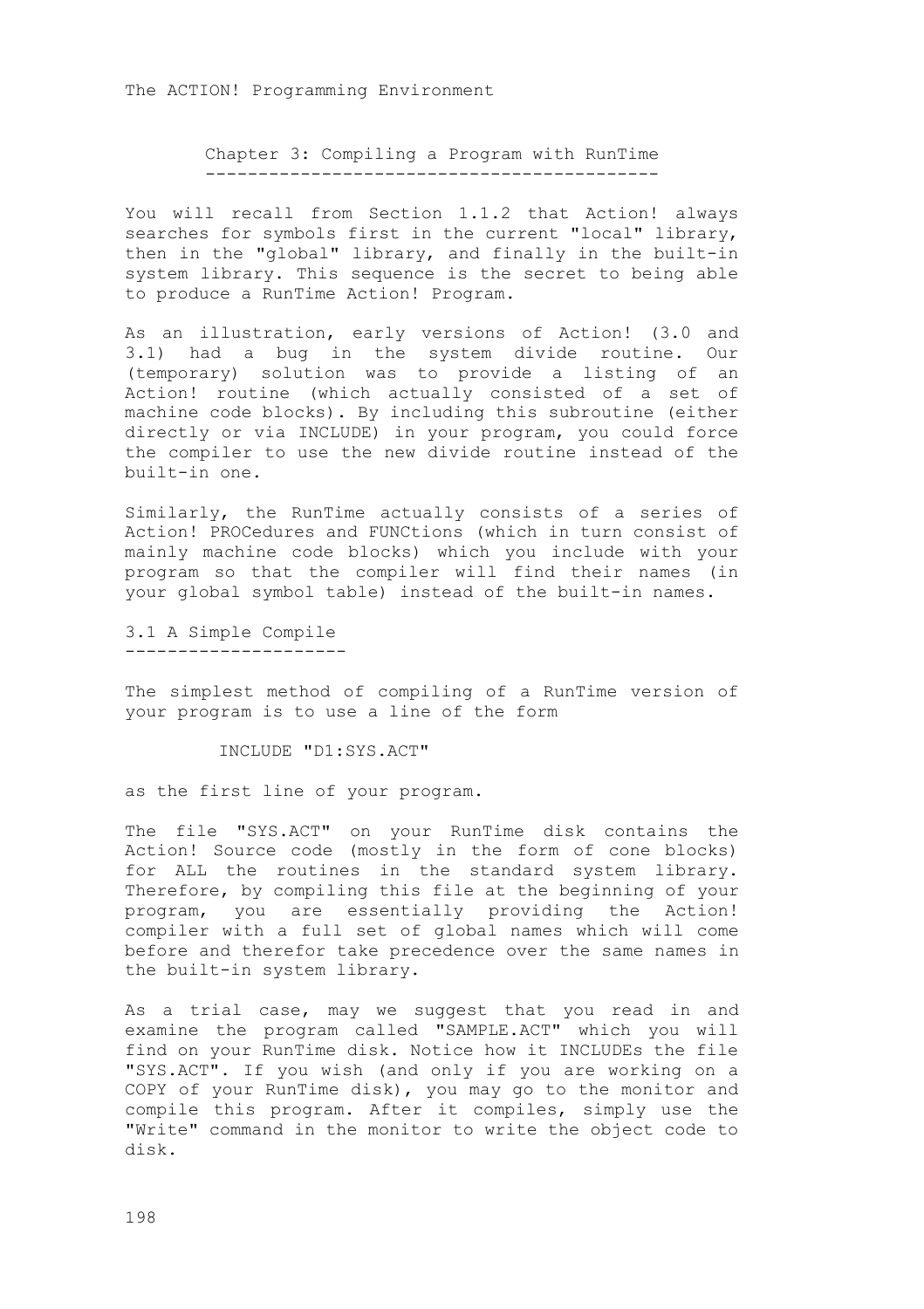## Chapter 3: Compiling a Program with RunTime

You will recall from Section 1.1.2 that Action! always searches for symbols first in the current "local" library, then in the "global" library, and finally in the built-in system library. This sequence is the secret to being able to produce a RunTime Action! Program.

As an illustration, early versions of Action! (3.0 and 3.1) had a bug in the system divide routine. Our (temporary) solution was to provide a listing of an Action! routine (which actually consisted of a set of machine code blocks). By including this subroutine (either directly or via INCLUDE) in your program, you could force the compiler to use the new divide routine instead of the built-in one.

Similarly, the RunTime actually consists of a series of Action! PROCedures and FUNCtions (which in turn consist of mainly machine code blocks) which you include with your program so that the compiler will find their names (in your global symbol table) instead of the built-in names.

### 3.1 A Simple Compile

The simplest method of compiling of a RunTime version of your program is to use a line of the form

```
INCLUDE "D1:SYS.ACT"
```

as the first line of your program.

The file "SYS.ACT" on your RunTime disk contains the Action! Source code (mostly in the form of cone blocks) for ALL the routines in the standard system library. Therefore, by compiling this file at the beginning of your program, you are essentially providing the Action! compiler with a full set of global names which will come before and therefor take precedence over the same names in the built-in system library.

As a trial case, may we suggest that you read in and examine the program called "SAMPLE.ACT" which you will find on your RunTime disk. Notice how it INCLUDEs the file "SYS.ACT". If you wish (and only if you are working on a COPY of your RunTime disk), you may go to the monitor and compile this program. After it compiles, simply use the "Write" command in the monitor to write the object code to disk.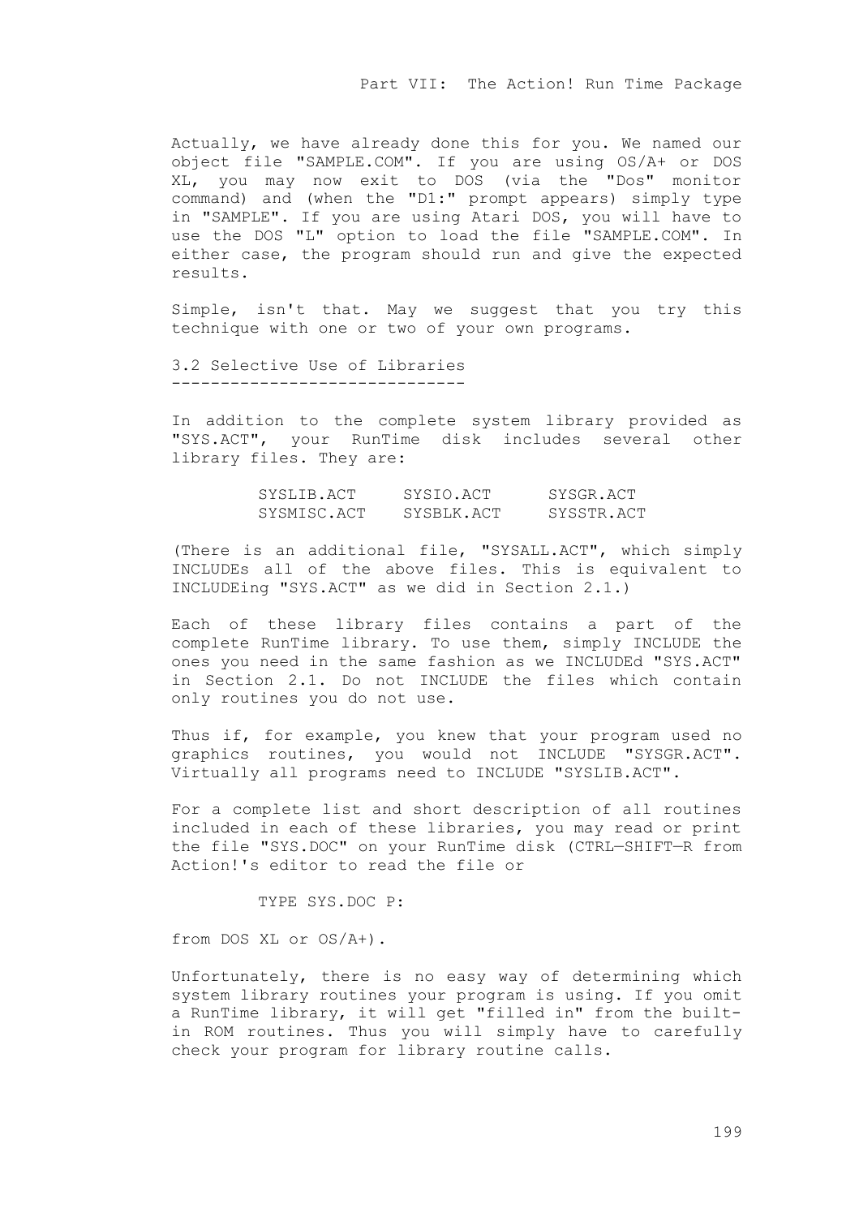Actually, we have already done this for you. We named our object file "SAMPLE.COM". If you are using OS/A+ or DOS XL, you may now exit to DOS (via the "Dos" monitor command) and (when the "D1:" prompt appears) simply type in "SAMPLE". If you are using Atari DOS, you will have to use the DOS "L" option to load the file "SAMPLE.COM". In either case, the program should run and give the expected results.

Simple, isn't that. May we suggest that you try this technique with one or two of your own programs.

## 3.2 Selective Use of Libraries

In addition to the complete system library provided as "SYS.ACT", your RunTime disk includes several other library files. They are:

```
SYSLIB.ACT     SYSIO.ACT     SYSGR.ACT
SYSMISC.ACT    SYSBLK.ACT    SYSSTR.ACT
```

(There is an additional file, "SYSALL.ACT", which simply INCLUDEs all of the above files. This is equivalent to INCLUDEing "SYS.ACT" as we did in Section 2.1.)

Each of these library files contains a part of the complete RunTime library. To use them, simply INCLUDE the ones you need in the same fashion as we INCLUDEd "SYS.ACT" in Section 2.1. Do not INCLUDE the files which contain only routines you do not use.

Thus if, for example, you knew that your program used no graphics routines, you would not INCLUDE "SYSGR.ACT". Virtually all programs need to INCLUDE "SYSLIB.ACT".

For a complete list and short description of all routines included in each of these libraries, you may read or print the file "SYS.DOC" on your RunTime disk (CTRL—SHIFT—R from Action!'s editor to read the file or

```
TYPE SYS.DOC P:
```

from DOS XL or OS/A+).

Unfortunately, there is no easy way of determining which system library routines your program is using. If you omit a RunTime library, it will get "filled in" from the built-in ROM routines. Thus you will simply have to carefully check your program for library routine calls.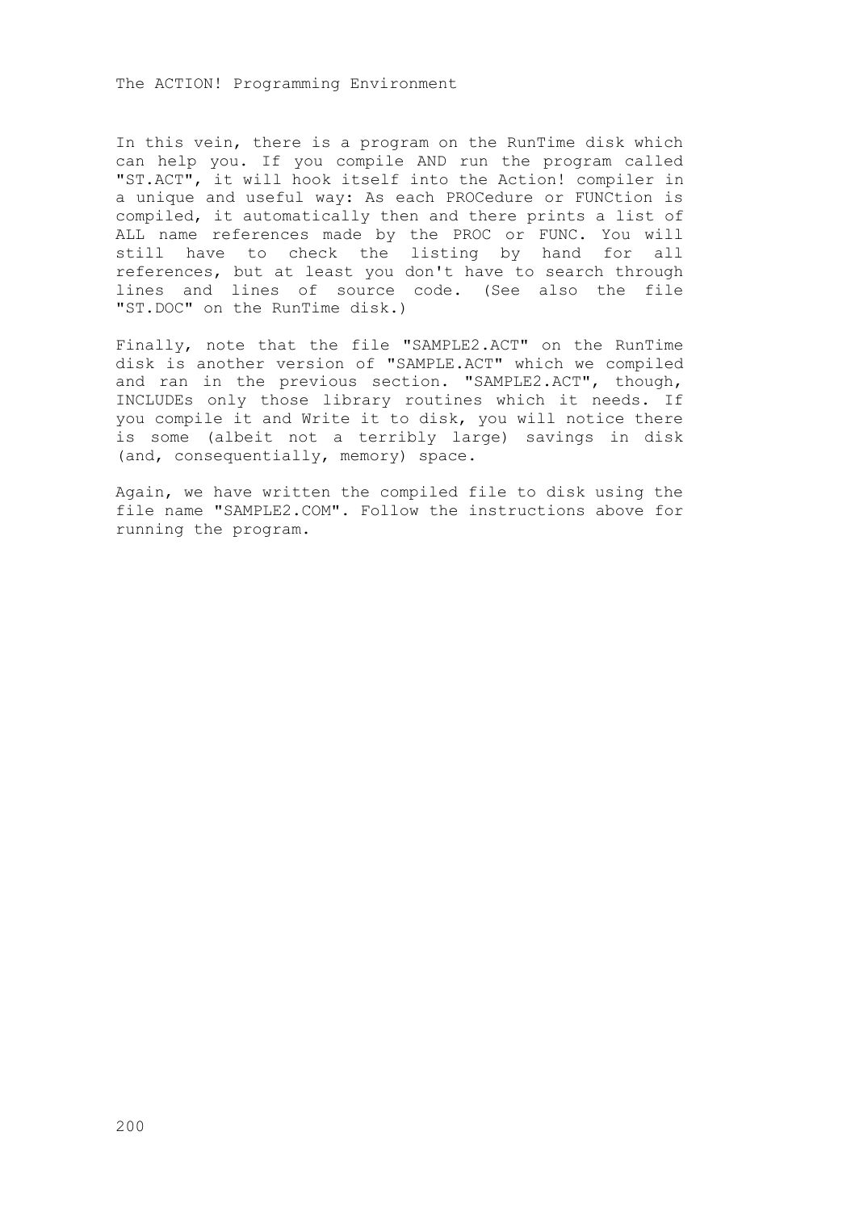In this vein, there is a program on the RunTime disk which can help you. If you compile AND run the program called "ST.ACT", it will hook itself into the Action! compiler in a unique and useful way: As each PROCedure or FUNCtion is compiled, it automatically then and there prints a list of ALL name references made by the PROC or FUNC. You will still have to check the listing by hand for all references, but at least you don't have to search through lines and lines of source code. (See also the file "ST.DOC" on the RunTime disk.)

Finally, note that the file "SAMPLE2.ACT" on the RunTime disk is another version of "SAMPLE.ACT" which we compiled and ran in the previous section. "SAMPLE2.ACT", though, INCLUDEs only those library routines which it needs. If you compile it and Write it to disk, you will notice there is some (albeit not a terribly large) savings in disk (and, consequentially, memory) space.

Again, we have written the compiled file to disk using the file name "SAMPLE2.COM". Follow the instructions above for running the program.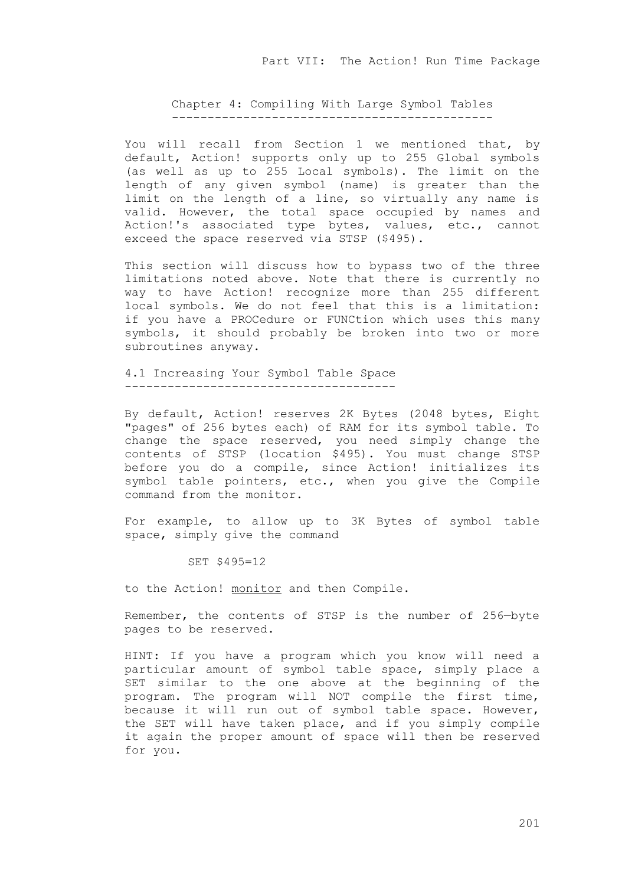## Chapter 4: Compiling With Large Symbol Tables

You will recall from Section 1 we mentioned that, by default, Action! supports only up to 255 Global symbols (as well as up to 255 Local symbols). The limit on the length of any given symbol (name) is greater than the limit on the length of a line, so virtually any name is valid. However, the total space occupied by names and Action!'s associated type bytes, values, etc., cannot exceed the space reserved via STSP ($495).

This section will discuss how to bypass two of the three limitations noted above. Note that there is currently no way to have Action! recognize more than 255 different local symbols. We do not feel that this is a limitation: if you have a PROCedure or FUNCtion which uses this many symbols, it should probably be broken into two or more subroutines anyway.

### 4.1 Increasing Your Symbol Table Space

By default, Action! reserves 2K Bytes (2048 bytes, Eight "pages" of 256 bytes each) of RAM for its symbol table. To change the space reserved, you need simply change the contents of STSP (location $495). You must change STSP before you do a compile, since Action! initializes its symbol table pointers, etc., when you give the Compile command from the monitor.

For example, to allow up to 3K Bytes of symbol table space, simply give the command

```
SET $495=12
```

to the Action! monitor and then Compile.

Remember, the contents of STSP is the number of 256—byte pages to be reserved.

HINT: If you have a program which you know will need a particular amount of symbol table space, simply place a SET similar to the one above at the beginning of the program. The program will NOT compile the first time, because it will run out of symbol table space. However, the SET will have taken place, and if you simply compile it again the proper amount of space will then be reserved for you.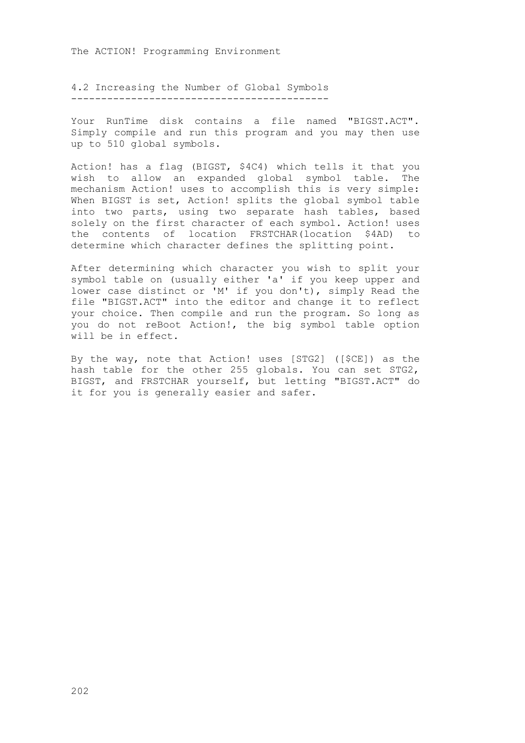## 4.2 Increasing the Number of Global Symbols

Your RunTime disk contains a file named "BIGST.ACT". Simply compile and run this program and you may then use up to 510 global symbols.

Action! has a flag (BIGST, $4C4) which tells it that you wish to allow an expanded global symbol table. The mechanism Action! uses to accomplish this is very simple: When BIGST is set, Action! splits the global symbol table into two parts, using two separate hash tables, based solely on the first character of each symbol. Action! uses the contents of location FRSTCHAR(location $4AD) to determine which character defines the splitting point.

After determining which character you wish to split your symbol table on (usually either 'a' if you keep upper and lower case distinct or 'M' if you don't), simply Read the file "BIGST.ACT" into the editor and change it to reflect your choice. Then compile and run the program. So long as you do not reBoot Action!, the big symbol table option will be in effect.

By the way, note that Action! uses [STG2] ([$CE]) as the hash table for the other 255 globals. You can set STG2, BIGST, and FRSTCHAR yourself, but letting "BIGST.ACT" do it for you is generally easier and safer.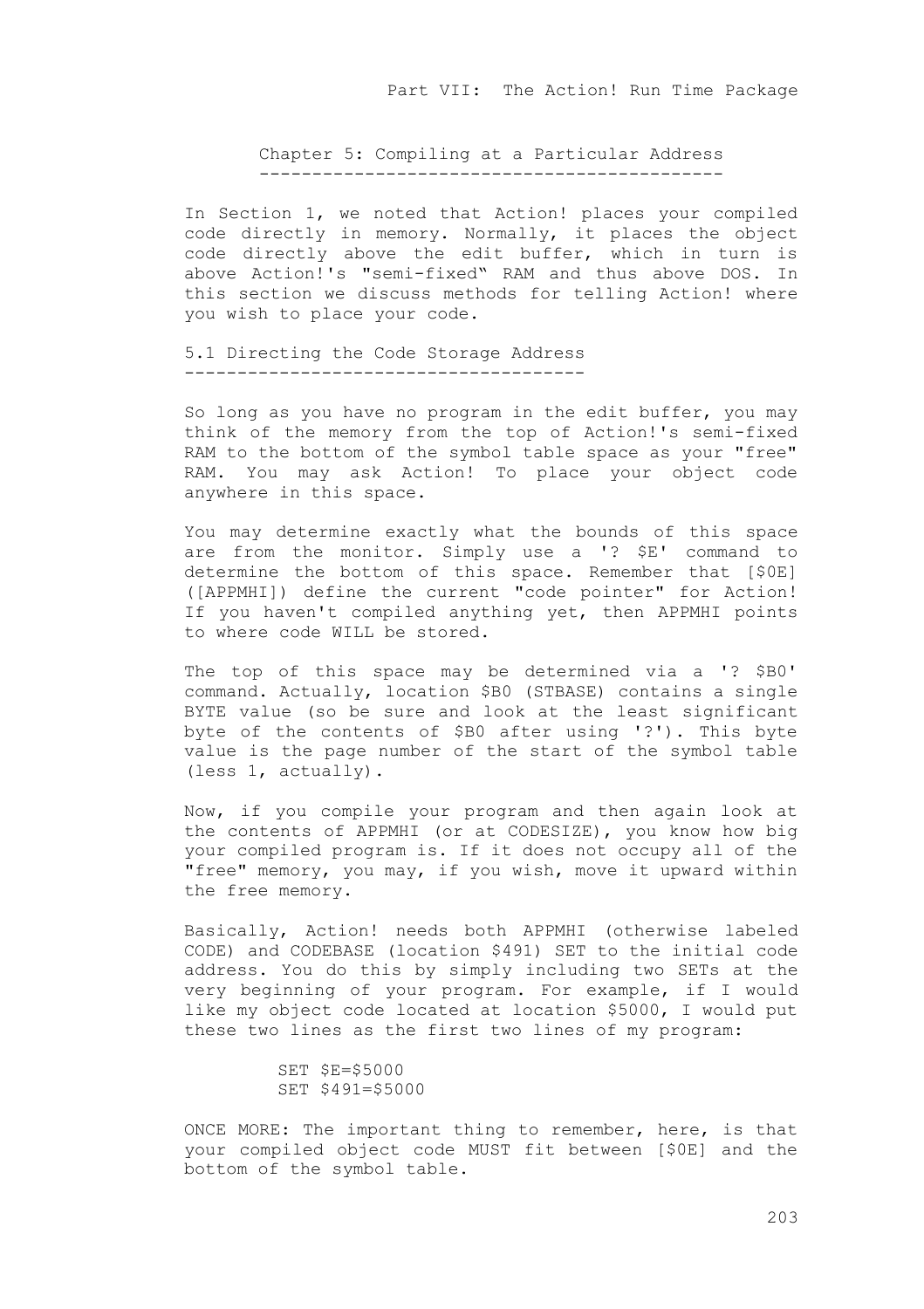## Chapter 5: Compiling at a Particular Address

In Section 1, we noted that Action! places your compiled code directly in memory. Normally, it places the object code directly above the edit buffer, which in turn is above Action!'s "semi-fixed" RAM and thus above DOS. In this section we discuss methods for telling Action! where you wish to place your code.

### 5.1 Directing the Code Storage Address

So long as you have no program in the edit buffer, you may think of the memory from the top of Action!'s semi-fixed RAM to the bottom of the symbol table space as your "free" RAM. You may ask Action! To place your object code anywhere in this space.

You may determine exactly what the bounds of this space are from the monitor. Simply use a '? $E' command to determine the bottom of this space. Remember that [$0E] ([APPMHI]) define the current "code pointer" for Action! If you haven't compiled anything yet, then APPMHI points to where code WILL be stored.

The top of this space may be determined via a '? $B0' command. Actually, location $B0 (STBASE) contains a single BYTE value (so be sure and look at the least significant byte of the contents of $B0 after using '?'). This byte value is the page number of the start of the symbol table (less 1, actually).

Now, if you compile your program and then again look at the contents of APPMHI (or at CODESIZE), you know how big your compiled program is. If it does not occupy all of the "free" memory, you may, if you wish, move it upward within the free memory.

Basically, Action! needs both APPMHI (otherwise labeled CODE) and CODEBASE (location $491) SET to the initial code address. You do this by simply including two SETs at the very beginning of your program. For example, if I would like my object code located at location $5000, I would put these two lines as the first two lines of my program:

```
SET $E=$5000
SET $491=$5000
```

ONCE MORE: The important thing to remember, here, is that your compiled object code MUST fit between [$0E] and the bottom of the symbol table.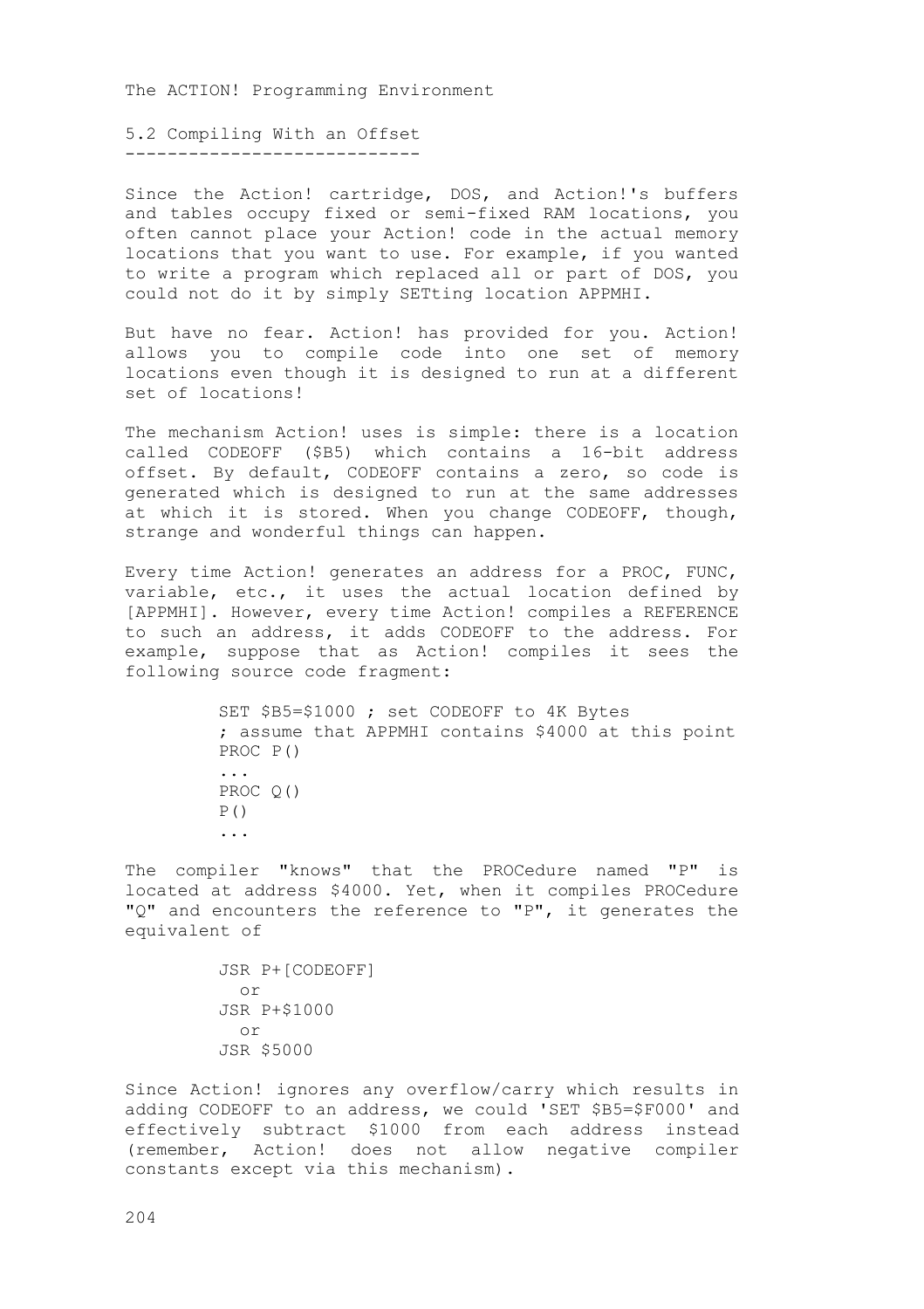## 5.2 Compiling With an Offset

Since the Action! cartridge, DOS, and Action!'s buffers and tables occupy fixed or semi-fixed RAM locations, you often cannot place your Action! code in the actual memory locations that you want to use. For example, if you wanted to write a program which replaced all or part of DOS, you could not do it by simply SETting location APPMHI.

But have no fear. Action! has provided for you. Action! allows you to compile code into one set of memory locations even though it is designed to run at a different set of locations!

The mechanism Action! uses is simple: there is a location called CODEOFF ($B5) which contains a 16-bit address offset. By default, CODEOFF contains a zero, so code is generated which is designed to run at the same addresses at which it is stored. When you change CODEOFF, though, strange and wonderful things can happen.

Every time Action! generates an address for a PROC, FUNC, variable, etc., it uses the actual location defined by [APPMHI]. However, every time Action! compiles a REFERENCE to such an address, it adds CODEOFF to the address. For example, suppose that as Action! compiles it sees the following source code fragment:

```
SET $B5=$1000 ; set CODEOFF to 4K Bytes
; assume that APPMHI contains $4000 at this point
PROC P()
...
PROC Q()
P()
...
```

The compiler "knows" that the PROCedure named "P" is located at address $4000. Yet, when it compiles PROCedure "Q" and encounters the reference to "P", it generates the equivalent of

```
JSR P+[CODEOFF]
  or
JSR P+$1000
  or
JSR $5000
```

Since Action! ignores any overflow/carry which results in adding CODEOFF to an address, we could 'SET $B5=$F000' and effectively subtract $1000 from each address instead (remember, Action! does not allow negative compiler constants except via this mechanism).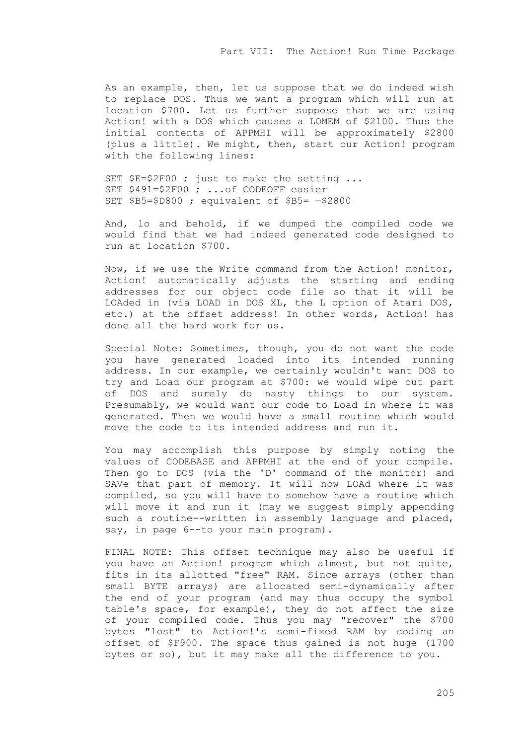As an example, then, let us suppose that we do indeed wish to replace DOS. Thus we want a program which will run at location $700. Let us further suppose that we are using Action! with a DOS which causes a LOMEM of $2100. Thus the initial contents of APPMHI will be approximately $2800 (plus a little). We might, then, start our Action! program with the following lines:

```
SET $E=$2F00 ; just to make the setting ...
SET $491=$2F00 ; ...of CODEOFF easier
SET $B5=$D800 ; equivalent of $B5= —$2800
```

And, lo and behold, if we dumped the compiled code we would find that we had indeed generated code designed to run at location $700.

Now, if we use the Write command from the Action! monitor, Action! automatically adjusts the starting and ending addresses for our object code file so that it will be LOAded in (via LOAD in DOS XL, the L option of Atari DOS, etc.) at the offset address! In other words, Action! has done all the hard work for us.

Special Note: Sometimes, though, you do not want the code you have generated loaded into its intended running address. In our example, we certainly wouldn't want DOS to try and Load our program at $700: we would wipe out part of DOS and surely do nasty things to our system. Presumably, we would want our code to Load in where it was generated. Then we would have a small routine which would move the code to its intended address and run it.

You may accomplish this purpose by simply noting the values of CODEBASE and APPMHI at the end of your compile. Then go to DOS (via the 'D' command of the monitor) and SAVe that part of memory. It will now LOAd where it was compiled, so you will have to somehow have a routine which will move it and run it (may we suggest simply appending such a routine--written in assembly language and placed, say, in page 6--to your main program).

FINAL NOTE: This offset technique may also be useful if you have an Action! program which almost, but not quite, fits in its allotted "free" RAM. Since arrays (other than small BYTE arrays) are allocated semi-dynamically after the end of your program (and may thus occupy the symbol table's space, for example), they do not affect the size of your compiled code. Thus you may "recover" the $700 bytes "lost" to Action!'s semi-fixed RAM by coding an offset of $F900. The space thus gained is not huge (1700 bytes or so), but it may make all the difference to you.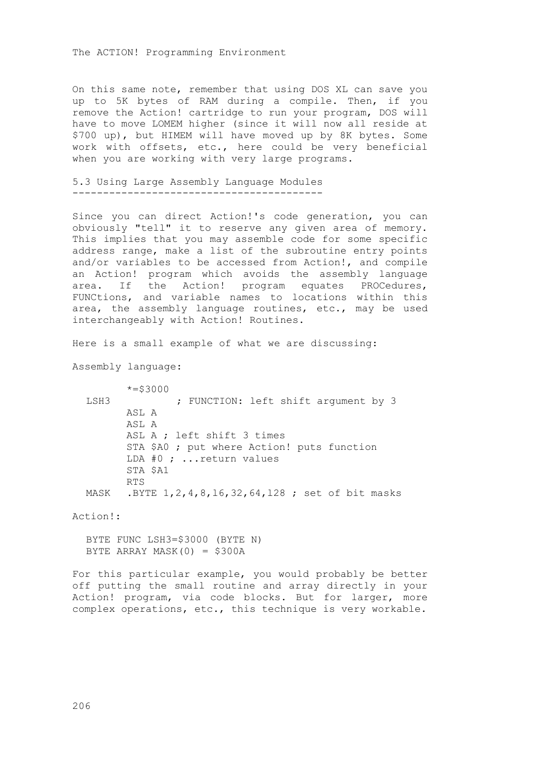On this same note, remember that using DOS XL can save you up to 5K bytes of RAM during a compile. Then, if you remove the Action! cartridge to run your program, DOS will have to move LOMEM higher (since it will now all reside at $700 up), but HIMEM will have moved up by 8K bytes. Some work with offsets, etc., here could be very beneficial when you are working with very large programs.

## 5.3 Using Large Assembly Language Modules

Since you can direct Action!'s code generation, you can obviously "tell" it to reserve any given area of memory. This implies that you may assemble code for some specific address range, make a list of the subroutine entry points and/or variables to be accessed from Action!, and compile an Action! program which avoids the assembly language area. If the Action! program equates PROCedures, FUNCtions, and variable names to locations within this area, the assembly language routines, etc., may be used interchangeably with Action! Routines.

Here is a small example of what we are discussing:

Assembly language:

```
        *=$3000
  LSH3          ; FUNCTION: left shift argument by 3
        ASL A
        ASL A
        ASL A ; left shift 3 times
        STA $A0 ; put where Action! puts function
        LDA #0 ; ...return values
        STA $A1
        RTS
  MASK   .BYTE 1,2,4,8,16,32,64,128 ; set of bit masks
```

Action!:

```
  BYTE FUNC LSH3=$3000 (BYTE N)
  BYTE ARRAY MASK(0) = $300A
```

For this particular example, you would probably be better off putting the small routine and array directly in your Action! program, via code blocks. But for larger, more complex operations, etc., this technique is very workable.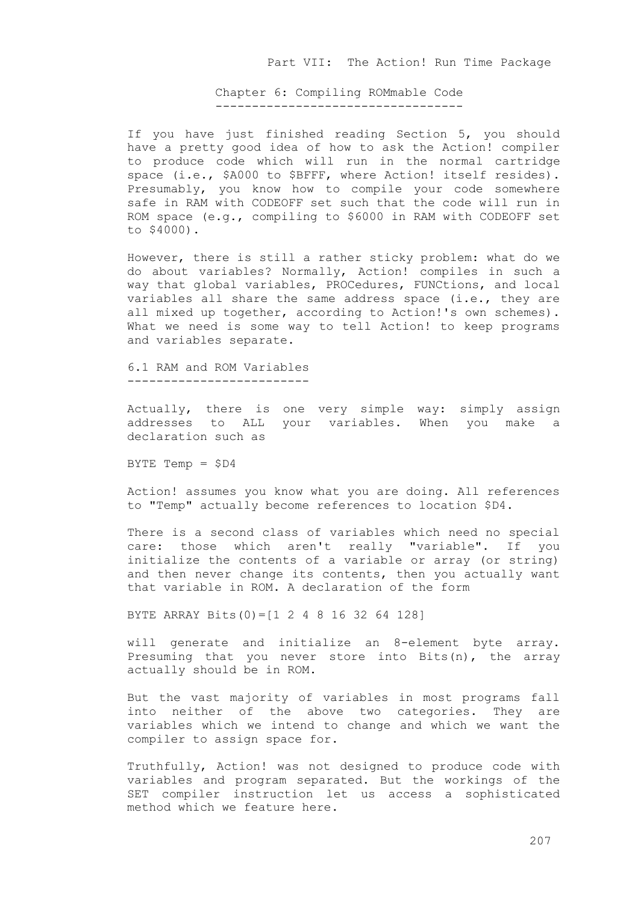## Chapter 6: Compiling ROMmable Code

If you have just finished reading Section 5, you should have a pretty good idea of how to ask the Action! compiler to produce code which will run in the normal cartridge space (i.e., $A000 to $BFFF, where Action! itself resides). Presumably, you know how to compile your code somewhere safe in RAM with CODEOFF set such that the code will run in ROM space (e.g., compiling to $6000 in RAM with CODEOFF set to $4000).

However, there is still a rather sticky problem: what do we do about variables? Normally, Action! compiles in such a way that global variables, PROCedures, FUNCtions, and local variables all share the same address space (i.e., they are all mixed up together, according to Action!'s own schemes). What we need is some way to tell Action! to keep programs and variables separate.

### 6.1 RAM and ROM Variables

Actually, there is one very simple way: simply assign addresses to ALL your variables. When you make a declaration such as

```
BYTE Temp = $D4
```

Action! assumes you know what you are doing. All references to "Temp" actually become references to location $D4.

There is a second class of variables which need no special care: those which aren't really "variable". If you initialize the contents of a variable or array (or string) and then never change its contents, then you actually want that variable in ROM. A declaration of the form

```
BYTE ARRAY Bits(0)=[1 2 4 8 16 32 64 128]
```

will generate and initialize an 8-element byte array. Presuming that you never store into Bits(n), the array actually should be in ROM.

But the vast majority of variables in most programs fall into neither of the above two categories. They are variables which we intend to change and which we want the compiler to assign space for.

Truthfully, Action! was not designed to produce code with variables and program separated. But the workings of the SET compiler instruction let us access a sophisticated method which we feature here.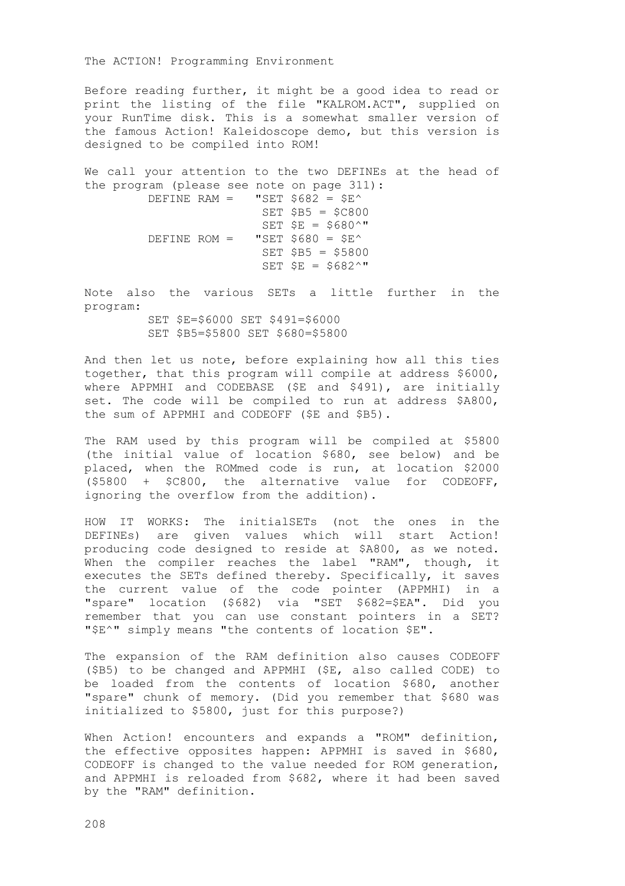The ACTION! Programming Environment

Before reading further, it might be a good idea to read or print the listing of the file "KALROM.ACT", supplied on your RunTime disk. This is a somewhat smaller version of the famous Action! Kaleidoscope demo, but this version is designed to be compiled into ROM!

We call your attention to the two DEFINEs at the head of the program (please see note on page 311):

```
        DEFINE RAM =   "SET $682 = $E^
                        SET $B5 = $C800
                        SET $E = $680^"
        DEFINE ROM =   "SET $680 = $E^
                        SET $B5 = $5800
                        SET $E = $682^"
```

Note also the various SETs a little further in the program:

```
        SET $E=$6000 SET $491=$6000
        SET $B5=$5800 SET $680=$5800
```

And then let us note, before explaining how all this ties together, that this program will compile at address $6000, where APPMHI and CODEBASE ($E and $491), are initially set. The code will be compiled to run at address $A800, the sum of APPMHI and CODEOFF ($E and $B5).

The RAM used by this program will be compiled at $5800 (the initial value of location $680, see below) and be placed, when the ROMmed code is run, at location $2000 ($5800 + $C800, the alternative value for CODEOFF, ignoring the overflow from the addition).

HOW IT WORKS: The initialSETs (not the ones in the DEFINEs) are given values which will start Action! producing code designed to reside at $A800, as we noted. When the compiler reaches the label "RAM", though, it executes the SETs defined thereby. Specifically, it saves the current value of the code pointer (APPMHI) in a "spare" location ($682) via "SET $682=$EA". Did you remember that you can use constant pointers in a SET? "$E^" simply means "the contents of location $E".

The expansion of the RAM definition also causes CODEOFF ($B5) to be changed and APPMHI ($E, also called CODE) to be loaded from the contents of location $680, another "spare" chunk of memory. (Did you remember that $680 was initialized to $5800, just for this purpose?)

When Action! encounters and expands a "ROM" definition, the effective opposites happen: APPMHI is saved in $680, CODEOFF is changed to the value needed for ROM generation, and APPMHI is reloaded from $682, where it had been saved by the "RAM" definition.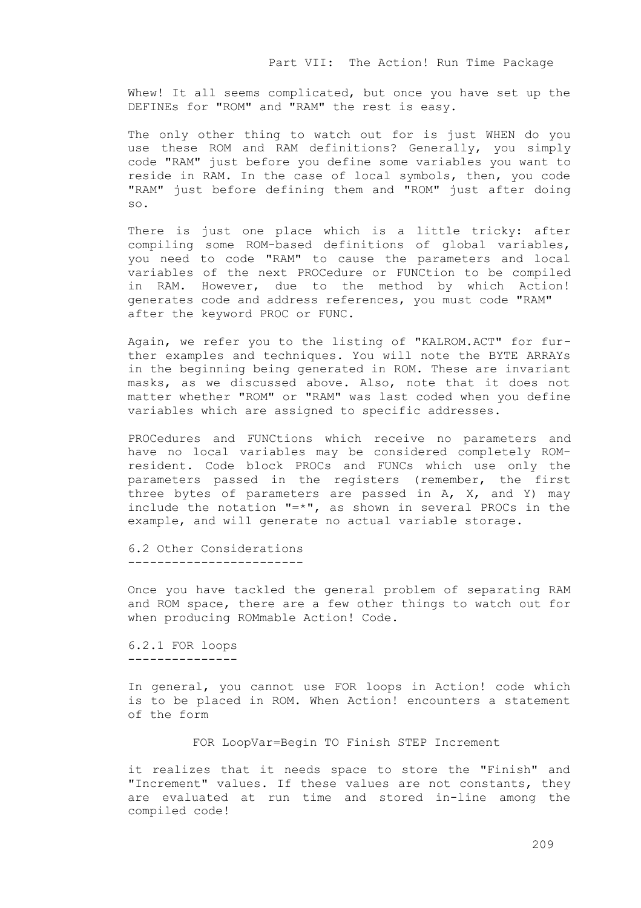Whew! It all seems complicated, but once you have set up the DEFINEs for "ROM" and "RAM" the rest is easy.

The only other thing to watch out for is just WHEN do you use these ROM and RAM definitions? Generally, you simply code "RAM" just before you define some variables you want to reside in RAM. In the case of local symbols, then, you code "RAM" just before defining them and "ROM" just after doing so.

There is just one place which is a little tricky: after compiling some ROM-based definitions of global variables, you need to code "RAM" to cause the parameters and local variables of the next PROCedure or FUNCtion to be compiled in RAM. However, due to the method by which Action! generates code and address references, you must code "RAM" after the keyword PROC or FUNC.

Again, we refer you to the listing of "KALROM.ACT" for further examples and techniques. You will note the BYTE ARRAYs in the beginning being generated in ROM. These are invariant masks, as we discussed above. Also, note that it does not matter whether "ROM" or "RAM" was last coded when you define variables which are assigned to specific addresses.

PROCedures and FUNCtions which receive no parameters and have no local variables may be considered completely ROM-resident. Code block PROCs and FUNCs which use only the parameters passed in the registers (remember, the first three bytes of parameters are passed in A, X, and Y) may include the notation "=*", as shown in several PROCs in the example, and will generate no actual variable storage.

## 6.2 Other Considerations

Once you have tackled the general problem of separating RAM and ROM space, there are a few other things to watch out for when producing ROMmable Action! Code.

### 6.2.1 FOR loops

In general, you cannot use FOR loops in Action! code which is to be placed in ROM. When Action! encounters a statement of the form

```
FOR LoopVar=Begin TO Finish STEP Increment
```

it realizes that it needs space to store the "Finish" and "Increment" values. If these values are not constants, they are evaluated at run time and stored in-line among the compiled code!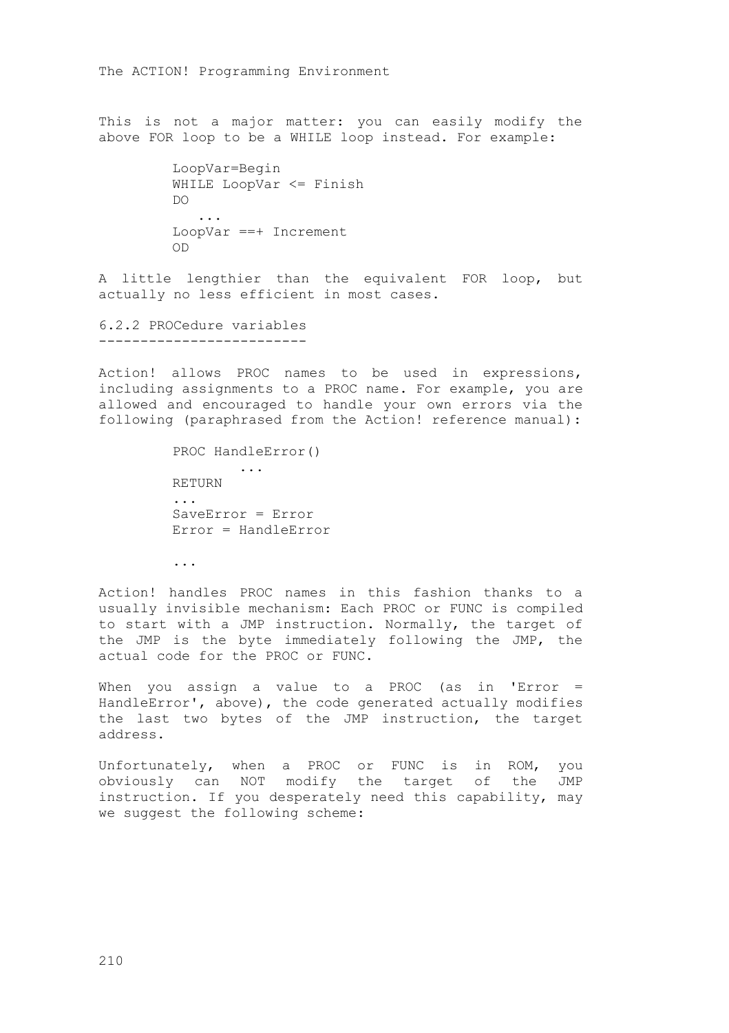This is not a major matter: you can easily modify the above FOR loop to be a WHILE loop instead. For example:

```
LoopVar=Begin
WHILE LoopVar <= Finish
DO
   ...
LoopVar ==+ Increment
OD
```

A little lengthier than the equivalent FOR loop, but actually no less efficient in most cases.

### 6.2.2 PROCedure variables

Action! allows PROC names to be used in expressions, including assignments to a PROC name. For example, you are allowed and encouraged to handle your own errors via the following (paraphrased from the Action! reference manual):

```
PROC HandleError()
        ...
RETURN
...
SaveError = Error
Error = HandleError

...
```

Action! handles PROC names in this fashion thanks to a usually invisible mechanism: Each PROC or FUNC is compiled to start with a JMP instruction. Normally, the target of the JMP is the byte immediately following the JMP, the actual code for the PROC or FUNC.

When you assign a value to a PROC (as in 'Error = HandleError', above), the code generated actually modifies the last two bytes of the JMP instruction, the target address.

Unfortunately, when a PROC or FUNC is in ROM, you obviously can NOT modify the target of the JMP instruction. If you desperately need this capability, may we suggest the following scheme: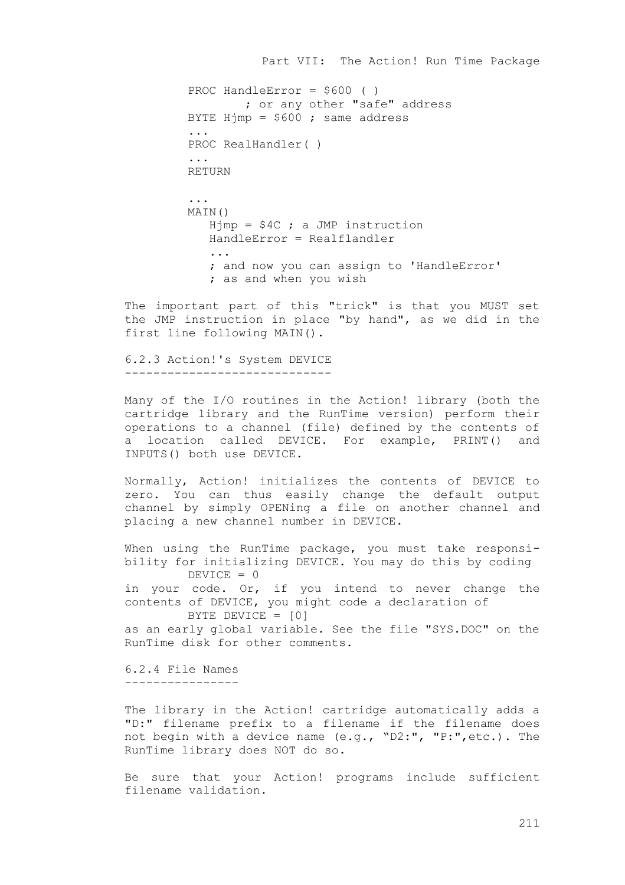```
PROC HandleError = $600 ( )
        ; or any other "safe" address
BYTE Hjmp = $600 ; same address
...
PROC RealHandler( )
...
RETURN

...
MAIN()
   Hjmp = $4C ; a JMP instruction
   HandleError = Realflandler
   ...
   ; and now you can assign to 'HandleError'
   ; as and when you wish
```

The important part of this "trick" is that you MUST set the JMP instruction in place "by hand", as we did in the first line following MAIN().

### 6.2.3 Action!'s System DEVICE

Many of the I/O routines in the Action! library (both the cartridge library and the RunTime version) perform their operations to a channel (file) defined by the contents of a location called DEVICE. For example, PRINT() and INPUTS() both use DEVICE.

Normally, Action! initializes the contents of DEVICE to zero. You can thus easily change the default output channel by simply OPENing a file on another channel and placing a new channel number in DEVICE.

When using the RunTime package, you must take responsibility for initializing DEVICE. You may do this by coding

```
DEVICE = 0
```

in your code. Or, if you intend to never change the contents of DEVICE, you might code a declaration of

```
BYTE DEVICE = [0]
```

as an early global variable. See the file "SYS.DOC" on the RunTime disk for other comments.

### 6.2.4 File Names

The library in the Action! cartridge automatically adds a "D:" filename prefix to a filename if the filename does not begin with a device name (e.g., "D2:", "P:",etc.). The RunTime library does NOT do so.

Be sure that your Action! programs include sufficient filename validation.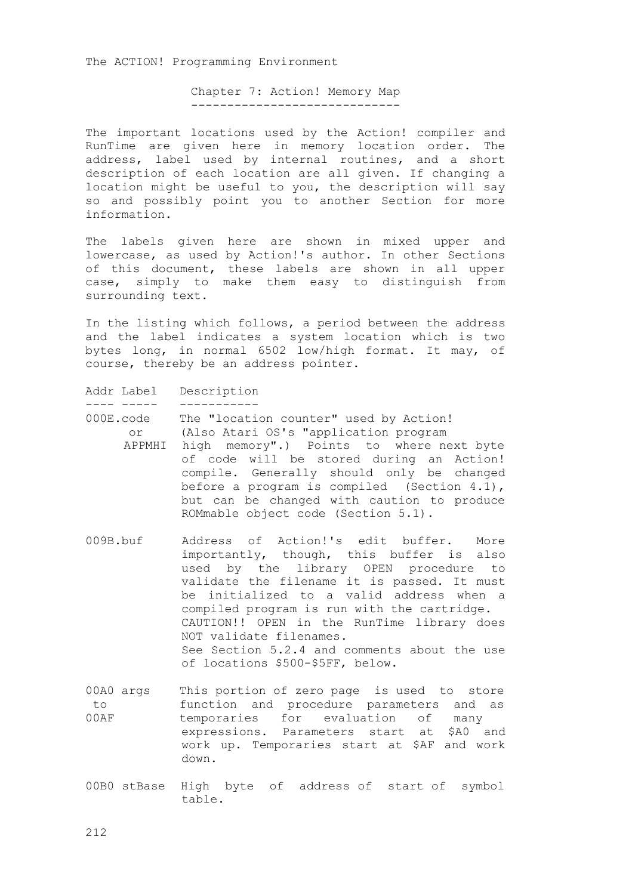## Chapter 7: Action! Memory Map

The important locations used by the Action! compiler and RunTime are given here in memory location order. The address, label used by internal routines, and a short description of each location are all given. If changing a location might be useful to you, the description will say so and possibly point you to another Section for more information.

The labels given here are shown in mixed upper and lowercase, as used by Action!'s author. In other Sections of this document, these labels are shown in all upper case, simply to make them easy to distinguish from surrounding text.

In the listing which follows, a period between the address and the label indicates a system location which is two bytes long, in normal 6502 low/high format. It may, of course, thereby be an address pointer.

```
Addr Label   Description
---- -----   -----------
000E.code    The "location counter" used by Action!
      or     (Also Atari OS's "application program
     APPMHI  high memory".) Points to where next byte
             of code will be stored during an Action!
             compile. Generally should only be changed
             before a program is compiled (Section 4.1),
             but can be changed with caution to produce
             ROMmable object code (Section 5.1).

009B.buf     Address of Action!'s edit buffer. More
             importantly, though, this buffer is also
             used by the library OPEN procedure to
             validate the filename it is passed. It must
             be initialized to a valid address when a
             compiled program is run with the cartridge.
             CAUTION!! OPEN in the RunTime library does
             NOT validate filenames.
             See Section 5.2.4 and comments about the use
             of locations $500-$5FF, below.

00A0 args    This portion of zero page is used to store
 to          function and procedure parameters and as
00AF         temporaries for evaluation of many
             expressions. Parameters start at $A0 and
             work up. Temporaries start at $AF and work
             down.

00B0 stBase  High byte of address of start of symbol
             table.
```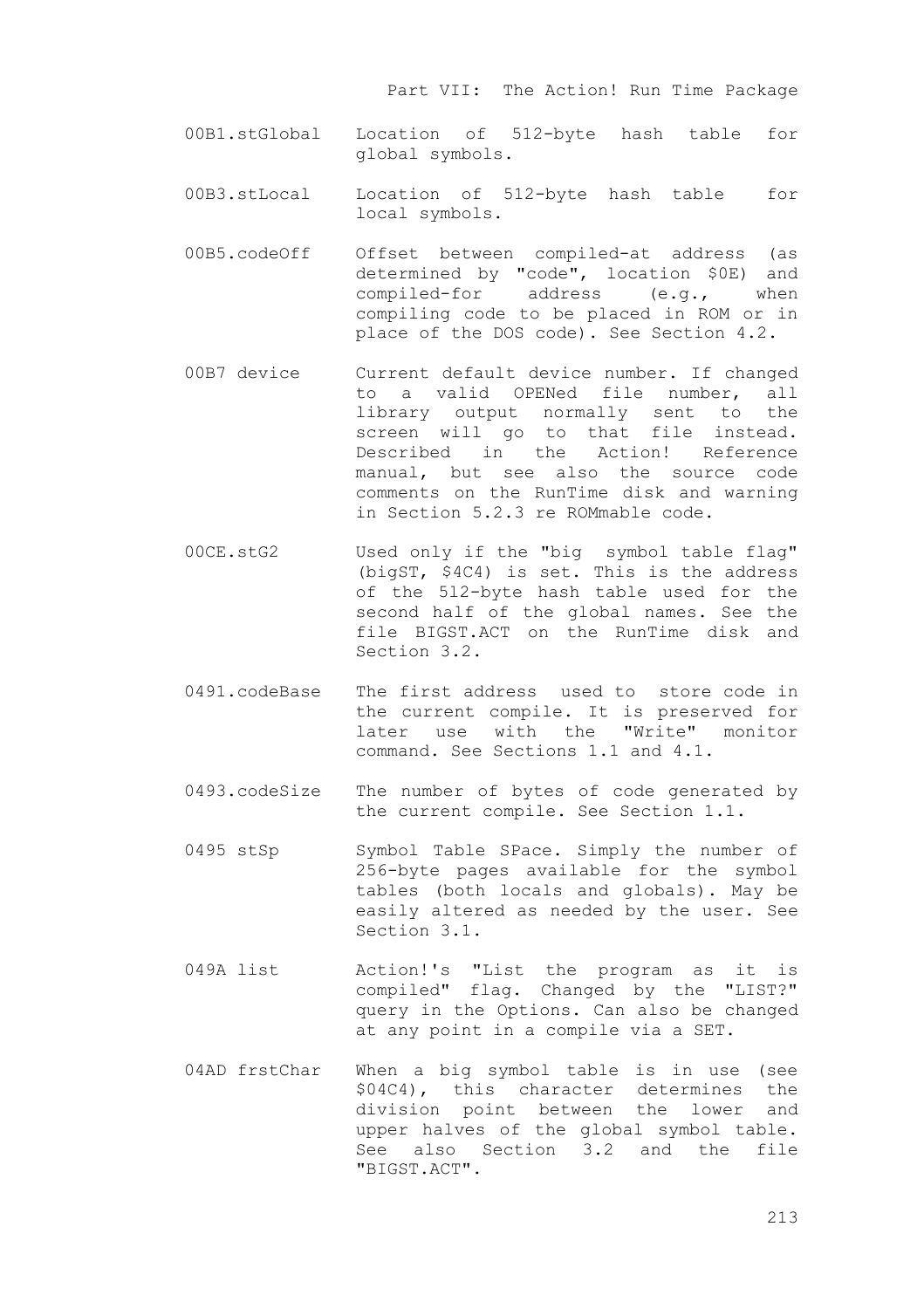00B1.stGlobal Location of 512-byte hash table for global symbols.

00B3.stLocal Location of 512-byte hash table for local symbols.

00B5.codeOff Offset between compiled-at address (as determined by "code", location $0E) and compiled-for address (e.g., when compiling code to be placed in ROM or in place of the DOS code). See Section 4.2.

00B7 device Current default device number. If changed to a valid OPENed file number, all library output normally sent to the screen will go to that file instead. Described in the Action! Reference manual, but see also the source code comments on the RunTime disk and warning in Section 5.2.3 re ROMmable code.

00CE.stG2 Used only if the "big symbol table flag" (bigST, $4C4) is set. This is the address of the 512-byte hash table used for the second half of the global names. See the file BIGST.ACT on the RunTime disk and Section 3.2.

0491.codeBase The first address used to store code in the current compile. It is preserved for later use with the "Write" monitor command. See Sections 1.1 and 4.1.

0493.codeSize The number of bytes of code generated by the current compile. See Section 1.1.

0495 stSp Symbol Table SPace. Simply the number of 256-byte pages available for the symbol tables (both locals and globals). May be easily altered as needed by the user. See Section 3.1.

049A list Action!'s "List the program as it is compiled" flag. Changed by the "LIST?" query in the Options. Can also be changed at any point in a compile via a SET.

04AD frstChar When a big symbol table is in use (see $04C4), this character determines the division point between the lower and upper halves of the global symbol table. See also Section 3.2 and the file "BIGST.ACT".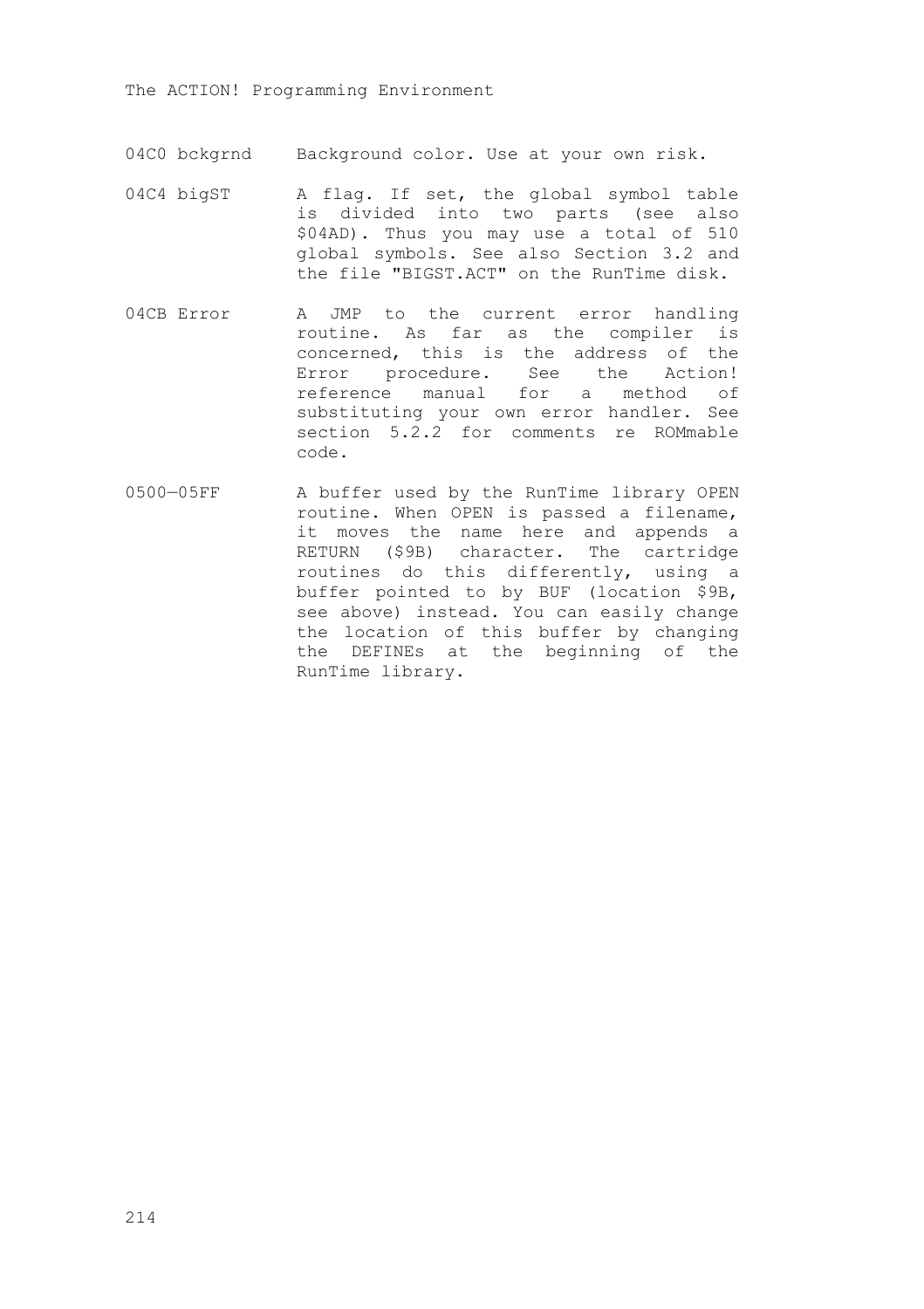04C0 bckgrnd Background color. Use at your own risk.

04C4 bigST A flag. If set, the global symbol table is divided into two parts (see also $04AD). Thus you may use a total of 510 global symbols. See also Section 3.2 and the file "BIGST.ACT" on the RunTime disk.

04CB Error A JMP to the current error handling routine. As far as the compiler is concerned, this is the address of the Error procedure. See the Action! reference manual for a method of substituting your own error handler. See section 5.2.2 for comments re ROMmable code.

0500—05FF A buffer used by the RunTime library OPEN routine. When OPEN is passed a filename, it moves the name here and appends a RETURN ($9B) character. The cartridge routines do this differently, using a buffer pointed to by BUF (location $9B, see above) instead. You can easily change the location of this buffer by changing the DEFINEs at the beginning of the RunTime library.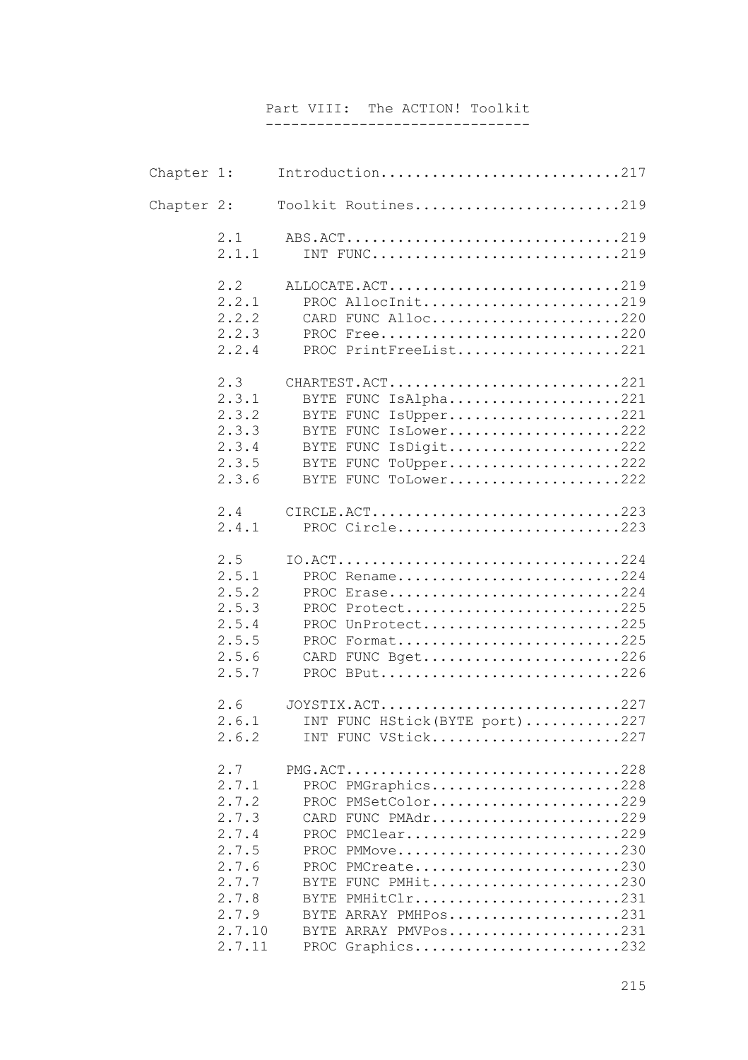# Part VIII: The ACTION! Toolkit

| | | |
|---|---|---|
| Chapter 1: | Introduction | 217 |
| Chapter 2: | Toolkit Routines | 219 |
| 2.1 | ABS.ACT | 219 |
| 2.1.1 | INT FUNC | 219 |
| 2.2 | ALLOCATE.ACT | 219 |
| 2.2.1 | PROC AllocInit | 219 |
| 2.2.2 | CARD FUNC Alloc | 220 |
| 2.2.3 | PROC Free | 220 |
| 2.2.4 | PROC PrintFreeList | 221 |
| 2.3 | CHARTEST.ACT | 221 |
| 2.3.1 | BYTE FUNC IsAlpha | 221 |
| 2.3.2 | BYTE FUNC IsUpper | 221 |
| 2.3.3 | BYTE FUNC IsLower | 222 |
| 2.3.4 | BYTE FUNC IsDigit | 222 |
| 2.3.5 | BYTE FUNC ToUpper | 222 |
| 2.3.6 | BYTE FUNC ToLower | 222 |
| 2.4 | CIRCLE.ACT | 223 |
| 2.4.1 | PROC Circle | 223 |
| 2.5 | IO.ACT | 224 |
| 2.5.1 | PROC Rename | 224 |
| 2.5.2 | PROC Erase | 224 |
| 2.5.3 | PROC Protect | 225 |
| 2.5.4 | PROC UnProtect | 225 |
| 2.5.5 | PROC Format | 225 |
| 2.5.6 | CARD FUNC Bget | 226 |
| 2.5.7 | PROC BPut | 226 |
| 2.6 | JOYSTIX.ACT | 227 |
| 2.6.1 | INT FUNC HStick(BYTE port) | 227 |
| 2.6.2 | INT FUNC VStick | 227 |
| 2.7 | PMG.ACT | 228 |
| 2.7.1 | PROC PMGraphics | 228 |
| 2.7.2 | PROC PMSetColor | 229 |
| 2.7.3 | CARD FUNC PMAdr | 229 |
| 2.7.4 | PROC PMClear | 229 |
| 2.7.5 | PROC PMMove | 230 |
| 2.7.6 | PROC PMCreate | 230 |
| 2.7.7 | BYTE FUNC PMHit | 230 |
| 2.7.8 | BYTE PMHitClr | 231 |
| 2.7.9 | BYTE ARRAY PMHPos | 231 |
| 2.7.10 | BYTE ARRAY PMVPos | 231 |
| 2.7.11 | PROC Graphics | 232 |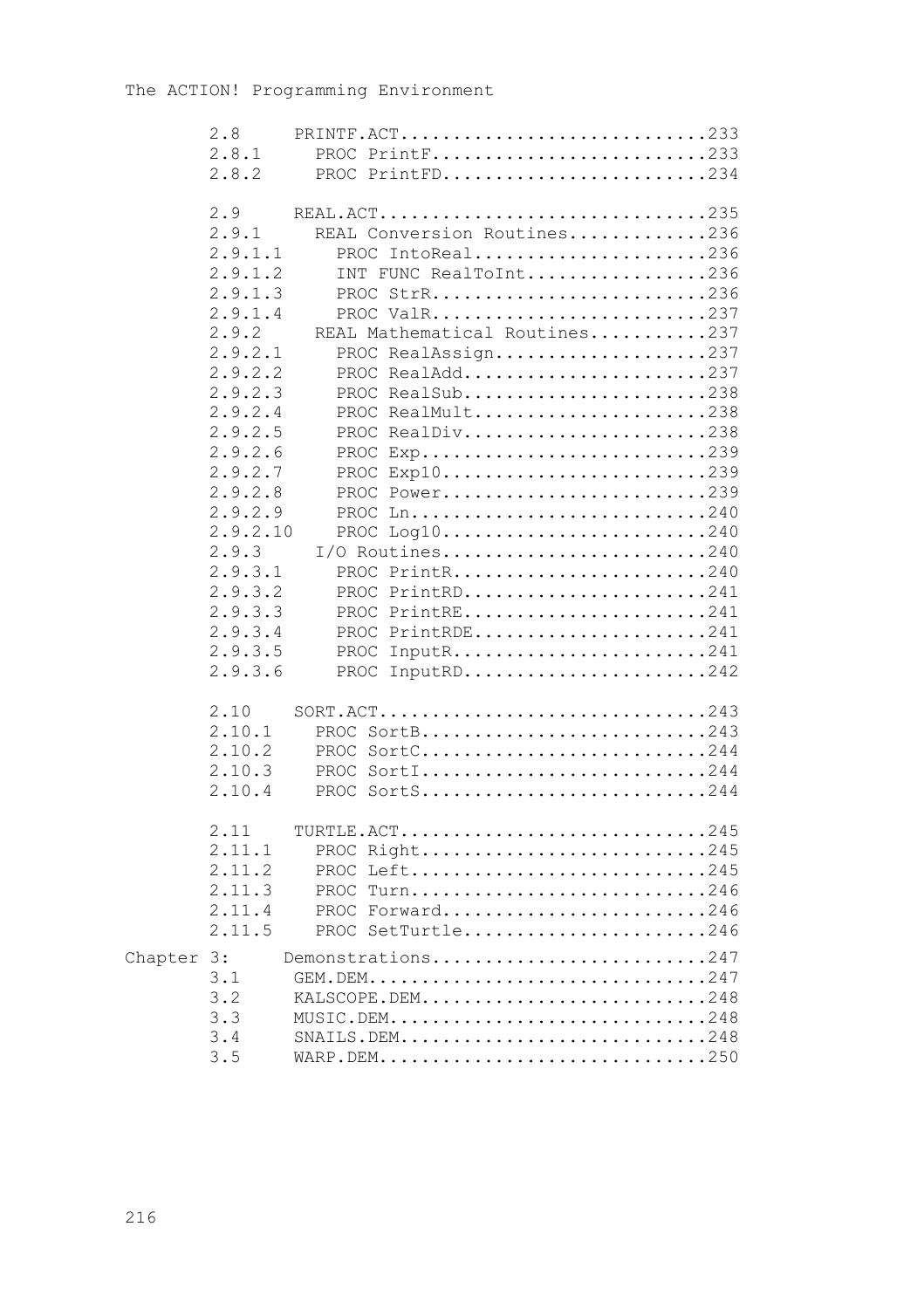```
        2.8      PRINTF.ACT.............................233
        2.8.1      PROC PrintF..........................233
        2.8.2      PROC PrintFD.........................234

        2.9      REAL.ACT...............................235
        2.9.1      REAL Conversion Routines.............236
        2.9.1.1      PROC IntoReal......................236
        2.9.1.2      INT FUNC RealToInt.................236
        2.9.1.3      PROC StrR..........................236
        2.9.1.4      PROC ValR..........................237
        2.9.2      REAL Mathematical Routines...........237
        2.9.2.1      PROC RealAssign....................237
        2.9.2.2      PROC RealAdd.......................237
        2.9.2.3      PROC RealSub.......................238
        2.9.2.4      PROC RealMult......................238
        2.9.2.5      PROC RealDiv.......................238
        2.9.2.6      PROC Exp...........................239
        2.9.2.7      PROC Exp10.........................239
        2.9.2.8      PROC Power.........................239
        2.9.2.9      PROC Ln............................240
        2.9.2.10     PROC Log10.........................240
        2.9.3      I/O Routines.........................240
        2.9.3.1      PROC PrintR........................240
        2.9.3.2      PROC PrintRD.......................241
        2.9.3.3      PROC PrintRE.......................241
        2.9.3.4      PROC PrintRDE......................241
        2.9.3.5      PROC InputR........................241
        2.9.3.6      PROC InputRD.......................242

        2.10     SORT.ACT...............................243
        2.10.1     PROC SortB...........................243
        2.10.2     PROC SortC...........................244
        2.10.3     PROC SortI...........................244
        2.10.4     PROC SortS...........................244

        2.11     TURTLE.ACT.............................245
        2.11.1     PROC Right...........................245
        2.11.2     PROC Left............................245
        2.11.3     PROC Turn............................246
        2.11.4     PROC Forward.........................246
        2.11.5     PROC SetTurtle.......................246

Chapter 3:     Demonstrations...........................247
        3.1      GEM.DEM................................247
        3.2      KALSCOPE.DEM...........................248
        3.3      MUSIC.DEM..............................248
        3.4      SNAILS.DEM.............................248
        3.5      WARP.DEM...............................250
```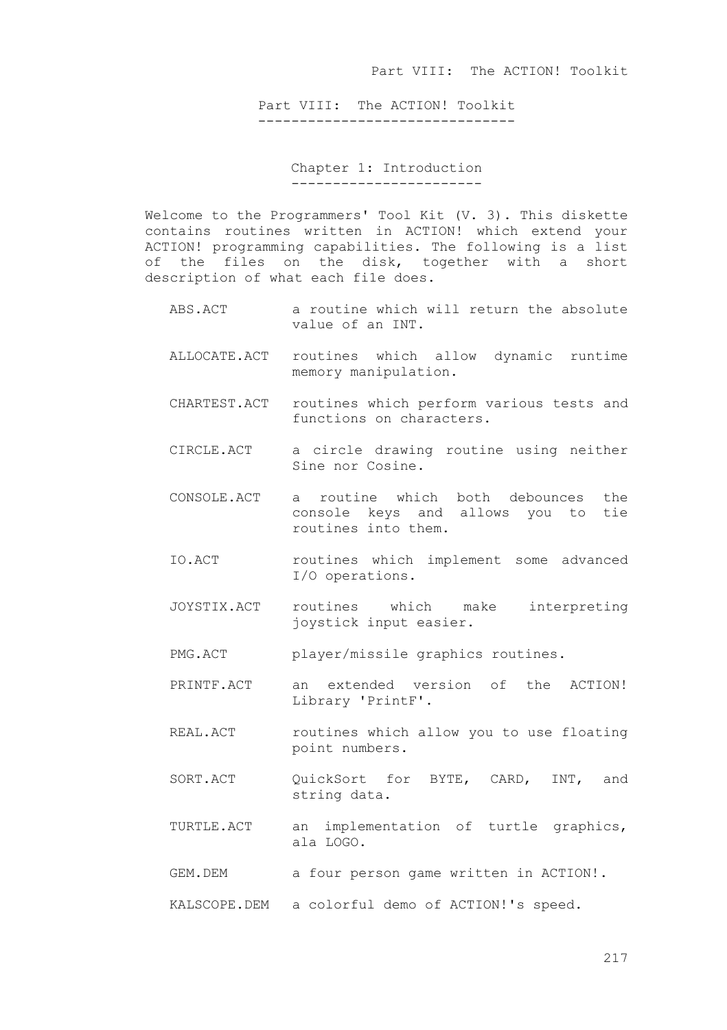# Part VIII: The ACTION! Toolkit

## Chapter 1: Introduction

Welcome to the Programmers' Tool Kit (V. 3). This diskette contains routines written in ACTION! which extend your ACTION! programming capabilities. The following is a list of the files on the disk, together with a short description of what each file does.

| | |
|---|---|
| ABS.ACT | a routine which will return the absolute value of an INT. |
| ALLOCATE.ACT | routines which allow dynamic runtime memory manipulation. |
| CHARTEST.ACT | routines which perform various tests and functions on characters. |
| CIRCLE.ACT | a circle drawing routine using neither Sine nor Cosine. |
| CONSOLE.ACT | a routine which both debounces the console keys and allows you to tie routines into them. |
| IO.ACT | routines which implement some advanced I/O operations. |
| JOYSTIX.ACT | routines which make interpreting joystick input easier. |
| PMG.ACT | player/missile graphics routines. |
| PRINTF.ACT | an extended version of the ACTION! Library 'PrintF'. |
| REAL.ACT | routines which allow you to use floating point numbers. |
| SORT.ACT | QuickSort for BYTE, CARD, INT, and string data. |
| TURTLE.ACT | an implementation of turtle graphics, ala LOGO. |
| GEM.DEM | a four person game written in ACTION!. |
| KALSCOPE.DEM | a colorful demo of ACTION!'s speed. |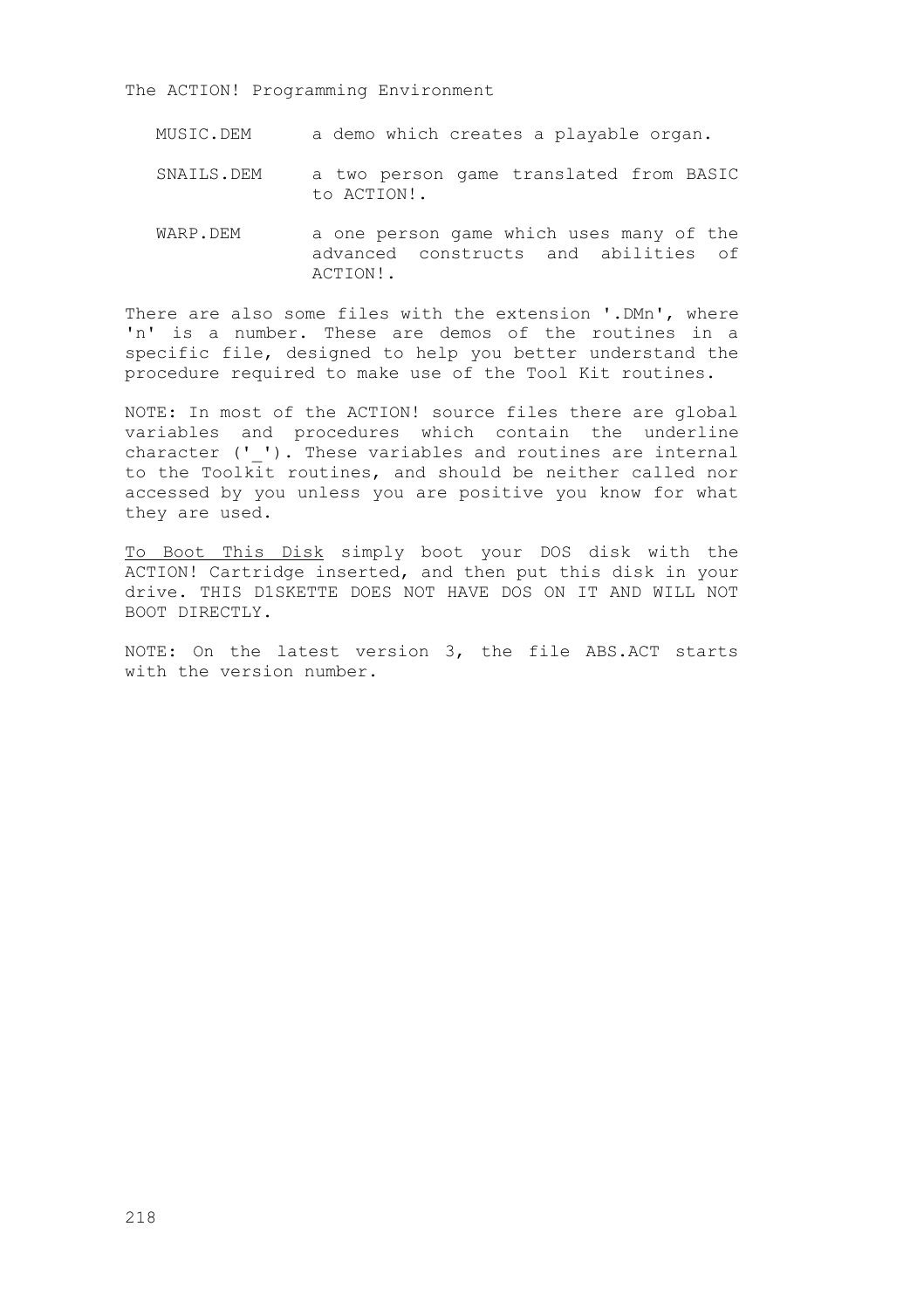| | |
|---|---|
| MUSIC.DEM | a demo which creates a playable organ. |
| SNAILS.DEM | a two person game translated from BASIC to ACTION!. |
| WARP.DEM | a one person game which uses many of the advanced constructs and abilities of ACTION!. |

There are also some files with the extension '.DMn', where 'n' is a number. These are demos of the routines in a specific file, designed to help you better understand the procedure required to make use of the Tool Kit routines.

NOTE: In most of the ACTION! source files there are global variables and procedures which contain the underline character ('_'). These variables and routines are internal to the Toolkit routines, and should be neither called nor accessed by you unless you are positive you know for what they are used.

<u>To Boot This Disk</u> simply boot your DOS disk with the ACTION! Cartridge inserted, and then put this disk in your drive. THIS D1SKETTE DOES NOT HAVE DOS ON IT AND WILL NOT BOOT DIRECTLY.

NOTE: On the latest version 3, the file ABS.ACT starts with the version number.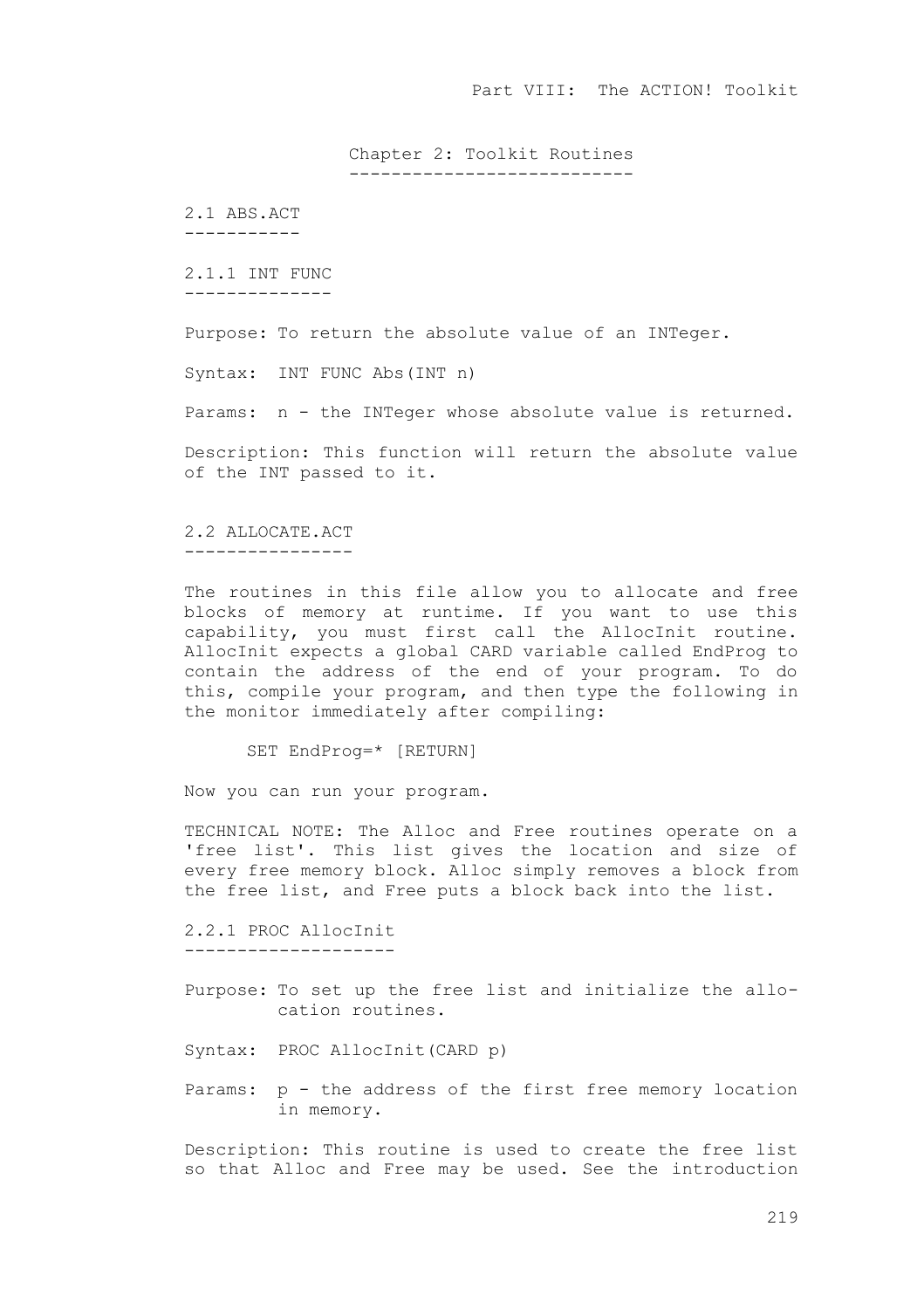## Chapter 2: Toolkit Routines

### 2.1 ABS.ACT

#### 2.1.1 INT FUNC

Purpose: To return the absolute value of an INTeger.

Syntax: INT FUNC Abs(INT n)

Params: n - the INTeger whose absolute value is returned.

Description: This function will return the absolute value of the INT passed to it.

### 2.2 ALLOCATE.ACT

The routines in this file allow you to allocate and free blocks of memory at runtime. If you want to use this capability, you must first call the AllocInit routine. AllocInit expects a global CARD variable called EndProg to contain the address of the end of your program. To do this, compile your program, and then type the following in the monitor immediately after compiling:

```
SET EndProg=* [RETURN]
```

Now you can run your program.

TECHNICAL NOTE: The Alloc and Free routines operate on a 'free list'. This list gives the location and size of every free memory block. Alloc simply removes a block from the free list, and Free puts a block back into the list.

#### 2.2.1 PROC AllocInit

Purpose: To set up the free list and initialize the allocation routines.

Syntax: PROC AllocInit(CARD p)

Params: p - the address of the first free memory location in memory.

Description: This routine is used to create the free list so that Alloc and Free may be used. See the introduction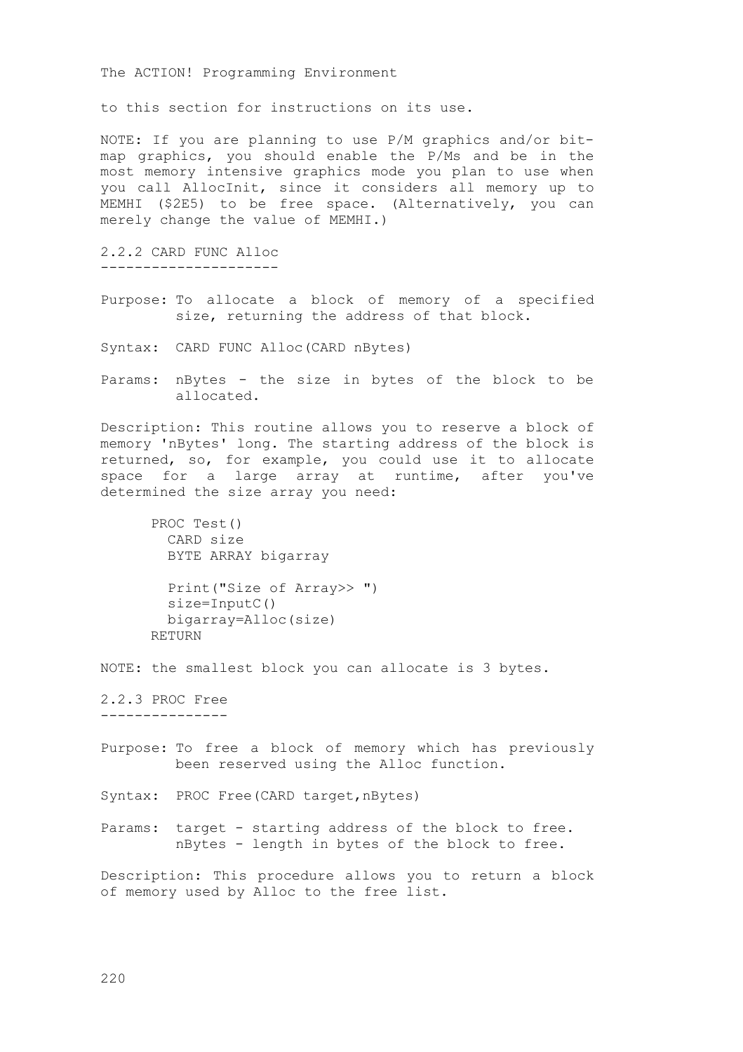to this section for instructions on its use.

NOTE: If you are planning to use P/M graphics and/or bit-map graphics, you should enable the P/Ms and be in the most memory intensive graphics mode you plan to use when you call AllocInit, since it considers all memory up to MEMHI ($2E5) to be free space. (Alternatively, you can merely change the value of MEMHI.)

### 2.2.2 CARD FUNC Alloc

Purpose: To allocate a block of memory of a specified size, returning the address of that block.

Syntax: CARD FUNC Alloc(CARD nBytes)

Params: nBytes - the size in bytes of the block to be allocated.

Description: This routine allows you to reserve a block of memory 'nBytes' long. The starting address of the block is returned, so, for example, you could use it to allocate space for a large array at runtime, after you've determined the size array you need:

```
PROC Test()
  CARD size
  BYTE ARRAY bigarray

  Print("Size of Array>> ")
  size=InputC()
  bigarray=Alloc(size)
RETURN
```

NOTE: the smallest block you can allocate is 3 bytes.

### 2.2.3 PROC Free

Purpose: To free a block of memory which has previously been reserved using the Alloc function.

Syntax: PROC Free(CARD target,nBytes)

Params: target - starting address of the block to free.
nBytes - length in bytes of the block to free.

Description: This procedure allows you to return a block of memory used by Alloc to the free list.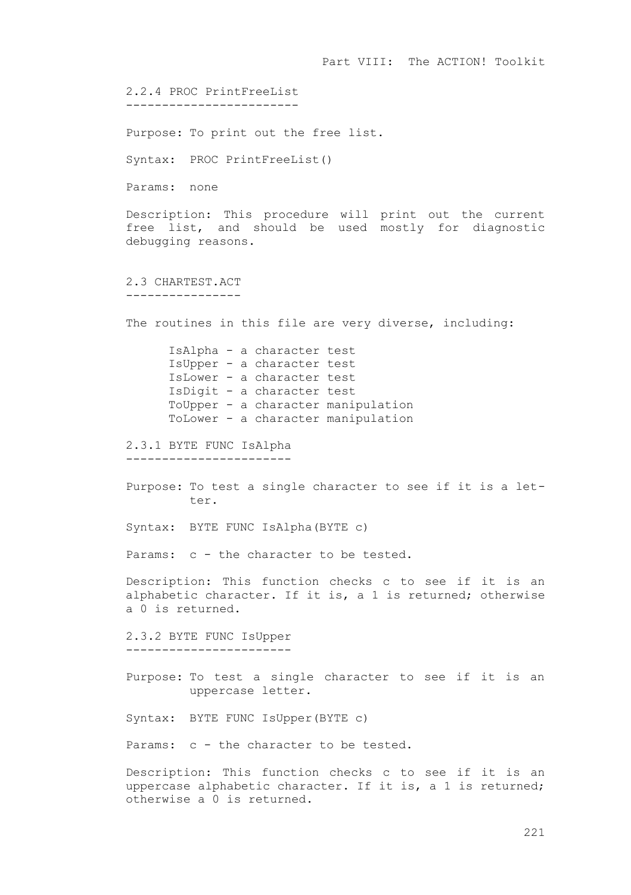### 2.2.4 PROC PrintFreeList

Purpose: To print out the free list.

Syntax: PROC PrintFreeList()

Params: none

Description: This procedure will print out the current free list, and should be used mostly for diagnostic debugging reasons.

## 2.3 CHARTEST.ACT

The routines in this file are very diverse, including:

- IsAlpha - a character test
- IsUpper - a character test
- IsLower - a character test
- IsDigit - a character test
- ToUpper - a character manipulation
- ToLower - a character manipulation

### 2.3.1 BYTE FUNC IsAlpha

Purpose: To test a single character to see if it is a letter.

Syntax: BYTE FUNC IsAlpha(BYTE c)

Params: c - the character to be tested.

Description: This function checks c to see if it is an alphabetic character. If it is, a 1 is returned; otherwise a 0 is returned.

### 2.3.2 BYTE FUNC IsUpper

Purpose: To test a single character to see if it is an uppercase letter.

Syntax: BYTE FUNC IsUpper(BYTE c)

Params: c - the character to be tested.

Description: This function checks c to see if it is an uppercase alphabetic character. If it is, a 1 is returned; otherwise a 0 is returned.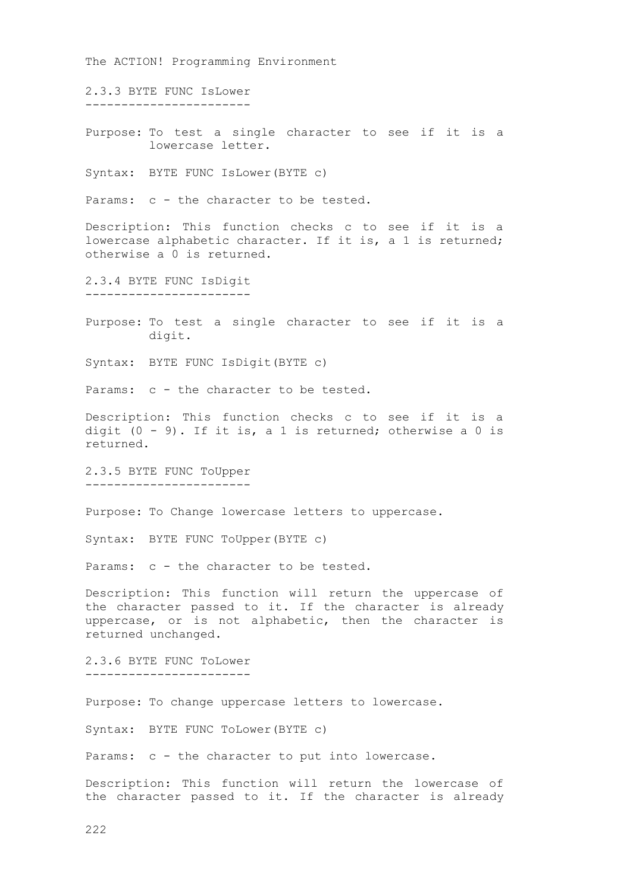### 2.3.3 BYTE FUNC IsLower

Purpose: To test a single character to see if it is a lowercase letter.

Syntax: BYTE FUNC IsLower(BYTE c)

Params: c - the character to be tested.

Description: This function checks c to see if it is a lowercase alphabetic character. If it is, a 1 is returned; otherwise a 0 is returned.

### 2.3.4 BYTE FUNC IsDigit

Purpose: To test a single character to see if it is a digit.

Syntax: BYTE FUNC IsDigit(BYTE c)

Params: c - the character to be tested.

Description: This function checks c to see if it is a digit (0 - 9). If it is, a 1 is returned; otherwise a 0 is returned.

### 2.3.5 BYTE FUNC ToUpper

Purpose: To Change lowercase letters to uppercase.

Syntax: BYTE FUNC ToUpper(BYTE c)

Params: c - the character to be tested.

Description: This function will return the uppercase of the character passed to it. If the character is already uppercase, or is not alphabetic, then the character is returned unchanged.

### 2.3.6 BYTE FUNC ToLower

Purpose: To change uppercase letters to lowercase.

Syntax: BYTE FUNC ToLower(BYTE c)

Params: c - the character to put into lowercase.

Description: This function will return the lowercase of the character passed to it. If the character is already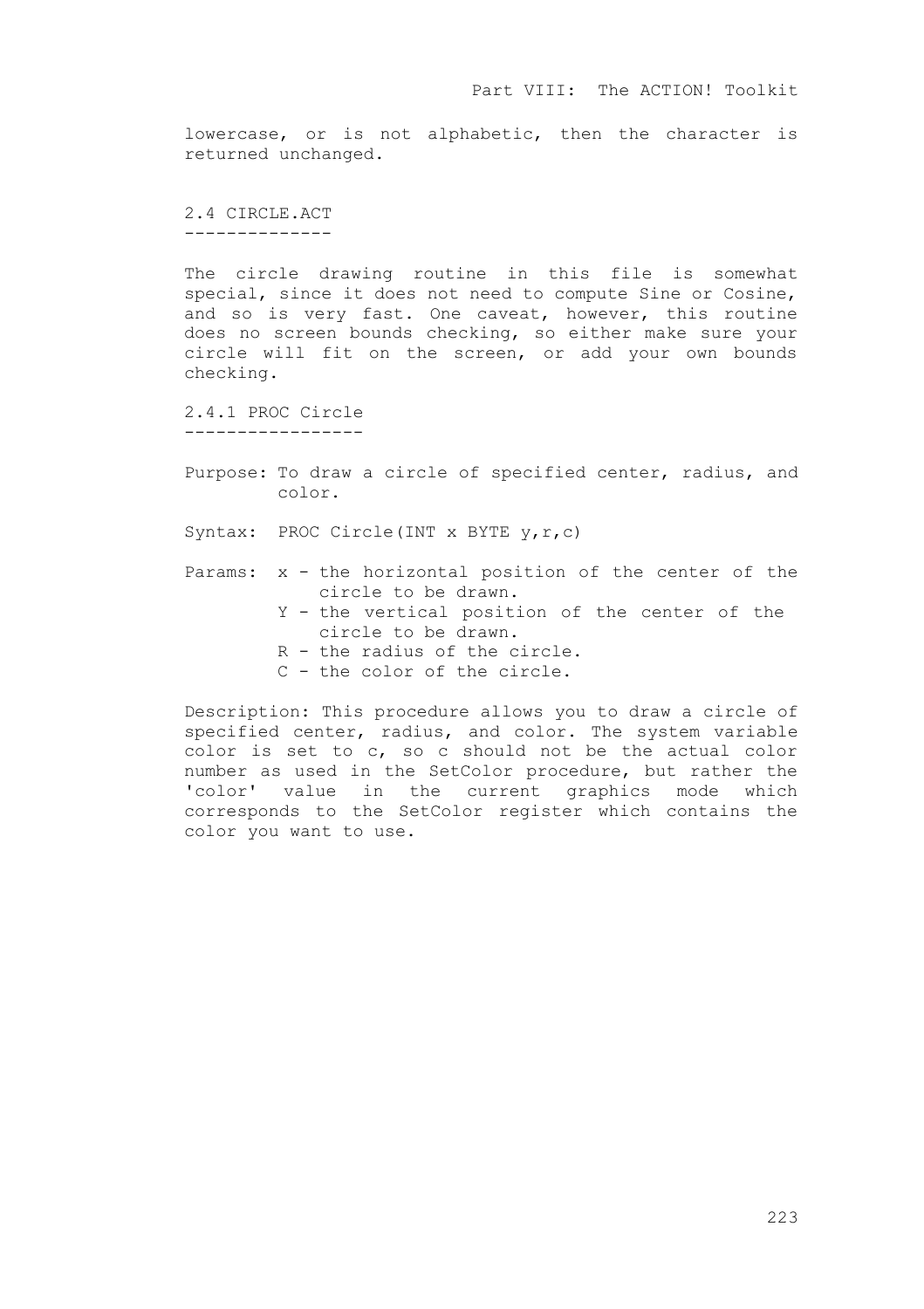lowercase, or is not alphabetic, then the character is returned unchanged.

## 2.4 CIRCLE.ACT

The circle drawing routine in this file is somewhat special, since it does not need to compute Sine or Cosine, and so is very fast. One caveat, however, this routine does no screen bounds checking, so either make sure your circle will fit on the screen, or add your own bounds checking.

### 2.4.1 PROC Circle

Purpose: To draw a circle of specified center, radius, and color.

Syntax: PROC Circle(INT x BYTE y,r,c)

Params: x - the horizontal position of the center of the circle to be drawn.
Y - the vertical position of the center of the circle to be drawn.
R - the radius of the circle.
C - the color of the circle.

Description: This procedure allows you to draw a circle of specified center, radius, and color. The system variable color is set to c, so c should not be the actual color number as used in the SetColor procedure, but rather the 'color' value in the current graphics mode which corresponds to the SetColor register which contains the color you want to use.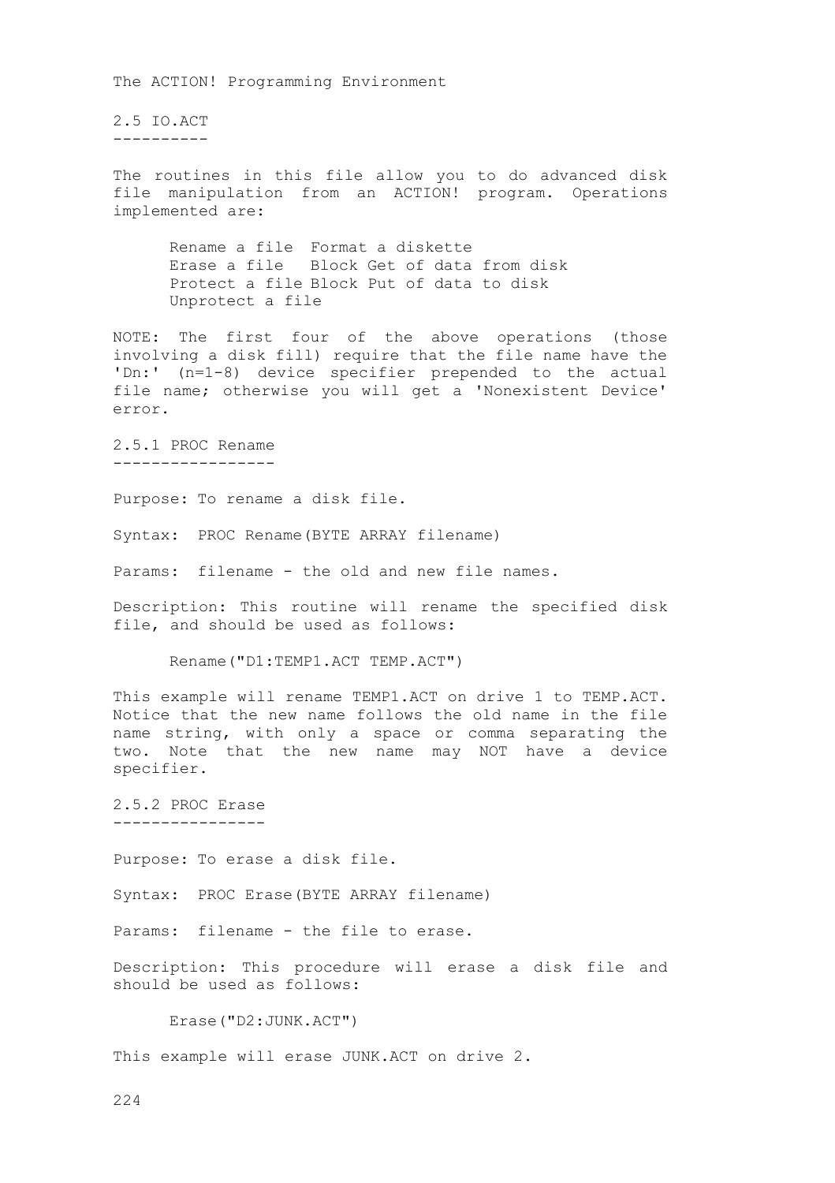## 2.5 IO.ACT

The routines in this file allow you to do advanced disk file manipulation from an ACTION! program. Operations implemented are:

```
Rename a file  Format a diskette
Erase a file   Block Get of data from disk
Protect a file Block Put of data to disk
Unprotect a file
```

NOTE: The first four of the above operations (those involving a disk fill) require that the file name have the 'Dn:' (n=1-8) device specifier prepended to the actual file name; otherwise you will get a 'Nonexistent Device' error.

### 2.5.1 PROC Rename

Purpose: To rename a disk file.

Syntax:  PROC Rename(BYTE ARRAY filename)

Params:  filename - the old and new file names.

Description: This routine will rename the specified disk file, and should be used as follows:

```
Rename("D1:TEMP1.ACT TEMP.ACT")
```

This example will rename TEMP1.ACT on drive 1 to TEMP.ACT. Notice that the new name follows the old name in the file name string, with only a space or comma separating the two. Note that the new name may NOT have a device specifier.

### 2.5.2 PROC Erase

Purpose: To erase a disk file.

Syntax:  PROC Erase(BYTE ARRAY filename)

Params:  filename - the file to erase.

Description: This procedure will erase a disk file and should be used as follows:

```
Erase("D2:JUNK.ACT")
```

This example will erase JUNK.ACT on drive 2.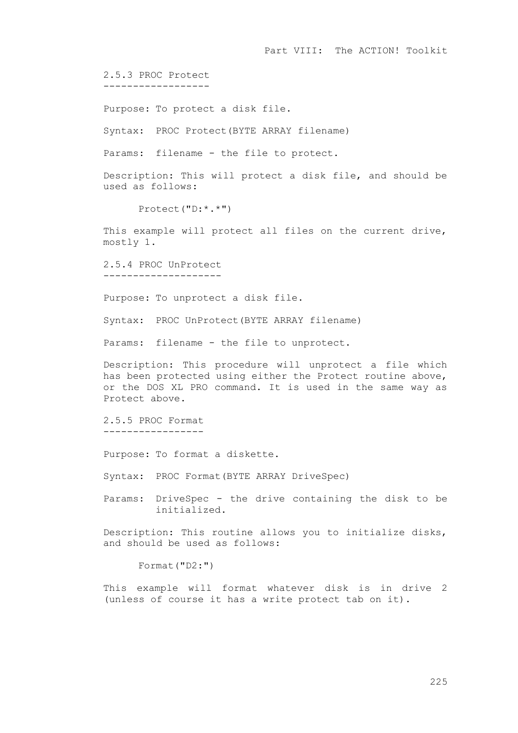### 2.5.3 PROC Protect

Purpose: To protect a disk file.

Syntax: PROC Protect(BYTE ARRAY filename)

Params: filename - the file to protect.

Description: This will protect a disk file, and should be used as follows:

```
Protect("D:*.*")
```

This example will protect all files on the current drive, mostly 1.

### 2.5.4 PROC UnProtect

Purpose: To unprotect a disk file.

Syntax: PROC UnProtect(BYTE ARRAY filename)

Params: filename - the file to unprotect.

Description: This procedure will unprotect a file which has been protected using either the Protect routine above, or the DOS XL PRO command. It is used in the same way as Protect above.

### 2.5.5 PROC Format

Purpose: To format a diskette.

Syntax: PROC Format(BYTE ARRAY DriveSpec)

Params: DriveSpec - the drive containing the disk to be initialized.

Description: This routine allows you to initialize disks, and should be used as follows:

```
Format("D2:")
```

This example will format whatever disk is in drive 2 (unless of course it has a write protect tab on it).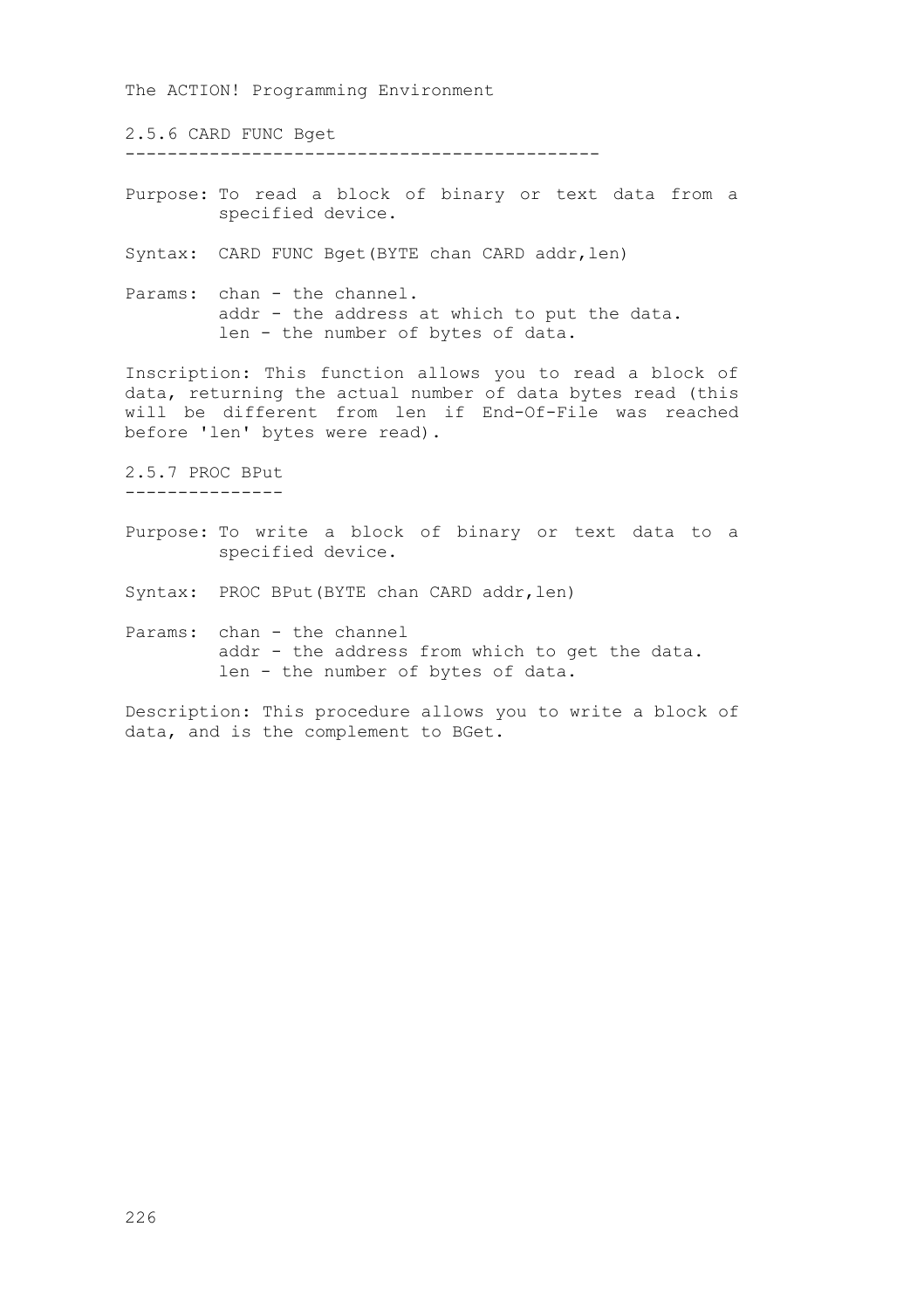## 2.5.6 CARD FUNC Bget

Purpose: To read a block of binary or text data from a specified device.

Syntax: CARD FUNC Bget(BYTE chan CARD addr,len)

Params: chan - the channel.
addr - the address at which to put the data.
len - the number of bytes of data.

Inscription: This function allows you to read a block of data, returning the actual number of data bytes read (this will be different from len if End-Of-File was reached before 'len' bytes were read).

## 2.5.7 PROC BPut

Purpose: To write a block of binary or text data to a specified device.

Syntax: PROC BPut(BYTE chan CARD addr,len)

Params: chan - the channel
addr - the address from which to get the data.
len - the number of bytes of data.

Description: This procedure allows you to write a block of data, and is the complement to BGet.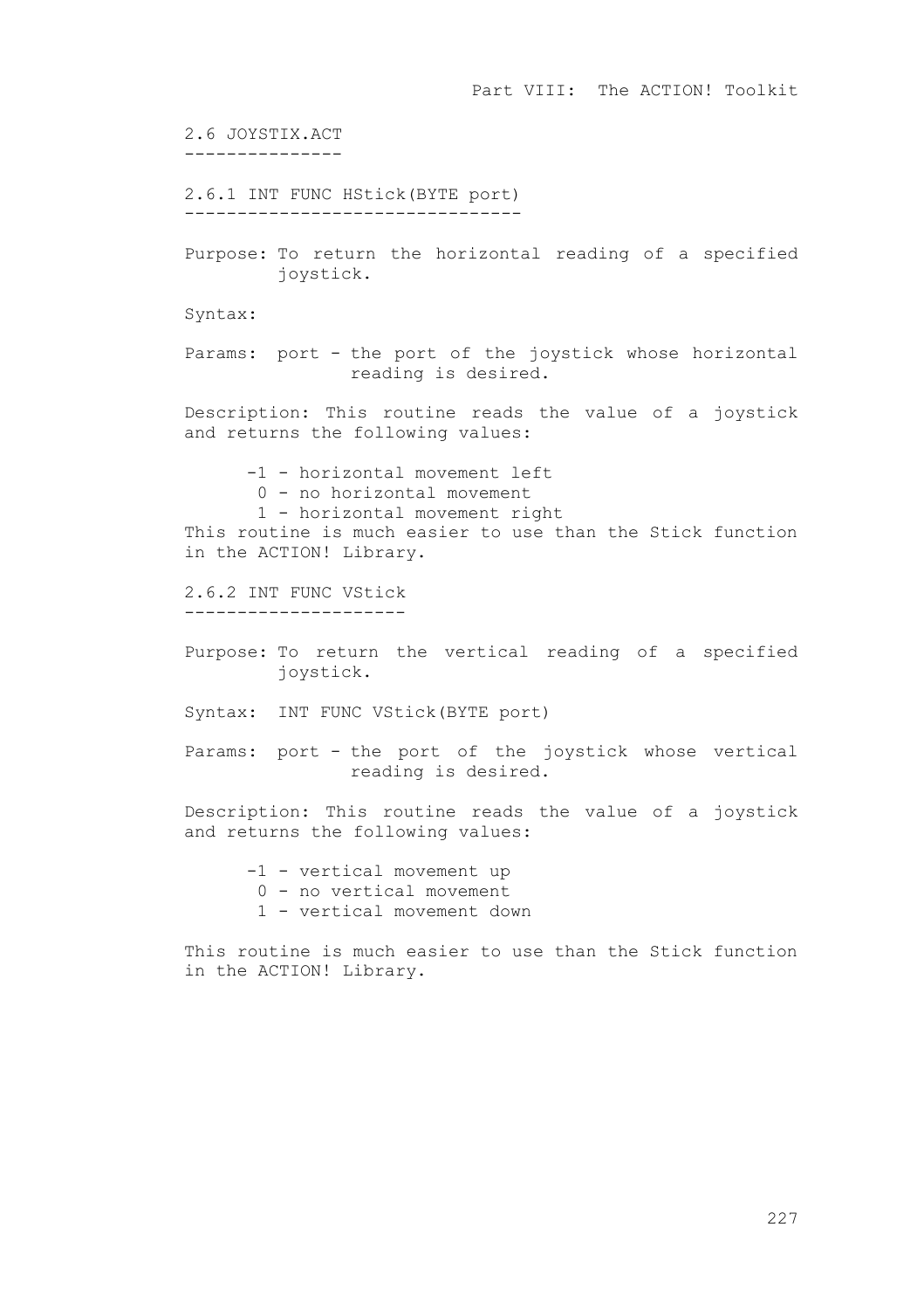## 2.6 JOYSTIX.ACT

### 2.6.1 INT FUNC HStick(BYTE port)

Purpose: To return the horizontal reading of a specified joystick.

Syntax:

Params: port - the port of the joystick whose horizontal reading is desired.

Description: This routine reads the value of a joystick and returns the following values:

```
-1 - horizontal movement left
 0 - no horizontal movement
 1 - horizontal movement right
```

This routine is much easier to use than the Stick function in the ACTION! Library.

### 2.6.2 INT FUNC VStick

Purpose: To return the vertical reading of a specified joystick.

Syntax: INT FUNC VStick(BYTE port)

Params: port - the port of the joystick whose vertical reading is desired.

Description: This routine reads the value of a joystick and returns the following values:

```
-1 - vertical movement up
 0 - no vertical movement
 1 - vertical movement down
```

This routine is much easier to use than the Stick function in the ACTION! Library.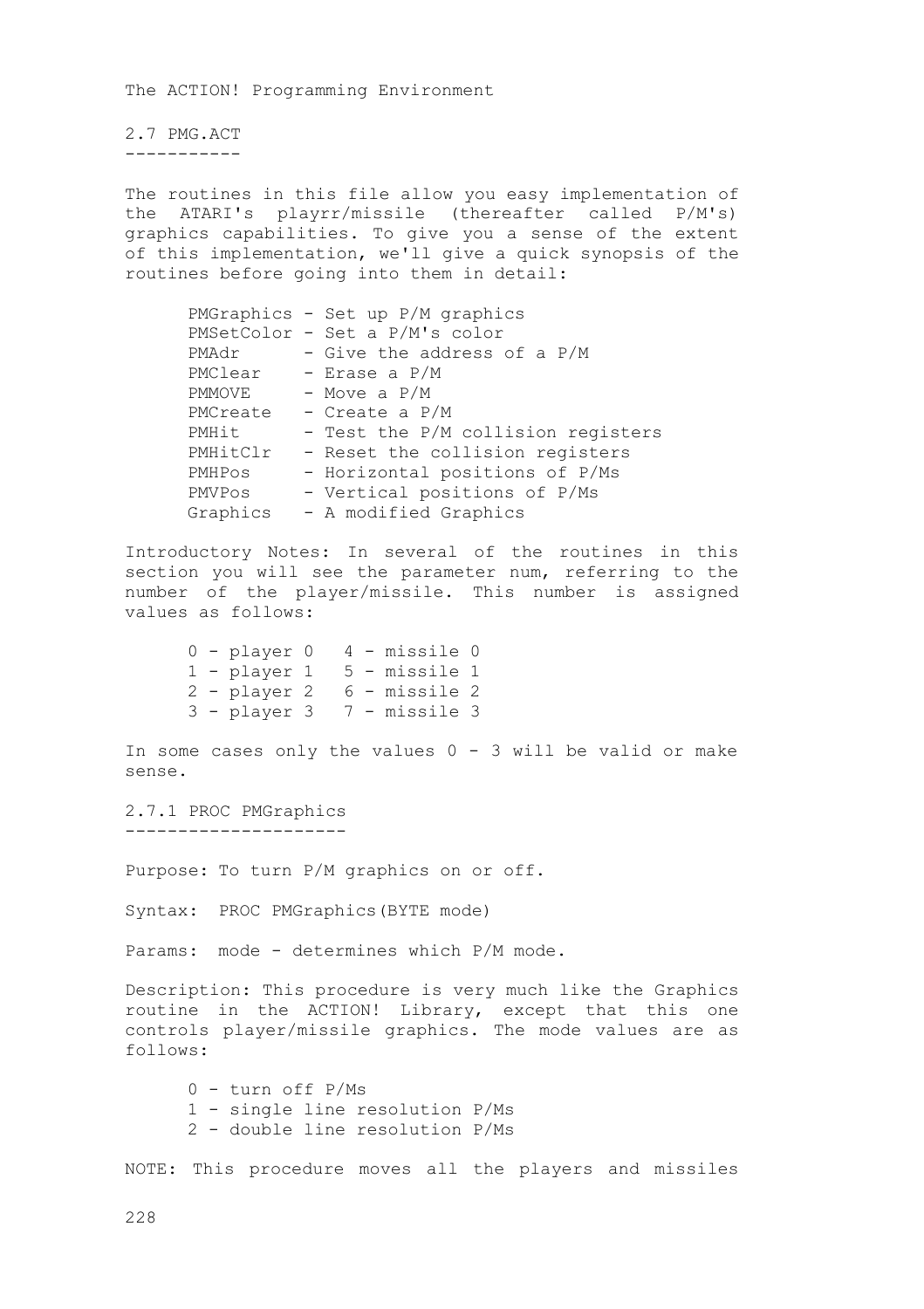## 2.7 PMG.ACT

The routines in this file allow you easy implementation of the ATARI's playrr/missile (thereafter called P/M's) graphics capabilities. To give you a sense of the extent of this implementation, we'll give a quick synopsis of the routines before going into them in detail:

```
PMGraphics - Set up P/M graphics
PMSetColor - Set a P/M's color
PMAdr      - Give the address of a P/M
PMClear    - Erase a P/M
PMMOVE     - Move a P/M
PMCreate   - Create a P/M
PMHit      - Test the P/M collision registers
PMHitClr   - Reset the collision registers
PMHPos     - Horizontal positions of P/Ms
PMVPos     - Vertical positions of P/Ms
Graphics   - A modified Graphics
```

Introductory Notes: In several of the routines in this section you will see the parameter num, referring to the number of the player/missile. This number is assigned values as follows:

```
0 - player 0   4 - missile 0
1 - player 1   5 - missile 1
2 - player 2   6 - missile 2
3 - player 3   7 - missile 3
```

In some cases only the values 0 - 3 will be valid or make sense.

### 2.7.1 PROC PMGraphics

Purpose: To turn P/M graphics on or off.

Syntax: PROC PMGraphics(BYTE mode)

Params: mode - determines which P/M mode.

Description: This procedure is very much like the Graphics routine in the ACTION! Library, except that this one controls player/missile graphics. The mode values are as follows:

```
0 - turn off P/Ms
1 - single line resolution P/Ms
2 - double line resolution P/Ms
```

NOTE: This procedure moves all the players and missiles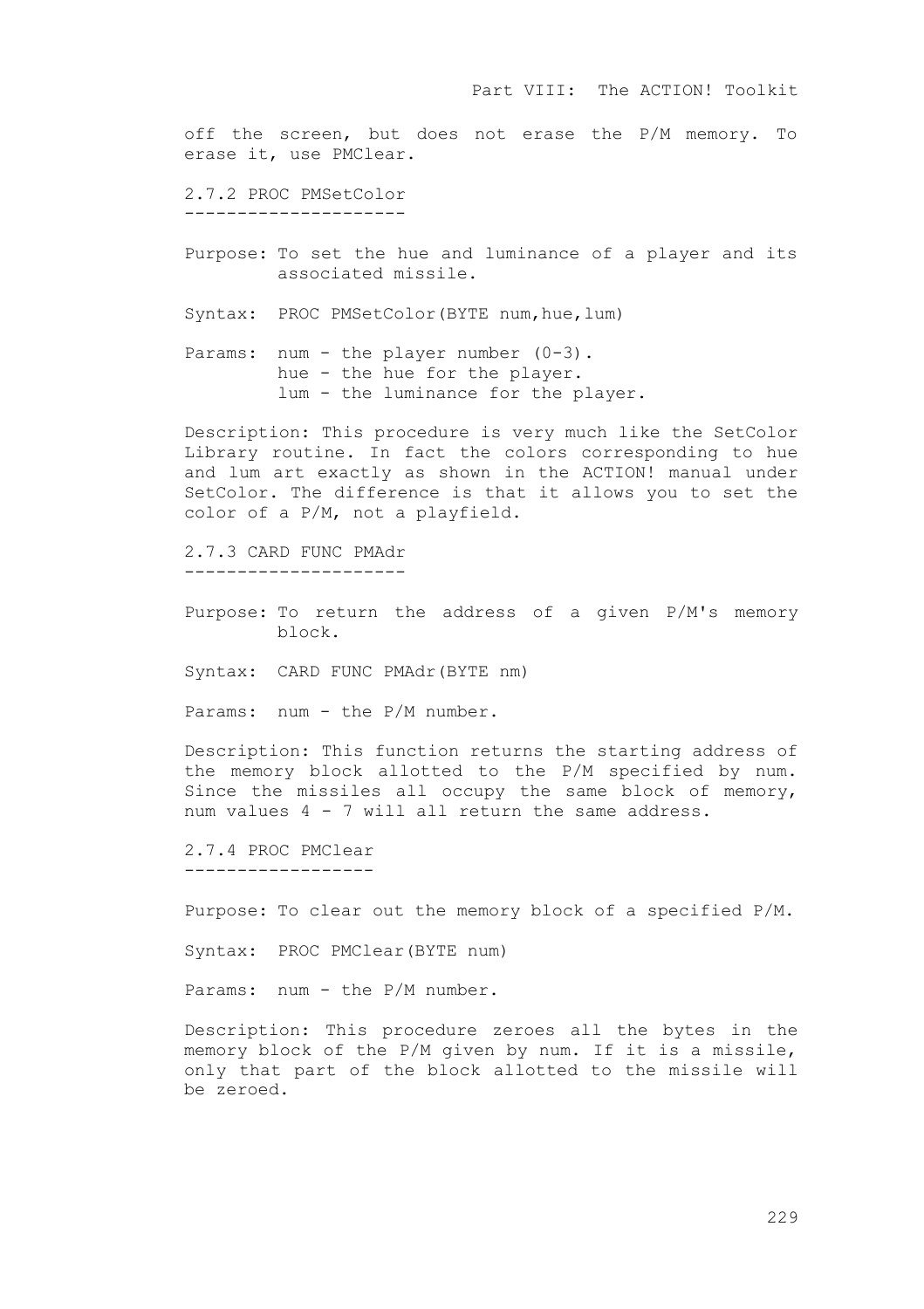off the screen, but does not erase the P/M memory. To erase it, use PMClear.

### 2.7.2 PROC PMSetColor

Purpose: To set the hue and luminance of a player and its associated missile.

Syntax: PROC PMSetColor(BYTE num,hue,lum)

Params: num - the player number (0-3).
hue - the hue for the player.
lum - the luminance for the player.

Description: This procedure is very much like the SetColor Library routine. In fact the colors corresponding to hue and lum art exactly as shown in the ACTION! manual under SetColor. The difference is that it allows you to set the color of a P/M, not a playfield.

### 2.7.3 CARD FUNC PMAdr

Purpose: To return the address of a given P/M's memory block.

Syntax: CARD FUNC PMAdr(BYTE nm)

Params: num - the P/M number.

Description: This function returns the starting address of the memory block allotted to the P/M specified by num. Since the missiles all occupy the same block of memory, num values 4 - 7 will all return the same address.

### 2.7.4 PROC PMClear

Purpose: To clear out the memory block of a specified P/M.

Syntax: PROC PMClear(BYTE num)

Params: num - the P/M number.

Description: This procedure zeroes all the bytes in the memory block of the P/M given by num. If it is a missile, only that part of the block allotted to the missile will be zeroed.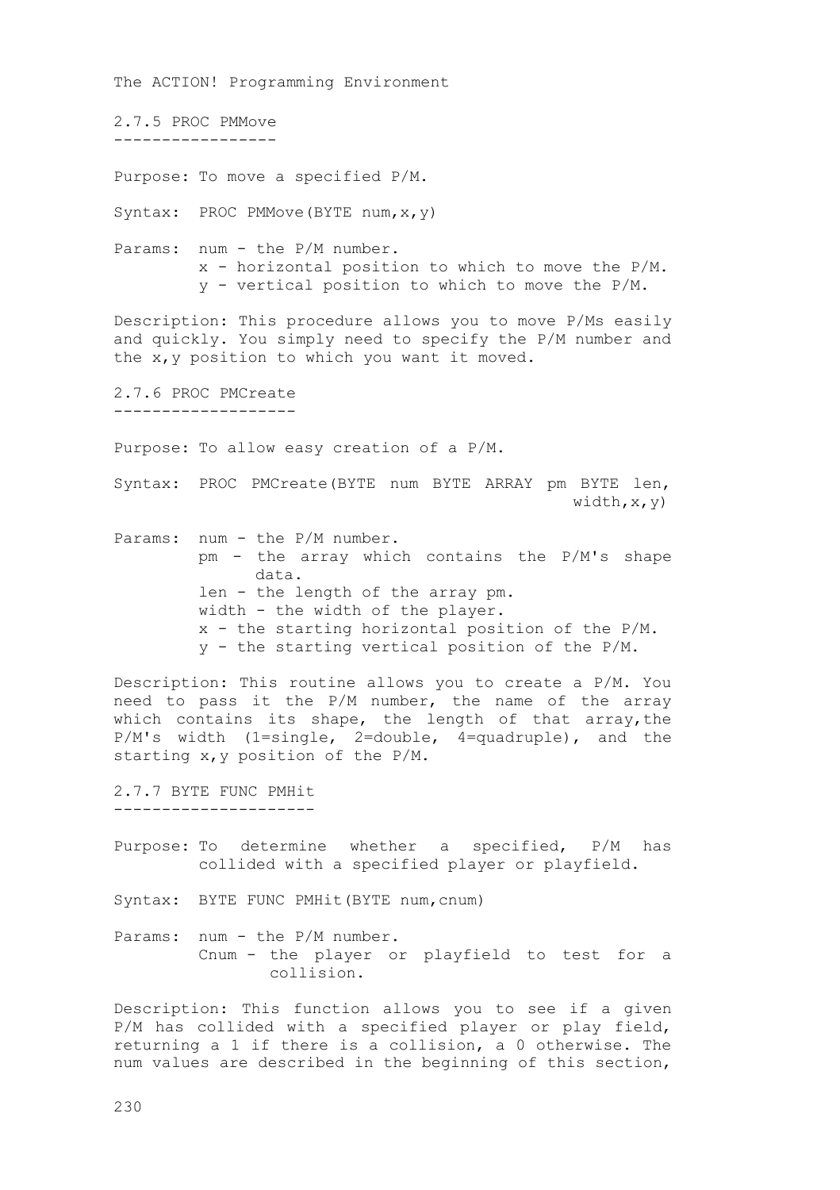## 2.7.5 PROC PMMove

Purpose: To move a specified P/M.

Syntax: `PROC PMMove(BYTE num,x,y)`

Params: num - the P/M number.
x - horizontal position to which to move the P/M.
y - vertical position to which to move the P/M.

Description: This procedure allows you to move P/Ms easily and quickly. You simply need to specify the P/M number and the x,y position to which you want it moved.

## 2.7.6 PROC PMCreate

Purpose: To allow easy creation of a P/M.

Syntax: `PROC PMCreate(BYTE num BYTE ARRAY pm BYTE len, width,x,y)`

Params: num - the P/M number.
pm - the array which contains the P/M's shape data.
len - the length of the array pm.
width - the width of the player.
x - the starting horizontal position of the P/M.
y - the starting vertical position of the P/M.

Description: This routine allows you to create a P/M. You need to pass it the P/M number, the name of the array which contains its shape, the length of that array,the P/M's width (1=single, 2=double, 4=quadruple), and the starting x,y position of the P/M.

## 2.7.7 BYTE FUNC PMHit

Purpose: To determine whether a specified, P/M has collided with a specified player or playfield.

Syntax: `BYTE FUNC PMHit(BYTE num,cnum)`

Params: num - the P/M number.
Cnum - the player or playfield to test for a collision.

Description: This function allows you to see if a given P/M has collided with a specified player or play field, returning a 1 if there is a collision, a 0 otherwise. The num values are described in the beginning of this section,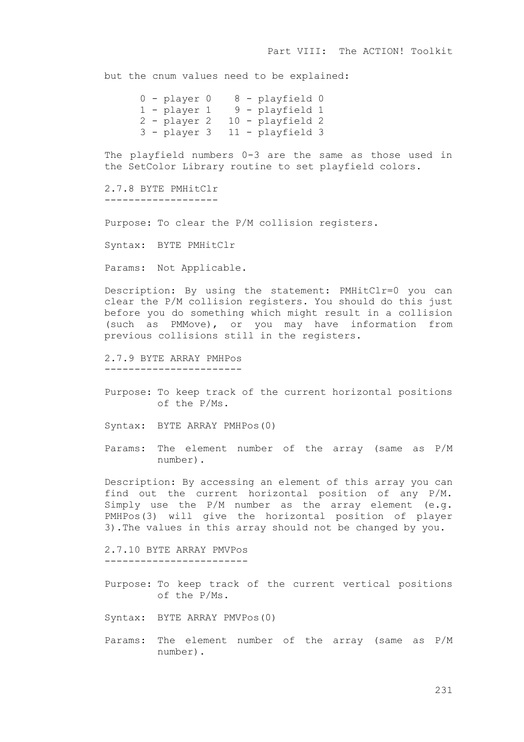but the cnum values need to be explained:

```
0 - player 0    8 - playfield 0
1 - player 1    9 - playfield 1
2 - player 2   10 - playfield 2
3 - player 3   11 - playfield 3
```

The playfield numbers 0-3 are the same as those used in the SetColor Library routine to set playfield colors.

### 2.7.8 BYTE PMHitClr

Purpose: To clear the P/M collision registers.

Syntax: BYTE PMHitClr

Params: Not Applicable.

Description: By using the statement: PMHitClr=0 you can clear the P/M collision registers. You should do this just before you do something which might result in a collision (such as PMMove), or you may have information from previous collisions still in the registers.

### 2.7.9 BYTE ARRAY PMHPos

Purpose: To keep track of the current horizontal positions of the P/Ms.

Syntax: BYTE ARRAY PMHPos(0)

Params: The element number of the array (same as P/M number).

Description: By accessing an element of this array you can find out the current horizontal position of any P/M. Simply use the P/M number as the array element (e.g. PMHPos(3) will give the horizontal position of player 3).The values in this array should not be changed by you.

### 2.7.10 BYTE ARRAY PMVPos

Purpose: To keep track of the current vertical positions of the P/Ms.

Syntax: BYTE ARRAY PMVPos(0)

Params: The element number of the array (same as P/M number).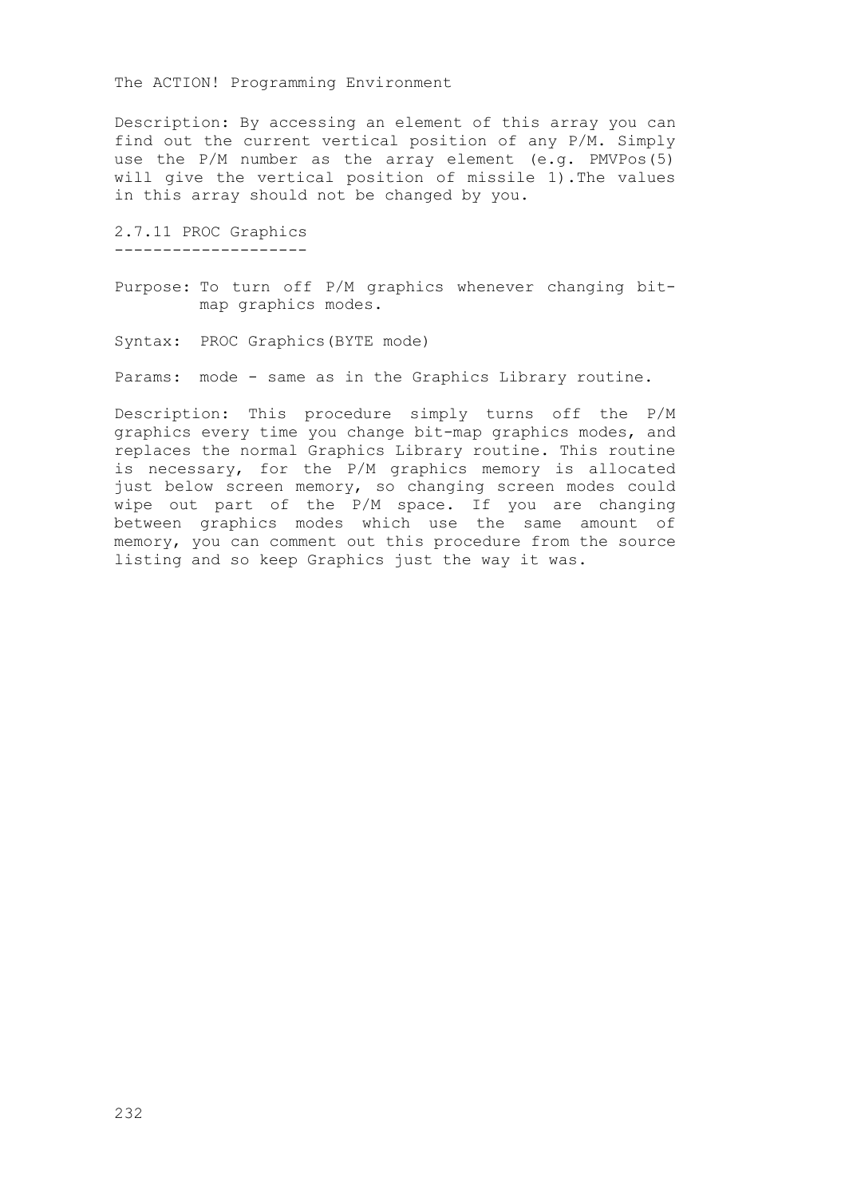Description: By accessing an element of this array you can find out the current vertical position of any P/M. Simply use the P/M number as the array element (e.g. PMVPos(5) will give the vertical position of missile 1).The values in this array should not be changed by you.

### 2.7.11 PROC Graphics

Purpose: To turn off P/M graphics whenever changing bit-map graphics modes.

Syntax: PROC Graphics(BYTE mode)

Params: mode - same as in the Graphics Library routine.

Description: This procedure simply turns off the P/M graphics every time you change bit-map graphics modes, and replaces the normal Graphics Library routine. This routine is necessary, for the P/M graphics memory is allocated just below screen memory, so changing screen modes could wipe out part of the P/M space. If you are changing between graphics modes which use the same amount of memory, you can comment out this procedure from the source listing and so keep Graphics just the way it was.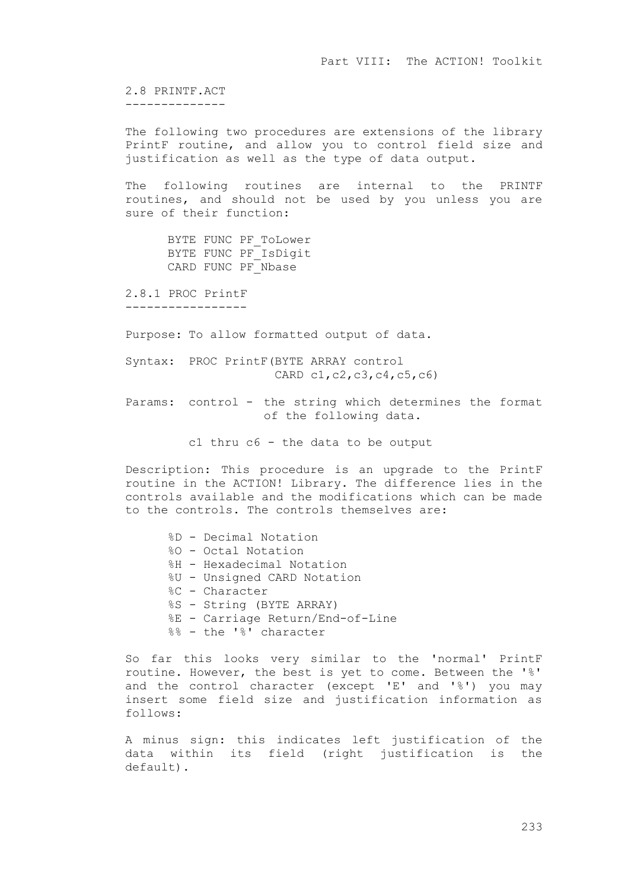## 2.8 PRINTF.ACT

The following two procedures are extensions of the library PrintF routine, and allow you to control field size and justification as well as the type of data output.

The following routines are internal to the PRINTF routines, and should not be used by you unless you are sure of their function:

```
BYTE FUNC PF_ToLower
BYTE FUNC PF_IsDigit
CARD FUNC PF_Nbase
```

### 2.8.1 PROC PrintF

Purpose: To allow formatted output of data.

Syntax:
```
PROC PrintF(BYTE ARRAY control
            CARD c1,c2,c3,c4,c5,c6)
```

Params: control - the string which determines the format of the following data.

c1 thru c6 - the data to be output

Description: This procedure is an upgrade to the PrintF routine in the ACTION! Library. The difference lies in the controls available and the modifications which can be made to the controls. The controls themselves are:

```
%D - Decimal Notation
%O - Octal Notation
%H - Hexadecimal Notation
%U - Unsigned CARD Notation
%C - Character
%S - String (BYTE ARRAY)
%E - Carriage Return/End-of-Line
%% - the '%' character
```

So far this looks very similar to the 'normal' PrintF routine. However, the best is yet to come. Between the '%' and the control character (except 'E' and '%') you may insert some field size and justification information as follows:

A minus sign: this indicates left justification of the data within its field (right justification is the default).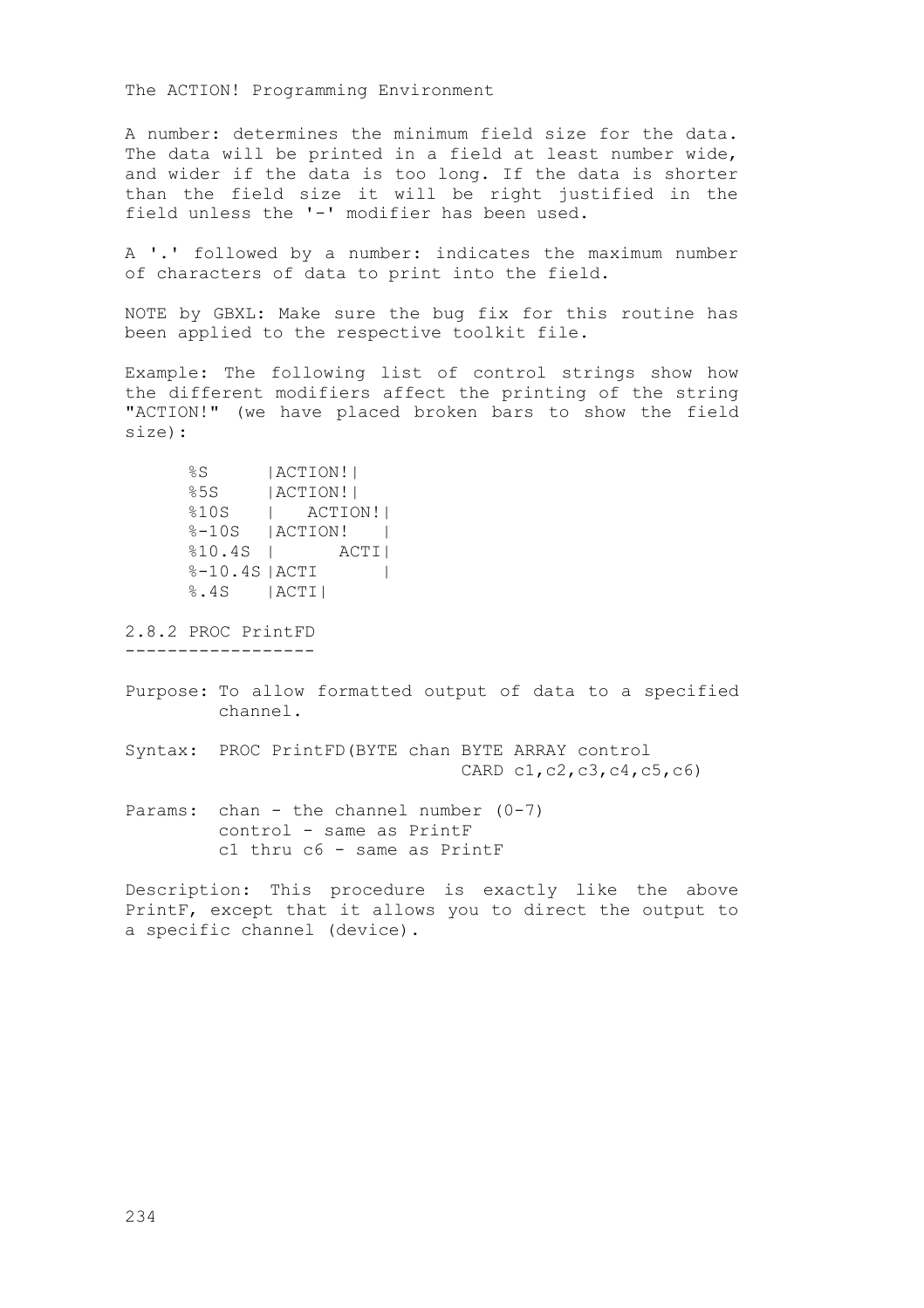A number: determines the minimum field size for the data. The data will be printed in a field at least number wide, and wider if the data is too long. If the data is shorter than the field size it will be right justified in the field unless the '-' modifier has been used.

A '.' followed by a number: indicates the maximum number of characters of data to print into the field.

NOTE by GBXL: Make sure the bug fix for this routine has been applied to the respective toolkit file.

Example: The following list of control strings show how the different modifiers affect the printing of the string "ACTION!" (we have placed broken bars to show the field size):

```
%S      |ACTION!|
%5S     |ACTION!|
%10S    |   ACTION!|
%-10S   |ACTION!   |
%10.4S  |      ACTI|
%-10.4S |ACTI      |
%.4S    |ACTI|
```

## 2.8.2 PROC PrintFD

Purpose: To allow formatted output of data to a specified channel.

Syntax:
```
PROC PrintFD(BYTE chan BYTE ARRAY control
                         CARD c1,c2,c3,c4,c5,c6)
```

Params: chan - the channel number (0-7)
control - same as PrintF
c1 thru c6 - same as PrintF

Description: This procedure is exactly like the above PrintF, except that it allows you to direct the output to a specific channel (device).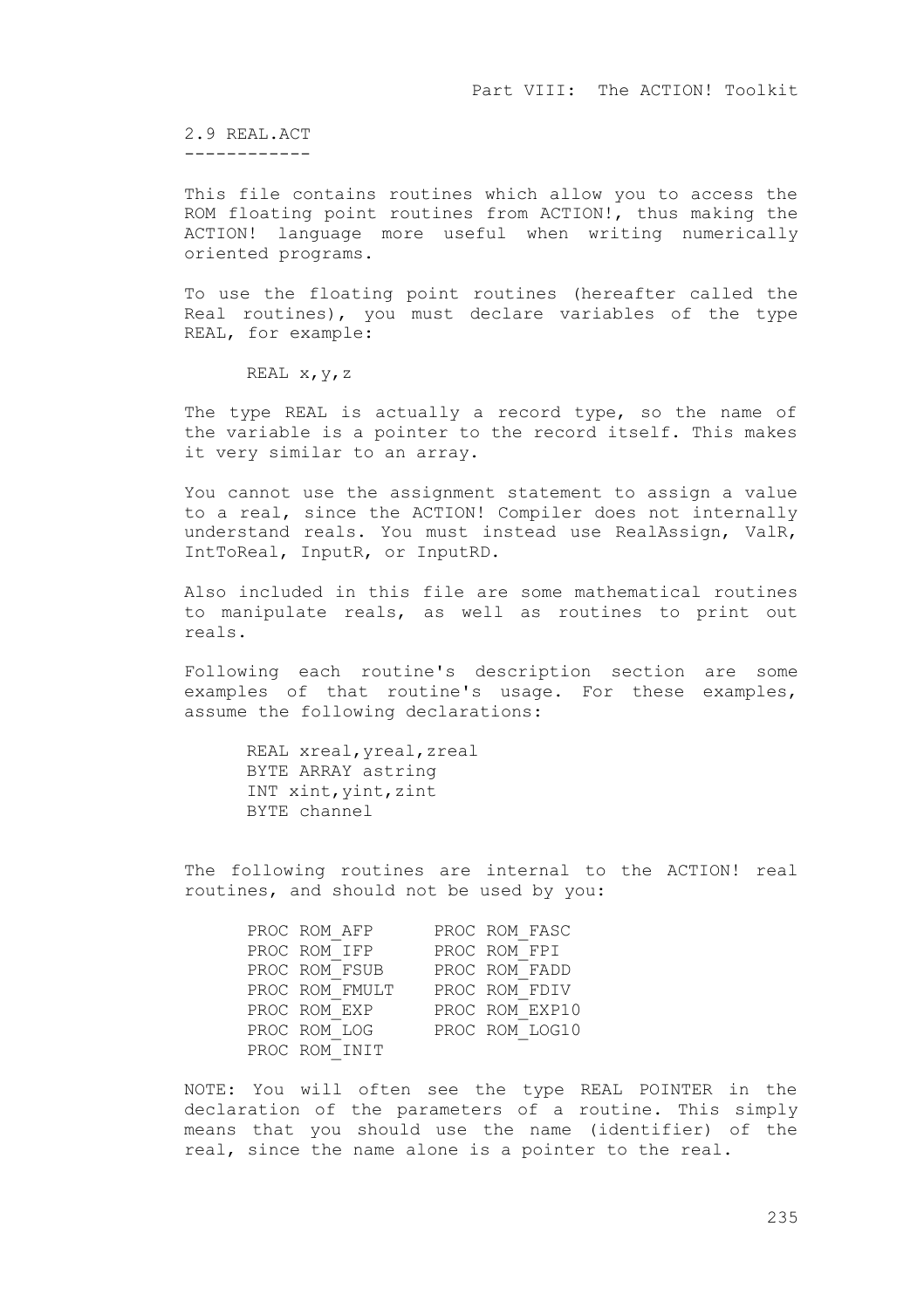## 2.9 REAL.ACT

This file contains routines which allow you to access the ROM floating point routines from ACTION!, thus making the ACTION! language more useful when writing numerically oriented programs.

To use the floating point routines (hereafter called the Real routines), you must declare variables of the type REAL, for example:

```
REAL x,y,z
```

The type REAL is actually a record type, so the name of the variable is a pointer to the record itself. This makes it very similar to an array.

You cannot use the assignment statement to assign a value to a real, since the ACTION! Compiler does not internally understand reals. You must instead use RealAssign, ValR, IntToReal, InputR, or InputRD.

Also included in this file are some mathematical routines to manipulate reals, as well as routines to print out reals.

Following each routine's description section are some examples of that routine's usage. For these examples, assume the following declarations:

```
REAL xreal,yreal,zreal
BYTE ARRAY astring
INT xint,yint,zint
BYTE channel
```

The following routines are internal to the ACTION! real routines, and should not be used by you:

```
PROC ROM_AFP      PROC ROM_FASC
PROC ROM_IFP      PROC ROM_FPI
PROC ROM_FSUB     PROC ROM_FADD
PROC ROM_FMULT    PROC ROM_FDIV
PROC ROM_EXP      PROC ROM_EXP10
PROC ROM_LOG      PROC ROM_LOG10
PROC ROM_INIT
```

NOTE: You will often see the type REAL POINTER in the declaration of the parameters of a routine. This simply means that you should use the name (identifier) of the real, since the name alone is a pointer to the real.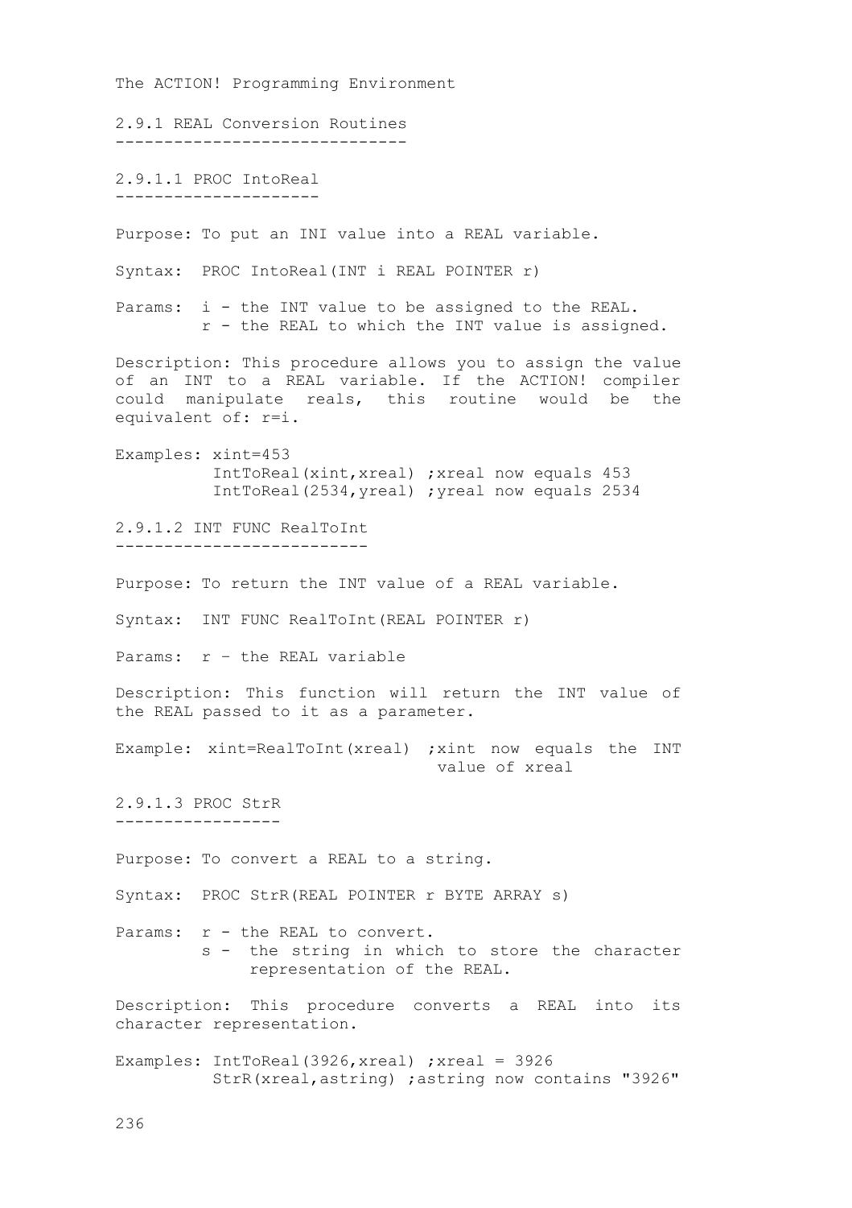## 2.9.1 REAL Conversion Routines

### 2.9.1.1 PROC IntoReal

Purpose: To put an INI value into a REAL variable.

Syntax: PROC IntoReal(INT i REAL POINTER r)

Params: i - the INT value to be assigned to the REAL.
r - the REAL to which the INT value is assigned.

Description: This procedure allows you to assign the value of an INT to a REAL variable. If the ACTION! compiler could manipulate reals, this routine would be the equivalent of: r=i.

Examples:
```
xint=453
IntToReal(xint,xreal) ;xreal now equals 453
IntToReal(2534,yreal) ;yreal now equals 2534
```

### 2.9.1.2 INT FUNC RealToInt

Purpose: To return the INT value of a REAL variable.

Syntax: INT FUNC RealToInt(REAL POINTER r)

Params: r – the REAL variable

Description: This function will return the INT value of the REAL passed to it as a parameter.

Example:
```
xint=RealToInt(xreal) ;xint now equals the INT
                       value of xreal
```

### 2.9.1.3 PROC StrR

Purpose: To convert a REAL to a string.

Syntax: PROC StrR(REAL POINTER r BYTE ARRAY s)

Params: r - the REAL to convert.
s - the string in which to store the character representation of the REAL.

Description: This procedure converts a REAL into its character representation.

Examples:
```
IntToReal(3926,xreal) ;xreal = 3926
StrR(xreal,astring) ;astring now contains "3926"
```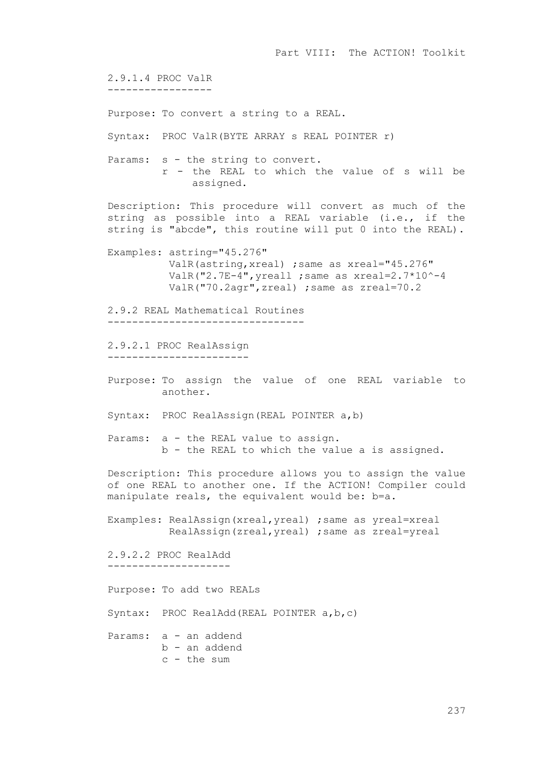### 2.9.1.4 PROC ValR

Purpose: To convert a string to a REAL.

Syntax: PROC ValR(BYTE ARRAY s REAL POINTER r)

Params: s - the string to convert.
r - the REAL to which the value of s will be assigned.

Description: This procedure will convert as much of the string as possible into a REAL variable (i.e., if the string is "abcde", this routine will put 0 into the REAL).

Examples:

```
astring="45.276"
ValR(astring,xreal) ;same as xreal="45.276"
ValR("2.7E-4",yreal1 ;same as xreal=2.7*10^-4
ValR("70.2agr",zreal) ;same as zreal=70.2
```

## 2.9.2 REAL Mathematical Routines

### 2.9.2.1 PROC RealAssign

Purpose: To assign the value of one REAL variable to another.

Syntax: PROC RealAssign(REAL POINTER a,b)

Params: a - the REAL value to assign.
b - the REAL to which the value a is assigned.

Description: This procedure allows you to assign the value of one REAL to another one. If the ACTION! Compiler could manipulate reals, the equivalent would be: b=a.

Examples:

```
RealAssign(xreal,yreal) ;same as yreal=xreal
RealAssign(zreal,yreal) ;same as zreal=yreal
```

### 2.9.2.2 PROC RealAdd

Purpose: To add two REALs

Syntax: PROC RealAdd(REAL POINTER a,b,c)

Params: a - an addend
b - an addend
c - the sum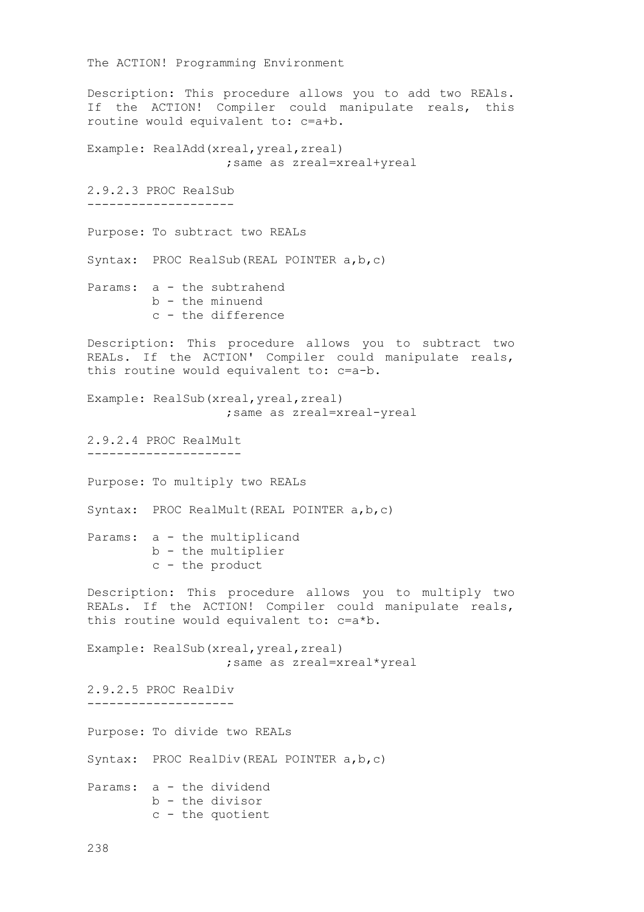Description: This procedure allows you to add two REALs. If the ACTION! Compiler could manipulate reals, this routine would equivalent to: c=a+b.

```
Example: RealAdd(xreal,yreal,zreal)
                  ;same as zreal=xreal+yreal
```

### 2.9.2.3 PROC RealSub

Purpose: To subtract two REALs

Syntax: PROC RealSub(REAL POINTER a,b,c)

Params:
- a - the subtrahend
- b - the minuend
- c - the difference

Description: This procedure allows you to subtract two REALs. If the ACTION' Compiler could manipulate reals, this routine would equivalent to: c=a-b.

```
Example: RealSub(xreal,yreal,zreal)
                  ;same as zreal=xreal-yreal
```

### 2.9.2.4 PROC RealMult

Purpose: To multiply two REALs

Syntax: PROC RealMult(REAL POINTER a,b,c)

Params:
- a - the multiplicand
- b - the multiplier
- c - the product

Description: This procedure allows you to multiply two REALs. If the ACTION! Compiler could manipulate reals, this routine would equivalent to: c=a*b.

```
Example: RealSub(xreal,yreal,zreal)
                  ;same as zreal=xreal*yreal
```

### 2.9.2.5 PROC RealDiv

Purpose: To divide two REALs

Syntax: PROC RealDiv(REAL POINTER a,b,c)

Params:
- a - the dividend
- b - the divisor
- c - the quotient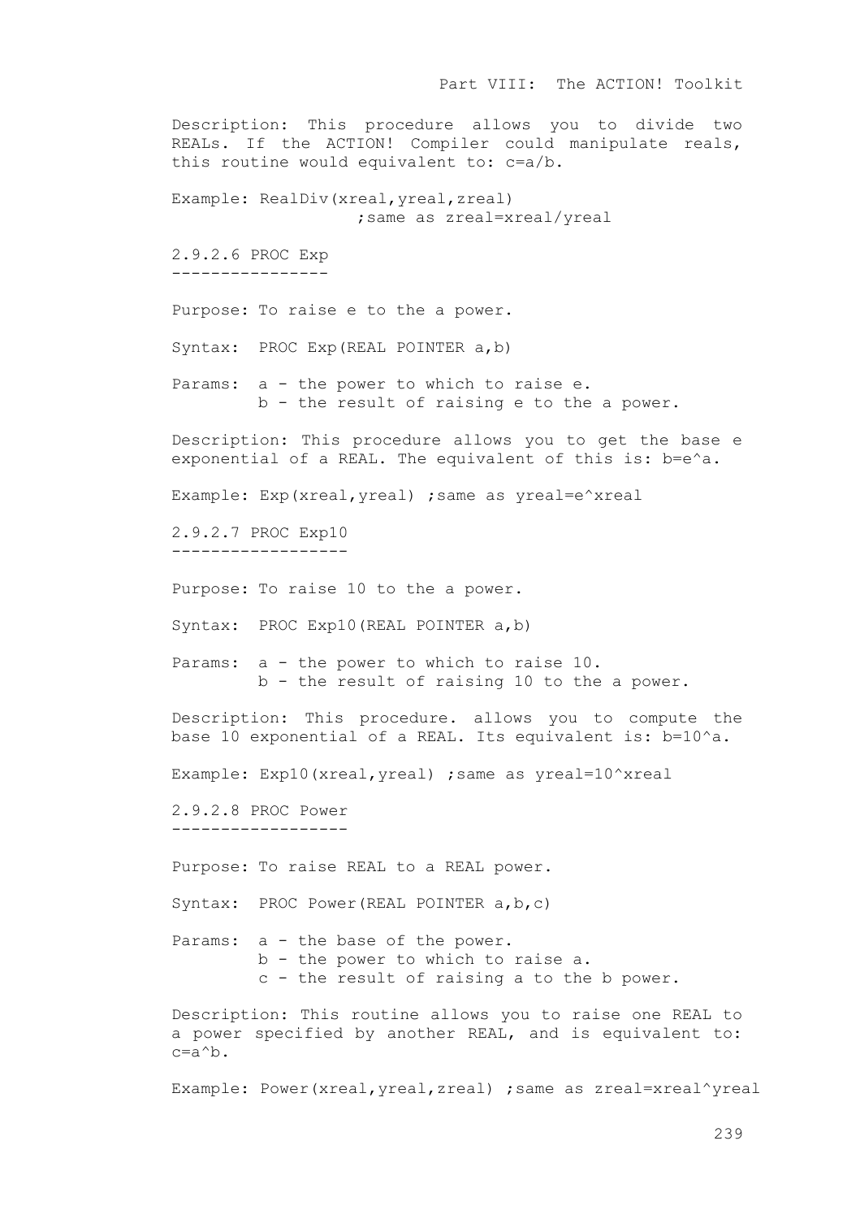Description: This procedure allows you to divide two REALs. If the ACTION! Compiler could manipulate reals, this routine would equivalent to: c=a/b.

Example: 
```
RealDiv(xreal,yreal,zreal)
          ;same as zreal=xreal/yreal
```

### 2.9.2.6 PROC Exp

Purpose: To raise e to the a power.

Syntax: PROC Exp(REAL POINTER a,b)

Params: a - the power to which to raise e.
        b - the result of raising e to the a power.

Description: This procedure allows you to get the base e exponential of a REAL. The equivalent of this is: b=e^a.

Example: Exp(xreal,yreal) ;same as yreal=e^xreal

### 2.9.2.7 PROC Exp10

Purpose: To raise 10 to the a power.

Syntax: PROC Exp10(REAL POINTER a,b)

Params: a - the power to which to raise 10.
        b - the result of raising 10 to the a power.

Description: This procedure. allows you to compute the base 10 exponential of a REAL. Its equivalent is: b=10^a.

Example: Exp10(xreal,yreal) ;same as yreal=10^xreal

### 2.9.2.8 PROC Power

Purpose: To raise REAL to a REAL power.

Syntax: PROC Power(REAL POINTER a,b,c)

Params: a - the base of the power.
        b - the power to which to raise a.
        c - the result of raising a to the b power.

Description: This routine allows you to raise one REAL to a power specified by another REAL, and is equivalent to: c=a^b.

Example: Power(xreal,yreal,zreal) ;same as zreal=xreal^yreal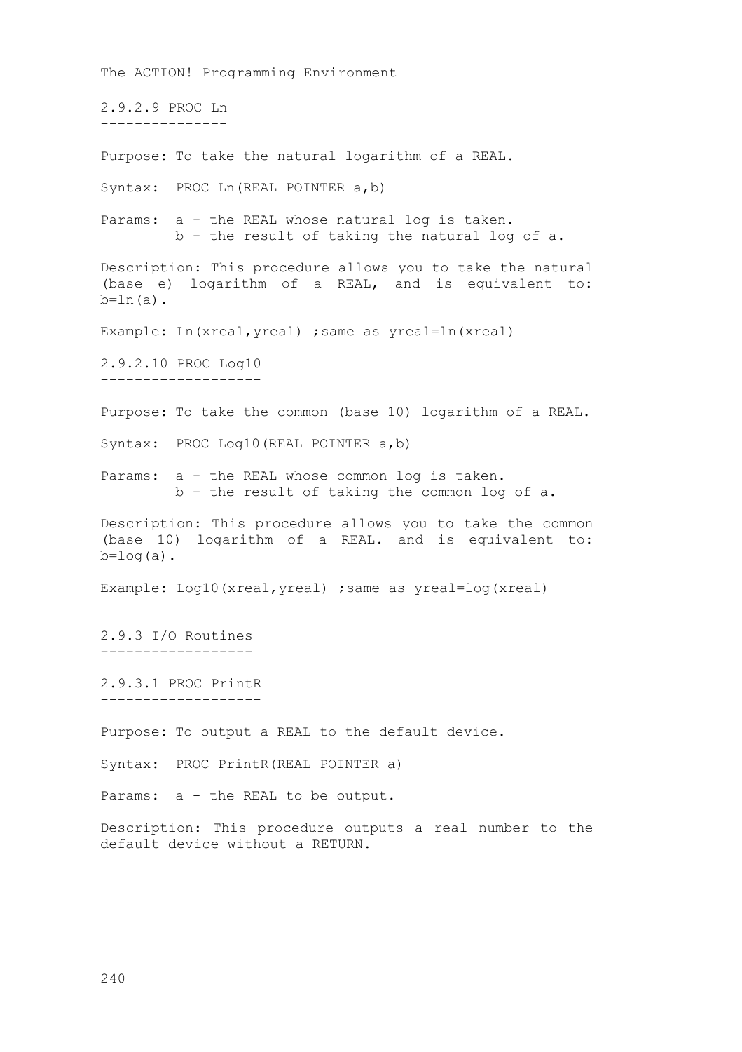### 2.9.2.9 PROC Ln

Purpose: To take the natural logarithm of a REAL.

Syntax: PROC Ln(REAL POINTER a,b)

Params: a - the REAL whose natural log is taken.
b - the result of taking the natural log of a.

Description: This procedure allows you to take the natural (base e) logarithm of a REAL, and is equivalent to: b=ln(a).

Example: Ln(xreal,yreal) ;same as yreal=ln(xreal)

### 2.9.2.10 PROC Log10

Purpose: To take the common (base 10) logarithm of a REAL.

Syntax: PROC Log10(REAL POINTER a,b)

Params: a - the REAL whose common log is taken.
b – the result of taking the common log of a.

Description: This procedure allows you to take the common (base 10) logarithm of a REAL. and is equivalent to: b=log(a).

Example: Log10(xreal,yreal) ;same as yreal=log(xreal)

## 2.9.3 I/O Routines

### 2.9.3.1 PROC PrintR

Purpose: To output a REAL to the default device.

Syntax: PROC PrintR(REAL POINTER a)

Params: a - the REAL to be output.

Description: This procedure outputs a real number to the default device without a RETURN.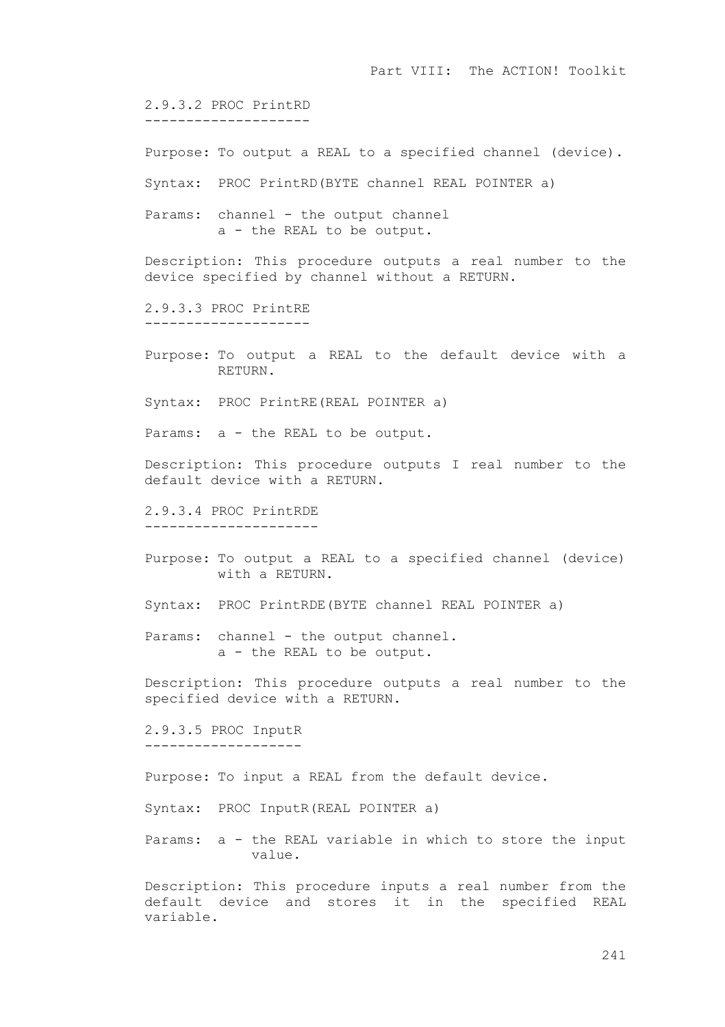### 2.9.3.2 PROC PrintRD

Purpose: To output a REAL to a specified channel (device).

Syntax: PROC PrintRD(BYTE channel REAL POINTER a)

Params: channel - the output channel
a - the REAL to be output.

Description: This procedure outputs a real number to the device specified by channel without a RETURN.

### 2.9.3.3 PROC PrintRE

Purpose: To output a REAL to the default device with a RETURN.

Syntax: PROC PrintRE(REAL POINTER a)

Params: a - the REAL to be output.

Description: This procedure outputs I real number to the default device with a RETURN.

### 2.9.3.4 PROC PrintRDE

Purpose: To output a REAL to a specified channel (device) with a RETURN.

Syntax: PROC PrintRDE(BYTE channel REAL POINTER a)

Params: channel - the output channel.
a - the REAL to be output.

Description: This procedure outputs a real number to the specified device with a RETURN.

### 2.9.3.5 PROC InputR

Purpose: To input a REAL from the default device.

Syntax: PROC InputR(REAL POINTER a)

Params: a - the REAL variable in which to store the input value.

Description: This procedure inputs a real number from the default device and stores it in the specified REAL variable.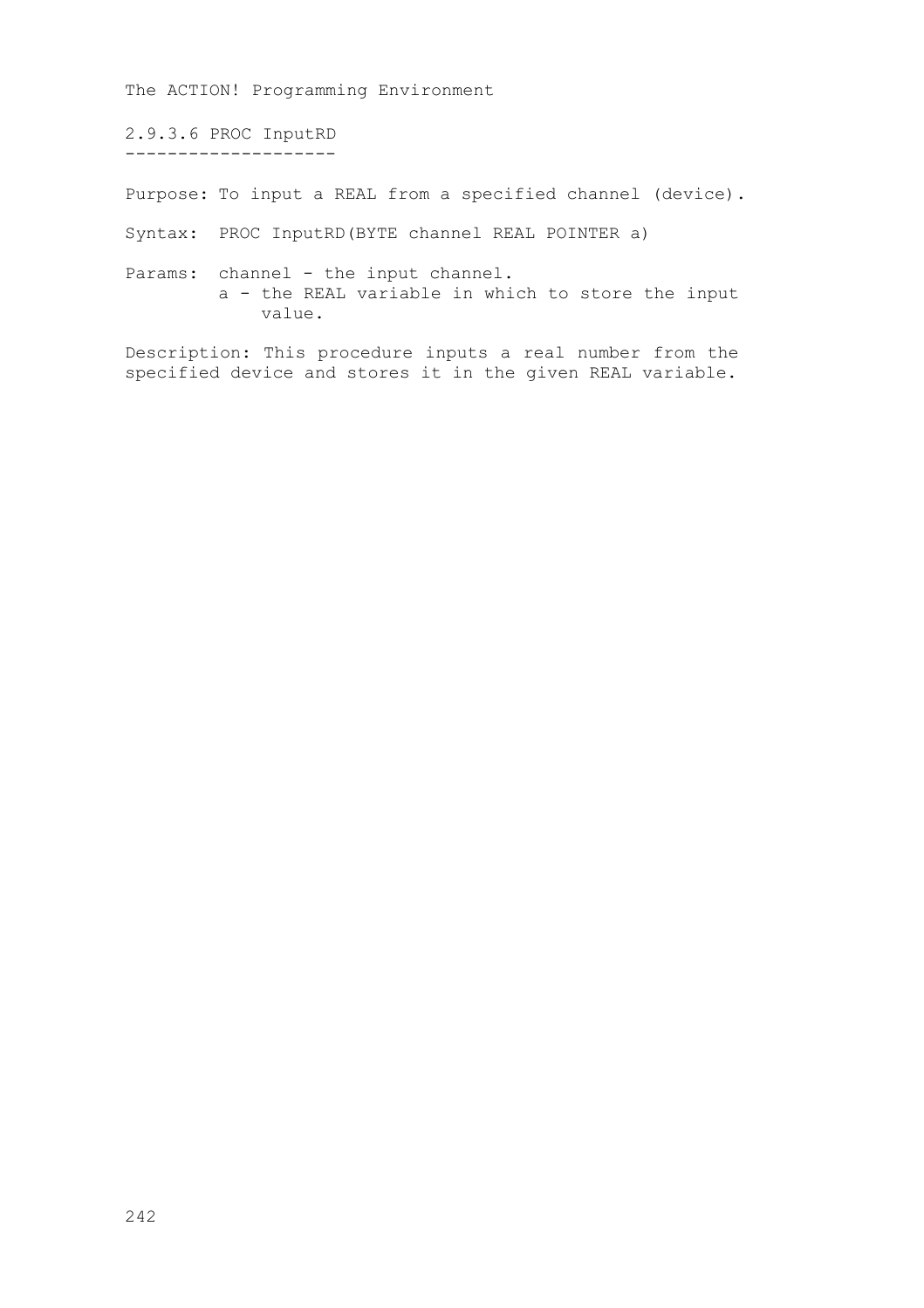#### 2.9.3.6 PROC InputRD

Purpose: To input a REAL from a specified channel (device).

Syntax: PROC InputRD(BYTE channel REAL POINTER a)

Params: channel - the input channel.
a - the REAL variable in which to store the input value.

Description: This procedure inputs a real number from the specified device and stores it in the given REAL variable.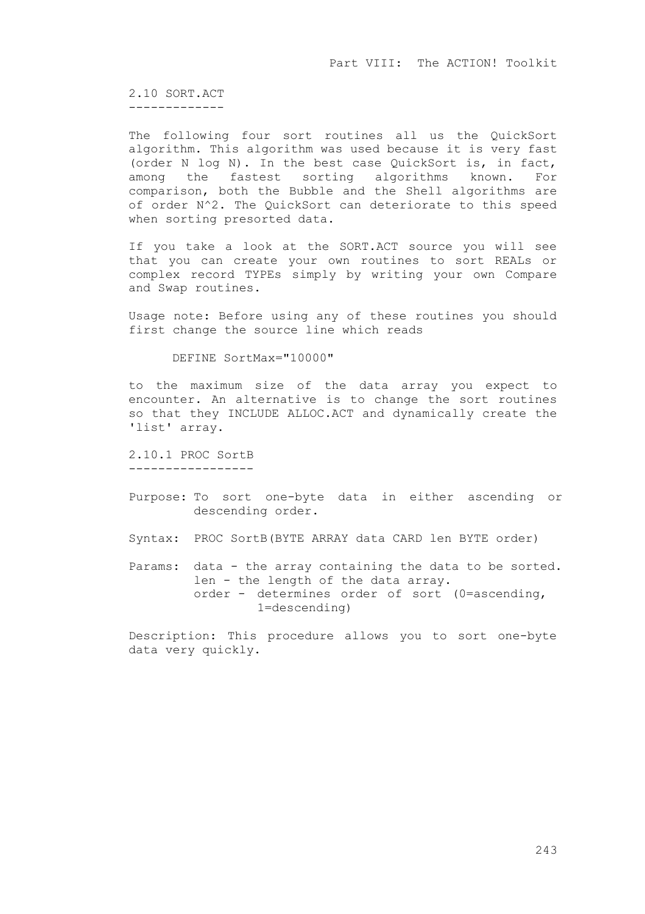## 2.10 SORT.ACT

The following four sort routines all us the QuickSort algorithm. This algorithm was used because it is very fast (order N log N). In the best case QuickSort is, in fact, among the fastest sorting algorithms known. For comparison, both the Bubble and the Shell algorithms are of order N^2. The QuickSort can deteriorate to this speed when sorting presorted data.

If you take a look at the SORT.ACT source you will see that you can create your own routines to sort REALs or complex record TYPEs simply by writing your own Compare and Swap routines.

Usage note: Before using any of these routines you should first change the source line which reads

```
DEFINE SortMax="10000"
```

to the maximum size of the data array you expect to encounter. An alternative is to change the sort routines so that they INCLUDE ALLOC.ACT and dynamically create the 'list' array.

### 2.10.1 PROC SortB

Purpose: To sort one-byte data in either ascending or descending order.

Syntax: PROC SortB(BYTE ARRAY data CARD len BYTE order)

Params: data - the array containing the data to be sorted.
len - the length of the data array.
order - determines order of sort (0=ascending, 1=descending)

Description: This procedure allows you to sort one-byte data very quickly.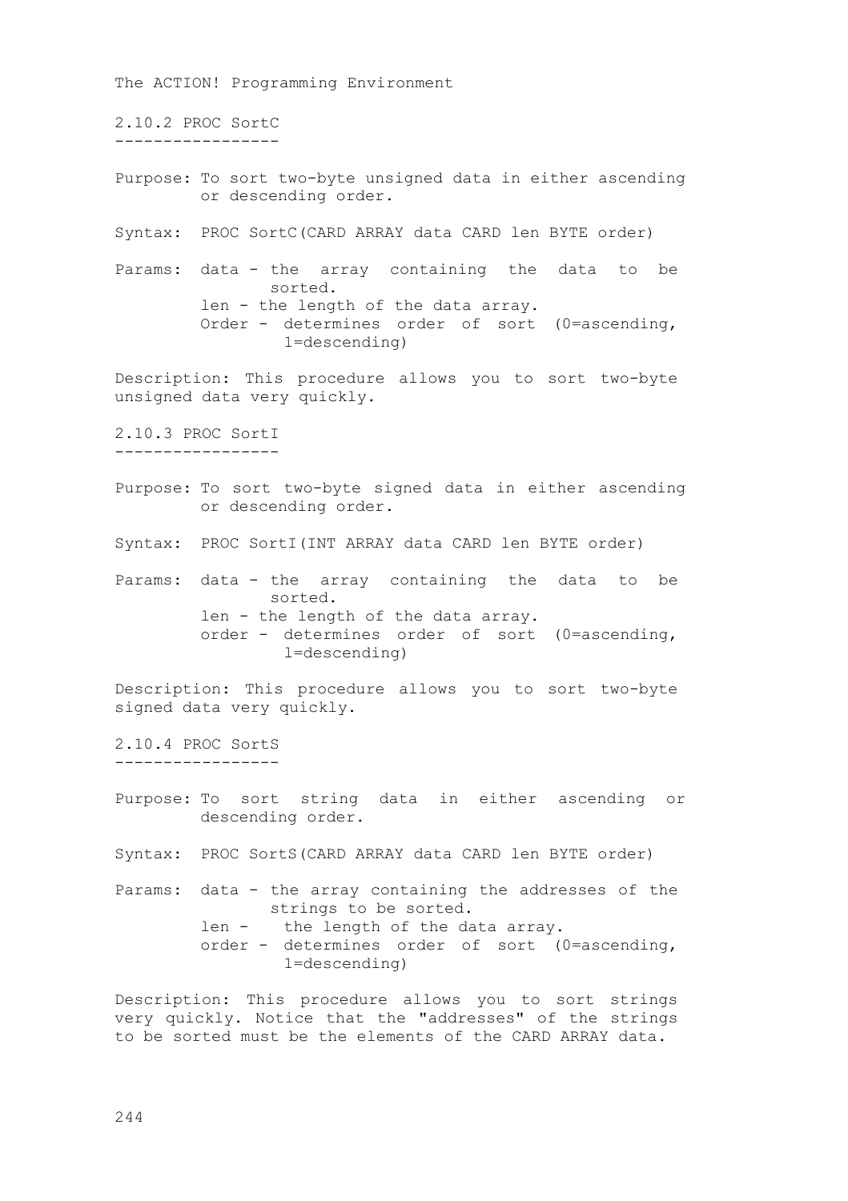### 2.10.2 PROC SortC

Purpose: To sort two-byte unsigned data in either ascending or descending order.

Syntax: `PROC SortC(CARD ARRAY data CARD len BYTE order)`

Params: data - the array containing the data to be sorted.
len - the length of the data array.
Order - determines order of sort (0=ascending, 1=descending)

Description: This procedure allows you to sort two-byte unsigned data very quickly.

### 2.10.3 PROC SortI

Purpose: To sort two-byte signed data in either ascending or descending order.

Syntax: `PROC SortI(INT ARRAY data CARD len BYTE order)`

Params: data - the array containing the data to be sorted.
len - the length of the data array.
order - determines order of sort (0=ascending, 1=descending)

Description: This procedure allows you to sort two-byte signed data very quickly.

### 2.10.4 PROC SortS

Purpose: To sort string data in either ascending or descending order.

Syntax: `PROC SortS(CARD ARRAY data CARD len BYTE order)`

Params: data - the array containing the addresses of the strings to be sorted.
len - the length of the data array.
order - determines order of sort (0=ascending, 1=descending)

Description: This procedure allows you to sort strings very quickly. Notice that the "addresses" of the strings to be sorted must be the elements of the CARD ARRAY data.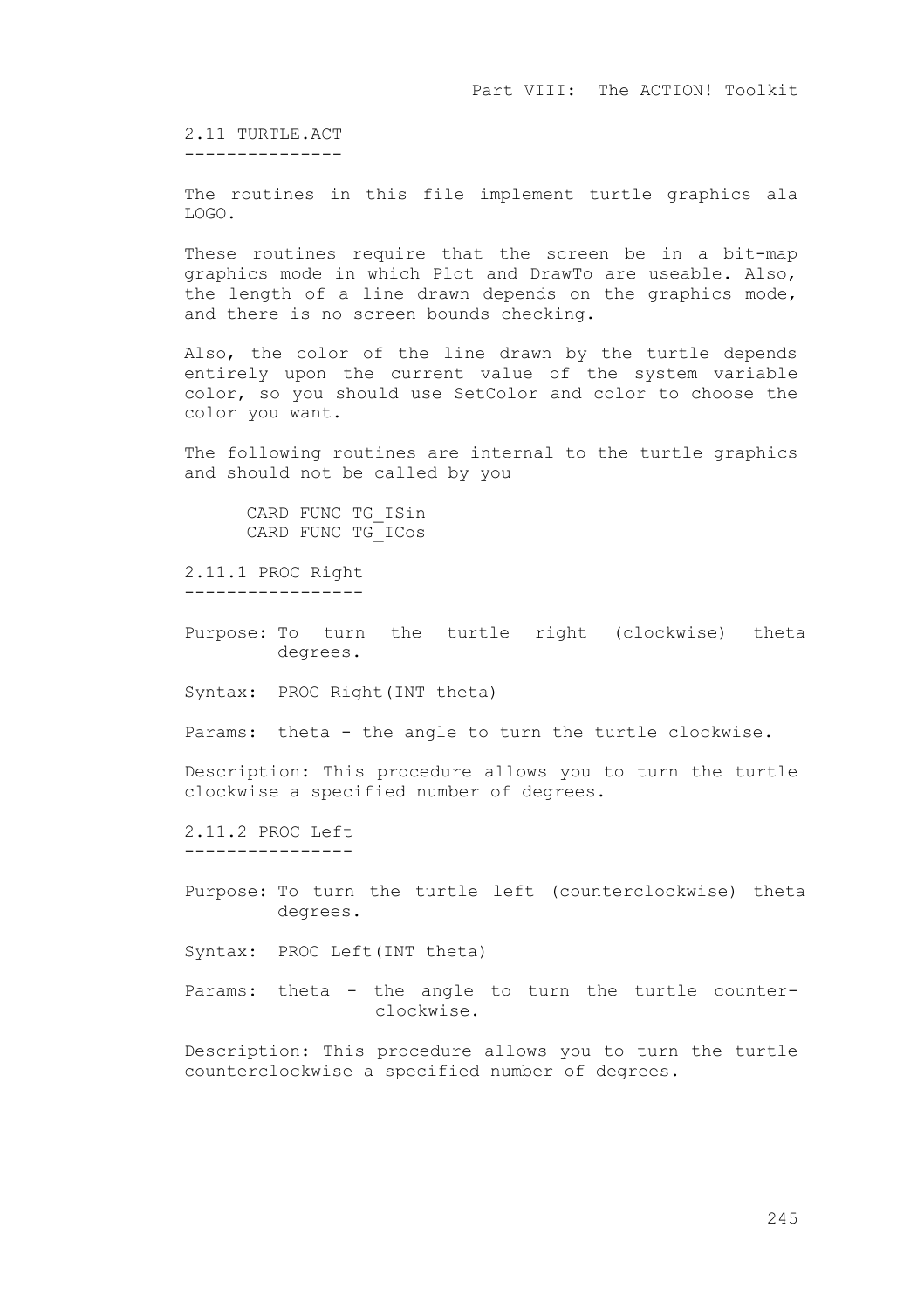## 2.11 TURTLE.ACT

The routines in this file implement turtle graphics ala LOGO.

These routines require that the screen be in a bit-map graphics mode in which Plot and DrawTo are useable. Also, the length of a line drawn depends on the graphics mode, and there is no screen bounds checking.

Also, the color of the line drawn by the turtle depends entirely upon the current value of the system variable color, so you should use SetColor and color to choose the color you want.

The following routines are internal to the turtle graphics and should not be called by you

```
CARD FUNC TG_ISin
CARD FUNC TG_ICos
```

### 2.11.1 PROC Right

Purpose: To turn the turtle right (clockwise) theta degrees.

Syntax: PROC Right(INT theta)

Params: theta - the angle to turn the turtle clockwise.

Description: This procedure allows you to turn the turtle clockwise a specified number of degrees.

### 2.11.2 PROC Left

Purpose: To turn the turtle left (counterclockwise) theta degrees.

Syntax: PROC Left(INT theta)

Params: theta - the angle to turn the turtle counter-clockwise.

Description: This procedure allows you to turn the turtle counterclockwise a specified number of degrees.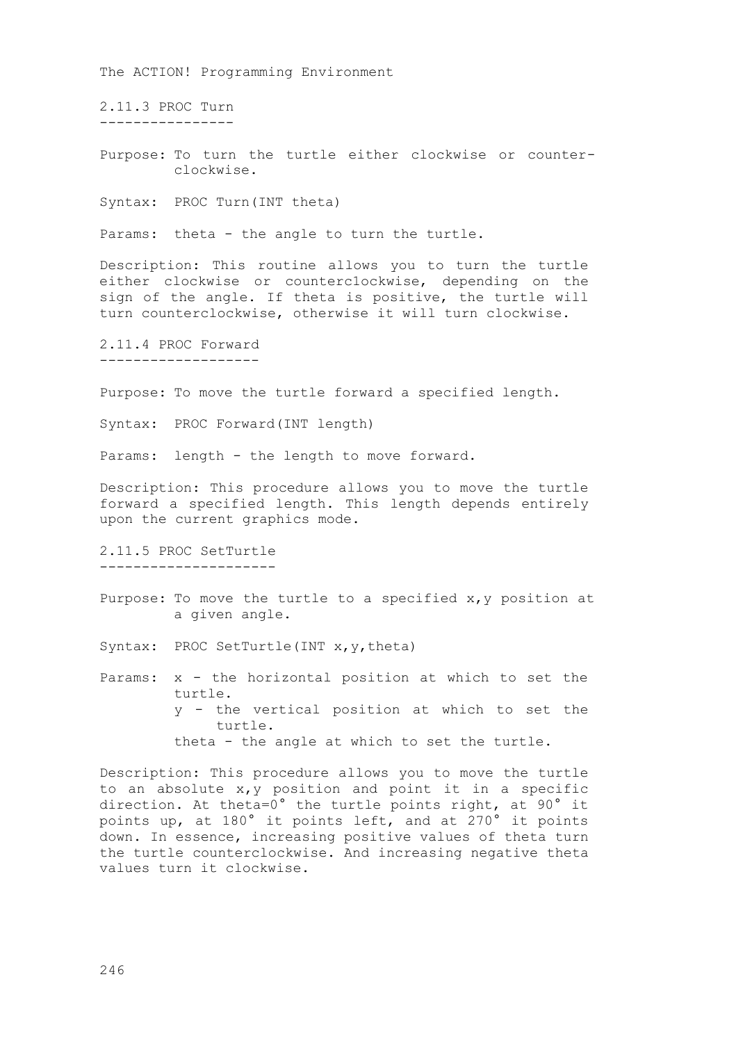### 2.11.3 PROC Turn

Purpose: To turn the turtle either clockwise or counter-clockwise.

Syntax: PROC Turn(INT theta)

Params: theta - the angle to turn the turtle.

Description: This routine allows you to turn the turtle either clockwise or counterclockwise, depending on the sign of the angle. If theta is positive, the turtle will turn counterclockwise, otherwise it will turn clockwise.

### 2.11.4 PROC Forward

Purpose: To move the turtle forward a specified length.

Syntax: PROC Forward(INT length)

Params: length - the length to move forward.

Description: This procedure allows you to move the turtle forward a specified length. This length depends entirely upon the current graphics mode.

### 2.11.5 PROC SetTurtle

Purpose: To move the turtle to a specified x,y position at a given angle.

Syntax: PROC SetTurtle(INT x,y,theta)

Params:
- x - the horizontal position at which to set the turtle.
- y - the vertical position at which to set the turtle.
- theta - the angle at which to set the turtle.

Description: This procedure allows you to move the turtle to an absolute x,y position and point it in a specific direction. At theta=0° the turtle points right, at 90° it points up, at 180° it points left, and at 270° it points down. In essence, increasing positive values of theta turn the turtle counterclockwise. And increasing negative theta values turn it clockwise.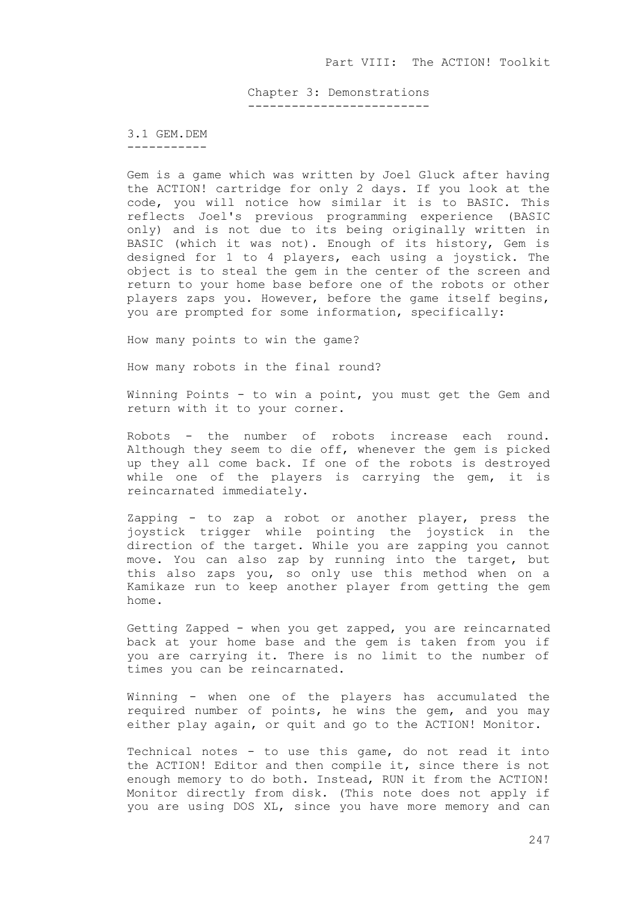## Chapter 3: Demonstrations

### 3.1 GEM.DEM

Gem is a game which was written by Joel Gluck after having the ACTION! cartridge for only 2 days. If you look at the code, you will notice how similar it is to BASIC. This reflects Joel's previous programming experience (BASIC only) and is not due to its being originally written in BASIC (which it was not). Enough of its history, Gem is designed for 1 to 4 players, each using a joystick. The object is to steal the gem in the center of the screen and return to your home base before one of the robots or other players zaps you. However, before the game itself begins, you are prompted for some information, specifically:

How many points to win the game?

How many robots in the final round?

Winning Points - to win a point, you must get the Gem and return with it to your corner.

Robots - the number of robots increase each round. Although they seem to die off, whenever the gem is picked up they all come back. If one of the robots is destroyed while one of the players is carrying the gem, it is reincarnated immediately.

Zapping - to zap a robot or another player, press the joystick trigger while pointing the joystick in the direction of the target. While you are zapping you cannot move. You can also zap by running into the target, but this also zaps you, so only use this method when on a Kamikaze run to keep another player from getting the gem home.

Getting Zapped - when you get zapped, you are reincarnated back at your home base and the gem is taken from you if you are carrying it. There is no limit to the number of times you can be reincarnated.

Winning - when one of the players has accumulated the required number of points, he wins the gem, and you may either play again, or quit and go to the ACTION! Monitor.

Technical notes - to use this game, do not read it into the ACTION! Editor and then compile it, since there is not enough memory to do both. Instead, RUN it from the ACTION! Monitor directly from disk. (This note does not apply if you are using DOS XL, since you have more memory and can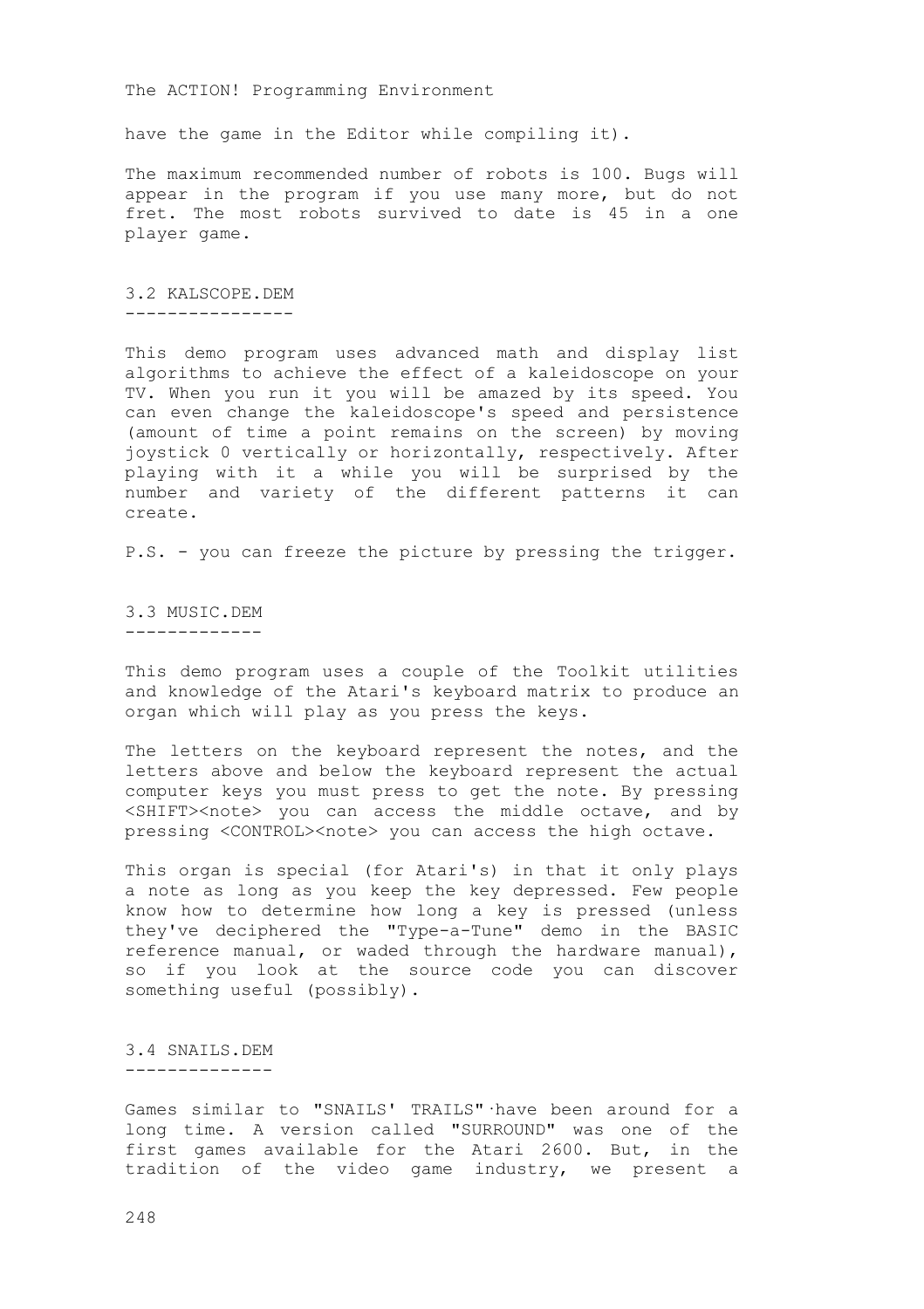have the game in the Editor while compiling it).

The maximum recommended number of robots is 100. Bugs will appear in the program if you use many more, but do not fret. The most robots survived to date is 45 in a one player game.

## 3.2 KALSCOPE.DEM

This demo program uses advanced math and display list algorithms to achieve the effect of a kaleidoscope on your TV. When you run it you will be amazed by its speed. You can even change the kaleidoscope's speed and persistence (amount of time a point remains on the screen) by moving joystick 0 vertically or horizontally, respectively. After playing with it a while you will be surprised by the number and variety of the different patterns it can create.

P.S. - you can freeze the picture by pressing the trigger.

## 3.3 MUSIC.DEM

This demo program uses a couple of the Toolkit utilities and knowledge of the Atari's keyboard matrix to produce an organ which will play as you press the keys.

The letters on the keyboard represent the notes, and the letters above and below the keyboard represent the actual computer keys you must press to get the note. By pressing <SHIFT><note> you can access the middle octave, and by pressing <CONTROL><note> you can access the high octave.

This organ is special (for Atari's) in that it only plays a note as long as you keep the key depressed. Few people know how to determine how long a key is pressed (unless they've deciphered the "Type-a-Tune" demo in the BASIC reference manual, or waded through the hardware manual), so if you look at the source code you can discover something useful (possibly).

## 3.4 SNAILS.DEM

Games similar to "SNAILS' TRAILS" have been around for a long time. A version called "SURROUND" was one of the first games available for the Atari 2600. But, in the tradition of the video game industry, we present a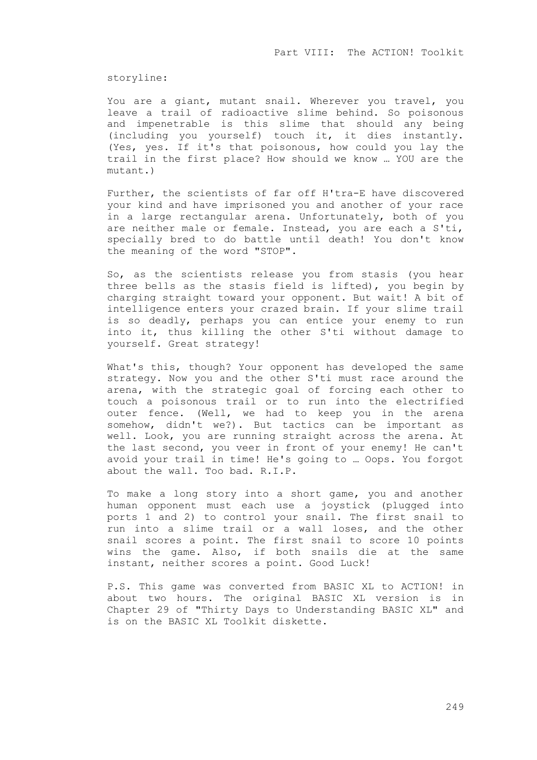storyline:

You are a giant, mutant snail. Wherever you travel, you leave a trail of radioactive slime behind. So poisonous and impenetrable is this slime that should any being (including you yourself) touch it, it dies instantly. (Yes, yes. If it's that poisonous, how could you lay the trail in the first place? How should we know … YOU are the mutant.)

Further, the scientists of far off H'tra-E have discovered your kind and have imprisoned you and another of your race in a large rectangular arena. Unfortunately, both of you are neither male or female. Instead, you are each a S'ti, specially bred to do battle until death! You don't know the meaning of the word "STOP".

So, as the scientists release you from stasis (you hear three bells as the stasis field is lifted), you begin by charging straight toward your opponent. But wait! A bit of intelligence enters your crazed brain. If your slime trail is so deadly, perhaps you can entice your enemy to run into it, thus killing the other S'ti without damage to yourself. Great strategy!

What's this, though? Your opponent has developed the same strategy. Now you and the other S'ti must race around the arena, with the strategic goal of forcing each other to touch a poisonous trail or to run into the electrified outer fence. (Well, we had to keep you in the arena somehow, didn't we?). But tactics can be important as well. Look, you are running straight across the arena. At the last second, you veer in front of your enemy! He can't avoid your trail in time! He's going to … Oops. You forgot about the wall. Too bad. R.I.P.

To make a long story into a short game, you and another human opponent must each use a joystick (plugged into ports 1 and 2) to control your snail. The first snail to run into a slime trail or a wall loses, and the other snail scores a point. The first snail to score 10 points wins the game. Also, if both snails die at the same instant, neither scores a point. Good Luck!

P.S. This game was converted from BASIC XL to ACTION! in about two hours. The original BASIC XL version is in Chapter 29 of "Thirty Days to Understanding BASIC XL" and is on the BASIC XL Toolkit diskette.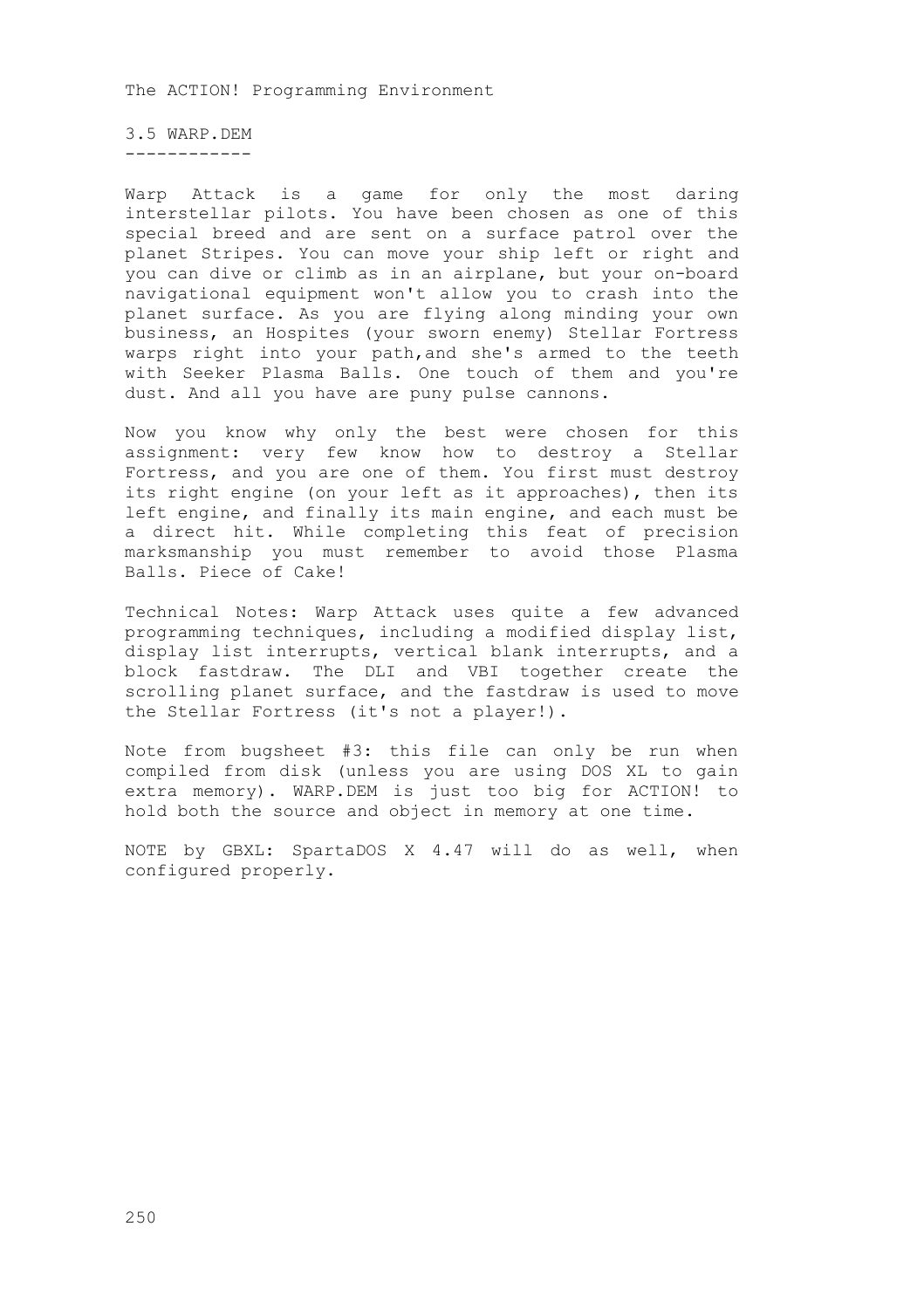## 3.5 WARP.DEM

Warp Attack is a game for only the most daring interstellar pilots. You have been chosen as one of this special breed and are sent on a surface patrol over the planet Stripes. You can move your ship left or right and you can dive or climb as in an airplane, but your on-board navigational equipment won't allow you to crash into the planet surface. As you are flying along minding your own business, an Hospites (your sworn enemy) Stellar Fortress warps right into your path,and she's armed to the teeth with Seeker Plasma Balls. One touch of them and you're dust. And all you have are puny pulse cannons.

Now you know why only the best were chosen for this assignment: very few know how to destroy a Stellar Fortress, and you are one of them. You first must destroy its right engine (on your left as it approaches), then its left engine, and finally its main engine, and each must be a direct hit. While completing this feat of precision marksmanship you must remember to avoid those Plasma Balls. Piece of Cake!

Technical Notes: Warp Attack uses quite a few advanced programming techniques, including a modified display list, display list interrupts, vertical blank interrupts, and a block fastdraw. The DLI and VBI together create the scrolling planet surface, and the fastdraw is used to move the Stellar Fortress (it's not a player!).

Note from bugsheet #3: this file can only be run when compiled from disk (unless you are using DOS XL to gain extra memory). WARP.DEM is just too big for ACTION! to hold both the source and object in memory at one time.

NOTE by GBXL: SpartaDOS X 4.47 will do as well, when configured properly.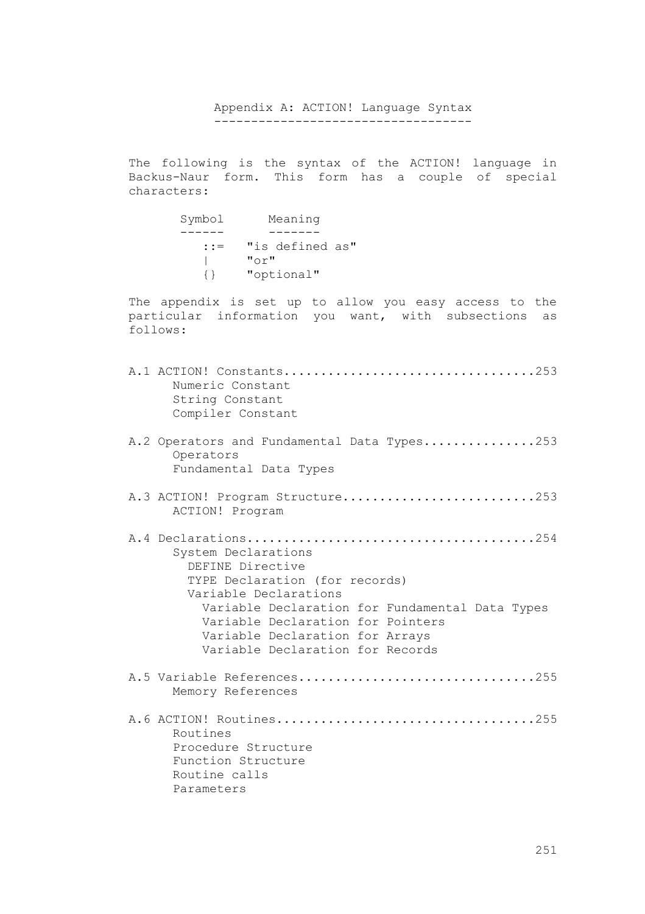# Appendix A: ACTION! Language Syntax

The following is the syntax of the ACTION! language in Backus-Naur form. This form has a couple of special characters:

| Symbol | Meaning |
|---|---|
| ::= | "is defined as" |
| \| | "or" |
| {} | "optional" |

The appendix is set up to allow you easy access to the particular information you want, with subsections as follows:

```
A.1 ACTION! Constants..................................253
      Numeric Constant
      String Constant
      Compiler Constant

A.2 Operators and Fundamental Data Types...............253
      Operators
      Fundamental Data Types

A.3 ACTION! Program Structure..........................253
      ACTION! Program

A.4 Declarations.......................................254
      System Declarations
        DEFINE Directive
        TYPE Declaration (for records)
        Variable Declarations
          Variable Declaration for Fundamental Data Types
          Variable Declaration for Pointers
          Variable Declaration for Arrays
          Variable Declaration for Records

A.5 Variable References................................255
      Memory References

A.6 ACTION! Routines...................................255
      Routines
      Procedure Structure
      Function Structure
      Routine calls
      Parameters
```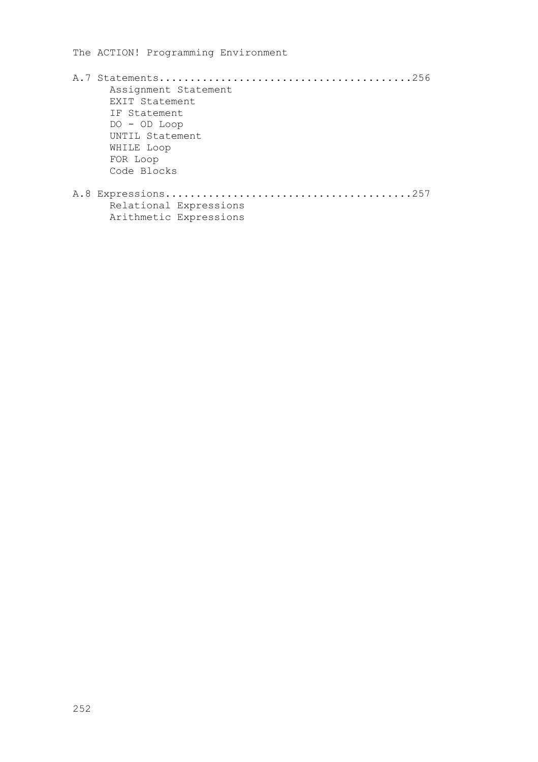A.7 Statements.......................................256

- Assignment Statement
- EXIT Statement
- IF Statement
- DO - OD Loop
- UNTIL Statement
- WHILE Loop
- FOR Loop
- Code Blocks

A.8 Expressions......................................257

- Relational Expressions
- Arithmetic Expressions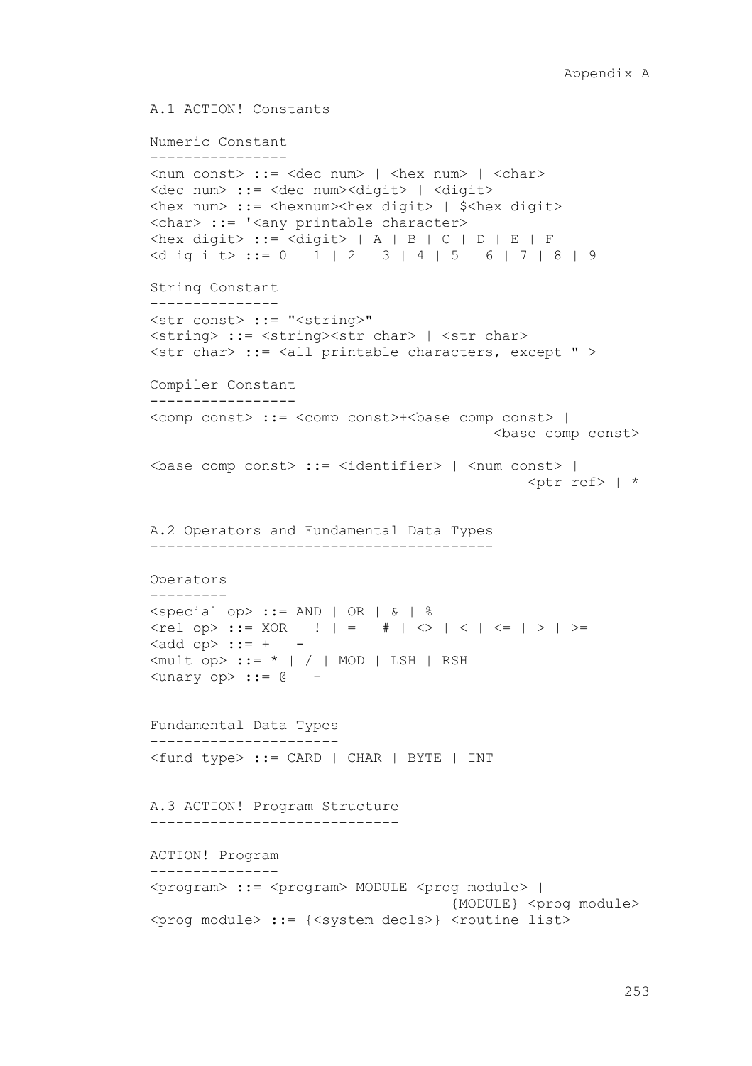Appendix A

## A.1 ACTION! Constants

### Numeric Constant

```
<num const> ::= <dec num> | <hex num> | <char>
<dec num> ::= <dec num><digit> | <digit>
<hex num> ::= <hexnum><hex digit> | $<hex digit>
<char> ::= '<any printable character>
<hex digit> ::= <digit> | A | B | C | D | E | F
<d ig i t> ::= 0 | 1 | 2 | 3 | 4 | 5 | 6 | 7 | 8 | 9
```

### String Constant

```
<str const> ::= "<string>"
<string> ::= <string><str char> | <str char>
<str char> ::= <all printable characters, except " >
```

### Compiler Constant

```
<comp const> ::= <comp const>+<base comp const> |
                                    <base comp const>

<base comp const> ::= <identifier> | <num const> |
                                         <ptr ref> | *
```

## A.2 Operators and Fundamental Data Types

### Operators

```
<special op> ::= AND | OR | & | %
<rel op> ::= XOR | ! | = | # | <> | < | <= | > | >=
<add op> ::= + | -
<mult op> ::= * | / | MOD | LSH | RSH
<unary op> ::= @ | -
```

### Fundamental Data Types

```
<fund type> ::= CARD | CHAR | BYTE | INT
```

## A.3 ACTION! Program Structure

### ACTION! Program

```
<program> ::= <program> MODULE <prog module> |
                               {MODULE} <prog module>
<prog module> ::= {<system decls>} <routine list>
```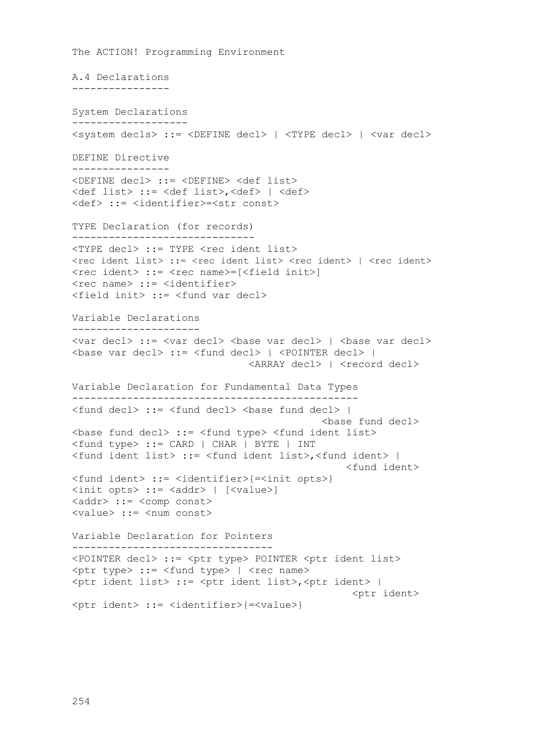## A.4 Declarations

### System Declarations

```
<system decls> ::= <DEFINE decl> | <TYPE decl> | <var decl>
```

### DEFINE Directive

```
<DEFINE decl> ::= <DEFINE> <def list>
<def list> ::= <def list>,<def> | <def>
<def> ::= <identifier>=<str const>
```

### TYPE Declaration (for records)

```
<TYPE decl> ::= TYPE <rec ident list>
<rec ident list> ::= <rec ident list> <rec ident> | <rec ident>
<rec ident> ::= <rec name>=[<field init>]
<rec name> ::= <identifier>
<field init> ::= <fund var decl>
```

### Variable Declarations

```
<var decl> ::= <var decl> <base var decl> | <base var decl>
<base var decl> ::= <fund decl> | <POINTER decl> |
                            <ARRAY decl> | <record decl>
```

### Variable Declaration for Fundamental Data Types

```
<fund decl> ::= <fund decl> <base fund decl> |
                                          <base fund decl>
<base fund decl> ::= <fund type> <fund ident list>
<fund type> ::= CARD | CHAR | BYTE | INT
<fund ident list> ::= <fund ident list>,<fund ident> |
                                             <fund ident>
<fund ident> ::= <identifier>{=<init opts>}
<init opts> ::= <addr> | [<value>]
<addr> ::= <comp const>
<value> ::= <num const>
```

### Variable Declaration for Pointers

```
<POINTER decl> ::= <ptr type> POINTER <ptr ident list>
<ptr type> ::= <fund type> | <rec name>
<ptr ident list> ::= <ptr ident list>,<ptr ident> |
                                              <ptr ident>
<ptr ident> ::= <identifier>{=<value>}
```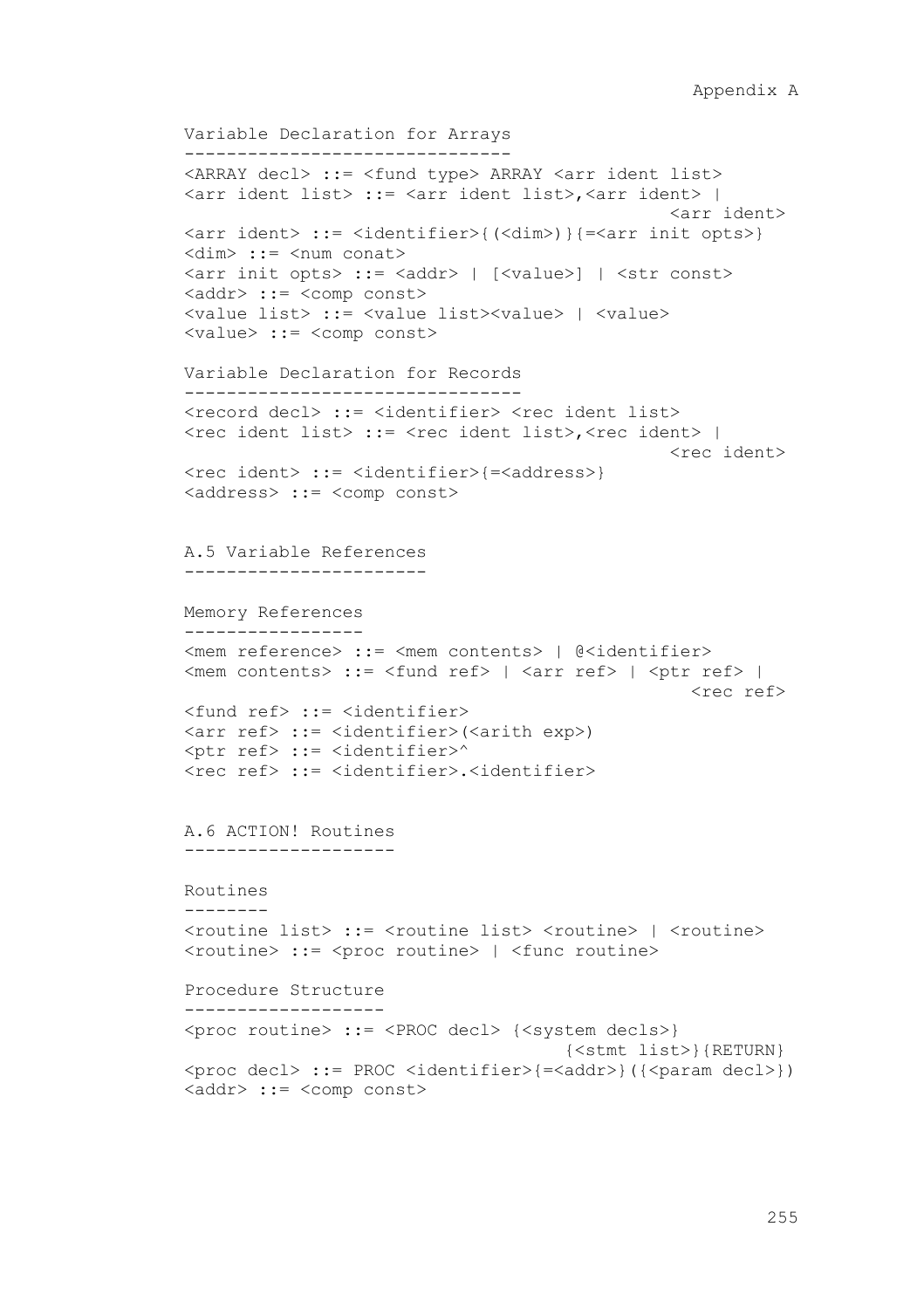Variable Declaration for Arrays
-------------------------------

```
<ARRAY decl> ::= <fund type> ARRAY <arr ident list>
<arr ident list> ::= <arr ident list>,<arr ident> |
                                              <arr ident>
<arr ident> ::= <identifier>{(<dim>)}{=<arr init opts>}
<dim> ::= <num conat>
<arr init opts> ::= <addr> | [<value>] | <str const>
<addr> ::= <comp const>
<value list> ::= <value list><value> | <value>
<value> ::= <comp const>
```

Variable Declaration for Records
--------------------------------

```
<record decl> ::= <identifier> <rec ident list>
<rec ident list> ::= <rec ident list>,<rec ident> |
                                              <rec ident>
<rec ident> ::= <identifier>{=<address>}
<address> ::= <comp const>
```

## A.5 Variable References

Memory References
-----------------

```
<mem reference> ::= <mem contents> | @<identifier>
<mem contents> ::= <fund ref> | <arr ref> | <ptr ref> |
                                                <rec ref>
<fund ref> ::= <identifier>
<arr ref> ::= <identifier>(<arith exp>)
<ptr ref> ::= <identifier>^
<rec ref> ::= <identifier>.<identifier>
```

## A.6 ACTION! Routines

Routines
--------

```
<routine list> ::= <routine list> <routine> | <routine>
<routine> ::= <proc routine> | <func routine>
```

Procedure Structure
-------------------

```
<proc routine> ::= <PROC decl> {<system decls>}
                                    {<stmt list>}{RETURN}
<proc decl> ::= PROC <identifier>{=<addr>}({<param decl>})
<addr> ::= <comp const>
```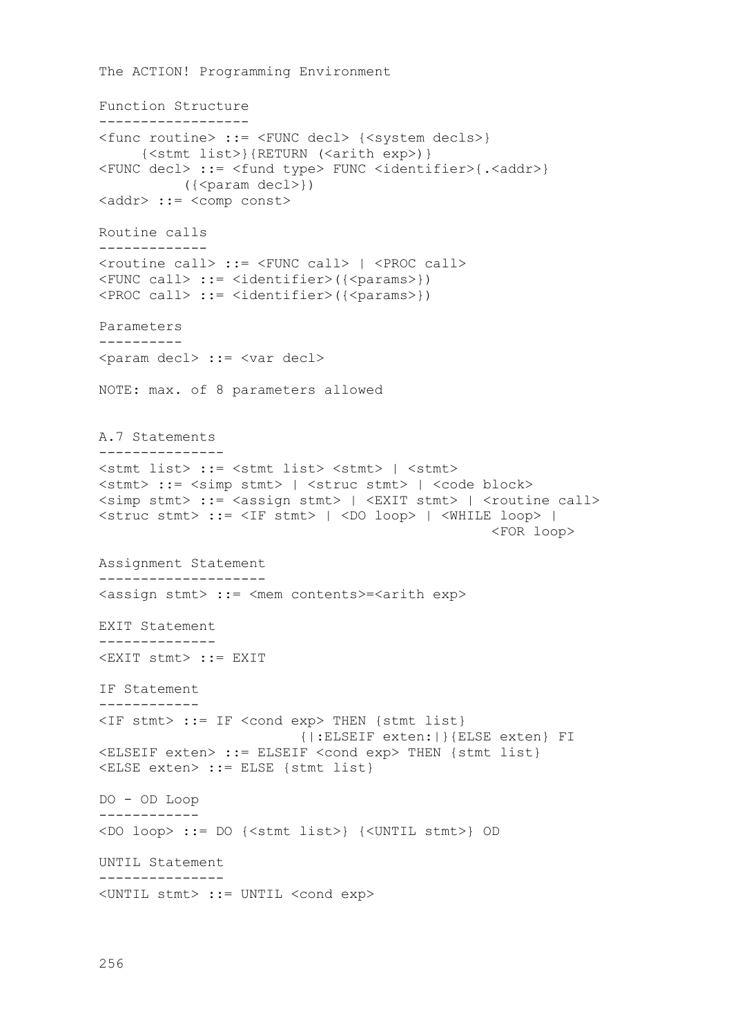Function Structure
------------------
```
<func routine> ::= <FUNC decl> {<system decls>}
     {<stmt list>}{RETURN (<arith exp>)}
<FUNC decl> ::= <fund type> FUNC <identifier>{.<addr>}
          ({<param decl>})
<addr> ::= <comp const>
```

Routine calls
-------------
```
<routine call> ::= <FUNC call> | <PROC call>
<FUNC call> ::= <identifier>({<params>})
<PROC call> ::= <identifier>({<params>})
```

Parameters
----------
```
<param decl> ::= <var decl>
```

NOTE: max. of 8 parameters allowed

A.7 Statements
---------------
```
<stmt list> ::= <stmt list> <stmt> | <stmt>
<stmt> ::= <simp stmt> | <struc stmt> | <code block>
<simp stmt> ::= <assign stmt> | <EXIT stmt> | <routine call>
<struc stmt> ::= <IF stmt> | <DO loop> | <WHILE loop> |
                                                <FOR loop>
```

Assignment Statement
--------------------
```
<assign stmt> ::= <mem contents>=<arith exp>
```

EXIT Statement
--------------
```
<EXIT stmt> ::= EXIT
```

IF Statement
------------
```
<IF stmt> ::= IF <cond exp> THEN {stmt list}
                      {|:ELSEIF exten:|}{ELSE exten} FI
<ELSEIF exten> ::= ELSEIF <cond exp> THEN {stmt list}
<ELSE exten> ::= ELSE {stmt list}
```

DO - OD Loop
------------
```
<DO loop> ::= DO {<stmt list>} {<UNTIL stmt>} OD
```

UNTIL Statement
---------------
```
<UNTIL stmt> ::= UNTIL <cond exp>
```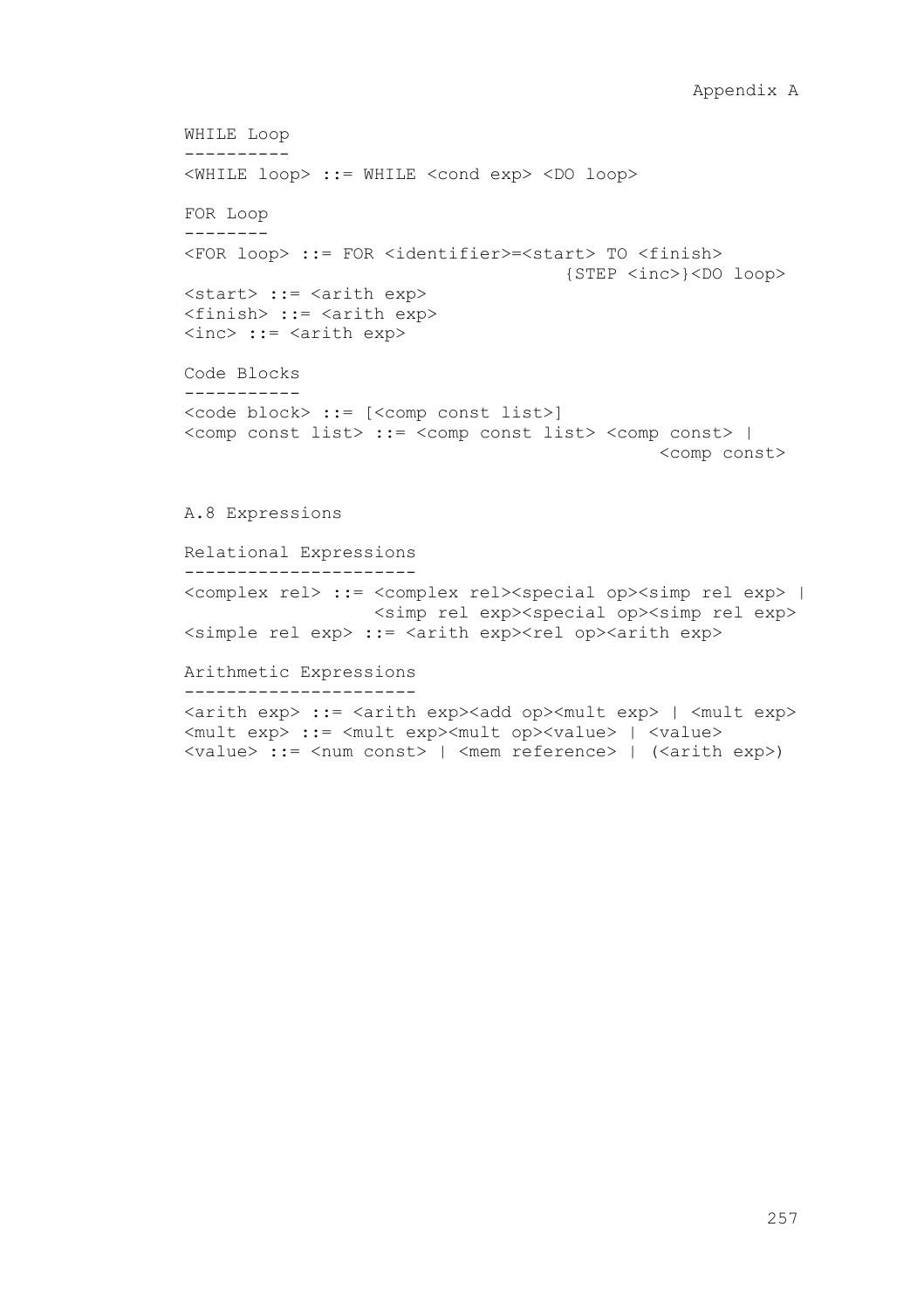WHILE Loop
----------

```
<WHILE loop> ::= WHILE <cond exp> <DO loop>
```

FOR Loop
--------

```
<FOR loop> ::= FOR <identifier>=<start> TO <finish>
                                   {STEP <inc>}<DO loop>
<start> ::= <arith exp>
<finish> ::= <arith exp>
<inc> ::= <arith exp>
```

Code Blocks
-----------

```
<code block> ::= [<comp const list>]
<comp const list> ::= <comp const list> <comp const> |
                                             <comp const>
```

## A.8 Expressions

Relational Expressions
----------------------

```
<complex rel> ::= <complex rel><special op><simp rel exp> |
                  <simp rel exp><special op><simp rel exp>
<simple rel exp> ::= <arith exp><rel op><arith exp>
```

Arithmetic Expressions
----------------------

```
<arith exp> ::= <arith exp><add op><mult exp> | <mult exp>
<mult exp> ::= <mult exp><mult op><value> | <value>
<value> ::= <num const> | <mem reference> | (<arith exp>)
```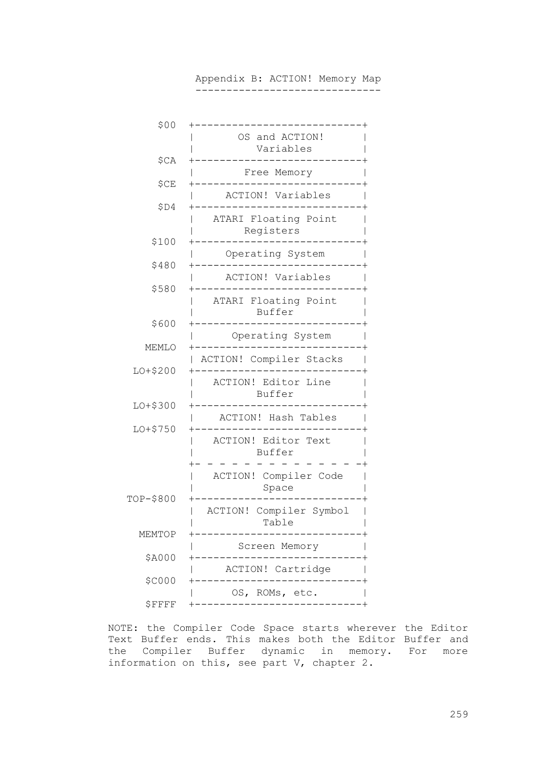## Appendix B: ACTION! Memory Map

```
   $00    +---------------------------+
          |       OS and ACTION!      |
          |         Variables         |
   $CA    +---------------------------+
          |        Free Memory        |
   $CE    +---------------------------+
          |     ACTION! Variables     |
   $D4    +---------------------------+
          |   ATARI Floating Point    |
          |        Registers          |
  $100    +---------------------------+
          |     Operating System      |
  $480    +---------------------------+
          |     ACTION! Variables     |
  $580    +---------------------------+
          |   ATARI Floating Point    |
          |          Buffer           |
  $600    +---------------------------+
          |      Operating System     |
 MEMLO    +---------------------------+
          | ACTION! Compiler Stacks   |
LO+$200   +---------------------------+
          |   ACTION! Editor Line     |
          |          Buffer           |
LO+$300   +---------------------------+
          |    ACTION! Hash Tables    |
LO+$750   +---------------------------+
          |   ACTION! Editor Text     |
          |          Buffer           |
          +- - - - - - - - - - - - - -+
          |   ACTION! Compiler Code   |
          |           Space           |
TOP-$800  +---------------------------+
          |  ACTION! Compiler Symbol  |
          |           Table           |
 MEMTOP   +---------------------------+
          |       Screen Memory       |
 $A000    +---------------------------+
          |     ACTION! Cartridge     |
 $C000    +---------------------------+
          |       OS, ROMs, etc.      |
 $FFFF    +---------------------------+
```

NOTE: the Compiler Code Space starts wherever the Editor Text Buffer ends. This makes both the Editor Buffer and the Compiler Buffer dynamic in memory. For more information on this, see part V, chapter 2.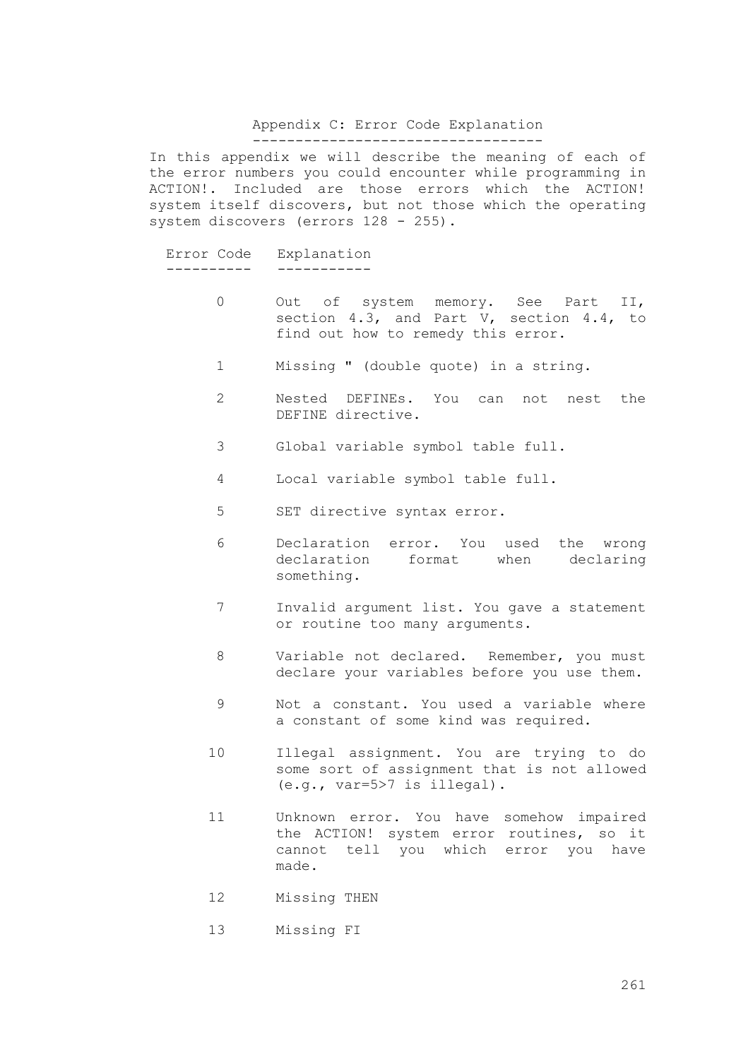## Appendix C: Error Code Explanation

In this appendix we will describe the meaning of each of the error numbers you could encounter while programming in ACTION!. Included are those errors which the ACTION! system itself discovers, but not those which the operating system discovers (errors 128 - 255).

| Error Code | Explanation |
| --- | --- |
| 0 | Out of system memory. See Part II, section 4.3, and Part V, section 4.4, to find out how to remedy this error. |
| 1 | Missing " (double quote) in a string. |
| 2 | Nested DEFINEs. You can not nest the DEFINE directive. |
| 3 | Global variable symbol table full. |
| 4 | Local variable symbol table full. |
| 5 | SET directive syntax error. |
| 6 | Declaration error. You used the wrong declaration format when declaring something. |
| 7 | Invalid argument list. You gave a statement or routine too many arguments. |
| 8 | Variable not declared. Remember, you must declare your variables before you use them. |
| 9 | Not a constant. You used a variable where a constant of some kind was required. |
| 10 | Illegal assignment. You are trying to do some sort of assignment that is not allowed (e.g., var=5>7 is illegal). |
| 11 | Unknown error. You have somehow impaired the ACTION! system error routines, so it cannot tell you which error you have made. |
| 12 | Missing THEN |
| 13 | Missing FI |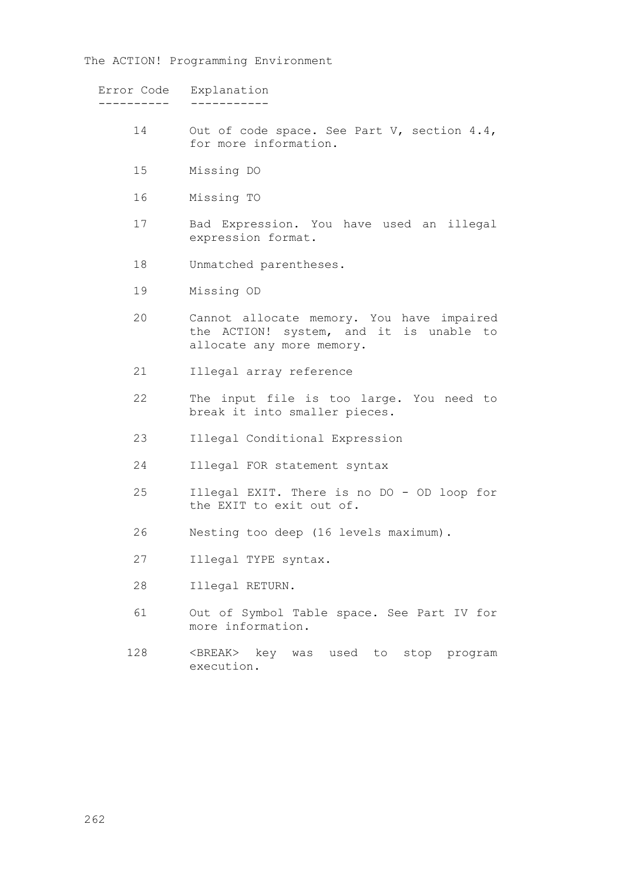| Error Code | Explanation |
|---|---|
| 14 | Out of code space. See Part V, section 4.4, for more information. |
| 15 | Missing DO |
| 16 | Missing TO |
| 17 | Bad Expression. You have used an illegal expression format. |
| 18 | Unmatched parentheses. |
| 19 | Missing OD |
| 20 | Cannot allocate memory. You have impaired the ACTION! system, and it is unable to allocate any more memory. |
| 21 | Illegal array reference |
| 22 | The input file is too large. You need to break it into smaller pieces. |
| 23 | Illegal Conditional Expression |
| 24 | Illegal FOR statement syntax |
| 25 | Illegal EXIT. There is no DO - OD loop for the EXIT to exit out of. |
| 26 | Nesting too deep (16 levels maximum). |
| 27 | Illegal TYPE syntax. |
| 28 | Illegal RETURN. |
| 61 | Out of Symbol Table space. See Part IV for more information. |
| 128 | <BREAK> key was used to stop program execution. |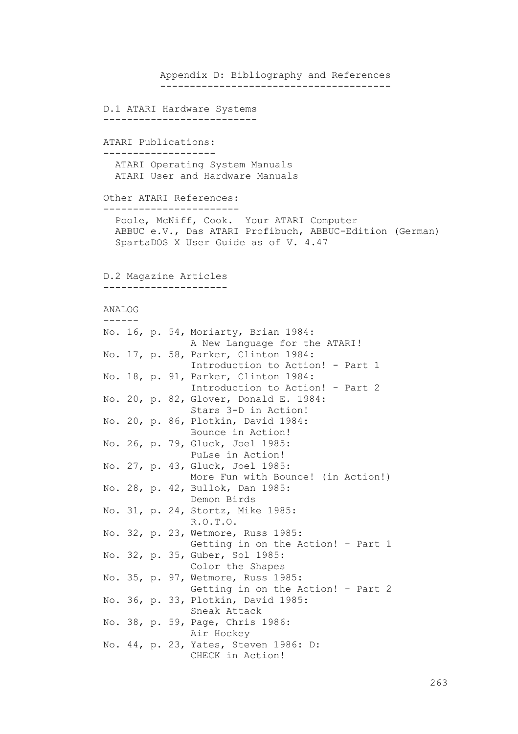# Appendix D: Bibliography and References

## D.1 ATARI Hardware Systems

### ATARI Publications:

ATARI Operating System Manuals
ATARI User and Hardware Manuals

### Other ATARI References:

Poole, McNiff, Cook. Your ATARI Computer
ABBUC e.V., Das ATARI Profibuch, ABBUC-Edition (German)
SpartaDOS X User Guide as of V. 4.47

## D.2 Magazine Articles

### ANALOG

No. 16, p. 54, Moriarty, Brian 1984:
A New Language for the ATARI!
No. 17, p. 58, Parker, Clinton 1984:
Introduction to Action! - Part 1
No. 18, p. 91, Parker, Clinton 1984:
Introduction to Action! - Part 2
No. 20, p. 82, Glover, Donald E. 1984:
Stars 3-D in Action!
No. 20, p. 86, Plotkin, David 1984:
Bounce in Action!
No. 26, p. 79, Gluck, Joel 1985:
PuLse in Action!
No. 27, p. 43, Gluck, Joel 1985:
More Fun with Bounce! (in Action!)
No. 28, p. 42, Bullok, Dan 1985:
Demon Birds
No. 31, p. 24, Stortz, Mike 1985:
R.O.T.O.
No. 32, p. 23, Wetmore, Russ 1985:
Getting in on the Action! - Part 1
No. 32, p. 35, Guber, Sol 1985:
Color the Shapes
No. 35, p. 97, Wetmore, Russ 1985:
Getting in on the Action! - Part 2
No. 36, p. 33, Plotkin, David 1985:
Sneak Attack
No. 38, p. 59, Page, Chris 1986:
Air Hockey
No. 44, p. 23, Yates, Steven 1986: D:
CHECK in Action!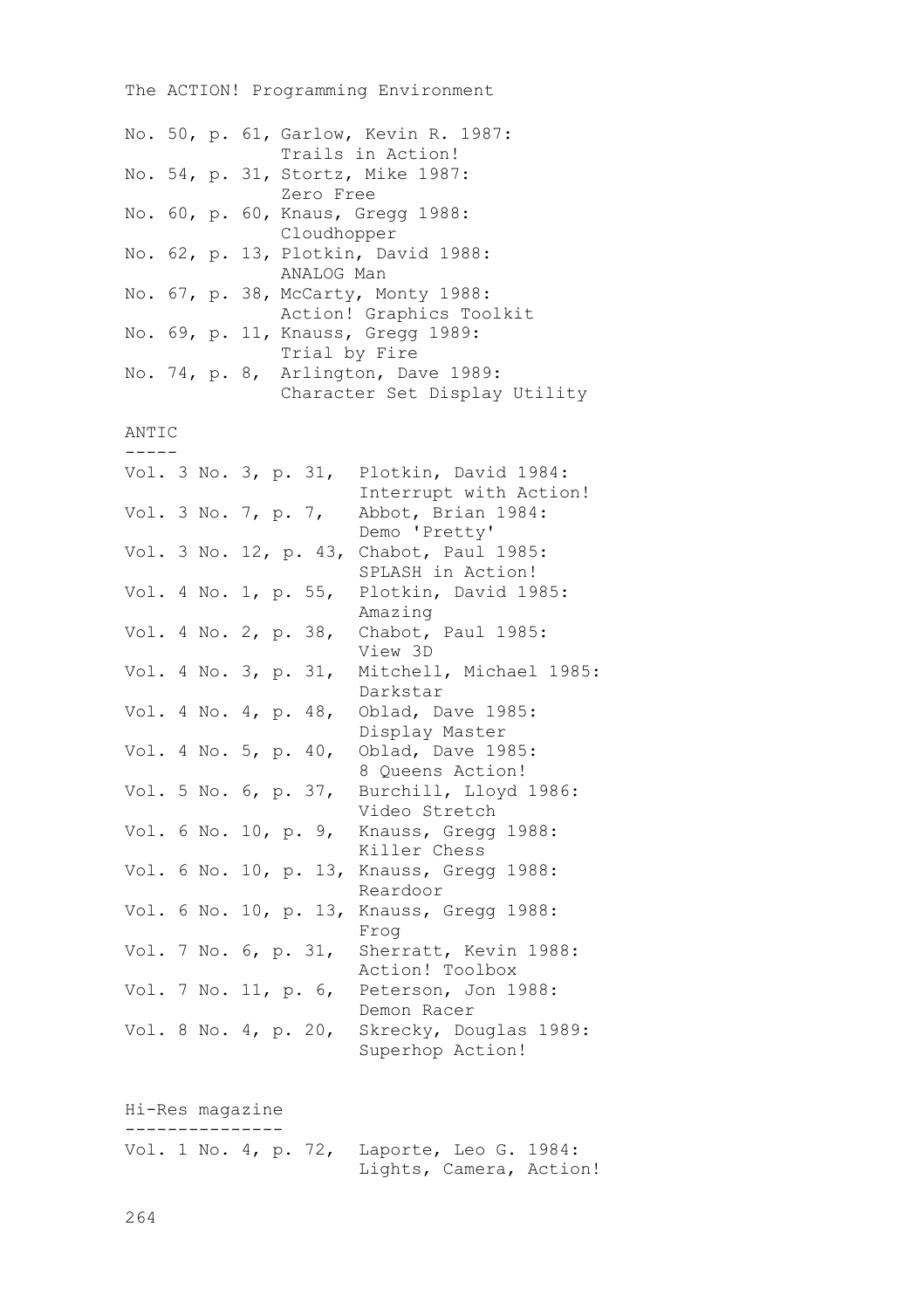No. 50, p. 61, Garlow, Kevin R. 1987:
Trails in Action!

No. 54, p. 31, Stortz, Mike 1987:
Zero Free

No. 60, p. 60, Knaus, Gregg 1988:
Cloudhopper

No. 62, p. 13, Plotkin, David 1988:
ANALOG Man

No. 67, p. 38, McCarty, Monty 1988:
Action! Graphics Toolkit

No. 69, p. 11, Knauss, Gregg 1989:
Trial by Fire

No. 74, p. 8, Arlington, Dave 1989:
Character Set Display Utility

## ANTIC

Vol. 3 No. 3, p. 31, Plotkin, David 1984:
Interrupt with Action!

Vol. 3 No. 7, p. 7, Abbot, Brian 1984:
Demo 'Pretty'

Vol. 3 No. 12, p. 43, Chabot, Paul 1985:
SPLASH in Action!

Vol. 4 No. 1, p. 55, Plotkin, David 1985:
Amazing

Vol. 4 No. 2, p. 38, Chabot, Paul 1985:
View 3D

Vol. 4 No. 3, p. 31, Mitchell, Michael 1985:
Darkstar

Vol. 4 No. 4, p. 48, Oblad, Dave 1985:
Display Master

Vol. 4 No. 5, p. 40, Oblad, Dave 1985:
8 Queens Action!

Vol. 5 No. 6, p. 37, Burchill, Lloyd 1986:
Video Stretch

Vol. 6 No. 10, p. 9, Knauss, Gregg 1988:
Killer Chess

Vol. 6 No. 10, p. 13, Knauss, Gregg 1988:
Reardoor

Vol. 6 No. 10, p. 13, Knauss, Gregg 1988:
Frog

Vol. 7 No. 6, p. 31, Sherratt, Kevin 1988:
Action! Toolbox

Vol. 7 No. 11, p. 6, Peterson, Jon 1988:
Demon Racer

Vol. 8 No. 4, p. 20, Skrecky, Douglas 1989:
Superhop Action!

## Hi-Res magazine

Vol. 1 No. 4, p. 72, Laporte, Leo G. 1984:
Lights, Camera, Action!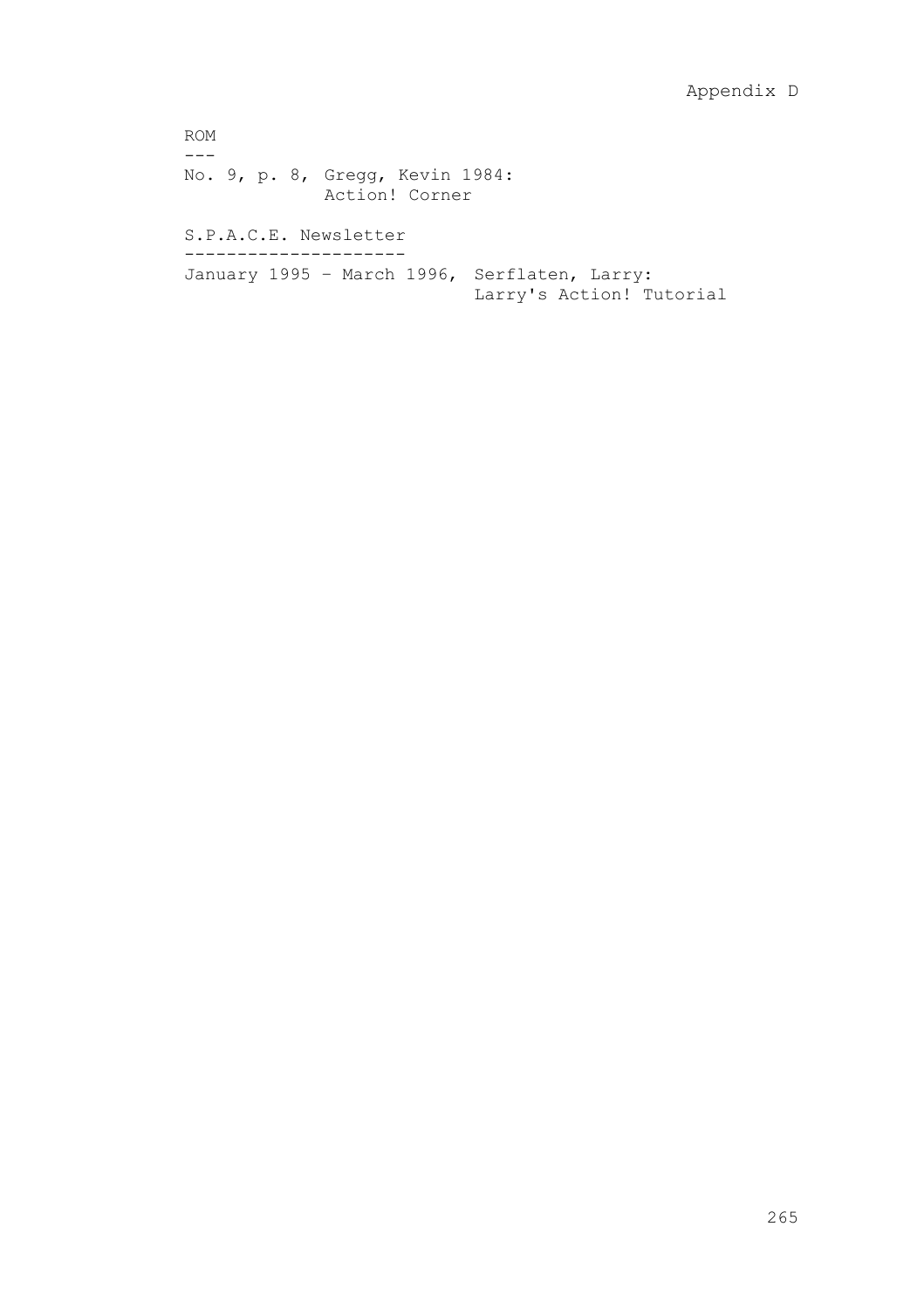ROM
---
No. 9, p. 8, Gregg, Kevin 1984:
Action! Corner

S.P.A.C.E. Newsletter
---------------------
January 1995 – March 1996, Serflaten, Larry:
Larry's Action! Tutorial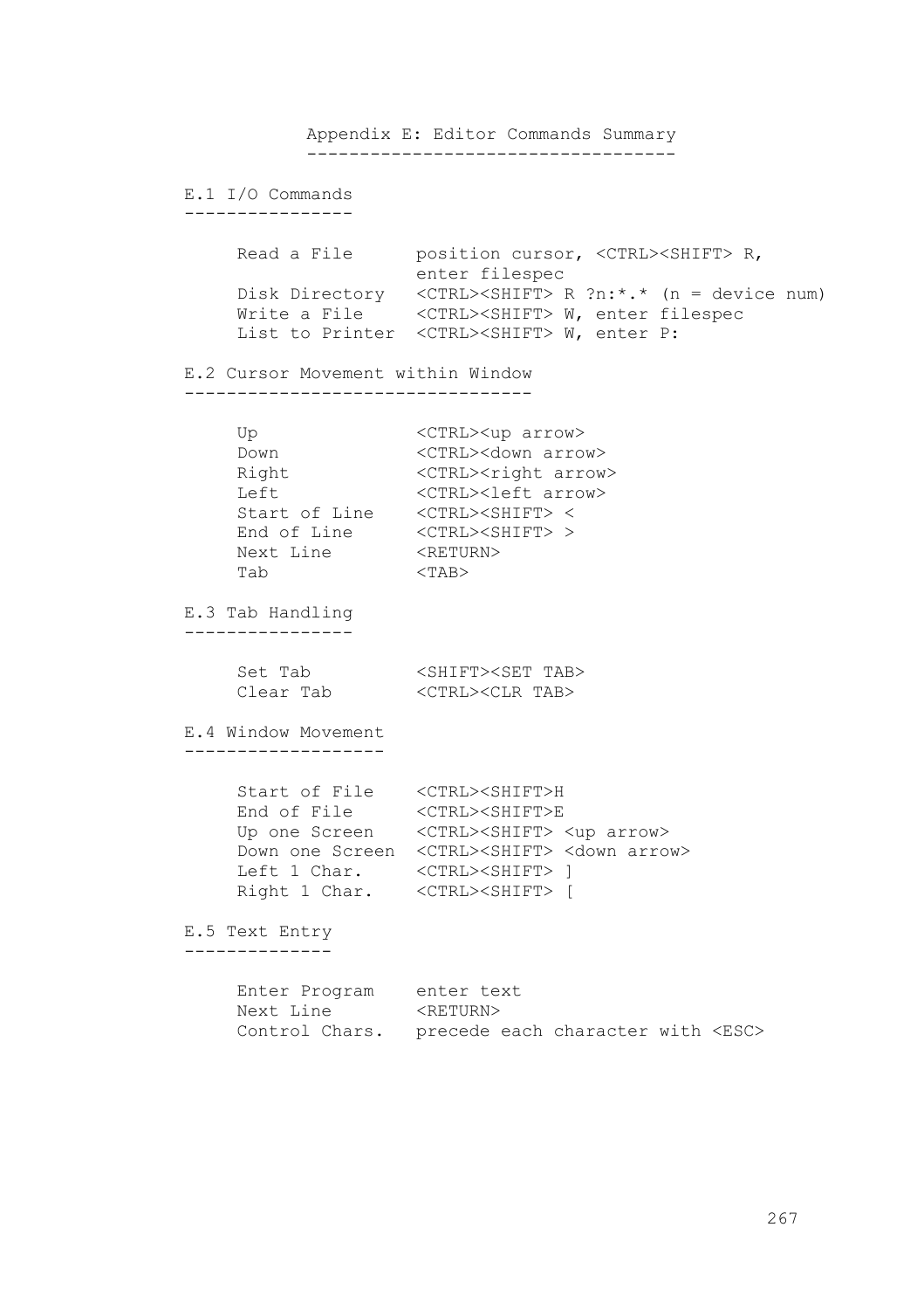# Appendix E: Editor Commands Summary

## E.1 I/O Commands

| | |
|---|---|
| Read a File | position cursor, <CTRL><SHIFT> R, enter filespec |
| Disk Directory | <CTRL><SHIFT> R ?n:*.* (n = device num) |
| Write a File | <CTRL><SHIFT> W, enter filespec |
| List to Printer | <CTRL><SHIFT> W, enter P: |

## E.2 Cursor Movement within Window

| | |
|---|---|
| Up | <CTRL><up arrow> |
| Down | <CTRL><down arrow> |
| Right | <CTRL><right arrow> |
| Left | <CTRL><left arrow> |
| Start of Line | <CTRL><SHIFT> < |
| End of Line | <CTRL><SHIFT> > |
| Next Line | <RETURN> |
| Tab | <TAB> |

## E.3 Tab Handling

| | |
|---|---|
| Set Tab | <SHIFT><SET TAB> |
| Clear Tab | <CTRL><CLR TAB> |

## E.4 Window Movement

| | |
|---|---|
| Start of File | <CTRL><SHIFT>H |
| End of File | <CTRL><SHIFT>E |
| Up one Screen | <CTRL><SHIFT> <up arrow> |
| Down one Screen | <CTRL><SHIFT> <down arrow> |
| Left 1 Char. | <CTRL><SHIFT> ] |
| Right 1 Char. | <CTRL><SHIFT> [ |

## E.5 Text Entry

| | |
|---|---|
| Enter Program | enter text |
| Next Line | <RETURN> |
| Control Chars. | precede each character with <ESC> |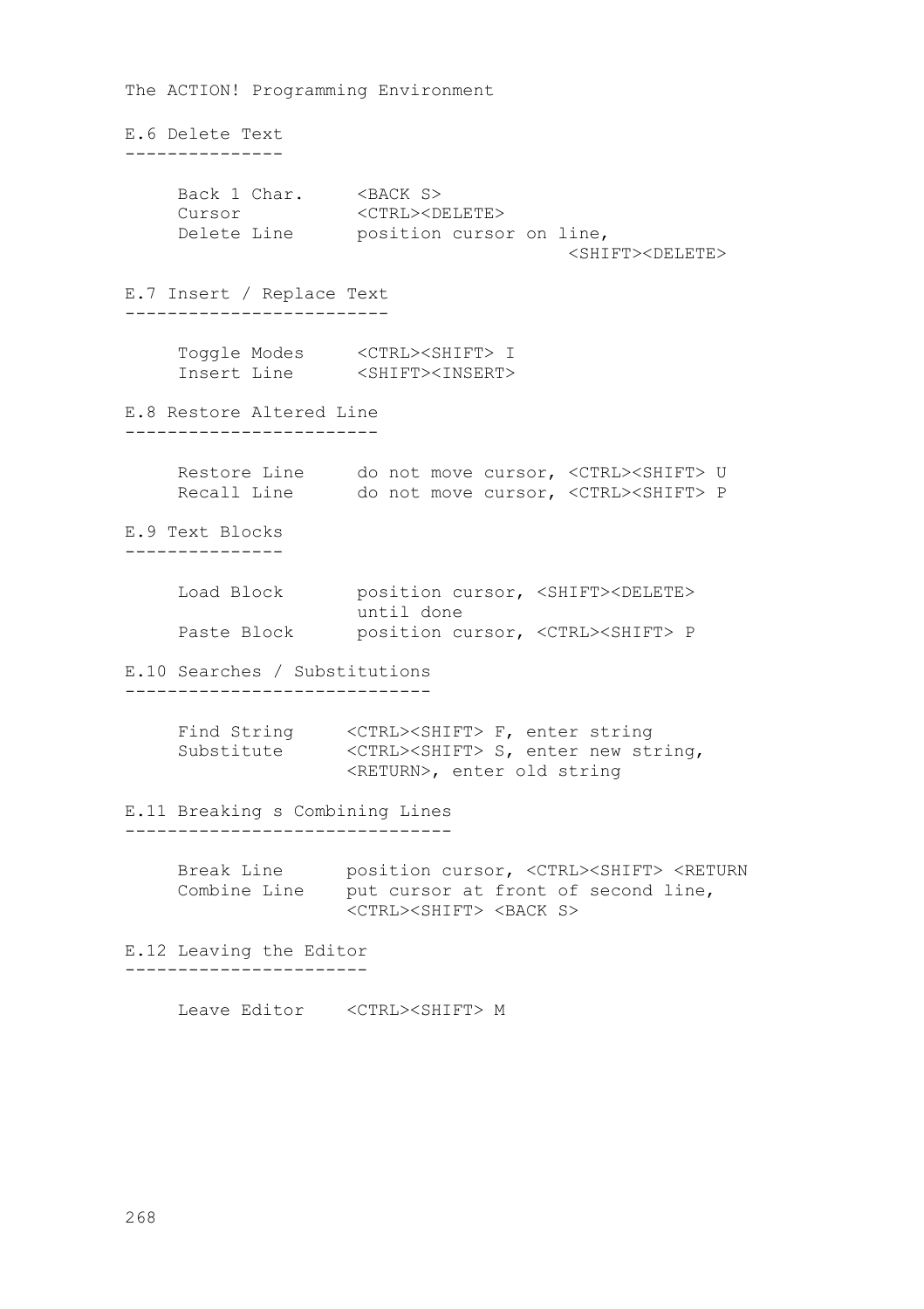### E.6 Delete Text

| | |
|---|---|
| Back 1 Char. | <BACK S> |
| Cursor | <CTRL><DELETE> |
| Delete Line | position cursor on line, <SHIFT><DELETE> |

### E.7 Insert / Replace Text

| | |
|---|---|
| Toggle Modes | <CTRL><SHIFT> I |
| Insert Line | <SHIFT><INSERT> |

### E.8 Restore Altered Line

| | |
|---|---|
| Restore Line | do not move cursor, <CTRL><SHIFT> U |
| Recall Line | do not move cursor, <CTRL><SHIFT> P |

### E.9 Text Blocks

| | |
|---|---|
| Load Block | position cursor, <SHIFT><DELETE> until done |
| Paste Block | position cursor, <CTRL><SHIFT> P |

### E.10 Searches / Substitutions

| | |
|---|---|
| Find String | <CTRL><SHIFT> F, enter string |
| Substitute | <CTRL><SHIFT> S, enter new string, <RETURN>, enter old string |

### E.11 Breaking s Combining Lines

| | |
|---|---|
| Break Line | position cursor, <CTRL><SHIFT> <RETURN |
| Combine Line | put cursor at front of second line, <CTRL><SHIFT> <BACK S> |

### E.12 Leaving the Editor

| | |
|---|---|
| Leave Editor | <CTRL><SHIFT> M |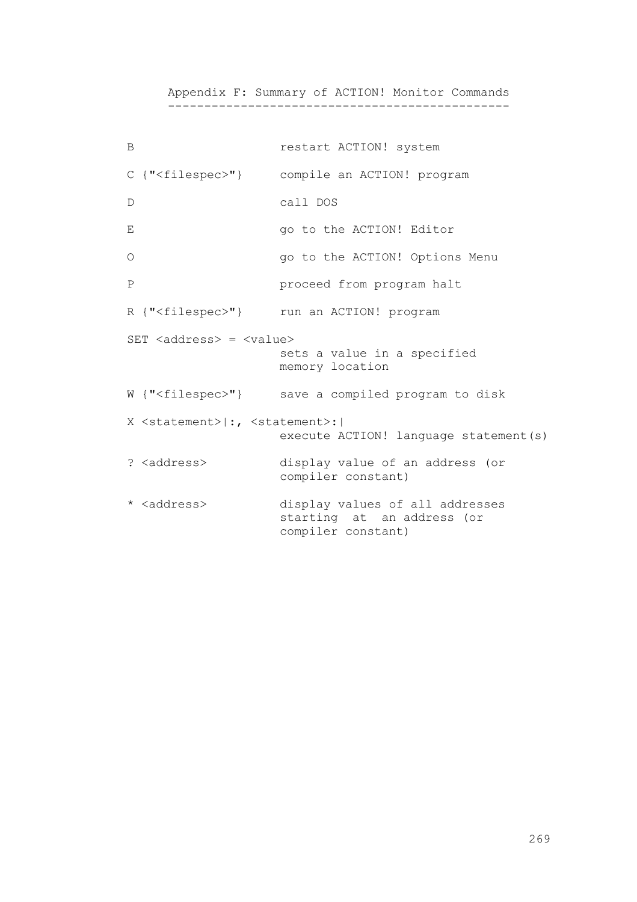## Appendix F: Summary of ACTION! Monitor Commands

| | |
|---|---|
| B | restart ACTION! system |
| C {"<filespec>"} | compile an ACTION! program |
| D | call DOS |
| E | go to the ACTION! Editor |
| O | go to the ACTION! Options Menu |
| P | proceed from program halt |
| R {"<filespec>"} | run an ACTION! program |
| SET <address> = <value> | sets a value in a specified memory location |
| W {"<filespec>"} | save a compiled program to disk |
| X <statement>\|:, <statement>:\| | execute ACTION! language statement(s) |
| ? <address> | display value of an address (or compiler constant) |
| * <address> | display values of all addresses starting at an address (or compiler constant) |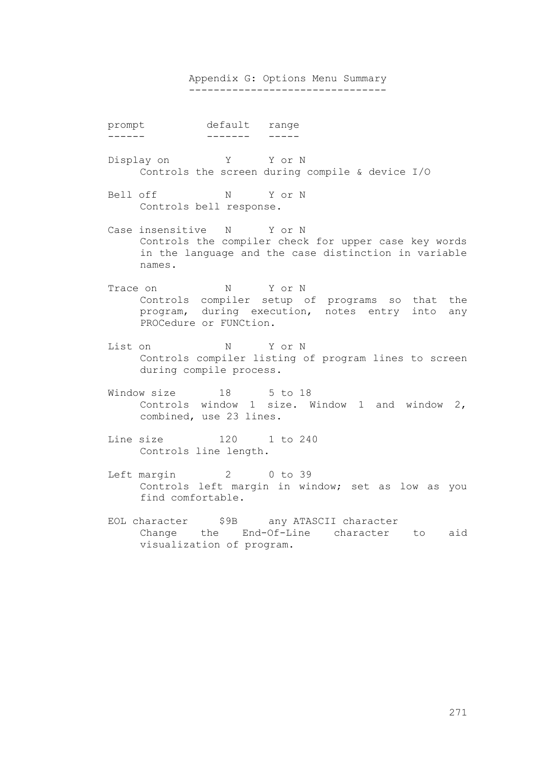## Appendix G: Options Menu Summary

| prompt | default | range |
|---|---|---|
| Display on | Y | Y or N |
| Bell off | N | Y or N |
| Case insensitive | N | Y or N |
| Trace on | N | Y or N |
| List on | N | Y or N |
| Window size | 18 | 5 to 18 |
| Line size | 120 | 1 to 240 |
| Left margin | 2 | 0 to 39 |
| EOL character | $9B | any ATASCII character |

**Display on** (default Y, range Y or N)
Controls the screen during compile & device I/O

**Bell off** (default N, range Y or N)
Controls bell response.

**Case insensitive** (default N, range Y or N)
Controls the compiler check for upper case key words in the language and the case distinction in variable names.

**Trace on** (default N, range Y or N)
Controls compiler setup of programs so that the program, during execution, notes entry into any PROCedure or FUNCtion.

**List on** (default N, range Y or N)
Controls compiler listing of program lines to screen during compile process.

**Window size** (default 18, range 5 to 18)
Controls window 1 size. Window 1 and window 2, combined, use 23 lines.

**Line size** (default 120, range 1 to 240)
Controls line length.

**Left margin** (default 2, range 0 to 39)
Controls left margin in window; set as low as you find comfortable.

**EOL character** (default $9B, range any ATASCII character)
Change the End-Of-Line character to aid visualization of program.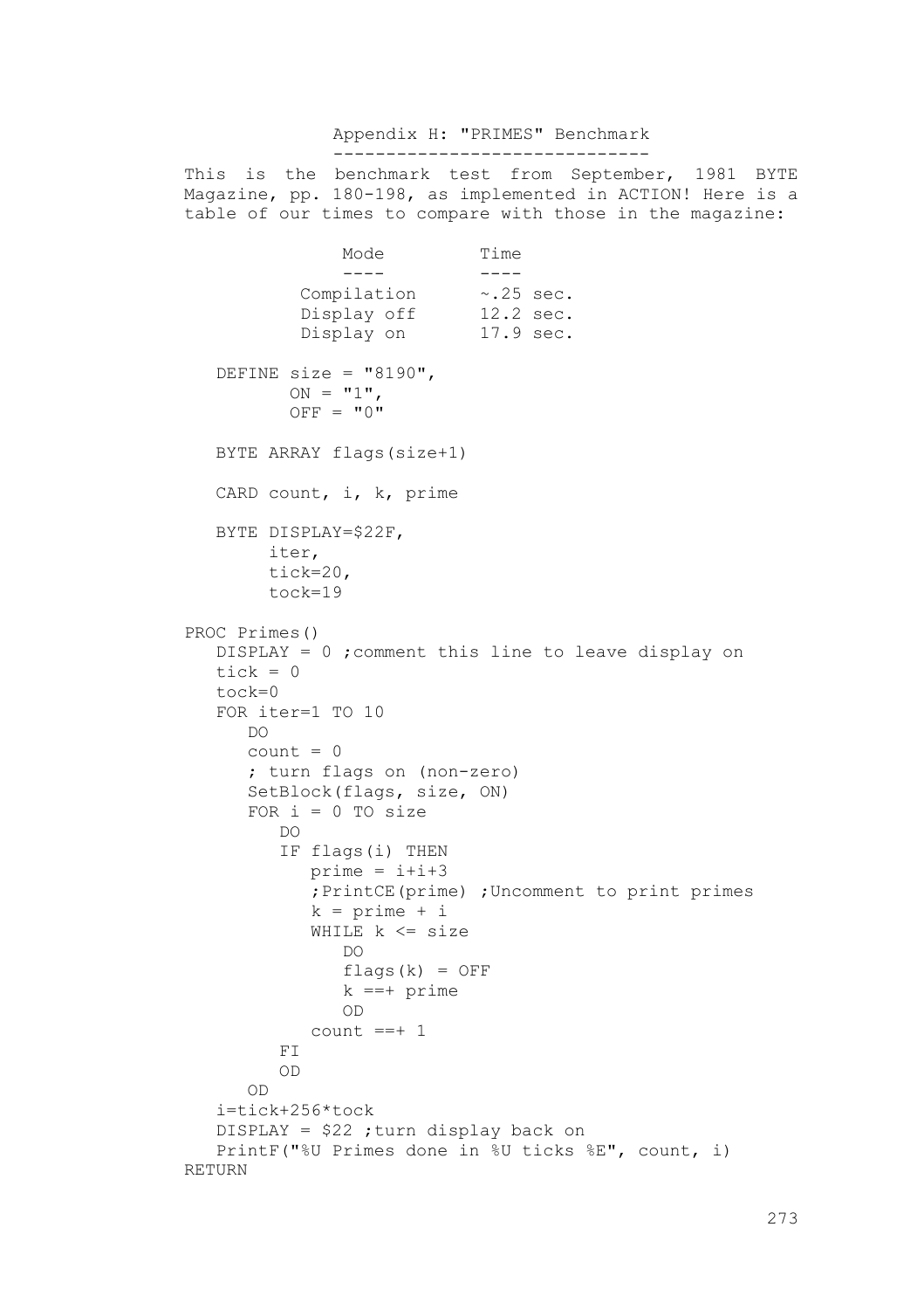## Appendix H: "PRIMES" Benchmark

This is the benchmark test from September, 1981 BYTE Magazine, pp. 180-198, as implemented in ACTION! Here is a table of our times to compare with those in the magazine:

| Mode | Time |
| --- | --- |
| Compilation | ~.25 sec. |
| Display off | 12.2 sec. |
| Display on | 17.9 sec. |

```
   DEFINE size = "8190",
          ON = "1",
          OFF = "0"

   BYTE ARRAY flags(size+1)

   CARD count, i, k, prime

   BYTE DISPLAY=$22F,
        iter,
        tick=20,
        tock=19

PROC Primes()
   DISPLAY = 0 ;comment this line to leave display on
   tick = 0
   tock=0
   FOR iter=1 TO 10
      DO
      count = 0
      ; turn flags on (non-zero)
      SetBlock(flags, size, ON)
      FOR i = 0 TO size
         DO
         IF flags(i) THEN
            prime = i+i+3
            ;PrintCE(prime) ;Uncomment to print primes
            k = prime + i
            WHILE k <= size
               DO
               flags(k) = OFF
               k ==+ prime
               OD
            count ==+ 1
         FI
         OD
      OD
   i=tick+256*tock
   DISPLAY = $22 ;turn display back on
   PrintF("%U Primes done in %U ticks %E", count, i)
RETURN
```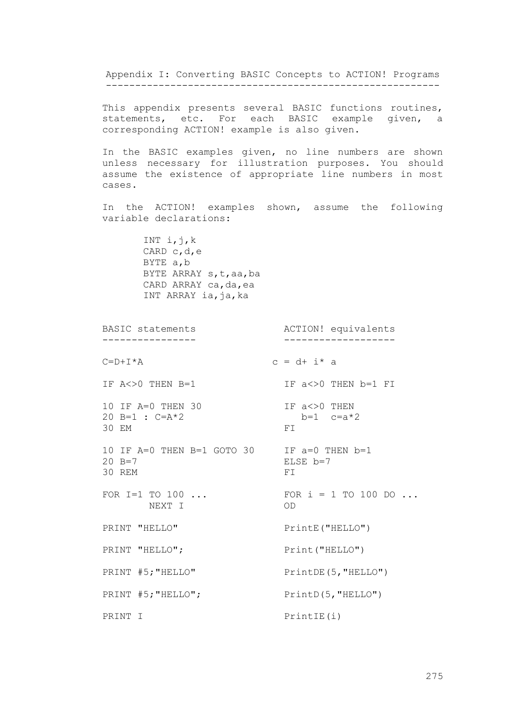## Appendix I: Converting BASIC Concepts to ACTION! Programs

This appendix presents several BASIC functions routines, statements, etc. For each BASIC example given, a corresponding ACTION! example is also given.

In the BASIC examples given, no line numbers are shown unless necessary for illustration purposes. You should assume the existence of appropriate line numbers in most cases.

In the ACTION! examples shown, assume the following variable declarations:

```
INT i,j,k
CARD c,d,e
BYTE a,b
BYTE ARRAY s,t,aa,ba
CARD ARRAY ca,da,ea
INT ARRAY ia,ja,ka
```

```
BASIC statements               ACTION! equivalents
----------------               -------------------

C=D+I*A                      c = d+ i* a

IF A<>0 THEN B=1               IF a<>0 THEN b=1 FI

10 IF A=0 THEN 30              IF a<>0 THEN
20 B=1 : C=A*2                    b=1  c=a*2
30 EM                          FI

10 IF A=0 THEN B=1 GOTO 30     IF a=0 THEN b=1
20 B=7                         ELSE b=7
30 REM                         FI

FOR I=1 TO 100 ...             FOR i = 1 TO 100 DO ...
        NEXT I                 OD

PRINT "HELLO"                  PrintE("HELLO")

PRINT "HELLO";                 Print("HELLO")

PRINT #5;"HELLO"               PrintDE(5,"HELLO")

PRINT #5;"HELLO";              PrintD(5,"HELLO")

PRINT I                        PrintIE(i)
```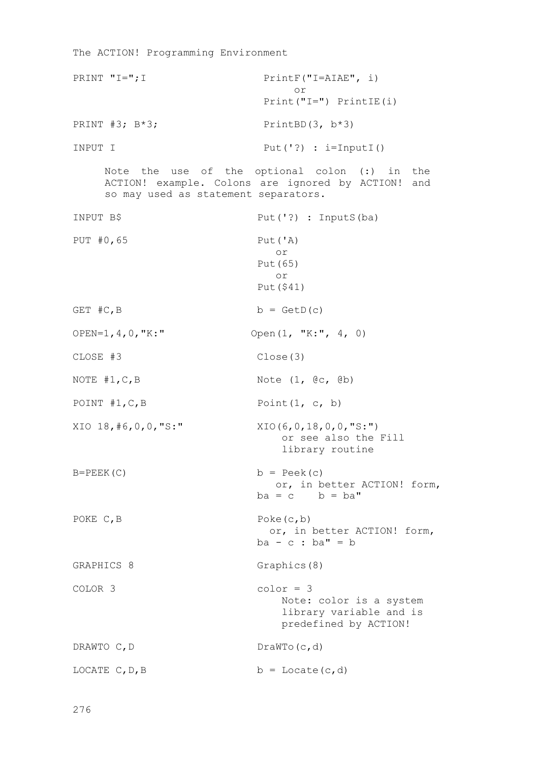| | |
|---|---|
| `PRINT "I=";I` | `PrintF("I=AIAE", i)`<br>or<br>`Print("I=") PrintIE(i)` |
| `PRINT #3; B*3;` | `PrintBD(3, b*3)` |
| `INPUT I` | `Put('?) : i=InputI()` |

Note the use of the optional colon (:) in the ACTION! example. Colons are ignored by ACTION! and so may used as statement separators.

| | |
|---|---|
| `INPUT B$` | `Put('?) : InputS(ba)` |
| `PUT #0,65` | `Put('A)`<br>or<br>`Put(65)`<br>or<br>`Put($41)` |
| `GET #C,B` | `b = GetD(c)` |
| `OPEN=1,4,0,"K:"` | `Open(1, "K:", 4, 0)` |
| `CLOSE #3` | `Close(3)` |
| `NOTE #1,C,B` | `Note (1, @c, @b)` |
| `POINT #1,C,B` | `Point(1, c, b)` |
| `XIO 18,#6,0,0,"S:"` | `XIO(6,0,18,0,0,"S:")`<br>or see also the Fill library routine |
| `B=PEEK(C)` | `b = Peek(c)`<br>or, in better ACTION! form,<br>`ba = c    b = ba"` |
| `POKE C,B` | `Poke(c,b)`<br>or, in better ACTION! form,<br>`ba - c : ba" = b` |
| `GRAPHICS 8` | `Graphics(8)` |
| `COLOR 3` | `color = 3`<br>Note: color is a system library variable and is predefined by ACTION! |
| `DRAWTO C,D` | `DraWTo(c,d)` |
| `LOCATE C,D,B` | `b = Locate(c,d)` |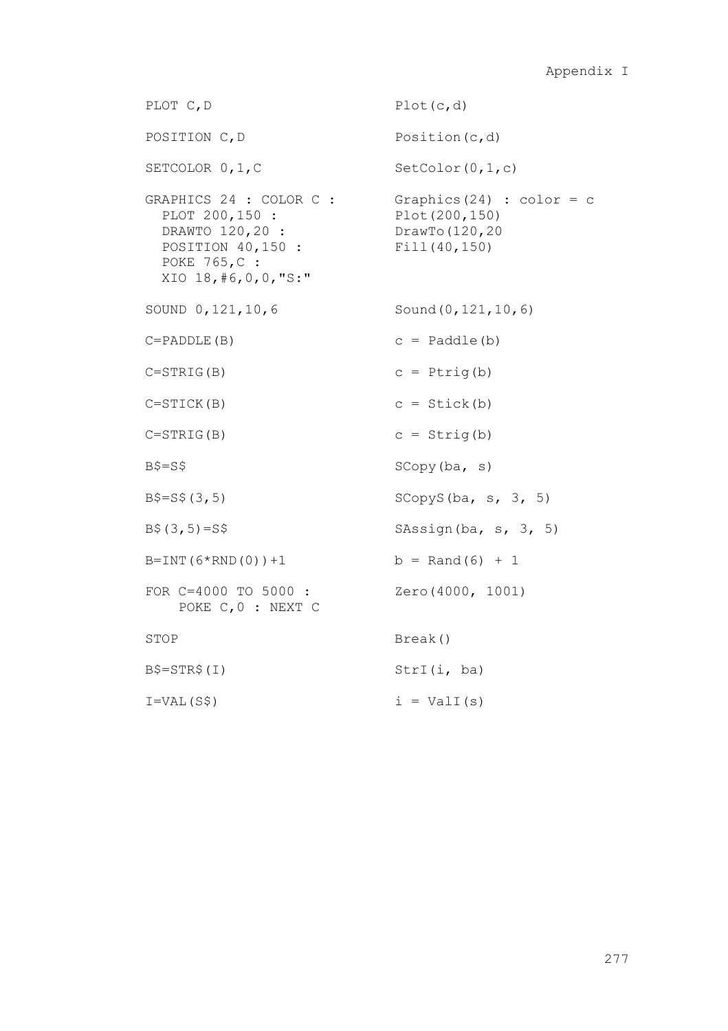| | |
|---|---|
| `PLOT C,D` | `Plot(c,d)` |
| `POSITION C,D` | `Position(c,d)` |
| `SETCOLOR 0,1,C` | `SetColor(0,1,c)` |
| `GRAPHICS 24 : COLOR C :`<br>`PLOT 200,150 :`<br>`DRAWTO 120,20 :`<br>`POSITION 40,150 :`<br>`POKE 765,C :`<br>`XIO 18,#6,0,0,"S:"` | `Graphics(24) : color = c`<br>`Plot(200,150)`<br>`DrawTo(120,20`<br>`Fill(40,150)` |
| `SOUND 0,121,10,6` | `Sound(0,121,10,6)` |
| `C=PADDLE(B)` | `c = Paddle(b)` |
| `C=STRIG(B)` | `c = Ptrig(b)` |
| `C=STICK(B)` | `c = Stick(b)` |
| `C=STRIG(B)` | `c = Strig(b)` |
| `B$=S$` | `SCopy(ba, s)` |
| `B$=S$(3,5)` | `SCopyS(ba, s, 3, 5)` |
| `B$(3,5)=S$` | `SAssign(ba, s, 3, 5)` |
| `B=INT(6*RND(0))+1` | `b = Rand(6) + 1` |
| `FOR C=4000 TO 5000 :`<br>`POKE C,0 : NEXT C` | `Zero(4000, 1001)` |
| `STOP` | `Break()` |
| `B$=STR$(I)` | `StrI(i, ba)` |
| `I=VAL(S$)` | `i = ValI(s)` |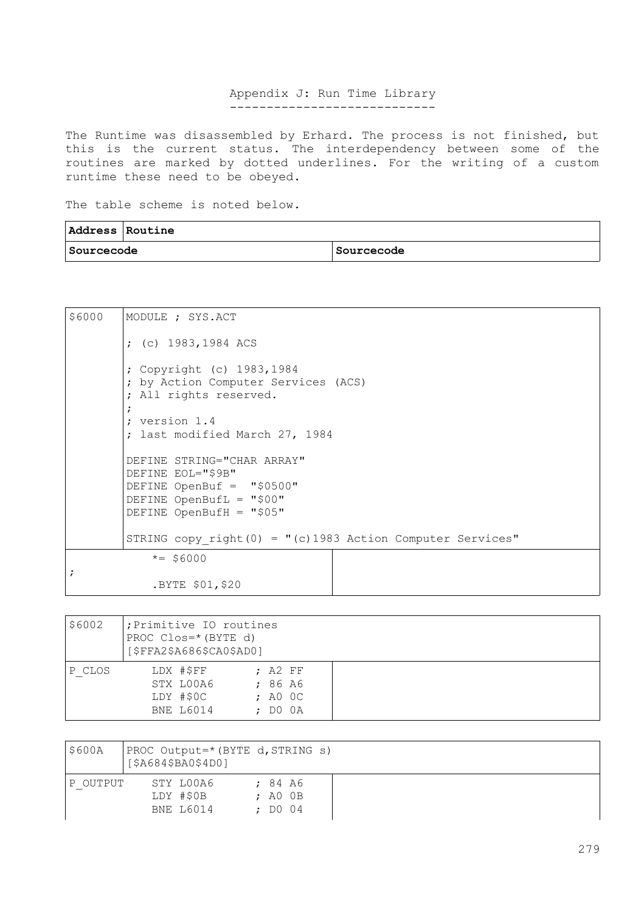## Appendix J: Run Time Library

The Runtime was disassembled by Erhard. The process is not finished, but this is the current status. The interdependency between some of the routines are marked by dotted underlines. For the writing of a custom runtime these need to be obeyed.

The table scheme is noted below.

| Address | Routine | |
|---|---|---|
| Sourcecode | | Sourcecode |

| | |
|---|---|
| $6000 | MODULE ; SYS.ACT<br><br>; (c) 1983,1984 ACS<br><br>; Copyright (c) 1983,1984<br>; by Action Computer Services (ACS)<br>; All rights reserved.<br>;<br>; version 1.4<br>; last modified March 27, 1984<br><br>DEFINE STRING="CHAR ARRAY"<br>DEFINE EOL="$9B"<br>DEFINE OpenBuf = "$0500"<br>DEFINE OpenBufL = "$00"<br>DEFINE OpenBufH = "$05"<br><br>STRING copy_right(0) = "(c)1983 Action Computer Services" |

```
        *= $6000
;
        .BYTE $01,$20
```

| | |
|---|---|
| $6002 | ;Primitive IO routines<br>PROC Clos=*(BYTE d)<br>[$FFA2$A686$CA0$AD0] |

```
P_CLOS      LDX #$FF        ; A2 FF
            STX L00A6       ; 86 A6
            LDY #$0C        ; A0 0C
            BNE L6014       ; D0 0A
```

| | |
|---|---|
| $600A | PROC Output=*(BYTE d,STRING s)<br>[$A684$BA0$4D0] |

```
P_OUTPUT    STY L00A6       ; 84 A6
            LDY #$0B        ; A0 0B
            BNE L6014       ; D0 04
```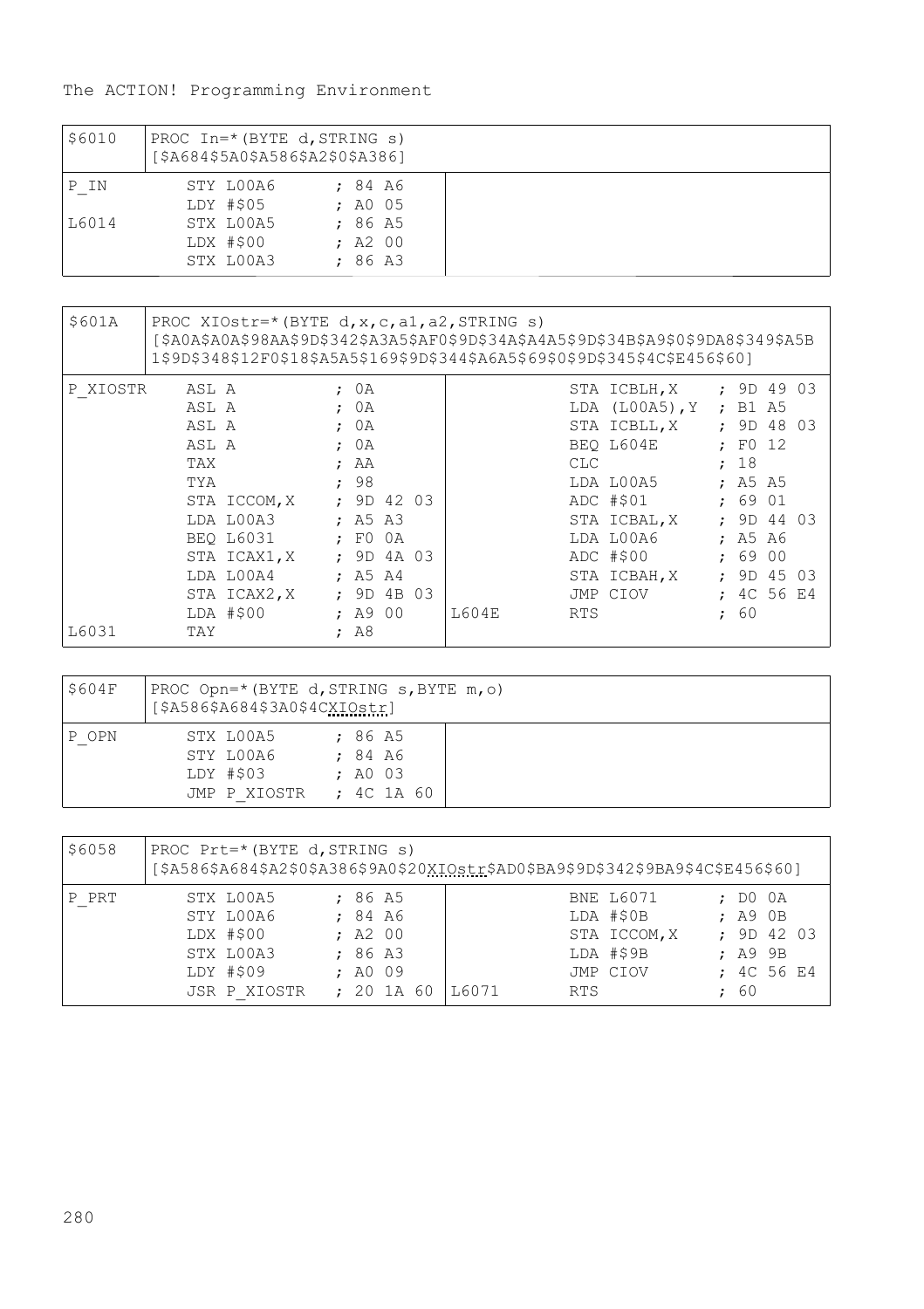| $6010 | PROC In=*(BYTE d,STRING s) [$A684$5A0$A586$A2$0$A386] |
|---|---|

```
P_IN      STY L00A6      ; 84 A6
          LDY #$05       ; A0 05
L6014     STX L00A5      ; 86 A5
          LDX #$00       ; A2 00
          STX L00A3      ; 86 A3
```

| $601A | PROC XIOstr=*(BYTE d,x,c,a1,a2,STRING s) [$A0A$A0A$98AA$9D$342$A3A5$AF0$9D$34A$A4A5$9D$34B$A9$0$9DA8$349$A5B 1$9D$348$12F0$18$A5A5$169$9D$344$A6A5$69$0$9D$345$4C$E456$60] |
|---|---|

```
P_XIOSTR  ASL A          ; 0A
          ASL A          ; 0A
          ASL A          ; 0A
          ASL A          ; 0A
          TAX            ; AA
          TYA            ; 98
          STA ICCOM,X    ; 9D 42 03
          LDA L00A3      ; A5 A3
          BEQ L6031      ; F0 0A
          STA ICAX1,X    ; 9D 4A 03
          LDA L00A4      ; A5 A4
          STA ICAX2,X    ; 9D 4B 03
          LDA #$00       ; A9 00
L6031     TAY            ; A8
          STA ICBLH,X    ; 9D 49 03
          LDA (L00A5),Y  ; B1 A5
          STA ICBLL,X    ; 9D 48 03
          BEQ L604E      ; F0 12
          CLC            ; 18
          LDA L00A5      ; A5 A5
          ADC #$01       ; 69 01
          STA ICBAL,X    ; 9D 44 03
          LDA L00A6      ; A5 A6
          ADC #$00       ; 69 00
          STA ICBAH,X    ; 9D 45 03
          JMP CIOV       ; 4C 56 E4
L604E     RTS            ; 60
```

| $604F | PROC Opn=*(BYTE d,STRING s,BYTE m,o) [$A586$A684$3A0$4CXIOstr] |
|---|---|

```
P_OPN     STX L00A5      ; 86 A5
          STY L00A6      ; 84 A6
          LDY #$03       ; A0 03
          JMP P_XIOSTR   ; 4C 1A 60
```

| $6058 | PROC Prt=*(BYTE d,STRING s) [$A586$A684$A2$0$A386$9A0$20XIOstr$AD0$BA9$9D$342$9BA9$4C$E456$60] |
|---|---|

```
P_PRT     STX L00A5      ; 86 A5
          STY L00A6      ; 84 A6
          LDX #$00       ; A2 00
          STX L00A3      ; 86 A3
          LDY #$09       ; A0 09
          JSR P_XIOSTR   ; 20 1A 60
          BNE L6071      ; D0 0A
          LDA #$0B       ; A9 0B
          STA ICCOM,X    ; 9D 42 03
          LDA #$9B       ; A9 9B
          JMP CIOV       ; 4C 56 E4
L6071     RTS            ; 60
```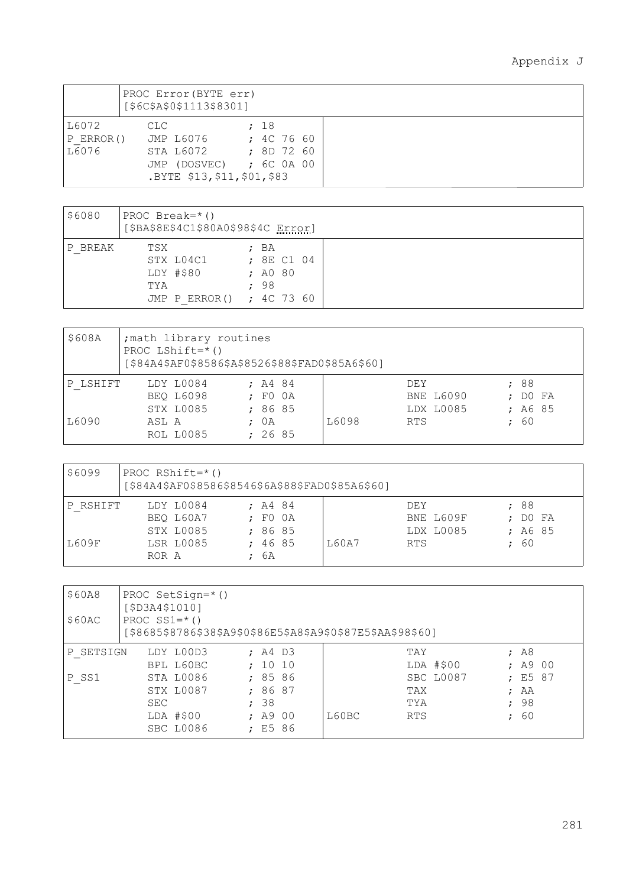| | PROC Error(BYTE err)<br>[$6C$A$0$1113$8301] |
|---|---|

```
L6072       CLC               ; 18
P_ERROR()   JMP L6076         ; 4C 76 60
L6076       STA L6072         ; 8D 72 60
            JMP (DOSVEC)      ; 6C 0A 00
            .BYTE $13,$11,$01,$83
```

| $6080 | PROC Break=*()<br>[$BA$8E$4C1$80A0$98$4C Error] |
|---|---|

```
P_BREAK     TSX               ; BA
            STX L04C1         ; 8E C1 04
            LDY #$80          ; A0 80
            TYA               ; 98
            JMP P_ERROR()     ; 4C 73 60
```

| $608A | ;math library routines<br>PROC LShift=*()<br>[$84A4$AF0$8586$A$8526$88$FAD0$85A6$60] |
|---|---|

```
P_LSHIFT    LDY L0084         ; A4 84
            BEQ L6098         ; F0 0A
            STX L0085         ; 86 85
L6090       ASL A             ; 0A
            ROL L0085         ; 26 85
            DEY               ; 88
            BNE L6090         ; D0 FA
            LDX L0085         ; A6 85
L6098       RTS               ; 60
```

| $6099 | PROC RShift=*()<br>[$84A4$AF0$8586$8546$6A$88$FAD0$85A6$60] |
|---|---|

```
P_RSHIFT    LDY L0084         ; A4 84
            BEQ L60A7         ; F0 0A
            STX L0085         ; 86 85
L609F       LSR L0085         ; 46 85
            ROR A             ; 6A
            DEY               ; 88
            BNE L609F         ; D0 FA
            LDX L0085         ; A6 85
L60A7       RTS               ; 60
```

| $60A8<br><br>$60AC | PROC SetSign=*()<br>[$D3A4$1010]<br>PROC SS1=*()<br>[$8685$8786$38$A9$0$86E5$A8$A9$0$87E5$AA$98$60] |
|---|---|

```
P_SETSIGN   LDY L00D3         ; A4 D3
            BPL L60BC         ; 10 10
P_SS1       STA L0086         ; 85 86
            STX L0087         ; 86 87
            SEC               ; 38
            LDA #$00          ; A9 00
            SBC L0086         ; E5 86
            TAY               ; A8
            LDA #$00          ; A9 00
            SBC L0087         ; E5 87
            TAX               ; AA
            TYA               ; 98
L60BC       RTS               ; 60
```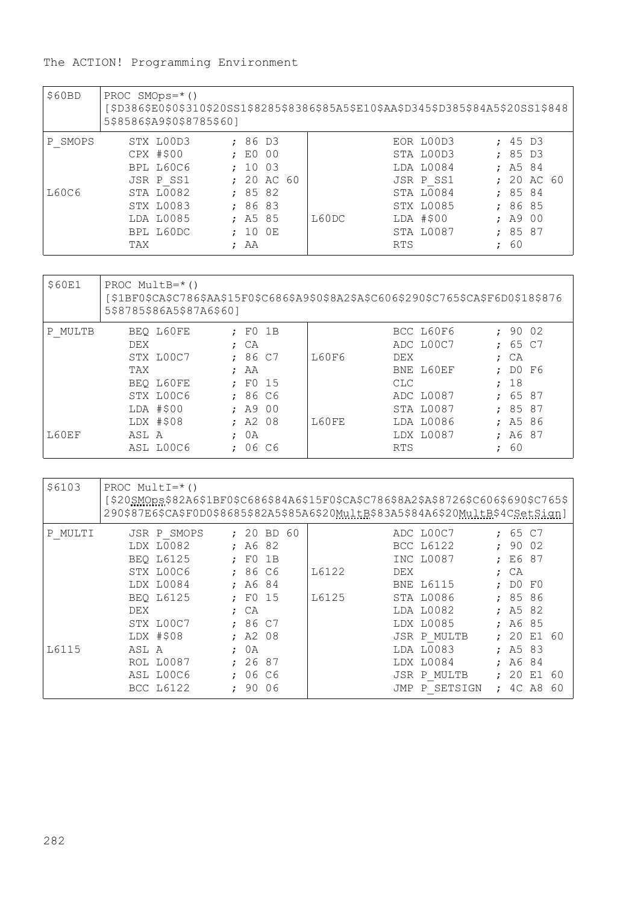| $60BD | PROC SMOps=*() [$D386$E0$0$310$20SS1$8285$8386$85A5$E10$AA$D345$D385$84A5$20SS1$8485$8586$A9$0$8785$60] |
|---|---|

```
P_SMOPS    STX L00D3     ; 86 D3          EOR L00D3     ; 45 D3
           CPX #$00      ; E0 00          STA L00D3     ; 85 D3
           BPL L60C6     ; 10 03          LDA L0084     ; A5 84
           JSR P_SS1     ; 20 AC 60       JSR P_SS1     ; 20 AC 60
L60C6      STA L0082     ; 85 82          STA L0084     ; 85 84
           STX L0083     ; 86 83          STX L0085     ; 86 85
           LDA L0085     ; A5 85   L60DC  LDA #$00      ; A9 00
           BPL L60DC     ; 10 0E          STA L0087     ; 85 87
           TAX           ; AA             RTS           ; 60
```

| $60E1 | PROC MultB=*() [$1BF0$CA$C786$AA$15F0$C686$A9$0$8A2$A$C606$290$C765$CA$F6D0$18$8765$8785$86A5$87A6$60] |
|---|---|

```
P_MULTB    BEQ L60FE     ; F0 1B          BCC L60F6     ; 90 02
           DEX           ; CA             ADC L00C7     ; 65 C7
           STX L00C7     ; 86 C7   L60F6  DEX           ; CA
           TAX           ; AA             BNE L60EF     ; D0 F6
           BEQ L60FE     ; F0 15          CLC           ; 18
           STX L00C6     ; 86 C6          ADC L0087     ; 65 87
           LDA #$00      ; A9 00          STA L0087     ; 85 87
           LDX #$08      ; A2 08   L60FE  LDA L0086     ; A5 86
L60EF      ASL A         ; 0A             LDX L0087     ; A6 87
           ASL L00C6     ; 06 C6          RTS           ; 60
```

| $6103 | PROC MultI=*() [$20SMOps$82A6$1BF0$C686$84A6$15F0$CA$C786$8A2$A$8726$C606$690$C765$290$87E6$CA$F0D0$8685$82A5$85A6$20MultB$83A5$84A6$20MultB$4CSetSign] |
|---|---|

```
P_MULTI    JSR P_SMOPS   ; 20 BD 60       ADC L00C7     ; 65 C7
           LDX L0082     ; A6 82          BCC L6122     ; 90 02
           BEQ L6125     ; F0 1B          INC L0087     ; E6 87
           STX L00C6     ; 86 C6   L6122  DEX           ; CA
           LDX L0084     ; A6 84          BNE L6115     ; D0 F0
           BEQ L6125     ; F0 15   L6125  STA L0086     ; 85 86
           DEX           ; CA             LDA L0082     ; A5 82
           STX L00C7     ; 86 C7          LDX L0085     ; A6 85
           LDX #$08      ; A2 08          JSR P_MULTB   ; 20 E1 60
L6115      ASL A         ; 0A             LDA L0083     ; A5 83
           ROL L0087     ; 26 87          LDX L0084     ; A6 84
           ASL L00C6     ; 06 C6          JSR P_MULTB   ; 20 E1 60
           BCC L6122     ; 90 06          JMP P_SETSIGN ; 4C A8 60
```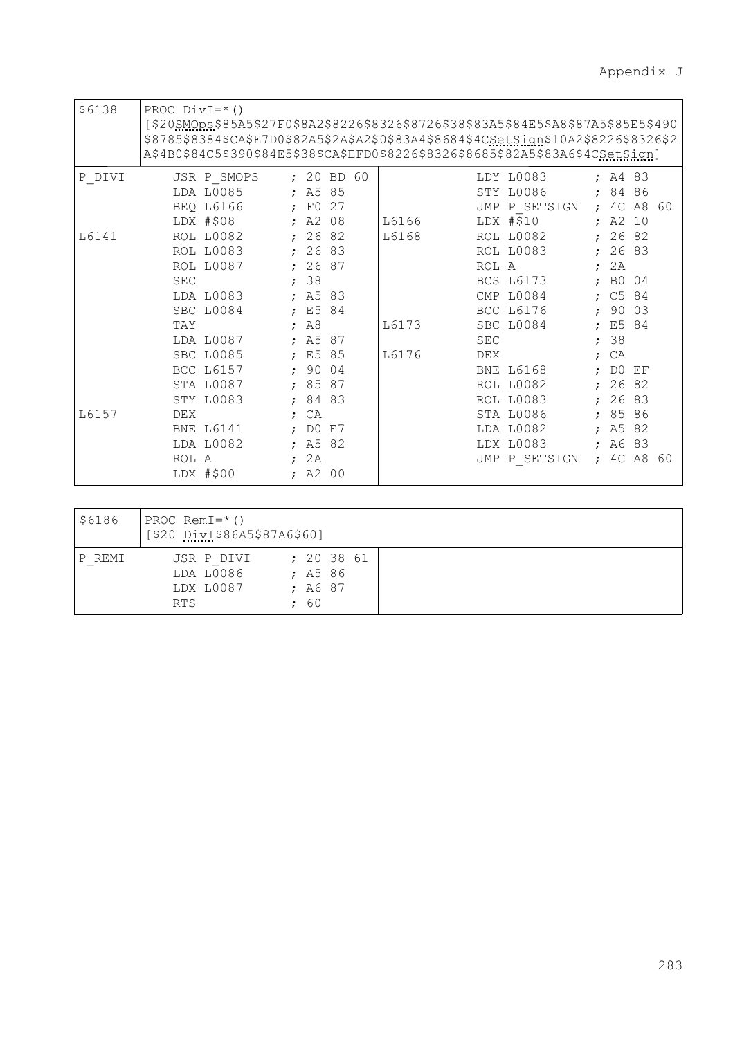| $6138 | PROC DivI=*()<br>[$20SMOps$85A5$27F0$8A2$8226$8326$8726$38$83A5$84E5$A8$87A5$85E5$490$8785$8384$CA$E7D0$82A5$2A$A2$0$83A4$8684$4CSetSign$10A2$8226$8326$2A$4B0$84C5$390$84E5$38$CA$EFD0$8226$8326$8685$82A5$83A6$4CSetSign] |
|---|---|

```
P_DIVI     JSR P_SMOPS    ; 20 BD 60
           LDA L0085      ; A5 85
           BEQ L6166      ; F0 27
           LDX #$08       ; A2 08
L6141      ROL L0082      ; 26 82
           ROL L0083      ; 26 83
           ROL L0087      ; 26 87
           SEC            ; 38
           LDA L0083      ; A5 83
           SBC L0084      ; E5 84
           TAY            ; A8
           LDA L0087      ; A5 87
           SBC L0085      ; E5 85
           BCC L6157      ; 90 04
           STA L0087      ; 85 87
           STY L0083      ; 84 83
L6157      DEX            ; CA
           BNE L6141      ; D0 E7
           LDA L0082      ; A5 82
           ROL A          ; 2A
           LDX #$00       ; A2 00
           LDY L0083      ; A4 83
           STY L0086      ; 84 86
           JMP P_SETSIGN  ; 4C A8 60
L6166      LDX #$10       ; A2 10
L6168      ROL L0082      ; 26 82
           ROL L0083      ; 26 83
           ROL A          ; 2A
           BCS L6173      ; B0 04
           CMP L0084      ; C5 84
           BCC L6176      ; 90 03
L6173      SBC L0084      ; E5 84
           SEC            ; 38
L6176      DEX            ; CA
           BNE L6168      ; D0 EF
           ROL L0082      ; 26 82
           ROL L0083      ; 26 83
           STA L0086      ; 85 86
           LDA L0082      ; A5 82
           LDX L0083      ; A6 83
           JMP P_SETSIGN  ; 4C A8 60
```

| $6186 | PROC RemI=*()<br>[$20 DivI$86A5$87A6$60] |
|---|---|

```
P_REMI     JSR P_DIVI     ; 20 38 61
           LDA L0086      ; A5 86
           LDX L0087      ; A6 87
           RTS            ; 60
```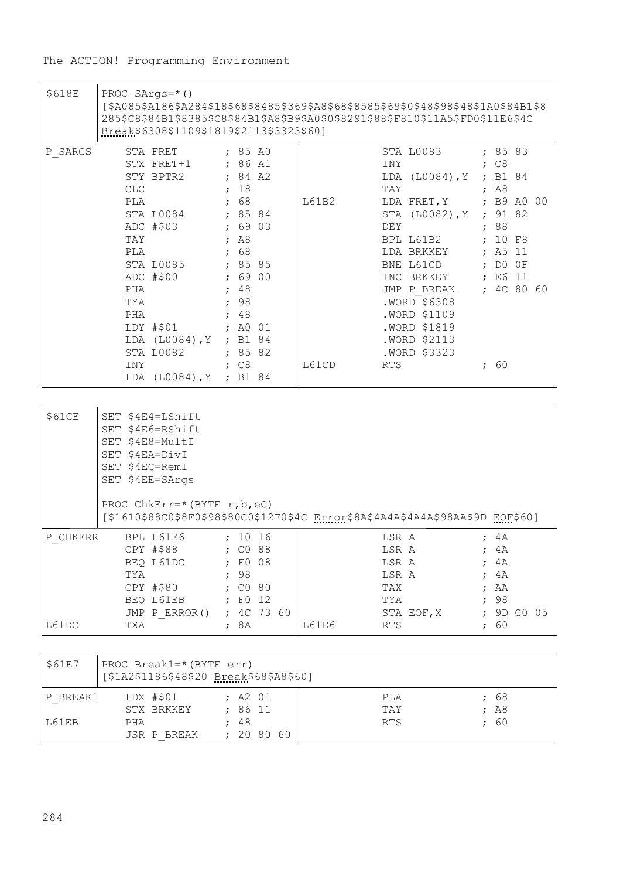| | |
|---|---|
| $618E | PROC SArgs=*() [$A085$A186$A284$18$68$8485$369$A8$68$8585$69$0$48$98$48$1A0$84B1$8285$C8$84B1$8385$C8$84B1$A8$B9$A0$0$8291$88$F810$11A5$FD0$11E6$4C Break$6308$1109$1819$2113$3323$60] |

```
P_SARGS   STA FRET        ; 85 A0
          STX FRET+1      ; 86 A1
          STY BPTR2       ; 84 A2
          CLC             ; 18
          PLA             ; 68
          STA L0084       ; 85 84
          ADC #$03        ; 69 03
          TAY             ; A8
          PLA             ; 68
          STA L0085       ; 85 85
          ADC #$00        ; 69 00
          PHA             ; 48
          TYA             ; 98
          PHA             ; 48
          LDY #$01        ; A0 01
          LDA (L0084),Y   ; B1 84
          STA L0082       ; 85 82
          INY             ; C8
          LDA (L0084),Y   ; B1 84
          STA L0083       ; 85 83
          INY             ; C8
          LDA (L0084),Y   ; B1 84
          TAY             ; A8
L61B2     LDA FRET,Y      ; B9 A0 00
          STA (L0082),Y   ; 91 82
          DEY             ; 88
          BPL L61B2       ; 10 F8
          LDA BRKKEY      ; A5 11
          BNE L61CD       ; D0 0F
          INC BRKKEY      ; E6 11
          JMP P_BREAK     ; 4C 80 60
          .WORD $6308
          .WORD $1109
          .WORD $1819
          .WORD $2113
          .WORD $3323
L61CD     RTS             ; 60
```

| | |
|---|---|
| $61CE | SET $4E4=LShift<br>SET $4E6=RShift<br>SET $4E8=MultI<br>SET $4EA=DivI<br>SET $4EC=RemI<br>SET $4EE=SArgs<br><br>PROC ChkErr=*(BYTE r,b,eC)<br>[$1610$88C0$8F0$98$80C0$12F0$4C Error$8A$4A4A$4A4A$98AA$9D EOF$60] |

```
P_CHKERR  BPL L61E6       ; 10 16
          CPY #$88        ; C0 88
          BEQ L61DC       ; F0 08
          TYA             ; 98
          CPY #$80        ; C0 80
          BEQ L61EB       ; F0 12
          JMP P_ERROR()   ; 4C 73 60
L61DC     TXA             ; 8A
          LSR A           ; 4A
          LSR A           ; 4A
          LSR A           ; 4A
          LSR A           ; 4A
          TAX             ; AA
          TYA             ; 98
          STA EOF,X       ; 9D C0 05
L61E6     RTS             ; 60
```

| | |
|---|---|
| $61E7 | PROC Break1=*(BYTE err)<br>[$1A2$1186$48$20 Break$68$A8$60] |

```
P_BREAK1  LDX #$01        ; A2 01
          STX BRKKEY      ; 86 11
L61EB     PHA             ; 48
          JSR P_BREAK     ; 20 80 60
          PLA             ; 68
          TAY             ; A8
          RTS             ; 60
```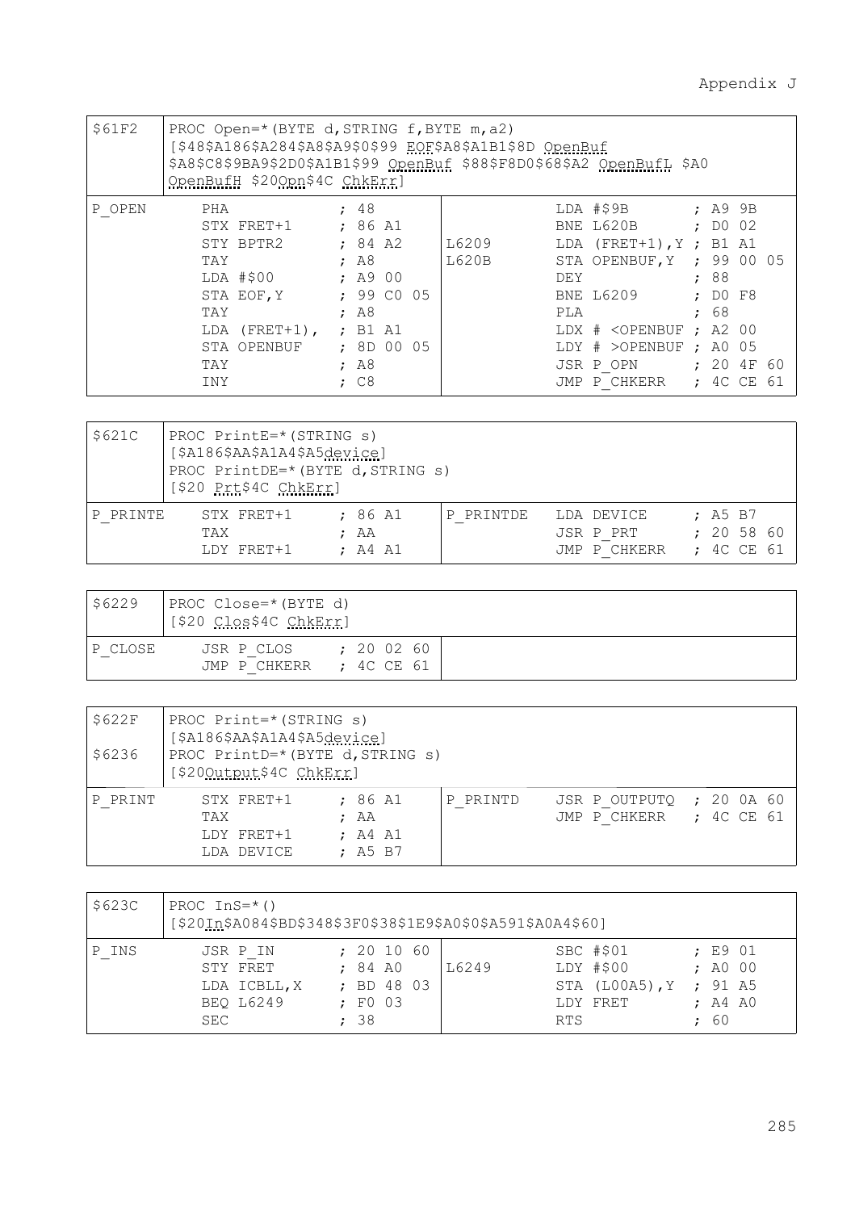| $61F2 | PROC Open=*(BYTE d,STRING f,BYTE m,a2)<br>[$48$A186$A284$A8$A9$0$99 EOF$A8$A1B1$8D OpenBuf<br>$A8$C8$9BA9$2D0$A1B1$99 OpenBuf $88$F8D0$68$A2 OpenBufL $A0<br>OpenBufH $20Opn$4C ChkErr] |
|---|---|

```
P_OPEN     PHA              ; 48                 LDA #$9B          ; A9 9B
           STX FRET+1       ; 86 A1              BNE L620B         ; D0 02
           STY BPTR2        ; 84 A2     L6209    LDA (FRET+1),Y    ; B1 A1
           TAY              ; A8        L620B    STA OPENBUF,Y     ; 99 00 05
           LDA #$00         ; A9 00              DEY               ; 88
           STA EOF,Y        ; 99 C0 05           BNE L6209         ; D0 F8
           TAY              ; A8                 PLA               ; 68
           LDA (FRET+1),    ; B1 A1              LDX # <OPENBUF    ; A2 00
           STA OPENBUF      ; 8D 00 05           LDY # >OPENBUF    ; A0 05
           TAY              ; A8                 JSR P_OPN         ; 20 4F 60
           INY              ; C8                 JMP P_CHKERR      ; 4C CE 61
```

| $621C | PROC PrintE=*(STRING s)<br>[$A186$AA$A1A4$A5device]<br>PROC PrintDE=*(BYTE d,STRING s)<br>[$20 Prt$4C ChkErr] |
|---|---|

```
P_PRINTE   STX FRET+1       ; 86 A1     P_PRINTDE  LDA DEVICE      ; A5 B7
           TAX              ; AA                   JSR P_PRT       ; 20 58 60
           LDY FRET+1       ; A4 A1                JMP P_CHKERR    ; 4C CE 61
```

| $6229 | PROC Close=*(BYTE d)<br>[$20 Clos$4C ChkErr] |
|---|---|

```
P_CLOSE    JSR P_CLOS       ; 20 02 60
           JMP P_CHKERR     ; 4C CE 61
```

| $622F<br><br>$6236 | PROC Print=*(STRING s)<br>[$A186$AA$A1A4$A5device]<br>PROC PrintD=*(BYTE d,STRING s)<br>[$20Output$4C ChkErr] |
|---|---|

```
P_PRINT    STX FRET+1       ; 86 A1     P_PRINTD   JSR P_OUTPUTQ   ; 20 0A 60
           TAX              ; AA                   JMP P_CHKERR    ; 4C CE 61
           LDY FRET+1       ; A4 A1
           LDA DEVICE       ; A5 B7
```

| $623C | PROC InS=*()<br>[$20In$A084$BD$348$3F0$38$1E9$A0$0$A591$A0A4$60] |
|---|---|

```
P_INS      JSR P_IN         ; 20 10 60           SBC #$01          ; E9 01
           STY FRET         ; 84 A0     L6249    LDY #$00          ; A0 00
           LDA ICBLL,X      ; BD 48 03           STA (L00A5),Y     ; 91 A5
           BEQ L6249        ; F0 03              LDY FRET          ; A4 A0
           SEC              ; 38                 RTS               ; 60
```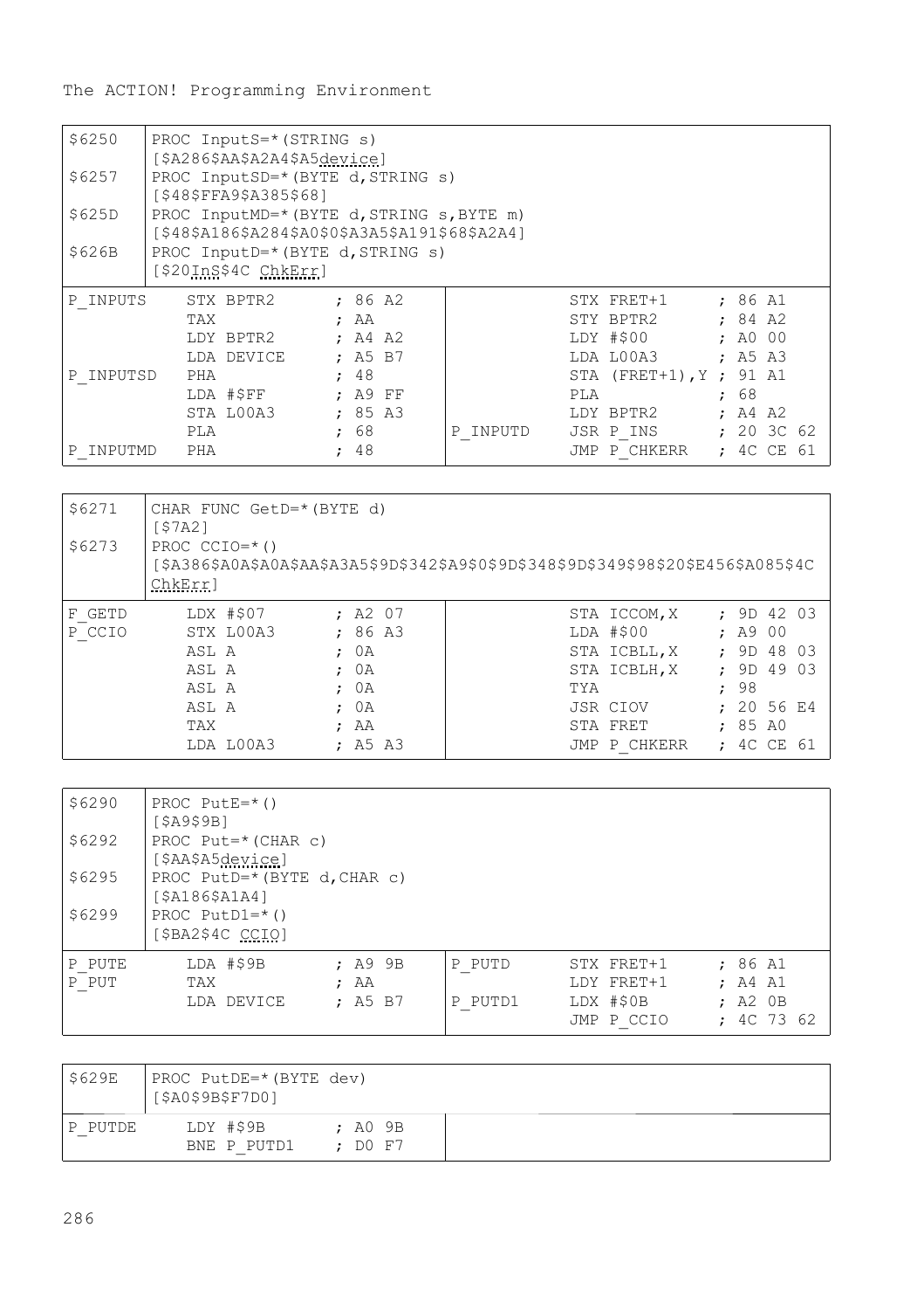| | |
|---|---|
| $6250 | PROC InputS=*(STRING s) [$A286$AA$A2A4$A5device] |
| $6257 | PROC InputSD=*(BYTE d,STRING s) [$48$FFA9$A385$68] |
| $625D | PROC InputMD=*(BYTE d,STRING s,BYTE m) [$48$A186$A284$A0$0$A3A5$A191$68$A2A4] |
| $626B | PROC InputD=*(BYTE d,STRING s) [$20InS$4C ChkErr] |

```
P_INPUTS     STX BPTR2       ; 86 A2
             TAX             ; AA
             LDY BPTR2       ; A4 A2
             LDA DEVICE      ; A5 B7
P_INPUTSD    PHA             ; 48
             LDA #$FF        ; A9 FF
             STA L00A3       ; 85 A3
             PLA             ; 68
P_INPUTMD    PHA             ; 48
             STX FRET+1      ; 86 A1
             STY BPTR2       ; 84 A2
             LDY #$00        ; A0 00
             LDA L00A3       ; A5 A3
             STA (FRET+1),Y  ; 91 A1
             PLA             ; 68
             LDY BPTR2       ; A4 A2
P_INPUTD     JSR P_INS       ; 20 3C 62
             JMP P_CHKERR    ; 4C CE 61
```

| | |
|---|---|
| $6271 | CHAR FUNC GetD=*(BYTE d) [$7A2] |
| $6273 | PROC CCIO=*() [$A386$A0A$A0A$AA$A3A5$9D$342$A9$0$9D$348$9D$349$98$20$E456$A085$4C ChkErr] |

```
F_GETD       LDX #$07        ; A2 07
P_CCIO       STX L00A3       ; 86 A3
             ASL A           ; 0A
             ASL A           ; 0A
             ASL A           ; 0A
             ASL A           ; 0A
             TAX             ; AA
             LDA L00A3       ; A5 A3
             STA ICCOM,X     ; 9D 42 03
             LDA #$00        ; A9 00
             STA ICBLL,X     ; 9D 48 03
             STA ICBLH,X     ; 9D 49 03
             TYA             ; 98
             JSR CIOV        ; 20 56 E4
             STA FRET        ; 85 A0
             JMP P_CHKERR    ; 4C CE 61
```

| | |
|---|---|
| $6290 | PROC PutE=*() [$A9$9B] |
| $6292 | PROC Put=*(CHAR c) [$AA$A5device] |
| $6295 | PROC PutD=*(BYTE d,CHAR c) [$A186$A1A4] |
| $6299 | PROC PutD1=*() [$BA2$4C CCIO] |

```
P_PUTE       LDA #$9B        ; A9 9B
P_PUT        TAX             ; AA
             LDA DEVICE      ; A5 B7
P_PUTD       STX FRET+1      ; 86 A1
             LDY FRET+1      ; A4 A1
P_PUTD1      LDX #$0B        ; A2 0B
             JMP P_CCIO      ; 4C 73 62
```

| | |
|---|---|
| $629E | PROC PutDE=*(BYTE dev) [$A0$9B$F7D0] |

```
P_PUTDE      LDY #$9B        ; A0 9B
             BNE P_PUTD1     ; D0 F7
```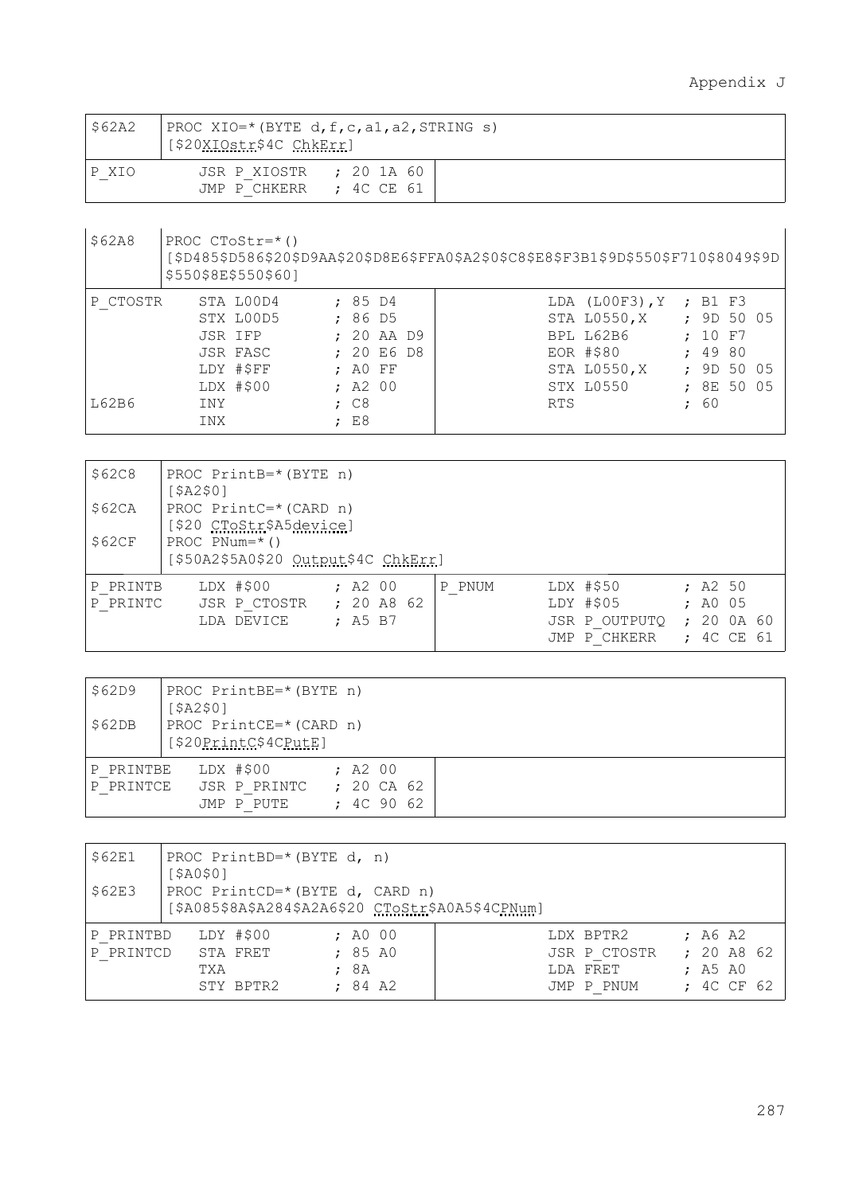| | |
|---|---|
| $62A2 | PROC XIO=*(BYTE d,f,c,a1,a2,STRING s)<br>[$20XIOstr$4C ChkErr] |

```
P_XIO       JSR P_XIOSTR   ; 20 1A 60
            JMP P_CHKERR   ; 4C CE 61
```

| | |
|---|---|
| $62A8 | PROC CToStr=*()<br>[$D485$D586$20$D9AA$20$D8E6$FFA0$A2$0$C8$E8$F3B1$9D$550$F710$8049$9D$550$8E$550$60] |

```
P_CTOSTR    STA L00D4      ; 85 D4
            STX L00D5      ; 86 D5
            JSR IFP        ; 20 AA D9
            JSR FASC       ; 20 E6 D8
            LDY #$FF       ; A0 FF
            LDX #$00       ; A2 00
L62B6       INY            ; C8
            INX            ; E8
            LDA (L00F3),Y  ; B1 F3
            STA L0550,X    ; 9D 50 05
            BPL L62B6      ; 10 F7
            EOR #$80       ; 49 80
            STA L0550,X    ; 9D 50 05
            STX L0550      ; 8E 50 05
            RTS            ; 60
```

| | |
|---|---|
| $62C8 | PROC PrintB=*(BYTE n)<br>[$A2$0] |
| $62CA | PROC PrintC=*(CARD n)<br>[$20 CToStr$A5device] |
| $62CF | PROC PNum=*()<br>[$50A2$5A0$20 Output$4C ChkErr] |

```
P_PRINTB    LDX #$00       ; A2 00
P_PRINTC    JSR P_CTOSTR   ; 20 A8 62
            LDA DEVICE     ; A5 B7
P_PNUM      LDX #$50       ; A2 50
            LDY #$05       ; A0 05
            JSR P_OUTPUTQ  ; 20 0A 60
            JMP P_CHKERR   ; 4C CE 61
```

| | |
|---|---|
| $62D9 | PROC PrintBE=*(BYTE n)<br>[$A2$0] |
| $62DB | PROC PrintCE=*(CARD n)<br>[$20PrintC$4CPutE] |

```
P_PRINTBE   LDX #$00       ; A2 00
P_PRINTCE   JSR P_PRINTC   ; 20 CA 62
            JMP P_PUTE     ; 4C 90 62
```

| | |
|---|---|
| $62E1 | PROC PrintBD=*(BYTE d, n)<br>[$A0$0] |
| $62E3 | PROC PrintCD=*(BYTE d, CARD n)<br>[$A085$8A$A284$A2A6$20 CToStr$A0A5$4CPNum] |

```
P_PRINTBD   LDY #$00       ; A0 00
P_PRINTCD   STA FRET       ; 85 A0
            TXA            ; 8A
            STY BPTR2      ; 84 A2
            LDX BPTR2      ; A6 A2
            JSR P_CTOSTR   ; 20 A8 62
            LDA FRET       ; A5 A0
            JMP P_PNUM     ; 4C CF 62
```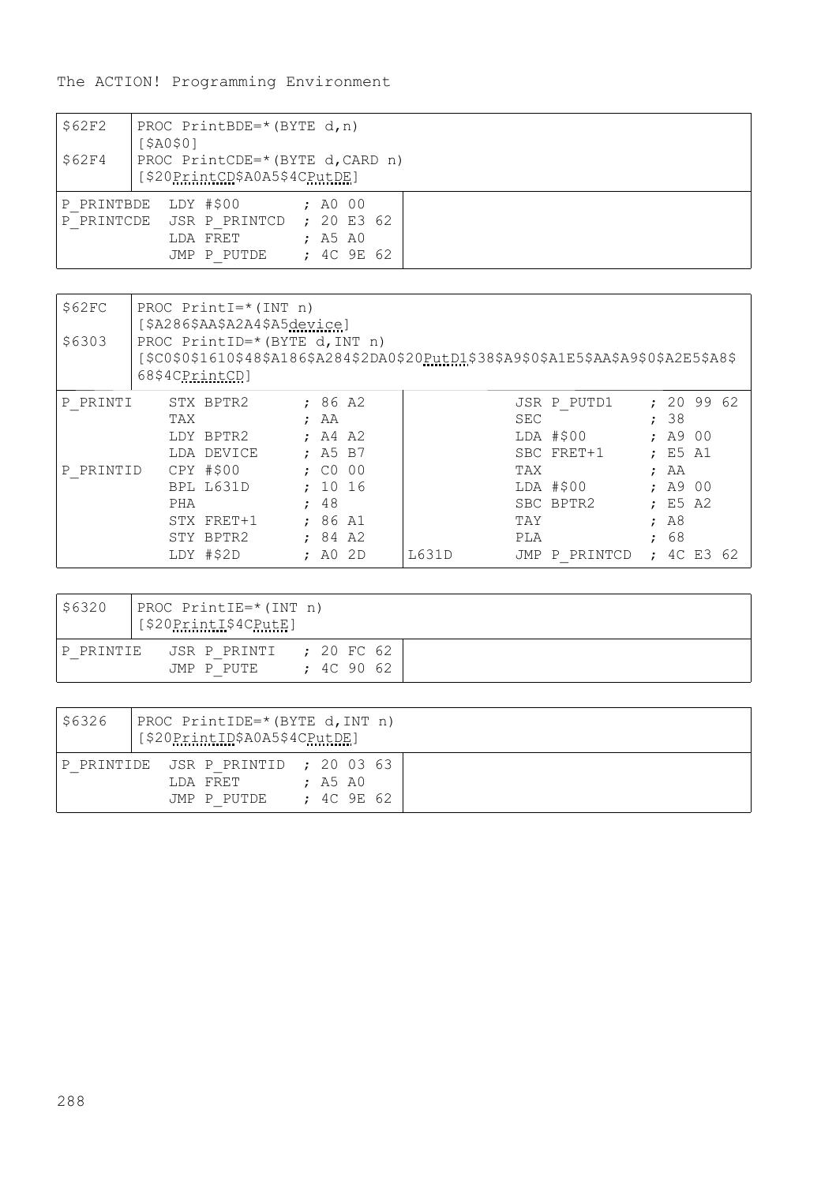| | |
|---|---|
| $62F2 | PROC PrintBDE=*(BYTE d,n)<br>[$A0$0] |
| $62F4 | PROC PrintCDE=*(BYTE d,CARD n)<br>[$20PrintCD$A0A5$4CPutDE] |

```
P_PRINTBDE  LDY #$00        ; A0 00
P_PRINTCDE  JSR P_PRINTCD   ; 20 E3 62
            LDA FRET        ; A5 A0
            JMP P_PUTDE     ; 4C 9E 62
```

| | |
|---|---|
| $62FC | PROC PrintI=*(INT n)<br>[$A286$AA$A2A4$A5device] |
| $6303 | PROC PrintID=*(BYTE d,INT n)<br>[$C0$0$1610$48$A186$A284$2DA0$20PutD1$38$A9$0$A1E5$AA$A9$0$A2E5$A8$68$4CPrintCD] |

```
P_PRINTI    STX BPTR2       ; 86 A2
            TAX             ; AA
            LDY BPTR2       ; A4 A2
            LDA DEVICE      ; A5 B7
P_PRINTID   CPY #$00        ; C0 00
            BPL L631D       ; 10 16
            PHA             ; 48
            STX FRET+1      ; 86 A1
            STY BPTR2       ; 84 A2
            LDY #$2D        ; A0 2D
            JSR P_PUTD1     ; 20 99 62
            SEC             ; 38
            LDA #$00        ; A9 00
            SBC FRET+1      ; E5 A1
            TAX             ; AA
            LDA #$00        ; A9 00
            SBC BPTR2       ; E5 A2
            TAY             ; A8
            PLA             ; 68
L631D       JMP P_PRINTCD   ; 4C E3 62
```

| | |
|---|---|
| $6320 | PROC PrintIE=*(INT n)<br>[$20PrintI$4CPutE] |

```
P_PRINTIE   JSR P_PRINTI    ; 20 FC 62
            JMP P_PUTE      ; 4C 90 62
```

| | |
|---|---|
| $6326 | PROC PrintIDE=*(BYTE d,INT n)<br>[$20PrintID$A0A5$4CPutDE] |

```
P_PRINTIDE  JSR P_PRINTID   ; 20 03 63
            LDA FRET        ; A5 A0
            JMP P_PUTDE     ; 4C 9E 62
```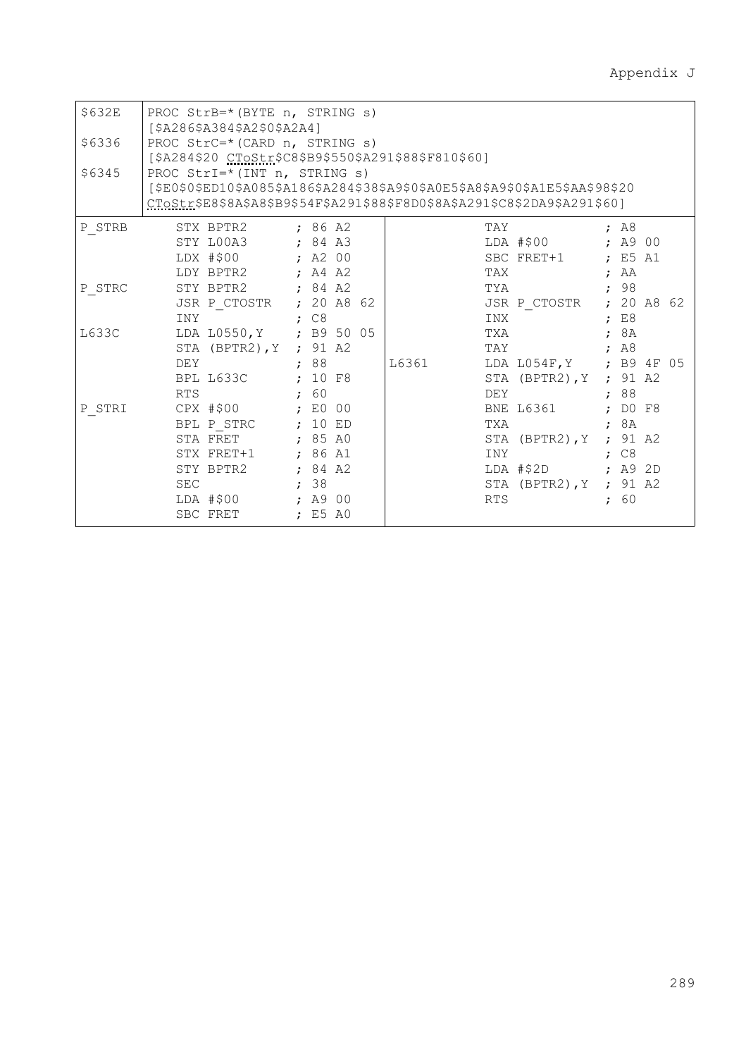| | |
|---|---|
| $632E | PROC StrB=*(BYTE n, STRING s)<br>[$A286$A384$A2$0$A2A4] |
| $6336 | PROC StrC=*(CARD n, STRING s)<br>[$A284$20 CToStr$C8$B9$550$A291$88$F810$60] |
| $6345 | PROC StrI=*(INT n, STRING s)<br>[$E0$0$ED10$A085$A186$A284$38$A9$0$A0E5$A8$A9$0$A1E5$AA$98$20 CToStr$E8$8A$A8$B9$54F$A291$88$F8D0$8A$A291$C8$2DA9$A291$60] |

```
P_STRB     STX BPTR2        ; 86 A2
           STY L00A3        ; 84 A3
           LDX #$00         ; A2 00
           LDY BPTR2        ; A4 A2
P_STRC     STY BPTR2        ; 84 A2
           JSR P_CTOSTR     ; 20 A8 62
           INY              ; C8
L633C      LDA L0550,Y      ; B9 50 05
           STA (BPTR2),Y    ; 91 A2
           DEY              ; 88
           BPL L633C        ; 10 F8
           RTS              ; 60
P_STRI     CPX #$00         ; E0 00
           BPL P_STRC       ; 10 ED
           STA FRET         ; 85 A0
           STX FRET+1       ; 86 A1
           STY BPTR2        ; 84 A2
           SEC              ; 38
           LDA #$00         ; A9 00
           SBC FRET         ; E5 A0
           TAY              ; A8
           LDA #$00         ; A9 00
           SBC FRET+1       ; E5 A1
           TAX              ; AA
           TYA              ; 98
           JSR P_CTOSTR     ; 20 A8 62
           INX              ; E8
           TXA              ; 8A
           TAY              ; A8
L6361      LDA L054F,Y      ; B9 4F 05
           STA (BPTR2),Y    ; 91 A2
           DEY              ; 88
           BNE L6361        ; D0 F8
           TXA              ; 8A
           STA (BPTR2),Y    ; 91 A2
           INY              ; C8
           LDA #$2D         ; A9 2D
           STA (BPTR2),Y    ; 91 A2
           RTS              ; 60
```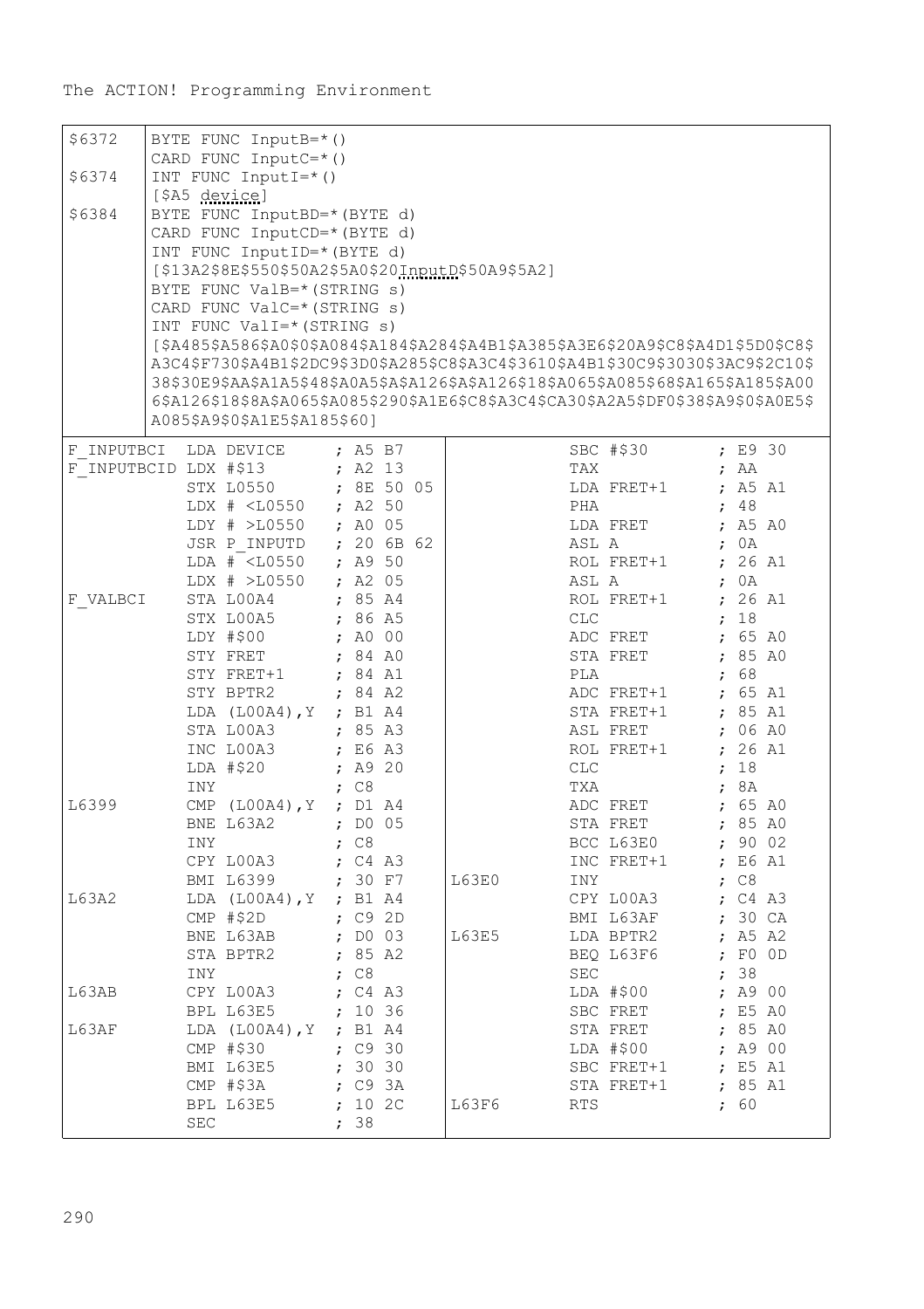| | |
|---|---|
| $6372 | BYTE FUNC InputB=*()<br>CARD FUNC InputC=*() |
| $6374 | INT FUNC InputI=*()<br>[$A5 device] |
| $6384 | BYTE FUNC InputBD=*(BYTE d)<br>CARD FUNC InputCD=*(BYTE d)<br>INT FUNC InputID=*(BYTE d)<br>[$13A2$8E$550$50A2$5A0$20InputD$50A9$5A2]<br>BYTE FUNC ValB=*(STRING s)<br>CARD FUNC ValC=*(STRING s)<br>INT FUNC ValI=*(STRING s)<br>[$A485$A586$A0$0$A084$A184$A284$A4B1$A385$A3E6$20A9$C8$A4D1$5D0$C8$A3C4$F730$A4B1$2DC9$3D0$A285$C8$A3C4$3610$A4B1$30C9$3030$3AC9$2C10$38$30E9$AA$A1A5$48$A0A5$A$A126$A$A126$18$A065$A085$68$A165$A185$A006$A126$18$8A$A065$A085$290$A1E6$C8$A3C4$CA30$A2A5$DF0$38$A9$0$A0E5$A085$A9$0$A1E5$A185$60] |

```
F_INPUTBCI  LDA DEVICE     ; A5 B7
F_INPUTBCID LDX #$13       ; A2 13
            STX L0550      ; 8E 50 05
            LDX # <L0550   ; A2 50
            LDY # >L0550   ; A0 05
            JSR P_INPUTD   ; 20 6B 62
            LDA # <L0550   ; A9 50
            LDX # >L0550   ; A2 05
F_VALBCI    STA L00A4      ; 85 A4
            STX L00A5      ; 86 A5
            LDY #$00       ; A0 00
            STY FRET       ; 84 A0
            STY FRET+1     ; 84 A1
            STY BPTR2      ; 84 A2
            LDA (L00A4),Y  ; B1 A4
            STA L00A3      ; 85 A3
            INC L00A3      ; E6 A3
            LDA #$20       ; A9 20
            INY            ; C8
L6399       CMP (L00A4),Y  ; D1 A4
            BNE L63A2      ; D0 05
            INY            ; C8
            CPY L00A3      ; C4 A3
            BMI L6399      ; 30 F7
L63A2       LDA (L00A4),Y  ; B1 A4
            CMP #$2D       ; C9 2D
            BNE L63AB      ; D0 03
            STA BPTR2      ; 85 A2
            INY            ; C8
L63AB       CPY L00A3      ; C4 A3
            BPL L63E5      ; 10 36
L63AF       LDA (L00A4),Y  ; B1 A4
            CMP #$30       ; C9 30
            BMI L63E5      ; 30 30
            CMP #$3A       ; C9 3A
            BPL L63E5      ; 10 2C
            SEC            ; 38
            SBC #$30       ; E9 30
            TAX            ; AA
            LDA FRET+1     ; A5 A1
            PHA            ; 48
            LDA FRET       ; A5 A0
            ASL A          ; 0A
            ROL FRET+1     ; 26 A1
            ASL A          ; 0A
            ROL FRET+1     ; 26 A1
            CLC            ; 18
            ADC FRET       ; 65 A0
            STA FRET       ; 85 A0
            PLA            ; 68
            ADC FRET+1     ; 65 A1
            STA FRET+1     ; 85 A1
            ASL FRET       ; 06 A0
            ROL FRET+1     ; 26 A1
            CLC            ; 18
            TXA            ; 8A
            ADC FRET       ; 65 A0
            STA FRET       ; 85 A0
            BCC L63E0      ; 90 02
            INC FRET+1     ; E6 A1
L63E0       INY            ; C8
            CPY L00A3      ; C4 A3
            BMI L63AF      ; 30 CA
L63E5       LDA BPTR2      ; A5 A2
            BEQ L63F6      ; F0 0D
            SEC            ; 38
            LDA #$00       ; A9 00
            SBC FRET       ; E5 A0
            STA FRET       ; 85 A0
            LDA #$00       ; A9 00
            SBC FRET+1     ; E5 A1
            STA FRET+1     ; 85 A1
L63F6       RTS            ; 60
```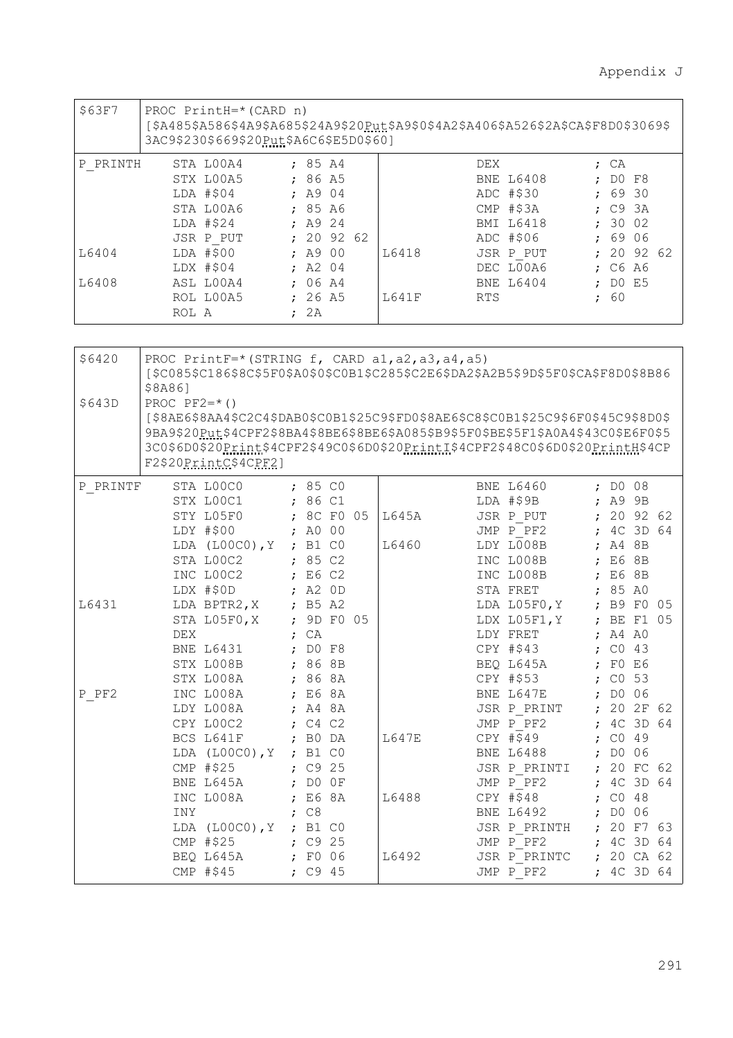| $63F7 | PROC PrintH=*(CARD n)<br>[$A485$A586$4A9$A685$24A9$20Put$A9$0$4A2$A406$A526$2A$CA$F8D0$3069$3AC9$230$669$20Put$A6C6$E5D0$60] |
|---|---|

```
P_PRINTH   STA L00A4    ; 85 A4             DEX          ; CA
           STX L00A5    ; 86 A5             BNE L6408    ; D0 F8
           LDA #$04     ; A9 04             ADC #$30     ; 69 30
           STA L00A6    ; 85 A6             CMP #$3A     ; C9 3A
           LDA #$24     ; A9 24             BMI L6418    ; 30 02
           JSR P_PUT    ; 20 92 62          ADC #$06     ; 69 06
L6404      LDA #$00     ; A9 00     L6418   JSR P_PUT    ; 20 92 62
           LDX #$04     ; A2 04             DEC L00A6    ; C6 A6
L6408      ASL L00A4    ; 06 A4             BNE L6404    ; D0 E5
           ROL L00A5    ; 26 A5     L641F   RTS          ; 60
           ROL A        ; 2A
```

| $6420 | PROC PrintF=*(STRING f, CARD a1,a2,a3,a4,a5)<br>[$C085$C186$8C$C5F0$A0$0$C0B1$C285$C2E6$DA2$A2B5$9D$5F0$CA$F8D0$8B86$8A86] |
|---|---|
| $643D | PROC PF2=*()<br>[$8AE6$8AA4$C2C4$DAB0$C0B1$25C9$FD0$8AE6$C8$C0B1$25C9$6F0$45C9$8D0$9BA9$20Put$4CPF2$8BA4$8BE6$8BE6$A085$B9$5F0$BE$5F1$A0A4$43C0$E6F0$53C0$6D0$20Print$4CPF2$49C0$6D0$20PrintI$4CPF2$48C0$6D0$20PrintH$4CPF2$20PrintC$4CPF2] |

```
P_PRINTF   STA L00C0       ; 85 C0             BNE L6460       ; D0 08
           STX L00C1       ; 86 C1             LDA #$9B        ; A9 9B
           STY L05F0       ; 8C F0 05  L645A   JSR P_PUT       ; 20 92 62
           LDY #$00        ; A0 00             JMP P_PF2       ; 4C 3D 64
           LDA (L00C0),Y   ; B1 C0     L6460   LDY L008B       ; A4 8B
           STA L00C2       ; 85 C2             INC L008B       ; E6 8B
           INC L00C2       ; E6 C2             INC L008B       ; E6 8B
           LDX #$0D        ; A2 0D             STA FRET        ; 85 A0
L6431      LDA BPTR2,X     ; B5 A2             LDA L05F0,Y     ; B9 F0 05
           STA L05F0,X     ; 9D F0 05          LDX L05F1,Y     ; BE F1 05
           DEX             ; CA                LDY FRET        ; A4 A0
           BNE L6431       ; D0 F8             CPY #$43        ; C0 43
           STX L008B       ; 86 8B             BEQ L645A       ; F0 E6
           STX L008A       ; 86 8A             CPY #$53        ; C0 53
P_PF2      INC L008A       ; E6 8A             BNE L647E       ; D0 06
           LDY L008A       ; A4 8A             JSR P_PRINT     ; 20 2F 62
           CPY L00C2       ; C4 C2             JMP P_PF2       ; 4C 3D 64
           BCS L641F       ; B0 DA     L647E   CPY #$49        ; C0 49
           LDA (L00C0),Y   ; B1 C0             BNE L6488       ; D0 06
           CMP #$25        ; C9 25             JSR P_PRINTI    ; 20 FC 62
           BNE L645A       ; D0 0F             JMP P_PF2       ; 4C 3D 64
           INC L008A       ; E6 8A     L6488   CPY #$48        ; C0 48
           INY             ; C8                BNE L6492       ; D0 06
           LDA (L00C0),Y   ; B1 C0             JSR P_PRINTH    ; 20 F7 63
           CMP #$25        ; C9 25             JMP P_PF2       ; 4C 3D 64
           BEQ L645A       ; F0 06     L6492   JSR P_PRINTC    ; 20 CA 62
           CMP #$45        ; C9 45             JMP P_PF2       ; 4C 3D 64
```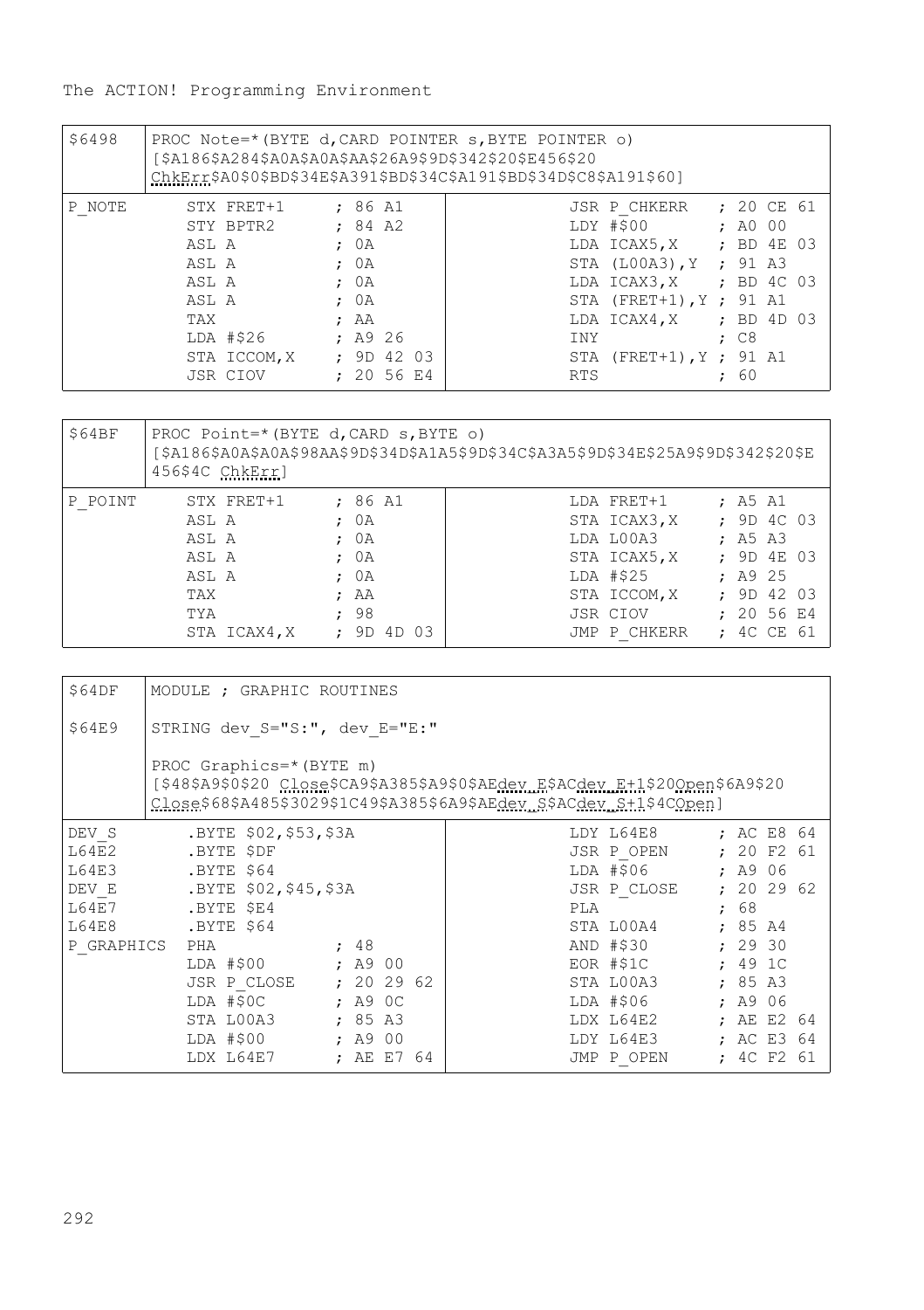| $6498 | PROC Note=*(BYTE d,CARD POINTER s,BYTE POINTER o)<br>[$A186$A284$A0A$A0A$AA$26A9$9D$342$20$E456$20<br>ChkErr$A0$0$BD$34E$A391$BD$34C$A191$BD$34D$C8$A191$60] |
|---|---|

```
P_NOTE     STX FRET+1     ; 86 A1          JSR P_CHKERR   ; 20 CE 61
           STY BPTR2      ; 84 A2          LDY #$00       ; A0 00
           ASL A          ; 0A             LDA ICAX5,X    ; BD 4E 03
           ASL A          ; 0A             STA (L00A3),Y  ; 91 A3
           ASL A          ; 0A             LDA ICAX3,X    ; BD 4C 03
           ASL A          ; 0A             STA (FRET+1),Y ; 91 A1
           TAX            ; AA             LDA ICAX4,X    ; BD 4D 03
           LDA #$26       ; A9 26          INY            ; C8
           STA ICCOM,X    ; 9D 42 03       STA (FRET+1),Y ; 91 A1
           JSR CIOV       ; 20 56 E4       RTS            ; 60
```

| $64BF | PROC Point=*(BYTE d,CARD s,BYTE o)<br>[$A186$A0A$A0A$98AA$9D$34D$A1A5$9D$34C$A3A5$9D$34E$25A9$9D$342$20$E456$4C ChkErr] |
|---|---|

```
P_POINT    STX FRET+1     ; 86 A1          LDA FRET+1     ; A5 A1
           ASL A          ; 0A             STA ICAX3,X    ; 9D 4C 03
           ASL A          ; 0A             LDA L00A3      ; A5 A3
           ASL A          ; 0A             STA ICAX5,X    ; 9D 4E 03
           ASL A          ; 0A             LDA #$25       ; A9 25
           TAX            ; AA             STA ICCOM,X    ; 9D 42 03
           TYA            ; 98             JSR CIOV       ; 20 56 E4
           STA ICAX4,X    ; 9D 4D 03       JMP P_CHKERR   ; 4C CE 61
```

| $64DF | MODULE ; GRAPHIC ROUTINES |
|---|---|
| $64E9 | STRING dev_S="S:", dev_E="E:"<br><br>PROC Graphics=*(BYTE m)<br>[$48$A9$0$20 Close$CA9$A385$A9$0$AEdev_E$ACdev_E+1$20Open$6A9$20<br>Close$68$A485$3029$1C49$A385$6A9$AEdev_S$ACdev_S+1$4COpen] |

```
DEV_S      .BYTE $02,$53,$3A               LDY L64E8      ; AC E8 64
L64E2      .BYTE $DF                       JSR P_OPEN     ; 20 F2 61
L64E3      .BYTE $64                       LDA #$06       ; A9 06
DEV_E      .BYTE $02,$45,$3A               JSR P_CLOSE    ; 20 29 62
L64E7      .BYTE $E4                       PLA            ; 68
L64E8      .BYTE $64                       STA L00A4      ; 85 A4
P_GRAPHICS PHA            ; 48             AND #$30       ; 29 30
           LDA #$00       ; A9 00          EOR #$1C       ; 49 1C
           JSR P_CLOSE    ; 20 29 62       STA L00A3      ; 85 A3
           LDA #$0C       ; A9 0C          LDA #$06       ; A9 06
           STA L00A3      ; 85 A3          LDX L64E2      ; AE E2 64
           LDA #$00       ; A9 00          LDY L64E3      ; AC E3 64
           LDX L64E7      ; AE E7 64       JMP P_OPEN     ; 4C F2 61
```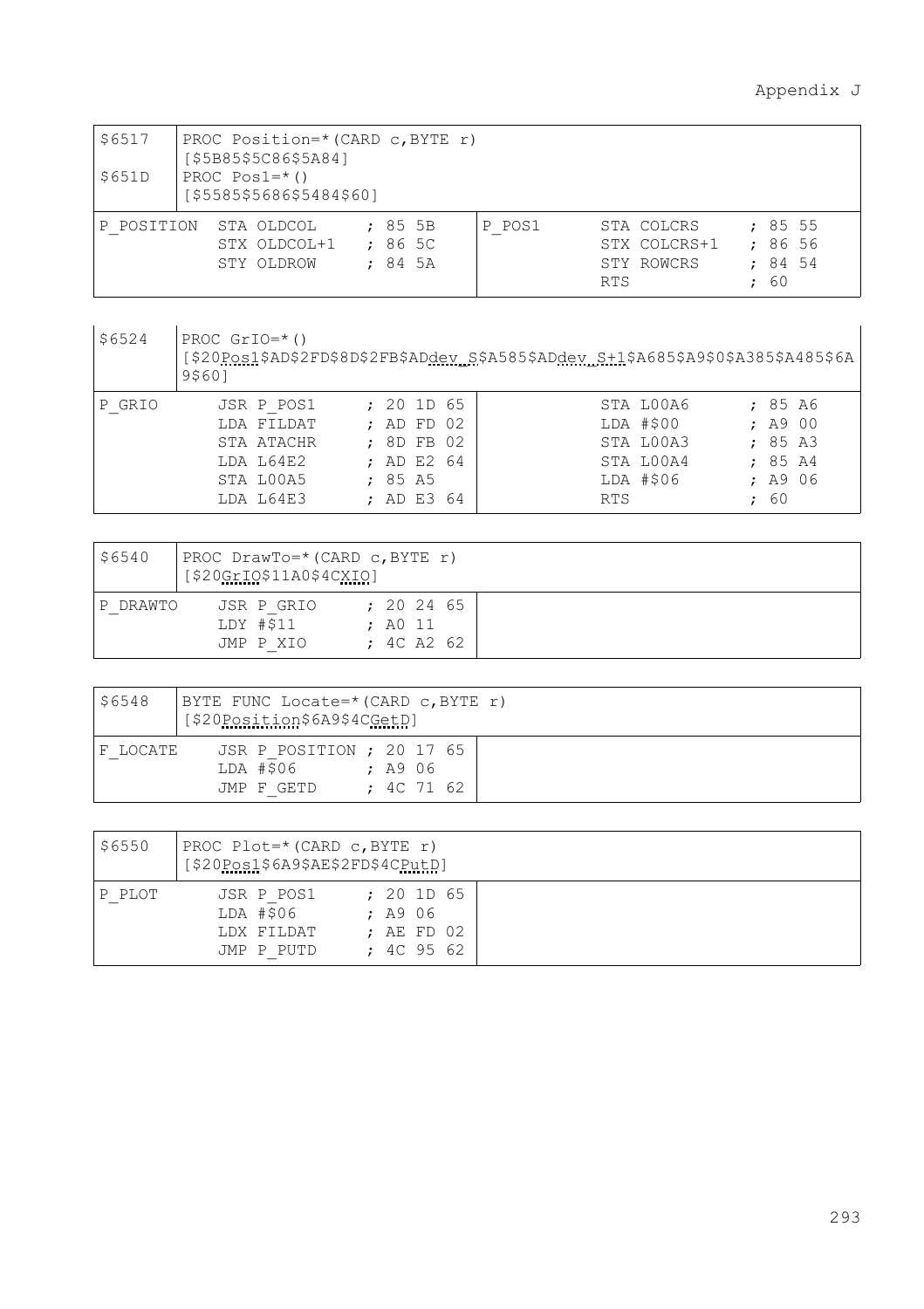| $6517<br><br>$651D | PROC Position=*(CARD c,BYTE r)<br>[$5B85$5C86$5A84]<br>PROC Pos1=*()<br>[$5585$5686$5484$60] | | |
|---|---|---|---|
| P_POSITION | STA OLDCOL ; 85 5B<br>STX OLDCOL+1 ; 86 5C<br>STY OLDROW ; 84 5A | P_POS1 | STA COLCRS ; 85 55<br>STX COLCRS+1 ; 86 56<br>STY ROWCRS ; 84 54<br>RTS ; 60 |

| $6524 | PROC GrIO=*()<br>[$20Pos1$AD$2FD$8D$2FB$ADdev_S$A585$ADdev_S+1$A685$A9$0$A385$A485$6A9$60] | |
|---|---|---|
| P_GRIO | JSR P_POS1 ; 20 1D 65<br>LDA FILDAT ; AD FD 02<br>STA ATACHR ; 8D FB 02<br>LDA L64E2 ; AD E2 64<br>STA L00A5 ; 85 A5<br>LDA L64E3 ; AD E3 64 | STA L00A6 ; 85 A6<br>LDA #$00 ; A9 00<br>STA L00A3 ; 85 A3<br>STA L00A4 ; 85 A4<br>LDA #$06 ; A9 06<br>RTS ; 60 |

| $6540 | PROC DrawTo=*(CARD c,BYTE r)<br>[$20GrIO$11A0$4CXIO] | |
|---|---|---|
| P_DRAWTO | JSR P_GRIO ; 20 24 65<br>LDY #$11 ; A0 11<br>JMP P_XIO ; 4C A2 62 | |

| $6548 | BYTE FUNC Locate=*(CARD c,BYTE r)<br>[$20Position$6A9$4CGetD] | |
|---|---|---|
| F_LOCATE | JSR P_POSITION ; 20 17 65<br>LDA #$06 ; A9 06<br>JMP F_GETD ; 4C 71 62 | |

| $6550 | PROC Plot=*(CARD c,BYTE r)<br>[$20Pos1$6A9$AE$2FD$4CPutD] | |
|---|---|---|
| P_PLOT | JSR P_POS1 ; 20 1D 65<br>LDA #$06 ; A9 06<br>LDX FILDAT ; AE FD 02<br>JMP P_PUTD ; 4C 95 62 | |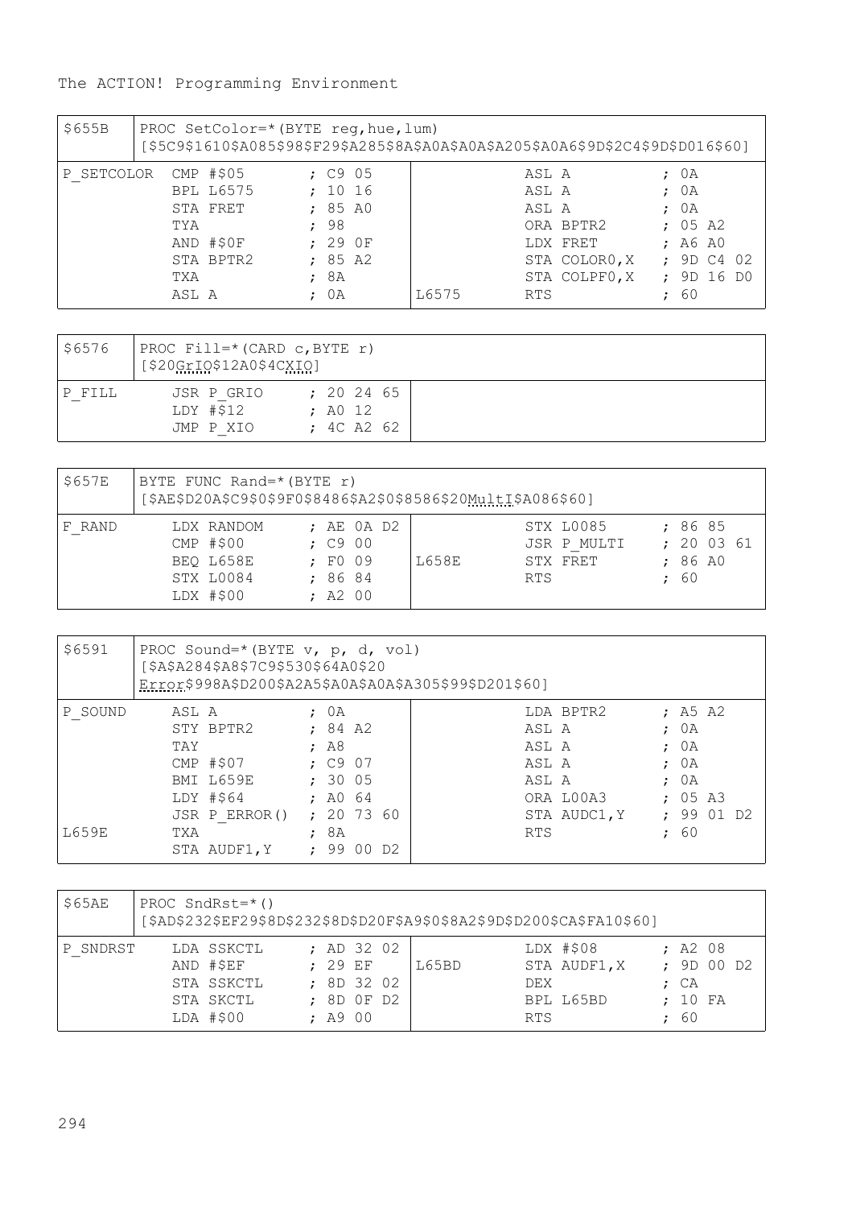| $655B | PROC SetColor=*(BYTE reg,hue,lum)<br>[$5C9$1610$A085$98$F29$A285$8A$A0A$A0A$A205$A0A6$9D$2C4$9D$D016$60] |
|---|---|

```
P_SETCOLOR  CMP #$05       ; C9 05          ASL A          ; 0A
            BPL L6575      ; 10 16          ASL A          ; 0A
            STA FRET       ; 85 A0          ASL A          ; 0A
            TYA            ; 98             ORA BPTR2      ; 05 A2
            AND #$0F       ; 29 0F          LDX FRET       ; A6 A0
            STA BPTR2      ; 85 A2          STA COLOR0,X   ; 9D C4 02
            TXA            ; 8A             STA COLPF0,X   ; 9D 16 D0
            ASL A          ; 0A      L6575  RTS            ; 60
```

| $6576 | PROC Fill=*(CARD c,BYTE r)<br>[$20GrIO$12A0$4CXIO] |
|---|---|

```
P_FILL      JSR P_GRIO     ; 20 24 65
            LDY #$12       ; A0 12
            JMP P_XIO      ; 4C A2 62
```

| $657E | BYTE FUNC Rand=*(BYTE r)<br>[$AE$D20A$C9$0$9F0$8486$A2$0$8586$20MultI$A086$60] |
|---|---|

```
F_RAND      LDX RANDOM     ; AE 0A D2       STX L0085      ; 86 85
            CMP #$00       ; C9 00          JSR P_MULTI    ; 20 03 61
            BEQ L658E      ; F0 09   L658E  STX FRET       ; 86 A0
            STX L0084      ; 86 84          RTS            ; 60
            LDX #$00       ; A2 00
```

| $6591 | PROC Sound=*(BYTE v, p, d, vol)<br>[$A$A284$A8$7C9$530$64A0$20<br>Error$998A$D200$A2A5$A0A$A0A$A305$99$D201$60] |
|---|---|

```
P_SOUND     ASL A          ; 0A             LDA BPTR2      ; A5 A2
            STY BPTR2      ; 84 A2          ASL A          ; 0A
            TAY            ; A8             ASL A          ; 0A
            CMP #$07       ; C9 07          ASL A          ; 0A
            BMI L659E      ; 30 05          ASL A          ; 0A
            LDY #$64       ; A0 64          ORA L00A3      ; 05 A3
            JSR P_ERROR()  ; 20 73 60       STA AUDC1,Y    ; 99 01 D2
L659E       TXA            ; 8A             RTS            ; 60
            STA AUDF1,Y    ; 99 00 D2
```

| $65AE | PROC SndRst=*()<br>[$AD$232$EF29$8D$232$8D$D20F$A9$0$8A2$9D$D200$CA$FA10$60] |
|---|---|

```
P_SNDRST    LDA SSKCTL     ; AD 32 02       LDX #$08       ; A2 08
            AND #$EF       ; 29 EF   L65BD  STA AUDF1,X    ; 9D 00 D2
            STA SSKCTL     ; 8D 32 02       DEX            ; CA
            STA SKCTL      ; 8D 0F D2       BPL L65BD      ; 10 FA
            LDA #$00       ; A9 00          RTS            ; 60
```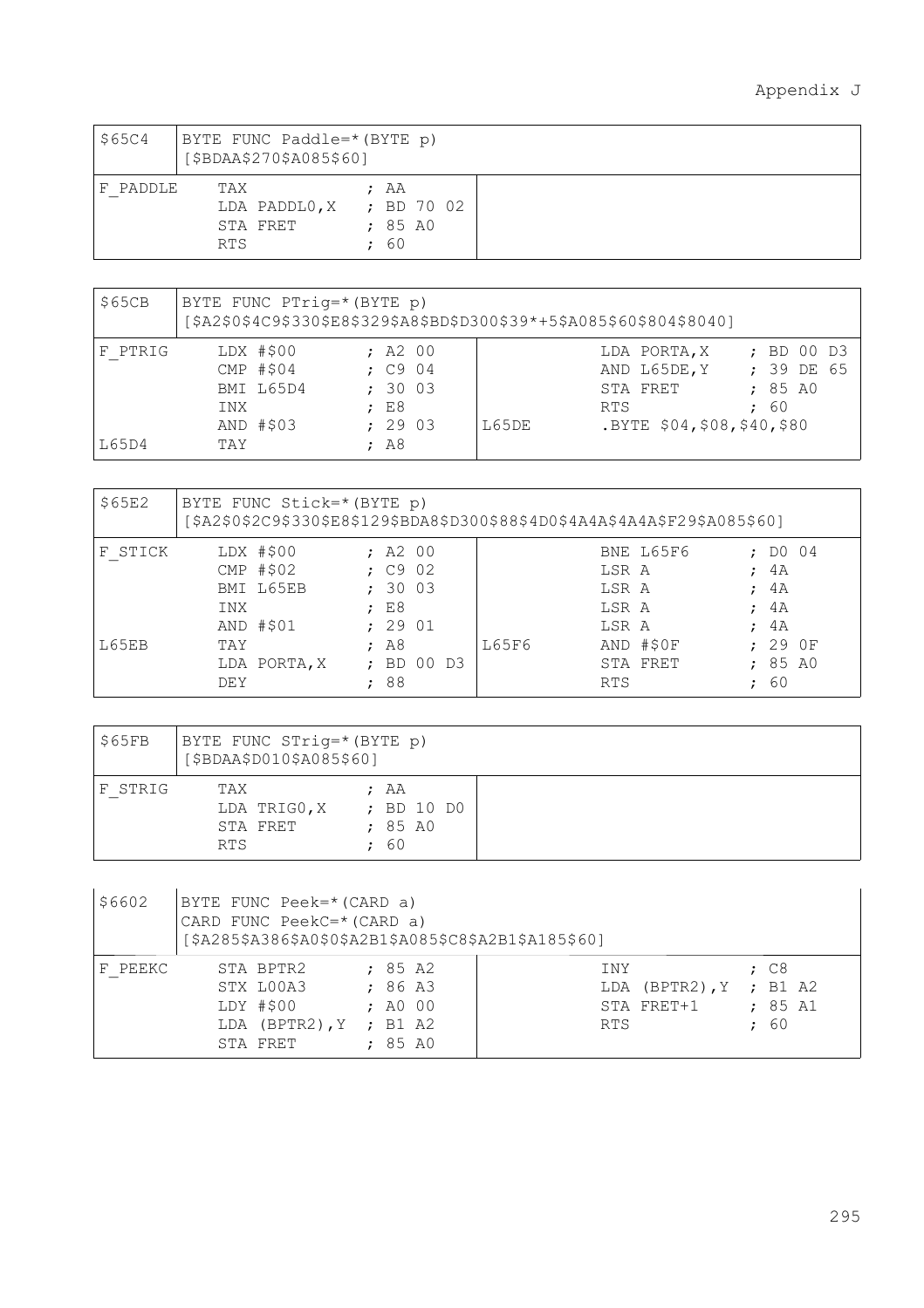| $65C4 | BYTE FUNC Paddle=*(BYTE p) [$BDAA$270$A085$60] |
|---|---|

```
F_PADDLE    TAX              ; AA
            LDA PADDL0,X     ; BD 70 02
            STA FRET         ; 85 A0
            RTS              ; 60
```

| $65CB | BYTE FUNC PTrig=*(BYTE p) [$A2$0$4C9$330$E8$329$A8$BD$D300$39*+5$A085$60$804$8040] |
|---|---|

```
F_PTRIG     LDX #$00         ; A2 00
            CMP #$04         ; C9 04
            BMI L65D4        ; 30 03
            INX              ; E8
            AND #$03         ; 29 03
L65D4       TAY              ; A8
            LDA PORTA,X      ; BD 00 D3
            AND L65DE,Y      ; 39 DE 65
            STA FRET         ; 85 A0
            RTS              ; 60
L65DE       .BYTE $04,$08,$40,$80
```

| $65E2 | BYTE FUNC Stick=*(BYTE p) [$A2$0$2C9$330$E8$129$BDA8$D300$88$4D0$4A4A$4A4A$F29$A085$60] |
|---|---|

```
F_STICK     LDX #$00         ; A2 00
            CMP #$02         ; C9 02
            BMI L65EB        ; 30 03
            INX              ; E8
            AND #$01         ; 29 01
L65EB       TAY              ; A8
            LDA PORTA,X      ; BD 00 D3
            DEY              ; 88
            BNE L65F6        ; D0 04
            LSR A            ; 4A
            LSR A            ; 4A
            LSR A            ; 4A
            LSR A            ; 4A
L65F6       AND #$0F         ; 29 0F
            STA FRET         ; 85 A0
            RTS              ; 60
```

| $65FB | BYTE FUNC STrig=*(BYTE p) [$BDAA$D010$A085$60] |
|---|---|

```
F_STRIG     TAX              ; AA
            LDA TRIG0,X      ; BD 10 D0
            STA FRET         ; 85 A0
            RTS              ; 60
```

| $6602 | BYTE FUNC Peek=*(CARD a) CARD FUNC PeekC=*(CARD a) [$A285$A386$A0$0$A2B1$A085$C8$A2B1$A185$60] |
|---|---|

```
F_PEEKC     STA BPTR2        ; 85 A2
            STX L00A3        ; 86 A3
            LDY #$00         ; A0 00
            LDA (BPTR2),Y    ; B1 A2
            STA FRET         ; 85 A0
            INY              ; C8
            LDA (BPTR2),Y    ; B1 A2
            STA FRET+1       ; 85 A1
            RTS              ; 60
```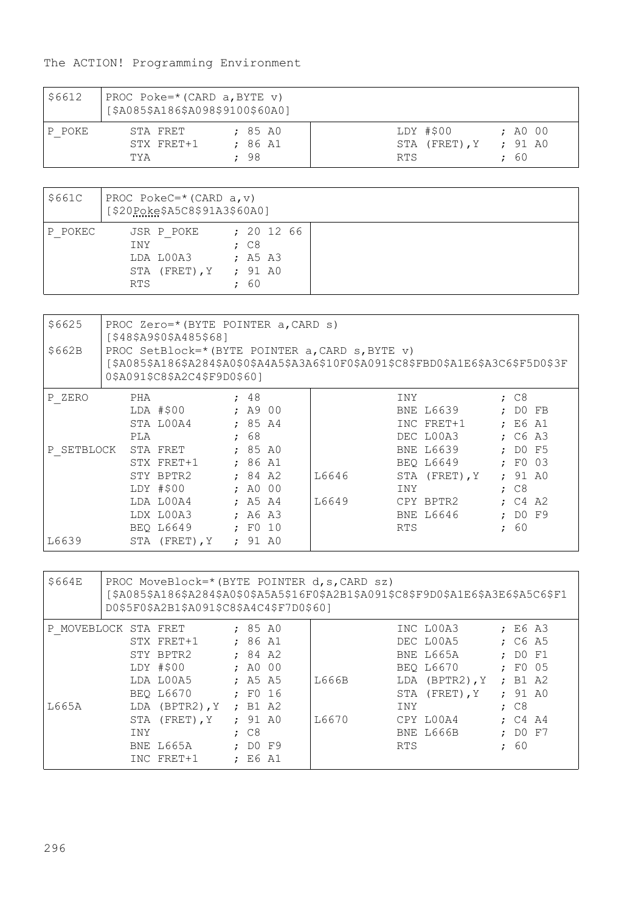| $6612 | PROC Poke=*(CARD a,BYTE v) [$A085$A186$A098$9100$60A0] |
|---|---|

```
P_POKE      STA FRET      ; 85 A0        LDY #$00      ; A0 00
            STX FRET+1    ; 86 A1        STA (FRET),Y  ; 91 A0
            TYA           ; 98           RTS           ; 60
```

| $661C | PROC PokeC=*(CARD a,v) [$20Poke$A5C8$91A3$60A0] |
|---|---|

```
P_POKEC     JSR P_POKE    ; 20 12 66
            INY           ; C8
            LDA L00A3     ; A5 A3
            STA (FRET),Y  ; 91 A0
            RTS           ; 60
```

| | |
|---|---|
| $6625 | PROC Zero=*(BYTE POINTER a,CARD s) [$48$A9$0$A485$68] |
| $662B | PROC SetBlock=*(BYTE POINTER a,CARD s,BYTE v) [$A085$A186$A284$A0$0$A4A5$A3A6$10F0$A091$C8$FBD0$A1E6$A3C6$F5D0$3F0$A091$C8$A2C4$F9D0$60] |

```
P_ZERO      PHA           ; 48                  INY           ; C8
            LDA #$00      ; A9 00               BNE L6639     ; D0 FB
            STA L00A4     ; 85 A4               INC FRET+1    ; E6 A1
            PLA           ; 68                  DEC L00A3     ; C6 A3
P_SETBLOCK  STA FRET      ; 85 A0               BNE L6639     ; D0 F5
            STX FRET+1    ; 86 A1               BEQ L6649     ; F0 03
            STY BPTR2     ; 84 A2     L6646     STA (FRET),Y  ; 91 A0
            LDY #$00      ; A0 00               INY           ; C8
            LDA L00A4     ; A5 A4     L6649     CPY BPTR2     ; C4 A2
            LDX L00A3     ; A6 A3               BNE L6646     ; D0 F9
            BEQ L6649     ; F0 10               RTS           ; 60
L6639       STA (FRET),Y  ; 91 A0
```

| $664E | PROC MoveBlock=*(BYTE POINTER d,s,CARD sz) [$A085$A186$A284$A0$0$A5A5$16F0$A2B1$A091$C8$F9D0$A1E6$A3E6$A5C6$F1D0$5F0$A2B1$A091$C8$A4C4$F7D0$60] |
|---|---|

```
P_MOVEBLOCK STA FRET      ; 85 A0               INC L00A3     ; E6 A3
            STX FRET+1    ; 86 A1               DEC L00A5     ; C6 A5
            STY BPTR2     ; 84 A2               BNE L665A     ; D0 F1
            LDY #$00      ; A0 00               BEQ L6670     ; F0 05
            LDA L00A5     ; A5 A5     L666B     LDA (BPTR2),Y ; B1 A2
            BEQ L6670     ; F0 16               STA (FRET),Y  ; 91 A0
L665A       LDA (BPTR2),Y ; B1 A2               INY           ; C8
            STA (FRET),Y  ; 91 A0     L6670     CPY L00A4     ; C4 A4
            INY           ; C8                  BNE L666B     ; D0 F7
            BNE L665A     ; D0 F9               RTS           ; 60
            INC FRET+1    ; E6 A1
```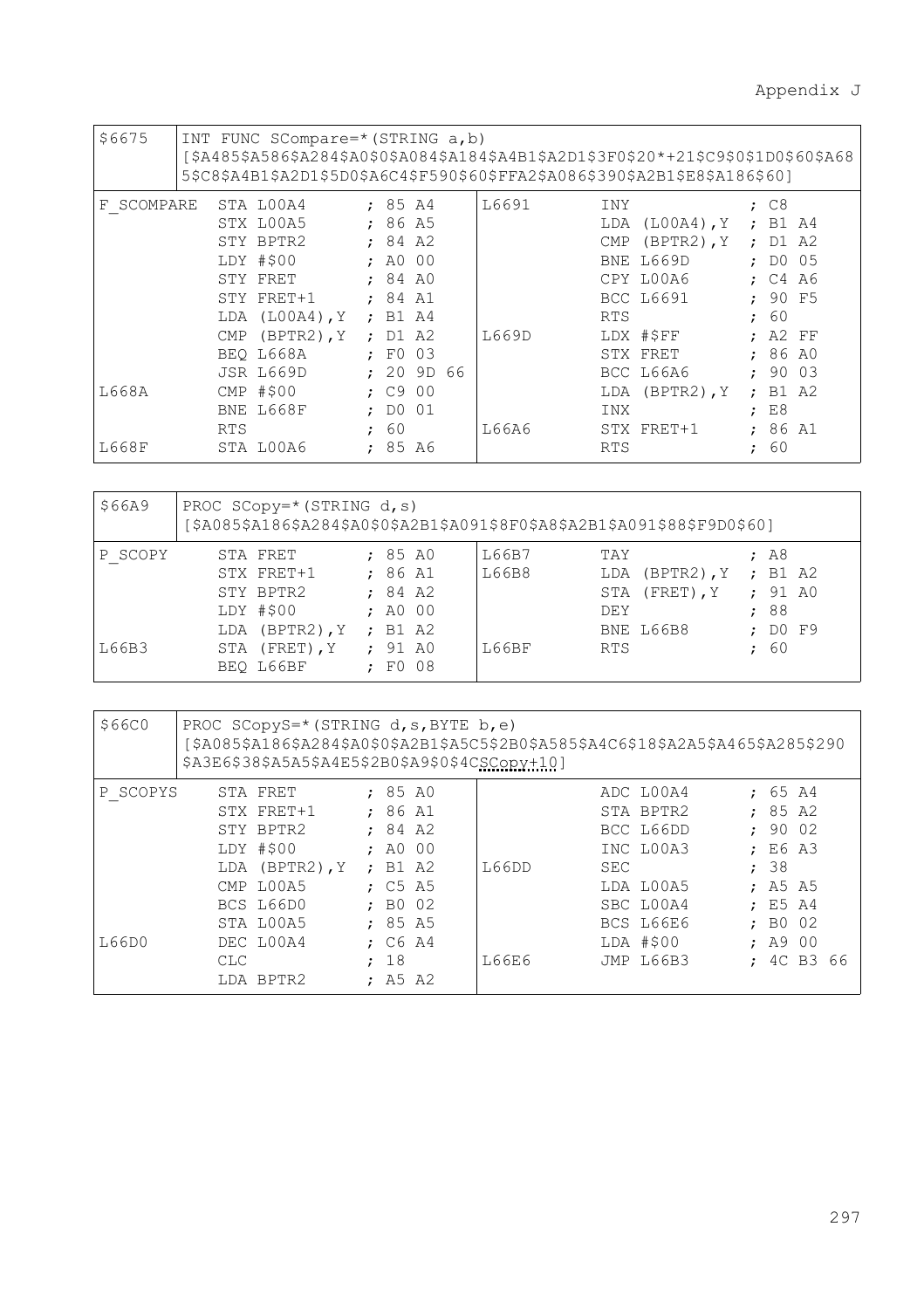| $6675 | INT FUNC SCompare=*(STRING a,b) [$A485$A586$A284$A0$0$A084$A184$A4B1$A2D1$3F0$20*+21$C9$0$1D0$60$A685$C8$A4B1$A2D1$5D0$A6C4$F590$60$FFA2$A086$390$A2B1$E8$A186$60] |
|---|---|

```
F_SCOMPARE  STA L00A4      ; 85 A4      L6691   INY             ; C8
            STX L00A5      ; 86 A5              LDA (L00A4),Y   ; B1 A4
            STY BPTR2      ; 84 A2              CMP (BPTR2),Y   ; D1 A2
            LDY #$00       ; A0 00              BNE L669D       ; D0 05
            STY FRET       ; 84 A0              CPY L00A6       ; C4 A6
            STY FRET+1     ; 84 A1              BCC L6691       ; 90 F5
            LDA (L00A4),Y  ; B1 A4              RTS             ; 60
            CMP (BPTR2),Y  ; D1 A2      L669D   LDX #$FF        ; A2 FF
            BEQ L668A      ; F0 03              STX FRET        ; 86 A0
            JSR L669D      ; 20 9D 66           BCC L66A6       ; 90 03
L668A       CMP #$00       ; C9 00              LDA (BPTR2),Y   ; B1 A2
            BNE L668F      ; D0 01              INX             ; E8
            RTS            ; 60         L66A6   STX FRET+1      ; 86 A1
L668F       STA L00A6      ; 85 A6              RTS             ; 60
```

| $66A9 | PROC SCopy=*(STRING d,s) [$A085$A186$A284$A0$0$A2B1$A091$8F0$A8$A2B1$A091$88$F9D0$60] |
|---|---|

```
P_SCOPY     STA FRET       ; 85 A0      L66B7   TAY             ; A8
            STX FRET+1     ; 86 A1      L66B8   LDA (BPTR2),Y   ; B1 A2
            STY BPTR2      ; 84 A2              STA (FRET),Y    ; 91 A0
            LDY #$00       ; A0 00              DEY             ; 88
            LDA (BPTR2),Y  ; B1 A2              BNE L66B8       ; D0 F9
L66B3       STA (FRET),Y   ; 91 A0      L66BF   RTS             ; 60
            BEQ L66BF      ; F0 08
```

| $66C0 | PROC SCopyS=*(STRING d,s,BYTE b,e) [$A085$A186$A284$A0$0$A2B1$A5C5$2B0$A585$A4C6$18$A2A5$A465$A285$290$A3E6$38$A5A5$A4E5$2B0$A9$0$4CSCopy+10] |
|---|---|

```
P_SCOPYS    STA FRET       ; 85 A0              ADC L00A4       ; 65 A4
            STX FRET+1     ; 86 A1              STA BPTR2       ; 85 A2
            STY BPTR2      ; 84 A2              BCC L66DD       ; 90 02
            LDY #$00       ; A0 00              INC L00A3       ; E6 A3
            LDA (BPTR2),Y  ; B1 A2      L66DD   SEC             ; 38
            CMP L00A5      ; C5 A5              LDA L00A5       ; A5 A5
            BCS L66D0      ; B0 02              SBC L00A4       ; E5 A4
            STA L00A5      ; 85 A5              BCS L66E6       ; B0 02
L66D0       DEC L00A4      ; C6 A4              LDA #$00        ; A9 00
            CLC            ; 18         L66E6   JMP L66B3       ; 4C B3 66
            LDA BPTR2      ; A5 A2
```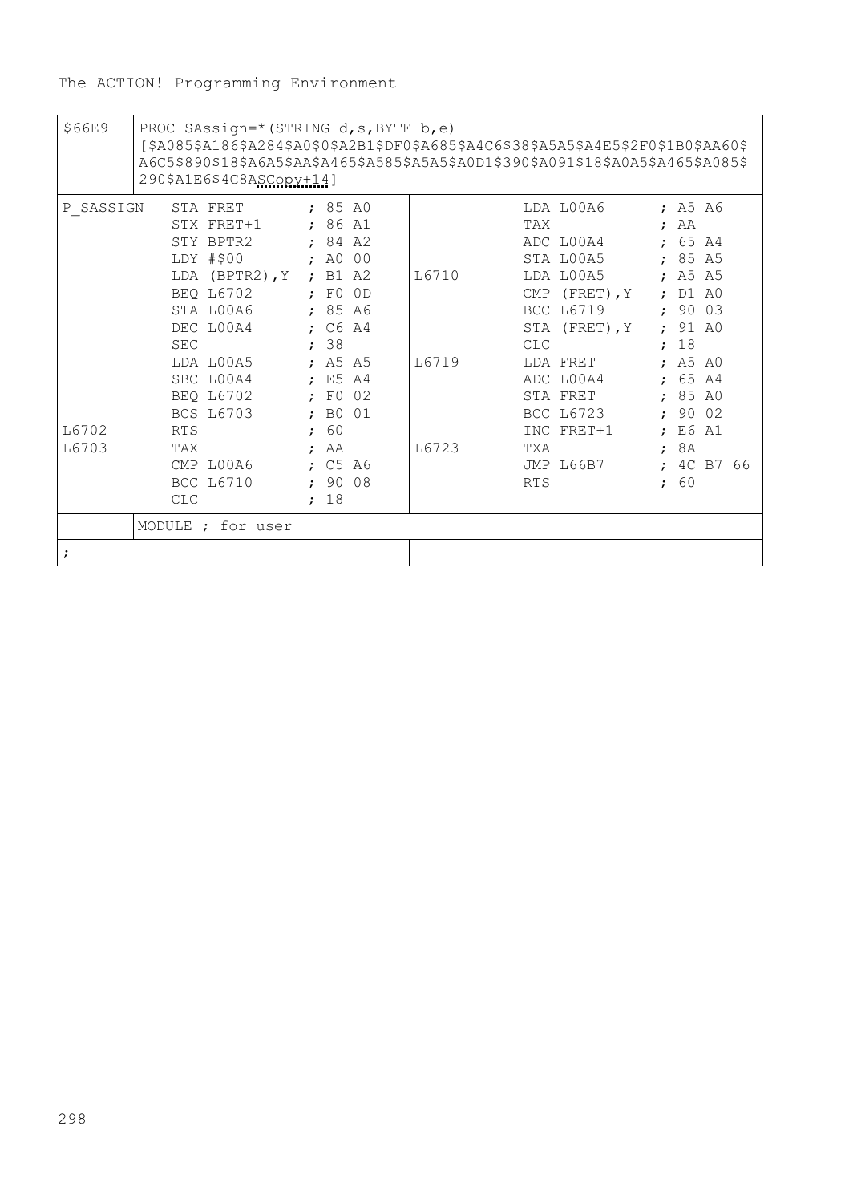| $66E9 | PROC SAssign=*(STRING d,s,BYTE b,e)<br>[$A085$A186$A284$A0$0$A2B1$DF0$A685$A4C6$38$A5A5$A4E5$2F0$1B0$AA60$A6C5$890$18$A6A5$AA$A465$A585$A5A5$A0D1$390$A091$18$A0A5$A465$A085$290$A1E6$4C8ASCopy+14] |
|---|---|

```
P_SASSIGN   STA FRET        ; 85 A0
            STX FRET+1      ; 86 A1
            STY BPTR2       ; 84 A2
            LDY #$00        ; A0 00
            LDA (BPTR2),Y   ; B1 A2
            BEQ L6702       ; F0 0D
            STA L00A6       ; 85 A6
            DEC L00A4       ; C6 A4
            SEC             ; 38
            LDA L00A5       ; A5 A5
            SBC L00A4       ; E5 A4
            BEQ L6702       ; F0 02
            BCS L6703       ; B0 01
L6702       RTS             ; 60
L6703       TAX             ; AA
            CMP L00A6       ; C5 A6
            BCC L6710       ; 90 08
            CLC             ; 18
            LDA L00A6       ; A5 A6
            TAX             ; AA
            ADC L00A4       ; 65 A4
            STA L00A5       ; 85 A5
L6710       LDA L00A5       ; A5 A5
            CMP (FRET),Y    ; D1 A0
            BCC L6719       ; 90 03
            STA (FRET),Y    ; 91 A0
            CLC             ; 18
L6719       LDA FRET        ; A5 A0
            ADC L00A4       ; 65 A4
            STA FRET        ; 85 A0
            BCC L6723       ; 90 02
            INC FRET+1      ; E6 A1
L6723       TXA             ; 8A
            JMP L66B7       ; 4C B7 66
            RTS             ; 60
```

|  | MODULE ; for user |
|---|---|

```
;
```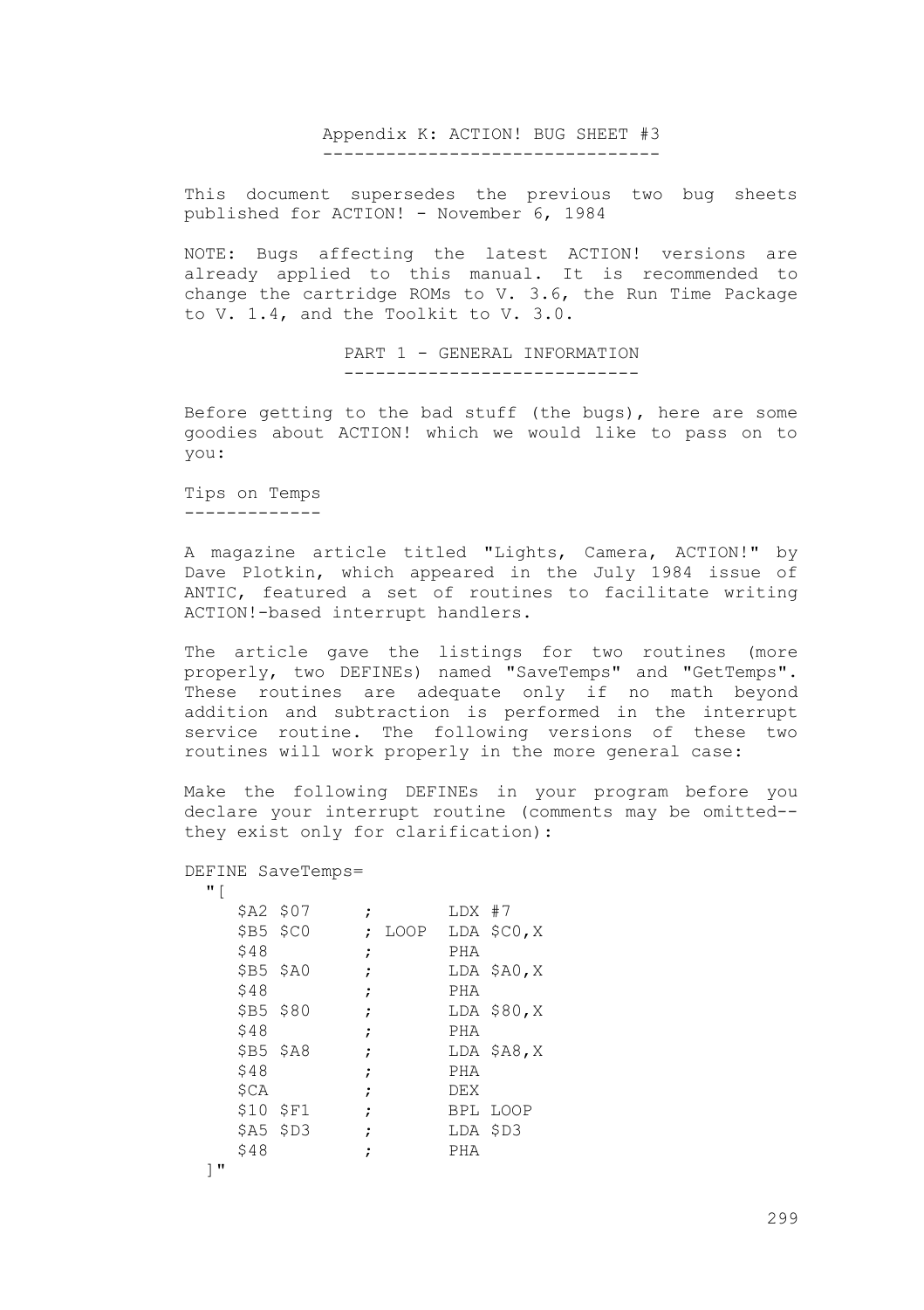## Appendix K: ACTION! BUG SHEET #3

This document supersedes the previous two bug sheets published for ACTION! - November 6, 1984

NOTE: Bugs affecting the latest ACTION! versions are already applied to this manual. It is recommended to change the cartridge ROMs to V. 3.6, the Run Time Package to V. 1.4, and the Toolkit to V. 3.0.

### PART 1 - GENERAL INFORMATION

Before getting to the bad stuff (the bugs), here are some goodies about ACTION! which we would like to pass on to you:

#### Tips on Temps

A magazine article titled "Lights, Camera, ACTION!" by Dave Plotkin, which appeared in the July 1984 issue of ANTIC, featured a set of routines to facilitate writing ACTION!-based interrupt handlers.

The article gave the listings for two routines (more properly, two DEFINEs) named "SaveTemps" and "GetTemps". These routines are adequate only if no math beyond addition and subtraction is performed in the interrupt service routine. The following versions of these two routines will work properly in the more general case:

Make the following DEFINEs in your program before you declare your interrupt routine (comments may be omitted--they exist only for clarification):

```
DEFINE SaveTemps=
  "[
    $A2 $07     ;        LDX #7
    $B5 $C0     ; LOOP   LDA $C0,X
    $48         ;        PHA
    $B5 $A0     ;        LDA $A0,X
    $48         ;        PHA
    $B5 $80     ;        LDA $80,X
    $48         ;        PHA
    $B5 $A8     ;        LDA $A8,X
    $48         ;        PHA
    $CA         ;        DEX
    $10 $F1     ;        BPL LOOP
    $A5 $D3     ;        LDA $D3
    $48         ;        PHA
  ]"
```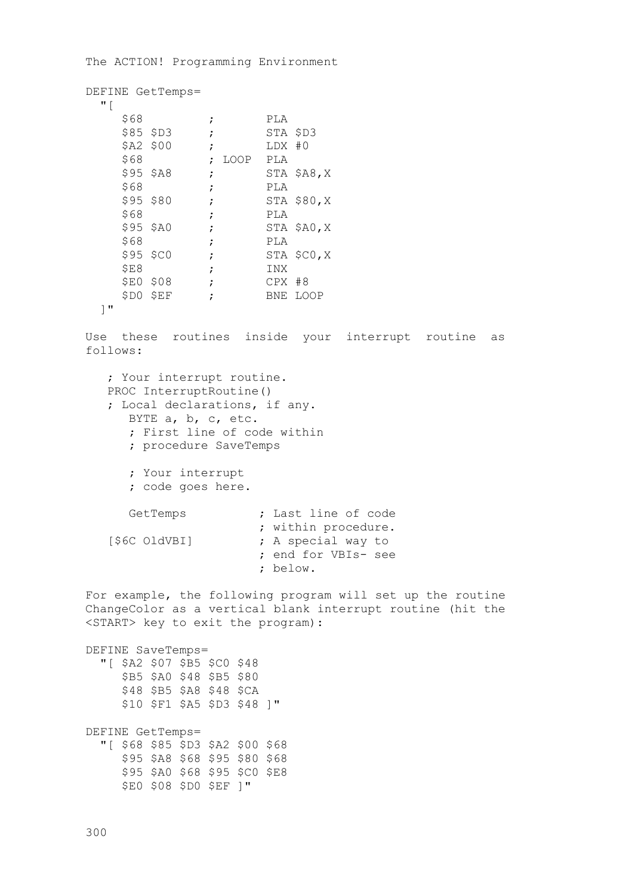```
DEFINE GetTemps=
  "[
     $68         ;        PLA
     $85 $D3     ;        STA $D3
     $A2 $00     ;        LDX #0
     $68         ; LOOP   PLA
     $95 $A8     ;        STA $A8,X
     $68         ;        PLA
     $95 $80     ;        STA $80,X
     $68         ;        PLA
     $95 $A0     ;        STA $A0,X
     $68         ;        PLA
     $95 $C0     ;        STA $C0,X
     $E8         ;        INX
     $E0 $08     ;        CPX #8
     $D0 $EF     ;        BNE LOOP
  ]"
```

Use these routines inside your interrupt routine as follows:

```
   ; Your interrupt routine.
   PROC InterruptRoutine()
   ; Local declarations, if any.
      BYTE a, b, c, etc.
      ; First line of code within
      ; procedure SaveTemps

      ; Your interrupt
      ; code goes here.

      GetTemps          ; Last line of code
                        ; within procedure.
   [$6C OldVBI]         ; A special way to
                        ; end for VBIs- see
                        ; below.
```

For example, the following program will set up the routine ChangeColor as a vertical blank interrupt routine (hit the <START> key to exit the program):

```
DEFINE SaveTemps=
  "[ $A2 $07 $B5 $C0 $48
     $B5 $A0 $48 $B5 $80
     $48 $B5 $A8 $48 $CA
     $10 $F1 $A5 $D3 $48 ]"

DEFINE GetTemps=
  "[ $68 $85 $D3 $A2 $00 $68
     $95 $A8 $68 $95 $80 $68
     $95 $A0 $68 $95 $C0 $E8
     $E0 $08 $D0 $EF ]"
```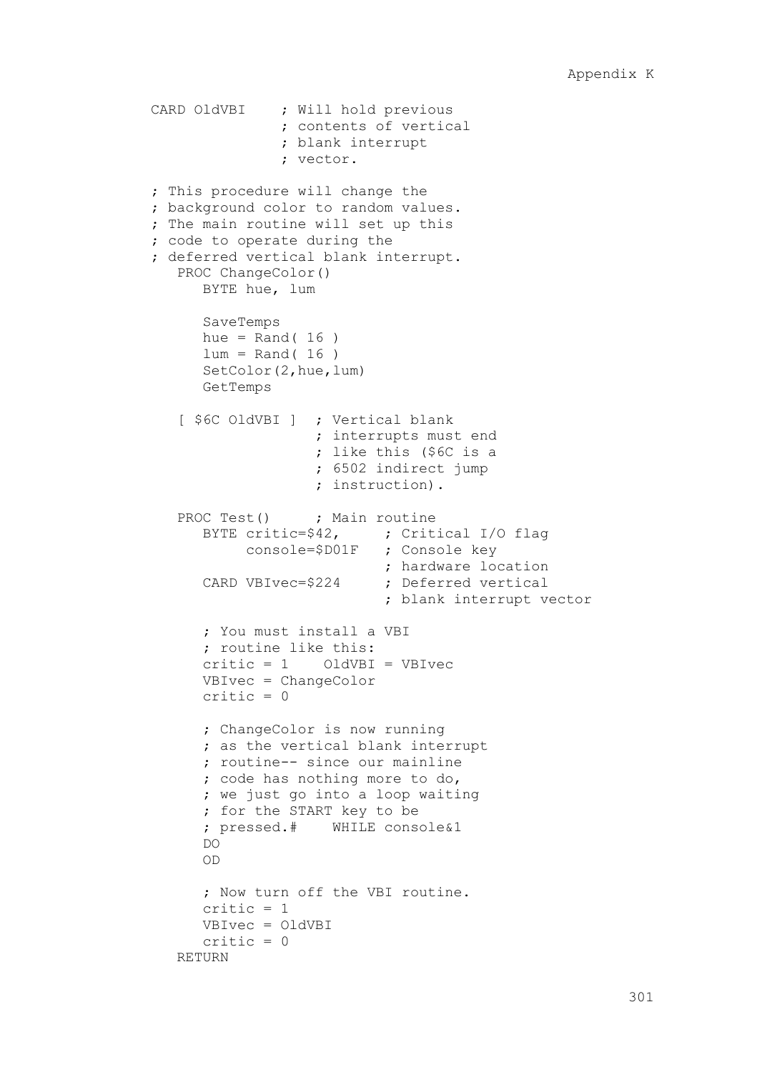```
CARD OldVBI    ; Will hold previous
               ; contents of vertical
               ; blank interrupt
               ; vector.

; This procedure will change the
; background color to random values.
; The main routine will set up this
; code to operate during the
; deferred vertical blank interrupt.
   PROC ChangeColor()
      BYTE hue, lum

      SaveTemps
      hue = Rand( 16 )
      lum = Rand( 16 )
      SetColor(2,hue,lum)
      GetTemps

   [ $6C OldVBI ]  ; Vertical blank
                   ; interrupts must end
                   ; like this ($6C is a
                   ; 6502 indirect jump
                   ; instruction).

   PROC Test()     ; Main routine
      BYTE critic=$42,     ; Critical I/O flag
           console=$D01F   ; Console key
                           ; hardware location
      CARD VBIvec=$224     ; Deferred vertical
                           ; blank interrupt vector

      ; You must install a VBI
      ; routine like this:
      critic = 1    OldVBI = VBIvec
      VBIvec = ChangeColor
      critic = 0

      ; ChangeColor is now running
      ; as the vertical blank interrupt
      ; routine-- since our mainline
      ; code has nothing more to do,
      ; we just go into a loop waiting
      ; for the START key to be
      ; pressed.#    WHILE console&1
      DO
      OD

      ; Now turn off the VBI routine.
      critic = 1
      VBIvec = OldVBI
      critic = 0
   RETURN
```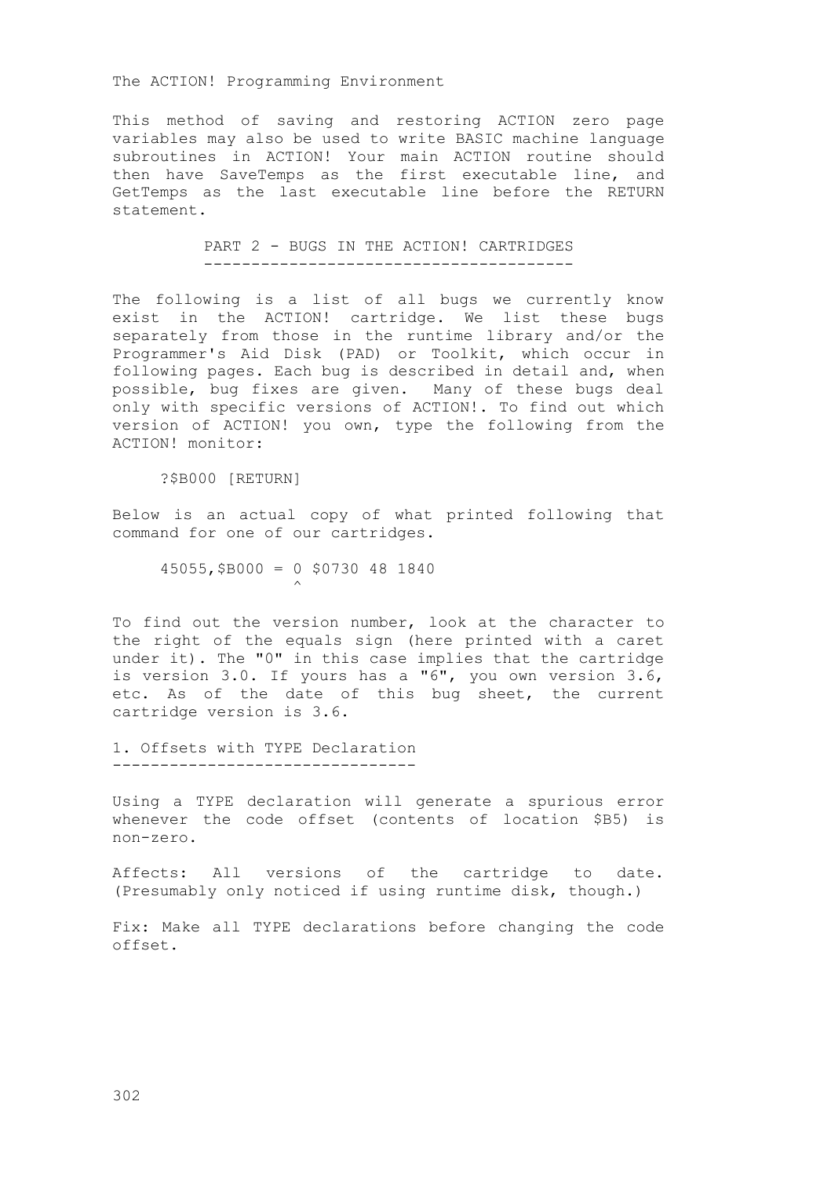The ACTION! Programming Environment

This method of saving and restoring ACTION zero page variables may also be used to write BASIC machine language subroutines in ACTION! Your main ACTION routine should then have SaveTemps as the first executable line, and GetTemps as the last executable line before the RETURN statement.

## PART 2 - BUGS IN THE ACTION! CARTRIDGES

The following is a list of all bugs we currently know exist in the ACTION! cartridge. We list these bugs separately from those in the runtime library and/or the Programmer's Aid Disk (PAD) or Toolkit, which occur in following pages. Each bug is described in detail and, when possible, bug fixes are given. Many of these bugs deal only with specific versions of ACTION!. To find out which version of ACTION! you own, type the following from the ACTION! monitor:

```
?$B000 [RETURN]
```

Below is an actual copy of what printed following that command for one of our cartridges.

```
45055,$B000 = 0 $0730 48 1840
              ^
```

To find out the version number, look at the character to the right of the equals sign (here printed with a caret under it). The "0" in this case implies that the cartridge is version 3.0. If yours has a "6", you own version 3.6, etc. As of the date of this bug sheet, the current cartridge version is 3.6.

### 1. Offsets with TYPE Declaration

Using a TYPE declaration will generate a spurious error whenever the code offset (contents of location $B5) is non-zero.

Affects: All versions of the cartridge to date. (Presumably only noticed if using runtime disk, though.)

Fix: Make all TYPE declarations before changing the code offset.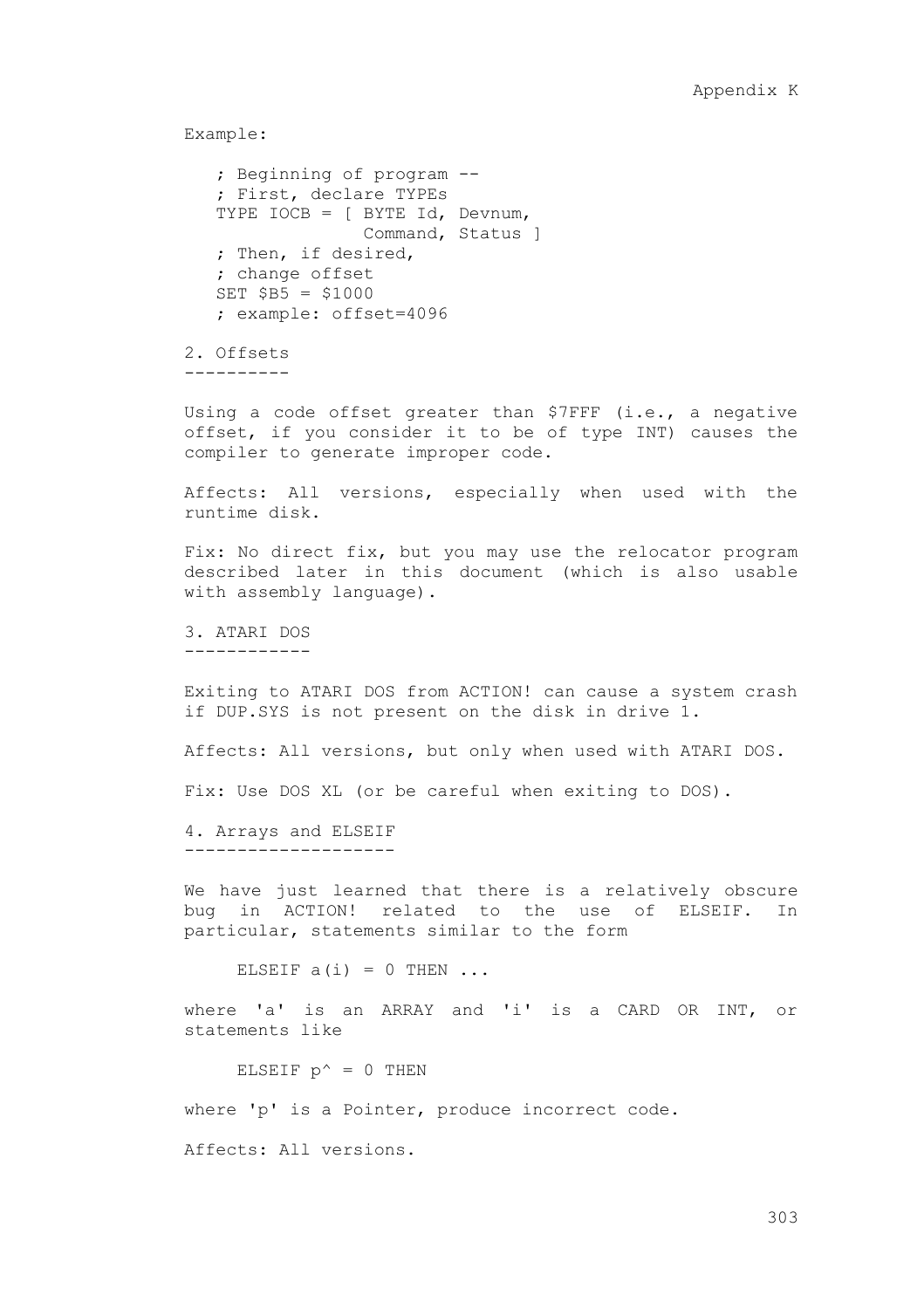Example:

```
; Beginning of program --
; First, declare TYPEs
TYPE IOCB = [ BYTE Id, Devnum,
              Command, Status ]
; Then, if desired,
; change offset
SET $B5 = $1000
; example: offset=4096
```

## 2. Offsets

Using a code offset greater than $7FFF (i.e., a negative offset, if you consider it to be of type INT) causes the compiler to generate improper code.

Affects: All versions, especially when used with the runtime disk.

Fix: No direct fix, but you may use the relocator program described later in this document (which is also usable with assembly language).

## 3. ATARI DOS

Exiting to ATARI DOS from ACTION! can cause a system crash if DUP.SYS is not present on the disk in drive 1.

Affects: All versions, but only when used with ATARI DOS.

Fix: Use DOS XL (or be careful when exiting to DOS).

## 4. Arrays and ELSEIF

We have just learned that there is a relatively obscure bug in ACTION! related to the use of ELSEIF. In particular, statements similar to the form

```
ELSEIF a(i) = 0 THEN ...
```

where 'a' is an ARRAY and 'i' is a CARD OR INT, or statements like

```
ELSEIF p^ = 0 THEN
```

where 'p' is a Pointer, produce incorrect code.

Affects: All versions.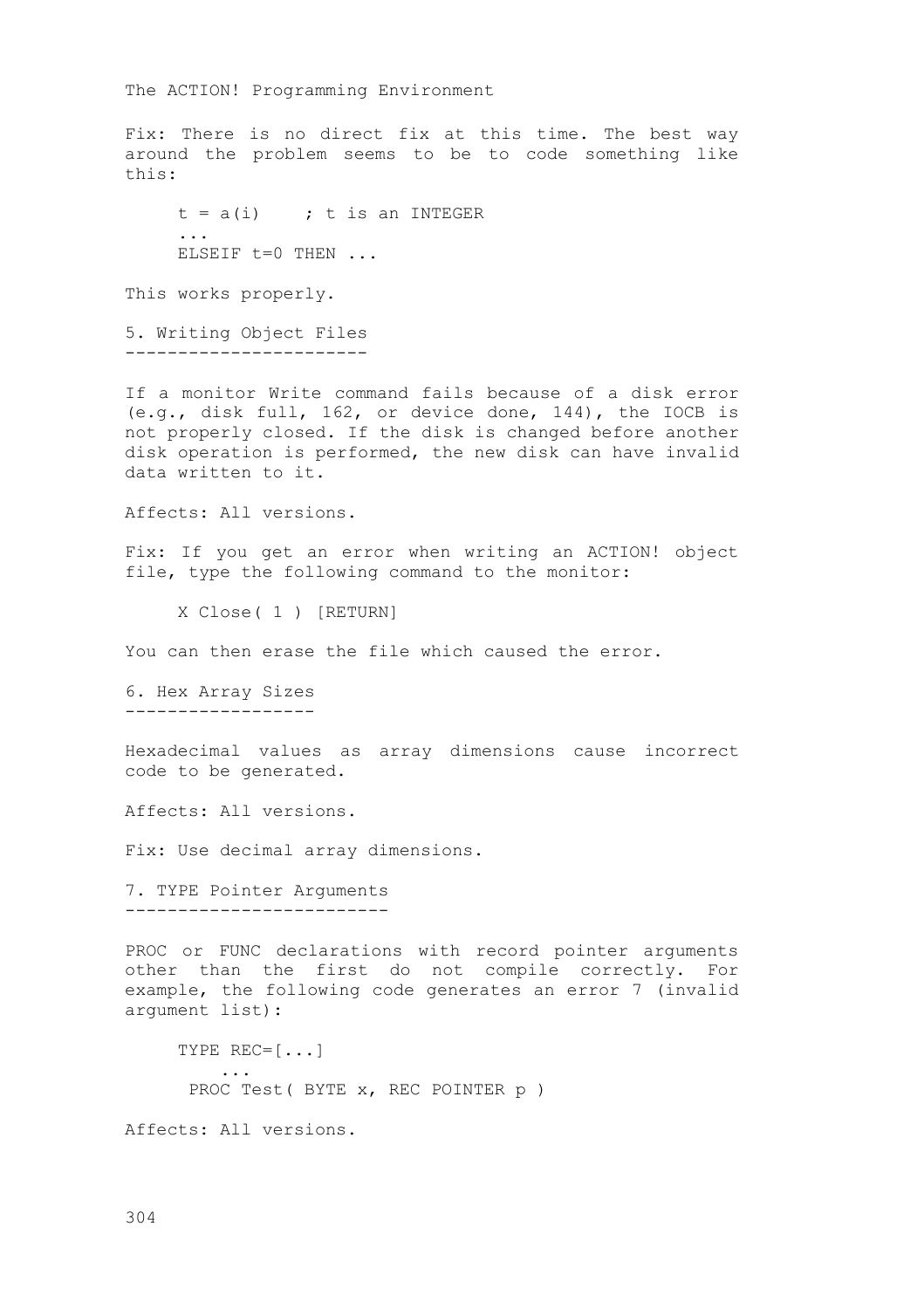Fix: There is no direct fix at this time. The best way around the problem seems to be to code something like this:

```
t = a(i)    ; t is an INTEGER
...
ELSEIF t=0 THEN ...
```

This works properly.

## 5. Writing Object Files

If a monitor Write command fails because of a disk error (e.g., disk full, 162, or device done, 144), the IOCB is not properly closed. If the disk is changed before another disk operation is performed, the new disk can have invalid data written to it.

Affects: All versions.

Fix: If you get an error when writing an ACTION! object file, type the following command to the monitor:

```
X Close( 1 ) [RETURN]
```

You can then erase the file which caused the error.

## 6. Hex Array Sizes

Hexadecimal values as array dimensions cause incorrect code to be generated.

Affects: All versions.

Fix: Use decimal array dimensions.

## 7. TYPE Pointer Arguments

PROC or FUNC declarations with record pointer arguments other than the first do not compile correctly. For example, the following code generates an error 7 (invalid argument list):

```
TYPE REC=[...]
    ...
 PROC Test( BYTE x, REC POINTER p )
```

Affects: All versions.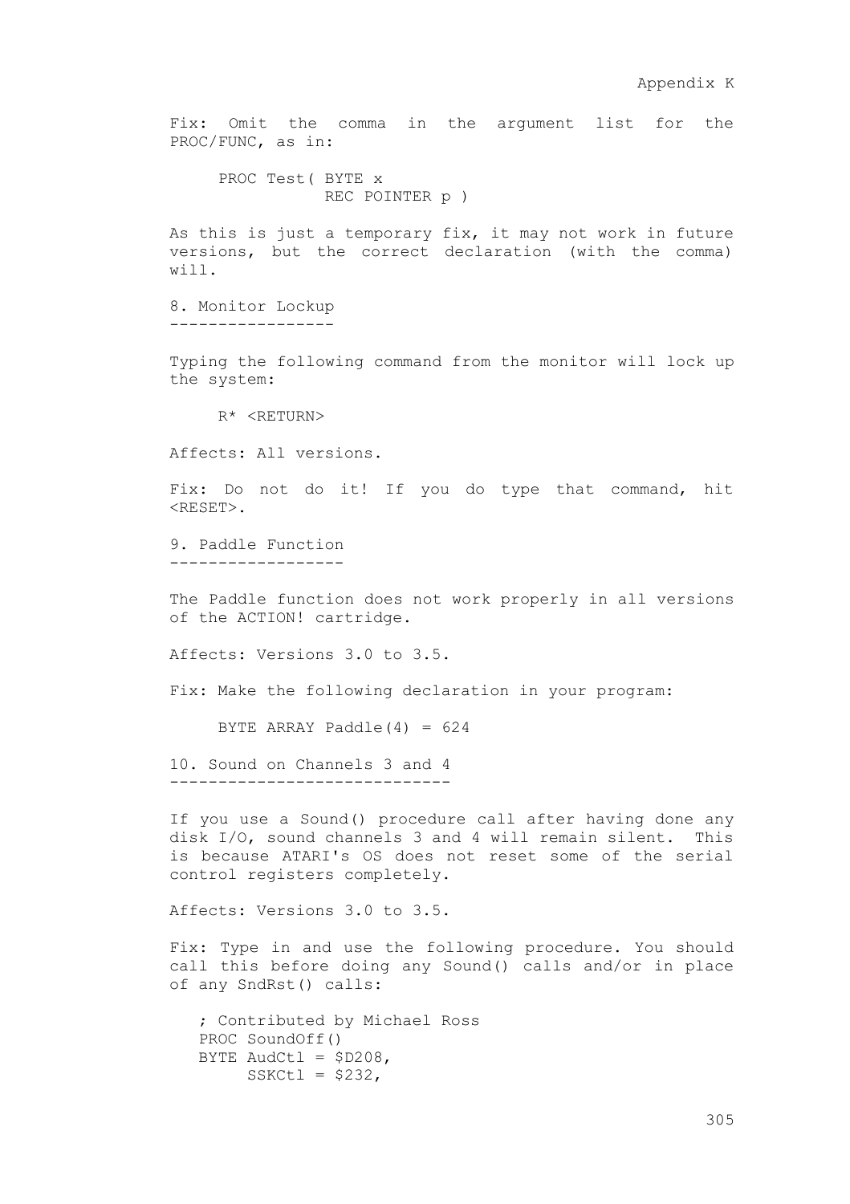Fix: Omit the comma in the argument list for the PROC/FUNC, as in:

```
PROC Test( BYTE x
           REC POINTER p )
```

As this is just a temporary fix, it may not work in future versions, but the correct declaration (with the comma) will.

## 8. Monitor Lockup

Typing the following command from the monitor will lock up the system:

```
R* <RETURN>
```

Affects: All versions.

Fix: Do not do it! If you do type that command, hit <RESET>.

## 9. Paddle Function

The Paddle function does not work properly in all versions of the ACTION! cartridge.

Affects: Versions 3.0 to 3.5.

Fix: Make the following declaration in your program:

```
BYTE ARRAY Paddle(4) = 624
```

## 10. Sound on Channels 3 and 4

If you use a Sound() procedure call after having done any disk I/O, sound channels 3 and 4 will remain silent. This is because ATARI's OS does not reset some of the serial control registers completely.

Affects: Versions 3.0 to 3.5.

Fix: Type in and use the following procedure. You should call this before doing any Sound() calls and/or in place of any SndRst() calls:

```
; Contributed by Michael Ross
PROC SoundOff()
BYTE AudCtl = $D208,
     SSKCtl = $232,
```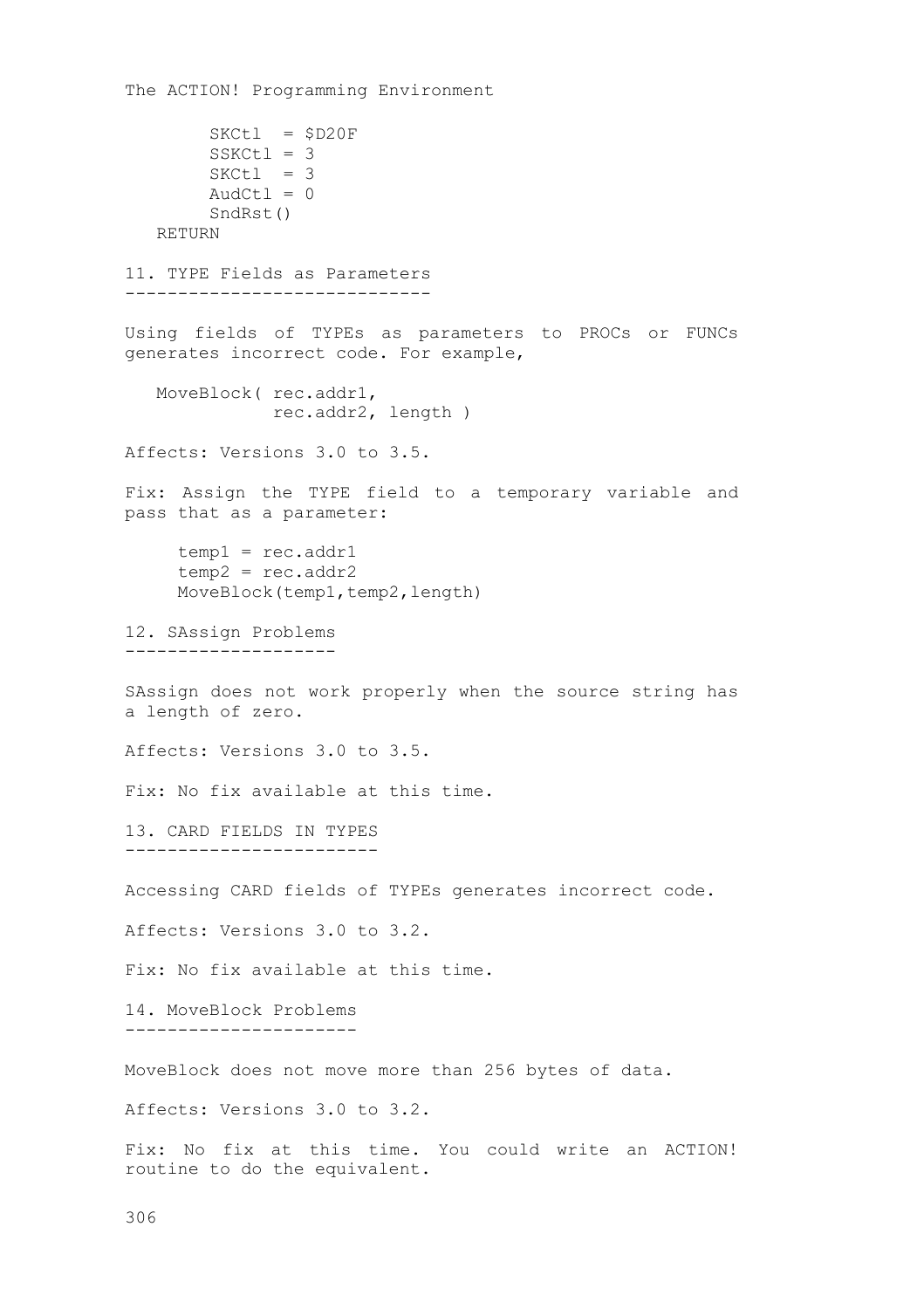```
        SKCtl  = $D20F
        SSKCtl = 3
        SKCtl  = 3
        AudCtl = 0
        SndRst()
   RETURN
```

## 11. TYPE Fields as Parameters

Using fields of TYPEs as parameters to PROCs or FUNCs generates incorrect code. For example,

```
   MoveBlock( rec.addr1,
              rec.addr2, length )
```

Affects: Versions 3.0 to 3.5.

Fix: Assign the TYPE field to a temporary variable and pass that as a parameter:

```
     temp1 = rec.addr1
     temp2 = rec.addr2
     MoveBlock(temp1,temp2,length)
```

## 12. SAssign Problems

SAssign does not work properly when the source string has a length of zero.

Affects: Versions 3.0 to 3.5.

Fix: No fix available at this time.

## 13. CARD FIELDS IN TYPES

Accessing CARD fields of TYPEs generates incorrect code.

Affects: Versions 3.0 to 3.2.

Fix: No fix available at this time.

## 14. MoveBlock Problems

MoveBlock does not move more than 256 bytes of data.

Affects: Versions 3.0 to 3.2.

Fix: No fix at this time. You could write an ACTION! routine to do the equivalent.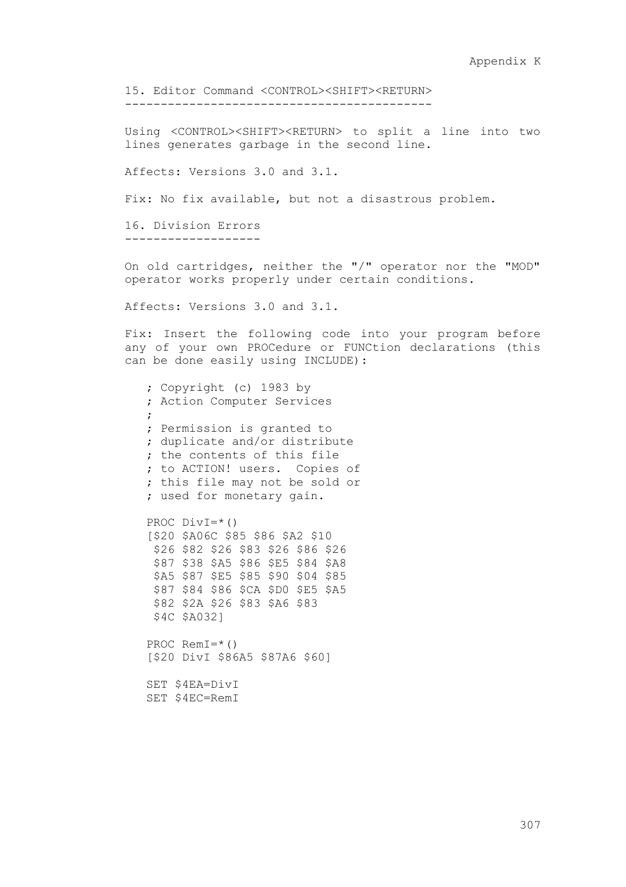## 15. Editor Command <CONTROL><SHIFT><RETURN>

Using <CONTROL><SHIFT><RETURN> to split a line into two lines generates garbage in the second line.

Affects: Versions 3.0 and 3.1.

Fix: No fix available, but not a disastrous problem.

## 16. Division Errors

On old cartridges, neither the "/" operator nor the "MOD" operator works properly under certain conditions.

Affects: Versions 3.0 and 3.1.

Fix: Insert the following code into your program before any of your own PROCedure or FUNCtion declarations (this can be done easily using INCLUDE):

```
; Copyright (c) 1983 by
; Action Computer Services
;
; Permission is granted to
; duplicate and/or distribute
; the contents of this file
; to ACTION! users.  Copies of
; this file may not be sold or
; used for monetary gain.

PROC DivI=*()
[$20 $A06C $85 $86 $A2 $10
 $26 $82 $26 $83 $26 $86 $26
 $87 $38 $A5 $86 $E5 $84 $A8
 $A5 $87 $E5 $85 $90 $04 $85
 $87 $84 $86 $CA $D0 $E5 $A5
 $82 $2A $26 $83 $A6 $83
 $4C $A032]

PROC RemI=*()
[$20 DivI $86A5 $87A6 $60]

SET $4EA=DivI
SET $4EC=RemI
```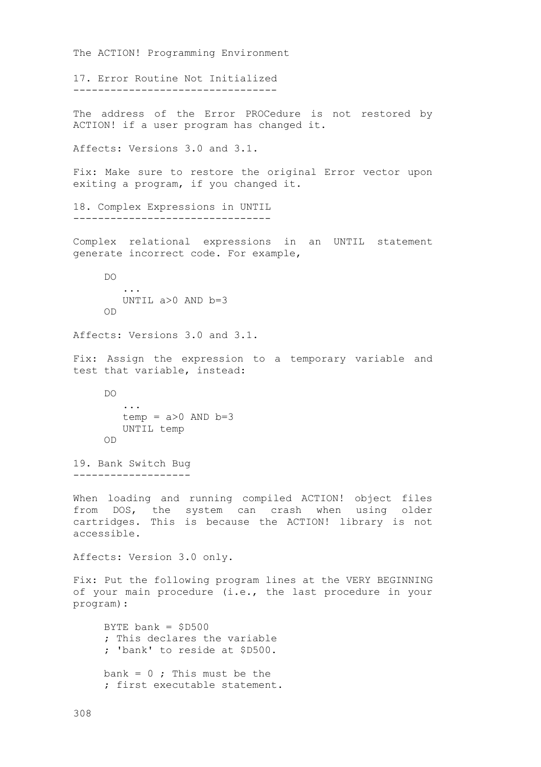## 17. Error Routine Not Initialized

The address of the Error PROCedure is not restored by ACTION! if a user program has changed it.

Affects: Versions 3.0 and 3.1.

Fix: Make sure to restore the original Error vector upon exiting a program, if you changed it.

## 18. Complex Expressions in UNTIL

Complex relational expressions in an UNTIL statement generate incorrect code. For example,

```
DO
   ...
   UNTIL a>0 AND b=3
OD
```

Affects: Versions 3.0 and 3.1.

Fix: Assign the expression to a temporary variable and test that variable, instead:

```
DO
   ...
   temp = a>0 AND b=3
   UNTIL temp
OD
```

## 19. Bank Switch Bug

When loading and running compiled ACTION! object files from DOS, the system can crash when using older cartridges. This is because the ACTION! library is not accessible.

Affects: Version 3.0 only.

Fix: Put the following program lines at the VERY BEGINNING of your main procedure (i.e., the last procedure in your program):

```
BYTE bank = $D500
; This declares the variable
; 'bank' to reside at $D500.

bank = 0 ; This must be the
; first executable statement.
```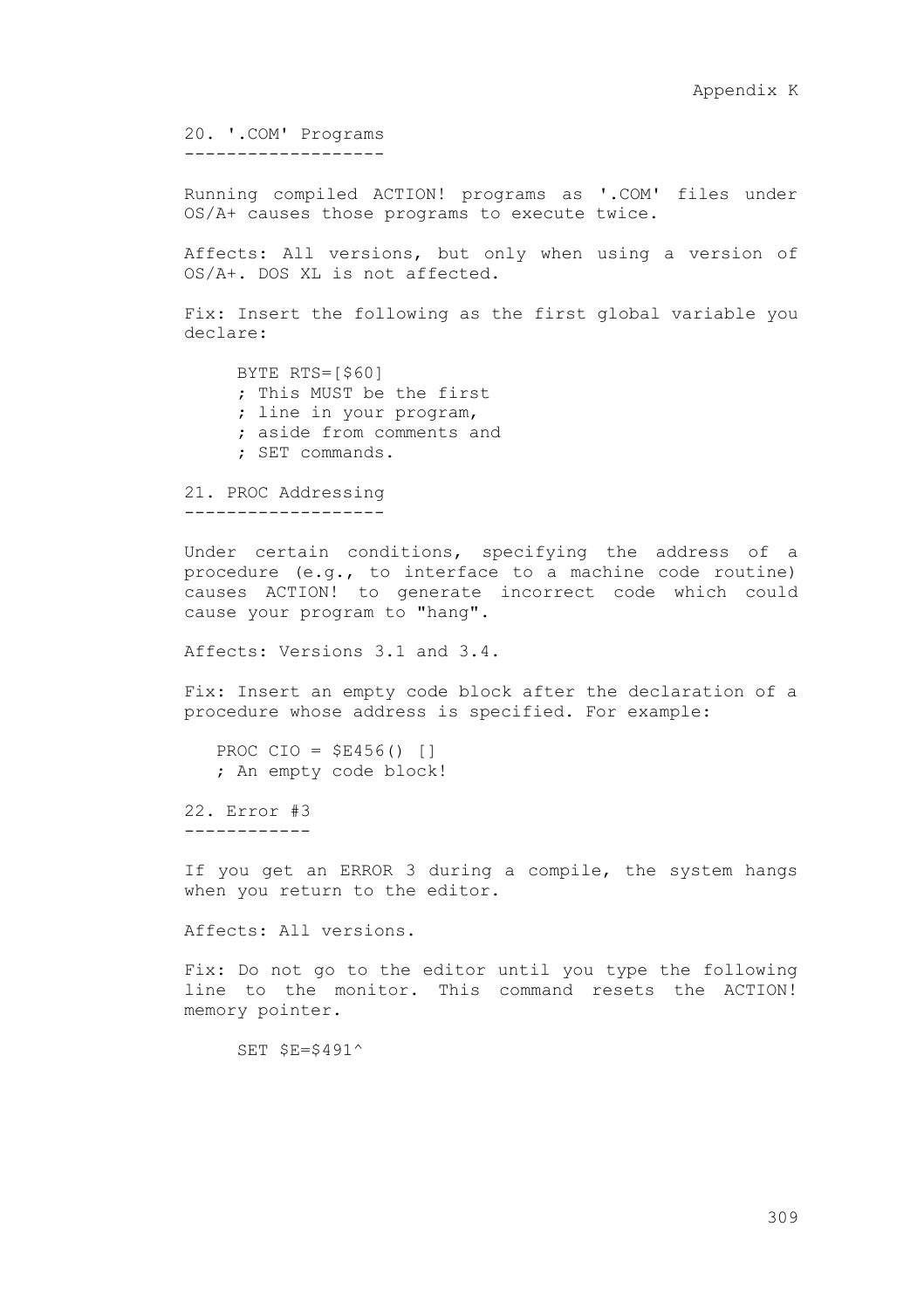## 20. '.COM' Programs

Running compiled ACTION! programs as '.COM' files under OS/A+ causes those programs to execute twice.

Affects: All versions, but only when using a version of OS/A+. DOS XL is not affected.

Fix: Insert the following as the first global variable you declare:

```
BYTE RTS=[$60]
; This MUST be the first
; line in your program,
; aside from comments and
; SET commands.
```

## 21. PROC Addressing

Under certain conditions, specifying the address of a procedure (e.g., to interface to a machine code routine) causes ACTION! to generate incorrect code which could cause your program to "hang".

Affects: Versions 3.1 and 3.4.

Fix: Insert an empty code block after the declaration of a procedure whose address is specified. For example:

```
PROC CIO = $E456() []
; An empty code block!
```

## 22. Error #3

If you get an ERROR 3 during a compile, the system hangs when you return to the editor.

Affects: All versions.

Fix: Do not go to the editor until you type the following line to the monitor. This command resets the ACTION! memory pointer.

```
SET $E=$491^
```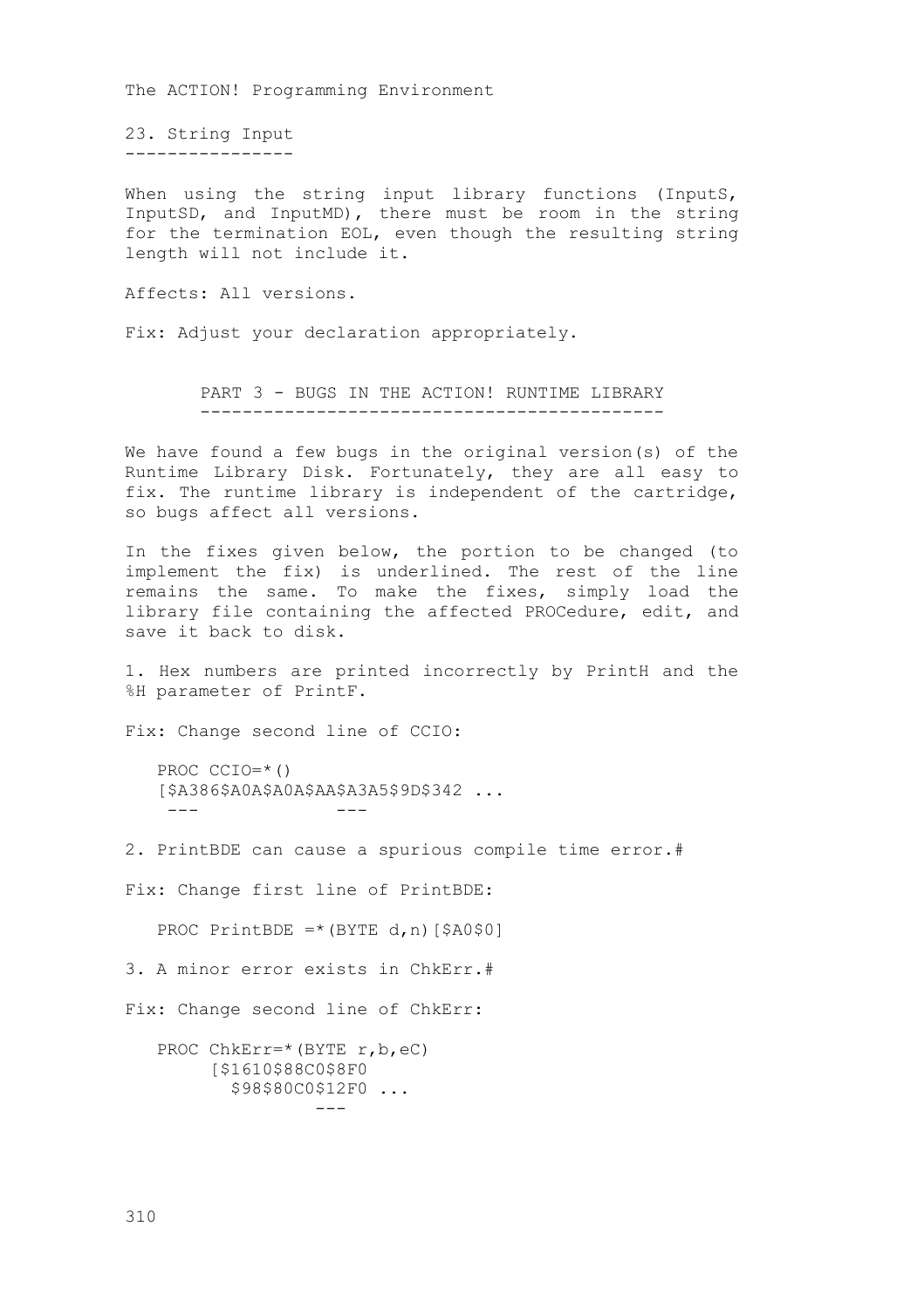## 23. String Input

When using the string input library functions (InputS, InputSD, and InputMD), there must be room in the string for the termination EOL, even though the resulting string length will not include it.

Affects: All versions.

Fix: Adjust your declaration appropriately.

## PART 3 - BUGS IN THE ACTION! RUNTIME LIBRARY

We have found a few bugs in the original version(s) of the Runtime Library Disk. Fortunately, they are all easy to fix. The runtime library is independent of the cartridge, so bugs affect all versions.

In the fixes given below, the portion to be changed (to implement the fix) is underlined. The rest of the line remains the same. To make the fixes, simply load the library file containing the affected PROCedure, edit, and save it back to disk.

1. Hex numbers are printed incorrectly by PrintH and the %H parameter of PrintF.

Fix: Change second line of CCIO:

```
PROC CCIO=*()
[$A386$A0A$A0A$AA$A3A5$9D$342 ...
 ---            ---
```

2. PrintBDE can cause a spurious compile time error.#

Fix: Change first line of PrintBDE:

```
PROC PrintBDE =*(BYTE d,n)[$A0$0]
```

3. A minor error exists in ChkErr.#

Fix: Change second line of ChkErr:

```
PROC ChkErr=*(BYTE r,b,eC)
     [$1610$88C0$8F0
       $98$80C0$12F0 ...
            ---
```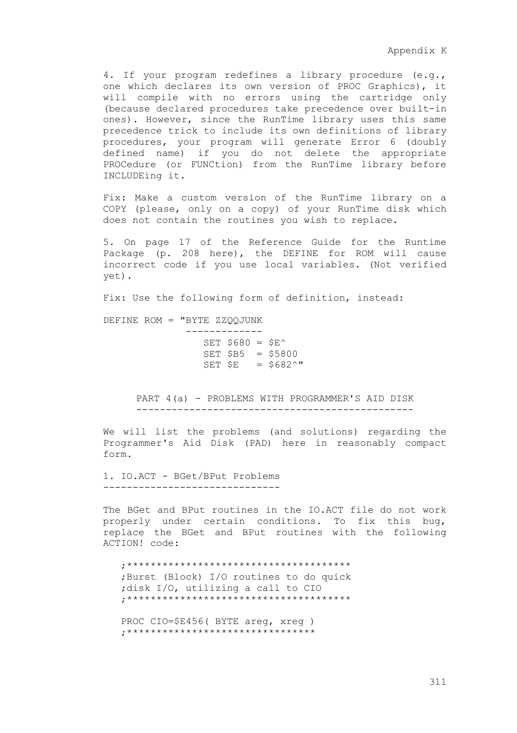4. If your program redefines a library procedure (e.g., one which declares its own version of PROC Graphics), it will compile with no errors using the cartridge only (because declared procedures take precedence over built-in ones). However, since the RunTime library uses this same precedence trick to include its own definitions of library procedures, your program will generate Error 6 (doubly defined name) if you do not delete the appropriate PROCedure (or FUNCtion) from the RunTime library before INCLUDEing it.

Fix: Make a custom version of the RunTime library on a COPY (please, only on a copy) of your RunTime disk which does not contain the routines you wish to replace.

5. On page 17 of the Reference Guide for the Runtime Package (p. 208 here), the DEFINE for ROM will cause incorrect code if you use local variables. (Not verified yet).

Fix: Use the following form of definition, instead:

```
DEFINE ROM = "BYTE ZZQQJUNK
              ------------
                SET $680 = $E^
                SET $B5  = $5800
                SET $E   = $682^"
```

## PART 4(a) - PROBLEMS WITH PROGRAMMER'S AID DISK

We will list the problems (and solutions) regarding the Programmer's Aid Disk (PAD) here in reasonably compact form.

### 1. IO.ACT - BGet/BPut Problems

The BGet and BPut routines in the IO.ACT file do not work properly under certain conditions. To fix this bug, replace the BGet and BPut routines with the following ACTION! code:

```
;**************************************
;Burst (Block) I/O routines to do quick
;disk I/O, utilizing a call to CIO
;**************************************

PROC CIO=$E456( BYTE areg, xreg )
;*******************************
```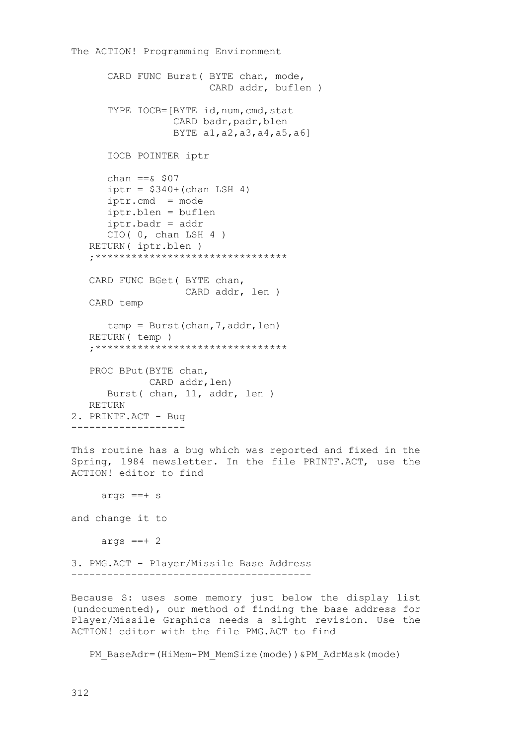```
      CARD FUNC Burst( BYTE chan, mode,
                       CARD addr, buflen )

      TYPE IOCB=[BYTE id,num,cmd,stat
                 CARD badr,padr,blen
                 BYTE a1,a2,a3,a4,a5,a6]

      IOCB POINTER iptr

      chan ==& $07
      iptr = $340+(chan LSH 4)
      iptr.cmd  = mode
      iptr.blen = buflen
      iptr.badr = addr
      CIO( 0, chan LSH 4 )
   RETURN( iptr.blen )
   ;*******************************

   CARD FUNC BGet( BYTE chan,
                   CARD addr, len )
   CARD temp

      temp = Burst(chan,7,addr,len)
   RETURN( temp )
   ;*******************************

   PROC BPut(BYTE chan,
             CARD addr,len)
      Burst( chan, 11, addr, len )
   RETURN
```

## 2. PRINTF.ACT - Bug

This routine has a bug which was reported and fixed in the Spring, 1984 newsletter. In the file PRINTF.ACT, use the ACTION! editor to find

```
     args ==+ s
```

and change it to

```
     args ==+ 2
```

## 3. PMG.ACT - Player/Missile Base Address

Because S: uses some memory just below the display list (undocumented), our method of finding the base address for Player/Missile Graphics needs a slight revision. Use the ACTION! editor with the file PMG.ACT to find

```
   PM_BaseAdr=(HiMem-PM_MemSize(mode))&PM_AdrMask(mode)
```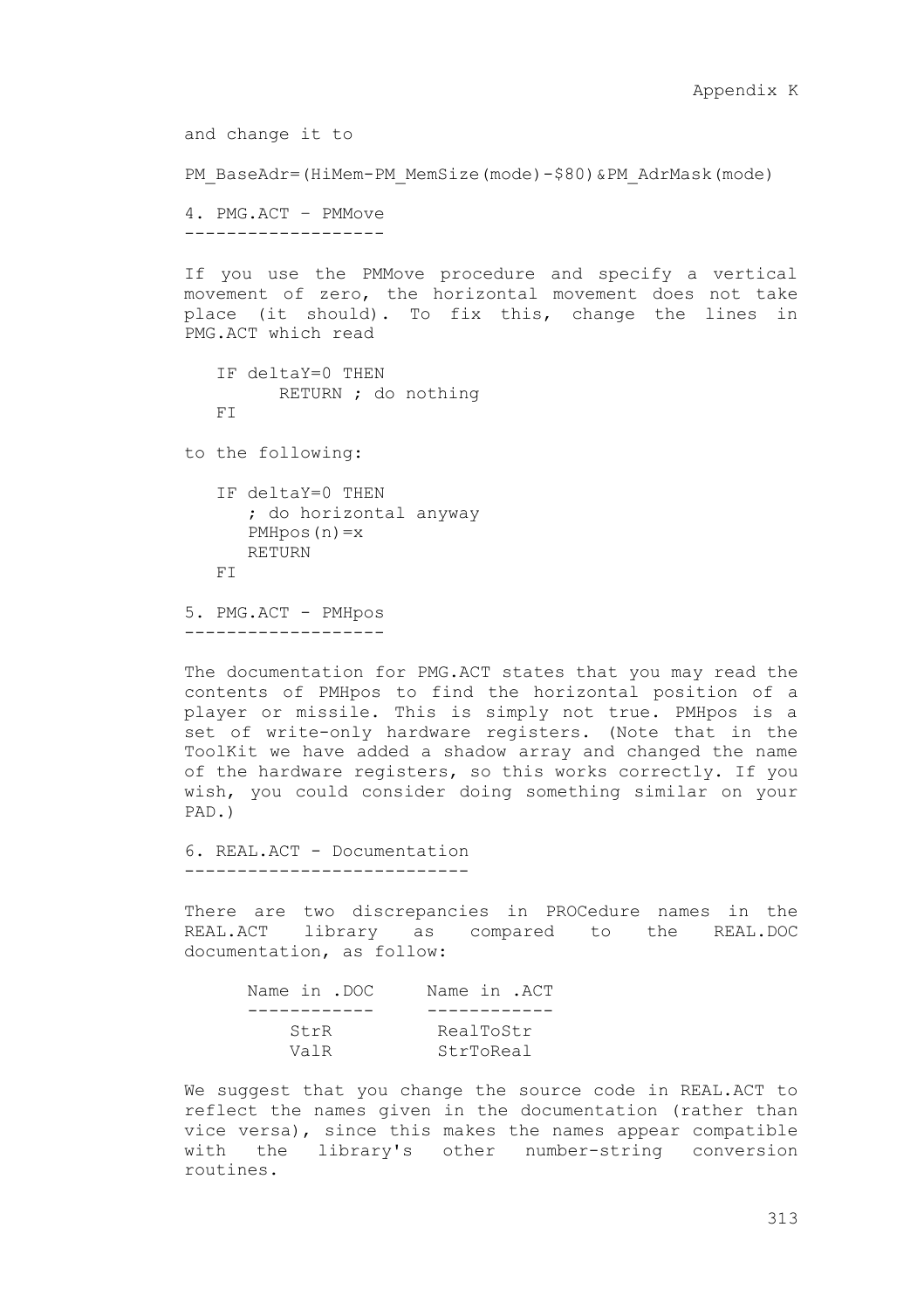and change it to

```
PM_BaseAdr=(HiMem-PM_MemSize(mode)-$80)&PM_AdrMask(mode)
```

### 4. PMG.ACT – PMMove

If you use the PMMove procedure and specify a vertical movement of zero, the horizontal movement does not take place (it should). To fix this, change the lines in PMG.ACT which read

```
   IF deltaY=0 THEN
         RETURN ; do nothing
   FI
```

to the following:

```
   IF deltaY=0 THEN
      ; do horizontal anyway
      PMHpos(n)=x
      RETURN
   FI
```

### 5. PMG.ACT - PMHpos

The documentation for PMG.ACT states that you may read the contents of PMHpos to find the horizontal position of a player or missile. This is simply not true. PMHpos is a set of write-only hardware registers. (Note that in the ToolKit we have added a shadow array and changed the name of the hardware registers, so this works correctly. If you wish, you could consider doing something similar on your PAD.)

### 6. REAL.ACT - Documentation

There are two discrepancies in PROCedure names in the REAL.ACT library as compared to the REAL.DOC documentation, as follow:

| Name in .DOC | Name in .ACT |
|---|---|
| StrR | RealToStr |
| ValR | StrToReal |

We suggest that you change the source code in REAL.ACT to reflect the names given in the documentation (rather than vice versa), since this makes the names appear compatible with the library's other number-string conversion routines.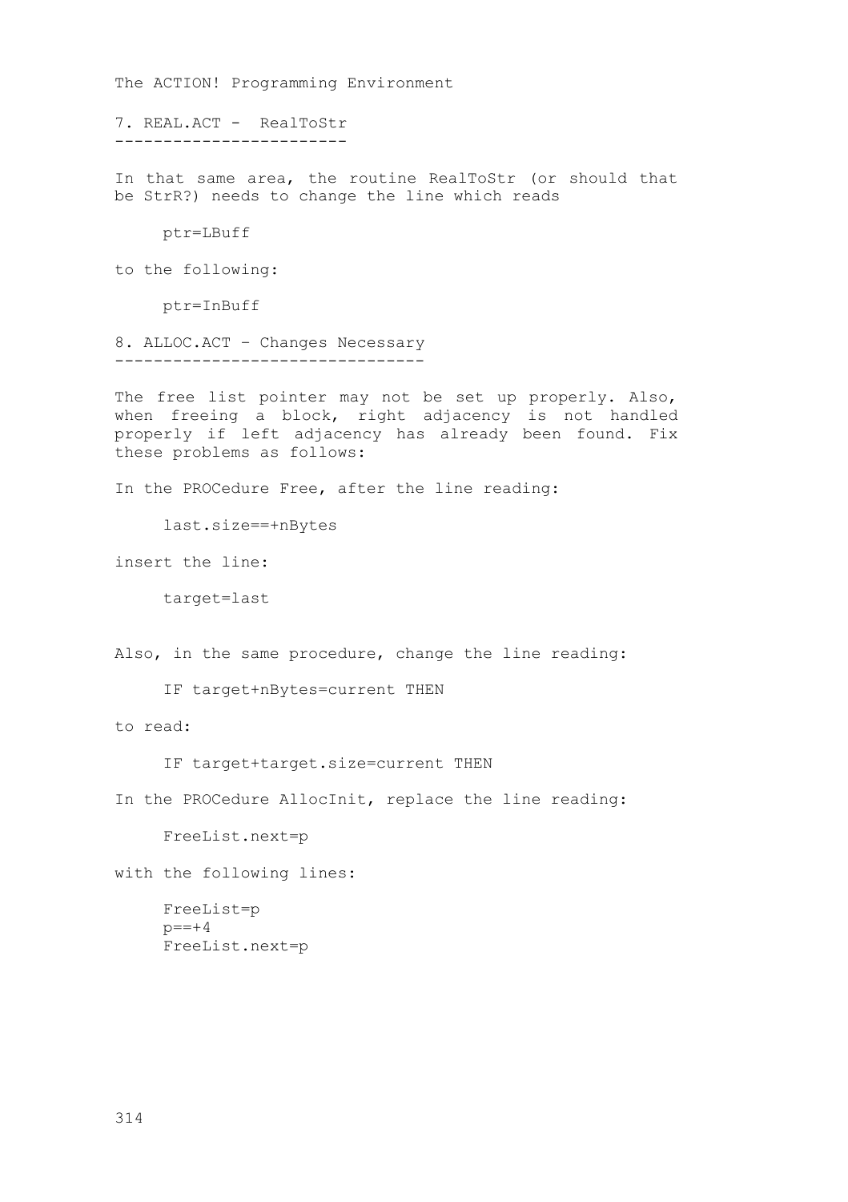## 7. REAL.ACT - RealToStr

In that same area, the routine RealToStr (or should that be StrR?) needs to change the line which reads

```
ptr=LBuff
```

to the following:

```
ptr=InBuff
```

## 8. ALLOC.ACT – Changes Necessary

The free list pointer may not be set up properly. Also, when freeing a block, right adjacency is not handled properly if left adjacency has already been found. Fix these problems as follows:

In the PROCedure Free, after the line reading:

```
last.size==+nBytes
```

insert the line:

```
target=last
```

Also, in the same procedure, change the line reading:

```
IF target+nBytes=current THEN
```

to read:

```
IF target+target.size=current THEN
```

In the PROCedure AllocInit, replace the line reading:

```
FreeList.next=p
```

with the following lines:

```
FreeList=p
p==+4
FreeList.next=p
```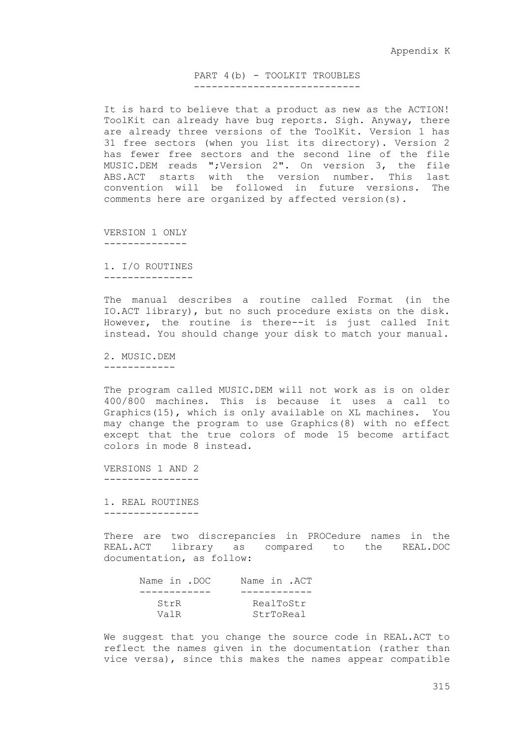## PART 4(b) - TOOLKIT TROUBLES

It is hard to believe that a product as new as the ACTION! ToolKit can already have bug reports. Sigh. Anyway, there are already three versions of the ToolKit. Version 1 has 31 free sectors (when you list its directory). Version 2 has fewer free sectors and the second line of the file MUSIC.DEM reads ";Version 2". On version 3, the file ABS.ACT starts with the version number. This last convention will be followed in future versions. The comments here are organized by affected version(s).

### VERSION 1 ONLY

#### 1. I/O ROUTINES

The manual describes a routine called Format (in the IO.ACT library), but no such procedure exists on the disk. However, the routine is there--it is just called Init instead. You should change your disk to match your manual.

#### 2. MUSIC.DEM

The program called MUSIC.DEM will not work as is on older 400/800 machines. This is because it uses a call to Graphics(15), which is only available on XL machines. You may change the program to use Graphics(8) with no effect except that the true colors of mode 15 become artifact colors in mode 8 instead.

### VERSIONS 1 AND 2

#### 1. REAL ROUTINES

There are two discrepancies in PROCedure names in the REAL.ACT library as compared to the REAL.DOC documentation, as follow:

| Name in .DOC | Name in .ACT |
|---|---|
| StrR | RealToStr |
| ValR | StrToReal |

We suggest that you change the source code in REAL.ACT to reflect the names given in the documentation (rather than vice versa), since this makes the names appear compatible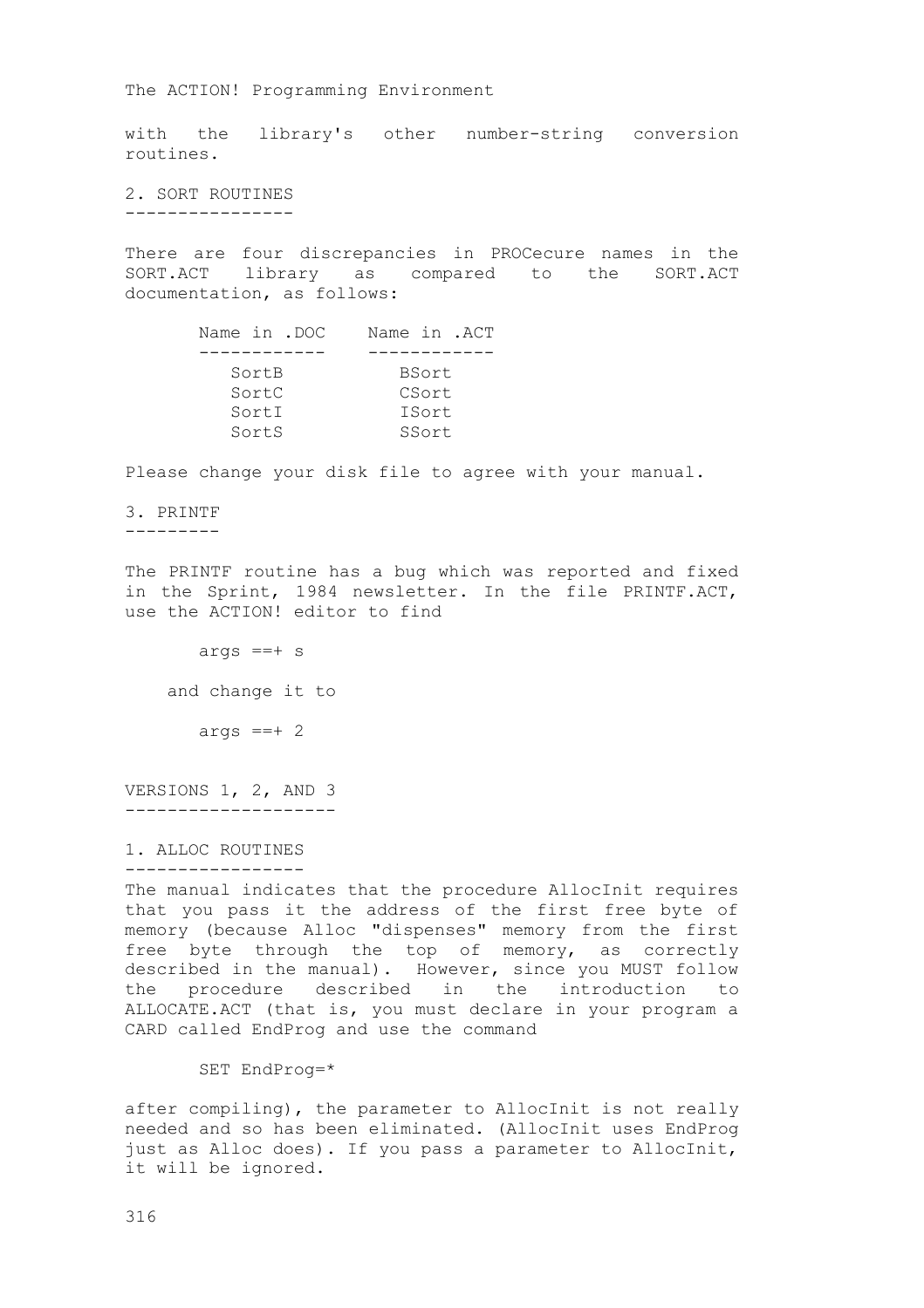with the library's other number-string conversion routines.

## 2. SORT ROUTINES

There are four discrepancies in PROCecure names in the SORT.ACT library as compared to the SORT.ACT documentation, as follows:

| Name in .DOC | Name in .ACT |
|---|---|
| SortB | BSort |
| SortC | CSort |
| SortI | ISort |
| SortS | SSort |

Please change your disk file to agree with your manual.

## 3. PRINTF

The PRINTF routine has a bug which was reported and fixed in the Sprint, 1984 newsletter. In the file PRINTF.ACT, use the ACTION! editor to find

```
args ==+ s
```

and change it to

```
args ==+ 2
```

# VERSIONS 1, 2, AND 3

## 1. ALLOC ROUTINES

The manual indicates that the procedure AllocInit requires that you pass it the address of the first free byte of memory (because Alloc "dispenses" memory from the first free byte through the top of memory, as correctly described in the manual). However, since you MUST follow the procedure described in the introduction to ALLOCATE.ACT (that is, you must declare in your program a CARD called EndProg and use the command

```
SET EndProg=*
```

after compiling), the parameter to AllocInit is not really needed and so has been eliminated. (AllocInit uses EndProg just as Alloc does). If you pass a parameter to AllocInit, it will be ignored.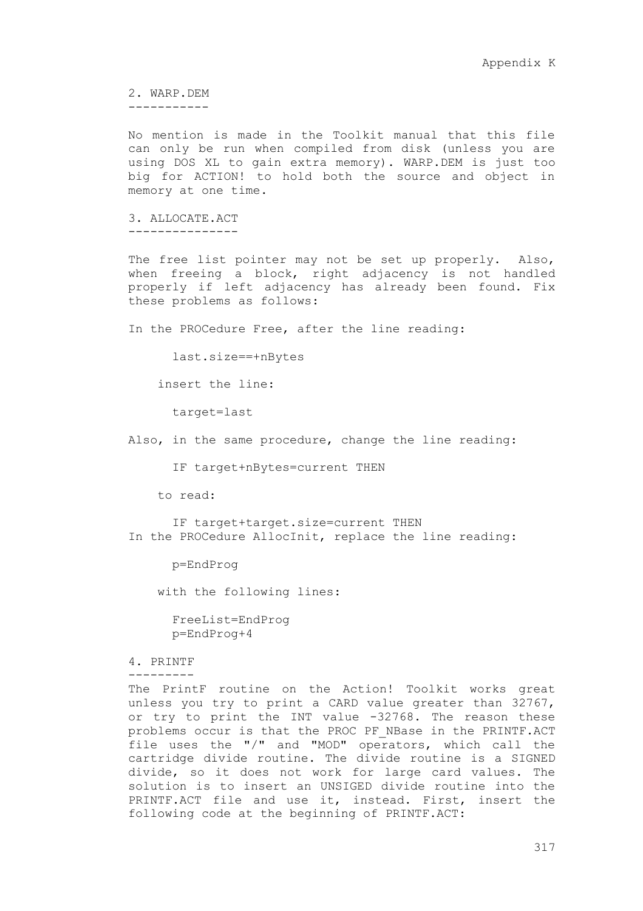## 2. WARP.DEM

No mention is made in the Toolkit manual that this file can only be run when compiled from disk (unless you are using DOS XL to gain extra memory). WARP.DEM is just too big for ACTION! to hold both the source and object in memory at one time.

## 3. ALLOCATE.ACT

The free list pointer may not be set up properly. Also, when freeing a block, right adjacency is not handled properly if left adjacency has already been found. Fix these problems as follows:

In the PROCedure Free, after the line reading:

```
last.size==+nBytes
```

insert the line:

```
target=last
```

Also, in the same procedure, change the line reading:

```
IF target+nBytes=current THEN
```

to read:

```
IF target+target.size=current THEN
```

In the PROCedure AllocInit, replace the line reading:

```
p=EndProg
```

with the following lines:

```
FreeList=EndProg
p=EndProg+4
```

## 4. PRINTF

The PrintF routine on the Action! Toolkit works great unless you try to print a CARD value greater than 32767, or try to print the INT value -32768. The reason these problems occur is that the PROC PF_NBase in the PRINTF.ACT file uses the "/" and "MOD" operators, which call the cartridge divide routine. The divide routine is a SIGNED divide, so it does not work for large card values. The solution is to insert an UNSIGED divide routine into the PRINTF.ACT file and use it, instead. First, insert the following code at the beginning of PRINTF.ACT: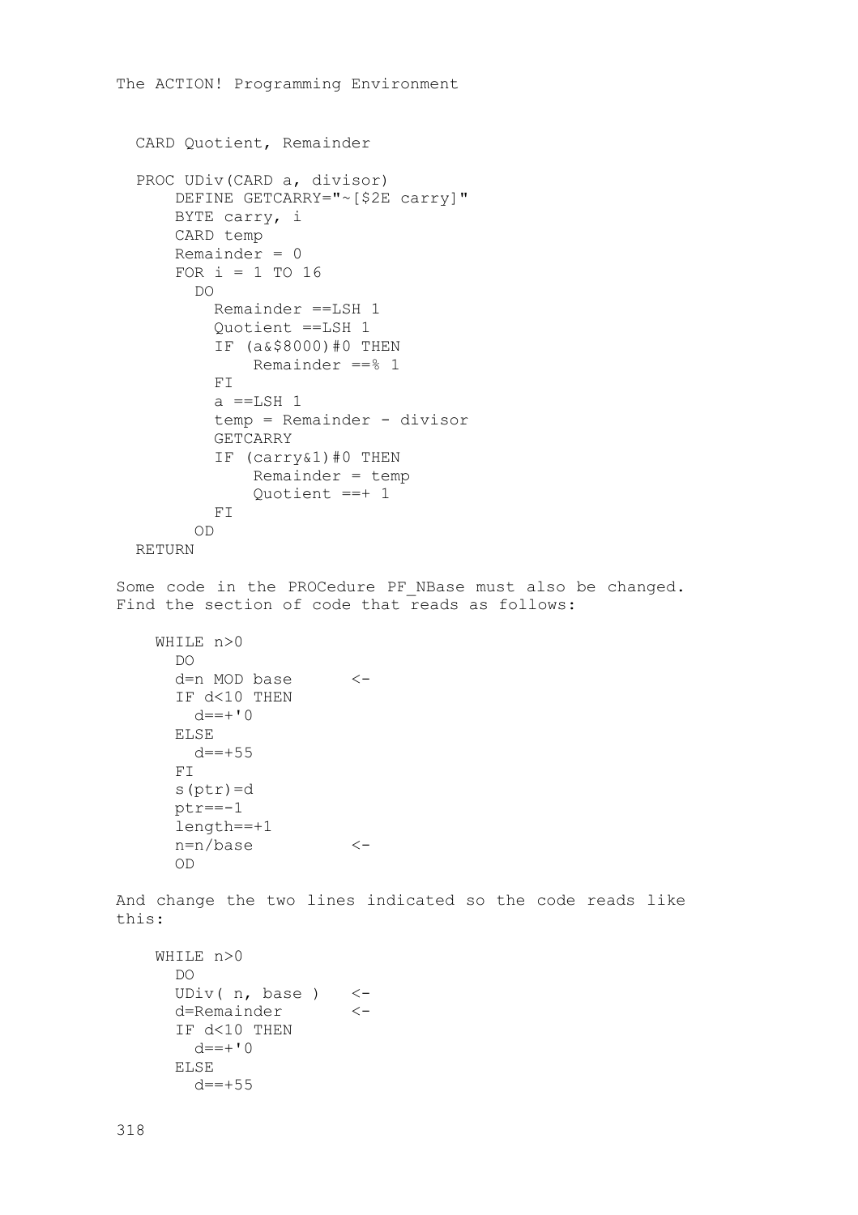```
CARD Quotient, Remainder

PROC UDiv(CARD a, divisor)
    DEFINE GETCARRY="~[$2E carry]"
    BYTE carry, i
    CARD temp
    Remainder = 0
    FOR i = 1 TO 16
      DO
        Remainder ==LSH 1
        Quotient ==LSH 1
        IF (a&$8000)#0 THEN
            Remainder ==% 1
        FI
        a ==LSH 1
        temp = Remainder - divisor
        GETCARRY
        IF (carry&1)#0 THEN
            Remainder = temp
            Quotient ==+ 1
        FI
      OD
RETURN
```

Some code in the PROCedure PF_NBase must also be changed. Find the section of code that reads as follows:

```
WHILE n>0
  DO
  d=n MOD base      <-
  IF d<10 THEN
    d==+'0
  ELSE
    d==+55
  FI
  s(ptr)=d
  ptr==-1
  length==+1
  n=n/base          <-
  OD
```

And change the two lines indicated so the code reads like this:

```
WHILE n>0
  DO
  UDiv( n, base )   <-
  d=Remainder       <-
  IF d<10 THEN
    d==+'0
  ELSE
    d==+55
```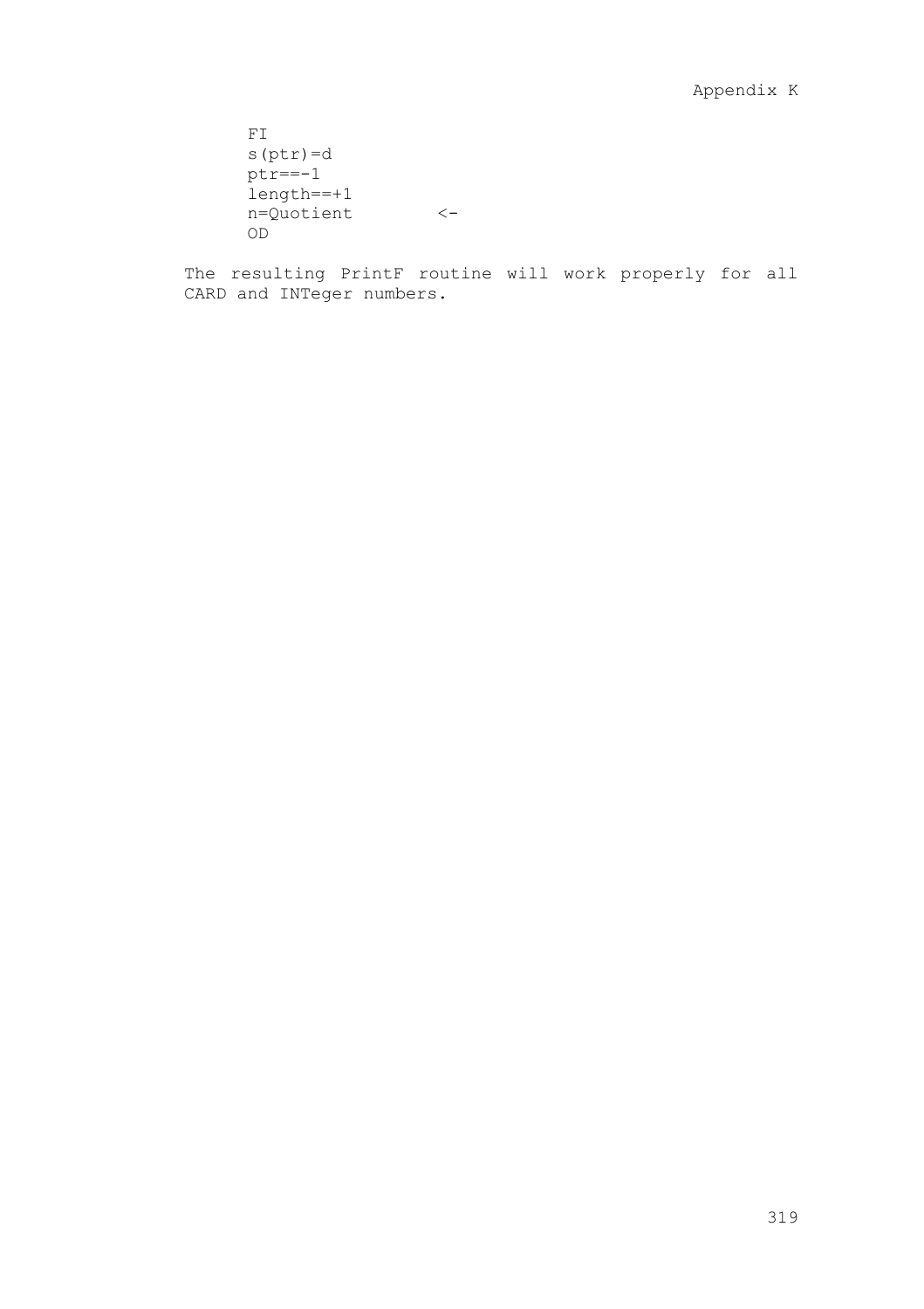```
FI
s(ptr)=d
ptr==-1
length==+1
n=Quotient        <-
OD
```

The resulting PrintF routine will work properly for all CARD and INTeger numbers.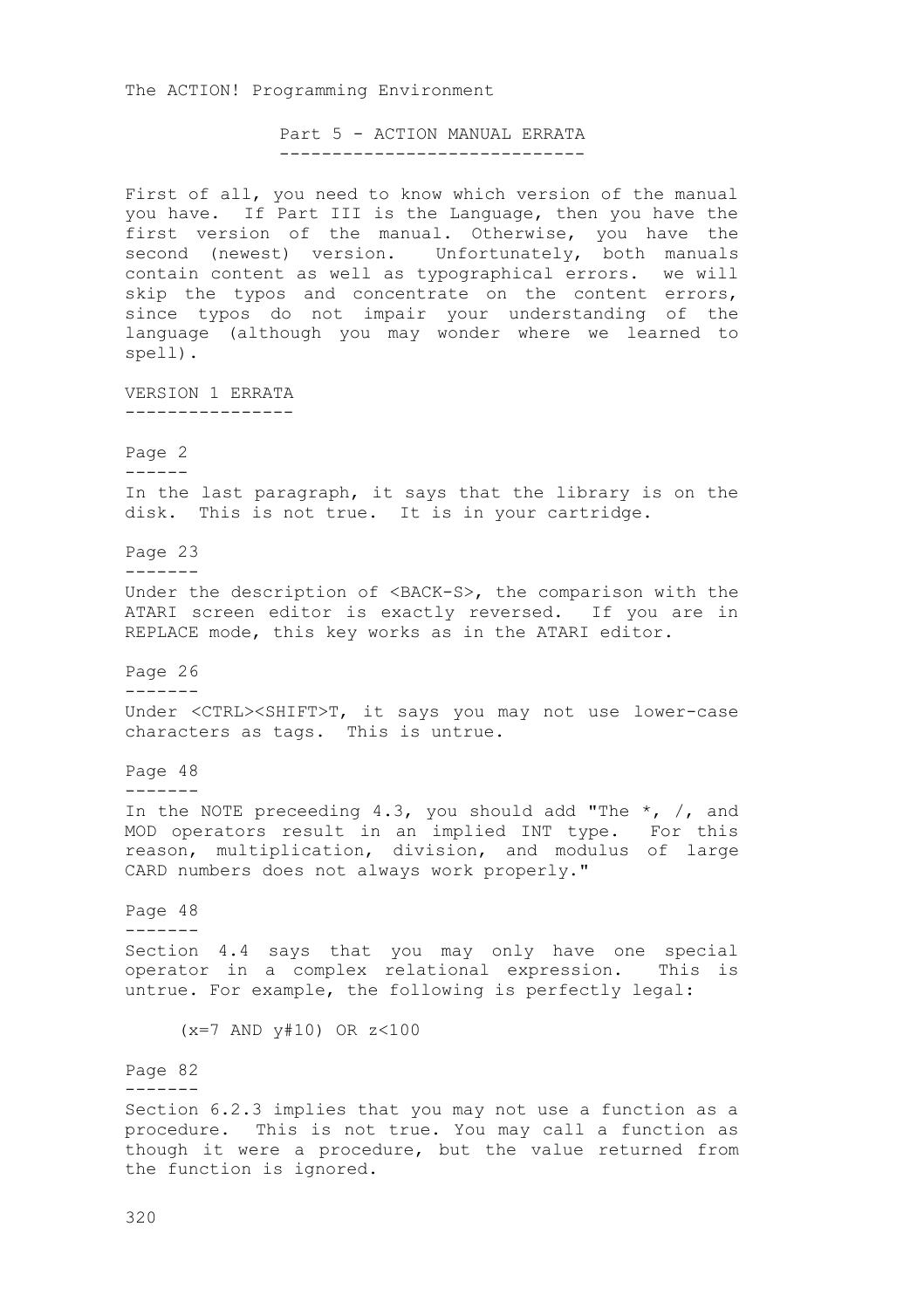The ACTION! Programming Environment

## Part 5 - ACTION MANUAL ERRATA

First of all, you need to know which version of the manual you have. If Part III is the Language, then you have the first version of the manual. Otherwise, you have the second (newest) version. Unfortunately, both manuals contain content as well as typographical errors. we will skip the typos and concentrate on the content errors, since typos do not impair your understanding of the language (although you may wonder where we learned to spell).

### VERSION 1 ERRATA

#### Page 2

In the last paragraph, it says that the library is on the disk. This is not true. It is in your cartridge.

#### Page 23

Under the description of <BACK-S>, the comparison with the ATARI screen editor is exactly reversed. If you are in REPLACE mode, this key works as in the ATARI editor.

#### Page 26

Under <CTRL><SHIFT>T, it says you may not use lower-case characters as tags. This is untrue.

#### Page 48

In the NOTE preceeding 4.3, you should add "The *, /, and MOD operators result in an implied INT type. For this reason, multiplication, division, and modulus of large CARD numbers does not always work properly."

#### Page 48

Section 4.4 says that you may only have one special operator in a complex relational expression. This is untrue. For example, the following is perfectly legal:

```
(x=7 AND y#10) OR z<100
```

#### Page 82

Section 6.2.3 implies that you may not use a function as a procedure. This is not true. You may call a function as though it were a procedure, but the value returned from the function is ignored.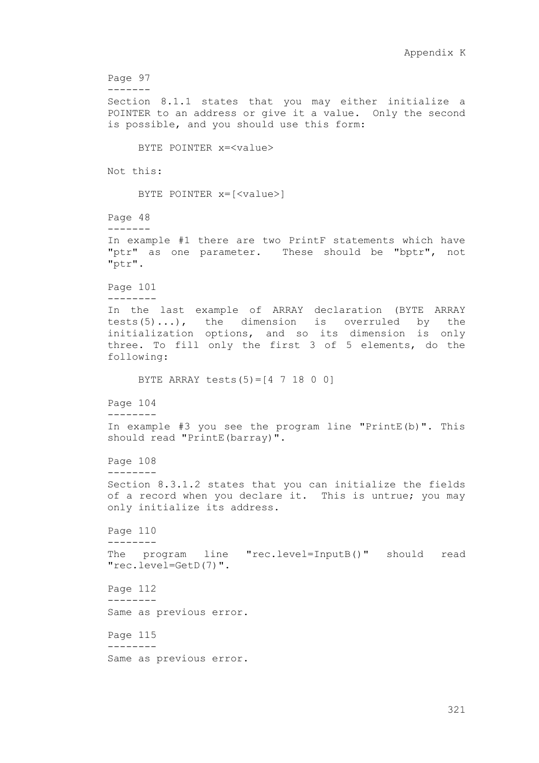Page 97
-------
Section 8.1.1 states that you may either initialize a POINTER to an address or give it a value. Only the second is possible, and you should use this form:

```
BYTE POINTER x=<value>
```

Not this:

```
BYTE POINTER x=[<value>]
```

Page 48
-------
In example #1 there are two PrintF statements which have "ptr" as one parameter. These should be "bptr", not "ptr".

Page 101
--------
In the last example of ARRAY declaration (BYTE ARRAY tests(5)...), the dimension is overruled by the initialization options, and so its dimension is only three. To fill only the first 3 of 5 elements, do the following:

```
BYTE ARRAY tests(5)=[4 7 18 0 0]
```

Page 104
--------
In example #3 you see the program line "PrintE(b)". This should read "PrintE(barray)".

Page 108
--------
Section 8.3.1.2 states that you can initialize the fields of a record when you declare it. This is untrue; you may only initialize its address.

Page 110
--------
The program line "rec.level=InputB()" should read "rec.level=GetD(7)".

Page 112
--------
Same as previous error.

Page 115
--------
Same as previous error.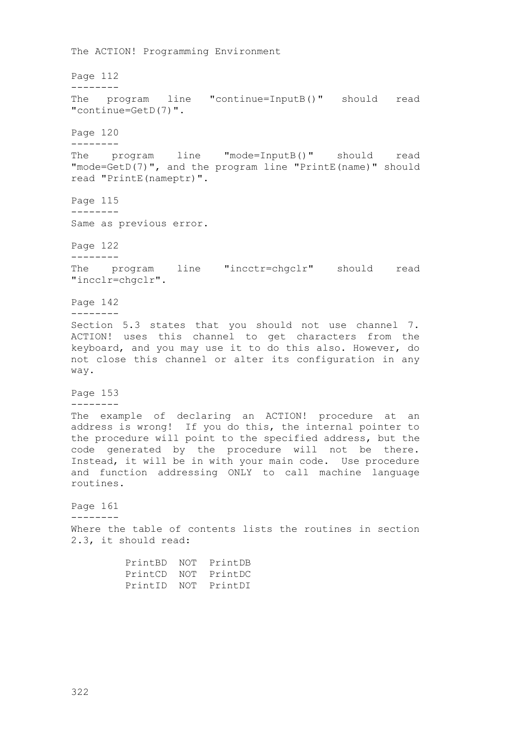Page 112
--------
The program line "continue=InputB()" should read "continue=GetD(7)".

Page 120
--------
The program line "mode=InputB()" should read "mode=GetD(7)", and the program line "PrintE(name)" should read "PrintE(nameptr)".

Page 115
--------
Same as previous error.

Page 122
--------
The program line "incctr=chgclr" should read "incclr=chgclr".

Page 142
--------
Section 5.3 states that you should not use channel 7. ACTION! uses this channel to get characters from the keyboard, and you may use it to do this also. However, do not close this channel or alter its configuration in any way.

Page 153
--------
The example of declaring an ACTION! procedure at an address is wrong! If you do this, the internal pointer to the procedure will point to the specified address, but the code generated by the procedure will not be there. Instead, it will be in with your main code. Use procedure and function addressing ONLY to call machine language routines.

Page 161
--------
Where the table of contents lists the routines in section 2.3, it should read:

```
PrintBD  NOT  PrintDB
PrintCD  NOT  PrintDC
PrintID  NOT  PrintDI
```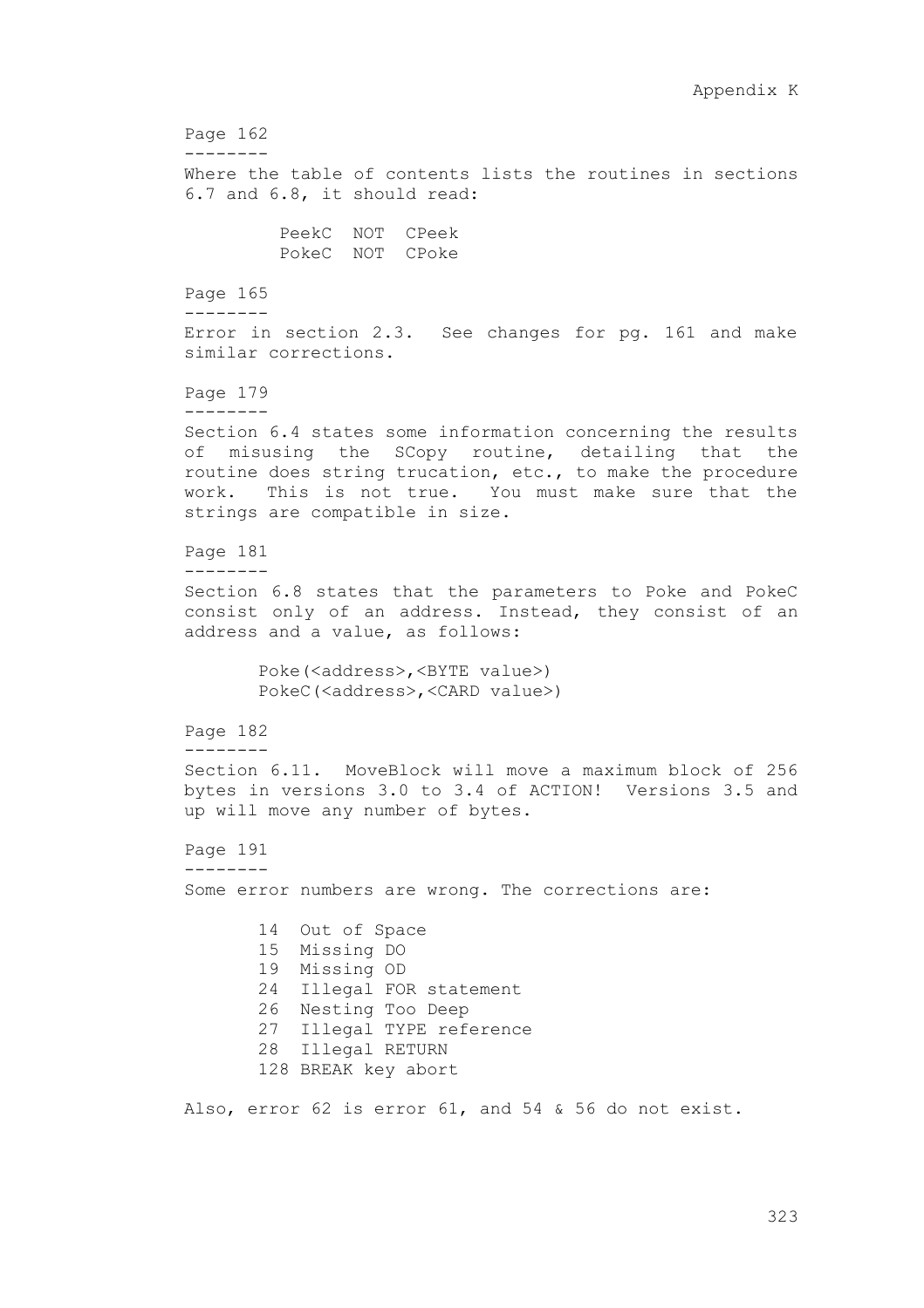Page 162
--------

Where the table of contents lists the routines in sections 6.7 and 6.8, it should read:

```
PeekC  NOT  CPeek
PokeC  NOT  CPoke
```

Page 165
--------

Error in section 2.3. See changes for pg. 161 and make similar corrections.

Page 179
--------

Section 6.4 states some information concerning the results of misusing the SCopy routine, detailing that the routine does string trucation, etc., to make the procedure work. This is not true. You must make sure that the strings are compatible in size.

Page 181
--------

Section 6.8 states that the parameters to Poke and PokeC consist only of an address. Instead, they consist of an address and a value, as follows:

```
Poke(<address>,<BYTE value>)
PokeC(<address>,<CARD value>)
```

Page 182
--------

Section 6.11. MoveBlock will move a maximum block of 256 bytes in versions 3.0 to 3.4 of ACTION! Versions 3.5 and up will move any number of bytes.

Page 191
--------

Some error numbers are wrong. The corrections are:

```
14  Out of Space
15  Missing DO
19  Missing OD
24  Illegal FOR statement
26  Nesting Too Deep
27  Illegal TYPE reference
28  Illegal RETURN
128 BREAK key abort
```

Also, error 62 is error 61, and 54 & 56 do not exist.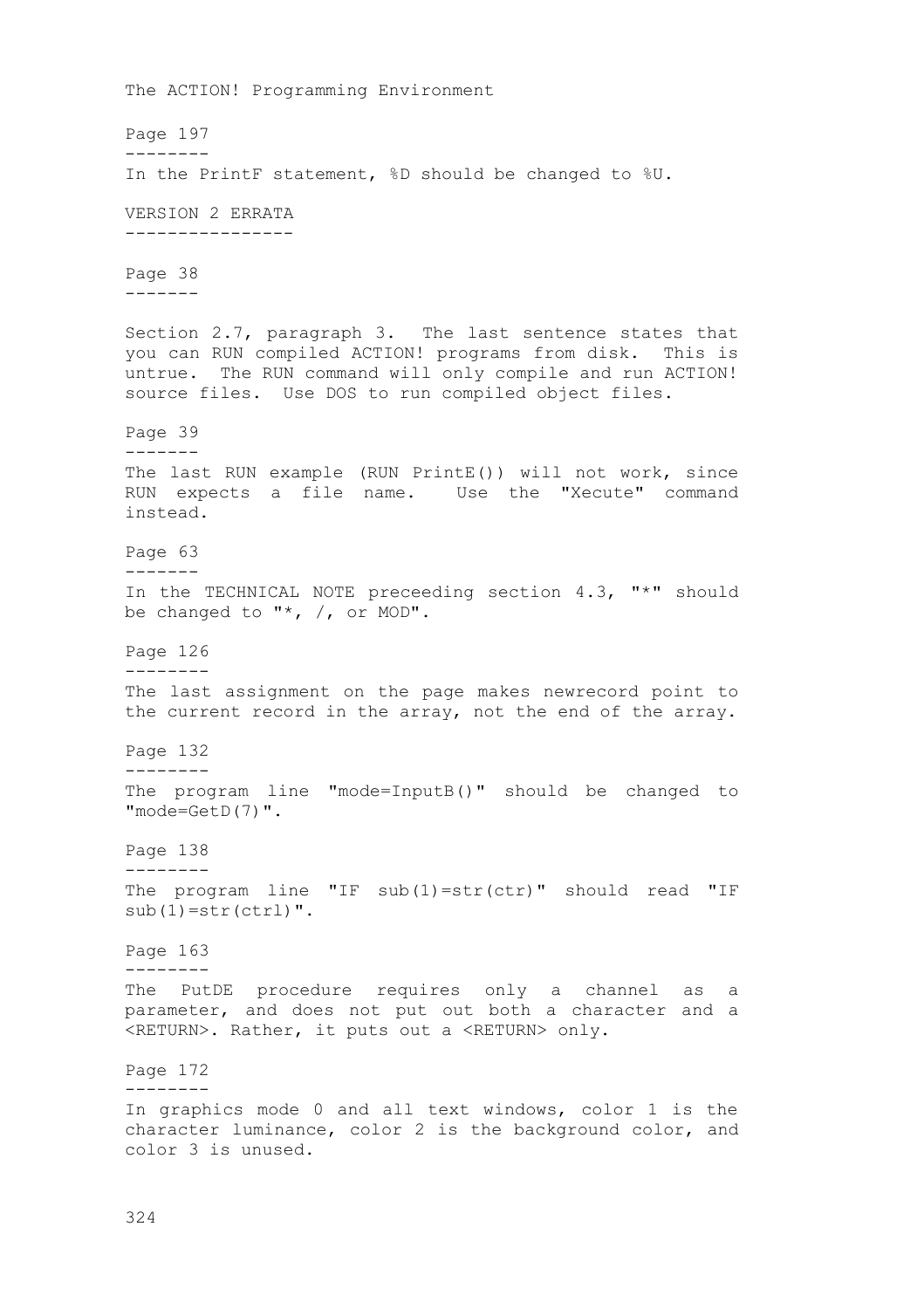Page 197
--------

In the PrintF statement, %D should be changed to %U.

VERSION 2 ERRATA
----------------

Page 38
-------

Section 2.7, paragraph 3. The last sentence states that you can RUN compiled ACTION! programs from disk. This is untrue. The RUN command will only compile and run ACTION! source files. Use DOS to run compiled object files.

Page 39
-------

The last RUN example (RUN PrintE()) will not work, since RUN expects a file name. Use the "Xecute" command instead.

Page 63
-------

In the TECHNICAL NOTE preceeding section 4.3, "*" should be changed to "*, /, or MOD".

Page 126
--------

The last assignment on the page makes newrecord point to the current record in the array, not the end of the array.

Page 132
--------

The program line "mode=InputB()" should be changed to "mode=GetD(7)".

Page 138
--------

The program line "IF sub(1)=str(ctr)" should read "IF sub(1)=str(ctrl)".

Page 163
--------

The PutDE procedure requires only a channel as a parameter, and does not put out both a character and a <RETURN>. Rather, it puts out a <RETURN> only.

Page 172
--------

In graphics mode 0 and all text windows, color 1 is the character luminance, color 2 is the background color, and color 3 is unused.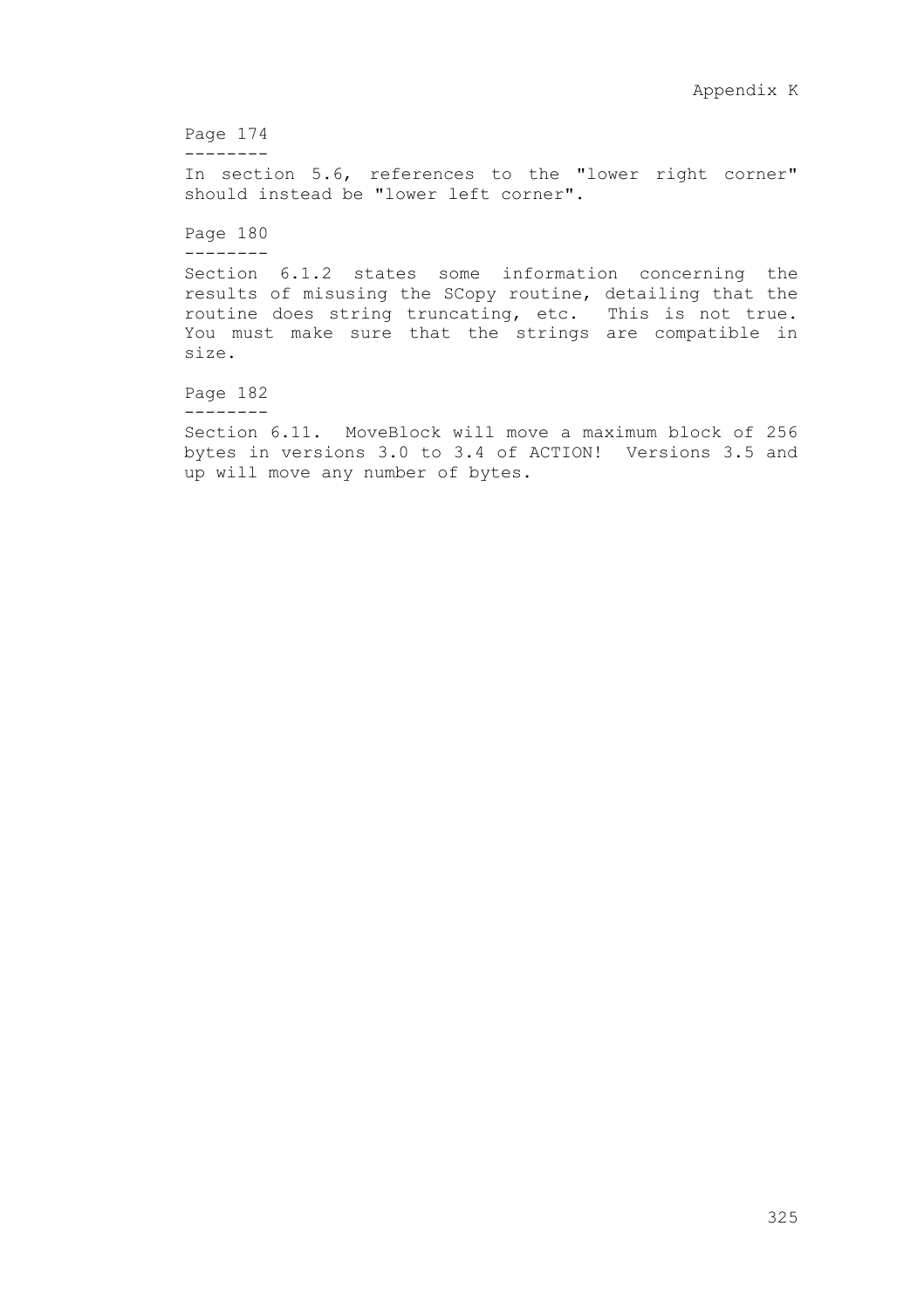Page 174
--------

In section 5.6, references to the "lower right corner" should instead be "lower left corner".

Page 180
--------

Section 6.1.2 states some information concerning the results of misusing the SCopy routine, detailing that the routine does string truncating, etc. This is not true. You must make sure that the strings are compatible in size.

Page 182
--------

Section 6.11. MoveBlock will move a maximum block of 256 bytes in versions 3.0 to 3.4 of ACTION! Versions 3.5 and up will move any number of bytes.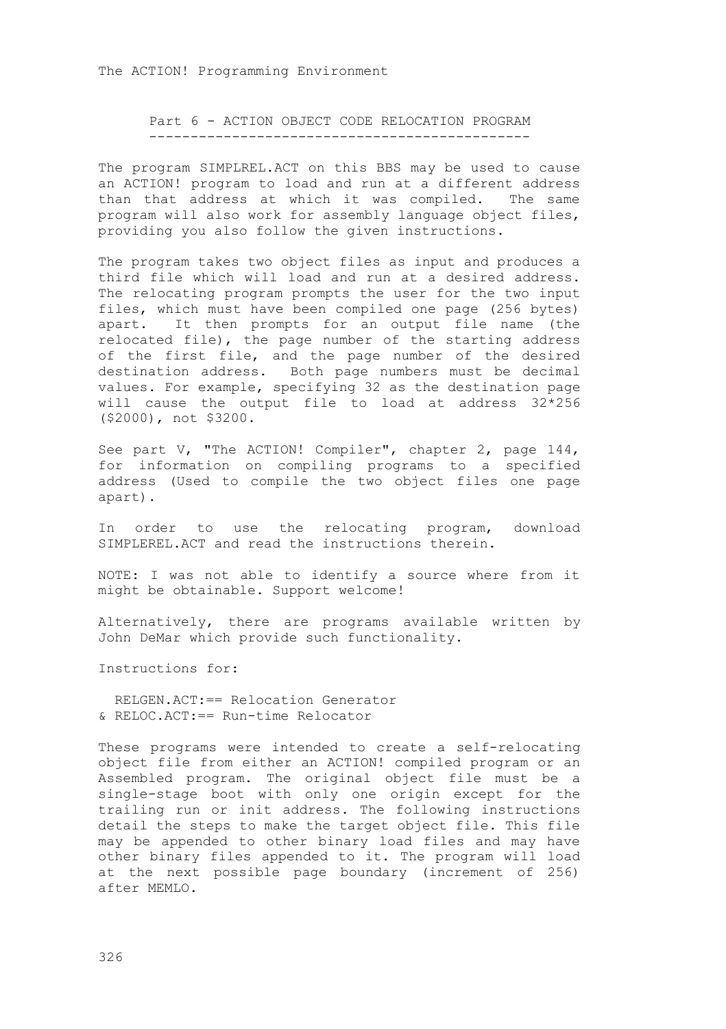## Part 6 - ACTION OBJECT CODE RELOCATION PROGRAM

The program SIMPLREL.ACT on this BBS may be used to cause an ACTION! program to load and run at a different address than that address at which it was compiled. The same program will also work for assembly language object files, providing you also follow the given instructions.

The program takes two object files as input and produces a third file which will load and run at a desired address. The relocating program prompts the user for the two input files, which must have been compiled one page (256 bytes) apart. It then prompts for an output file name (the relocated file), the page number of the starting address of the first file, and the page number of the desired destination address. Both page numbers must be decimal values. For example, specifying 32 as the destination page will cause the output file to load at address 32*256 ($2000), not $3200.

See part V, "The ACTION! Compiler", chapter 2, page 144, for information on compiling programs to a specified address (Used to compile the two object files one page apart).

In order to use the relocating program, download SIMPLEREL.ACT and read the instructions therein.

NOTE: I was not able to identify a source where from it might be obtainable. Support welcome!

Alternatively, there are programs available written by John DeMar which provide such functionality.

Instructions for:

```
  RELGEN.ACT:== Relocation Generator
& RELOC.ACT:== Run-time Relocator
```

These programs were intended to create a self-relocating object file from either an ACTION! compiled program or an Assembled program. The original object file must be a single-stage boot with only one origin except for the trailing run or init address. The following instructions detail the steps to make the target object file. This file may be appended to other binary load files and may have other binary files appended to it. The program will load at the next possible page boundary (increment of 256) after MEMLO.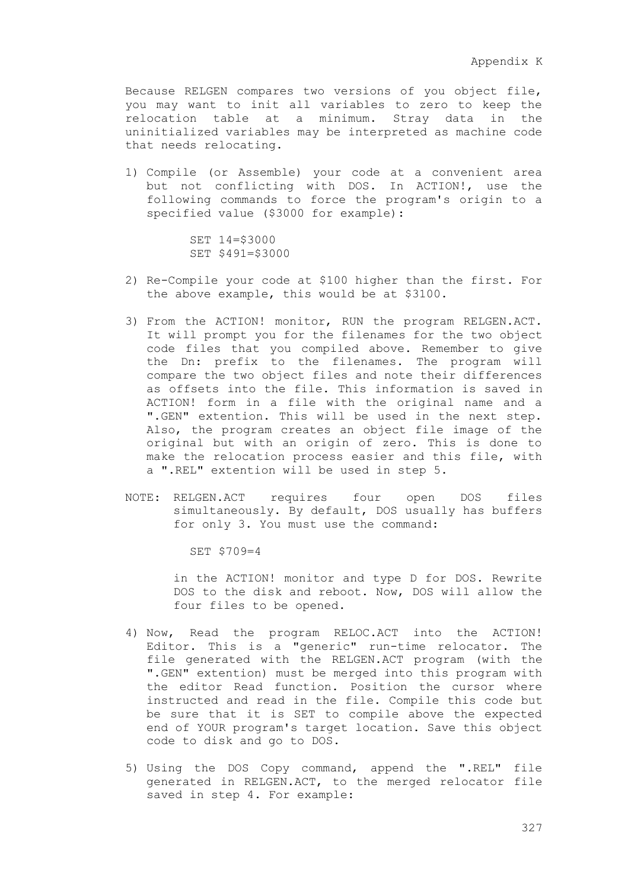Because RELGEN compares two versions of you object file, you may want to init all variables to zero to keep the relocation table at a minimum. Stray data in the uninitialized variables may be interpreted as machine code that needs relocating.

1) Compile (or Assemble) your code at a convenient area but not conflicting with DOS. In ACTION!, use the following commands to force the program's origin to a specified value ($3000 for example):

   ```
   SET 14=$3000
   SET $491=$3000
   ```

2) Re-Compile your code at $100 higher than the first. For the above example, this would be at $3100.

3) From the ACTION! monitor, RUN the program RELGEN.ACT. It will prompt you for the filenames for the two object code files that you compiled above. Remember to give the Dn: prefix to the filenames. The program will compare the two object files and note their differences as offsets into the file. This information is saved in ACTION! form in a file with the original name and a ".GEN" extention. This will be used in the next step. Also, the program creates an object file image of the original but with an origin of zero. This is done to make the relocation process easier and this file, with a ".REL" extention will be used in step 5.

NOTE: RELGEN.ACT requires four open DOS files simultaneously. By default, DOS usually has buffers for only 3. You must use the command:

   ```
   SET $709=4
   ```

   in the ACTION! monitor and type D for DOS. Rewrite DOS to the disk and reboot. Now, DOS will allow the four files to be opened.

4) Now, Read the program RELOC.ACT into the ACTION! Editor. This is a "generic" run-time relocator. The file generated with the RELGEN.ACT program (with the ".GEN" extention) must be merged into this program with the editor Read function. Position the cursor where instructed and read in the file. Compile this code but be sure that it is SET to compile above the expected end of YOUR program's target location. Save this object code to disk and go to DOS.

5) Using the DOS Copy command, append the ".REL" file generated in RELGEN.ACT, to the merged relocator file saved in step 4. For example: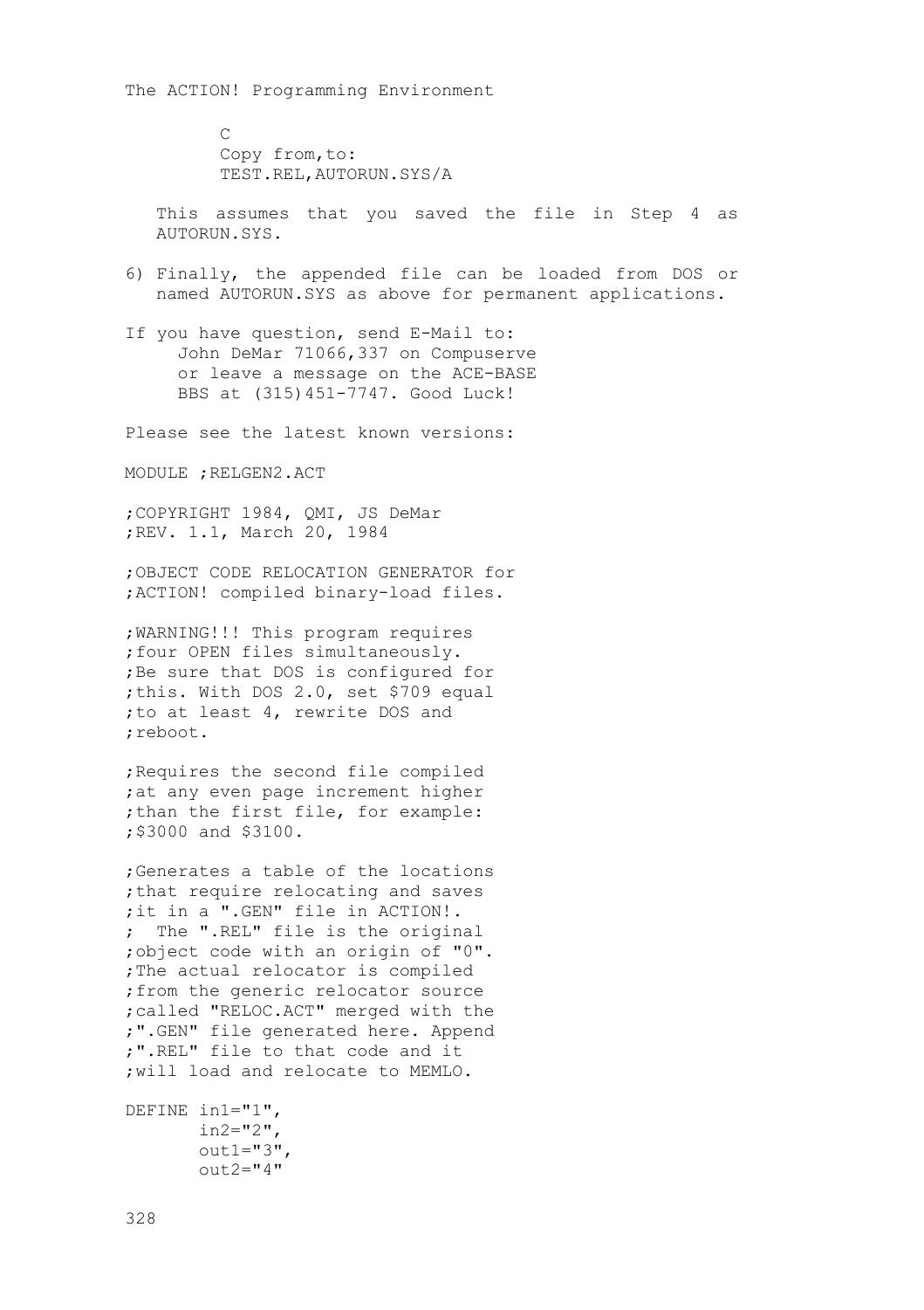```
C
Copy from,to:
TEST.REL,AUTORUN.SYS/A
```

This assumes that you saved the file in Step 4 as AUTORUN.SYS.

6) Finally, the appended file can be loaded from DOS or named AUTORUN.SYS as above for permanent applications.

If you have question, send E-Mail to:
  John DeMar 71066,337 on Compuserve
  or leave a message on the ACE-BASE
  BBS at (315)451-7747. Good Luck!

Please see the latest known versions:

```
MODULE ;RELGEN2.ACT

;COPYRIGHT 1984, QMI, JS DeMar
;REV. 1.1, March 20, 1984

;OBJECT CODE RELOCATION GENERATOR for
;ACTION! compiled binary-load files.

;WARNING!!! This program requires
;four OPEN files simultaneously.
;Be sure that DOS is configured for
;this. With DOS 2.0, set $709 equal
;to at least 4, rewrite DOS and
;reboot.

;Requires the second file compiled
;at any even page increment higher
;than the first file, for example:
;$3000 and $3100.

;Generates a table of the locations
;that require relocating and saves
;it in a ".GEN" file in ACTION!.
;  The ".REL" file is the original
;object code with an origin of "0".
;The actual relocator is compiled
;from the generic relocator source
;called "RELOC.ACT" merged with the
;".GEN" file generated here. Append
;".REL" file to that code and it
;will load and relocate to MEMLO.

DEFINE in1="1",
       in2="2",
       out1="3",
       out2="4"
```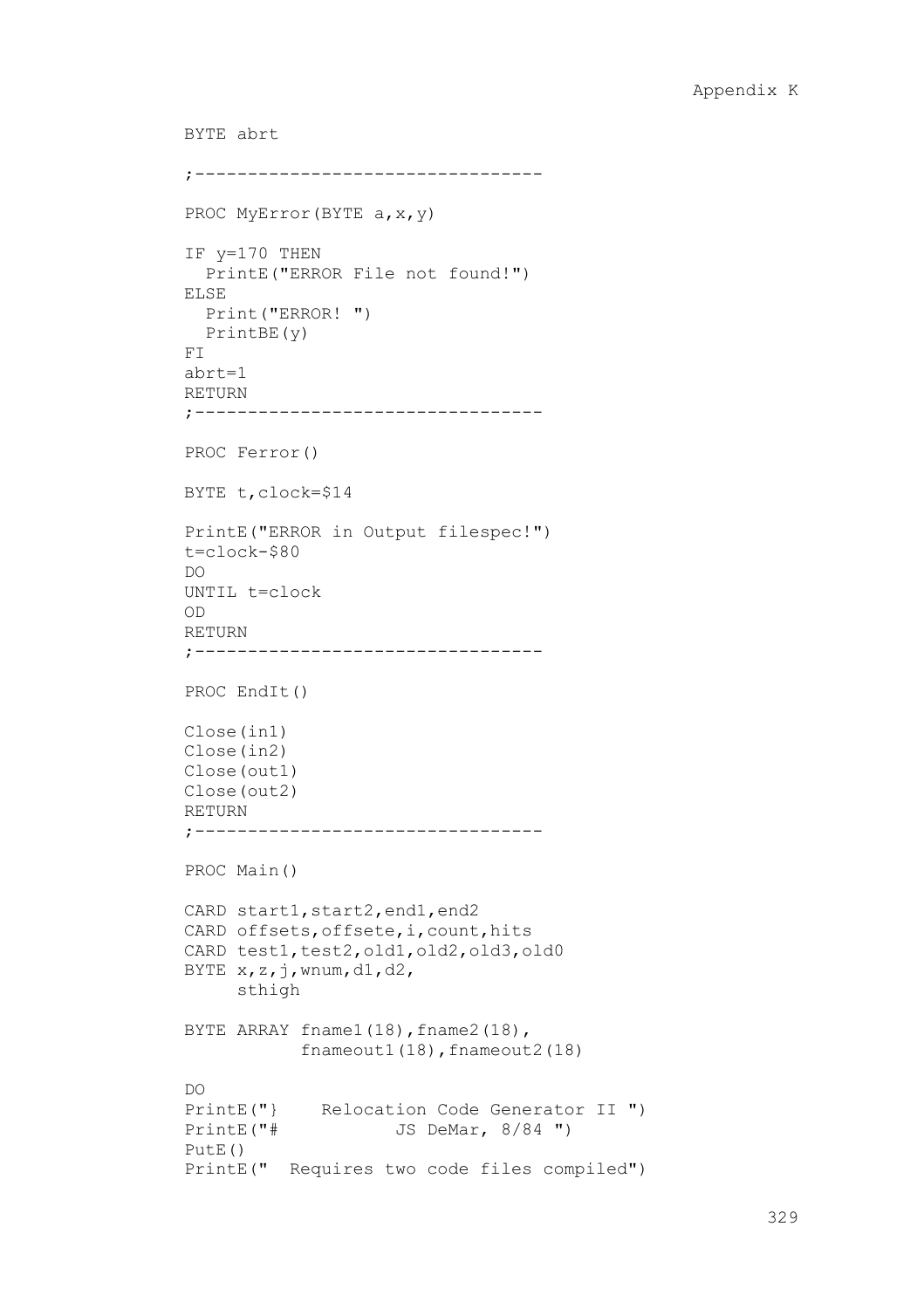```
BYTE abrt

;---------------------------------

PROC MyError(BYTE a,x,y)

IF y=170 THEN
  PrintE("ERROR File not found!")
ELSE
  Print("ERROR! ")
  PrintBE(y)
FI
abrt=1
RETURN
;---------------------------------

PROC Ferror()

BYTE t,clock=$14

PrintE("ERROR in Output filespec!")
t=clock-$80
DO
UNTIL t=clock
OD
RETURN
;---------------------------------

PROC EndIt()

Close(in1)
Close(in2)
Close(out1)
Close(out2)
RETURN
;---------------------------------

PROC Main()

CARD start1,start2,end1,end2
CARD offsets,offsete,i,count,hits
CARD test1,test2,old1,old2,old3,old0
BYTE x,z,j,wnum,d1,d2,
     sthigh

BYTE ARRAY fname1(18),fname2(18),
           fnameout1(18),fnameout2(18)

DO
PrintE("}    Relocation Code Generator II ")
PrintE("#           JS DeMar, 8/84 ")
PutE()
PrintE("  Requires two code files compiled")
```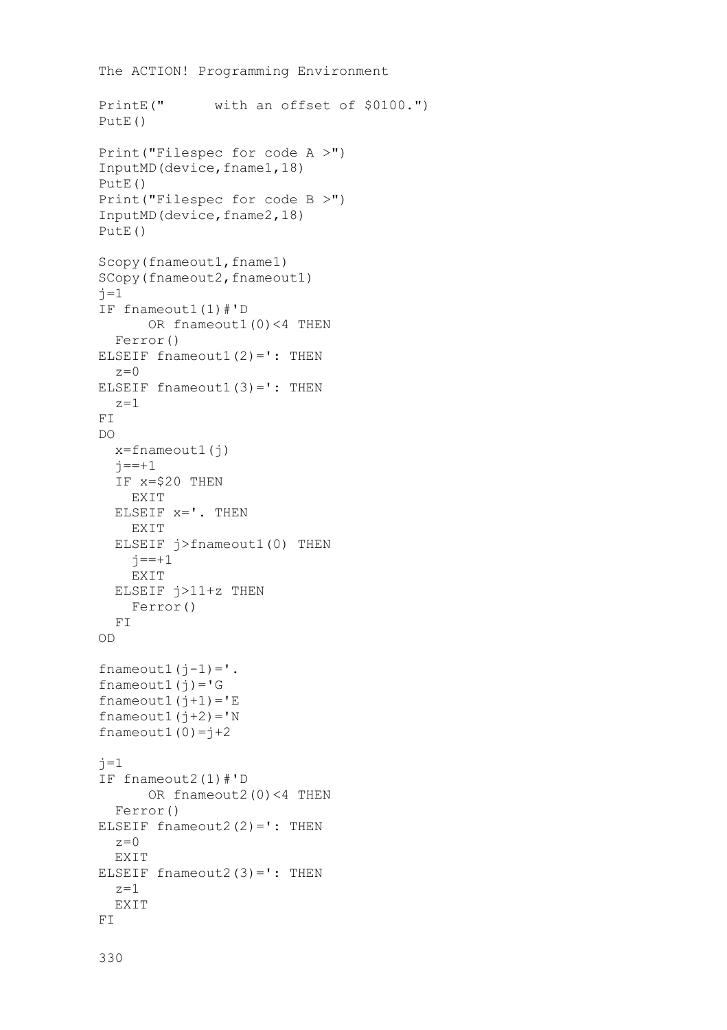```
PrintE("      with an offset of $0100.")
PutE()

Print("Filespec for code A >")
InputMD(device,fname1,18)
PutE()
Print("Filespec for code B >")
InputMD(device,fname2,18)
PutE()

Scopy(fnameout1,fname1)
SCopy(fnameout2,fnameout1)
j=1
IF fnameout1(1)#'D
      OR fnameout1(0)<4 THEN
  Ferror()
ELSEIF fnameout1(2)=': THEN
  z=0
ELSEIF fnameout1(3)=': THEN
  z=1
FI
DO
  x=fnameout1(j)
  j==+1
  IF x=$20 THEN
    EXIT
  ELSEIF x='. THEN
    EXIT
  ELSEIF j>fnameout1(0) THEN
    j==+1
    EXIT
  ELSEIF j>11+z THEN
    Ferror()
  FI
OD

fnameout1(j-1)='.
fnameout1(j)='G
fnameout1(j+1)='E
fnameout1(j+2)='N
fnameout1(0)=j+2

j=1
IF fnameout2(1)#'D
      OR fnameout2(0)<4 THEN
  Ferror()
ELSEIF fnameout2(2)=': THEN
  z=0
  EXIT
ELSEIF fnameout2(3)=': THEN
  z=1
  EXIT
FI
```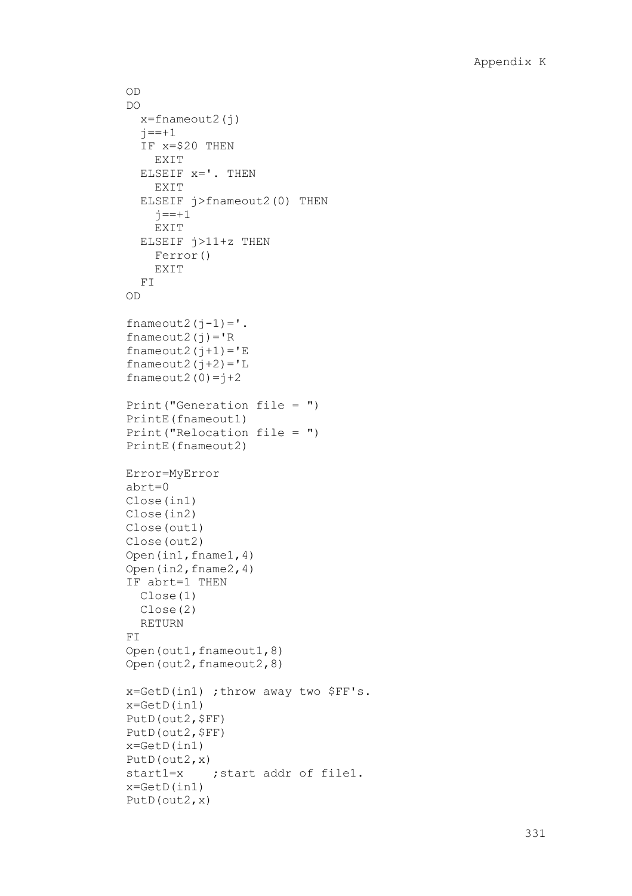```
OD
DO
  x=fnameout2(j)
  j==+1
  IF x=$20 THEN
    EXIT
  ELSEIF x='. THEN
    EXIT
  ELSEIF j>fnameout2(0) THEN
    j==+1
    EXIT
  ELSEIF j>11+z THEN
    Ferror()
    EXIT
  FI
OD

fnameout2(j-1)='.
fnameout2(j)='R
fnameout2(j+1)='E
fnameout2(j+2)='L
fnameout2(0)=j+2

Print("Generation file = ")
PrintE(fnameout1)
Print("Relocation file = ")
PrintE(fnameout2)

Error=MyError
abrt=0
Close(in1)
Close(in2)
Close(out1)
Close(out2)
Open(in1,fname1,4)
Open(in2,fname2,4)
IF abrt=1 THEN
  Close(1)
  Close(2)
  RETURN
FI
Open(out1,fnameout1,8)
Open(out2,fnameout2,8)

x=GetD(in1) ;throw away two $FF's.
x=GetD(in1)
PutD(out2,$FF)
PutD(out2,$FF)
x=GetD(in1)
PutD(out2,x)
start1=x    ;start addr of file1.
x=GetD(in1)
PutD(out2,x)
```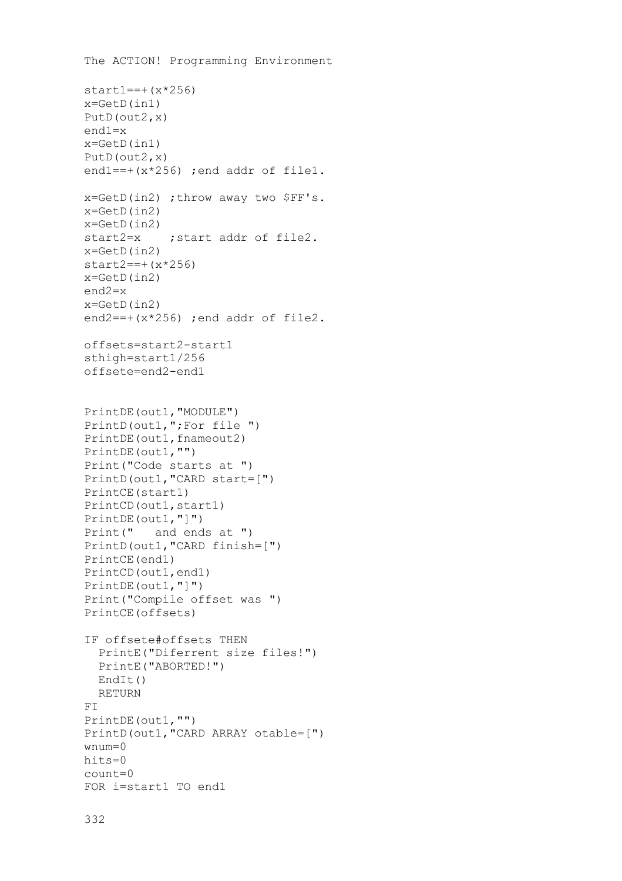```
start1==+(x*256)
x=GetD(in1)
PutD(out2,x)
end1=x
x=GetD(in1)
PutD(out2,x)
end1==+(x*256) ;end addr of file1.

x=GetD(in2) ;throw away two $FF's.
x=GetD(in2)
x=GetD(in2)
start2=x    ;start addr of file2.
x=GetD(in2)
start2==+(x*256)
x=GetD(in2)
end2=x
x=GetD(in2)
end2==+(x*256) ;end addr of file2.

offsets=start2-start1
sthigh=start1/256
offsete=end2-end1


PrintDE(out1,"MODULE")
PrintD(out1,";For file ")
PrintDE(out1,fnameout2)
PrintDE(out1,"")
Print("Code starts at ")
PrintD(out1,"CARD start=[")
PrintCE(start1)
PrintCD(out1,start1)
PrintDE(out1,"]")
Print("   and ends at ")
PrintD(out1,"CARD finish=[")
PrintCE(end1)
PrintCD(out1,end1)
PrintDE(out1,"]")
Print("Compile offset was ")
PrintCE(offsets)

IF offsete#offsets THEN
  PrintE("Diferrent size files!")
  PrintE("ABORTED!")
  EndIt()
  RETURN
FI
PrintDE(out1,"")
PrintD(out1,"CARD ARRAY otable=[")
wnum=0
hits=0
count=0
FOR i=start1 TO end1
```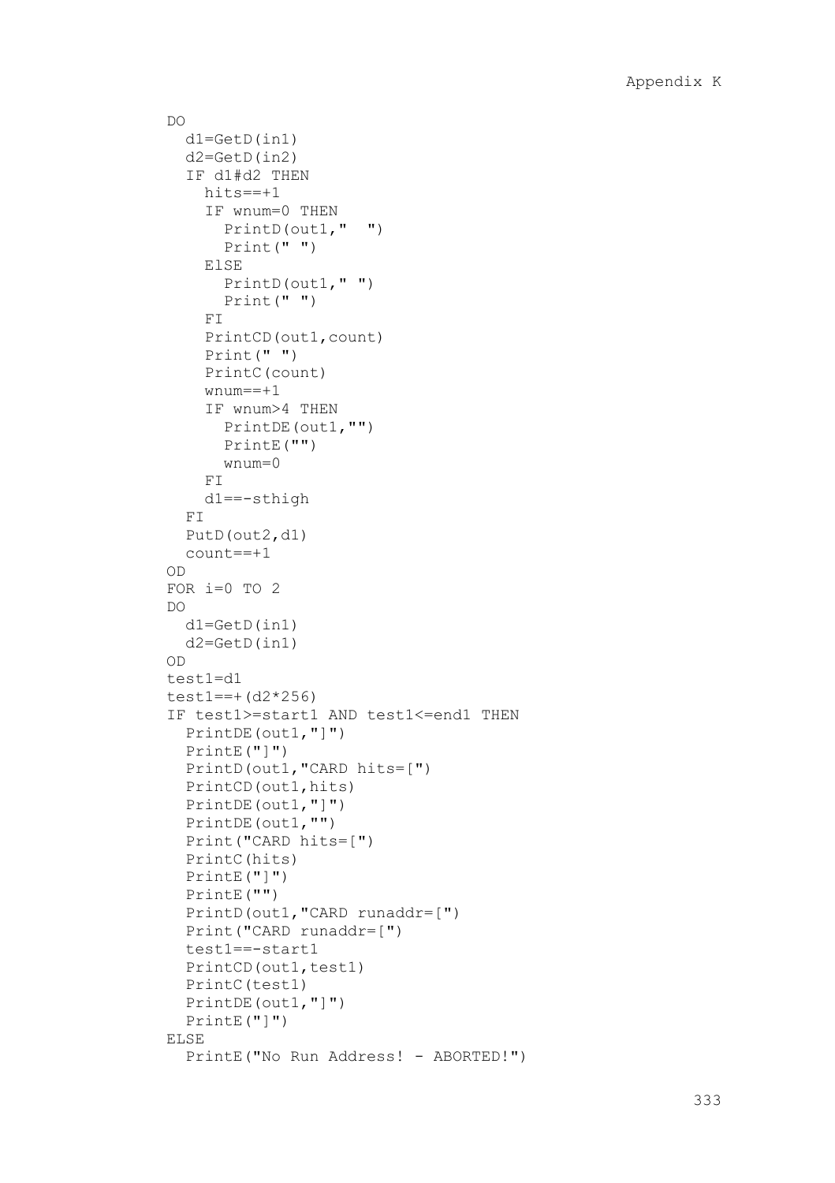```
DO
  d1=GetD(in1)
  d2=GetD(in2)
  IF d1#d2 THEN
    hits==+1
    IF wnum=0 THEN
      PrintD(out1,"  ")
      Print(" ")
    ElSE
      PrintD(out1," ")
      Print(" ")
    FI
    PrintCD(out1,count)
    Print(" ")
    PrintC(count)
    wnum==+1
    IF wnum>4 THEN
      PrintDE(out1,"")
      PrintE("")
      wnum=0
    FI
    d1==-sthigh
  FI
  PutD(out2,d1)
  count==+1
OD
FOR i=0 TO 2
DO
  d1=GetD(in1)
  d2=GetD(in1)
OD
test1=d1
test1==+(d2*256)
IF test1>=start1 AND test1<=end1 THEN
  PrintDE(out1,"]")
  PrintE("]")
  PrintD(out1,"CARD hits=[")
  PrintCD(out1,hits)
  PrintDE(out1,"]")
  PrintDE(out1,"")
  Print("CARD hits=[")
  PrintC(hits)
  PrintE("]")
  PrintE("")
  PrintD(out1,"CARD runaddr=[")
  Print("CARD runaddr=[")
  test1==-start1
  PrintCD(out1,test1)
  PrintC(test1)
  PrintDE(out1,"]")
  PrintE("]")
ELSE
  PrintE("No Run Address! - ABORTED!")
```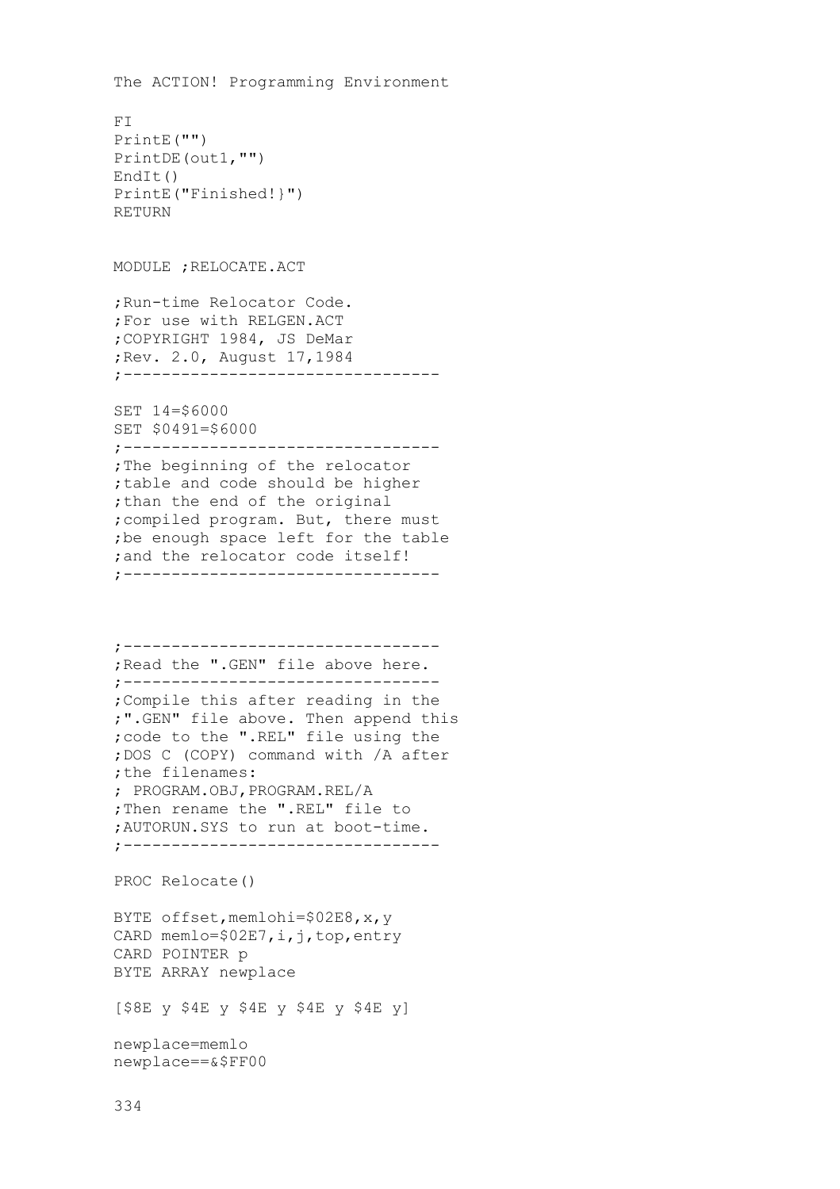```
FI
PrintE("")
PrintDE(out1,"")
EndIt()
PrintE("Finished!}")
RETURN


MODULE ;RELOCATE.ACT

;Run-time Relocator Code.
;For use with RELGEN.ACT
;COPYRIGHT 1984, JS DeMar
;Rev. 2.0, August 17,1984
;--------------------------------

SET 14=$6000
SET $0491=$6000
;--------------------------------
;The beginning of the relocator
;table and code should be higher
;than the end of the original
;compiled program. But, there must
;be enough space left for the table
;and the relocator code itself!
;--------------------------------



;--------------------------------
;Read the ".GEN" file above here.
;--------------------------------
;Compile this after reading in the
;".GEN" file above. Then append this
;code to the ".REL" file using the
;DOS C (COPY) command with /A after
;the filenames:
; PROGRAM.OBJ,PROGRAM.REL/A
;Then rename the ".REL" file to
;AUTORUN.SYS to run at boot-time.
;--------------------------------

PROC Relocate()

BYTE offset,memlohi=$02E8,x,y
CARD memlo=$02E7,i,j,top,entry
CARD POINTER p
BYTE ARRAY newplace

[$8E y $4E y $4E y $4E y $4E y]

newplace=memlo
newplace==&$FF00
```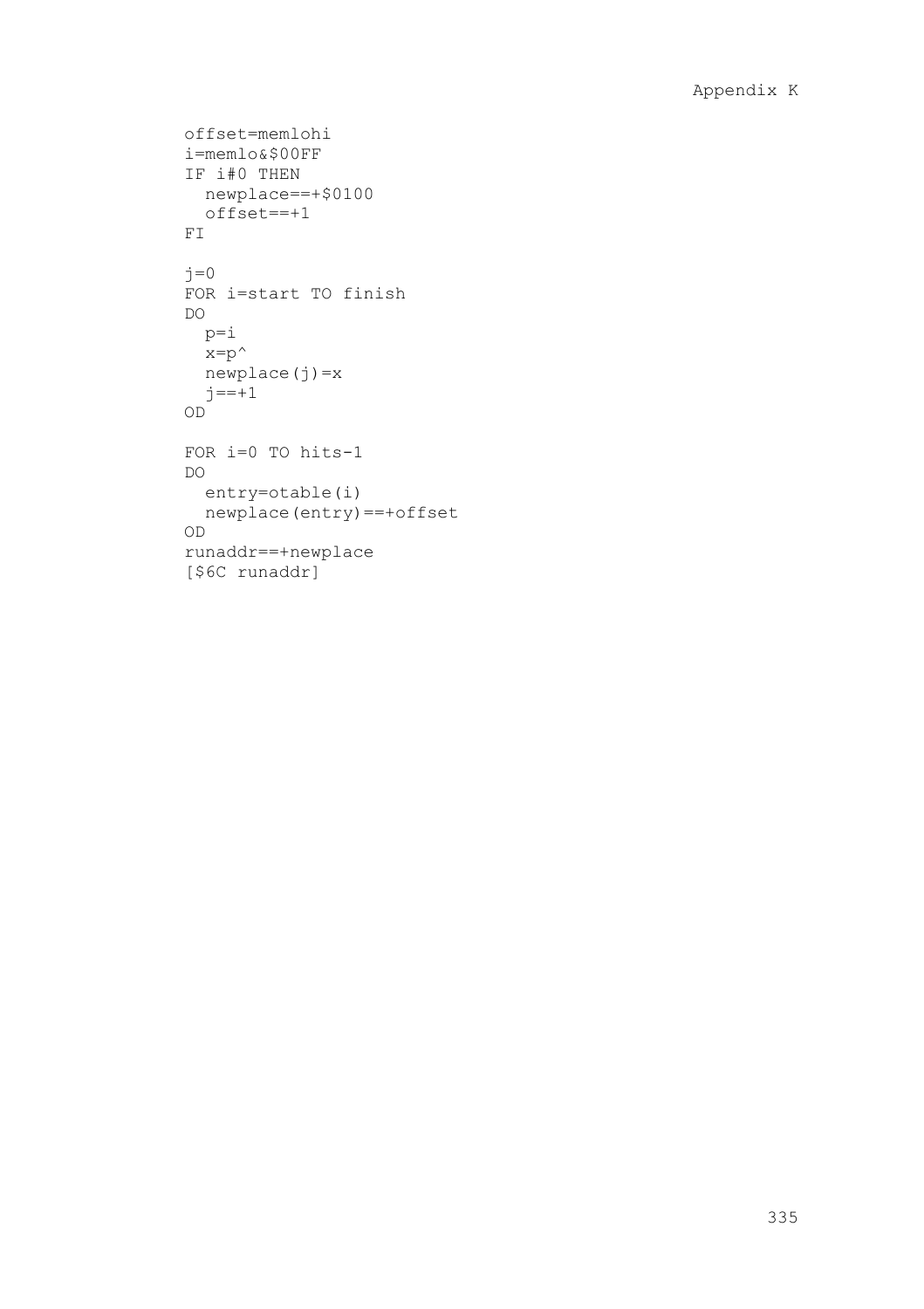```
offset=memlohi
i=memlo&$00FF
IF i#0 THEN
  newplace==+$0100
  offset==+1
FI

j=0
FOR i=start TO finish
DO
  p=i
  x=p^
  newplace(j)=x
  j==+1
OD

FOR i=0 TO hits-1
DO
  entry=otable(i)
  newplace(entry)==+offset
OD
runaddr==+newplace
[$6C runaddr]
```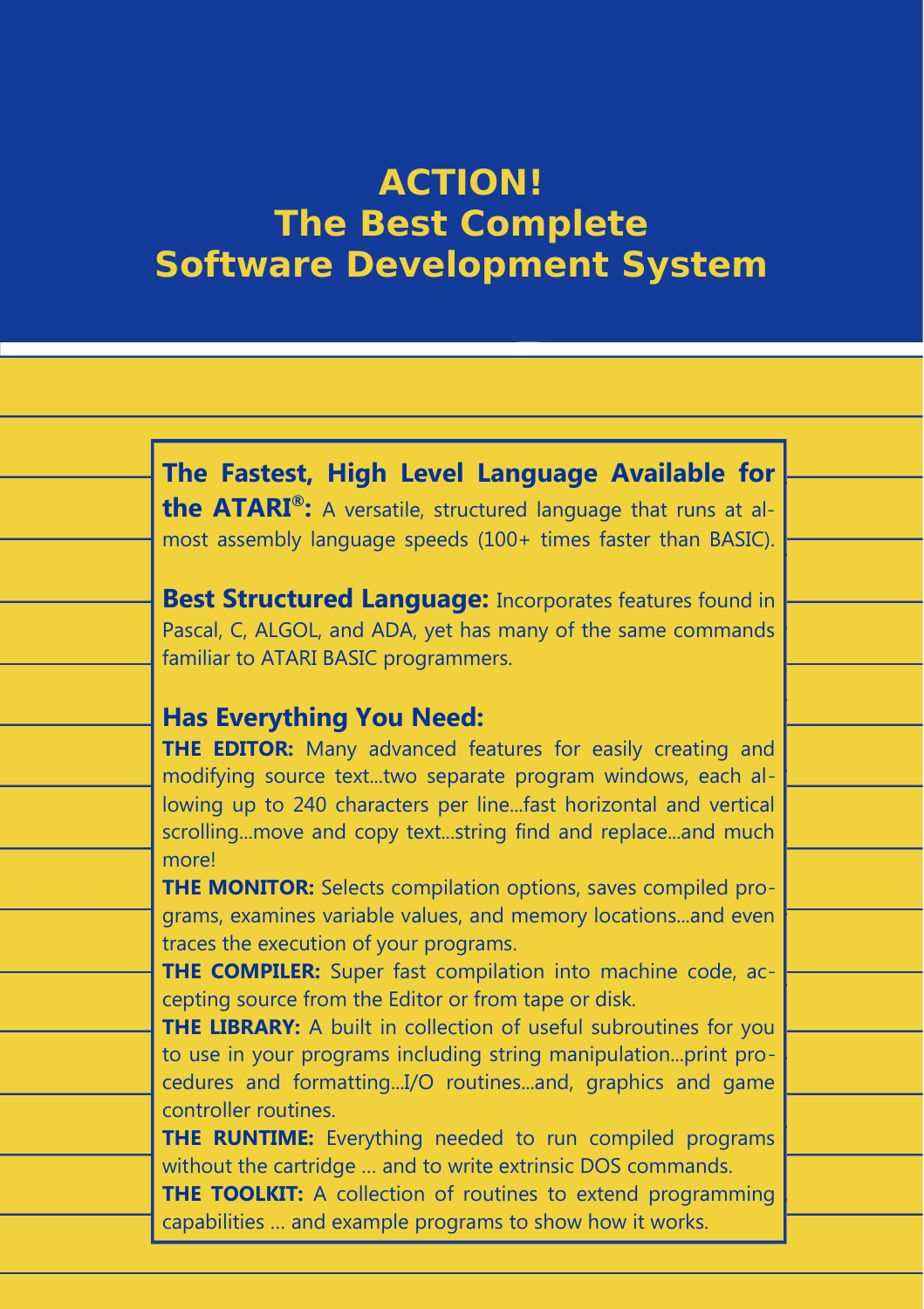# ACTION!
# The Best Complete Software Development System

**The Fastest, High Level Language Available for the ATARI®:** A versatile, structured language that runs at almost assembly language speeds (100+ times faster than BASIC).

**Best Structured Language:** Incorporates features found in Pascal, C, ALGOL, and ADA, yet has many of the same commands familiar to ATARI BASIC programmers.

**Has Everything You Need:**

**THE EDITOR:** Many advanced features for easily creating and modifying source text...two separate program windows, each allowing up to 240 characters per line...fast horizontal and vertical scrolling...move and copy text...string find and replace...and much more!

**THE MONITOR:** Selects compilation options, saves compiled programs, examines variable values, and memory locations...and even traces the execution of your programs.

**THE COMPILER:** Super fast compilation into machine code, accepting source from the Editor or from tape or disk.

**THE LIBRARY:** A built in collection of useful subroutines for you to use in your programs including string manipulation...print procedures and formatting...I/O routines...and, graphics and game controller routines.

**THE RUNTIME:** Everything needed to run compiled programs without the cartridge ... and to write extrinsic DOS commands.

**THE TOOLKIT:** A collection of routines to extend programming capabilities ... and example programs to show how it works.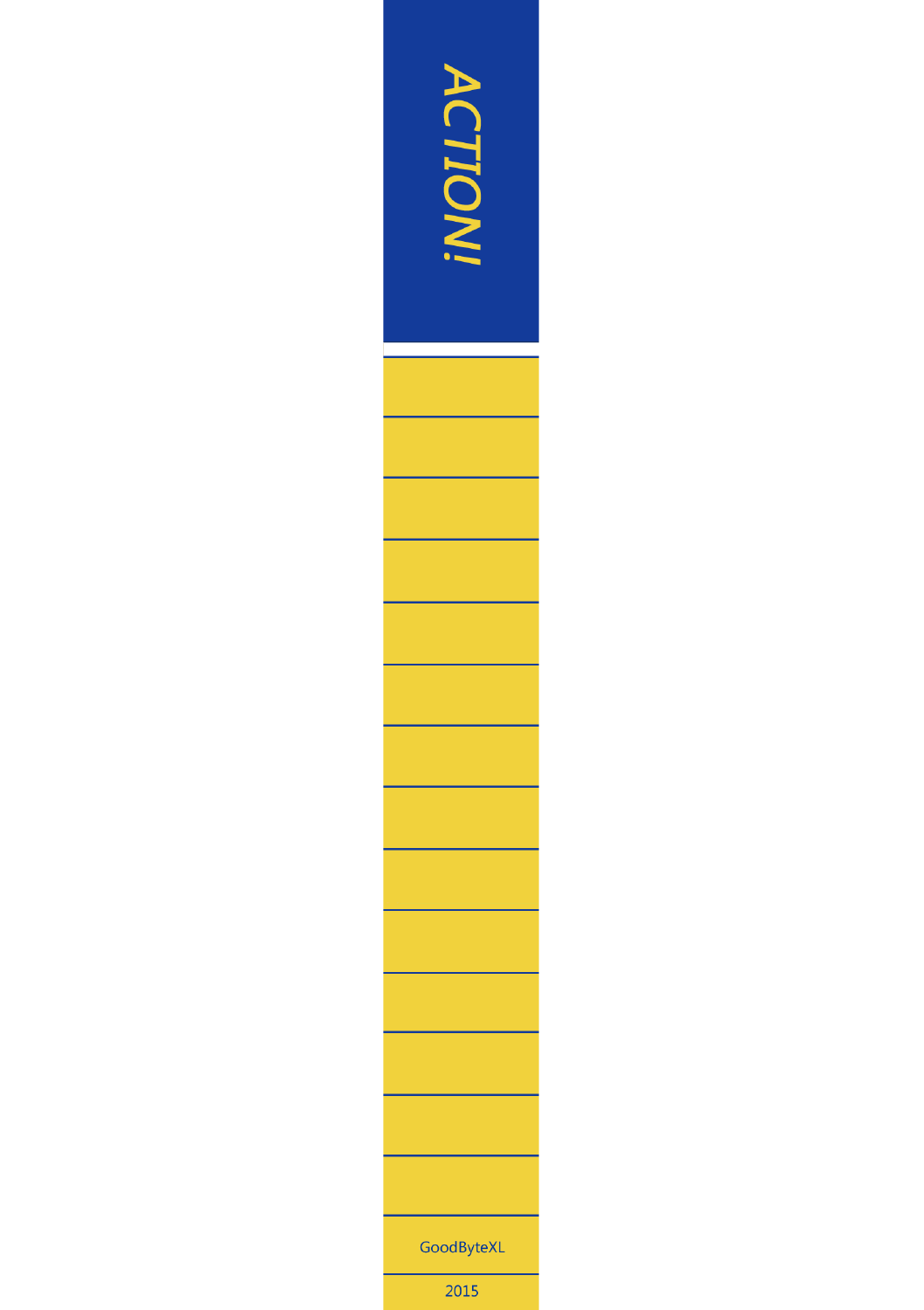ACTION!

GoodByteXL

2015